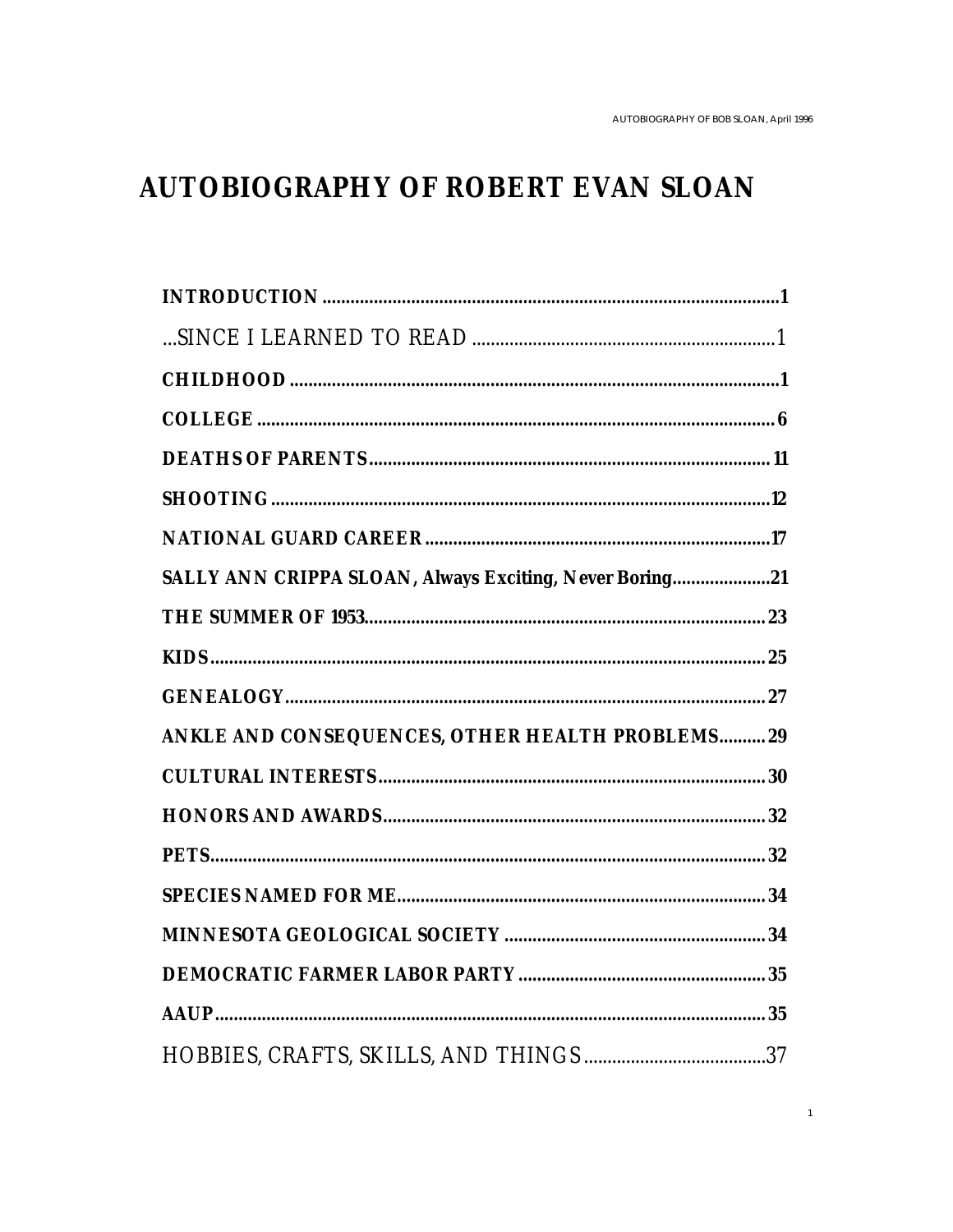# AUTOBIOGRAPHY OF ROBERT EVAN SLOAN

**INTRODUCTION** .......... **1**

...SINCE I LEARNED TO READ .......... 1

**CHILDHOOD** .......... **1**

**COLLEGE** .......... **6**

**DEATHS OF PARENTS** .......... **11**

**SHOOTING** .......... **12**

**NATIONAL GUARD CAREER** .......... **17**

**SALLY ANN CRIPPA SLOAN, Always Exciting, Never Boring** .......... **21**

**THE SUMMER OF 1953** .......... **23**

**KIDS** .......... **25**

**GENEALOGY** .......... **27**

**ANKLE AND CONSEQUENCES, OTHER HEALTH PROBLEMS** .......... **29**

**CULTURAL INTERESTS** .......... **30**

**HONORS AND AWARDS** .......... **32**

**PETS** .......... **32**

**SPECIES NAMED FOR ME** .......... **34**

**MINNESOTA GEOLOGICAL SOCIETY** .......... **34**

**DEMOCRATIC FARMER LABOR PARTY** .......... **35**

**AAUP** .......... **35**

HOBBIES, CRAFTS, SKILLS, AND THINGS .......... 37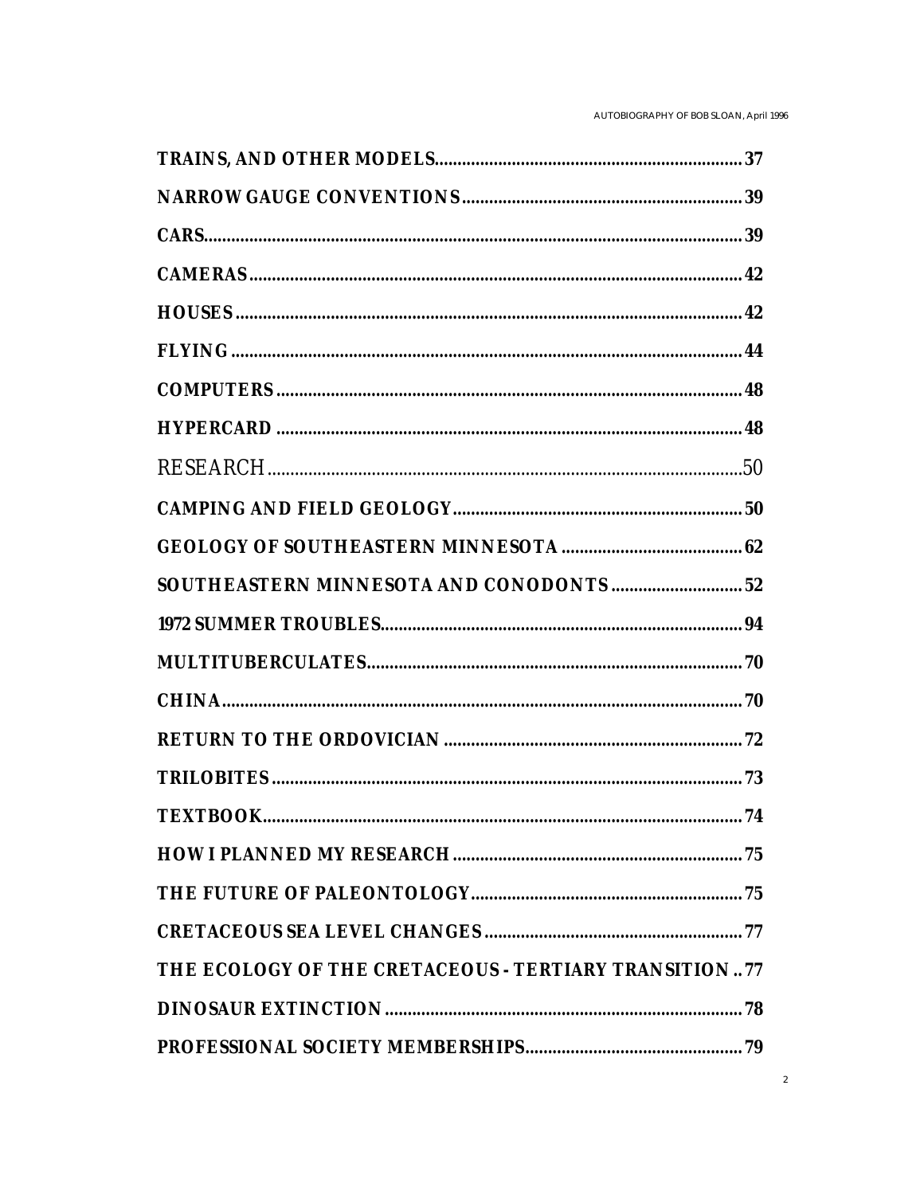**TRAINS, AND OTHER MODELS....................................................................37**

**NARROW GAUGE CONVENTIONS...............................................................39**

**CARS.......................................................................................................................39**

**CAMERAS.............................................................................................................42**

**HOUSES.................................................................................................................42**

**FLYING..................................................................................................................44**

**COMPUTERS.......................................................................................................48**

**HYPERCARD.......................................................................................................48**

RESEARCH.........................................................................................................50

**CAMPING AND FIELD GEOLOGY..................................................................50**

**GEOLOGY OF SOUTHEASTERN MINNESOTA..........................................62**

**SOUTHEASTERN MINNESOTA AND CONODONTS..............................52**

**1972 SUMMER TROUBLES...............................................................................94**

**MULTITUBERCULATES....................................................................................70**

**CHINA....................................................................................................................70**

**RETURN TO THE ORDOVICIAN....................................................................72**

**TRILOBITES.........................................................................................................73**

**TEXTBOOK............................................................................................................74**

**HOW I PLANNED MY RESEARCH..................................................................75**

**THE FUTURE OF PALEONTOLOGY..............................................................75**

**CRETACEOUS SEA LEVEL CHANGES...........................................................77**

**THE ECOLOGY OF THE CRETACEOUS - TERTIARY TRANSITION..77**

**DINOSAUR EXTINCTION.................................................................................78**

**PROFESSIONAL SOCIETY MEMBERSHIPS.................................................79**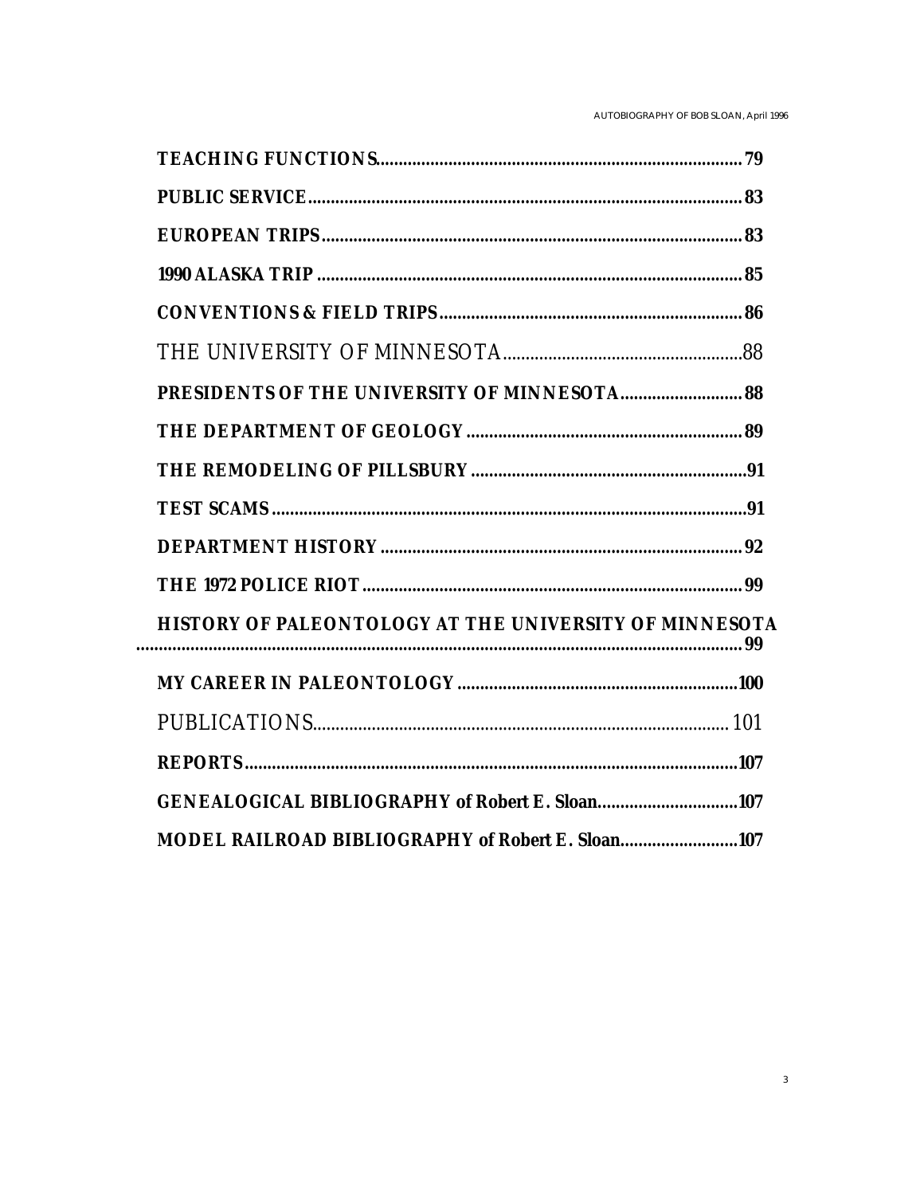**TEACHING FUNCTIONS** ........ 79

**PUBLIC SERVICE** ........ 83

**EUROPEAN TRIPS** ........ 83

**1990 ALASKA TRIP** ........ 85

**CONVENTIONS & FIELD TRIPS** ........ 86

THE UNIVERSITY OF MINNESOTA ........ 88

**PRESIDENTS OF THE UNIVERSITY OF MINNESOTA** ........ 88

**THE DEPARTMENT OF GEOLOGY** ........ 89

**THE REMODELING OF PILLSBURY** ........ 91

**TEST SCAMS** ........ 91

**DEPARTMENT HISTORY** ........ 92

**THE 1972 POLICE RIOT** ........ 99

**HISTORY OF PALEONTOLOGY AT THE UNIVERSITY OF MINNESOTA** ........ 99

**MY CAREER IN PALEONTOLOGY** ........ 100

PUBLICATIONS ........ 101

**REPORTS** ........ 107

**GENEALOGICAL BIBLIOGRAPHY of Robert E. Sloan** ........ 107

**MODEL RAILROAD BIBLIOGRAPHY of Robert E. Sloan** ........ 107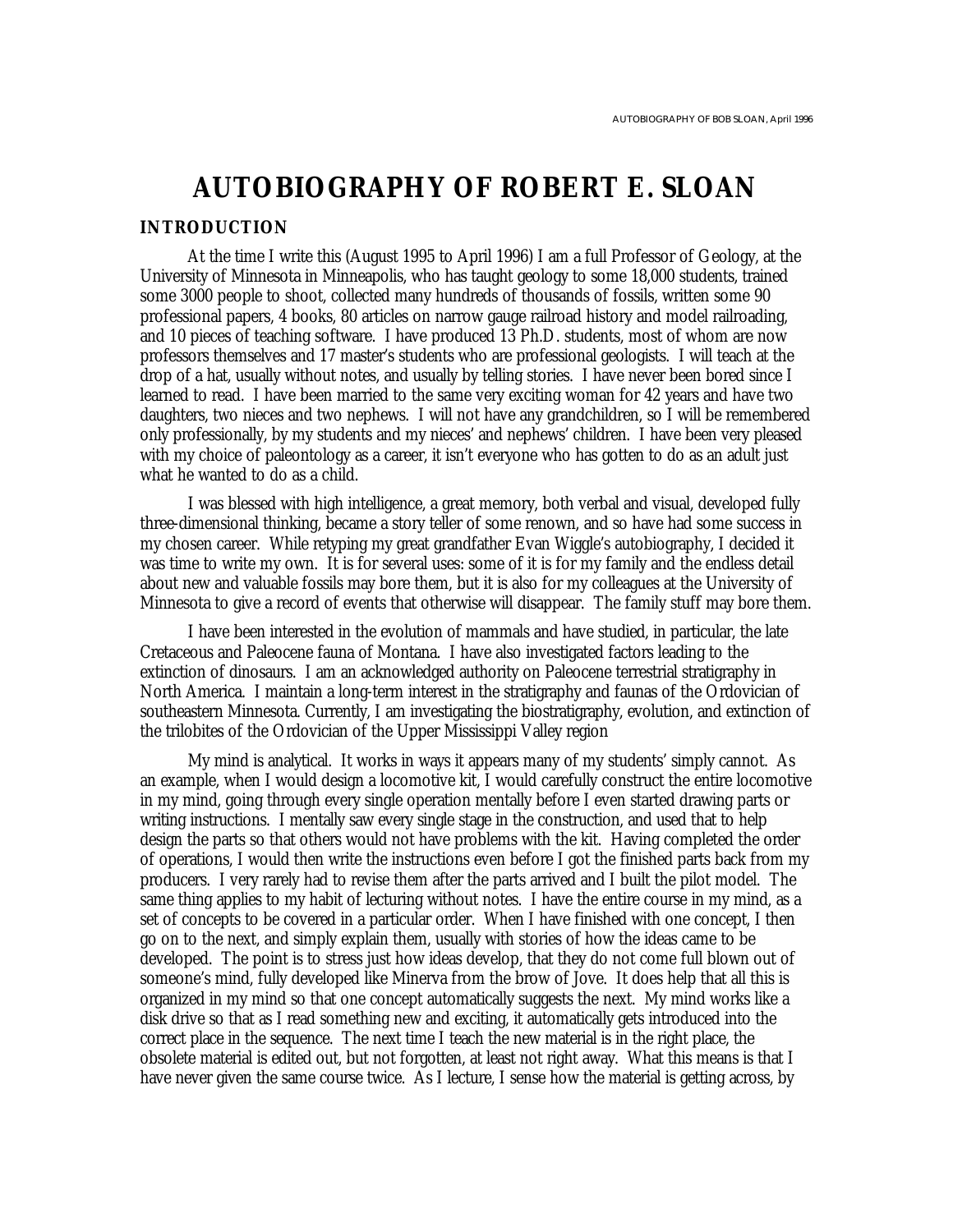# AUTOBIOGRAPHY OF ROBERT E. SLOAN

## INTRODUCTION

At the time I write this (August 1995 to April 1996) I am a full Professor of Geology, at the University of Minnesota in Minneapolis, who has taught geology to some 18,000 students, trained some 3000 people to shoot, collected many hundreds of thousands of fossils, written some 90 professional papers, 4 books, 80 articles on narrow gauge railroad history and model railroading, and 10 pieces of teaching software. I have produced 13 Ph.D. students, most of whom are now professors themselves and 17 master's students who are professional geologists. I will teach at the drop of a hat, usually without notes, and usually by telling stories. I have never been bored since I learned to read. I have been married to the same very exciting woman for 42 years and have two daughters, two nieces and two nephews. I will not have any grandchildren, so I will be remembered only professionally, by my students and my nieces' and nephews' children. I have been very pleased with my choice of paleontology as a career, it isn't everyone who has gotten to do as an adult just what he wanted to do as a child.

I was blessed with high intelligence, a great memory, both verbal and visual, developed fully three-dimensional thinking, became a story teller of some renown, and so have had some success in my chosen career. While retyping my great grandfather Evan Wiggle's autobiography, I decided it was time to write my own. It is for several uses: some of it is for my family and the endless detail about new and valuable fossils may bore them, but it is also for my colleagues at the University of Minnesota to give a record of events that otherwise will disappear. The family stuff may bore them.

I have been interested in the evolution of mammals and have studied, in particular, the late Cretaceous and Paleocene fauna of Montana. I have also investigated factors leading to the extinction of dinosaurs. I am an acknowledged authority on Paleocene terrestrial stratigraphy in North America. I maintain a long-term interest in the stratigraphy and faunas of the Ordovician of southeastern Minnesota. Currently, I am investigating the biostratigraphy, evolution, and extinction of the trilobites of the Ordovician of the Upper Mississippi Valley region

My mind is analytical. It works in ways it appears many of my students' simply cannot. As an example, when I would design a locomotive kit, I would carefully construct the entire locomotive in my mind, going through every single operation mentally before I even started drawing parts or writing instructions. I mentally saw every single stage in the construction, and used that to help design the parts so that others would not have problems with the kit. Having completed the order of operations, I would then write the instructions even before I got the finished parts back from my producers. I very rarely had to revise them after the parts arrived and I built the pilot model. The same thing applies to my habit of lecturing without notes. I have the entire course in my mind, as a set of concepts to be covered in a particular order. When I have finished with one concept, I then go on to the next, and simply explain them, usually with stories of how the ideas came to be developed. The point is to stress just how ideas develop, that they do not come full blown out of someone's mind, fully developed like Minerva from the brow of Jove. It does help that all this is organized in my mind so that one concept automatically suggests the next. My mind works like a disk drive so that as I read something new and exciting, it automatically gets introduced into the correct place in the sequence. The next time I teach the new material is in the right place, the obsolete material is edited out, but not forgotten, at least not right away. What this means is that I have never given the same course twice. As I lecture, I sense how the material is getting across, by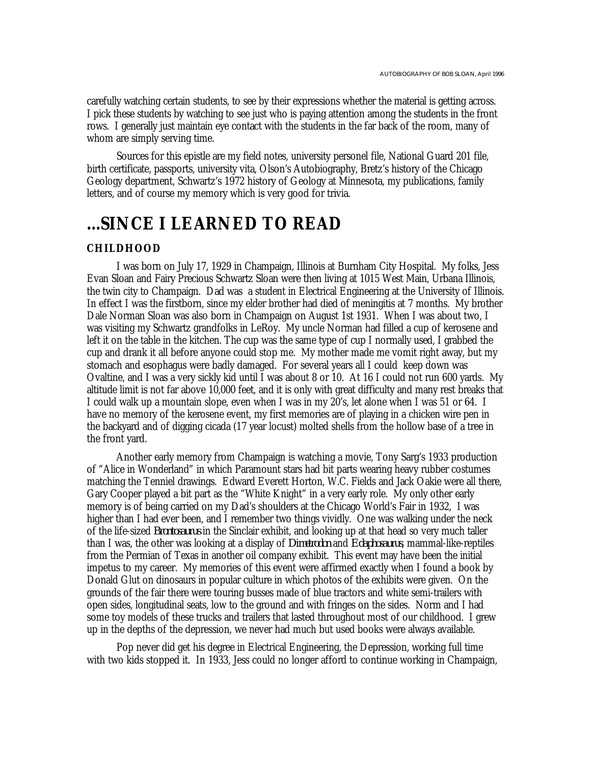carefully watching certain students, to see by their expressions whether the material is getting across. I pick these students by watching to see just who is paying attention among the students in the front rows. I generally just maintain eye contact with the students in the far back of the room, many of whom are simply serving time.

Sources for this epistle are my field notes, university personel file, National Guard 201 file, birth certificate, passports, university vita, Olson's Autobiography, Bretz's history of the Chicago Geology department, Schwartz's 1972 history of Geology at Minnesota, my publications, family letters, and of course my memory which is very good for trivia.

# ...SINCE I LEARNED TO READ

## CHILDHOOD

I was born on July 17, 1929 in Champaign, Illinois at Burnham City Hospital. My folks, Jess Evan Sloan and Fairy Precious Schwartz Sloan were then living at 1015 West Main, Urbana Illinois, the twin city to Champaign. Dad was a student in Electrical Engineering at the University of Illinois. In effect I was the firstborn, since my elder brother had died of meningitis at 7 months. My brother Dale Norman Sloan was also born in Champaign on August 1st 1931. When I was about two, I was visiting my Schwartz grandfolks in LeRoy. My uncle Norman had filled a cup of kerosene and left it on the table in the kitchen. The cup was the same type of cup I normally used, I grabbed the cup and drank it all before anyone could stop me. My mother made me vomit right away, but my stomach and esophagus were badly damaged. For several years all I could keep down was Ovaltine, and I was a very sickly kid until I was about 8 or 10. At 16 I could not run 600 yards. My altitude limit is not far above 10,000 feet, and it is only with great difficulty and many rest breaks that I could walk up a mountain slope, even when I was in my 20's, let alone when I was 51 or 64. I have no memory of the kerosene event, my first memories are of playing in a chicken wire pen in the backyard and of digging cicada (17 year locust) molted shells from the hollow base of a tree in the front yard.

Another early memory from Champaign is watching a movie, Tony Sarg's 1933 production of "Alice in Wonderland" in which Paramount stars had bit parts wearing heavy rubber costumes matching the Tenniel drawings. Edward Everett Horton, W.C. Fields and Jack Oakie were all there, Gary Cooper played a bit part as the "White Knight" in a very early role. My only other early memory is of being carried on my Dad's shoulders at the Chicago World's Fair in 1932, I was higher than I had ever been, and I remember two things vividly. One was walking under the neck of the life-sized *Brontosaurus* in the Sinclair exhibit, and looking up at that head so very much taller than I was, the other was looking at a display of *Dimetrodon* and *Edaphosaurus*, mammal-like-reptiles from the Permian of Texas in another oil company exhibit. This event may have been the initial impetus to my career. My memories of this event were affirmed exactly when I found a book by Donald Glut on dinosaurs in popular culture in which photos of the exhibits were given. On the grounds of the fair there were touring busses made of blue tractors and white semi-trailers with open sides, longitudinal seats, low to the ground and with fringes on the sides. Norm and I had some toy models of these trucks and trailers that lasted throughout most of our childhood. I grew up in the depths of the depression, we never had much but used books were always available.

Pop never did get his degree in Electrical Engineering, the Depression, working full time with two kids stopped it. In 1933, Jess could no longer afford to continue working in Champaign,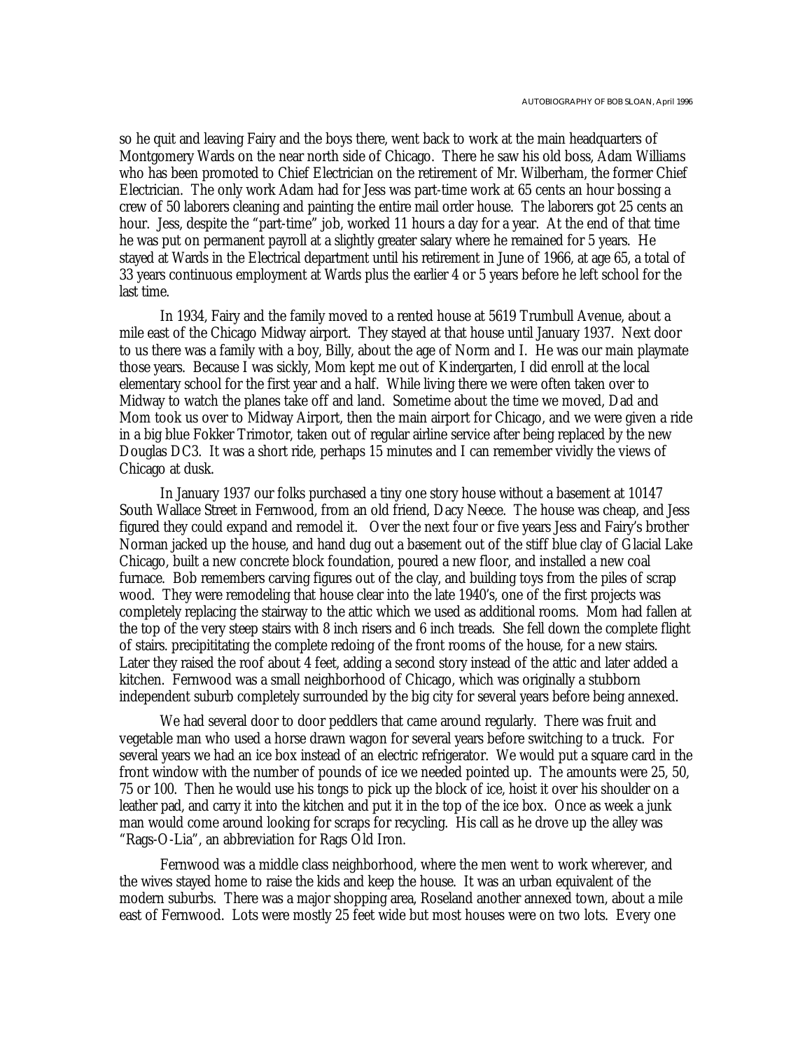so he quit and leaving Fairy and the boys there, went back to work at the main headquarters of Montgomery Wards on the near north side of Chicago. There he saw his old boss, Adam Williams who has been promoted to Chief Electrician on the retirement of Mr. Wilberham, the former Chief Electrician. The only work Adam had for Jess was part-time work at 65 cents an hour bossing a crew of 50 laborers cleaning and painting the entire mail order house. The laborers got 25 cents an hour. Jess, despite the "part-time" job, worked 11 hours a day for a year. At the end of that time he was put on permanent payroll at a slightly greater salary where he remained for 5 years. He stayed at Wards in the Electrical department until his retirement in June of 1966, at age 65, a total of 33 years continuous employment at Wards plus the earlier 4 or 5 years before he left school for the last time.

In 1934, Fairy and the family moved to a rented house at 5619 Trumbull Avenue, about a mile east of the Chicago Midway airport. They stayed at that house until January 1937. Next door to us there was a family with a boy, Billy, about the age of Norm and I. He was our main playmate those years. Because I was sickly, Mom kept me out of Kindergarten, I did enroll at the local elementary school for the first year and a half. While living there we were often taken over to Midway to watch the planes take off and land. Sometime about the time we moved, Dad and Mom took us over to Midway Airport, then the main airport for Chicago, and we were given a ride in a big blue Fokker Trimotor, taken out of regular airline service after being replaced by the new Douglas DC3. It was a short ride, perhaps 15 minutes and I can remember vividly the views of Chicago at dusk.

In January 1937 our folks purchased a tiny one story house without a basement at 10147 South Wallace Street in Fernwood, from an old friend, Dacy Neece. The house was cheap, and Jess figured they could expand and remodel it. Over the next four or five years Jess and Fairy's brother Norman jacked up the house, and hand dug out a basement out of the stiff blue clay of Glacial Lake Chicago, built a new concrete block foundation, poured a new floor, and installed a new coal furnace. Bob remembers carving figures out of the clay, and building toys from the piles of scrap wood. They were remodeling that house clear into the late 1940's, one of the first projects was completely replacing the stairway to the attic which we used as additional rooms. Mom had fallen at the top of the very steep stairs with 8 inch risers and 6 inch treads. She fell down the complete flight of stairs. preciptitating the complete redoing of the front rooms of the house, for a new stairs. Later they raised the roof about 4 feet, adding a second story instead of the attic and later added a kitchen. Fernwood was a small neighborhood of Chicago, which was originally a stubborn independent suburb completely surrounded by the big city for several years before being annexed.

We had several door to door peddlers that came around regularly. There was fruit and vegetable man who used a horse drawn wagon for several years before switching to a truck. For several years we had an ice box instead of an electric refrigerator. We would put a square card in the front window with the number of pounds of ice we needed pointed up. The amounts were 25, 50, 75 or 100. Then he would use his tongs to pick up the block of ice, hoist it over his shoulder on a leather pad, and carry it into the kitchen and put it in the top of the ice box. Once as week a junk man would come around looking for scraps for recycling. His call as he drove up the alley was "Rags-O-Lia", an abbreviation for Rags Old Iron.

Fernwood was a middle class neighborhood, where the men went to work wherever, and the wives stayed home to raise the kids and keep the house. It was an urban equivalent of the modern suburbs. There was a major shopping area, Roseland another annexed town, about a mile east of Fernwood. Lots were mostly 25 feet wide but most houses were on two lots. Every one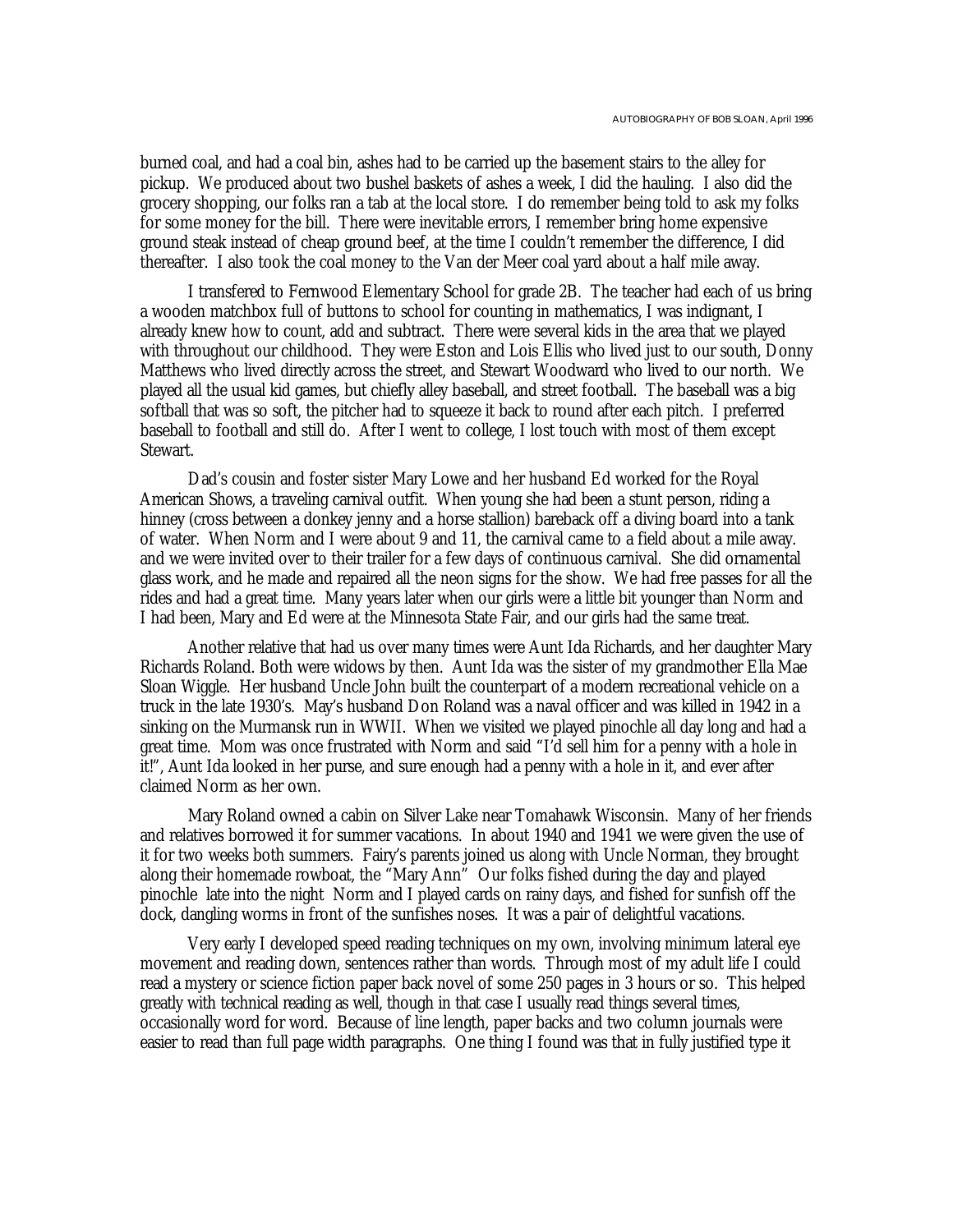burned coal, and had a coal bin, ashes had to be carried up the basement stairs to the alley for pickup. We produced about two bushel baskets of ashes a week, I did the hauling. I also did the grocery shopping, our folks ran a tab at the local store. I do remember being told to ask my folks for some money for the bill. There were inevitable errors, I remember bring home expensive ground steak instead of cheap ground beef, at the time I couldn't remember the difference, I did thereafter. I also took the coal money to the Van der Meer coal yard about a half mile away.

I transfered to Fernwood Elementary School for grade 2B. The teacher had each of us bring a wooden matchbox full of buttons to school for counting in mathematics, I was indignant, I already knew how to count, add and subtract. There were several kids in the area that we played with throughout our childhood. They were Eston and Lois Ellis who lived just to our south, Donny Matthews who lived directly across the street, and Stewart Woodward who lived to our north. We played all the usual kid games, but chiefly alley baseball, and street football. The baseball was a big softball that was so soft, the pitcher had to squeeze it back to round after each pitch. I preferred baseball to football and still do. After I went to college, I lost touch with most of them except Stewart.

Dad's cousin and foster sister Mary Lowe and her husband Ed worked for the Royal American Shows, a traveling carnival outfit. When young she had been a stunt person, riding a hinney (cross between a donkey jenny and a horse stallion) bareback off a diving board into a tank of water. When Norm and I were about 9 and 11, the carnival came to a field about a mile away. and we were invited over to their trailer for a few days of continuous carnival. She did ornamental glass work, and he made and repaired all the neon signs for the show. We had free passes for all the rides and had a great time. Many years later when our girls were a little bit younger than Norm and I had been, Mary and Ed were at the Minnesota State Fair, and our girls had the same treat.

Another relative that had us over many times were Aunt Ida Richards, and her daughter Mary Richards Roland. Both were widows by then. Aunt Ida was the sister of my grandmother Ella Mae Sloan Wiggle. Her husband Uncle John built the counterpart of a modern recreational vehicle on a truck in the late 1930's. May's husband Don Roland was a naval officer and was killed in 1942 in a sinking on the Murmansk run in WWII. When we visited we played pinochle all day long and had a great time. Mom was once frustrated with Norm and said "I'd sell him for a penny with a hole in it!", Aunt Ida looked in her purse, and sure enough had a penny with a hole in it, and ever after claimed Norm as her own.

Mary Roland owned a cabin on Silver Lake near Tomahawk Wisconsin. Many of her friends and relatives borrowed it for summer vacations. In about 1940 and 1941 we were given the use of it for two weeks both summers. Fairy's parents joined us along with Uncle Norman, they brought along their homemade rowboat, the "Mary Ann" Our folks fished during the day and played pinochle late into the night Norm and I played cards on rainy days, and fished for sunfish off the dock, dangling worms in front of the sunfishes noses. It was a pair of delightful vacations.

Very early I developed speed reading techniques on my own, involving minimum lateral eye movement and reading down, sentences rather than words. Through most of my adult life I could read a mystery or science fiction paper back novel of some 250 pages in 3 hours or so. This helped greatly with technical reading as well, though in that case I usually read things several times, occasionally word for word. Because of line length, paper backs and two column journals were easier to read than full page width paragraphs. One thing I found was that in fully justified type it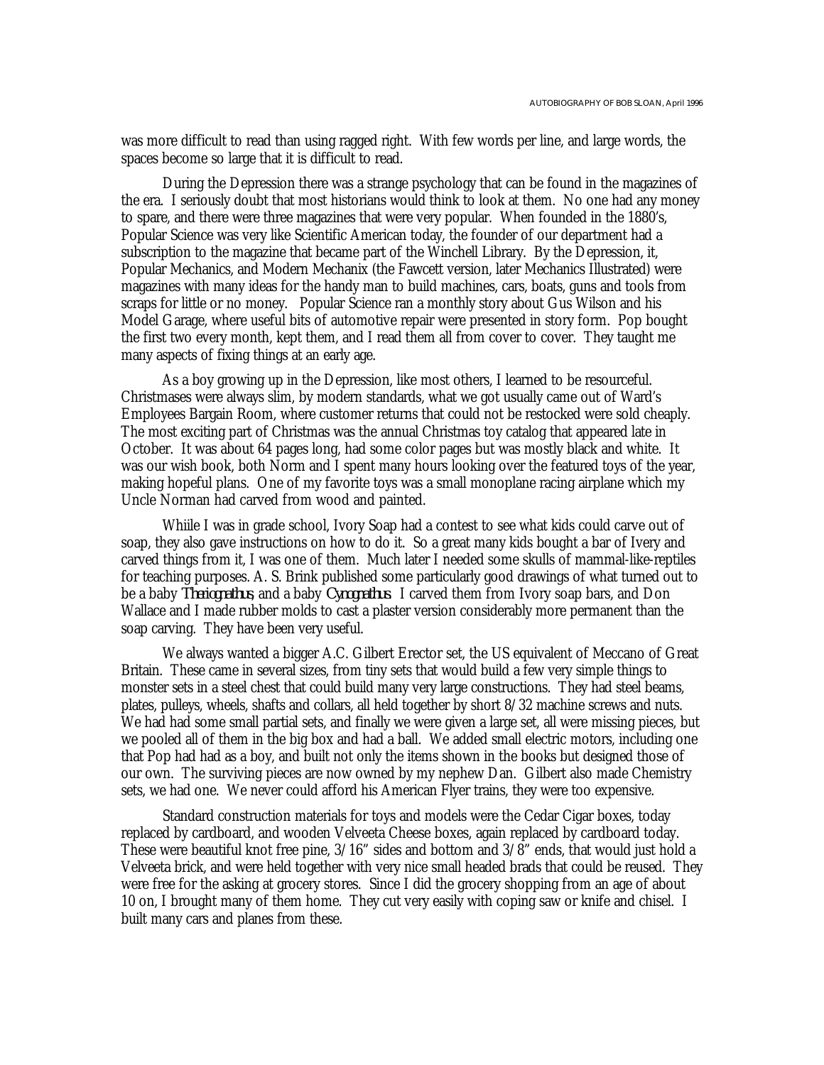was more difficult to read than using ragged right. With few words per line, and large words, the spaces become so large that it is difficult to read.

During the Depression there was a strange psychology that can be found in the magazines of the era. I seriously doubt that most historians would think to look at them. No one had any money to spare, and there were three magazines that were very popular. When founded in the 1880's, Popular Science was very like Scientific American today, the founder of our department had a subscription to the magazine that became part of the Winchell Library. By the Depression, it, Popular Mechanics, and Modern Mechanix (the Fawcett version, later Mechanics Illustrated) were magazines with many ideas for the handy man to build machines, cars, boats, guns and tools from scraps for little or no money. Popular Science ran a monthly story about Gus Wilson and his Model Garage, where useful bits of automotive repair were presented in story form. Pop bought the first two every month, kept them, and I read them all from cover to cover. They taught me many aspects of fixing things at an early age.

As a boy growing up in the Depression, like most others, I learned to be resourceful. Christmases were always slim, by modern standards, what we got usually came out of Ward's Employees Bargain Room, where customer returns that could not be restocked were sold cheaply. The most exciting part of Christmas was the annual Christmas toy catalog that appeared late in October. It was about 64 pages long, had some color pages but was mostly black and white. It was our wish book, both Norm and I spent many hours looking over the featured toys of the year, making hopeful plans. One of my favorite toys was a small monoplane racing airplane which my Uncle Norman had carved from wood and painted.

Whiile I was in grade school, Ivory Soap had a contest to see what kids could carve out of soap, they also gave instructions on how to do it. So a great many kids bought a bar of Ivery and carved things from it, I was one of them. Much later I needed some skulls of mammal-like-reptiles for teaching purposes. A. S. Brink published some particularly good drawings of what turned out to be a baby *Theriognathus*, and a baby *Cynognathus*. I carved them from Ivory soap bars, and Don Wallace and I made rubber molds to cast a plaster version considerably more permanent than the soap carving. They have been very useful.

We always wanted a bigger A.C. Gilbert Erector set, the US equivalent of Meccano of Great Britain. These came in several sizes, from tiny sets that would build a few very simple things to monster sets in a steel chest that could build many very large constructions. They had steel beams, plates, pulleys, wheels, shafts and collars, all held together by short 8/32 machine screws and nuts. We had had some small partial sets, and finally we were given a large set, all were missing pieces, but we pooled all of them in the big box and had a ball. We added small electric motors, including one that Pop had had as a boy, and built not only the items shown in the books but designed those of our own. The surviving pieces are now owned by my nephew Dan. Gilbert also made Chemistry sets, we had one. We never could afford his American Flyer trains, they were too expensive.

Standard construction materials for toys and models were the Cedar Cigar boxes, today replaced by cardboard, and wooden Velveeta Cheese boxes, again replaced by cardboard today. These were beautiful knot free pine, 3/16" sides and bottom and 3/8" ends, that would just hold a Velveeta brick, and were held together with very nice small headed brads that could be reused. They were free for the asking at grocery stores. Since I did the grocery shopping from an age of about 10 on, I brought many of them home. They cut very easily with coping saw or knife and chisel. I built many cars and planes from these.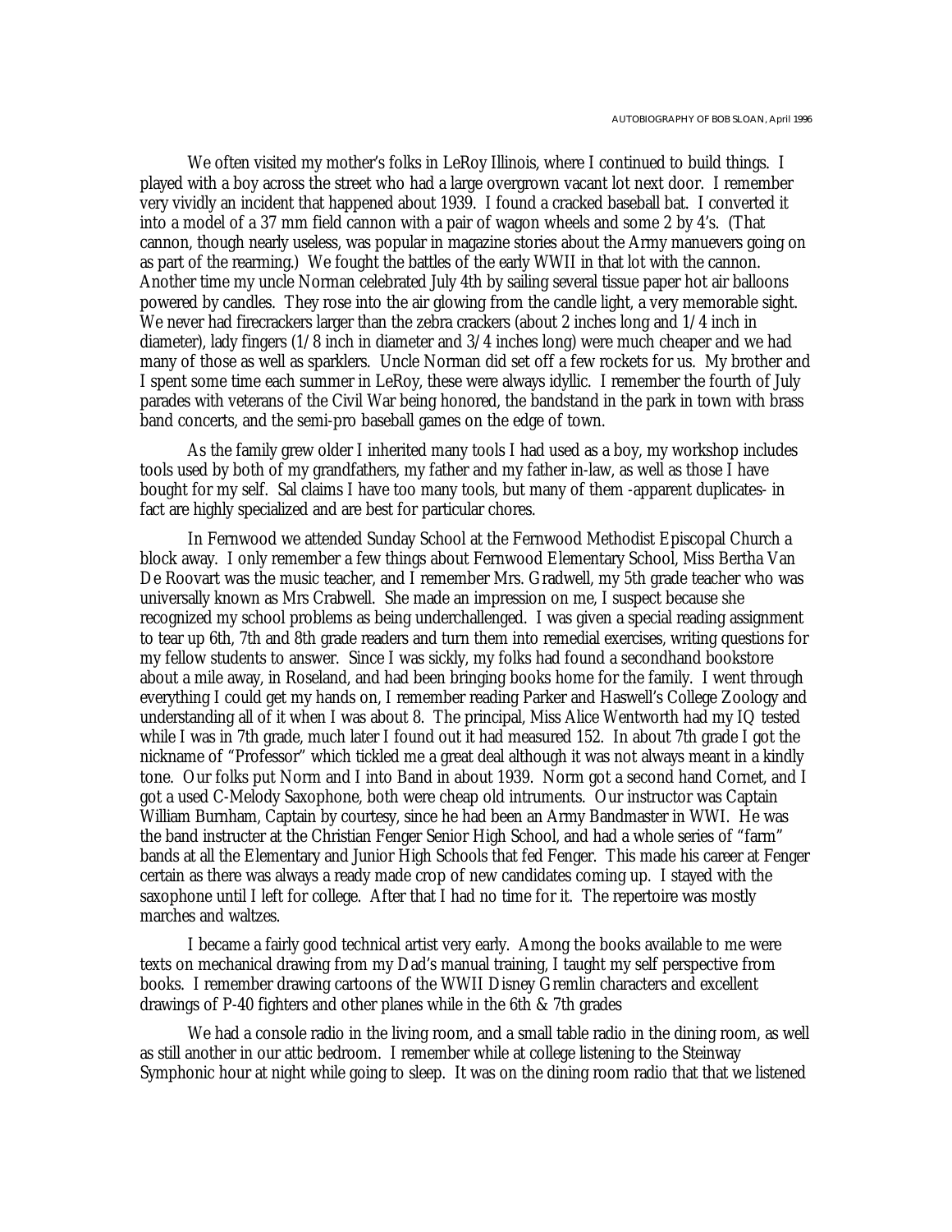We often visited my mother's folks in LeRoy Illinois, where I continued to build things. I played with a boy across the street who had a large overgrown vacant lot next door. I remember very vividly an incident that happened about 1939. I found a cracked baseball bat. I converted it into a model of a 37 mm field cannon with a pair of wagon wheels and some 2 by 4's. (That cannon, though nearly useless, was popular in magazine stories about the Army manuevers going on as part of the rearming.) We fought the battles of the early WWII in that lot with the cannon. Another time my uncle Norman celebrated July 4th by sailing several tissue paper hot air balloons powered by candles. They rose into the air glowing from the candle light, a very memorable sight. We never had firecrackers larger than the zebra crackers (about 2 inches long and 1/4 inch in diameter), lady fingers (1/8 inch in diameter and 3/4 inches long) were much cheaper and we had many of those as well as sparklers. Uncle Norman did set off a few rockets for us. My brother and I spent some time each summer in LeRoy, these were always idyllic. I remember the fourth of July parades with veterans of the Civil War being honored, the bandstand in the park in town with brass band concerts, and the semi-pro baseball games on the edge of town.

As the family grew older I inherited many tools I had used as a boy, my workshop includes tools used by both of my grandfathers, my father and my father in-law, as well as those I have bought for my self. Sal claims I have too many tools, but many of them -apparent duplicates- in fact are highly specialized and are best for particular chores.

In Fernwood we attended Sunday School at the Fernwood Methodist Episcopal Church a block away. I only remember a few things about Fernwood Elementary School, Miss Bertha Van De Roovart was the music teacher, and I remember Mrs. Gradwell, my 5th grade teacher who was universally known as Mrs Crabwell. She made an impression on me, I suspect because she recognized my school problems as being underchallenged. I was given a special reading assignment to tear up 6th, 7th and 8th grade readers and turn them into remedial exercises, writing questions for my fellow students to answer. Since I was sickly, my folks had found a secondhand bookstore about a mile away, in Roseland, and had been bringing books home for the family. I went through everything I could get my hands on, I remember reading Parker and Haswell's College Zoology and understanding all of it when I was about 8. The principal, Miss Alice Wentworth had my IQ tested while I was in 7th grade, much later I found out it had measured 152. In about 7th grade I got the nickname of "Professor" which tickled me a great deal although it was not always meant in a kindly tone. Our folks put Norm and I into Band in about 1939. Norm got a second hand Cornet, and I got a used C-Melody Saxophone, both were cheap old intruments. Our instructor was Captain William Burnham, Captain by courtesy, since he had been an Army Bandmaster in WWI. He was the band instructer at the Christian Fenger Senior High School, and had a whole series of "farm" bands at all the Elementary and Junior High Schools that fed Fenger. This made his career at Fenger certain as there was always a ready made crop of new candidates coming up. I stayed with the saxophone until I left for college. After that I had no time for it. The repertoire was mostly marches and waltzes.

I became a fairly good technical artist very early. Among the books available to me were texts on mechanical drawing from my Dad's manual training, I taught my self perspective from books. I remember drawing cartoons of the WWII Disney Gremlin characters and excellent drawings of P-40 fighters and other planes while in the 6th & 7th grades

We had a console radio in the living room, and a small table radio in the dining room, as well as still another in our attic bedroom. I remember while at college listening to the Steinway Symphonic hour at night while going to sleep. It was on the dining room radio that that we listened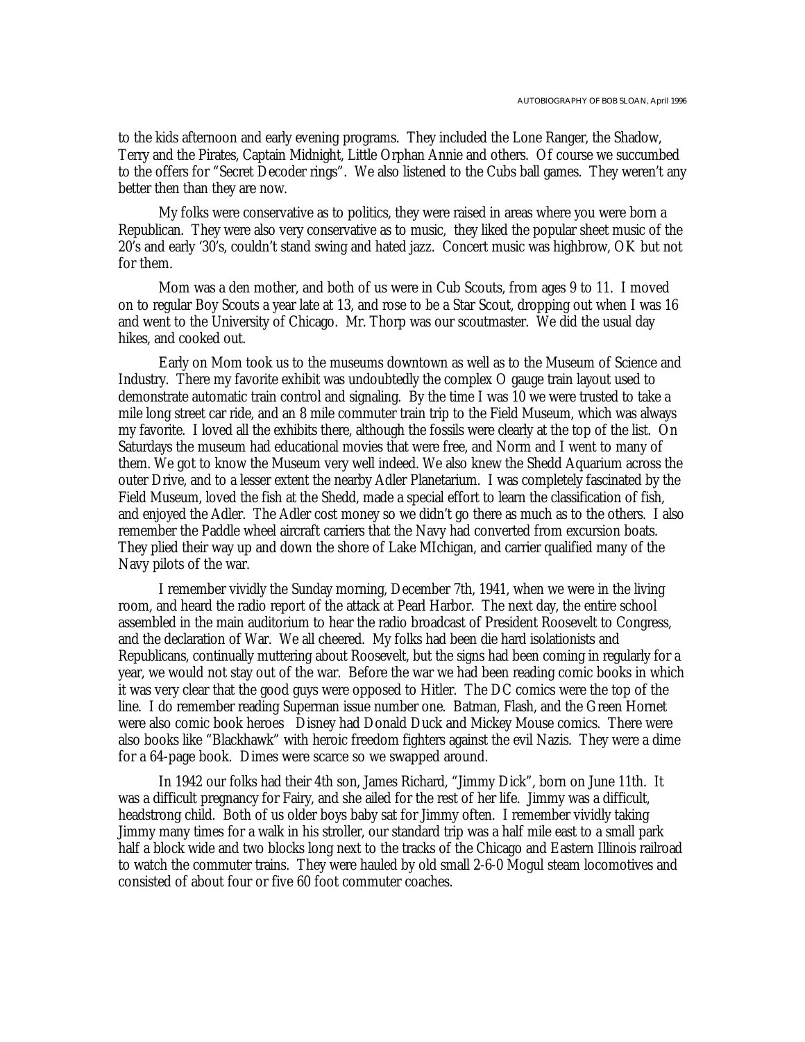to the kids afternoon and early evening programs. They included the Lone Ranger, the Shadow, Terry and the Pirates, Captain Midnight, Little Orphan Annie and others. Of course we succumbed to the offers for "Secret Decoder rings". We also listened to the Cubs ball games. They weren't any better then than they are now.

My folks were conservative as to politics, they were raised in areas where you were born a Republican. They were also very conservative as to music, they liked the popular sheet music of the 20's and early '30's, couldn't stand swing and hated jazz. Concert music was highbrow, OK but not for them.

Mom was a den mother, and both of us were in Cub Scouts, from ages 9 to 11. I moved on to regular Boy Scouts a year late at 13, and rose to be a Star Scout, dropping out when I was 16 and went to the University of Chicago. Mr. Thorp was our scoutmaster. We did the usual day hikes, and cooked out.

Early on Mom took us to the museums downtown as well as to the Museum of Science and Industry. There my favorite exhibit was undoubtedly the complex O gauge train layout used to demonstrate automatic train control and signaling. By the time I was 10 we were trusted to take a mile long street car ride, and an 8 mile commuter train trip to the Field Museum, which was always my favorite. I loved all the exhibits there, although the fossils were clearly at the top of the list. On Saturdays the museum had educational movies that were free, and Norm and I went to many of them. We got to know the Museum very well indeed. We also knew the Shedd Aquarium across the outer Drive, and to a lesser extent the nearby Adler Planetarium. I was completely fascinated by the Field Museum, loved the fish at the Shedd, made a special effort to learn the classification of fish, and enjoyed the Adler. The Adler cost money so we didn't go there as much as to the others. I also remember the Paddle wheel aircraft carriers that the Navy had converted from excursion boats. They plied their way up and down the shore of Lake MIchigan, and carrier qualified many of the Navy pilots of the war.

I remember vividly the Sunday morning, December 7th, 1941, when we were in the living room, and heard the radio report of the attack at Pearl Harbor. The next day, the entire school assembled in the main auditorium to hear the radio broadcast of President Roosevelt to Congress, and the declaration of War. We all cheered. My folks had been die hard isolationists and Republicans, continually muttering about Roosevelt, but the signs had been coming in regularly for a year, we would not stay out of the war. Before the war we had been reading comic books in which it was very clear that the good guys were opposed to Hitler. The DC comics were the top of the line. I do remember reading Superman issue number one. Batman, Flash, and the Green Hornet were also comic book heroes Disney had Donald Duck and Mickey Mouse comics. There were also books like "Blackhawk" with heroic freedom fighters against the evil Nazis. They were a dime for a 64-page book. Dimes were scarce so we swapped around.

In 1942 our folks had their 4th son, James Richard, "Jimmy Dick", born on June 11th. It was a difficult pregnancy for Fairy, and she ailed for the rest of her life. Jimmy was a difficult, headstrong child. Both of us older boys baby sat for Jimmy often. I remember vividly taking Jimmy many times for a walk in his stroller, our standard trip was a half mile east to a small park half a block wide and two blocks long next to the tracks of the Chicago and Eastern Illinois railroad to watch the commuter trains. They were hauled by old small 2-6-0 Mogul steam locomotives and consisted of about four or five 60 foot commuter coaches.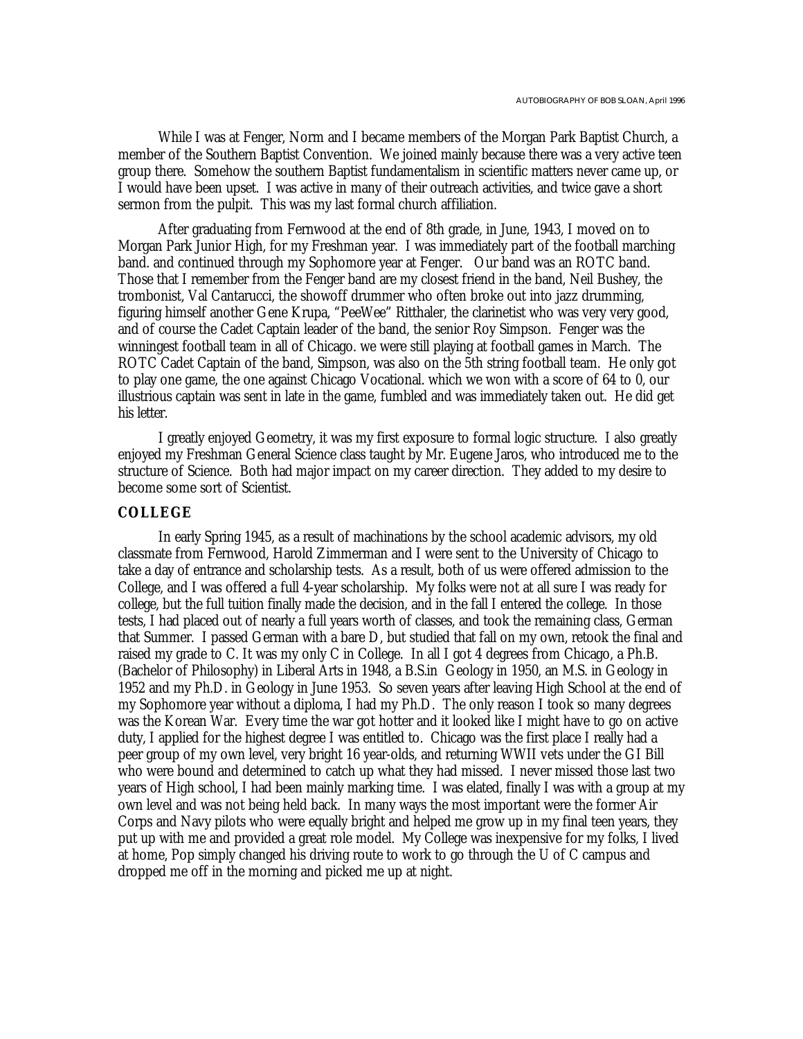While I was at Fenger, Norm and I became members of the Morgan Park Baptist Church, a member of the Southern Baptist Convention. We joined mainly because there was a very active teen group there. Somehow the southern Baptist fundamentalism in scientific matters never came up, or I would have been upset. I was active in many of their outreach activities, and twice gave a short sermon from the pulpit. This was my last formal church affiliation.

After graduating from Fernwood at the end of 8th grade, in June, 1943, I moved on to Morgan Park Junior High, for my Freshman year. I was immediately part of the football marching band. and continued through my Sophomore year at Fenger. Our band was an ROTC band. Those that I remember from the Fenger band are my closest friend in the band, Neil Bushey, the trombonist, Val Cantarucci, the showoff drummer who often broke out into jazz drumming, figuring himself another Gene Krupa, "PeeWee" Ritthaler, the clarinetist who was very very good, and of course the Cadet Captain leader of the band, the senior Roy Simpson. Fenger was the winningest football team in all of Chicago. we were still playing at football games in March. The ROTC Cadet Captain of the band, Simpson, was also on the 5th string football team. He only got to play one game, the one against Chicago Vocational. which we won with a score of 64 to 0, our illustrious captain was sent in late in the game, fumbled and was immediately taken out. He did get his letter.

I greatly enjoyed Geometry, it was my first exposure to formal logic structure. I also greatly enjoyed my Freshman General Science class taught by Mr. Eugene Jaros, who introduced me to the structure of Science. Both had major impact on my career direction. They added to my desire to become some sort of Scientist.

## COLLEGE

In early Spring 1945, as a result of machinations by the school academic advisors, my old classmate from Fernwood, Harold Zimmerman and I were sent to the University of Chicago to take a day of entrance and scholarship tests. As a result, both of us were offered admission to the College, and I was offered a full 4-year scholarship. My folks were not at all sure I was ready for college, but the full tuition finally made the decision, and in the fall I entered the college. In those tests, I had placed out of nearly a full years worth of classes, and took the remaining class, German that Summer. I passed German with a bare D, but studied that fall on my own, retook the final and raised my grade to C. It was my only C in College. In all I got 4 degrees from Chicago, a Ph.B. (Bachelor of Philosophy) in Liberal Arts in 1948, a B.S.in Geology in 1950, an M.S. in Geology in 1952 and my Ph.D. in Geology in June 1953. So seven years after leaving High School at the end of my Sophomore year without a diploma, I had my Ph.D. The only reason I took so many degrees was the Korean War. Every time the war got hotter and it looked like I might have to go on active duty, I applied for the highest degree I was entitled to. Chicago was the first place I really had a peer group of my own level, very bright 16 year-olds, and returning WWII vets under the GI Bill who were bound and determined to catch up what they had missed. I never missed those last two years of High school, I had been mainly marking time. I was elated, finally I was with a group at my own level and was not being held back. In many ways the most important were the former Air Corps and Navy pilots who were equally bright and helped me grow up in my final teen years, they put up with me and provided a great role model. My College was inexpensive for my folks, I lived at home, Pop simply changed his driving route to work to go through the U of C campus and dropped me off in the morning and picked me up at night.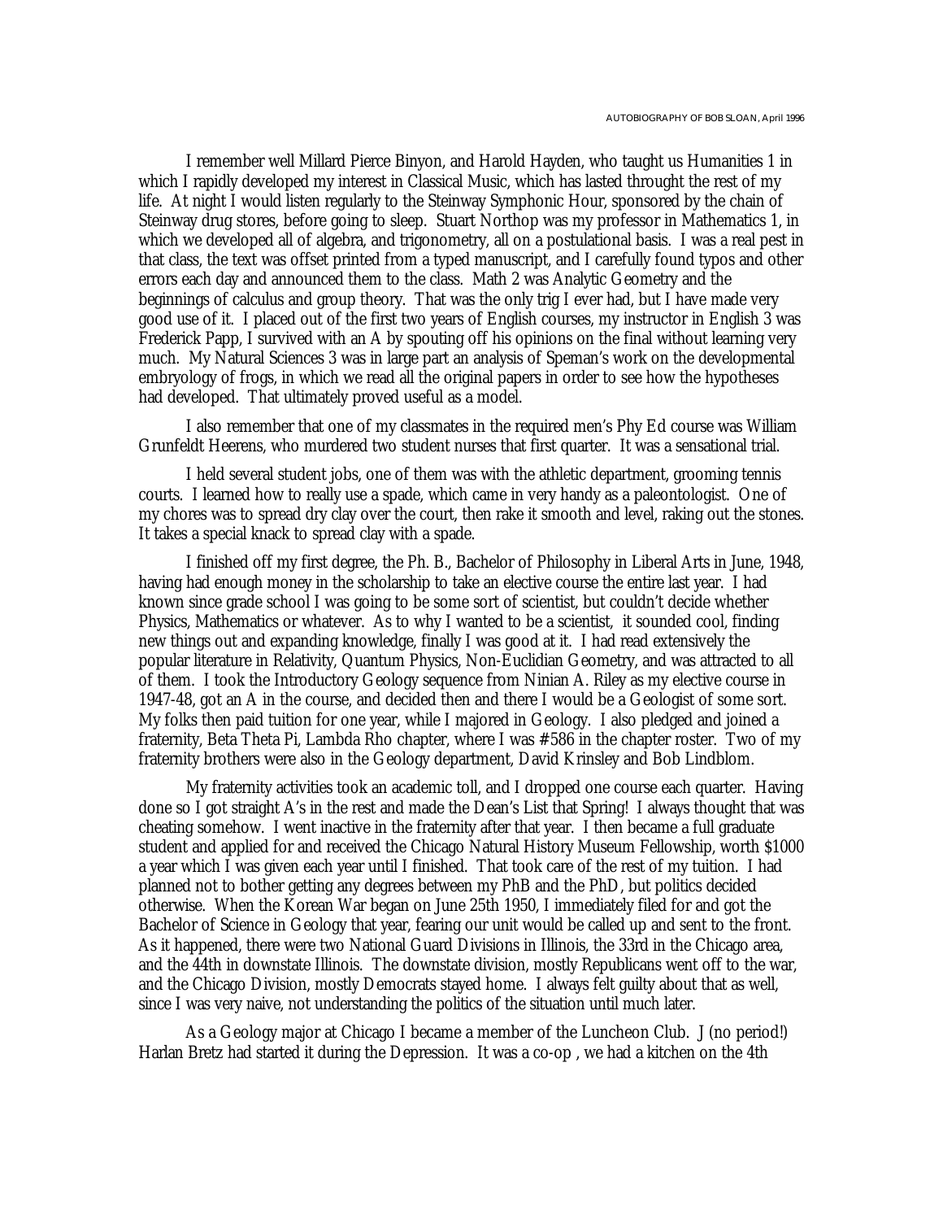I remember well Millard Pierce Binyon, and Harold Hayden, who taught us Humanities 1 in which I rapidly developed my interest in Classical Music, which has lasted throught the rest of my life. At night I would listen regularly to the Steinway Symphonic Hour, sponsored by the chain of Steinway drug stores, before going to sleep. Stuart Northop was my professor in Mathematics 1, in which we developed all of algebra, and trigonometry, all on a postulational basis. I was a real pest in that class, the text was offset printed from a typed manuscript, and I carefully found typos and other errors each day and announced them to the class. Math 2 was Analytic Geometry and the beginnings of calculus and group theory. That was the only trig I ever had, but I have made very good use of it. I placed out of the first two years of English courses, my instructor in English 3 was Frederick Papp, I survived with an A by spouting off his opinions on the final without learning very much. My Natural Sciences 3 was in large part an analysis of Speman's work on the developmental embryology of frogs, in which we read all the original papers in order to see how the hypotheses had developed. That ultimately proved useful as a model.

I also remember that one of my classmates in the required men's Phy Ed course was William Grunfeldt Heerens, who murdered two student nurses that first quarter. It was a sensational trial.

I held several student jobs, one of them was with the athletic department, grooming tennis courts. I learned how to really use a spade, which came in very handy as a paleontologist. One of my chores was to spread dry clay over the court, then rake it smooth and level, raking out the stones. It takes a special knack to spread clay with a spade.

I finished off my first degree, the Ph. B., Bachelor of Philosophy in Liberal Arts in June, 1948, having had enough money in the scholarship to take an elective course the entire last year. I had known since grade school I was going to be some sort of scientist, but couldn't decide whether Physics, Mathematics or whatever. As to why I wanted to be a scientist, it sounded cool, finding new things out and expanding knowledge, finally I was good at it. I had read extensively the popular literature in Relativity, Quantum Physics, Non-Euclidian Geometry, and was attracted to all of them. I took the Introductory Geology sequence from Ninian A. Riley as my elective course in 1947-48, got an A in the course, and decided then and there I would be a Geologist of some sort. My folks then paid tuition for one year, while I majored in Geology. I also pledged and joined a fraternity, Beta Theta Pi, Lambda Rho chapter, where I was #586 in the chapter roster. Two of my fraternity brothers were also in the Geology department, David Krinsley and Bob Lindblom.

My fraternity activities took an academic toll, and I dropped one course each quarter. Having done so I got straight A's in the rest and made the Dean's List that Spring! I always thought that was cheating somehow. I went inactive in the fraternity after that year. I then became a full graduate student and applied for and received the Chicago Natural History Museum Fellowship, worth $1000 a year which I was given each year until I finished. That took care of the rest of my tuition. I had planned not to bother getting any degrees between my PhB and the PhD, but politics decided otherwise. When the Korean War began on June 25th 1950, I immediately filed for and got the Bachelor of Science in Geology that year, fearing our unit would be called up and sent to the front. As it happened, there were two National Guard Divisions in Illinois, the 33rd in the Chicago area, and the 44th in downstate Illinois. The downstate division, mostly Republicans went off to the war, and the Chicago Division, mostly Democrats stayed home. I always felt guilty about that as well, since I was very naive, not understanding the politics of the situation until much later.

As a Geology major at Chicago I became a member of the Luncheon Club. J (no period!) Harlan Bretz had started it during the Depression. It was a co-op , we had a kitchen on the 4th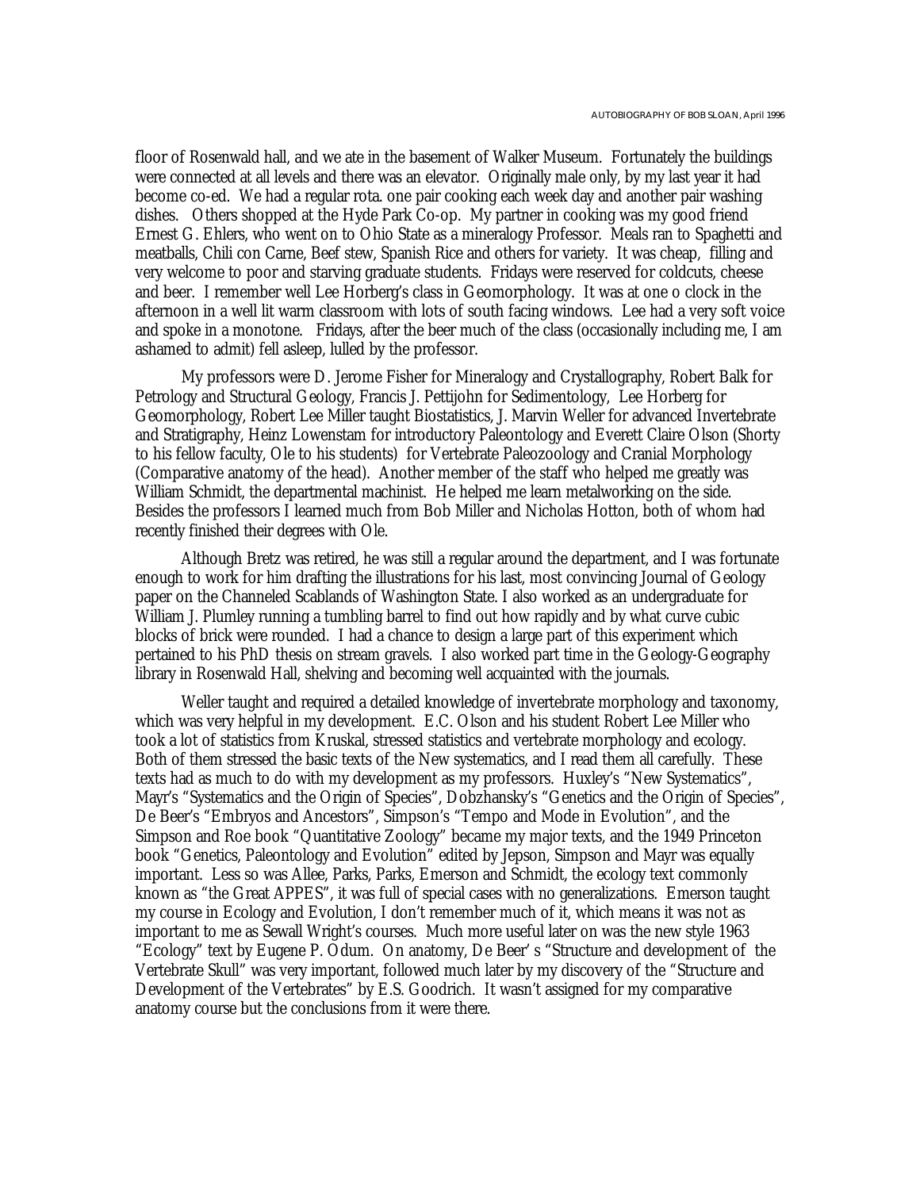floor of Rosenwald hall, and we ate in the basement of Walker Museum. Fortunately the buildings were connected at all levels and there was an elevator. Originally male only, by my last year it had become co-ed. We had a regular rota. one pair cooking each week day and another pair washing dishes. Others shopped at the Hyde Park Co-op. My partner in cooking was my good friend Ernest G. Ehlers, who went on to Ohio State as a mineralogy Professor. Meals ran to Spaghetti and meatballs, Chili con Carne, Beef stew, Spanish Rice and others for variety. It was cheap, filling and very welcome to poor and starving graduate students. Fridays were reserved for coldcuts, cheese and beer. I remember well Lee Horberg's class in Geomorphology. It was at one o clock in the afternoon in a well lit warm classroom with lots of south facing windows. Lee had a very soft voice and spoke in a monotone. Fridays, after the beer much of the class (occasionally including me, I am ashamed to admit) fell asleep, lulled by the professor.

My professors were D. Jerome Fisher for Mineralogy and Crystallography, Robert Balk for Petrology and Structural Geology, Francis J. Pettijohn for Sedimentology, Lee Horberg for Geomorphology, Robert Lee Miller taught Biostatistics, J. Marvin Weller for advanced Invertebrate and Stratigraphy, Heinz Lowenstam for introductory Paleontology and Everett Claire Olson (Shorty to his fellow faculty, Ole to his students) for Vertebrate Paleozoology and Cranial Morphology (Comparative anatomy of the head). Another member of the staff who helped me greatly was William Schmidt, the departmental machinist. He helped me learn metalworking on the side. Besides the professors I learned much from Bob Miller and Nicholas Hotton, both of whom had recently finished their degrees with Ole.

Although Bretz was retired, he was still a regular around the department, and I was fortunate enough to work for him drafting the illustrations for his last, most convincing Journal of Geology paper on the Channeled Scablands of Washington State. I also worked as an undergraduate for William J. Plumley running a tumbling barrel to find out how rapidly and by what curve cubic blocks of brick were rounded. I had a chance to design a large part of this experiment which pertained to his PhD thesis on stream gravels. I also worked part time in the Geology-Geography library in Rosenwald Hall, shelving and becoming well acquainted with the journals.

Weller taught and required a detailed knowledge of invertebrate morphology and taxonomy, which was very helpful in my development. E.C. Olson and his student Robert Lee Miller who took a lot of statistics from Kruskal, stressed statistics and vertebrate morphology and ecology. Both of them stressed the basic texts of the New systematics, and I read them all carefully. These texts had as much to do with my development as my professors. Huxley's "New Systematics", Mayr's "Systematics and the Origin of Species", Dobzhansky's "Genetics and the Origin of Species", De Beer's "Embryos and Ancestors", Simpson's "Tempo and Mode in Evolution", and the Simpson and Roe book "Quantitative Zoology" became my major texts, and the 1949 Princeton book "Genetics, Paleontology and Evolution" edited by Jepson, Simpson and Mayr was equally important. Less so was Allee, Parks, Parks, Emerson and Schmidt, the ecology text commonly known as "the Great APPES", it was full of special cases with no generalizations. Emerson taught my course in Ecology and Evolution, I don't remember much of it, which means it was not as important to me as Sewall Wright's courses. Much more useful later on was the new style 1963 "Ecology" text by Eugene P. Odum. On anatomy, De Beer' s "Structure and development of the Vertebrate Skull" was very important, followed much later by my discovery of the "Structure and Development of the Vertebrates" by E.S. Goodrich. It wasn't assigned for my comparative anatomy course but the conclusions from it were there.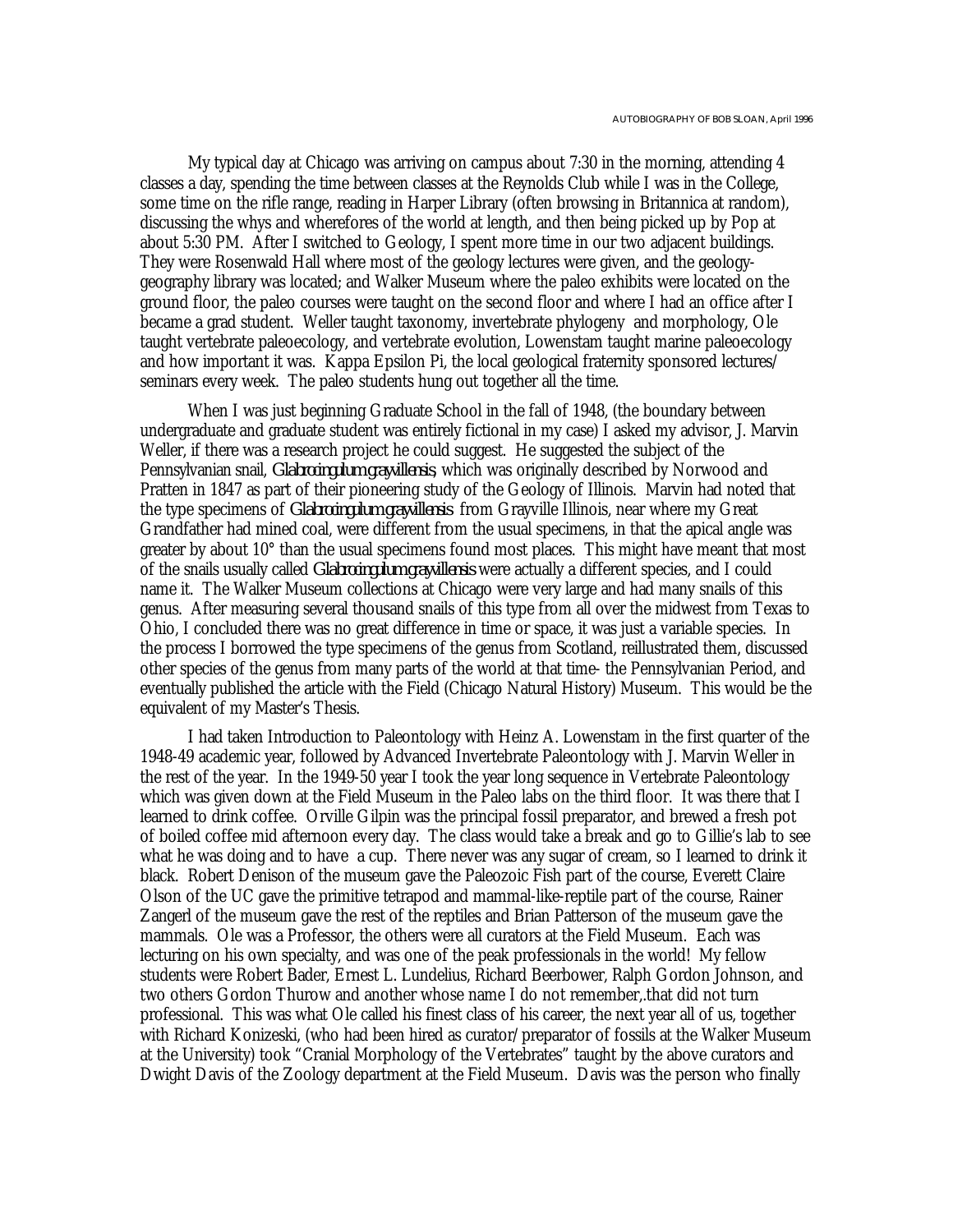My typical day at Chicago was arriving on campus about 7:30 in the morning, attending 4 classes a day, spending the time between classes at the Reynolds Club while I was in the College, some time on the rifle range, reading in Harper Library (often browsing in Britannica at random), discussing the whys and wherefores of the world at length, and then being picked up by Pop at about 5:30 PM. After I switched to Geology, I spent more time in our two adjacent buildings. They were Rosenwald Hall where most of the geology lectures were given, and the geology-geography library was located; and Walker Museum where the paleo exhibits were located on the ground floor, the paleo courses were taught on the second floor and where I had an office after I became a grad student. Weller taught taxonomy, invertebrate phylogeny and morphology, Ole taught vertebrate paleoecology, and vertebrate evolution, Lowenstam taught marine paleoecology and how important it was. Kappa Epsilon Pi, the local geological fraternity sponsored lectures/ seminars every week. The paleo students hung out together all the time.

When I was just beginning Graduate School in the fall of 1948, (the boundary between undergraduate and graduate student was entirely fictional in my case) I asked my advisor, J. Marvin Weller, if there was a research project he could suggest. He suggested the subject of the Pennsylvanian snail, *Glabrocingulum grayvillensis*, which was originally described by Norwood and Pratten in 1847 as part of their pioneering study of the Geology of Illinois. Marvin had noted that the type specimens of *Glabrocingulum grayvillensis* from Grayville Illinois, near where my Great Grandfather had mined coal, were different from the usual specimens, in that the apical angle was greater by about 10° than the usual specimens found most places. This might have meant that most of the snails usually called *Glabrocingulum grayvillensis* were actually a different species, and I could name it. The Walker Museum collections at Chicago were very large and had many snails of this genus. After measuring several thousand snails of this type from all over the midwest from Texas to Ohio, I concluded there was no great difference in time or space, it was just a variable species. In the process I borrowed the type specimens of the genus from Scotland, reillustrated them, discussed other species of the genus from many parts of the world at that time- the Pennsylvanian Period, and eventually published the article with the Field (Chicago Natural History) Museum. This would be the equivalent of my Master's Thesis.

I had taken Introduction to Paleontology with Heinz A. Lowenstam in the first quarter of the 1948-49 academic year, followed by Advanced Invertebrate Paleontology with J. Marvin Weller in the rest of the year. In the 1949-50 year I took the year long sequence in Vertebrate Paleontology which was given down at the Field Museum in the Paleo labs on the third floor. It was there that I learned to drink coffee. Orville Gilpin was the principal fossil preparator, and brewed a fresh pot of boiled coffee mid afternoon every day. The class would take a break and go to Gillie's lab to see what he was doing and to have a cup. There never was any sugar of cream, so I learned to drink it black. Robert Denison of the museum gave the Paleozoic Fish part of the course, Everett Claire Olson of the UC gave the primitive tetrapod and mammal-like-reptile part of the course, Rainer Zangerl of the museum gave the rest of the reptiles and Brian Patterson of the museum gave the mammals. Ole was a Professor, the others were all curators at the Field Museum. Each was lecturing on his own specialty, and was one of the peak professionals in the world! My fellow students were Robert Bader, Ernest L. Lundelius, Richard Beerbower, Ralph Gordon Johnson, and two others Gordon Thurow and another whose name I do not remember,.that did not turn professional. This was what Ole called his finest class of his career, the next year all of us, together with Richard Konizeski, (who had been hired as curator/preparator of fossils at the Walker Museum at the University) took "Cranial Morphology of the Vertebrates" taught by the above curators and Dwight Davis of the Zoology department at the Field Museum. Davis was the person who finally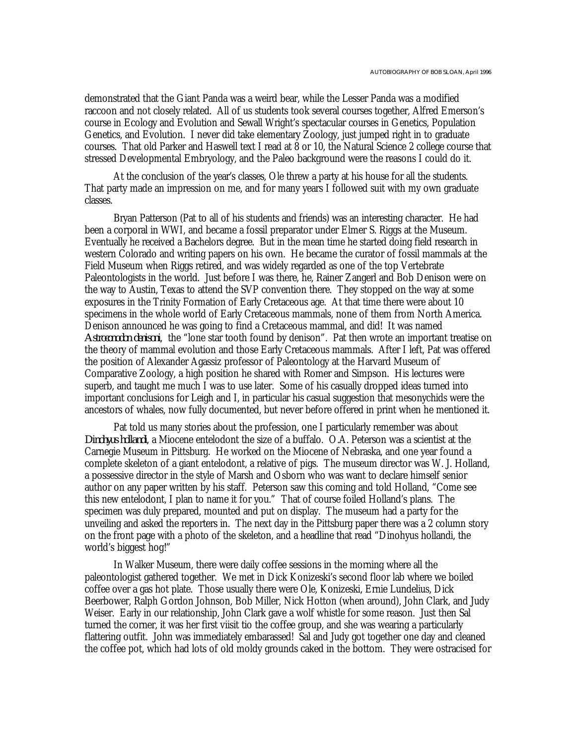demonstrated that the Giant Panda was a weird bear, while the Lesser Panda was a modified raccoon and not closely related. All of us students took several courses together, Alfred Emerson's course in Ecology and Evolution and Sewall Wright's spectacular courses in Genetics, Population Genetics, and Evolution. I never did take elementary Zoology, just jumped right in to graduate courses. That old Parker and Haswell text I read at 8 or 10, the Natural Science 2 college course that stressed Developmental Embryology, and the Paleo background were the reasons I could do it.

At the conclusion of the year's classes, Ole threw a party at his house for all the students. That party made an impression on me, and for many years I followed suit with my own graduate classes.

Bryan Patterson (Pat to all of his students and friends) was an interesting character. He had been a corporal in WWI, and became a fossil preparator under Elmer S. Riggs at the Museum. Eventually he received a Bachelors degree. But in the mean time he started doing field research in western Colorado and writing papers on his own. He became the curator of fossil mammals at the Field Museum when Riggs retired, and was widely regarded as one of the top Vertebrate Paleontologists in the world. Just before I was there, he, Rainer Zangerl and Bob Denison were on the way to Austin, Texas to attend the SVP convention there. They stopped on the way at some exposures in the Trinity Formation of Early Cretaceous age. At that time there were about 10 specimens in the whole world of Early Cretaceous mammals, none of them from North America. Denison announced he was going to find a Cretaceous mammal, and did! It was named *Astroconodon denisoni*, the "lone star tooth found by denison". Pat then wrote an important treatise on the theory of mammal evolution and those Early Cretaceous mammals. After I left, Pat was offered the position of Alexander Agassiz professor of Paleontology at the Harvard Museum of Comparative Zoology, a high position he shared with Romer and Simpson. His lectures were superb, and taught me much I was to use later. Some of his casually dropped ideas turned into important conclusions for Leigh and I, in particular his casual suggestion that mesonychids were the ancestors of whales, now fully documented, but never before offered in print when he mentioned it.

Pat told us many stories about the profession, one I particularly remember was about *Dinohyus hollandi*, a Miocene entelodont the size of a buffalo. O.A. Peterson was a scientist at the Carnegie Museum in Pittsburg. He worked on the Miocene of Nebraska, and one year found a complete skeleton of a giant entelodont, a relative of pigs. The museum director was W. J. Holland, a possessive director in the style of Marsh and Osborn who was want to declare himself senior author on any paper written by his staff. Peterson saw this coming and told Holland, "Come see this new entelodont, I plan to name it for you." That of course foiled Holland's plans. The specimen was duly prepared, mounted and put on display. The museum had a party for the unveiling and asked the reporters in. The next day in the Pittsburg paper there was a 2 column story on the front page with a photo of the skeleton, and a headline that read "Dinohyus hollandi, the world's biggest hog!"

In Walker Museum, there were daily coffee sessions in the morning where all the paleontologist gathered together. We met in Dick Konizeski's second floor lab where we boiled coffee over a gas hot plate. Those usually there were Ole, Konizeski, Ernie Lundelius, Dick Beerbower, Ralph Gordon Johnson, Bob Miller, Nick Hotton (when around), John Clark, and Judy Weiser. Early in our relationship, John Clark gave a wolf whistle for some reason. Just then Sal turned the corner, it was her first viisit tio the coffee group, and she was wearing a particularly flattering outfit. John was immediately embarassed! Sal and Judy got together one day and cleaned the coffee pot, which had lots of old moldy grounds caked in the bottom. They were ostracised for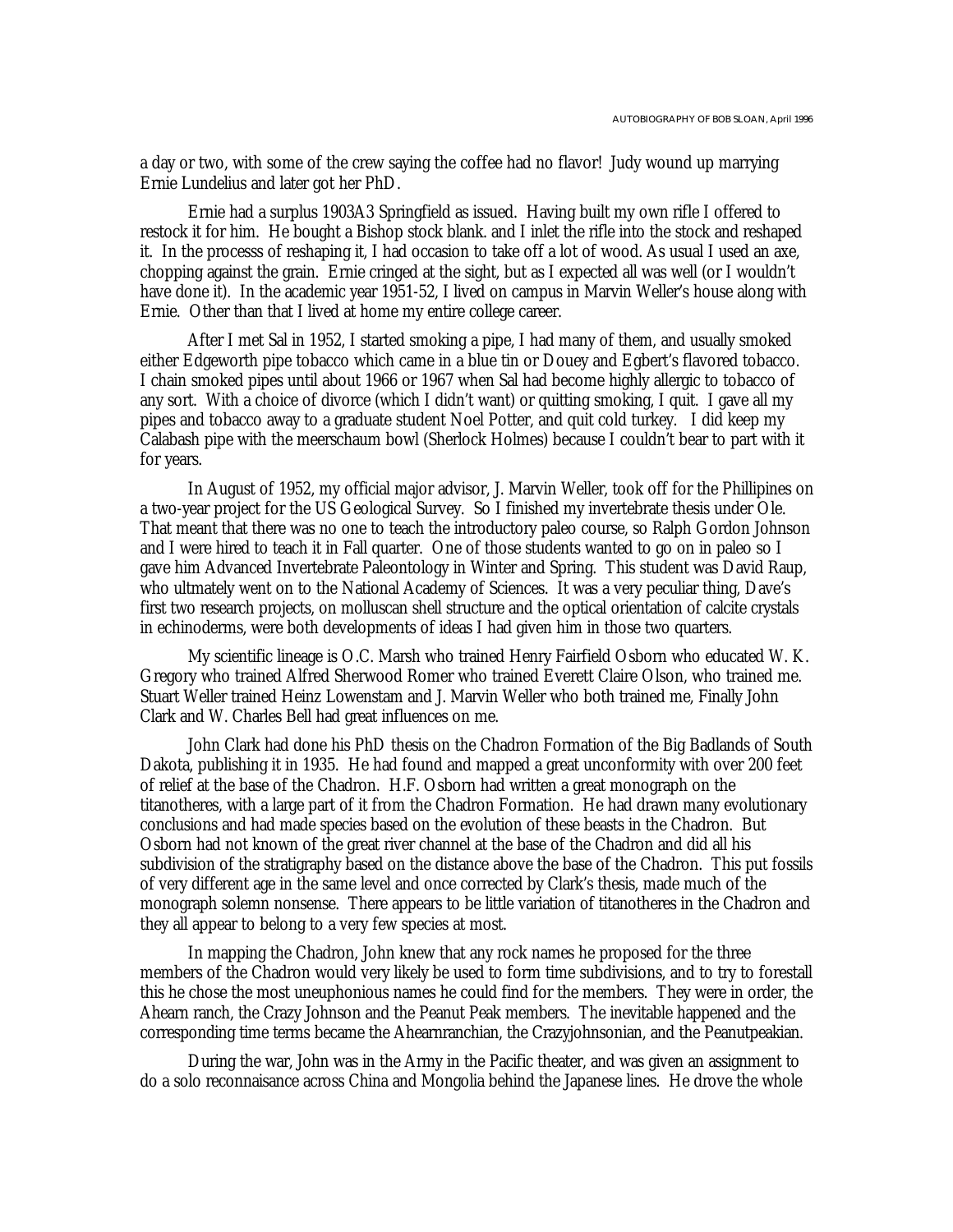a day or two, with some of the crew saying the coffee had no flavor! Judy wound up marrying Ernie Lundelius and later got her PhD.

Ernie had a surplus 1903A3 Springfield as issued. Having built my own rifle I offered to restock it for him. He bought a Bishop stock blank. and I inlet the rifle into the stock and reshaped it. In the processs of reshaping it, I had occasion to take off a lot of wood. As usual I used an axe, chopping against the grain. Ernie cringed at the sight, but as I expected all was well (or I wouldn't have done it). In the academic year 1951-52, I lived on campus in Marvin Weller's house along with Ernie. Other than that I lived at home my entire college career.

After I met Sal in 1952, I started smoking a pipe, I had many of them, and usually smoked either Edgeworth pipe tobacco which came in a blue tin or Douey and Egbert's flavored tobacco. I chain smoked pipes until about 1966 or 1967 when Sal had become highly allergic to tobacco of any sort. With a choice of divorce (which I didn't want) or quitting smoking, I quit. I gave all my pipes and tobacco away to a graduate student Noel Potter, and quit cold turkey. I did keep my Calabash pipe with the meerschaum bowl (Sherlock Holmes) because I couldn't bear to part with it for years.

In August of 1952, my official major advisor, J. Marvin Weller, took off for the Phillipines on a two-year project for the US Geological Survey. So I finished my invertebrate thesis under Ole. That meant that there was no one to teach the introductory paleo course, so Ralph Gordon Johnson and I were hired to teach it in Fall quarter. One of those students wanted to go on in paleo so I gave him Advanced Invertebrate Paleontology in Winter and Spring. This student was David Raup, who ultmately went on to the National Academy of Sciences. It was a very peculiar thing, Dave's first two research projects, on molluscan shell structure and the optical orientation of calcite crystals in echinoderms, were both developments of ideas I had given him in those two quarters.

My scientific lineage is O.C. Marsh who trained Henry Fairfield Osborn who educated W. K. Gregory who trained Alfred Sherwood Romer who trained Everett Claire Olson, who trained me. Stuart Weller trained Heinz Lowenstam and J. Marvin Weller who both trained me, Finally John Clark and W. Charles Bell had great influences on me.

John Clark had done his PhD thesis on the Chadron Formation of the Big Badlands of South Dakota, publishing it in 1935. He had found and mapped a great unconformity with over 200 feet of relief at the base of the Chadron. H.F. Osborn had written a great monograph on the titanotheres, with a large part of it from the Chadron Formation. He had drawn many evolutionary conclusions and had made species based on the evolution of these beasts in the Chadron. But Osborn had not known of the great river channel at the base of the Chadron and did all his subdivision of the stratigraphy based on the distance above the base of the Chadron. This put fossils of very different age in the same level and once corrected by Clark's thesis, made much of the monograph solemn nonsense. There appears to be little variation of titanotheres in the Chadron and they all appear to belong to a very few species at most.

In mapping the Chadron, John knew that any rock names he proposed for the three members of the Chadron would very likely be used to form time subdivisions, and to try to forestall this he chose the most uneuphonious names he could find for the members. They were in order, the Ahearn ranch, the Crazy Johnson and the Peanut Peak members. The inevitable happened and the corresponding time terms became the Ahearnranchian, the Crazyjohnsonian, and the Peanutpeakian.

During the war, John was in the Army in the Pacific theater, and was given an assignment to do a solo reconnaisance across China and Mongolia behind the Japanese lines. He drove the whole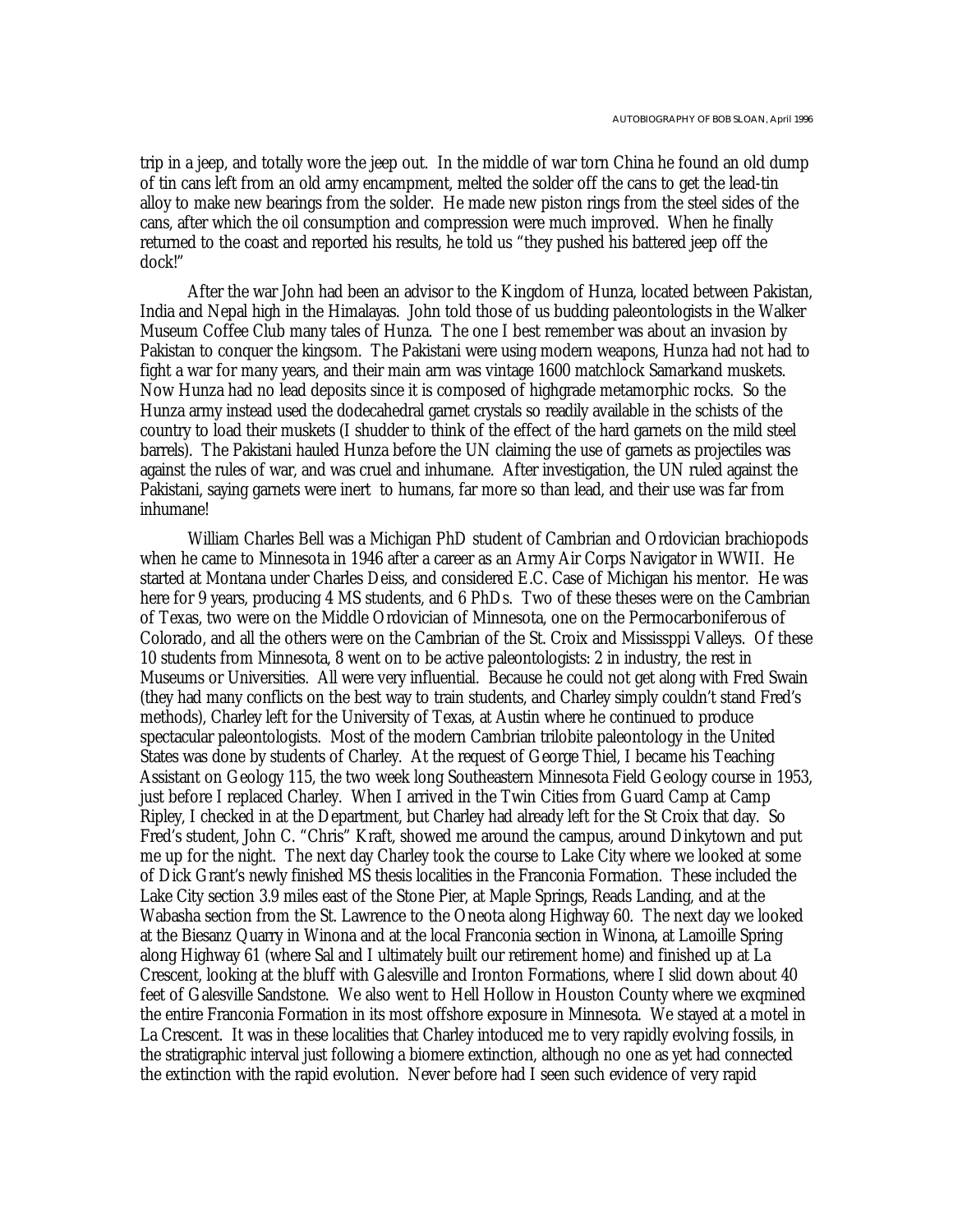trip in a jeep, and totally wore the jeep out. In the middle of war torn China he found an old dump of tin cans left from an old army encampment, melted the solder off the cans to get the lead-tin alloy to make new bearings from the solder. He made new piston rings from the steel sides of the cans, after which the oil consumption and compression were much improved. When he finally returned to the coast and reported his results, he told us "they pushed his battered jeep off the dock!"

After the war John had been an advisor to the Kingdom of Hunza, located between Pakistan, India and Nepal high in the Himalayas. John told those of us budding paleontologists in the Walker Museum Coffee Club many tales of Hunza. The one I best remember was about an invasion by Pakistan to conquer the kingsom. The Pakistani were using modern weapons, Hunza had not had to fight a war for many years, and their main arm was vintage 1600 matchlock Samarkand muskets. Now Hunza had no lead deposits since it is composed of highgrade metamorphic rocks. So the Hunza army instead used the dodecahedral garnet crystals so readily available in the schists of the country to load their muskets (I shudder to think of the effect of the hard garnets on the mild steel barrels). The Pakistani hauled Hunza before the UN claiming the use of garnets as projectiles was against the rules of war, and was cruel and inhumane. After investigation, the UN ruled against the Pakistani, saying garnets were inert to humans, far more so than lead, and their use was far from inhumane!

William Charles Bell was a Michigan PhD student of Cambrian and Ordovician brachiopods when he came to Minnesota in 1946 after a career as an Army Air Corps Navigator in WWII. He started at Montana under Charles Deiss, and considered E.C. Case of Michigan his mentor. He was here for 9 years, producing 4 MS students, and 6 PhDs. Two of these theses were on the Cambrian of Texas, two were on the Middle Ordovician of Minnesota, one on the Permocarboniferous of Colorado, and all the others were on the Cambrian of the St. Croix and Mississppi Valleys. Of these 10 students from Minnesota, 8 went on to be active paleontologists: 2 in industry, the rest in Museums or Universities. All were very influential. Because he could not get along with Fred Swain (they had many conflicts on the best way to train students, and Charley simply couldn't stand Fred's methods), Charley left for the University of Texas, at Austin where he continued to produce spectacular paleontologists. Most of the modern Cambrian trilobite paleontology in the United States was done by students of Charley. At the request of George Thiel, I became his Teaching Assistant on Geology 115, the two week long Southeastern Minnesota Field Geology course in 1953, just before I replaced Charley. When I arrived in the Twin Cities from Guard Camp at Camp Ripley, I checked in at the Department, but Charley had already left for the St Croix that day. So Fred's student, John C. "Chris" Kraft, showed me around the campus, around Dinkytown and put me up for the night. The next day Charley took the course to Lake City where we looked at some of Dick Grant's newly finished MS thesis localities in the Franconia Formation. These included the Lake City section 3.9 miles east of the Stone Pier, at Maple Springs, Reads Landing, and at the Wabasha section from the St. Lawrence to the Oneota along Highway 60. The next day we looked at the Biesanz Quarry in Winona and at the local Franconia section in Winona, at Lamoille Spring along Highway 61 (where Sal and I ultimately built our retirement home) and finished up at La Crescent, looking at the bluff with Galesville and Ironton Formations, where I slid down about 40 feet of Galesville Sandstone. We also went to Hell Hollow in Houston County where we exqmined the entire Franconia Formation in its most offshore exposure in Minnesota. We stayed at a motel in La Crescent. It was in these localities that Charley intoduced me to very rapidly evolving fossils, in the stratigraphic interval just following a biomere extinction, although no one as yet had connected the extinction with the rapid evolution. Never before had I seen such evidence of very rapid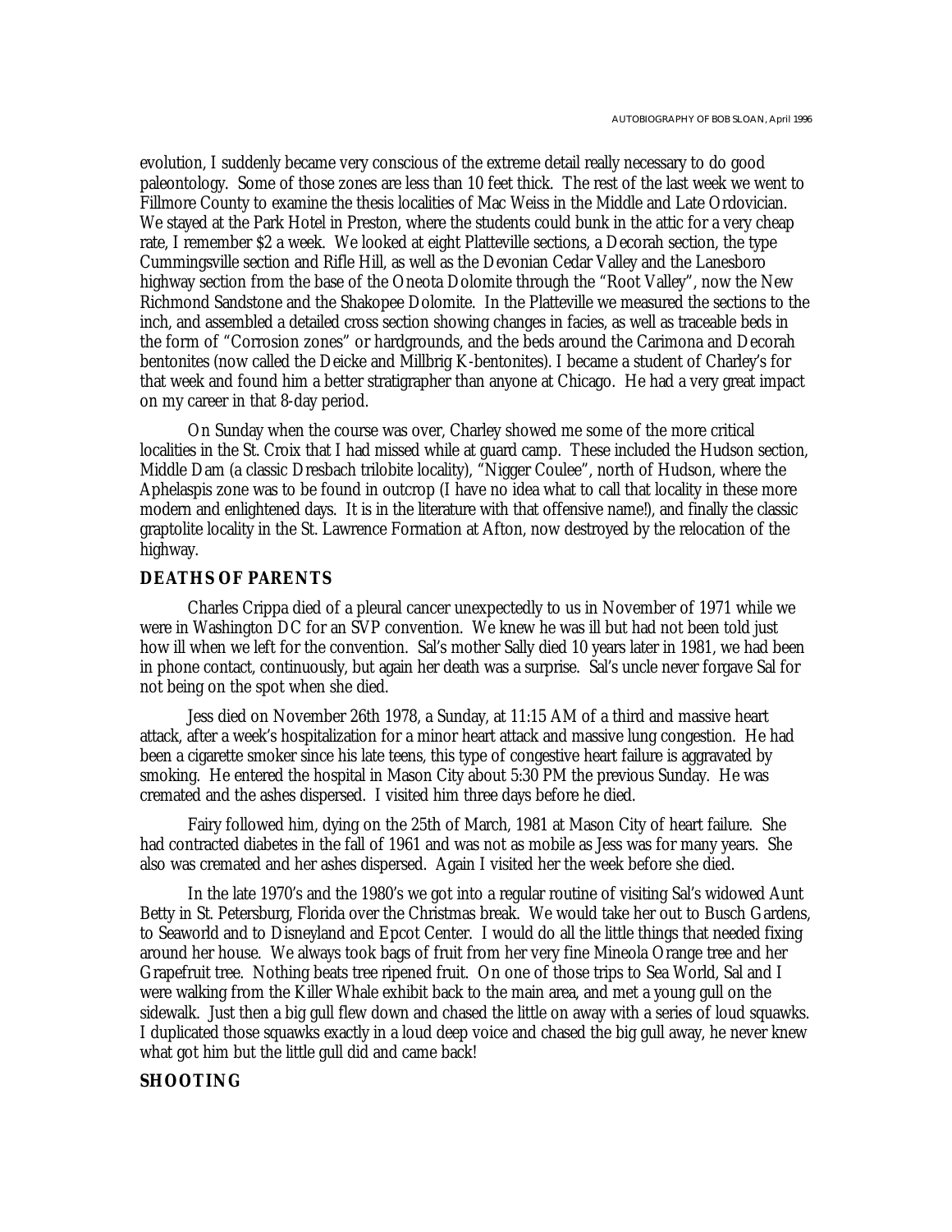evolution, I suddenly became very conscious of the extreme detail really necessary to do good paleontology. Some of those zones are less than 10 feet thick. The rest of the last week we went to Fillmore County to examine the thesis localities of Mac Weiss in the Middle and Late Ordovician. We stayed at the Park Hotel in Preston, where the students could bunk in the attic for a very cheap rate, I remember $2 a week. We looked at eight Platteville sections, a Decorah section, the type Cummingsville section and Rifle Hill, as well as the Devonian Cedar Valley and the Lanesboro highway section from the base of the Oneota Dolomite through the "Root Valley", now the New Richmond Sandstone and the Shakopee Dolomite. In the Platteville we measured the sections to the inch, and assembled a detailed cross section showing changes in facies, as well as traceable beds in the form of "Corrosion zones" or hardgrounds, and the beds around the Carimona and Decorah bentonites (now called the Deicke and Millbrig K-bentonites). I became a student of Charley's for that week and found him a better stratigrapher than anyone at Chicago. He had a very great impact on my career in that 8-day period.

On Sunday when the course was over, Charley showed me some of the more critical localities in the St. Croix that I had missed while at guard camp. These included the Hudson section, Middle Dam (a classic Dresbach trilobite locality), "Nigger Coulee", north of Hudson, where the Aphelaspis zone was to be found in outcrop (I have no idea what to call that locality in these more modern and enlightened days. It is in the literature with that offensive name!), and finally the classic graptolite locality in the St. Lawrence Formation at Afton, now destroyed by the relocation of the highway.

## DEATHS OF PARENTS

Charles Crippa died of a pleural cancer unexpectedly to us in November of 1971 while we were in Washington DC for an SVP convention. We knew he was ill but had not been told just how ill when we left for the convention. Sal's mother Sally died 10 years later in 1981, we had been in phone contact, continuously, but again her death was a surprise. Sal's uncle never forgave Sal for not being on the spot when she died.

Jess died on November 26th 1978, a Sunday, at 11:15 AM of a third and massive heart attack, after a week's hospitalization for a minor heart attack and massive lung congestion. He had been a cigarette smoker since his late teens, this type of congestive heart failure is aggravated by smoking. He entered the hospital in Mason City about 5:30 PM the previous Sunday. He was cremated and the ashes dispersed. I visited him three days before he died.

Fairy followed him, dying on the 25th of March, 1981 at Mason City of heart failure. She had contracted diabetes in the fall of 1961 and was not as mobile as Jess was for many years. She also was cremated and her ashes dispersed. Again I visited her the week before she died.

In the late 1970's and the 1980's we got into a regular routine of visiting Sal's widowed Aunt Betty in St. Petersburg, Florida over the Christmas break. We would take her out to Busch Gardens, to Seaworld and to Disneyland and Epcot Center. I would do all the little things that needed fixing around her house. We always took bags of fruit from her very fine Mineola Orange tree and her Grapefruit tree. Nothing beats tree ripened fruit. On one of those trips to Sea World, Sal and I were walking from the Killer Whale exhibit back to the main area, and met a young gull on the sidewalk. Just then a big gull flew down and chased the little on away with a series of loud squawks. I duplicated those squawks exactly in a loud deep voice and chased the big gull away, he never knew what got him but the little gull did and came back!

## SHOOTING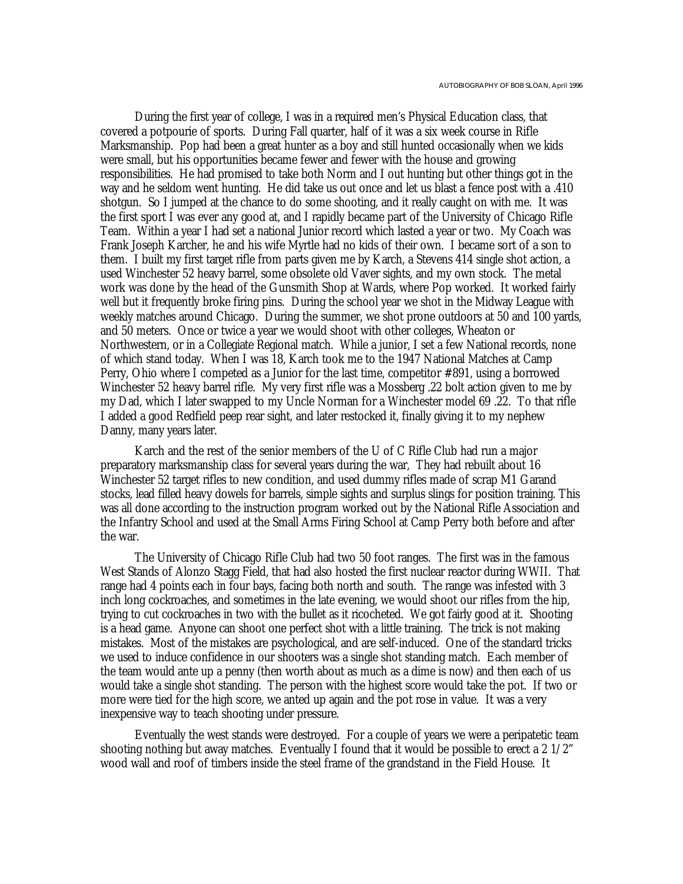During the first year of college, I was in a required men's Physical Education class, that covered a potpourie of sports. During Fall quarter, half of it was a six week course in Rifle Marksmanship. Pop had been a great hunter as a boy and still hunted occasionally when we kids were small, but his opportunities became fewer and fewer with the house and growing responsibilities. He had promised to take both Norm and I out hunting but other things got in the way and he seldom went hunting. He did take us out once and let us blast a fence post with a .410 shotgun. So I jumped at the chance to do some shooting, and it really caught on with me. It was the first sport I was ever any good at, and I rapidly became part of the University of Chicago Rifle Team. Within a year I had set a national Junior record which lasted a year or two. My Coach was Frank Joseph Karcher, he and his wife Myrtle had no kids of their own. I became sort of a son to them. I built my first target rifle from parts given me by Karch, a Stevens 414 single shot action, a used Winchester 52 heavy barrel, some obsolete old Vaver sights, and my own stock. The metal work was done by the head of the Gunsmith Shop at Wards, where Pop worked. It worked fairly well but it frequently broke firing pins. During the school year we shot in the Midway League with weekly matches around Chicago. During the summer, we shot prone outdoors at 50 and 100 yards, and 50 meters. Once or twice a year we would shoot with other colleges, Wheaton or Northwestern, or in a Collegiate Regional match. While a junior, I set a few National records, none of which stand today. When I was 18, Karch took me to the 1947 National Matches at Camp Perry, Ohio where I competed as a Junior for the last time, competitor #891, using a borrowed Winchester 52 heavy barrel rifle. My very first rifle was a Mossberg .22 bolt action given to me by my Dad, which I later swapped to my Uncle Norman for a Winchester model 69 .22. To that rifle I added a good Redfield peep rear sight, and later restocked it, finally giving it to my nephew Danny, many years later.

Karch and the rest of the senior members of the U of C Rifle Club had run a major preparatory marksmanship class for several years during the war, They had rebuilt about 16 Winchester 52 target rifles to new condition, and used dummy rifles made of scrap M1 Garand stocks, lead filled heavy dowels for barrels, simple sights and surplus slings for position training. This was all done according to the instruction program worked out by the National Rifle Association and the Infantry School and used at the Small Arms Firing School at Camp Perry both before and after the war.

The University of Chicago Rifle Club had two 50 foot ranges. The first was in the famous West Stands of Alonzo Stagg Field, that had also hosted the first nuclear reactor during WWII. That range had 4 points each in four bays, facing both north and south. The range was infested with 3 inch long cockroaches, and sometimes in the late evening, we would shoot our rifles from the hip, trying to cut cockroaches in two with the bullet as it ricocheted. We got fairly good at it. Shooting is a head game. Anyone can shoot one perfect shot with a little training. The trick is not making mistakes. Most of the mistakes are psychological, and are self-induced. One of the standard tricks we used to induce confidence in our shooters was a single shot standing match. Each member of the team would ante up a penny (then worth about as much as a dime is now) and then each of us would take a single shot standing. The person with the highest score would take the pot. If two or more were tied for the high score, we anted up again and the pot rose in value. It was a very inexpensive way to teach shooting under pressure.

Eventually the west stands were destroyed. For a couple of years we were a peripatetic team shooting nothing but away matches. Eventually I found that it would be possible to erect a 2 1/2" wood wall and roof of timbers inside the steel frame of the grandstand in the Field House. It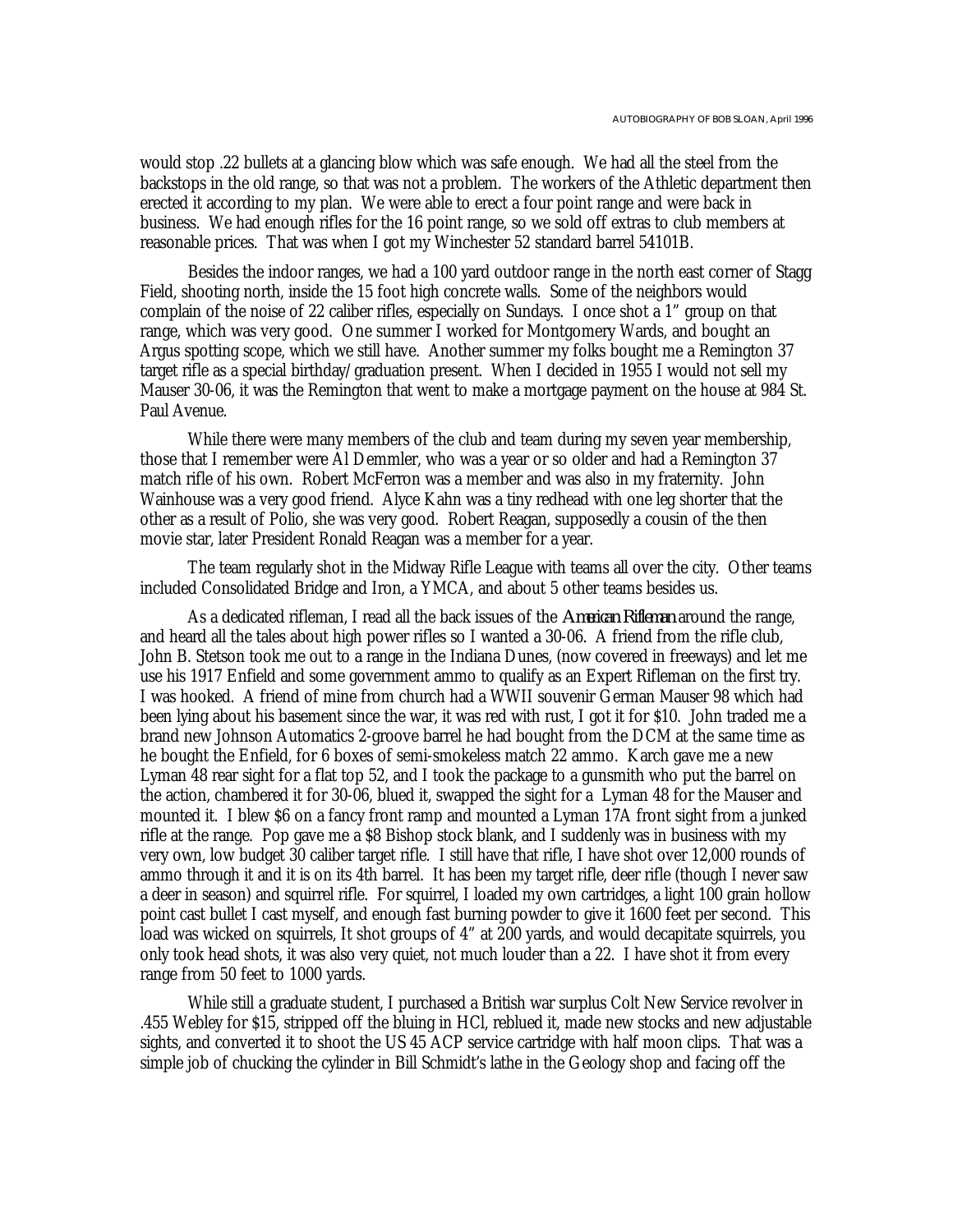would stop .22 bullets at a glancing blow which was safe enough. We had all the steel from the backstops in the old range, so that was not a problem. The workers of the Athletic department then erected it according to my plan. We were able to erect a four point range and were back in business. We had enough rifles for the 16 point range, so we sold off extras to club members at reasonable prices. That was when I got my Winchester 52 standard barrel 54101B.

Besides the indoor ranges, we had a 100 yard outdoor range in the north east corner of Stagg Field, shooting north, inside the 15 foot high concrete walls. Some of the neighbors would complain of the noise of 22 caliber rifles, especially on Sundays. I once shot a 1" group on that range, which was very good. One summer I worked for Montgomery Wards, and bought an Argus spotting scope, which we still have. Another summer my folks bought me a Remington 37 target rifle as a special birthday/graduation present. When I decided in 1955 I would not sell my Mauser 30-06, it was the Remington that went to make a mortgage payment on the house at 984 St. Paul Avenue.

While there were many members of the club and team during my seven year membership, those that I remember were Al Demmler, who was a year or so older and had a Remington 37 match rifle of his own. Robert McFerron was a member and was also in my fraternity. John Wainhouse was a very good friend. Alyce Kahn was a tiny redhead with one leg shorter that the other as a result of Polio, she was very good. Robert Reagan, supposedly a cousin of the then movie star, later President Ronald Reagan was a member for a year.

The team regularly shot in the Midway Rifle League with teams all over the city. Other teams included Consolidated Bridge and Iron, a YMCA, and about 5 other teams besides us.

As a dedicated rifleman, I read all the back issues of the *American Rifleman* around the range, and heard all the tales about high power rifles so I wanted a 30-06. A friend from the rifle club, John B. Stetson took me out to a range in the Indiana Dunes, (now covered in freeways) and let me use his 1917 Enfield and some government ammo to qualify as an Expert Rifleman on the first try. I was hooked. A friend of mine from church had a WWII souvenir German Mauser 98 which had been lying about his basement since the war, it was red with rust, I got it for $10. John traded me a brand new Johnson Automatics 2-groove barrel he had bought from the DCM at the same time as he bought the Enfield, for 6 boxes of semi-smokeless match 22 ammo. Karch gave me a new Lyman 48 rear sight for a flat top 52, and I took the package to a gunsmith who put the barrel on the action, chambered it for 30-06, blued it, swapped the sight for a Lyman 48 for the Mauser and mounted it. I blew $6 on a fancy front ramp and mounted a Lyman 17A front sight from a junked rifle at the range. Pop gave me a $8 Bishop stock blank, and I suddenly was in business with my very own, low budget 30 caliber target rifle. I still have that rifle, I have shot over 12,000 rounds of ammo through it and it is on its 4th barrel. It has been my target rifle, deer rifle (though I never saw a deer in season) and squirrel rifle. For squirrel, I loaded my own cartridges, a light 100 grain hollow point cast bullet I cast myself, and enough fast burning powder to give it 1600 feet per second. This load was wicked on squirrels, It shot groups of 4" at 200 yards, and would decapitate squirrels, you only took head shots, it was also very quiet, not much louder than a 22. I have shot it from every range from 50 feet to 1000 yards.

While still a graduate student, I purchased a British war surplus Colt New Service revolver in .455 Webley for $15, stripped off the bluing in HCl, reblued it, made new stocks and new adjustable sights, and converted it to shoot the US 45 ACP service cartridge with half moon clips. That was a simple job of chucking the cylinder in Bill Schmidt's lathe in the Geology shop and facing off the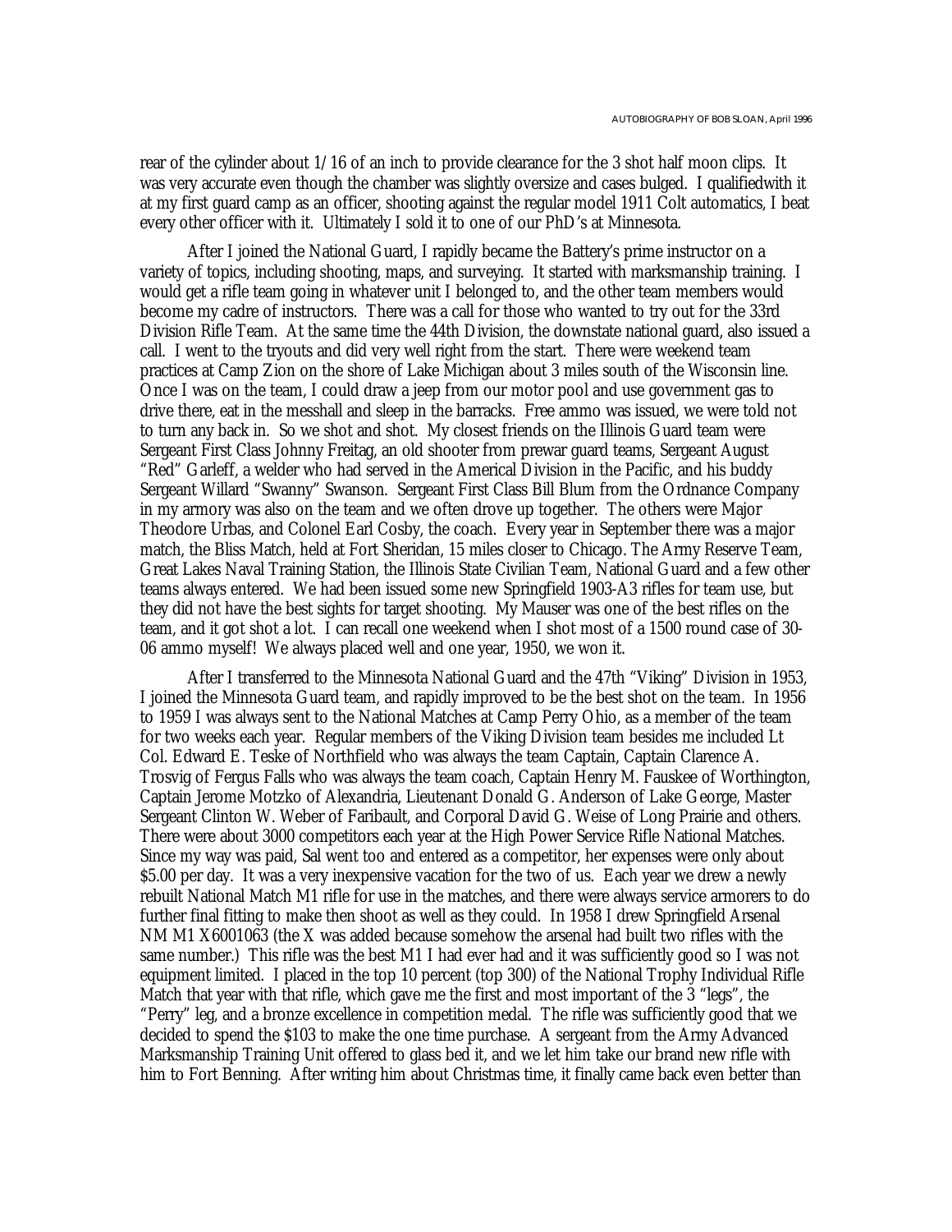rear of the cylinder about 1/16 of an inch to provide clearance for the 3 shot half moon clips. It was very accurate even though the chamber was slightly oversize and cases bulged. I qualifiedwith it at my first guard camp as an officer, shooting against the regular model 1911 Colt automatics, I beat every other officer with it. Ultimately I sold it to one of our PhD's at Minnesota.

After I joined the National Guard, I rapidly became the Battery's prime instructor on a variety of topics, including shooting, maps, and surveying. It started with marksmanship training. I would get a rifle team going in whatever unit I belonged to, and the other team members would become my cadre of instructors. There was a call for those who wanted to try out for the 33rd Division Rifle Team. At the same time the 44th Division, the downstate national guard, also issued a call. I went to the tryouts and did very well right from the start. There were weekend team practices at Camp Zion on the shore of Lake Michigan about 3 miles south of the Wisconsin line. Once I was on the team, I could draw a jeep from our motor pool and use government gas to drive there, eat in the messhall and sleep in the barracks. Free ammo was issued, we were told not to turn any back in. So we shot and shot. My closest friends on the Illinois Guard team were Sergeant First Class Johnny Freitag, an old shooter from prewar guard teams, Sergeant August "Red" Garleff, a welder who had served in the Americal Division in the Pacific, and his buddy Sergeant Willard "Swanny" Swanson. Sergeant First Class Bill Blum from the Ordnance Company in my armory was also on the team and we often drove up together. The others were Major Theodore Urbas, and Colonel Earl Cosby, the coach. Every year in September there was a major match, the Bliss Match, held at Fort Sheridan, 15 miles closer to Chicago. The Army Reserve Team, Great Lakes Naval Training Station, the Illinois State Civilian Team, National Guard and a few other teams always entered. We had been issued some new Springfield 1903-A3 rifles for team use, but they did not have the best sights for target shooting. My Mauser was one of the best rifles on the team, and it got shot a lot. I can recall one weekend when I shot most of a 1500 round case of 30-06 ammo myself! We always placed well and one year, 1950, we won it.

After I transferred to the Minnesota National Guard and the 47th "Viking" Division in 1953, I joined the Minnesota Guard team, and rapidly improved to be the best shot on the team. In 1956 to 1959 I was always sent to the National Matches at Camp Perry Ohio, as a member of the team for two weeks each year. Regular members of the Viking Division team besides me included Lt Col. Edward E. Teske of Northfield who was always the team Captain, Captain Clarence A. Trosvig of Fergus Falls who was always the team coach, Captain Henry M. Fauskee of Worthington, Captain Jerome Motzko of Alexandria, Lieutenant Donald G. Anderson of Lake George, Master Sergeant Clinton W. Weber of Faribault, and Corporal David G. Weise of Long Prairie and others. There were about 3000 competitors each year at the High Power Service Rifle National Matches. Since my way was paid, Sal went too and entered as a competitor, her expenses were only about $5.00 per day. It was a very inexpensive vacation for the two of us. Each year we drew a newly rebuilt National Match M1 rifle for use in the matches, and there were always service armorers to do further final fitting to make then shoot as well as they could. In 1958 I drew Springfield Arsenal NM M1 X6001063 (the X was added because somehow the arsenal had built two rifles with the same number.) This rifle was the best M1 I had ever had and it was sufficiently good so I was not equipment limited. I placed in the top 10 percent (top 300) of the National Trophy Individual Rifle Match that year with that rifle, which gave me the first and most important of the 3 "legs", the "Perry" leg, and a bronze excellence in competition medal. The rifle was sufficiently good that we decided to spend the $103 to make the one time purchase. A sergeant from the Army Advanced Marksmanship Training Unit offered to glass bed it, and we let him take our brand new rifle with him to Fort Benning. After writing him about Christmas time, it finally came back even better than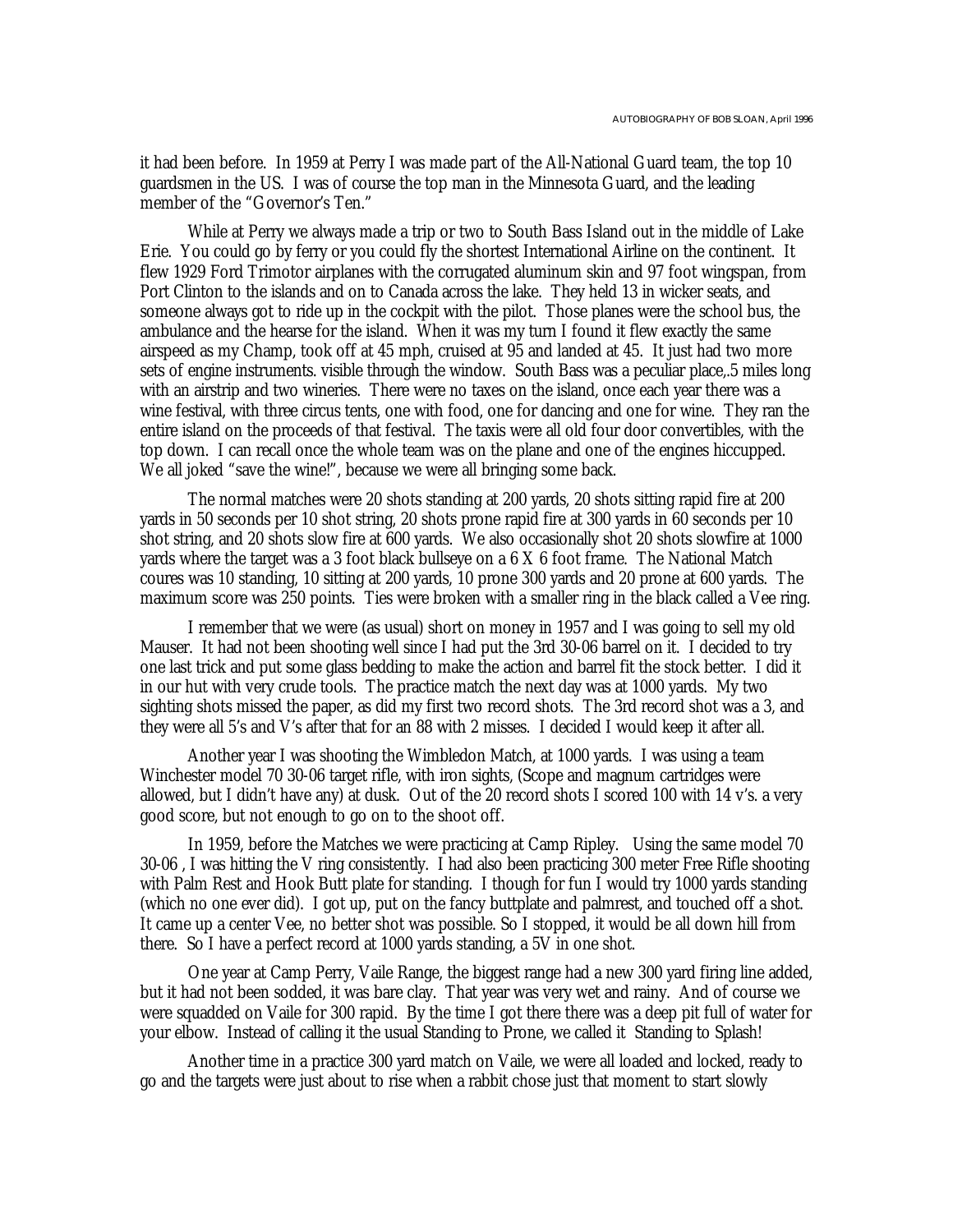it had been before. In 1959 at Perry I was made part of the All-National Guard team, the top 10 guardsmen in the US. I was of course the top man in the Minnesota Guard, and the leading member of the "Governor's Ten."

While at Perry we always made a trip or two to South Bass Island out in the middle of Lake Erie. You could go by ferry or you could fly the shortest International Airline on the continent. It flew 1929 Ford Trimotor airplanes with the corrugated aluminum skin and 97 foot wingspan, from Port Clinton to the islands and on to Canada across the lake. They held 13 in wicker seats, and someone always got to ride up in the cockpit with the pilot. Those planes were the school bus, the ambulance and the hearse for the island. When it was my turn I found it flew exactly the same airspeed as my Champ, took off at 45 mph, cruised at 95 and landed at 45. It just had two more sets of engine instruments. visible through the window. South Bass was a peculiar place,.5 miles long with an airstrip and two wineries. There were no taxes on the island, once each year there was a wine festival, with three circus tents, one with food, one for dancing and one for wine. They ran the entire island on the proceeds of that festival. The taxis were all old four door convertibles, with the top down. I can recall once the whole team was on the plane and one of the engines hiccupped. We all joked "save the wine!", because we were all bringing some back.

The normal matches were 20 shots standing at 200 yards, 20 shots sitting rapid fire at 200 yards in 50 seconds per 10 shot string, 20 shots prone rapid fire at 300 yards in 60 seconds per 10 shot string, and 20 shots slow fire at 600 yards. We also occasionally shot 20 shots slowfire at 1000 yards where the target was a 3 foot black bullseye on a 6 X 6 foot frame. The National Match coures was 10 standing, 10 sitting at 200 yards, 10 prone 300 yards and 20 prone at 600 yards. The maximum score was 250 points. Ties were broken with a smaller ring in the black called a Vee ring.

I remember that we were (as usual) short on money in 1957 and I was going to sell my old Mauser. It had not been shooting well since I had put the 3rd 30-06 barrel on it. I decided to try one last trick and put some glass bedding to make the action and barrel fit the stock better. I did it in our hut with very crude tools. The practice match the next day was at 1000 yards. My two sighting shots missed the paper, as did my first two record shots. The 3rd record shot was a 3, and they were all 5's and V's after that for an 88 with 2 misses. I decided I would keep it after all.

Another year I was shooting the Wimbledon Match, at 1000 yards. I was using a team Winchester model 70 30-06 target rifle, with iron sights, (Scope and magnum cartridges were allowed, but I didn't have any) at dusk. Out of the 20 record shots I scored 100 with 14 v's. a very good score, but not enough to go on to the shoot off.

In 1959, before the Matches we were practicing at Camp Ripley. Using the same model 70 30-06 , I was hitting the V ring consistently. I had also been practicing 300 meter Free Rifle shooting with Palm Rest and Hook Butt plate for standing. I though for fun I would try 1000 yards standing (which no one ever did). I got up, put on the fancy buttplate and palmrest, and touched off a shot. It came up a center Vee, no better shot was possible. So I stopped, it would be all down hill from there. So I have a perfect record at 1000 yards standing, a 5V in one shot.

One year at Camp Perry, Vaile Range, the biggest range had a new 300 yard firing line added, but it had not been sodded, it was bare clay. That year was very wet and rainy. And of course we were squadded on Vaile for 300 rapid. By the time I got there there was a deep pit full of water for your elbow. Instead of calling it the usual Standing to Prone, we called it Standing to Splash!

Another time in a practice 300 yard match on Vaile, we were all loaded and locked, ready to go and the targets were just about to rise when a rabbit chose just that moment to start slowly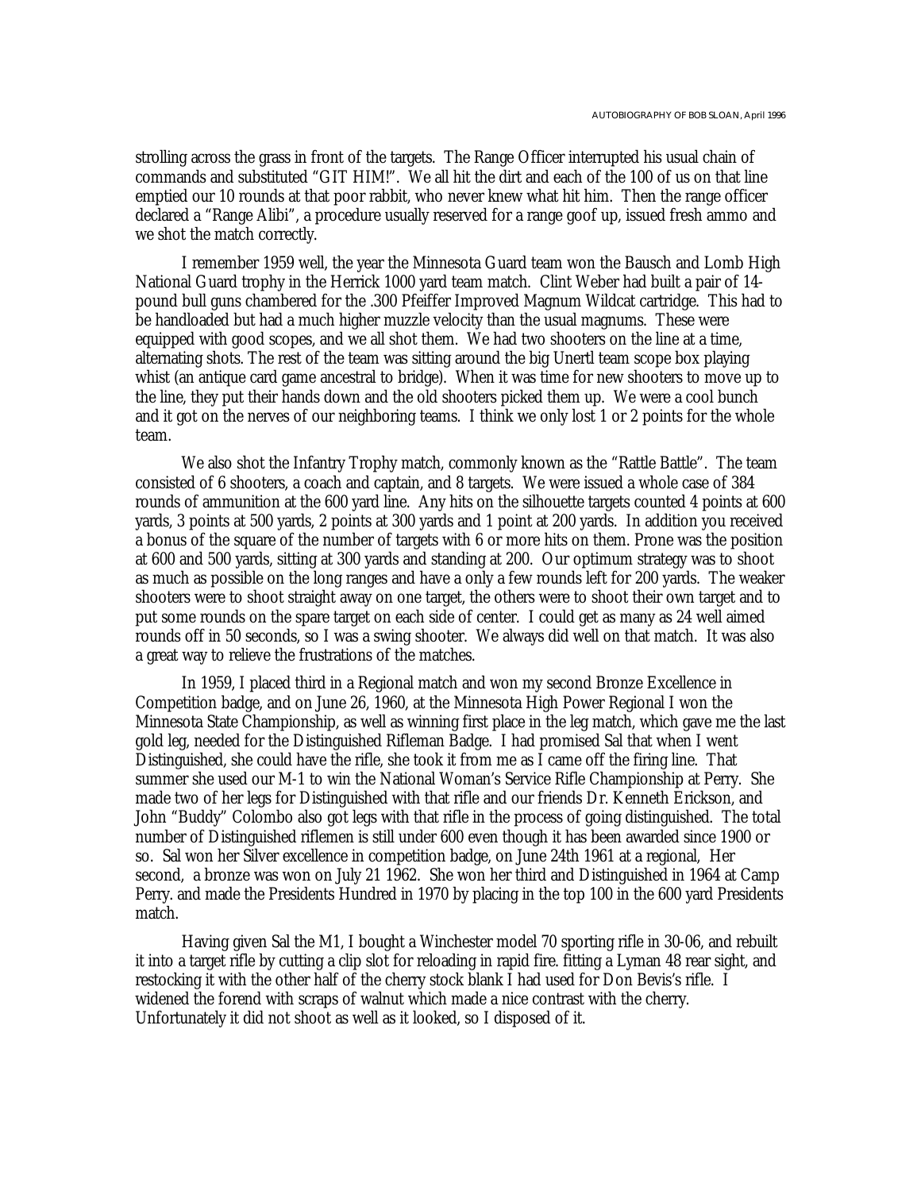strolling across the grass in front of the targets. The Range Officer interrupted his usual chain of commands and substituted "GIT HIM!". We all hit the dirt and each of the 100 of us on that line emptied our 10 rounds at that poor rabbit, who never knew what hit him. Then the range officer declared a "Range Alibi", a procedure usually reserved for a range goof up, issued fresh ammo and we shot the match correctly.

I remember 1959 well, the year the Minnesota Guard team won the Bausch and Lomb High National Guard trophy in the Herrick 1000 yard team match. Clint Weber had built a pair of 14-pound bull guns chambered for the .300 Pfeiffer Improved Magnum Wildcat cartridge. This had to be handloaded but had a much higher muzzle velocity than the usual magnums. These were equipped with good scopes, and we all shot them. We had two shooters on the line at a time, alternating shots. The rest of the team was sitting around the big Unertl team scope box playing whist (an antique card game ancestral to bridge). When it was time for new shooters to move up to the line, they put their hands down and the old shooters picked them up. We were a cool bunch and it got on the nerves of our neighboring teams. I think we only lost 1 or 2 points for the whole team.

We also shot the Infantry Trophy match, commonly known as the "Rattle Battle". The team consisted of 6 shooters, a coach and captain, and 8 targets. We were issued a whole case of 384 rounds of ammunition at the 600 yard line. Any hits on the silhouette targets counted 4 points at 600 yards, 3 points at 500 yards, 2 points at 300 yards and 1 point at 200 yards. In addition you received a bonus of the square of the number of targets with 6 or more hits on them. Prone was the position at 600 and 500 yards, sitting at 300 yards and standing at 200. Our optimum strategy was to shoot as much as possible on the long ranges and have a only a few rounds left for 200 yards. The weaker shooters were to shoot straight away on one target, the others were to shoot their own target and to put some rounds on the spare target on each side of center. I could get as many as 24 well aimed rounds off in 50 seconds, so I was a swing shooter. We always did well on that match. It was also a great way to relieve the frustrations of the matches.

In 1959, I placed third in a Regional match and won my second Bronze Excellence in Competition badge, and on June 26, 1960, at the Minnesota High Power Regional I won the Minnesota State Championship, as well as winning first place in the leg match, which gave me the last gold leg, needed for the Distinguished Rifleman Badge. I had promised Sal that when I went Distinguished, she could have the rifle, she took it from me as I came off the firing line. That summer she used our M-1 to win the National Woman's Service Rifle Championship at Perry. She made two of her legs for Distinguished with that rifle and our friends Dr. Kenneth Erickson, and John "Buddy" Colombo also got legs with that rifle in the process of going distinguished. The total number of Distinguished riflemen is still under 600 even though it has been awarded since 1900 or so. Sal won her Silver excellence in competition badge, on June 24th 1961 at a regional, Her second, a bronze was won on July 21 1962. She won her third and Distinguished in 1964 at Camp Perry. and made the Presidents Hundred in 1970 by placing in the top 100 in the 600 yard Presidents match.

Having given Sal the M1, I bought a Winchester model 70 sporting rifle in 30-06, and rebuilt it into a target rifle by cutting a clip slot for reloading in rapid fire. fitting a Lyman 48 rear sight, and restocking it with the other half of the cherry stock blank I had used for Don Bevis's rifle. I widened the forend with scraps of walnut which made a nice contrast with the cherry. Unfortunately it did not shoot as well as it looked, so I disposed of it.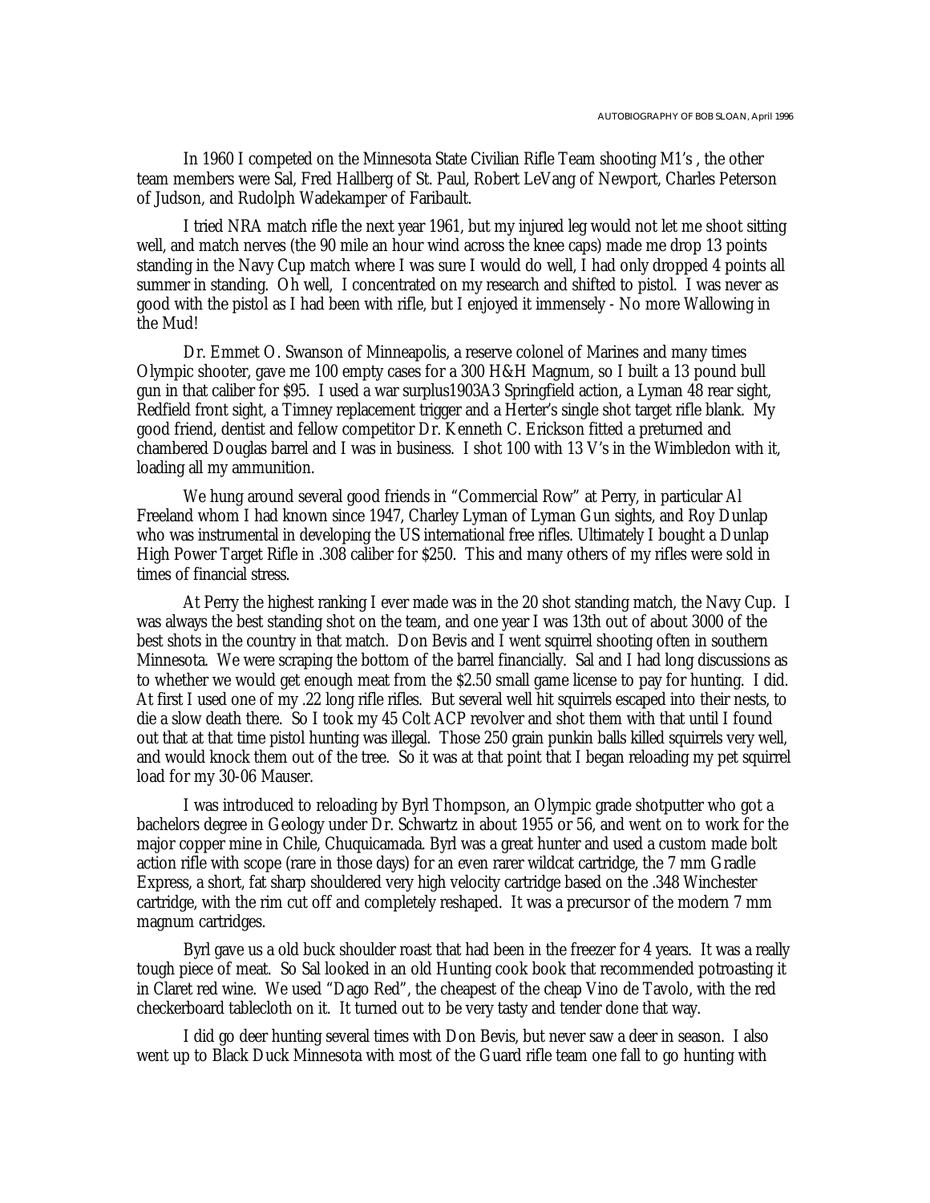In 1960 I competed on the Minnesota State Civilian Rifle Team shooting M1's , the other team members were Sal, Fred Hallberg of St. Paul, Robert LeVang of Newport, Charles Peterson of Judson, and Rudolph Wadekamper of Faribault.

I tried NRA match rifle the next year 1961, but my injured leg would not let me shoot sitting well, and match nerves (the 90 mile an hour wind across the knee caps) made me drop 13 points standing in the Navy Cup match where I was sure I would do well, I had only dropped 4 points all summer in standing. Oh well, I concentrated on my research and shifted to pistol. I was never as good with the pistol as I had been with rifle, but I enjoyed it immensely - No more Wallowing in the Mud!

Dr. Emmet O. Swanson of Minneapolis, a reserve colonel of Marines and many times Olympic shooter, gave me 100 empty cases for a 300 H&H Magnum, so I built a 13 pound bull gun in that caliber for $95. I used a war surplus1903A3 Springfield action, a Lyman 48 rear sight, Redfield front sight, a Timney replacement trigger and a Herter's single shot target rifle blank. My good friend, dentist and fellow competitor Dr. Kenneth C. Erickson fitted a preturned and chambered Douglas barrel and I was in business. I shot 100 with 13 V's in the Wimbledon with it, loading all my ammunition.

We hung around several good friends in "Commercial Row" at Perry, in particular Al Freeland whom I had known since 1947, Charley Lyman of Lyman Gun sights, and Roy Dunlap who was instrumental in developing the US international free rifles. Ultimately I bought a Dunlap High Power Target Rifle in .308 caliber for $250. This and many others of my rifles were sold in times of financial stress.

At Perry the highest ranking I ever made was in the 20 shot standing match, the Navy Cup. I was always the best standing shot on the team, and one year I was 13th out of about 3000 of the best shots in the country in that match. Don Bevis and I went squirrel shooting often in southern Minnesota. We were scraping the bottom of the barrel financially. Sal and I had long discussions as to whether we would get enough meat from the $2.50 small game license to pay for hunting. I did. At first I used one of my .22 long rifle rifles. But several well hit squirrels escaped into their nests, to die a slow death there. So I took my 45 Colt ACP revolver and shot them with that until I found out that at that time pistol hunting was illegal. Those 250 grain punkin balls killed squirrels very well, and would knock them out of the tree. So it was at that point that I began reloading my pet squirrel load for my 30-06 Mauser.

I was introduced to reloading by Byrl Thompson, an Olympic grade shotputter who got a bachelors degree in Geology under Dr. Schwartz in about 1955 or 56, and went on to work for the major copper mine in Chile, Chuquicamada. Byrl was a great hunter and used a custom made bolt action rifle with scope (rare in those days) for an even rarer wildcat cartridge, the 7 mm Gradle Express, a short, fat sharp shouldered very high velocity cartridge based on the .348 Winchester cartridge, with the rim cut off and completely reshaped. It was a precursor of the modern 7 mm magnum cartridges.

Byrl gave us a old buck shoulder roast that had been in the freezer for 4 years. It was a really tough piece of meat. So Sal looked in an old Hunting cook book that recommended potroasting it in Claret red wine. We used "Dago Red", the cheapest of the cheap Vino de Tavolo, with the red checkerboard tablecloth on it. It turned out to be very tasty and tender done that way.

I did go deer hunting several times with Don Bevis, but never saw a deer in season. I also went up to Black Duck Minnesota with most of the Guard rifle team one fall to go hunting with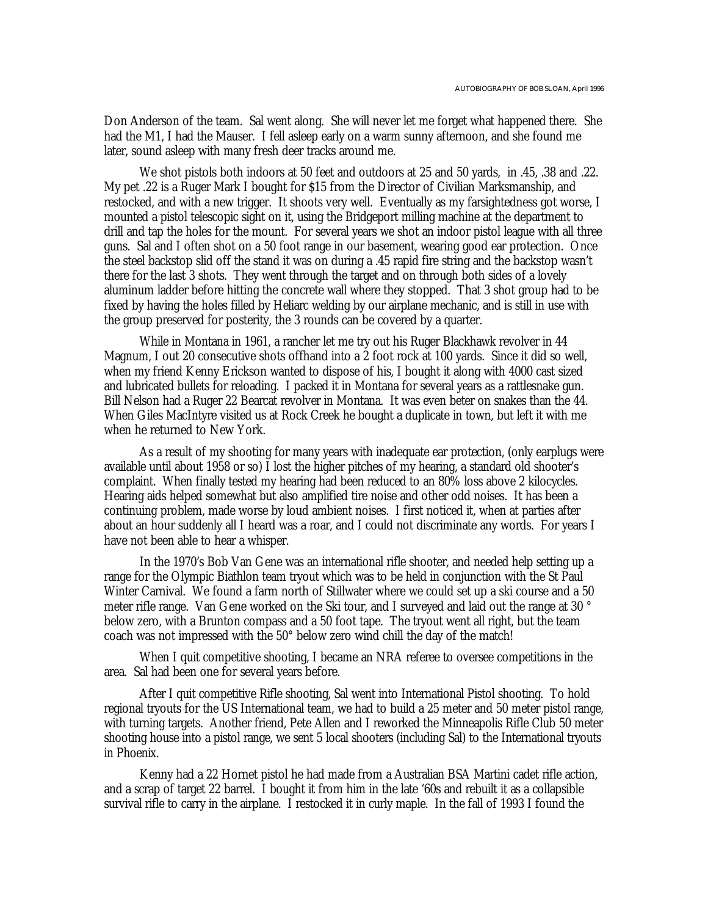Don Anderson of the team. Sal went along. She will never let me forget what happened there. She had the M1, I had the Mauser. I fell asleep early on a warm sunny afternoon, and she found me later, sound asleep with many fresh deer tracks around me.

We shot pistols both indoors at 50 feet and outdoors at 25 and 50 yards, in .45, .38 and .22. My pet .22 is a Ruger Mark I bought for $15 from the Director of Civilian Marksmanship, and restocked, and with a new trigger. It shoots very well. Eventually as my farsightedness got worse, I mounted a pistol telescopic sight on it, using the Bridgeport milling machine at the department to drill and tap the holes for the mount. For several years we shot an indoor pistol league with all three guns. Sal and I often shot on a 50 foot range in our basement, wearing good ear protection. Once the steel backstop slid off the stand it was on during a .45 rapid fire string and the backstop wasn't there for the last 3 shots. They went through the target and on through both sides of a lovely aluminum ladder before hitting the concrete wall where they stopped. That 3 shot group had to be fixed by having the holes filled by Heliarc welding by our airplane mechanic, and is still in use with the group preserved for posterity, the 3 rounds can be covered by a quarter.

While in Montana in 1961, a rancher let me try out his Ruger Blackhawk revolver in 44 Magnum, I out 20 consecutive shots offhand into a 2 foot rock at 100 yards. Since it did so well, when my friend Kenny Erickson wanted to dispose of his, I bought it along with 4000 cast sized and lubricated bullets for reloading. I packed it in Montana for several years as a rattlesnake gun. Bill Nelson had a Ruger 22 Bearcat revolver in Montana. It was even beter on snakes than the 44. When Giles MacIntyre visited us at Rock Creek he bought a duplicate in town, but left it with me when he returned to New York.

As a result of my shooting for many years with inadequate ear protection, (only earplugs were available until about 1958 or so) I lost the higher pitches of my hearing, a standard old shooter's complaint. When finally tested my hearing had been reduced to an 80% loss above 2 kilocycles. Hearing aids helped somewhat but also amplified tire noise and other odd noises. It has been a continuing problem, made worse by loud ambient noises. I first noticed it, when at parties after about an hour suddenly all I heard was a roar, and I could not discriminate any words. For years I have not been able to hear a whisper.

In the 1970's Bob Van Gene was an international rifle shooter, and needed help setting up a range for the Olympic Biathlon team tryout which was to be held in conjunction with the St Paul Winter Carnival. We found a farm north of Stillwater where we could set up a ski course and a 50 meter rifle range. Van Gene worked on the Ski tour, and I surveyed and laid out the range at 30 ° below zero, with a Brunton compass and a 50 foot tape. The tryout went all right, but the team coach was not impressed with the 50° below zero wind chill the day of the match!

When I quit competitive shooting, I became an NRA referee to oversee competitions in the area. Sal had been one for several years before.

After I quit competitive Rifle shooting, Sal went into International Pistol shooting. To hold regional tryouts for the US International team, we had to build a 25 meter and 50 meter pistol range, with turning targets. Another friend, Pete Allen and I reworked the Minneapolis Rifle Club 50 meter shooting house into a pistol range, we sent 5 local shooters (including Sal) to the International tryouts in Phoenix.

Kenny had a 22 Hornet pistol he had made from a Australian BSA Martini cadet rifle action, and a scrap of target 22 barrel. I bought it from him in the late '60s and rebuilt it as a collapsible survival rifle to carry in the airplane. I restocked it in curly maple. In the fall of 1993 I found the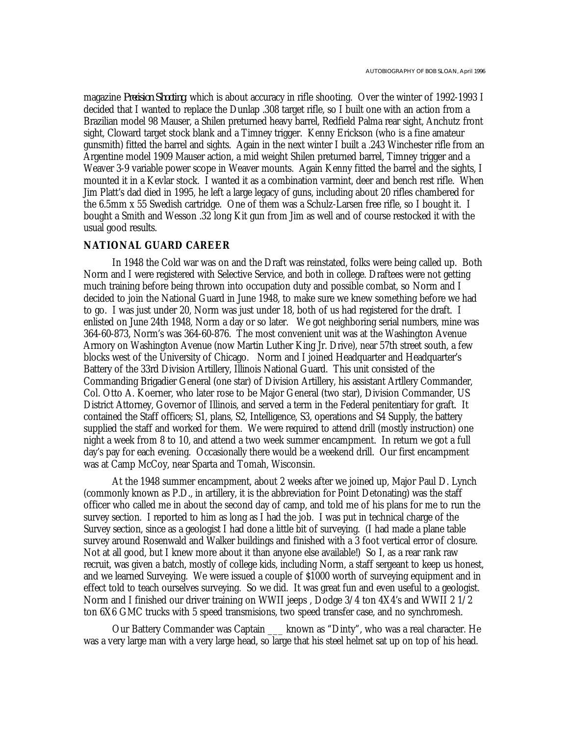magazine *Precision Shooting*, which is about accuracy in rifle shooting. Over the winter of 1992-1993 I decided that I wanted to replace the Dunlap .308 target rifle, so I built one with an action from a Brazilian model 98 Mauser, a Shilen pretured heavy barrel, Redfield Palma rear sight, Anchutz front sight, Cloward target stock blank and a Timney trigger. Kenny Erickson (who is a fine amateur gunsmith) fitted the barrel and sights. Again in the next winter I built a .243 Winchester rifle from an Argentine model 1909 Mauser action, a mid weight Shilen pretured barrel, Timney trigger and a Weaver 3-9 variable power scope in Weaver mounts. Again Kenny fitted the barrel and the sights, I mounted it in a Kevlar stock. I wanted it as a combination varmint, deer and bench rest rifle. When Jim Platt's dad died in 1995, he left a large legacy of guns, including about 20 rifles chambered for the 6.5mm x 55 Swedish cartridge. One of them was a Schulz-Larsen free rifle, so I bought it. I bought a Smith and Wesson .32 long Kit gun from Jim as well and of course restocked it with the usual good results.

## NATIONAL GUARD CAREER

In 1948 the Cold war was on and the Draft was reinstated, folks were being called up. Both Norm and I were registered with Selective Service, and both in college. Draftees were not getting much training before being thrown into occupation duty and possible combat, so Norm and I decided to join the National Guard in June 1948, to make sure we knew something before we had to go. I was just under 20, Norm was just under 18, both of us had registered for the draft. I enlisted on June 24th 1948, Norm a day or so later. We got neighboring serial numbers, mine was 364-60-873, Norm's was 364-60-876. The most convenient unit was at the Washington Avenue Armory on Washington Avenue (now Martin Luther King Jr. Drive), near 57th street south, a few blocks west of the University of Chicago. Norm and I joined Headquarter and Headquarter's Battery of the 33rd Division Artillery, Illinois National Guard. This unit consisted of the Commanding Brigadier General (one star) of Division Artillery, his assistant Artllery Commander, Col. Otto A. Koerner, who later rose to be Major General (two star), Division Commander, US District Attorney, Governor of Illinois, and served a term in the Federal penitentiary for graft. It contained the Staff officers; S1, plans, S2, Intelligence, S3, operations and S4 Supply, the battery supplied the staff and worked for them. We were required to attend drill (mostly instruction) one night a week from 8 to 10, and attend a two week summer encampment. In return we got a full day's pay for each evening. Occasionally there would be a weekend drill. Our first encampment was at Camp McCoy, near Sparta and Tomah, Wisconsin.

At the 1948 summer encampment, about 2 weeks after we joined up, Major Paul D. Lynch (commonly known as P.D., in artillery, it is the abbreviation for Point Detonating) was the staff officer who called me in about the second day of camp, and told me of his plans for me to run the survey section. I reported to him as long as I had the job. I was put in technical charge of the Survey section, since as a geologist I had done a little bit of surveying. (I had made a plane table survey around Rosenwald and Walker buildings and finished with a 3 foot vertical error of closure. Not at all good, but I knew more about it than anyone else available!) So I, as a rear rank raw recruit, was given a batch, mostly of college kids, including Norm, a staff sergeant to keep us honest, and we learned Surveying. We were issued a couple of $1000 worth of surveying equipment and in effect told to teach ourselves surveying. So we did. It was great fun and even useful to a geologist. Norm and I finished our driver training on WWII jeeps , Dodge 3/4 ton 4X4's and WWII 2 1/2 ton 6X6 GMC trucks with 5 speed transmisions, two speed transfer case, and no synchromesh.

Our Battery Commander was Captain ___ known as "Dinty", who was a real character. He was a very large man with a very large head, so large that his steel helmet sat up on top of his head.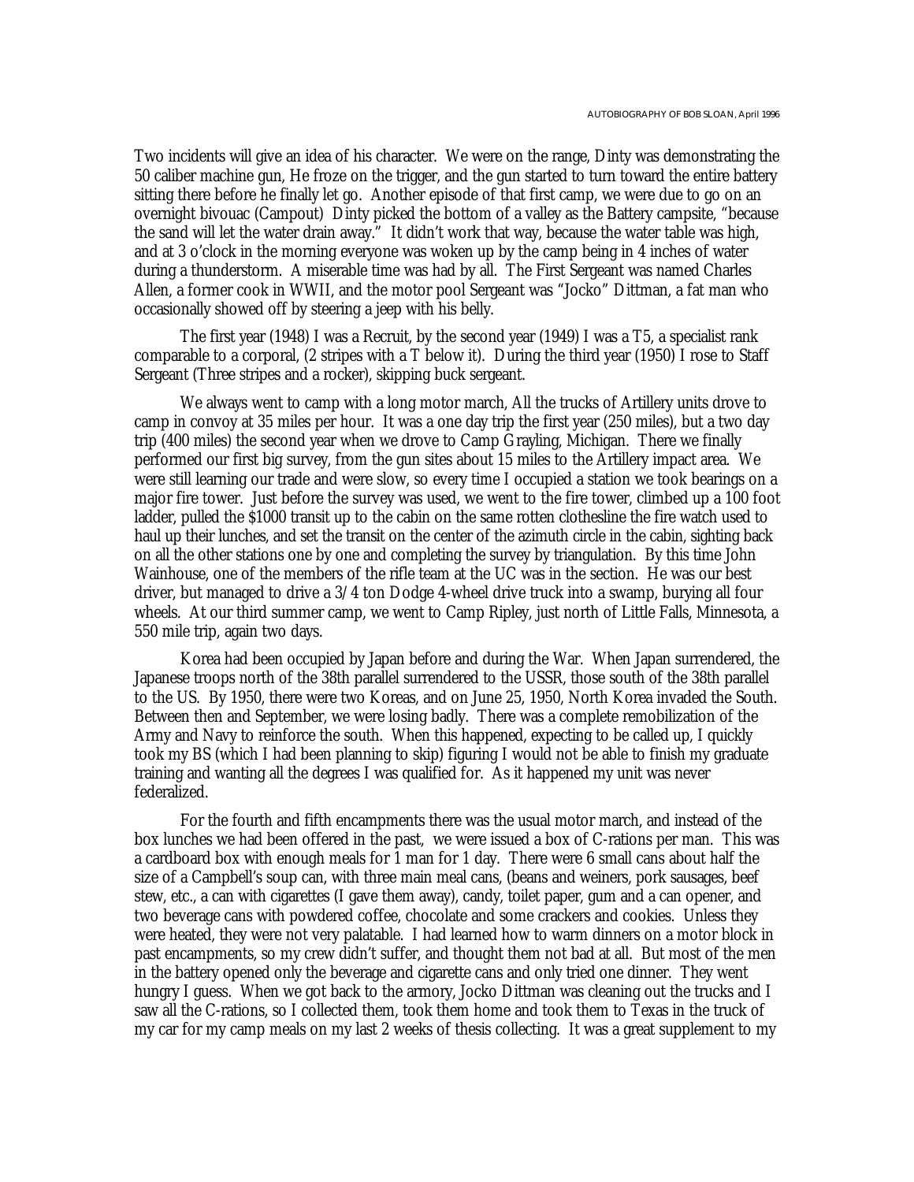Two incidents will give an idea of his character. We were on the range, Dinty was demonstrating the 50 caliber machine gun, He froze on the trigger, and the gun started to turn toward the entire battery sitting there before he finally let go. Another episode of that first camp, we were due to go on an overnight bivouac (Campout) Dinty picked the bottom of a valley as the Battery campsite, "because the sand will let the water drain away." It didn't work that way, because the water table was high, and at 3 o'clock in the morning everyone was woken up by the camp being in 4 inches of water during a thunderstorm. A miserable time was had by all. The First Sergeant was named Charles Allen, a former cook in WWII, and the motor pool Sergeant was "Jocko" Dittman, a fat man who occasionally showed off by steering a jeep with his belly.

The first year (1948) I was a Recruit, by the second year (1949) I was a T5, a specialist rank comparable to a corporal, (2 stripes with a T below it). During the third year (1950) I rose to Staff Sergeant (Three stripes and a rocker), skipping buck sergeant.

We always went to camp with a long motor march, All the trucks of Artillery units drove to camp in convoy at 35 miles per hour. It was a one day trip the first year (250 miles), but a two day trip (400 miles) the second year when we drove to Camp Grayling, Michigan. There we finally performed our first big survey, from the gun sites about 15 miles to the Artillery impact area. We were still learning our trade and were slow, so every time I occupied a station we took bearings on a major fire tower. Just before the survey was used, we went to the fire tower, climbed up a 100 foot ladder, pulled the $1000 transit up to the cabin on the same rotten clothesline the fire watch used to haul up their lunches, and set the transit on the center of the azimuth circle in the cabin, sighting back on all the other stations one by one and completing the survey by triangulation. By this time John Wainhouse, one of the members of the rifle team at the UC was in the section. He was our best driver, but managed to drive a 3/4 ton Dodge 4-wheel drive truck into a swamp, burying all four wheels. At our third summer camp, we went to Camp Ripley, just north of Little Falls, Minnesota, a 550 mile trip, again two days.

Korea had been occupied by Japan before and during the War. When Japan surrendered, the Japanese troops north of the 38th parallel surrendered to the USSR, those south of the 38th parallel to the US. By 1950, there were two Koreas, and on June 25, 1950, North Korea invaded the South. Between then and September, we were losing badly. There was a complete remobilization of the Army and Navy to reinforce the south. When this happened, expecting to be called up, I quickly took my BS (which I had been planning to skip) figuring I would not be able to finish my graduate training and wanting all the degrees I was qualified for. As it happened my unit was never federalized.

For the fourth and fifth encampments there was the usual motor march, and instead of the box lunches we had been offered in the past, we were issued a box of C-rations per man. This was a cardboard box with enough meals for 1 man for 1 day. There were 6 small cans about half the size of a Campbell's soup can, with three main meal cans, (beans and weiners, pork sausages, beef stew, etc., a can with cigarettes (I gave them away), candy, toilet paper, gum and a can opener, and two beverage cans with powdered coffee, chocolate and some crackers and cookies. Unless they were heated, they were not very palatable. I had learned how to warm dinners on a motor block in past encampments, so my crew didn't suffer, and thought them not bad at all. But most of the men in the battery opened only the beverage and cigarette cans and only tried one dinner. They went hungry I guess. When we got back to the armory, Jocko Dittman was cleaning out the trucks and I saw all the C-rations, so I collected them, took them home and took them to Texas in the truck of my car for my camp meals on my last 2 weeks of thesis collecting. It was a great supplement to my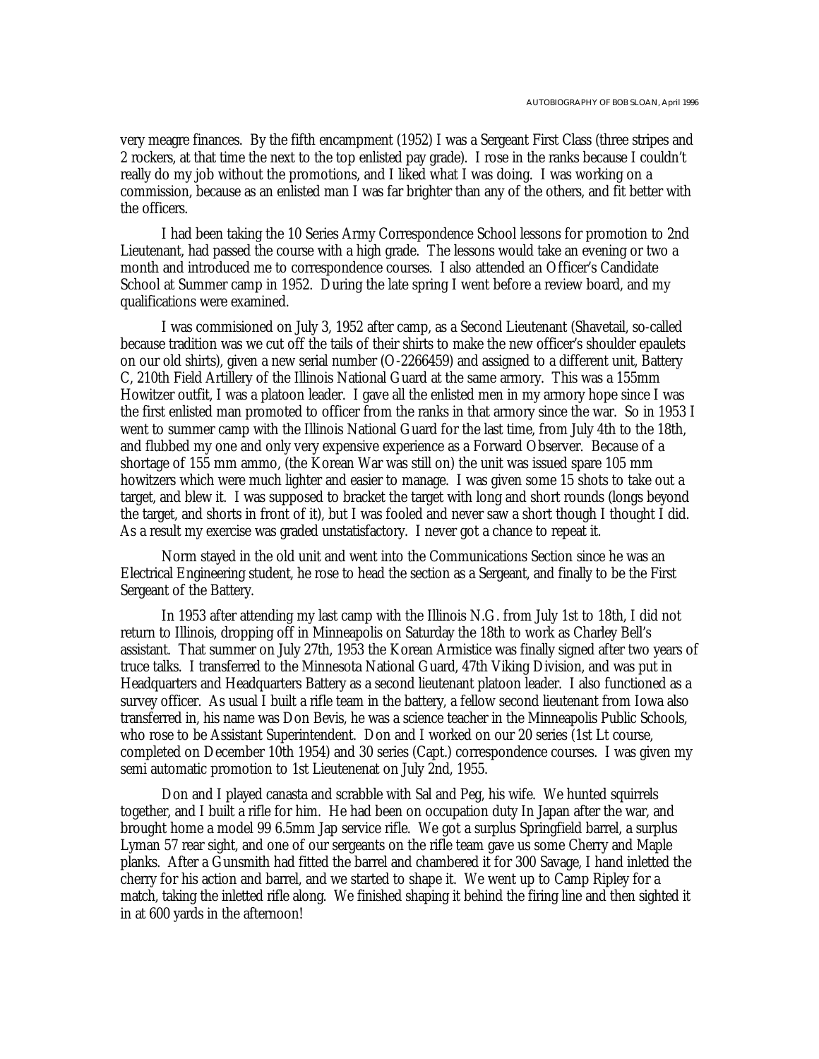very meagre finances. By the fifth encampment (1952) I was a Sergeant First Class (three stripes and 2 rockers, at that time the next to the top enlisted pay grade). I rose in the ranks because I couldn't really do my job without the promotions, and I liked what I was doing. I was working on a commission, because as an enlisted man I was far brighter than any of the others, and fit better with the officers.

I had been taking the 10 Series Army Correspondence School lessons for promotion to 2nd Lieutenant, had passed the course with a high grade. The lessons would take an evening or two a month and introduced me to correspondence courses. I also attended an Officer's Candidate School at Summer camp in 1952. During the late spring I went before a review board, and my qualifications were examined.

I was commisioned on July 3, 1952 after camp, as a Second Lieutenant (Shavetail, so-called because tradition was we cut off the tails of their shirts to make the new officer's shoulder epaulets on our old shirts), given a new serial number (O-2266459) and assigned to a different unit, Battery C, 210th Field Artillery of the Illinois National Guard at the same armory. This was a 155mm Howitzer outfit, I was a platoon leader. I gave all the enlisted men in my armory hope since I was the first enlisted man promoted to officer from the ranks in that armory since the war. So in 1953 I went to summer camp with the Illinois National Guard for the last time, from July 4th to the 18th, and flubbed my one and only very expensive experience as a Forward Observer. Because of a shortage of 155 mm ammo, (the Korean War was still on) the unit was issued spare 105 mm howitzers which were much lighter and easier to manage. I was given some 15 shots to take out a target, and blew it. I was supposed to bracket the target with long and short rounds (longs beyond the target, and shorts in front of it), but I was fooled and never saw a short though I thought I did. As a result my exercise was graded unstatisfactory. I never got a chance to repeat it.

Norm stayed in the old unit and went into the Communications Section since he was an Electrical Engineering student, he rose to head the section as a Sergeant, and finally to be the First Sergeant of the Battery.

In 1953 after attending my last camp with the Illinois N.G. from July 1st to 18th, I did not return to Illinois, dropping off in Minneapolis on Saturday the 18th to work as Charley Bell's assistant. That summer on July 27th, 1953 the Korean Armistice was finally signed after two years of truce talks. I transferred to the Minnesota National Guard, 47th Viking Division, and was put in Headquarters and Headquarters Battery as a second lieutenant platoon leader. I also functioned as a survey officer. As usual I built a rifle team in the battery, a fellow second lieutenant from Iowa also transferred in, his name was Don Bevis, he was a science teacher in the Minneapolis Public Schools, who rose to be Assistant Superintendent. Don and I worked on our 20 series (1st Lt course, completed on December 10th 1954) and 30 series (Capt.) correspondence courses. I was given my semi automatic promotion to 1st Lieutenenat on July 2nd, 1955.

Don and I played canasta and scrabble with Sal and Peg, his wife. We hunted squirrels together, and I built a rifle for him. He had been on occupation duty In Japan after the war, and brought home a model 99 6.5mm Jap service rifle. We got a surplus Springfield barrel, a surplus Lyman 57 rear sight, and one of our sergeants on the rifle team gave us some Cherry and Maple planks. After a Gunsmith had fitted the barrel and chambered it for 300 Savage, I hand inletted the cherry for his action and barrel, and we started to shape it. We went up to Camp Ripley for a match, taking the inletted rifle along. We finished shaping it behind the firing line and then sighted it in at 600 yards in the afternoon!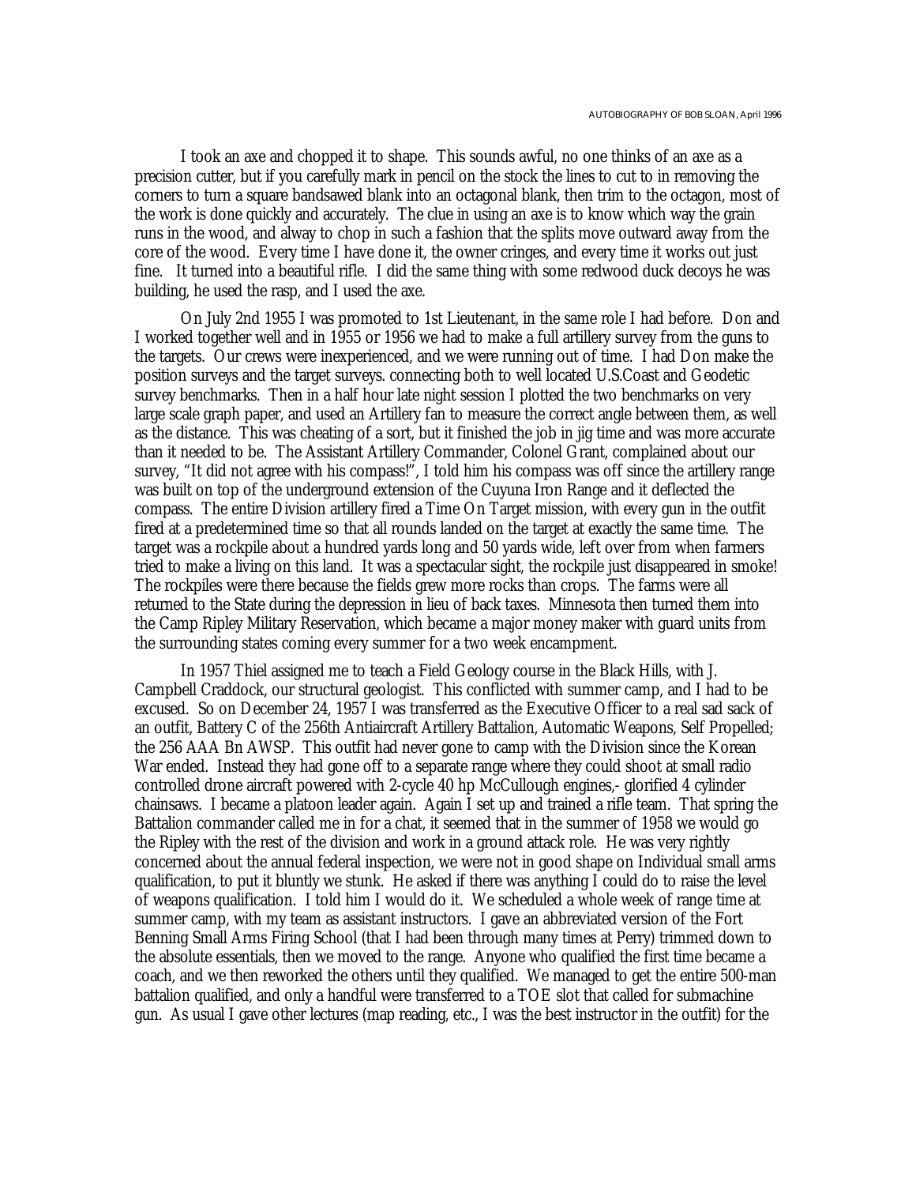I took an axe and chopped it to shape. This sounds awful, no one thinks of an axe as a precision cutter, but if you carefully mark in pencil on the stock the lines to cut to in removing the corners to turn a square bandsawed blank into an octagonal blank, then trim to the octagon, most of the work is done quickly and accurately. The clue in using an axe is to know which way the grain runs in the wood, and alway to chop in such a fashion that the splits move outward away from the core of the wood. Every time I have done it, the owner cringes, and every time it works out just fine. It turned into a beautiful rifle. I did the same thing with some redwood duck decoys he was building, he used the rasp, and I used the axe.

On July 2nd 1955 I was promoted to 1st Lieutenant, in the same role I had before. Don and I worked together well and in 1955 or 1956 we had to make a full artillery survey from the guns to the targets. Our crews were inexperienced, and we were running out of time. I had Don make the position surveys and the target surveys. connecting both to well located U.S.Coast and Geodetic survey benchmarks. Then in a half hour late night session I plotted the two benchmarks on very large scale graph paper, and used an Artillery fan to measure the correct angle between them, as well as the distance. This was cheating of a sort, but it finished the job in jig time and was more accurate than it needed to be. The Assistant Artillery Commander, Colonel Grant, complained about our survey, "It did not agree with his compass!", I told him his compass was off since the artillery range was built on top of the underground extension of the Cuyuna Iron Range and it deflected the compass. The entire Division artillery fired a Time On Target mission, with every gun in the outfit fired at a predetermined time so that all rounds landed on the target at exactly the same time. The target was a rockpile about a hundred yards long and 50 yards wide, left over from when farmers tried to make a living on this land. It was a spectacular sight, the rockpile just disappeared in smoke! The rockpiles were there because the fields grew more rocks than crops. The farms were all returned to the State during the depression in lieu of back taxes. Minnesota then turned them into the Camp Ripley Military Reservation, which became a major money maker with guard units from the surrounding states coming every summer for a two week encampment.

In 1957 Thiel assigned me to teach a Field Geology course in the Black Hills, with J. Campbell Craddock, our structural geologist. This conflicted with summer camp, and I had to be excused. So on December 24, 1957 I was transferred as the Executive Officer to a real sad sack of an outfit, Battery C of the 256th Antiaircraft Artillery Battalion, Automatic Weapons, Self Propelled; the 256 AAA Bn AWSP. This outfit had never gone to camp with the Division since the Korean War ended. Instead they had gone off to a separate range where they could shoot at small radio controlled drone aircraft powered with 2-cycle 40 hp McCullough engines,- glorified 4 cylinder chainsaws. I became a platoon leader again. Again I set up and trained a rifle team. That spring the Battalion commander called me in for a chat, it seemed that in the summer of 1958 we would go the Ripley with the rest of the division and work in a ground attack role. He was very rightly concerned about the annual federal inspection, we were not in good shape on Individual small arms qualification, to put it bluntly we stunk. He asked if there was anything I could do to raise the level of weapons qualification. I told him I would do it. We scheduled a whole week of range time at summer camp, with my team as assistant instructors. I gave an abbreviated version of the Fort Benning Small Arms Firing School (that I had been through many times at Perry) trimmed down to the absolute essentials, then we moved to the range. Anyone who qualified the first time became a coach, and we then reworked the others until they qualified. We managed to get the entire 500-man battalion qualified, and only a handful were transferred to a TOE slot that called for submachine gun. As usual I gave other lectures (map reading, etc., I was the best instructor in the outfit) for the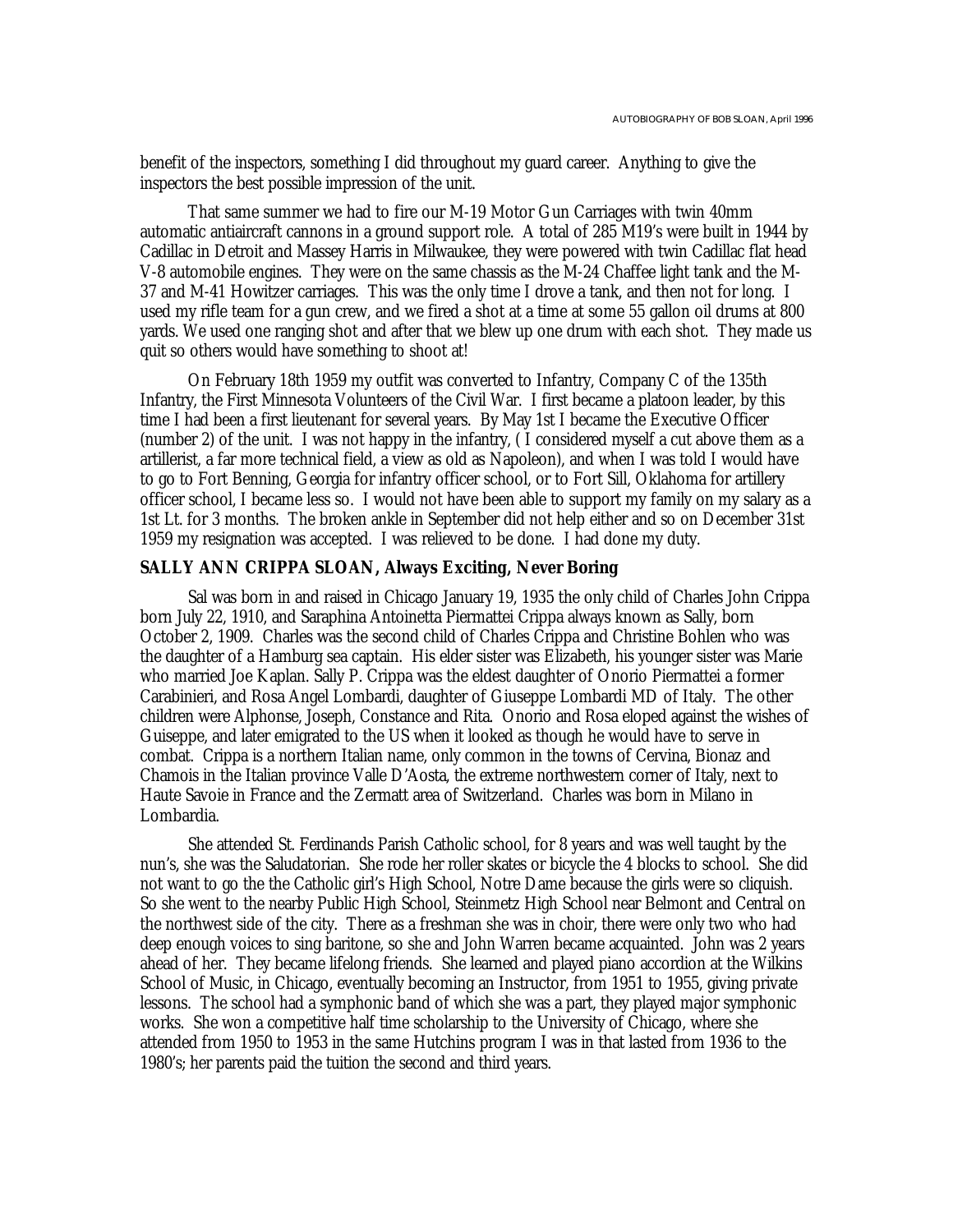benefit of the inspectors, something I did throughout my guard career. Anything to give the inspectors the best possible impression of the unit.

That same summer we had to fire our M-19 Motor Gun Carriages with twin 40mm automatic antiaircraft cannons in a ground support role. A total of 285 M19's were built in 1944 by Cadillac in Detroit and Massey Harris in Milwaukee, they were powered with twin Cadillac flat head V-8 automobile engines. They were on the same chassis as the M-24 Chaffee light tank and the M-37 and M-41 Howitzer carriages. This was the only time I drove a tank, and then not for long. I used my rifle team for a gun crew, and we fired a shot at a time at some 55 gallon oil drums at 800 yards. We used one ranging shot and after that we blew up one drum with each shot. They made us quit so others would have something to shoot at!

On February 18th 1959 my outfit was converted to Infantry, Company C of the 135th Infantry, the First Minnesota Volunteers of the Civil War. I first became a platoon leader, by this time I had been a first lieutenant for several years. By May 1st I became the Executive Officer (number 2) of the unit. I was not happy in the infantry, ( I considered myself a cut above them as a artillerist, a far more technical field, a view as old as Napoleon), and when I was told I would have to go to Fort Benning, Georgia for infantry officer school, or to Fort Sill, Oklahoma for artillery officer school, I became less so. I would not have been able to support my family on my salary as a 1st Lt. for 3 months. The broken ankle in September did not help either and so on December 31st 1959 my resignation was accepted. I was relieved to be done. I had done my duty.

**SALLY ANN CRIPPA SLOAN, Always Exciting, Never Boring**

Sal was born in and raised in Chicago January 19, 1935 the only child of Charles John Crippa born July 22, 1910, and Saraphina Antoinetta Piermattei Crippa always known as Sally, born October 2, 1909. Charles was the second child of Charles Crippa and Christine Bohlen who was the daughter of a Hamburg sea captain. His elder sister was Elizabeth, his younger sister was Marie who married Joe Kaplan. Sally P. Crippa was the eldest daughter of Onorio Piermattei a former Carabinieri, and Rosa Angel Lombardi, daughter of Giuseppe Lombardi MD of Italy. The other children were Alphonse, Joseph, Constance and Rita. Onorio and Rosa eloped against the wishes of Guiseppe, and later emigrated to the US when it looked as though he would have to serve in combat. Crippa is a northern Italian name, only common in the towns of Cervina, Bionaz and Chamois in the Italian province Valle D'Aosta, the extreme northwestern corner of Italy, next to Haute Savoie in France and the Zermatt area of Switzerland. Charles was born in Milano in Lombardia.

She attended St. Ferdinands Parish Catholic school, for 8 years and was well taught by the nun's, she was the Saludatorian. She rode her roller skates or bicycle the 4 blocks to school. She did not want to go the the Catholic girl's High School, Notre Dame because the girls were so cliquish. So she went to the nearby Public High School, Steinmetz High School near Belmont and Central on the northwest side of the city. There as a freshman she was in choir, there were only two who had deep enough voices to sing baritone, so she and John Warren became acquainted. John was 2 years ahead of her. They became lifelong friends. She learned and played piano accordion at the Wilkins School of Music, in Chicago, eventually becoming an Instructor, from 1951 to 1955, giving private lessons. The school had a symphonic band of which she was a part, they played major symphonic works. She won a competitive half time scholarship to the University of Chicago, where she attended from 1950 to 1953 in the same Hutchins program I was in that lasted from 1936 to the 1980's; her parents paid the tuition the second and third years.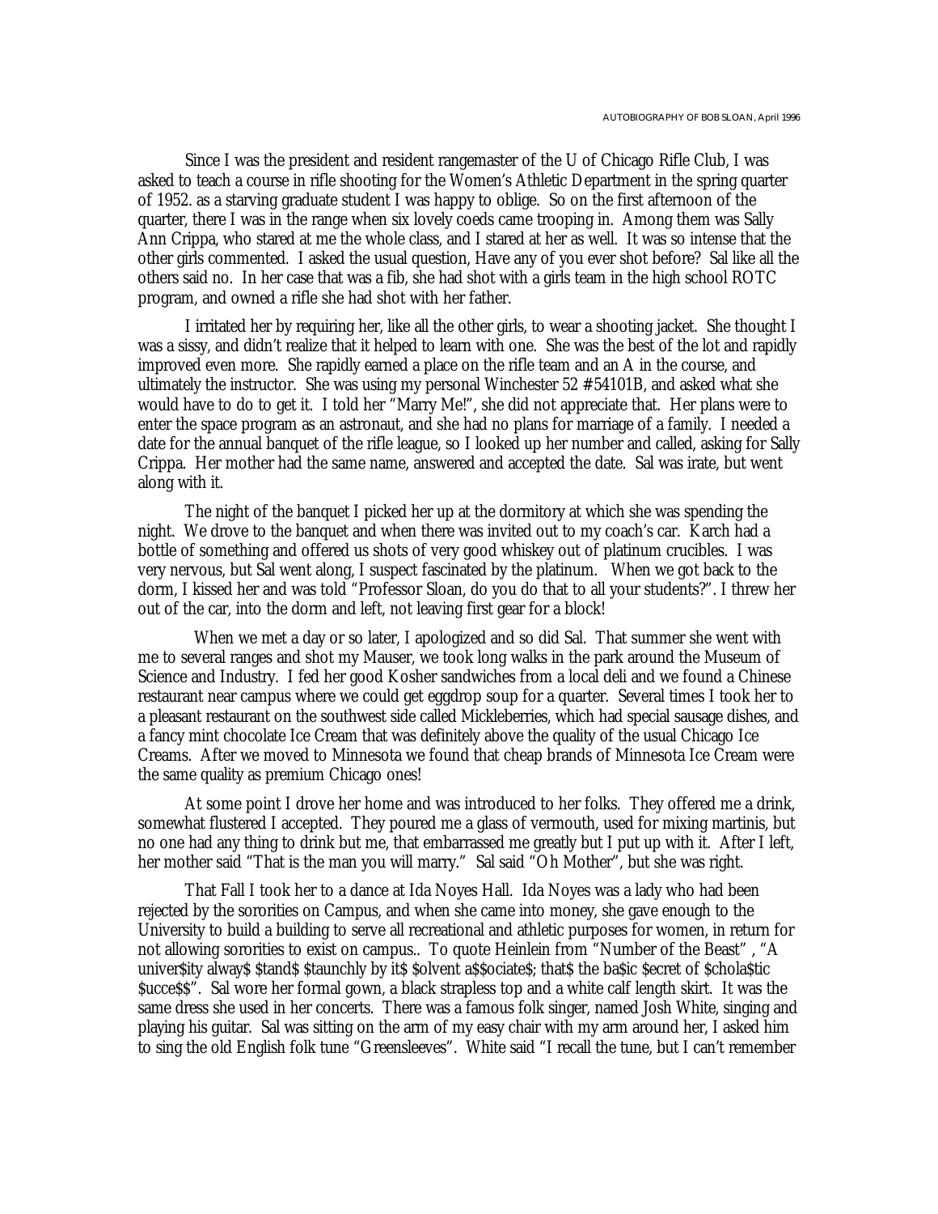Since I was the president and resident rangemaster of the U of Chicago Rifle Club, I was asked to teach a course in rifle shooting for the Women's Athletic Department in the spring quarter of 1952. as a starving graduate student I was happy to oblige. So on the first afternoon of the quarter, there I was in the range when six lovely coeds came trooping in. Among them was Sally Ann Crippa, who stared at me the whole class, and I stared at her as well. It was so intense that the other girls commented. I asked the usual question, Have any of you ever shot before? Sal like all the others said no. In her case that was a fib, she had shot with a girls team in the high school ROTC program, and owned a rifle she had shot with her father.

I irritated her by requiring her, like all the other girls, to wear a shooting jacket. She thought I was a sissy, and didn't realize that it helped to learn with one. She was the best of the lot and rapidly improved even more. She rapidly earned a place on the rifle team and an A in the course, and ultimately the instructor. She was using my personal Winchester 52 #54101B, and asked what she would have to do to get it. I told her "Marry Me!", she did not appreciate that. Her plans were to enter the space program as an astronaut, and she had no plans for marriage of a family. I needed a date for the annual banquet of the rifle league, so I looked up her number and called, asking for Sally Crippa. Her mother had the same name, answered and accepted the date. Sal was irate, but went along with it.

The night of the banquet I picked her up at the dormitory at which she was spending the night. We drove to the banquet and when there was invited out to my coach's car. Karch had a bottle of something and offered us shots of very good whiskey out of platinum crucibles. I was very nervous, but Sal went along, I suspect fascinated by the platinum. When we got back to the dorm, I kissed her and was told "Professor Sloan, do you do that to all your students?". I threw her out of the car, into the dorm and left, not leaving first gear for a block!

When we met a day or so later, I apologized and so did Sal. That summer she went with me to several ranges and shot my Mauser, we took long walks in the park around the Museum of Science and Industry. I fed her good Kosher sandwiches from a local deli and we found a Chinese restaurant near campus where we could get eggdrop soup for a quarter. Several times I took her to a pleasant restaurant on the southwest side called Mickleberries, which had special sausage dishes, and a fancy mint chocolate Ice Cream that was definitely above the quality of the usual Chicago Ice Creams. After we moved to Minnesota we found that cheap brands of Minnesota Ice Cream were the same quality as premium Chicago ones!

At some point I drove her home and was introduced to her folks. They offered me a drink, somewhat flustered I accepted. They poured me a glass of vermouth, used for mixing martinis, but no one had any thing to drink but me, that embarrassed me greatly but I put up with it. After I left, her mother said "That is the man you will marry." Sal said "Oh Mother", but she was right.

That Fall I took her to a dance at Ida Noyes Hall. Ida Noyes was a lady who had been rejected by the sororities on Campus, and when she came into money, she gave enough to the University to build a building to serve all recreational and athletic purposes for women, in return for not allowing sororities to exist on campus.. To quote Heinlein from "Number of the Beast" , "A univer$ity alway$ $tand$ $taunchly by it$ $olvent a$$ociate$; that$ the ba$ic $ecret of $chola$tic $ucce$$". Sal wore her formal gown, a black strapless top and a white calf length skirt. It was the same dress she used in her concerts. There was a famous folk singer, named Josh White, singing and playing his guitar. Sal was sitting on the arm of my easy chair with my arm around her, I asked him to sing the old English folk tune "Greensleeves". White said "I recall the tune, but I can't remember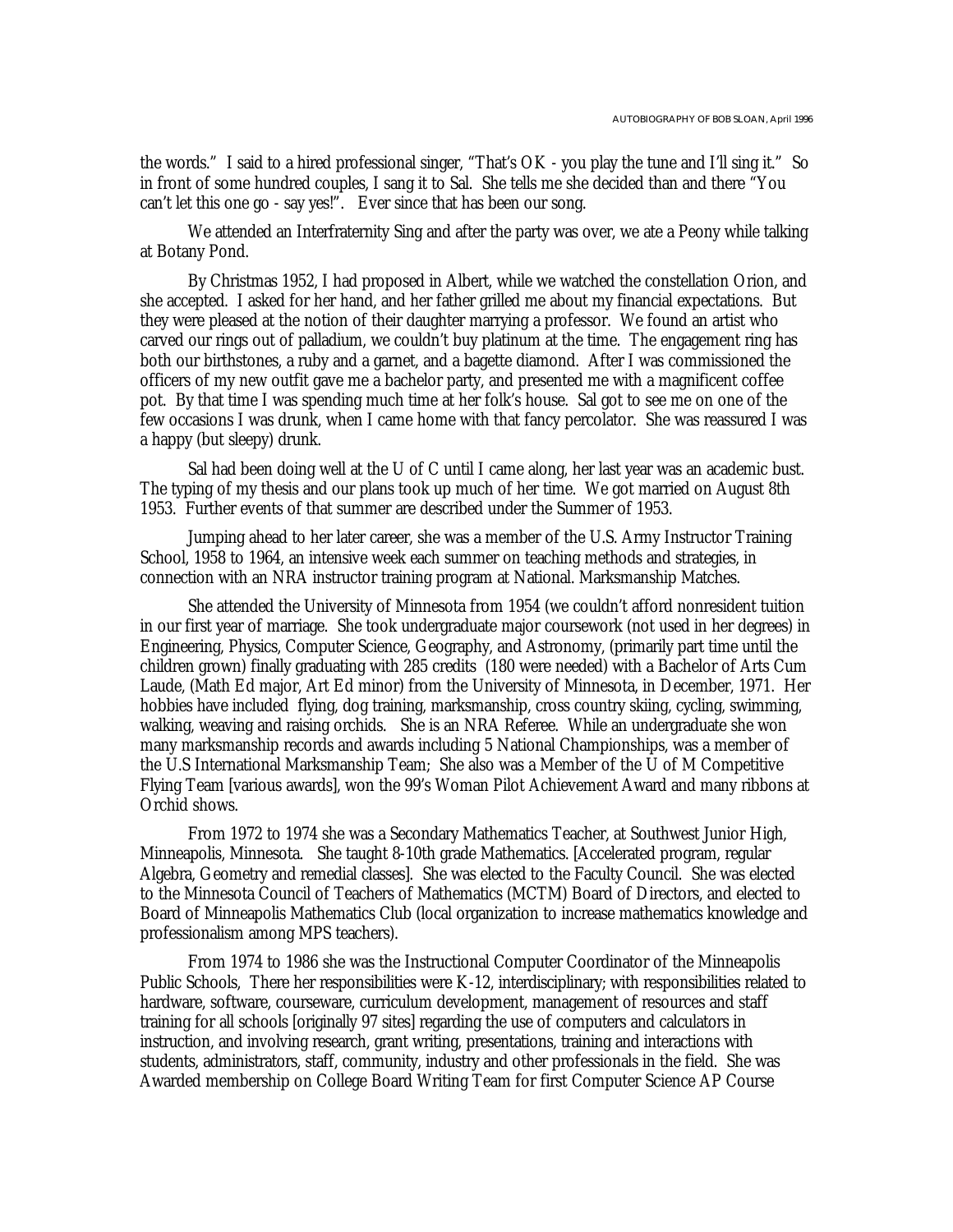the words." I said to a hired professional singer, "That's OK - you play the tune and I'll sing it." So in front of some hundred couples, I sang it to Sal. She tells me she decided than and there "You can't let this one go - say yes!". Ever since that has been our song.

We attended an Interfraternity Sing and after the party was over, we ate a Peony while talking at Botany Pond.

By Christmas 1952, I had proposed in Albert, while we watched the constellation Orion, and she accepted. I asked for her hand, and her father grilled me about my financial expectations. But they were pleased at the notion of their daughter marrying a professor. We found an artist who carved our rings out of palladium, we couldn't buy platinum at the time. The engagement ring has both our birthstones, a ruby and a garnet, and a bagette diamond. After I was commissioned the officers of my new outfit gave me a bachelor party, and presented me with a magnificent coffee pot. By that time I was spending much time at her folk's house. Sal got to see me on one of the few occasions I was drunk, when I came home with that fancy percolator. She was reassured I was a happy (but sleepy) drunk.

Sal had been doing well at the U of C until I came along, her last year was an academic bust. The typing of my thesis and our plans took up much of her time. We got married on August 8th 1953. Further events of that summer are described under the Summer of 1953.

Jumping ahead to her later career, she was a member of the U.S. Army Instructor Training School, 1958 to 1964, an intensive week each summer on teaching methods and strategies, in connection with an NRA instructor training program at National. Marksmanship Matches.

She attended the University of Minnesota from 1954 (we couldn't afford nonresident tuition in our first year of marriage. She took undergraduate major coursework (not used in her degrees) in Engineering, Physics, Computer Science, Geography, and Astronomy, (primarily part time until the children grown) finally graduating with 285 credits (180 were needed) with a Bachelor of Arts Cum Laude, (Math Ed major, Art Ed minor) from the University of Minnesota, in December, 1971. Her hobbies have included flying, dog training, marksmanship, cross country skiing, cycling, swimming, walking, weaving and raising orchids. She is an NRA Referee. While an undergraduate she won many marksmanship records and awards including 5 National Championships, was a member of the U.S International Marksmanship Team; She also was a Member of the U of M Competitive Flying Team [various awards], won the 99's Woman Pilot Achievement Award and many ribbons at Orchid shows.

From 1972 to 1974 she was a Secondary Mathematics Teacher, at Southwest Junior High, Minneapolis, Minnesota. She taught 8-10th grade Mathematics. [Accelerated program, regular Algebra, Geometry and remedial classes]. She was elected to the Faculty Council. She was elected to the Minnesota Council of Teachers of Mathematics (MCTM) Board of Directors, and elected to Board of Minneapolis Mathematics Club (local organization to increase mathematics knowledge and professionalism among MPS teachers).

From 1974 to 1986 she was the Instructional Computer Coordinator of the Minneapolis Public Schools, There her responsibilities were K-12, interdisciplinary; with responsibilities related to hardware, software, courseware, curriculum development, management of resources and staff training for all schools [originally 97 sites] regarding the use of computers and calculators in instruction, and involving research, grant writing, presentations, training and interactions with students, administrators, staff, community, industry and other professionals in the field. She was Awarded membership on College Board Writing Team for first Computer Science AP Course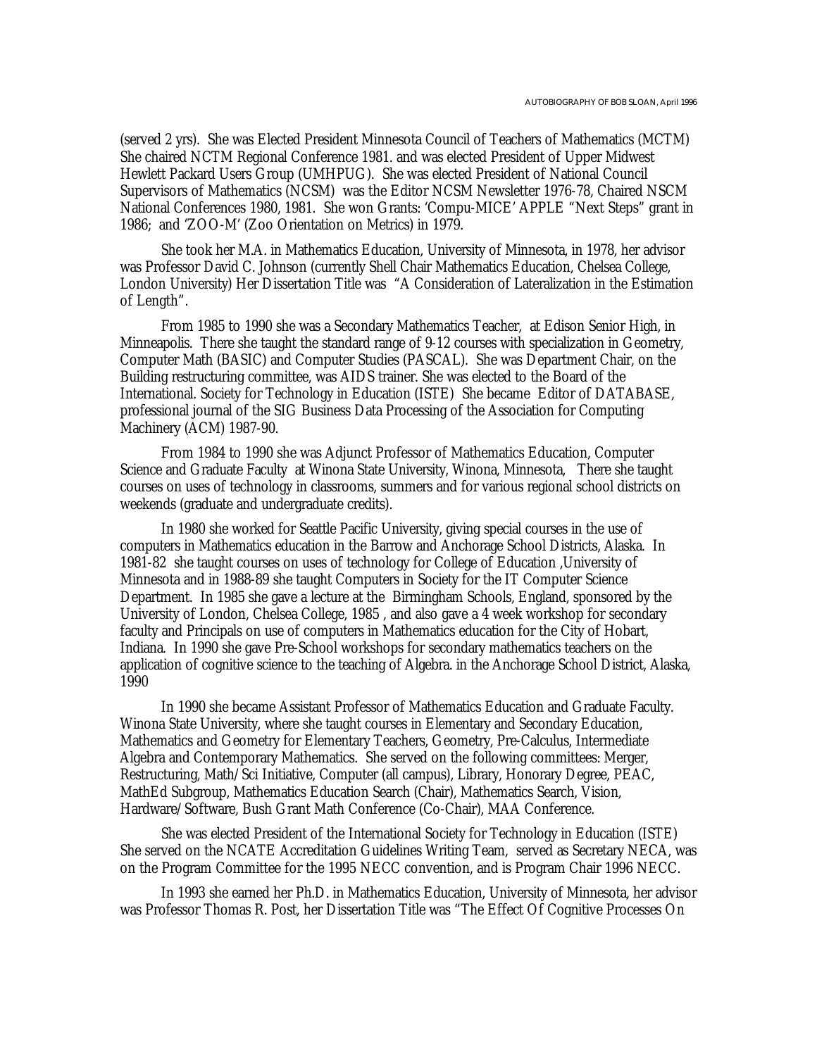(served 2 yrs). She was Elected President Minnesota Council of Teachers of Mathematics (MCTM) She chaired NCTM Regional Conference 1981. and was elected President of Upper Midwest Hewlett Packard Users Group (UMHPUG). She was elected President of National Council Supervisors of Mathematics (NCSM) was the Editor NCSM Newsletter 1976-78, Chaired NSCM National Conferences 1980, 1981. She won Grants: 'Compu-MICE' APPLE "Next Steps" grant in 1986; and 'ZOO-M' (Zoo Orientation on Metrics) in 1979.

She took her M.A. in Mathematics Education, University of Minnesota, in 1978, her advisor was Professor David C. Johnson (currently Shell Chair Mathematics Education, Chelsea College, London University) Her Dissertation Title was "A Consideration of Lateralization in the Estimation of Length".

From 1985 to 1990 she was a Secondary Mathematics Teacher, at Edison Senior High, in Minneapolis. There she taught the standard range of 9-12 courses with specialization in Geometry, Computer Math (BASIC) and Computer Studies (PASCAL). She was Department Chair, on the Building restructuring committee, was AIDS trainer. She was elected to the Board of the International. Society for Technology in Education (ISTE) She became Editor of DATABASE, professional journal of the SIG Business Data Processing of the Association for Computing Machinery (ACM) 1987-90.

From 1984 to 1990 she was Adjunct Professor of Mathematics Education, Computer Science and Graduate Faculty at Winona State University, Winona, Minnesota, There she taught courses on uses of technology in classrooms, summers and for various regional school districts on weekends (graduate and undergraduate credits).

In 1980 she worked for Seattle Pacific University, giving special courses in the use of computers in Mathematics education in the Barrow and Anchorage School Districts, Alaska. In 1981-82 she taught courses on uses of technology for College of Education ,University of Minnesota and in 1988-89 she taught Computers in Society for the IT Computer Science Department. In 1985 she gave a lecture at the Birmingham Schools, England, sponsored by the University of London, Chelsea College, 1985 , and also gave a 4 week workshop for secondary faculty and Principals on use of computers in Mathematics education for the City of Hobart, Indiana. In 1990 she gave Pre-School workshops for secondary mathematics teachers on the application of cognitive science to the teaching of Algebra. in the Anchorage School District, Alaska, 1990

In 1990 she became Assistant Professor of Mathematics Education and Graduate Faculty. Winona State University, where she taught courses in Elementary and Secondary Education, Mathematics and Geometry for Elementary Teachers, Geometry, Pre-Calculus, Intermediate Algebra and Contemporary Mathematics. She served on the following committees: Merger, Restructuring, Math/Sci Initiative, Computer (all campus), Library, Honorary Degree, PEAC, MathEd Subgroup, Mathematics Education Search (Chair), Mathematics Search, Vision, Hardware/Software, Bush Grant Math Conference (Co-Chair), MAA Conference.

She was elected President of the International Society for Technology in Education (ISTE) She served on the NCATE Accreditation Guidelines Writing Team, served as Secretary NECA, was on the Program Committee for the 1995 NECC convention, and is Program Chair 1996 NECC.

In 1993 she earned her Ph.D. in Mathematics Education, University of Minnesota, her advisor was Professor Thomas R. Post, her Dissertation Title was "The Effect Of Cognitive Processes On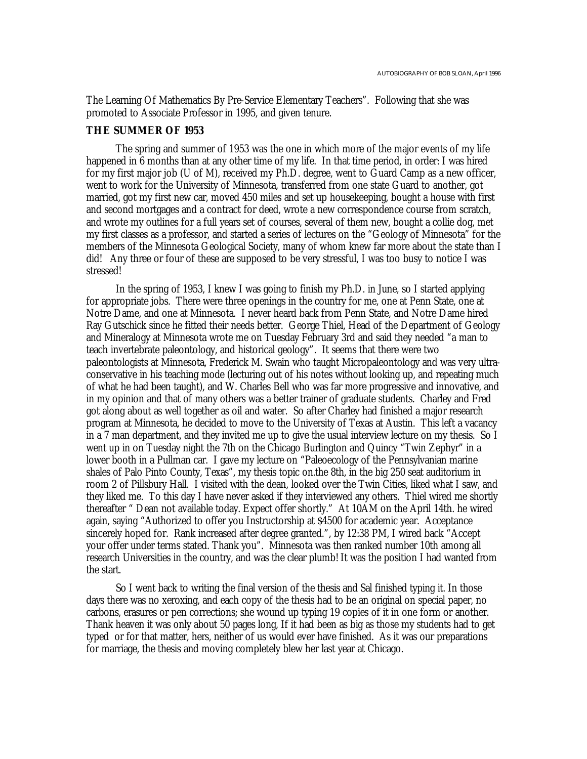The Learning Of Mathematics By Pre-Service Elementary Teachers". Following that she was promoted to Associate Professor in 1995, and given tenure.

**THE SUMMER OF 1953**

The spring and summer of 1953 was the one in which more of the major events of my life happened in 6 months than at any other time of my life. In that time period, in order: I was hired for my first major job (U of M), received my Ph.D. degree, went to Guard Camp as a new officer, went to work for the University of Minnesota, transferred from one state Guard to another, got married, got my first new car, moved 450 miles and set up housekeeping, bought a house with first and second mortgages and a contract for deed, wrote a new correspondence course from scratch, and wrote my outlines for a full years set of courses, several of them new, bought a collie dog, met my first classes as a professor, and started a series of lectures on the "Geology of Minnesota" for the members of the Minnesota Geological Society, many of whom knew far more about the state than I did! Any three or four of these are supposed to be very stressful, I was too busy to notice I was stressed!

In the spring of 1953, I knew I was going to finish my Ph.D. in June, so I started applying for appropriate jobs. There were three openings in the country for me, one at Penn State, one at Notre Dame, and one at Minnesota. I never heard back from Penn State, and Notre Dame hired Ray Gutschick since he fitted their needs better. George Thiel, Head of the Department of Geology and Mineralogy at Minnesota wrote me on Tuesday February 3rd and said they needed "a man to teach invertebrate paleontology, and historical geology". It seems that there were two paleontologists at Minnesota, Frederick M. Swain who taught Micropaleontology and was very ultra-conservative in his teaching mode (lecturing out of his notes without looking up, and repeating much of what he had been taught), and W. Charles Bell who was far more progressive and innovative, and in my opinion and that of many others was a better trainer of graduate students. Charley and Fred got along about as well together as oil and water. So after Charley had finished a major research program at Minnesota, he decided to move to the University of Texas at Austin. This left a vacancy in a 7 man department, and they invited me up to give the usual interview lecture on my thesis. So I went up in on Tuesday night the 7th on the Chicago Burlington and Quincy "Twin Zephyr" in a lower booth in a Pullman car. I gave my lecture on "Paleoecology of the Pennsylvanian marine shales of Palo Pinto County, Texas", my thesis topic on.the 8th, in the big 250 seat auditorium in room 2 of Pillsbury Hall. I visited with the dean, looked over the Twin Cities, liked what I saw, and they liked me. To this day I have never asked if they interviewed any others. Thiel wired me shortly thereafter " Dean not available today. Expect offer shortly." At 10AM on the April 14th. he wired again, saying "Authorized to offer you Instructorship at $4500 for academic year. Acceptance sincerely hoped for. Rank increased after degree granted.", by 12:38 PM, I wired back "Accept your offer under terms stated. Thank you". Minnesota was then ranked number 10th among all research Universities in the country, and was the clear plumb! It was the position I had wanted from the start.

So I went back to writing the final version of the thesis and Sal finished typing it. In those days there was no xeroxing, and each copy of the thesis had to be an original on special paper, no carbons, erasures or pen corrections; she wound up typing 19 copies of it in one form or another. Thank heaven it was only about 50 pages long, If it had been as big as those my students had to get typed or for that matter, hers, neither of us would ever have finished. As it was our preparations for marriage, the thesis and moving completely blew her last year at Chicago.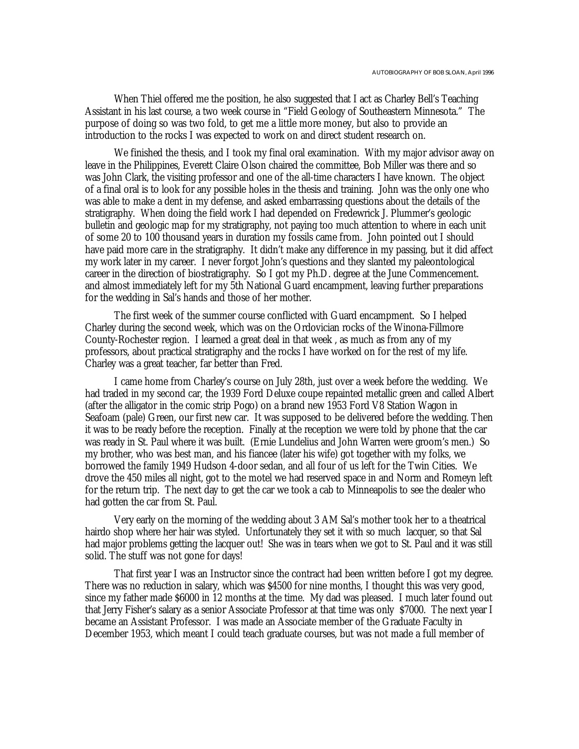When Thiel offered me the position, he also suggested that I act as Charley Bell's Teaching Assistant in his last course, a two week course in "Field Geology of Southeastern Minnesota." The purpose of doing so was two fold, to get me a little more money, but also to provide an introduction to the rocks I was expected to work on and direct student research on.

We finished the thesis, and I took my final oral examination. With my major advisor away on leave in the Philippines, Everett Claire Olson chaired the committee, Bob Miller was there and so was John Clark, the visiting professor and one of the all-time characters I have known. The object of a final oral is to look for any possible holes in the thesis and training. John was the only one who was able to make a dent in my defense, and asked embarrassing questions about the details of the stratigraphy. When doing the field work I had depended on Fredewrick J. Plummer's geologic bulletin and geologic map for my stratigraphy, not paying too much attention to where in each unit of some 20 to 100 thousand years in duration my fossils came from. John pointed out I should have paid more care in the stratigraphy. It didn't make any difference in my passing, but it did affect my work later in my career. I never forgot John's questions and they slanted my paleontological career in the direction of biostratigraphy. So I got my Ph.D. degree at the June Commencement. and almost immediately left for my 5th National Guard encampment, leaving further preparations for the wedding in Sal's hands and those of her mother.

The first week of the summer course conflicted with Guard encampment. So I helped Charley during the second week, which was on the Ordovician rocks of the Winona-Fillmore County-Rochester region. I learned a great deal in that week , as much as from any of my professors, about practical stratigraphy and the rocks I have worked on for the rest of my life. Charley was a great teacher, far better than Fred.

I came home from Charley's course on July 28th, just over a week before the wedding. We had traded in my second car, the 1939 Ford Deluxe coupe repainted metallic green and called Albert (after the alligator in the comic strip Pogo) on a brand new 1953 Ford V8 Station Wagon in Seafoam (pale) Green, our first new car. It was supposed to be delivered before the wedding. Then it was to be ready before the reception. Finally at the reception we were told by phone that the car was ready in St. Paul where it was built. (Ernie Lundelius and John Warren were groom's men.) So my brother, who was best man, and his fiancee (later his wife) got together with my folks, we borrowed the family 1949 Hudson 4-door sedan, and all four of us left for the Twin Cities. We drove the 450 miles all night, got to the motel we had reserved space in and Norm and Romeyn left for the return trip. The next day to get the car we took a cab to Minneapolis to see the dealer who had gotten the car from St. Paul.

Very early on the morning of the wedding about 3 AM Sal's mother took her to a theatrical hairdo shop where her hair was styled. Unfortunately they set it with so much lacquer, so that Sal had major problems getting the lacquer out! She was in tears when we got to St. Paul and it was still solid. The stuff was not gone for days!

That first year I was an Instructor since the contract had been written before I got my degree. There was no reduction in salary, which was $4500 for nine months, I thought this was very good, since my father made $6000 in 12 months at the time. My dad was pleased. I much later found out that Jerry Fisher's salary as a senior Associate Professor at that time was only $7000. The next year I became an Assistant Professor. I was made an Associate member of the Graduate Faculty in December 1953, which meant I could teach graduate courses, but was not made a full member of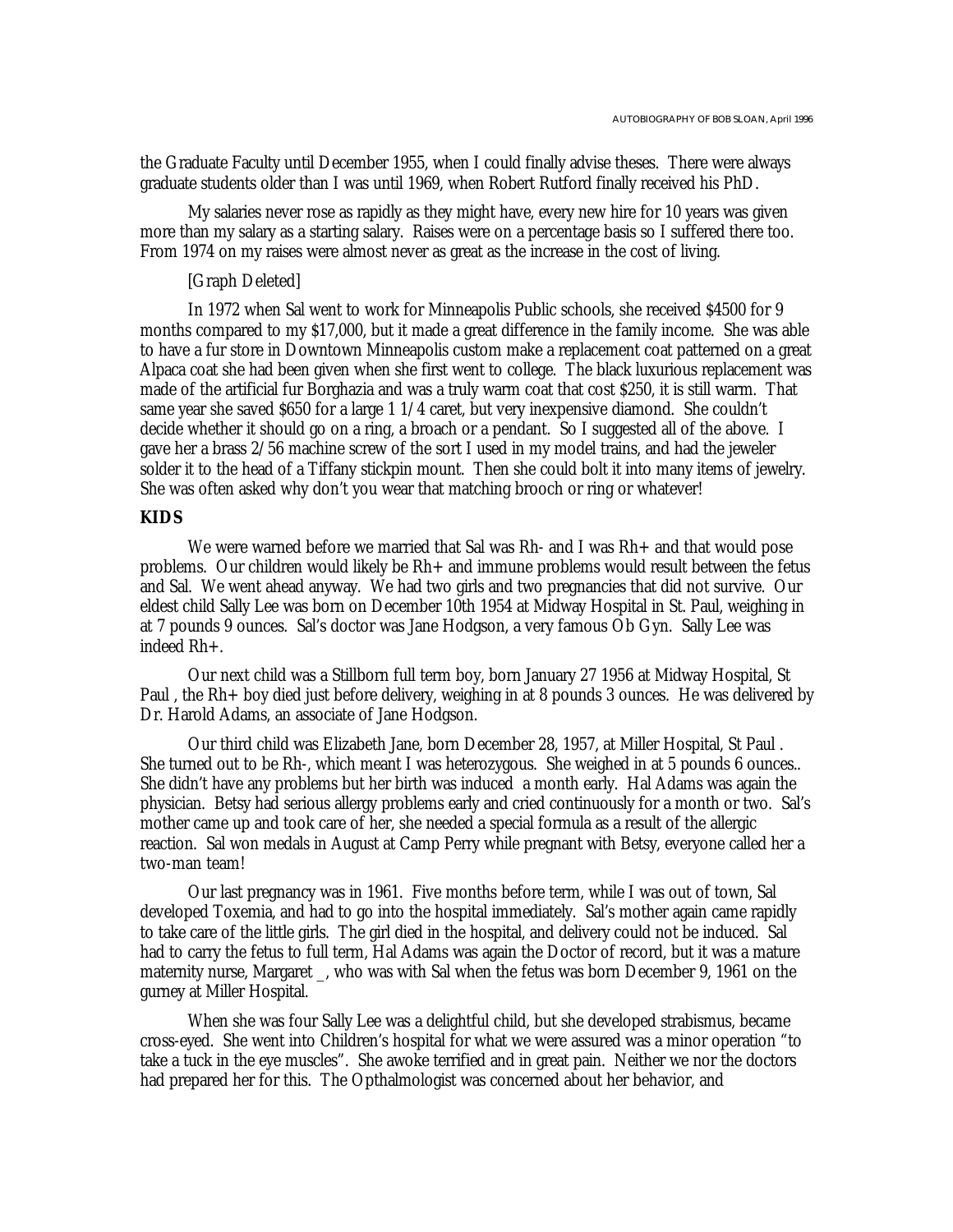the Graduate Faculty until December 1955, when I could finally advise theses. There were always graduate students older than I was until 1969, when Robert Rutford finally received his PhD.

My salaries never rose as rapidly as they might have, every new hire for 10 years was given more than my salary as a starting salary. Raises were on a percentage basis so I suffered there too. From 1974 on my raises were almost never as great as the increase in the cost of living.

[Graph Deleted]

In 1972 when Sal went to work for Minneapolis Public schools, she received $4500 for 9 months compared to my $17,000, but it made a great difference in the family income. She was able to have a fur store in Downtown Minneapolis custom make a replacement coat patterned on a great Alpaca coat she had been given when she first went to college. The black luxurious replacement was made of the artificial fur Borghazia and was a truly warm coat that cost $250, it is still warm. That same year she saved $650 for a large 1 1/4 caret, but very inexpensive diamond. She couldn't decide whether it should go on a ring, a broach or a pendant. So I suggested all of the above. I gave her a brass 2/56 machine screw of the sort I used in my model trains, and had the jeweler solder it to the head of a Tiffany stickpin mount. Then she could bolt it into many items of jewelry. She was often asked why don't you wear that matching brooch or ring or whatever!

## KIDS

We were warned before we married that Sal was Rh- and I was Rh+ and that would pose problems. Our children would likely be Rh+ and immune problems would result between the fetus and Sal. We went ahead anyway. We had two girls and two pregnancies that did not survive. Our eldest child Sally Lee was born on December 10th 1954 at Midway Hospital in St. Paul, weighing in at 7 pounds 9 ounces. Sal's doctor was Jane Hodgson, a very famous Ob Gyn. Sally Lee was indeed Rh+.

Our next child was a Stillborn full term boy, born January 27 1956 at Midway Hospital, St Paul , the Rh+ boy died just before delivery, weighing in at 8 pounds 3 ounces. He was delivered by Dr. Harold Adams, an associate of Jane Hodgson.

Our third child was Elizabeth Jane, born December 28, 1957, at Miller Hospital, St Paul . She turned out to be Rh-, which meant I was heterozygous. She weighed in at 5 pounds 6 ounces.. She didn't have any problems but her birth was induced a month early. Hal Adams was again the physician. Betsy had serious allergy problems early and cried continuously for a month or two. Sal's mother came up and took care of her, she needed a special formula as a result of the allergic reaction. Sal won medals in August at Camp Perry while pregnant with Betsy, everyone called her a two-man team!

Our last pregnancy was in 1961. Five months before term, while I was out of town, Sal developed Toxemia, and had to go into the hospital immediately. Sal's mother again came rapidly to take care of the little girls. The girl died in the hospital, and delivery could not be induced. Sal had to carry the fetus to full term, Hal Adams was again the Doctor of record, but it was a mature maternity nurse, Margaret _, who was with Sal when the fetus was born December 9, 1961 on the gurney at Miller Hospital.

When she was four Sally Lee was a delightful child, but she developed strabismus, became cross-eyed. She went into Children's hospital for what we were assured was a minor operation "to take a tuck in the eye muscles". She awoke terrified and in great pain. Neither we nor the doctors had prepared her for this. The Opthalmologist was concerned about her behavior, and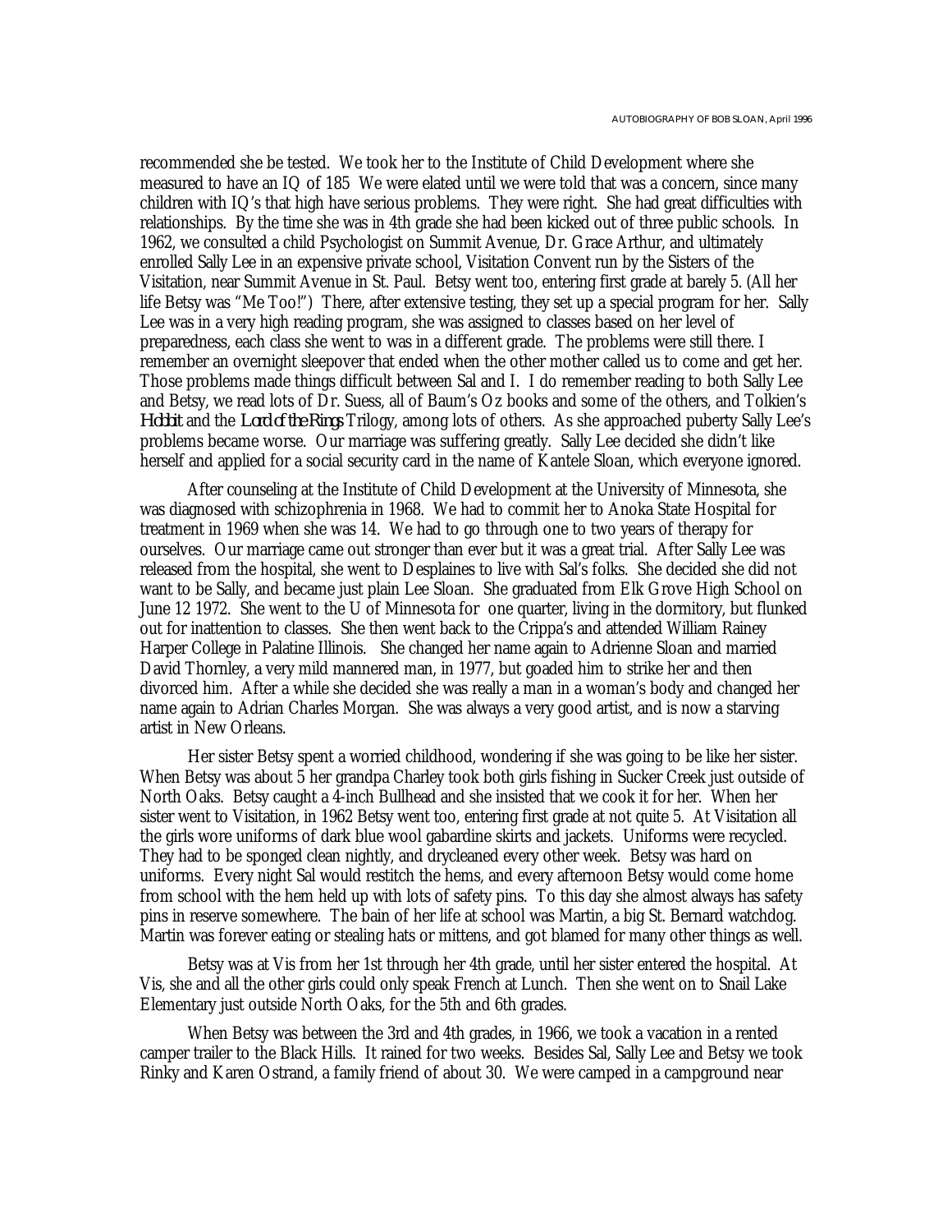recommended she be tested. We took her to the Institute of Child Development where she measured to have an IQ of 185 We were elated until we were told that was a concern, since many children with IQ's that high have serious problems. They were right. She had great difficulties with relationships. By the time she was in 4th grade she had been kicked out of three public schools. In 1962, we consulted a child Psychologist on Summit Avenue, Dr. Grace Arthur, and ultimately enrolled Sally Lee in an expensive private school, Visitation Convent run by the Sisters of the Visitation, near Summit Avenue in St. Paul. Betsy went too, entering first grade at barely 5. (All her life Betsy was "Me Too!") There, after extensive testing, they set up a special program for her. Sally Lee was in a very high reading program, she was assigned to classes based on her level of preparedness, each class she went to was in a different grade. The problems were still there. I remember an overnight sleepover that ended when the other mother called us to come and get her. Those problems made things difficult between Sal and I. I do remember reading to both Sally Lee and Betsy, we read lots of Dr. Suess, all of Baum's Oz books and some of the others, and Tolkien's *Hobbit* and the *Lord of the Rings* Trilogy, among lots of others. As she approached puberty Sally Lee's problems became worse. Our marriage was suffering greatly. Sally Lee decided she didn't like herself and applied for a social security card in the name of Kantele Sloan, which everyone ignored.

After counseling at the Institute of Child Development at the University of Minnesota, she was diagnosed with schizophrenia in 1968. We had to commit her to Anoka State Hospital for treatment in 1969 when she was 14. We had to go through one to two years of therapy for ourselves. Our marriage came out stronger than ever but it was a great trial. After Sally Lee was released from the hospital, she went to Desplaines to live with Sal's folks. She decided she did not want to be Sally, and became just plain Lee Sloan. She graduated from Elk Grove High School on June 12 1972. She went to the U of Minnesota for one quarter, living in the dormitory, but flunked out for inattention to classes. She then went back to the Crippa's and attended William Rainey Harper College in Palatine Illinois. She changed her name again to Adrienne Sloan and married David Thornley, a very mild mannered man, in 1977, but goaded him to strike her and then divorced him. After a while she decided she was really a man in a woman's body and changed her name again to Adrian Charles Morgan. She was always a very good artist, and is now a starving artist in New Orleans.

Her sister Betsy spent a worried childhood, wondering if she was going to be like her sister. When Betsy was about 5 her grandpa Charley took both girls fishing in Sucker Creek just outside of North Oaks. Betsy caught a 4-inch Bullhead and she insisted that we cook it for her. When her sister went to Visitation, in 1962 Betsy went too, entering first grade at not quite 5. At Visitation all the girls wore uniforms of dark blue wool gabardine skirts and jackets. Uniforms were recycled. They had to be sponged clean nightly, and drycleaned every other week. Betsy was hard on uniforms. Every night Sal would restitch the hems, and every afternoon Betsy would come home from school with the hem held up with lots of safety pins. To this day she almost always has safety pins in reserve somewhere. The bain of her life at school was Martin, a big St. Bernard watchdog. Martin was forever eating or stealing hats or mittens, and got blamed for many other things as well.

Betsy was at Vis from her 1st through her 4th grade, until her sister entered the hospital. At Vis, she and all the other girls could only speak French at Lunch. Then she went on to Snail Lake Elementary just outside North Oaks, for the 5th and 6th grades.

When Betsy was between the 3rd and 4th grades, in 1966, we took a vacation in a rented camper trailer to the Black Hills. It rained for two weeks. Besides Sal, Sally Lee and Betsy we took Rinky and Karen Ostrand, a family friend of about 30. We were camped in a campground near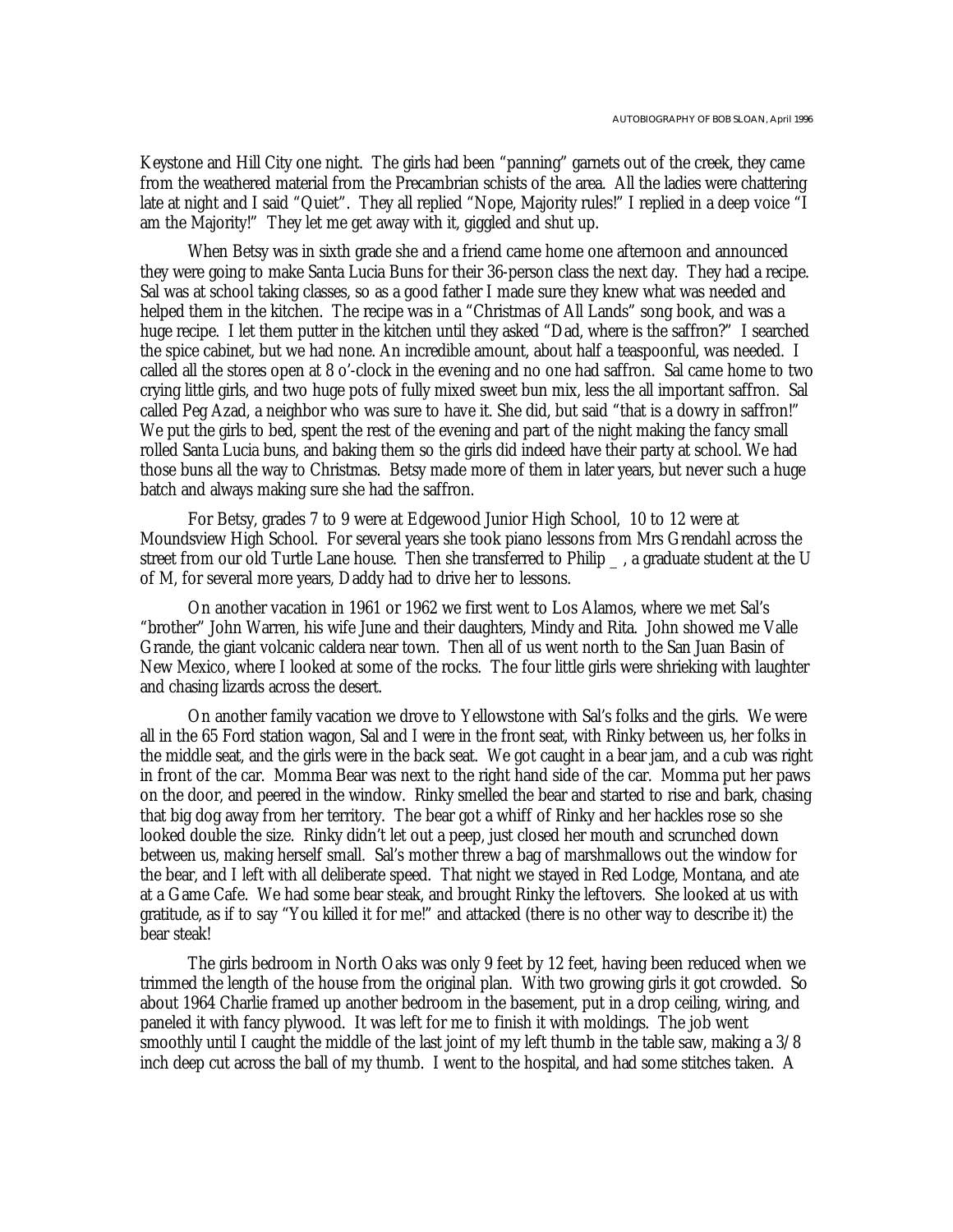Keystone and Hill City one night. The girls had been "panning" garnets out of the creek, they came from the weathered material from the Precambrian schists of the area. All the ladies were chattering late at night and I said "Quiet". They all replied "Nope, Majority rules!" I replied in a deep voice "I am the Majority!" They let me get away with it, giggled and shut up.

When Betsy was in sixth grade she and a friend came home one afternoon and announced they were going to make Santa Lucia Buns for their 36-person class the next day. They had a recipe. Sal was at school taking classes, so as a good father I made sure they knew what was needed and helped them in the kitchen. The recipe was in a "Christmas of All Lands" song book, and was a huge recipe. I let them putter in the kitchen until they asked "Dad, where is the saffron?" I searched the spice cabinet, but we had none. An incredible amount, about half a teaspoonful, was needed. I called all the stores open at 8 o'-clock in the evening and no one had saffron. Sal came home to two crying little girls, and two huge pots of fully mixed sweet bun mix, less the all important saffron. Sal called Peg Azad, a neighbor who was sure to have it. She did, but said "that is a dowry in saffron!" We put the girls to bed, spent the rest of the evening and part of the night making the fancy small rolled Santa Lucia buns, and baking them so the girls did indeed have their party at school. We had those buns all the way to Christmas. Betsy made more of them in later years, but never such a huge batch and always making sure she had the saffron.

For Betsy, grades 7 to 9 were at Edgewood Junior High School, 10 to 12 were at Moundsview High School. For several years she took piano lessons from Mrs Grendahl across the street from our old Turtle Lane house. Then she transferred to Philip _ , a graduate student at the U of M, for several more years, Daddy had to drive her to lessons.

On another vacation in 1961 or 1962 we first went to Los Alamos, where we met Sal's "brother" John Warren, his wife June and their daughters, Mindy and Rita. John showed me Valle Grande, the giant volcanic caldera near town. Then all of us went north to the San Juan Basin of New Mexico, where I looked at some of the rocks. The four little girls were shrieking with laughter and chasing lizards across the desert.

On another family vacation we drove to Yellowstone with Sal's folks and the girls. We were all in the 65 Ford station wagon, Sal and I were in the front seat, with Rinky between us, her folks in the middle seat, and the girls were in the back seat. We got caught in a bear jam, and a cub was right in front of the car. Momma Bear was next to the right hand side of the car. Momma put her paws on the door, and peered in the window. Rinky smelled the bear and started to rise and bark, chasing that big dog away from her territory. The bear got a whiff of Rinky and her hackles rose so she looked double the size. Rinky didn't let out a peep, just closed her mouth and scrunched down between us, making herself small. Sal's mother threw a bag of marshmallows out the window for the bear, and I left with all deliberate speed. That night we stayed in Red Lodge, Montana, and ate at a Game Cafe. We had some bear steak, and brought Rinky the leftovers. She looked at us with gratitude, as if to say "You killed it for me!" and attacked (there is no other way to describe it) the bear steak!

The girls bedroom in North Oaks was only 9 feet by 12 feet, having been reduced when we trimmed the length of the house from the original plan. With two growing girls it got crowded. So about 1964 Charlie framed up another bedroom in the basement, put in a drop ceiling, wiring, and paneled it with fancy plywood. It was left for me to finish it with moldings. The job went smoothly until I caught the middle of the last joint of my left thumb in the table saw, making a 3/8 inch deep cut across the ball of my thumb. I went to the hospital, and had some stitches taken. A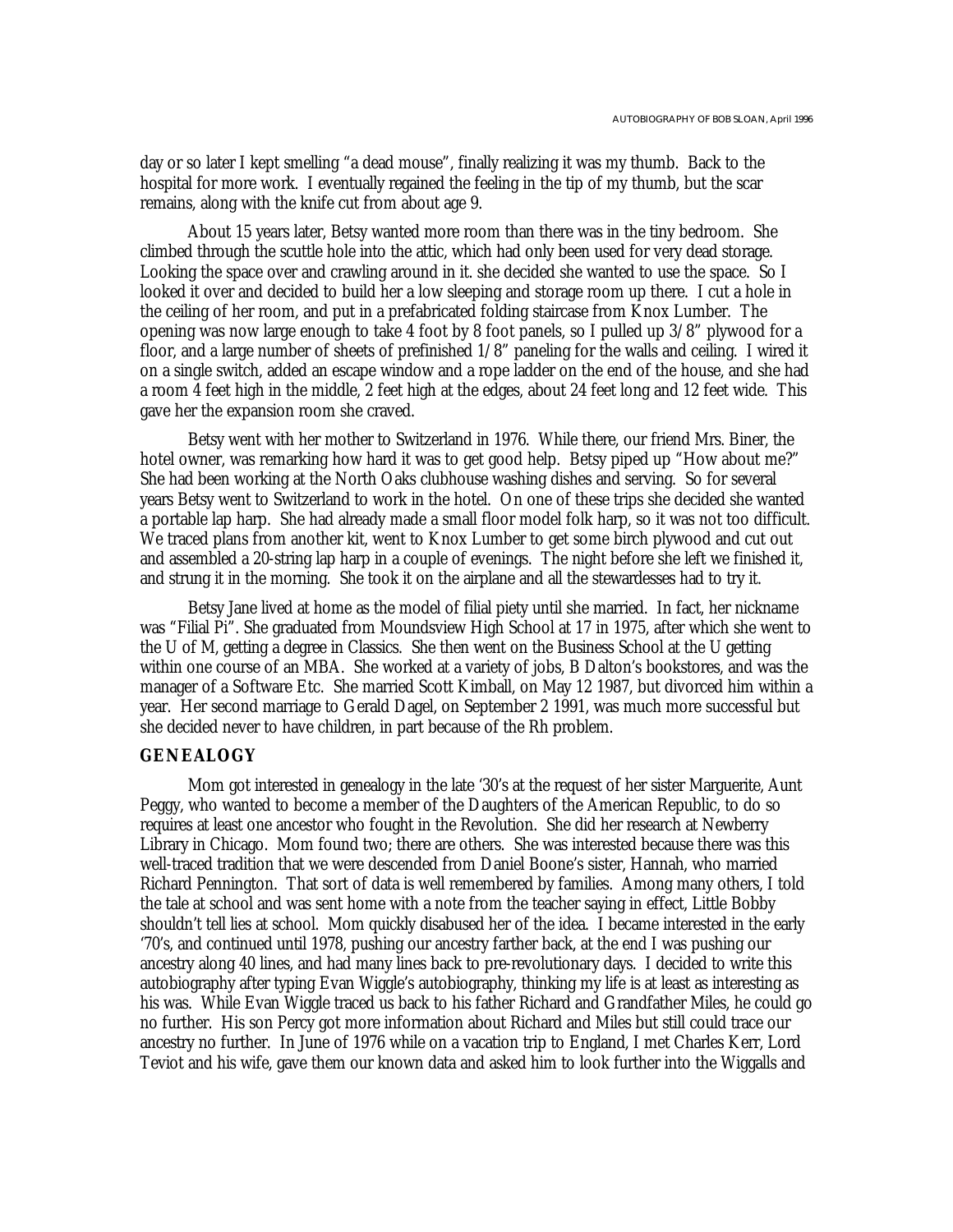day or so later I kept smelling "a dead mouse", finally realizing it was my thumb. Back to the hospital for more work. I eventually regained the feeling in the tip of my thumb, but the scar remains, along with the knife cut from about age 9.

About 15 years later, Betsy wanted more room than there was in the tiny bedroom. She climbed through the scuttle hole into the attic, which had only been used for very dead storage. Looking the space over and crawling around in it. she decided she wanted to use the space. So I looked it over and decided to build her a low sleeping and storage room up there. I cut a hole in the ceiling of her room, and put in a prefabricated folding staircase from Knox Lumber. The opening was now large enough to take 4 foot by 8 foot panels, so I pulled up 3/8" plywood for a floor, and a large number of sheets of prefinished 1/8" paneling for the walls and ceiling. I wired it on a single switch, added an escape window and a rope ladder on the end of the house, and she had a room 4 feet high in the middle, 2 feet high at the edges, about 24 feet long and 12 feet wide. This gave her the expansion room she craved.

Betsy went with her mother to Switzerland in 1976. While there, our friend Mrs. Biner, the hotel owner, was remarking how hard it was to get good help. Betsy piped up "How about me?" She had been working at the North Oaks clubhouse washing dishes and serving. So for several years Betsy went to Switzerland to work in the hotel. On one of these trips she decided she wanted a portable lap harp. She had already made a small floor model folk harp, so it was not too difficult. We traced plans from another kit, went to Knox Lumber to get some birch plywood and cut out and assembled a 20-string lap harp in a couple of evenings. The night before she left we finished it, and strung it in the morning. She took it on the airplane and all the stewardesses had to try it.

Betsy Jane lived at home as the model of filial piety until she married. In fact, her nickname was "Filial Pi". She graduated from Moundsview High School at 17 in 1975, after which she went to the U of M, getting a degree in Classics. She then went on the Business School at the U getting within one course of an MBA. She worked at a variety of jobs, B Dalton's bookstores, and was the manager of a Software Etc. She married Scott Kimball, on May 12 1987, but divorced him within a year. Her second marriage to Gerald Dagel, on September 2 1991, was much more successful but she decided never to have children, in part because of the Rh problem.

## GENEALOGY

Mom got interested in genealogy in the late '30's at the request of her sister Marguerite, Aunt Peggy, who wanted to become a member of the Daughters of the American Republic, to do so requires at least one ancestor who fought in the Revolution. She did her research at Newberry Library in Chicago. Mom found two; there are others. She was interested because there was this well-traced tradition that we were descended from Daniel Boone's sister, Hannah, who married Richard Pennington. That sort of data is well remembered by families. Among many others, I told the tale at school and was sent home with a note from the teacher saying in effect, Little Bobby shouldn't tell lies at school. Mom quickly disabused her of the idea. I became interested in the early '70's, and continued until 1978, pushing our ancestry farther back, at the end I was pushing our ancestry along 40 lines, and had many lines back to pre-revolutionary days. I decided to write this autobiography after typing Evan Wiggle's autobiography, thinking my life is at least as interesting as his was. While Evan Wiggle traced us back to his father Richard and Grandfather Miles, he could go no further. His son Percy got more information about Richard and Miles but still could trace our ancestry no further. In June of 1976 while on a vacation trip to England, I met Charles Kerr, Lord Teviot and his wife, gave them our known data and asked him to look further into the Wiggalls and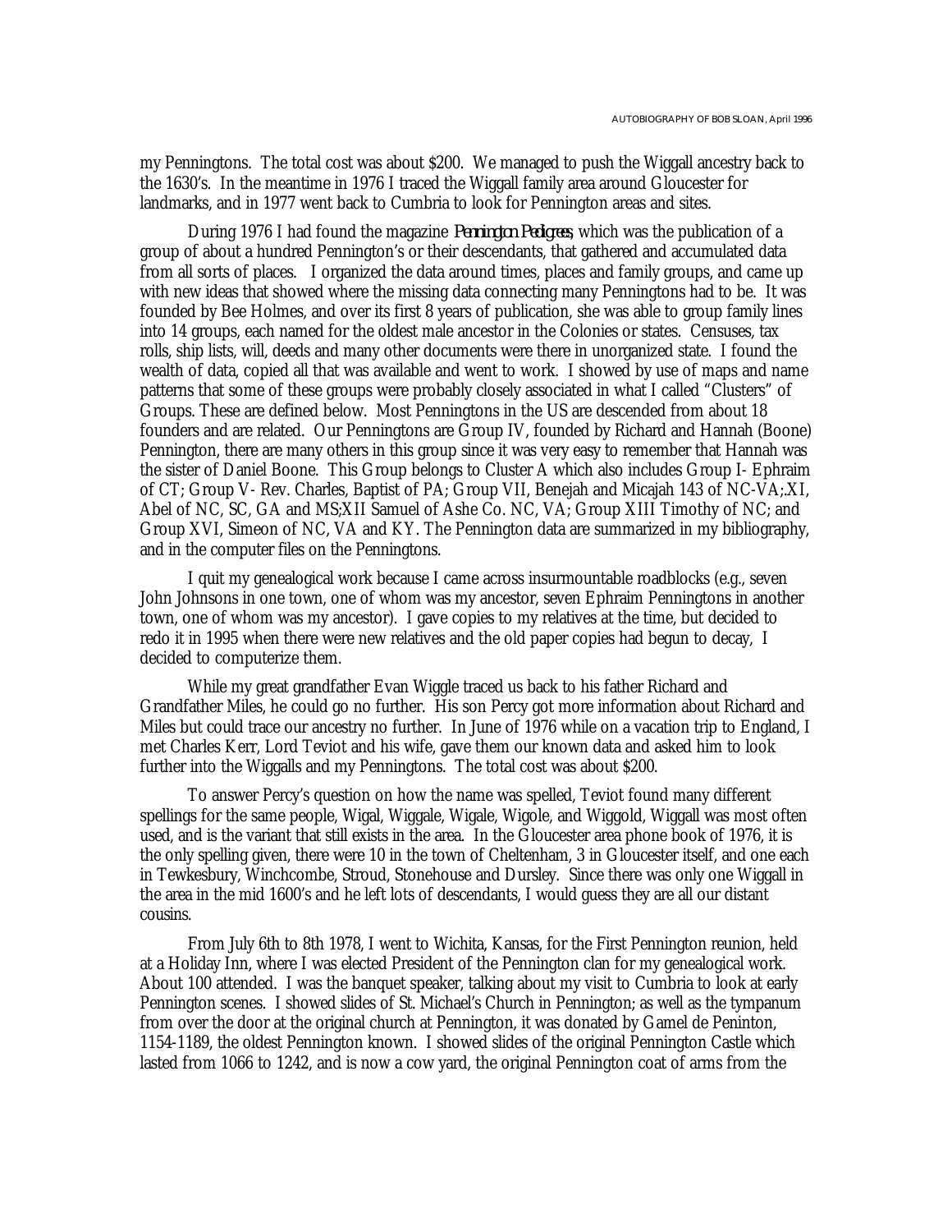my Penningtons. The total cost was about $200. We managed to push the Wiggall ancestry back to the 1630's. In the meantime in 1976 I traced the Wiggall family area around Gloucester for landmarks, and in 1977 went back to Cumbria to look for Pennington areas and sites.

During 1976 I had found the magazine *Pennington Pedigrees*, which was the publication of a group of about a hundred Pennington's or their descendants, that gathered and accumulated data from all sorts of places. I organized the data around times, places and family groups, and came up with new ideas that showed where the missing data connecting many Penningtons had to be. It was founded by Bee Holmes, and over its first 8 years of publication, she was able to group family lines into 14 groups, each named for the oldest male ancestor in the Colonies or states. Censuses, tax rolls, ship lists, will, deeds and many other documents were there in unorganized state. I found the wealth of data, copied all that was available and went to work. I showed by use of maps and name patterns that some of these groups were probably closely associated in what I called "Clusters" of Groups. These are defined below. Most Penningtons in the US are descended from about 18 founders and are related. Our Penningtons are Group IV, founded by Richard and Hannah (Boone) Pennington, there are many others in this group since it was very easy to remember that Hannah was the sister of Daniel Boone. This Group belongs to Cluster A which also includes Group I- Ephraim of CT; Group V- Rev. Charles, Baptist of PA; Group VII, Benejah and Micajah 143 of NC-VA;.XI, Abel of NC, SC, GA and MS;XII Samuel of Ashe Co. NC, VA; Group XIII Timothy of NC; and Group XVI, Simeon of NC, VA and KY. The Pennington data are summarized in my bibliography, and in the computer files on the Penningtons.

I quit my genealogical work because I came across insurmountable roadblocks (e.g., seven John Johnsons in one town, one of whom was my ancestor, seven Ephraim Penningtons in another town, one of whom was my ancestor). I gave copies to my relatives at the time, but decided to redo it in 1995 when there were new relatives and the old paper copies had begun to decay, I decided to computerize them.

While my great grandfather Evan Wiggle traced us back to his father Richard and Grandfather Miles, he could go no further. His son Percy got more information about Richard and Miles but could trace our ancestry no further. In June of 1976 while on a vacation trip to England, I met Charles Kerr, Lord Teviot and his wife, gave them our known data and asked him to look further into the Wiggalls and my Penningtons. The total cost was about $200.

To answer Percy's question on how the name was spelled, Teviot found many different spellings for the same people, Wigal, Wiggale, Wigale, Wigole, and Wiggold, Wiggall was most often used, and is the variant that still exists in the area. In the Gloucester area phone book of 1976, it is the only spelling given, there were 10 in the town of Cheltenham, 3 in Gloucester itself, and one each in Tewkesbury, Winchcombe, Stroud, Stonehouse and Dursley. Since there was only one Wiggall in the area in the mid 1600's and he left lots of descendants, I would guess they are all our distant cousins.

From July 6th to 8th 1978, I went to Wichita, Kansas, for the First Pennington reunion, held at a Holiday Inn, where I was elected President of the Pennington clan for my genealogical work. About 100 attended. I was the banquet speaker, talking about my visit to Cumbria to look at early Pennington scenes. I showed slides of St. Michael's Church in Pennington; as well as the tympanum from over the door at the original church at Pennington, it was donated by Gamel de Peninton, 1154-1189, the oldest Pennington known. I showed slides of the original Pennington Castle which lasted from 1066 to 1242, and is now a cow yard, the original Pennington coat of arms from the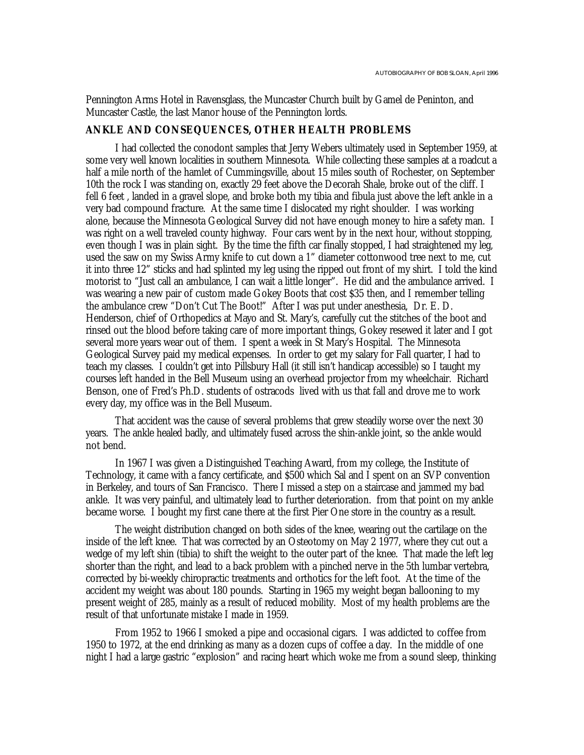Pennington Arms Hotel in Ravensglass, the Muncaster Church built by Gamel de Peninton, and Muncaster Castle, the last Manor house of the Pennington lords.

### ANKLE AND CONSEQUENCES, OTHER HEALTH PROBLEMS

I had collected the conodont samples that Jerry Webers ultimately used in September 1959, at some very well known localities in southern Minnesota. While collecting these samples at a roadcut a half a mile north of the hamlet of Cummingsville, about 15 miles south of Rochester, on September 10th the rock I was standing on, exactly 29 feet above the Decorah Shale, broke out of the cliff. I fell 6 feet , landed in a gravel slope, and broke both my tibia and fibula just above the left ankle in a very bad compound fracture. At the same time I dislocated my right shoulder. I was working alone, because the Minnesota Geological Survey did not have enough money to hire a safety man. I was right on a well traveled county highway. Four cars went by in the next hour, without stopping, even though I was in plain sight. By the time the fifth car finally stopped, I had straightened my leg, used the saw on my Swiss Army knife to cut down a 1" diameter cottonwood tree next to me, cut it into three 12" sticks and had splinted my leg using the ripped out front of my shirt. I told the kind motorist to "Just call an ambulance, I can wait a little longer". He did and the ambulance arrived. I was wearing a new pair of custom made Gokey Boots that cost $35 then, and I remember telling the ambulance crew "Don't Cut The Boot!" After I was put under anesthesia, Dr. E. D. Henderson, chief of Orthopedics at Mayo and St. Mary's, carefully cut the stitches of the boot and rinsed out the blood before taking care of more important things, Gokey resewed it later and I got several more years wear out of them. I spent a week in St Mary's Hospital. The Minnesota Geological Survey paid my medical expenses. In order to get my salary for Fall quarter, I had to teach my classes. I couldn't get into Pillsbury Hall (it still isn't handicap accessible) so I taught my courses left handed in the Bell Museum using an overhead projector from my wheelchair. Richard Benson, one of Fred's Ph.D. students of ostracods lived with us that fall and drove me to work every day, my office was in the Bell Museum.

That accident was the cause of several problems that grew steadily worse over the next 30 years. The ankle healed badly, and ultimately fused across the shin-ankle joint, so the ankle would not bend.

In 1967 I was given a Distinguished Teaching Award, from my college, the Institute of Technology, it came with a fancy certificate, and $500 which Sal and I spent on an SVP convention in Berkeley, and tours of San Francisco. There I missed a step on a staircase and jammed my bad ankle. It was very painful, and ultimately lead to further deterioration. from that point on my ankle became worse. I bought my first cane there at the first Pier One store in the country as a result.

The weight distribution changed on both sides of the knee, wearing out the cartilage on the inside of the left knee. That was corrected by an Osteotomy on May 2 1977, where they cut out a wedge of my left shin (tibia) to shift the weight to the outer part of the knee. That made the left leg shorter than the right, and lead to a back problem with a pinched nerve in the 5th lumbar vertebra, corrected by bi-weekly chiropractic treatments and orthotics for the left foot. At the time of the accident my weight was about 180 pounds. Starting in 1965 my weight began ballooning to my present weight of 285, mainly as a result of reduced mobility. Most of my health problems are the result of that unfortunate mistake I made in 1959.

From 1952 to 1966 I smoked a pipe and occasional cigars. I was addicted to coffee from 1950 to 1972, at the end drinking as many as a dozen cups of coffee a day. In the middle of one night I had a large gastric "explosion" and racing heart which woke me from a sound sleep, thinking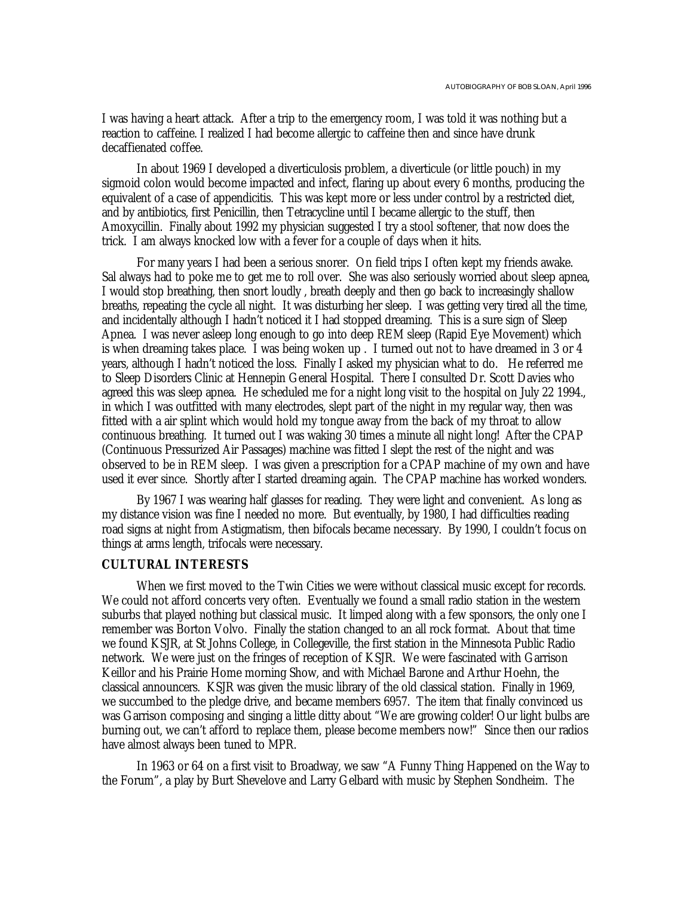I was having a heart attack. After a trip to the emergency room, I was told it was nothing but a reaction to caffeine. I realized I had become allergic to caffeine then and since have drunk decaffienated coffee.

In about 1969 I developed a diverticulosis problem, a diverticule (or little pouch) in my sigmoid colon would become impacted and infect, flaring up about every 6 months, producing the equivalent of a case of appendicitis. This was kept more or less under control by a restricted diet, and by antibiotics, first Penicillin, then Tetracycline until I became allergic to the stuff, then Amoxycillin. Finally about 1992 my physician suggested I try a stool softener, that now does the trick. I am always knocked low with a fever for a couple of days when it hits.

For many years I had been a serious snorer. On field trips I often kept my friends awake. Sal always had to poke me to get me to roll over. She was also seriously worried about sleep apnea, I would stop breathing, then snort loudly , breath deeply and then go back to increasingly shallow breaths, repeating the cycle all night. It was disturbing her sleep. I was getting very tired all the time, and incidentally although I hadn't noticed it I had stopped dreaming. This is a sure sign of Sleep Apnea. I was never asleep long enough to go into deep REM sleep (Rapid Eye Movement) which is when dreaming takes place. I was being woken up . I turned out not to have dreamed in 3 or 4 years, although I hadn't noticed the loss. Finally I asked my physician what to do. He referred me to Sleep Disorders Clinic at Hennepin General Hospital. There I consulted Dr. Scott Davies who agreed this was sleep apnea. He scheduled me for a night long visit to the hospital on July 22 1994., in which I was outfitted with many electrodes, slept part of the night in my regular way, then was fitted with a air splint which would hold my tongue away from the back of my throat to allow continuous breathing. It turned out I was waking 30 times a minute all night long! After the CPAP (Continuous Pressurized Air Passages) machine was fitted I slept the rest of the night and was observed to be in REM sleep. I was given a prescription for a CPAP machine of my own and have used it ever since. Shortly after I started dreaming again. The CPAP machine has worked wonders.

By 1967 I was wearing half glasses for reading. They were light and convenient. As long as my distance vision was fine I needed no more. But eventually, by 1980, I had difficulties reading road signs at night from Astigmatism, then bifocals became necessary. By 1990, I couldn't focus on things at arms length, trifocals were necessary.

## CULTURAL INTERESTS

When we first moved to the Twin Cities we were without classical music except for records. We could not afford concerts very often. Eventually we found a small radio station in the western suburbs that played nothing but classical music. It limped along with a few sponsors, the only one I remember was Borton Volvo. Finally the station changed to an all rock format. About that time we found KSJR, at St Johns College, in Collegeville, the first station in the Minnesota Public Radio network. We were just on the fringes of reception of KSJR. We were fascinated with Garrison Keillor and his Prairie Home morning Show, and with Michael Barone and Arthur Hoehn, the classical announcers. KSJR was given the music library of the old classical station. Finally in 1969, we succumbed to the pledge drive, and became members 6957. The item that finally convinced us was Garrison composing and singing a little ditty about "We are growing colder! Our light bulbs are burning out, we can't afford to replace them, please become members now!" Since then our radios have almost always been tuned to MPR.

In 1963 or 64 on a first visit to Broadway, we saw "A Funny Thing Happened on the Way to the Forum", a play by Burt Shevelove and Larry Gelbard with music by Stephen Sondheim. The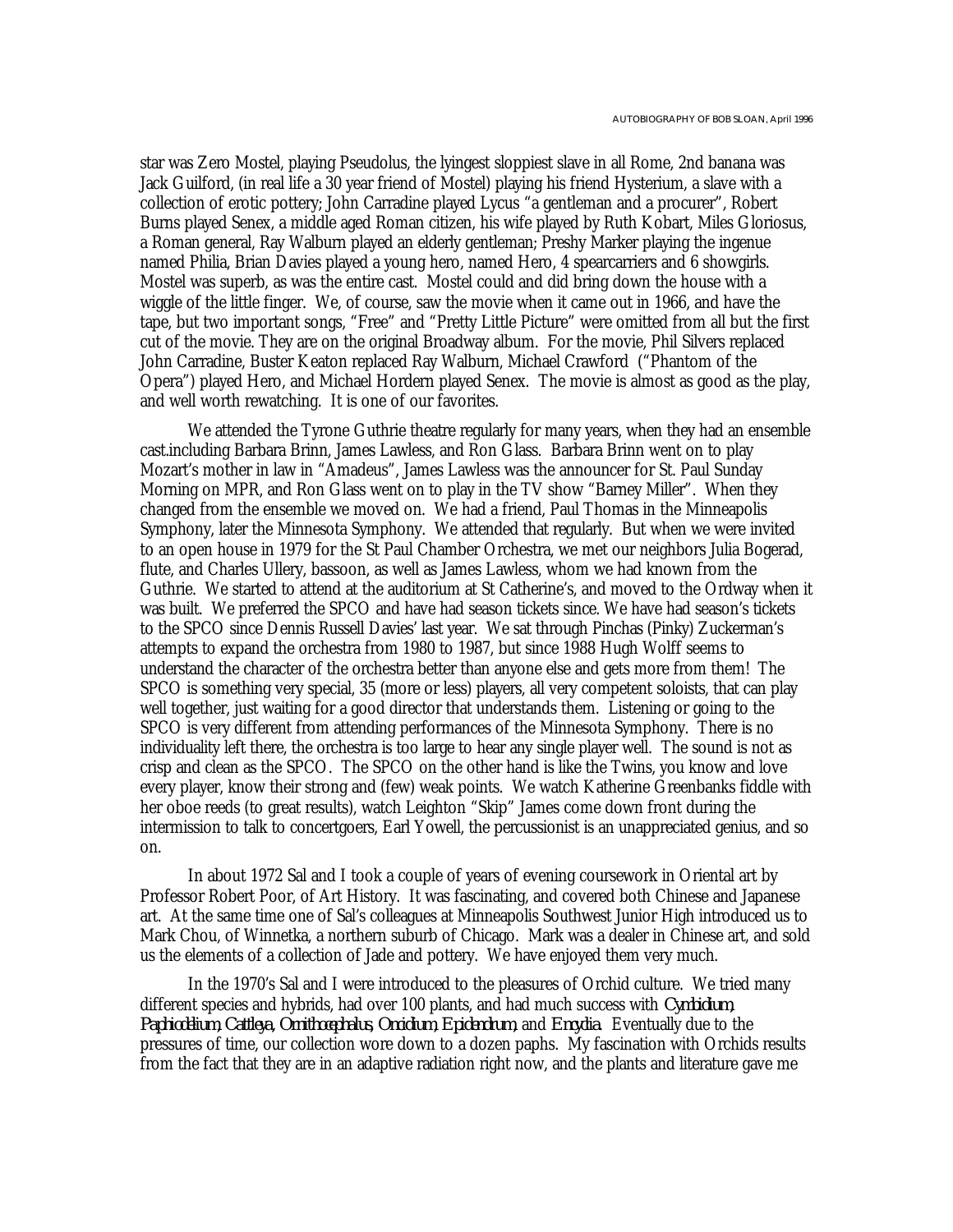star was Zero Mostel, playing Pseudolus, the lyingest sloppiest slave in all Rome, 2nd banana was Jack Guilford, (in real life a 30 year friend of Mostel) playing his friend Hysterium, a slave with a collection of erotic pottery; John Carradine played Lycus "a gentleman and a procurer", Robert Burns played Senex, a middle aged Roman citizen, his wife played by Ruth Kobart, Miles Gloriosus, a Roman general, Ray Walburn played an elderly gentleman; Preshy Marker playing the ingenue named Philia, Brian Davies played a young hero, named Hero, 4 spearcarriers and 6 showgirls. Mostel was superb, as was the entire cast. Mostel could and did bring down the house with a wiggle of the little finger. We, of course, saw the movie when it came out in 1966, and have the tape, but two important songs, "Free" and "Pretty Little Picture" were omitted from all but the first cut of the movie. They are on the original Broadway album. For the movie, Phil Silvers replaced John Carradine, Buster Keaton replaced Ray Walburn, Michael Crawford ("Phantom of the Opera") played Hero, and Michael Hordern played Senex. The movie is almost as good as the play, and well worth rewatching. It is one of our favorites.

We attended the Tyrone Guthrie theatre regularly for many years, when they had an ensemble cast.including Barbara Brinn, James Lawless, and Ron Glass. Barbara Brinn went on to play Mozart's mother in law in "Amadeus", James Lawless was the announcer for St. Paul Sunday Morning on MPR, and Ron Glass went on to play in the TV show "Barney Miller". When they changed from the ensemble we moved on. We had a friend, Paul Thomas in the Minneapolis Symphony, later the Minnesota Symphony. We attended that regularly. But when we were invited to an open house in 1979 for the St Paul Chamber Orchestra, we met our neighbors Julia Bogerad, flute, and Charles Ullery, bassoon, as well as James Lawless, whom we had known from the Guthrie. We started to attend at the auditorium at St Catherine's, and moved to the Ordway when it was built. We preferred the SPCO and have had season tickets since. We have had season's tickets to the SPCO since Dennis Russell Davies' last year. We sat through Pinchas (Pinky) Zuckerman's attempts to expand the orchestra from 1980 to 1987, but since 1988 Hugh Wolff seems to understand the character of the orchestra better than anyone else and gets more from them! The SPCO is something very special, 35 (more or less) players, all very competent soloists, that can play well together, just waiting for a good director that understands them. Listening or going to the SPCO is very different from attending performances of the Minnesota Symphony. There is no individuality left there, the orchestra is too large to hear any single player well. The sound is not as crisp and clean as the SPCO. The SPCO on the other hand is like the Twins, you know and love every player, know their strong and (few) weak points. We watch Katherine Greenbanks fiddle with her oboe reeds (to great results), watch Leighton "Skip" James come down front during the intermission to talk to concertgoers, Earl Yowell, the percussionist is an unappreciated genius, and so on.

In about 1972 Sal and I took a couple of years of evening coursework in Oriental art by Professor Robert Poor, of Art History. It was fascinating, and covered both Chinese and Japanese art. At the same time one of Sal's colleagues at Minneapolis Southwest Junior High introduced us to Mark Chou, of Winnetka, a northern suburb of Chicago. Mark was a dealer in Chinese art, and sold us the elements of a collection of Jade and pottery. We have enjoyed them very much.

In the 1970's Sal and I were introduced to the pleasures of Orchid culture. We tried many different species and hybrids, had over 100 plants, and had much success with *Cymbidium*, *Paphiodelium*, *Cattleya*, *Ornithocephalus*, *Oncidium*, *Epidendrum*, and *Encydia*. Eventually due to the pressures of time, our collection wore down to a dozen paphs. My fascination with Orchids results from the fact that they are in an adaptive radiation right now, and the plants and literature gave me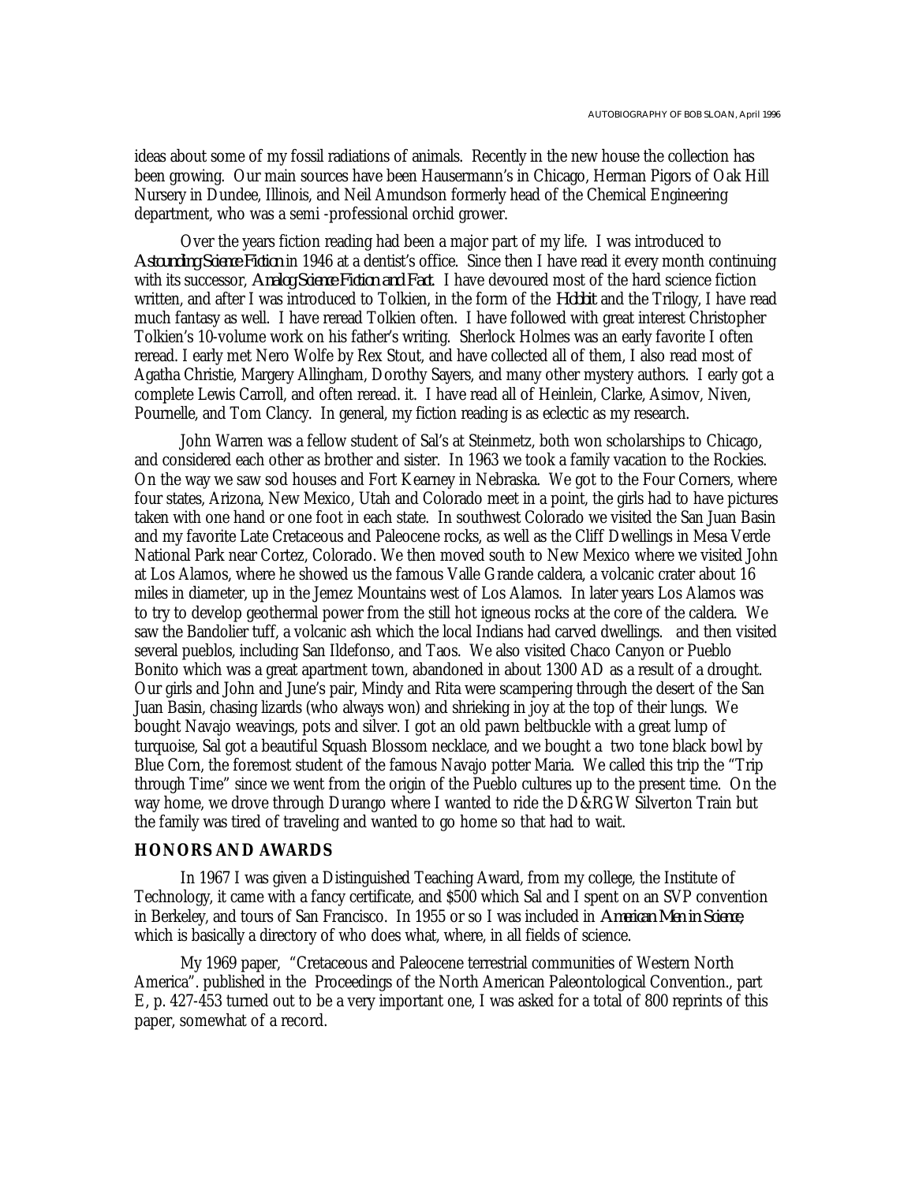ideas about some of my fossil radiations of animals. Recently in the new house the collection has been growing. Our main sources have been Hausermann's in Chicago, Herman Pigors of Oak Hill Nursery in Dundee, Illinois, and Neil Amundson formerly head of the Chemical Engineering department, who was a semi -professional orchid grower.

Over the years fiction reading had been a major part of my life. I was introduced to *Astounding Science Fiction* in 1946 at a dentist's office. Since then I have read it every month continuing with its successor, *Analog Science Fiction and Fact*. I have devoured most of the hard science fiction written, and after I was introduced to Tolkien, in the form of the *Hobbit* and the Trilogy, I have read much fantasy as well. I have reread Tolkien often. I have followed with great interest Christopher Tolkien's 10-volume work on his father's writing. Sherlock Holmes was an early favorite I often reread. I early met Nero Wolfe by Rex Stout, and have collected all of them, I also read most of Agatha Christie, Margery Allingham, Dorothy Sayers, and many other mystery authors. I early got a complete Lewis Carroll, and often reread. it. I have read all of Heinlein, Clarke, Asimov, Niven, Pournelle, and Tom Clancy. In general, my fiction reading is as eclectic as my research.

John Warren was a fellow student of Sal's at Steinmetz, both won scholarships to Chicago, and considered each other as brother and sister. In 1963 we took a family vacation to the Rockies. On the way we saw sod houses and Fort Kearney in Nebraska. We got to the Four Corners, where four states, Arizona, New Mexico, Utah and Colorado meet in a point, the girls had to have pictures taken with one hand or one foot in each state. In southwest Colorado we visited the San Juan Basin and my favorite Late Cretaceous and Paleocene rocks, as well as the Cliff Dwellings in Mesa Verde National Park near Cortez, Colorado. We then moved south to New Mexico where we visited John at Los Alamos, where he showed us the famous Valle Grande caldera, a volcanic crater about 16 miles in diameter, up in the Jemez Mountains west of Los Alamos. In later years Los Alamos was to try to develop geothermal power from the still hot igneous rocks at the core of the caldera. We saw the Bandolier tuff, a volcanic ash which the local Indians had carved dwellings. and then visited several pueblos, including San Ildefonso, and Taos. We also visited Chaco Canyon or Pueblo Bonito which was a great apartment town, abandoned in about 1300 AD as a result of a drought. Our girls and John and June's pair, Mindy and Rita were scampering through the desert of the San Juan Basin, chasing lizards (who always won) and shrieking in joy at the top of their lungs. We bought Navajo weavings, pots and silver. I got an old pawn beltbuckle with a great lump of turquoise, Sal got a beautiful Squash Blossom necklace, and we bought a two tone black bowl by Blue Corn, the foremost student of the famous Navajo potter Maria. We called this trip the "Trip through Time" since we went from the origin of the Pueblo cultures up to the present time. On the way home, we drove through Durango where I wanted to ride the D&RGW Silverton Train but the family was tired of traveling and wanted to go home so that had to wait.

### HONORS AND AWARDS

In 1967 I was given a Distinguished Teaching Award, from my college, the Institute of Technology, it came with a fancy certificate, and $500 which Sal and I spent on an SVP convention in Berkeley, and tours of San Francisco. In 1955 or so I was included in *American Men in Science*, which is basically a directory of who does what, where, in all fields of science.

My 1969 paper, "Cretaceous and Paleocene terrestrial communities of Western North America". published in the Proceedings of the North American Paleontological Convention., part E, p. 427-453 turned out to be a very important one, I was asked for a total of 800 reprints of this paper, somewhat of a record.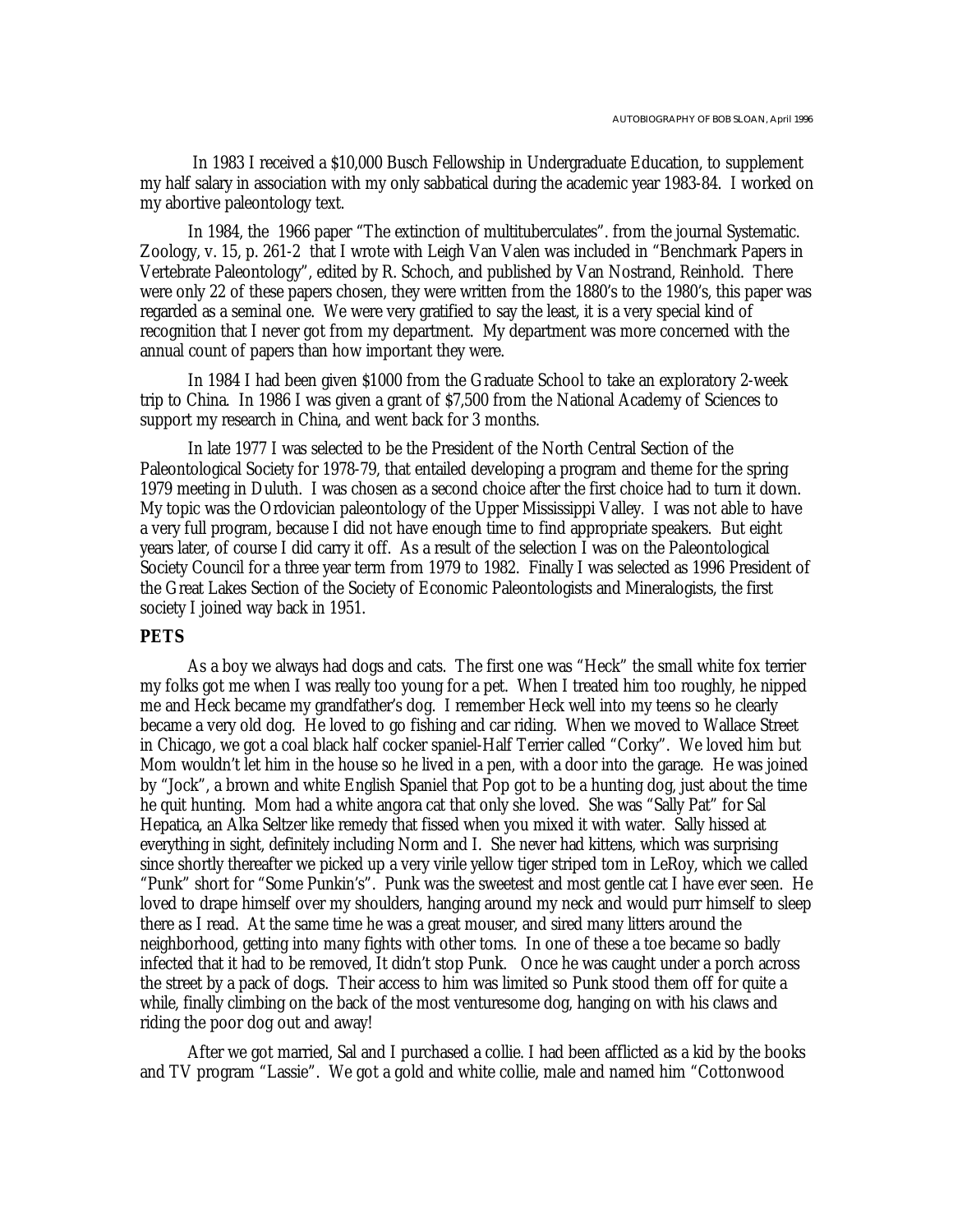In 1983 I received a $10,000 Busch Fellowship in Undergraduate Education, to supplement my half salary in association with my only sabbatical during the academic year 1983-84. I worked on my abortive paleontology text.

In 1984, the 1966 paper "The extinction of multituberculates". from the journal Systematic. Zoology, v. 15, p. 261-2 that I wrote with Leigh Van Valen was included in "Benchmark Papers in Vertebrate Paleontology", edited by R. Schoch, and published by Van Nostrand, Reinhold. There were only 22 of these papers chosen, they were written from the 1880's to the 1980's, this paper was regarded as a seminal one. We were very gratified to say the least, it is a very special kind of recognition that I never got from my department. My department was more concerned with the annual count of papers than how important they were.

In 1984 I had been given $1000 from the Graduate School to take an exploratory 2-week trip to China. In 1986 I was given a grant of $7,500 from the National Academy of Sciences to support my research in China, and went back for 3 months.

In late 1977 I was selected to be the President of the North Central Section of the Paleontological Society for 1978-79, that entailed developing a program and theme for the spring 1979 meeting in Duluth. I was chosen as a second choice after the first choice had to turn it down. My topic was the Ordovician paleontology of the Upper Mississippi Valley. I was not able to have a very full program, because I did not have enough time to find appropriate speakers. But eight years later, of course I did carry it off. As a result of the selection I was on the Paleontological Society Council for a three year term from 1979 to 1982. Finally I was selected as 1996 President of the Great Lakes Section of the Society of Economic Paleontologists and Mineralogists, the first society I joined way back in 1951.

## PETS

As a boy we always had dogs and cats. The first one was "Heck" the small white fox terrier my folks got me when I was really too young for a pet. When I treated him too roughly, he nipped me and Heck became my grandfather's dog. I remember Heck well into my teens so he clearly became a very old dog. He loved to go fishing and car riding. When we moved to Wallace Street in Chicago, we got a coal black half cocker spaniel-Half Terrier called "Corky". We loved him but Mom wouldn't let him in the house so he lived in a pen, with a door into the garage. He was joined by "Jock", a brown and white English Spaniel that Pop got to be a hunting dog, just about the time he quit hunting. Mom had a white angora cat that only she loved. She was "Sally Pat" for Sal Hepatica, an Alka Seltzer like remedy that fissed when you mixed it with water. Sally hissed at everything in sight, definitely including Norm and I. She never had kittens, which was surprising since shortly thereafter we picked up a very virile yellow tiger striped tom in LeRoy, which we called "Punk" short for "Some Punkin's". Punk was the sweetest and most gentle cat I have ever seen. He loved to drape himself over my shoulders, hanging around my neck and would purr himself to sleep there as I read. At the same time he was a great mouser, and sired many litters around the neighborhood, getting into many fights with other toms. In one of these a toe became so badly infected that it had to be removed, It didn't stop Punk. Once he was caught under a porch across the street by a pack of dogs. Their access to him was limited so Punk stood them off for quite a while, finally climbing on the back of the most venturesome dog, hanging on with his claws and riding the poor dog out and away!

After we got married, Sal and I purchased a collie. I had been afflicted as a kid by the books and TV program "Lassie". We got a gold and white collie, male and named him "Cottonwood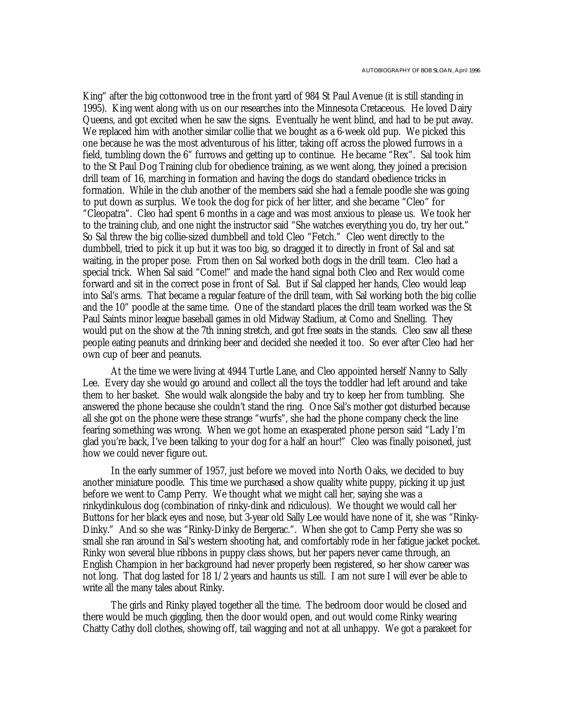King" after the big cottonwood tree in the front yard of 984 St Paul Avenue (it is still standing in 1995). King went along with us on our researches into the Minnesota Cretaceous. He loved Dairy Queens, and got excited when he saw the signs. Eventually he went blind, and had to be put away. We replaced him with another similar collie that we bought as a 6-week old pup. We picked this one because he was the most adventurous of his litter, taking off across the plowed furrows in a field, tumbling down the 6" furrows and getting up to continue. He became "Rex". Sal took him to the St Paul Dog Training club for obedience training, as we went along, they joined a precision drill team of 16, marching in formation and having the dogs do standard obedience tricks in formation. While in the club another of the members said she had a female poodle she was going to put down as surplus. We took the dog for pick of her litter, and she became "Cleo" for "Cleopatra". Cleo had spent 6 months in a cage and was most anxious to please us. We took her to the training club, and one night the instructor said "She watches everything you do, try her out." So Sal threw the big collie-sized dumbbell and told Cleo "Fetch." Cleo went directly to the dumbbell, tried to pick it up but it was too big, so dragged it to directly in front of Sal and sat waiting, in the proper pose. From then on Sal worked both dogs in the drill team. Cleo had a special trick. When Sal said "Come!" and made the hand signal both Cleo and Rex would come forward and sit in the correct pose in front of Sal. But if Sal clapped her hands, Cleo would leap into Sal's arms. That became a regular feature of the drill team, with Sal working both the big collie and the 10" poodle at the same time. One of the standard places the drill team worked was the St Paul Saints minor league baseball games in old Midway Stadium, at Como and Snelling. They would put on the show at the 7th inning stretch, and got free seats in the stands. Cleo saw all these people eating peanuts and drinking beer and decided she needed it too. So ever after Cleo had her own cup of beer and peanuts.

At the time we were living at 4944 Turtle Lane, and Cleo appointed herself Nanny to Sally Lee. Every day she would go around and collect all the toys the toddler had left around and take them to her basket. She would walk alongside the baby and try to keep her from tumbling. She answered the phone because she couldn't stand the ring. Once Sal's mother got disturbed because all she got on the phone were these strange "wurfs", she had the phone company check the line fearing something was wrong. When we got home an exasperated phone person said "Lady I'm glad you're back, I've been talking to your dog for a half an hour!" Cleo was finally poisoned, just how we could never figure out.

In the early summer of 1957, just before we moved into North Oaks, we decided to buy another miniature poodle. This time we purchased a show quality white puppy, picking it up just before we went to Camp Perry. We thought what we might call her, saying she was a rinkydinkulous dog (combination of rinky-dink and ridiculous). We thought we would call her Buttons for her black eyes and nose, but 3-year old Sally Lee would have none of it, she was "Rinky-Dinky." And so she was "Rinky-Dinky de Bergerac.". When she got to Camp Perry she was so small she ran around in Sal's western shooting hat, and comfortably rode in her fatigue jacket pocket. Rinky won several blue ribbons in puppy class shows, but her papers never came through, an English Champion in her background had never properly been registered, so her show career was not long. That dog lasted for 18 1/2 years and haunts us still. I am not sure I will ever be able to write all the many tales about Rinky.

The girls and Rinky played together all the time. The bedroom door would be closed and there would be much giggling, then the door would open, and out would come Rinky wearing Chatty Cathy doll clothes, showing off, tail wagging and not at all unhappy. We got a parakeet for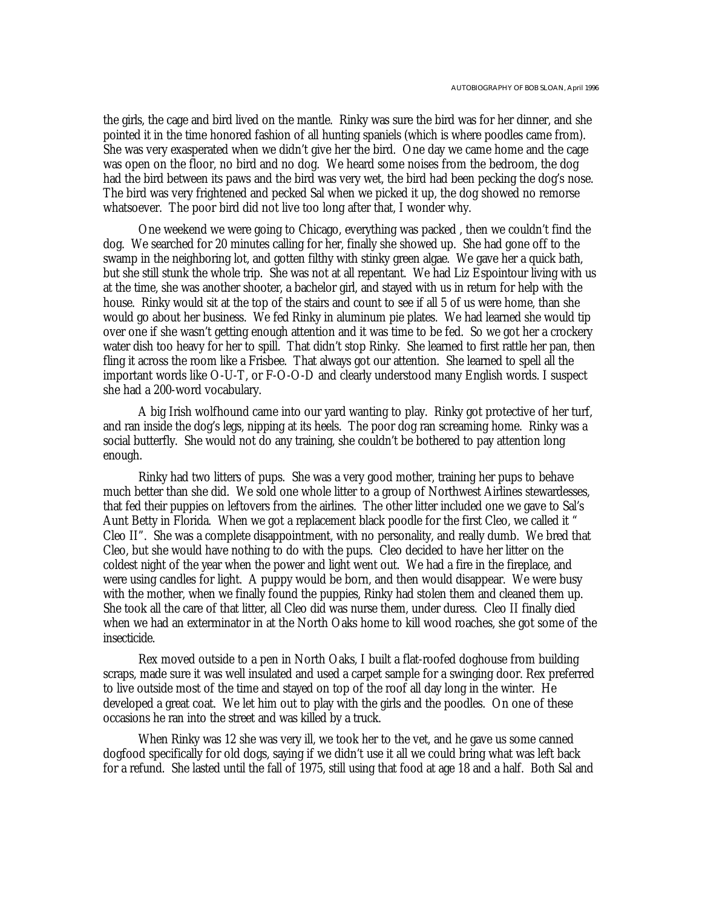the girls, the cage and bird lived on the mantle. Rinky was sure the bird was for her dinner, and she pointed it in the time honored fashion of all hunting spaniels (which is where poodles came from). She was very exasperated when we didn't give her the bird. One day we came home and the cage was open on the floor, no bird and no dog. We heard some noises from the bedroom, the dog had the bird between its paws and the bird was very wet, the bird had been pecking the dog's nose. The bird was very frightened and pecked Sal when we picked it up, the dog showed no remorse whatsoever. The poor bird did not live too long after that, I wonder why.

One weekend we were going to Chicago, everything was packed , then we couldn't find the dog. We searched for 20 minutes calling for her, finally she showed up. She had gone off to the swamp in the neighboring lot, and gotten filthy with stinky green algae. We gave her a quick bath, but she still stunk the whole trip. She was not at all repentant. We had Liz Espointour living with us at the time, she was another shooter, a bachelor girl, and stayed with us in return for help with the house. Rinky would sit at the top of the stairs and count to see if all 5 of us were home, than she would go about her business. We fed Rinky in aluminum pie plates. We had learned she would tip over one if she wasn't getting enough attention and it was time to be fed. So we got her a crockery water dish too heavy for her to spill. That didn't stop Rinky. She learned to first rattle her pan, then fling it across the room like a Frisbee. That always got our attention. She learned to spell all the important words like O-U-T, or F-O-O-D and clearly understood many English words. I suspect she had a 200-word vocabulary.

A big Irish wolfhound came into our yard wanting to play. Rinky got protective of her turf, and ran inside the dog's legs, nipping at its heels. The poor dog ran screaming home. Rinky was a social butterfly. She would not do any training, she couldn't be bothered to pay attention long enough.

Rinky had two litters of pups. She was a very good mother, training her pups to behave much better than she did. We sold one whole litter to a group of Northwest Airlines stewardesses, that fed their puppies on leftovers from the airlines. The other litter included one we gave to Sal's Aunt Betty in Florida. When we got a replacement black poodle for the first Cleo, we called it " Cleo II". She was a complete disappointment, with no personality, and really dumb. We bred that Cleo, but she would have nothing to do with the pups. Cleo decided to have her litter on the coldest night of the year when the power and light went out. We had a fire in the fireplace, and were using candles for light. A puppy would be born, and then would disappear. We were busy with the mother, when we finally found the puppies, Rinky had stolen them and cleaned them up. She took all the care of that litter, all Cleo did was nurse them, under duress. Cleo II finally died when we had an exterminator in at the North Oaks home to kill wood roaches, she got some of the insecticide.

Rex moved outside to a pen in North Oaks, I built a flat-roofed doghouse from building scraps, made sure it was well insulated and used a carpet sample for a swinging door. Rex preferred to live outside most of the time and stayed on top of the roof all day long in the winter. He developed a great coat. We let him out to play with the girls and the poodles. On one of these occasions he ran into the street and was killed by a truck.

When Rinky was 12 she was very ill, we took her to the vet, and he gave us some canned dogfood specifically for old dogs, saying if we didn't use it all we could bring what was left back for a refund. She lasted until the fall of 1975, still using that food at age 18 and a half. Both Sal and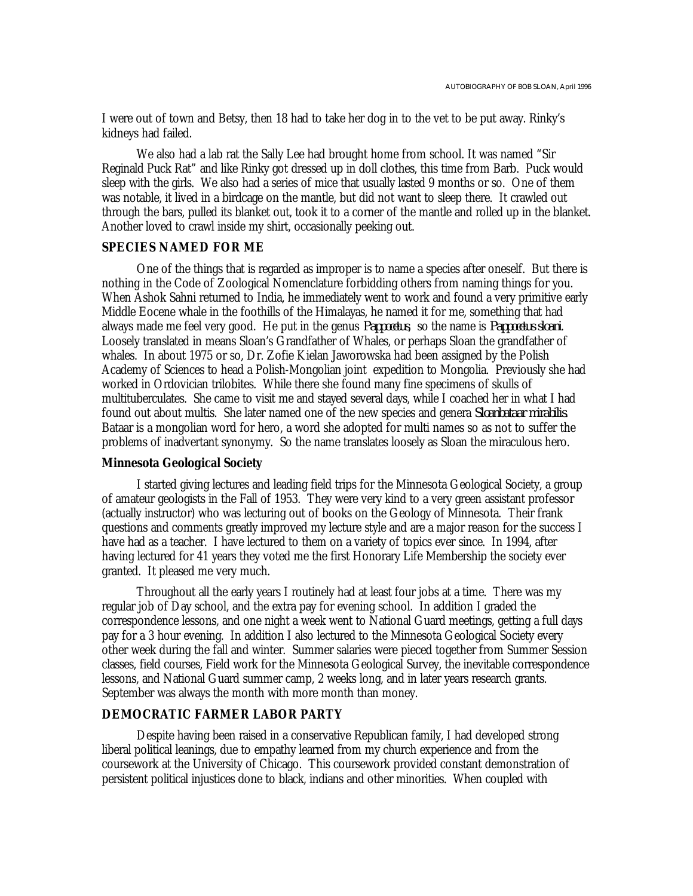I were out of town and Betsy, then 18 had to take her dog in to the vet to be put away. Rinky's kidneys had failed.

We also had a lab rat the Sally Lee had brought home from school. It was named "Sir Reginald Puck Rat" and like Rinky got dressed up in doll clothes, this time from Barb. Puck would sleep with the girls. We also had a series of mice that usually lasted 9 months or so. One of them was notable, it lived in a birdcage on the mantle, but did not want to sleep there. It crawled out through the bars, pulled its blanket out, took it to a corner of the mantle and rolled up in the blanket. Another loved to crawl inside my shirt, occasionally peeking out.

### SPECIES NAMED FOR ME

One of the things that is regarded as improper is to name a species after oneself. But there is nothing in the Code of Zoological Nomenclature forbidding others from naming things for you. When Ashok Sahni returned to India, he immediately went to work and found a very primitive early Middle Eocene whale in the foothills of the Himalayas, he named it for me, something that had always made me feel very good. He put in the genus *Pappocetus*, so the name is *Pappocetus sloani*. Loosely translated in means Sloan's Grandfather of Whales, or perhaps Sloan the grandfather of whales. In about 1975 or so, Dr. Zofie Kielan Jaworowska had been assigned by the Polish Academy of Sciences to head a Polish-Mongolian joint expedition to Mongolia. Previously she had worked in Ordovician trilobites. While there she found many fine specimens of skulls of multituberculates. She came to visit me and stayed several days, while I coached her in what I had found out about multis. She later named one of the new species and genera *Sloanbataar mirabilis*. Bataar is a mongolian word for hero, a word she adopted for multi names so as not to suffer the problems of inadvertant synonymy. So the name translates loosely as Sloan the miraculous hero.

### Minnesota Geological Society

I started giving lectures and leading field trips for the Minnesota Geological Society, a group of amateur geologists in the Fall of 1953. They were very kind to a very green assistant professor (actually instructor) who was lecturing out of books on the Geology of Minnesota. Their frank questions and comments greatly improved my lecture style and are a major reason for the success I have had as a teacher. I have lectured to them on a variety of topics ever since. In 1994, after having lectured for 41 years they voted me the first Honorary Life Membership the society ever granted. It pleased me very much.

Throughout all the early years I routinely had at least four jobs at a time. There was my regular job of Day school, and the extra pay for evening school. In addition I graded the correspondence lessons, and one night a week went to National Guard meetings, getting a full days pay for a 3 hour evening. In addition I also lectured to the Minnesota Geological Society every other week during the fall and winter. Summer salaries were pieced together from Summer Session classes, field courses, Field work for the Minnesota Geological Survey, the inevitable correspondence lessons, and National Guard summer camp, 2 weeks long, and in later years research grants. September was always the month with more month than money.

### DEMOCRATIC FARMER LABOR PARTY

Despite having been raised in a conservative Republican family, I had developed strong liberal political leanings, due to empathy learned from my church experience and from the coursework at the University of Chicago. This coursework provided constant demonstration of persistent political injustices done to black, indians and other minorities. When coupled with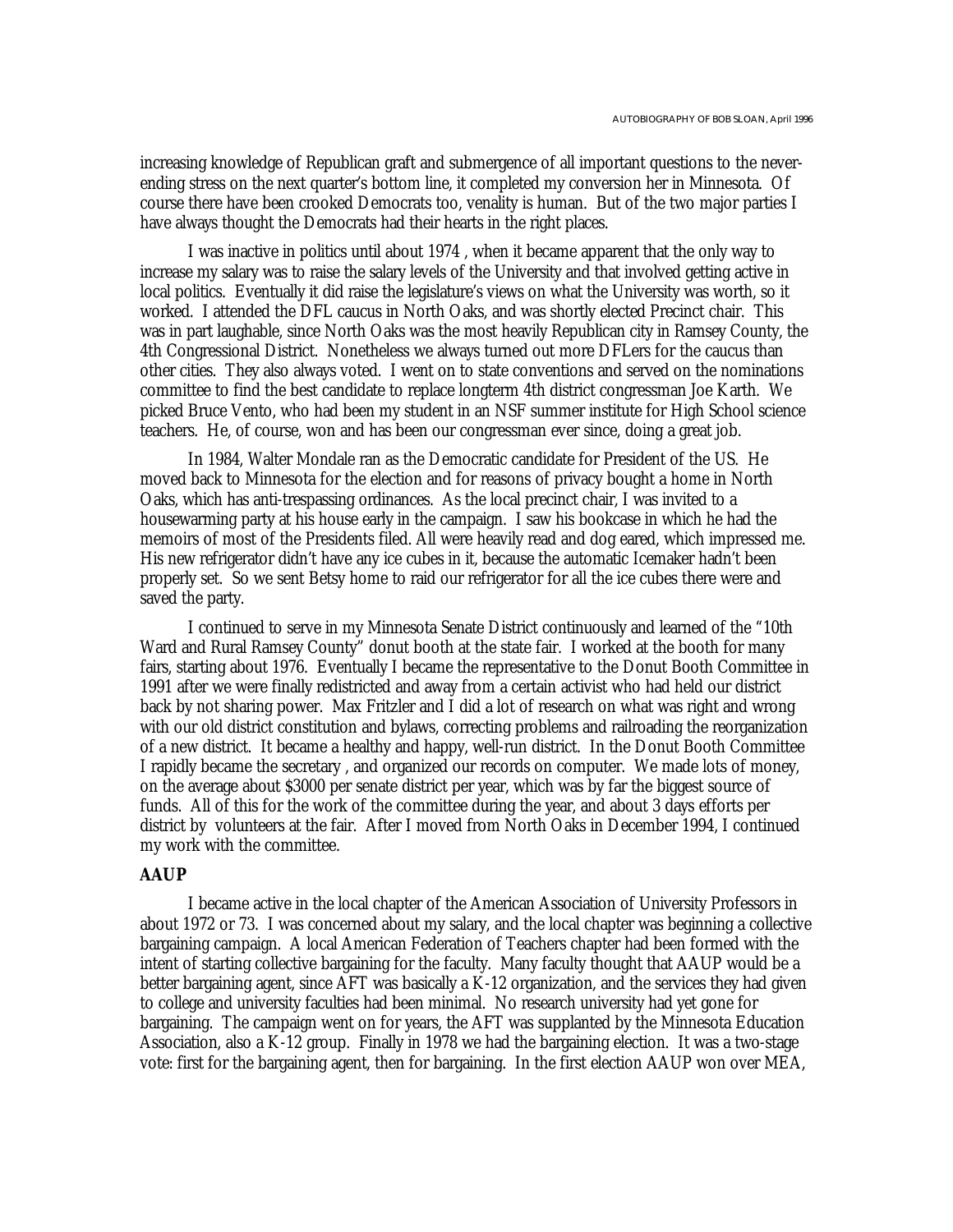increasing knowledge of Republican graft and submergence of all important questions to the never-ending stress on the next quarter's bottom line, it completed my conversion her in Minnesota. Of course there have been crooked Democrats too, venality is human. But of the two major parties I have always thought the Democrats had their hearts in the right places.

I was inactive in politics until about 1974 , when it became apparent that the only way to increase my salary was to raise the salary levels of the University and that involved getting active in local politics. Eventually it did raise the legislature's views on what the University was worth, so it worked. I attended the DFL caucus in North Oaks, and was shortly elected Precinct chair. This was in part laughable, since North Oaks was the most heavily Republican city in Ramsey County, the 4th Congressional District. Nonetheless we always turned out more DFLers for the caucus than other cities. They also always voted. I went on to state conventions and served on the nominations committee to find the best candidate to replace longterm 4th district congressman Joe Karth. We picked Bruce Vento, who had been my student in an NSF summer institute for High School science teachers. He, of course, won and has been our congressman ever since, doing a great job.

In 1984, Walter Mondale ran as the Democratic candidate for President of the US. He moved back to Minnesota for the election and for reasons of privacy bought a home in North Oaks, which has anti-trespassing ordinances. As the local precinct chair, I was invited to a housewarming party at his house early in the campaign. I saw his bookcase in which he had the memoirs of most of the Presidents filed. All were heavily read and dog eared, which impressed me. His new refrigerator didn't have any ice cubes in it, because the automatic Icemaker hadn't been properly set. So we sent Betsy home to raid our refrigerator for all the ice cubes there were and saved the party.

I continued to serve in my Minnesota Senate District continuously and learned of the "10th Ward and Rural Ramsey County" donut booth at the state fair. I worked at the booth for many fairs, starting about 1976. Eventually I became the representative to the Donut Booth Committee in 1991 after we were finally redistricted and away from a certain activist who had held our district back by not sharing power. Max Fritzler and I did a lot of research on what was right and wrong with our old district constitution and bylaws, correcting problems and railroading the reorganization of a new district. It became a healthy and happy, well-run district. In the Donut Booth Committee I rapidly became the secretary , and organized our records on computer. We made lots of money, on the average about $3000 per senate district per year, which was by far the biggest source of funds. All of this for the work of the committee during the year, and about 3 days efforts per district by volunteers at the fair. After I moved from North Oaks in December 1994, I continued my work with the committee.

### AAUP

I became active in the local chapter of the American Association of University Professors in about 1972 or 73. I was concerned about my salary, and the local chapter was beginning a collective bargaining campaign. A local American Federation of Teachers chapter had been formed with the intent of starting collective bargaining for the faculty. Many faculty thought that AAUP would be a better bargaining agent, since AFT was basically a K-12 organization, and the services they had given to college and university faculties had been minimal. No research university had yet gone for bargaining. The campaign went on for years, the AFT was supplanted by the Minnesota Education Association, also a K-12 group. Finally in 1978 we had the bargaining election. It was a two-stage vote: first for the bargaining agent, then for bargaining. In the first election AAUP won over MEA,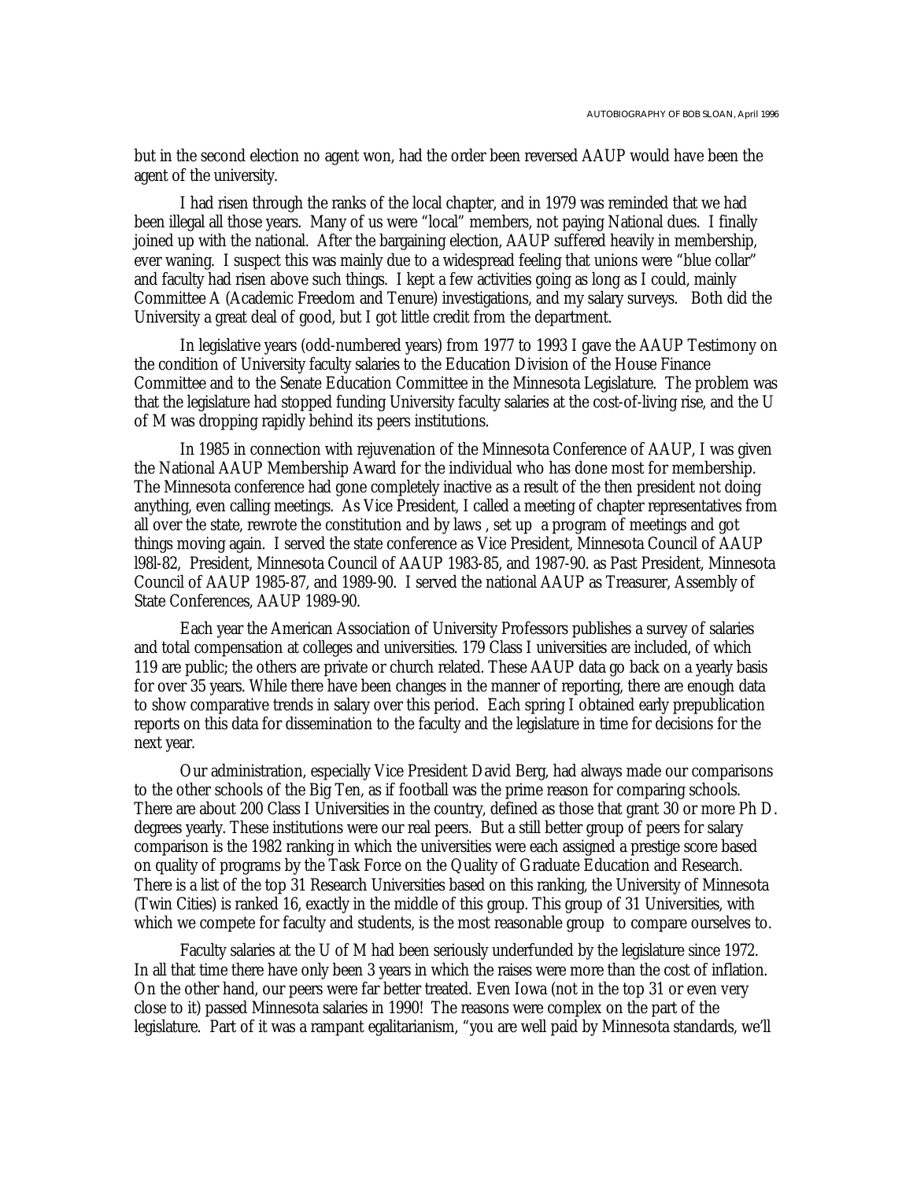but in the second election no agent won, had the order been reversed AAUP would have been the agent of the university.

I had risen through the ranks of the local chapter, and in 1979 was reminded that we had been illegal all those years. Many of us were "local" members, not paying National dues. I finally joined up with the national. After the bargaining election, AAUP suffered heavily in membership, ever waning. I suspect this was mainly due to a widespread feeling that unions were "blue collar" and faculty had risen above such things. I kept a few activities going as long as I could, mainly Committee A (Academic Freedom and Tenure) investigations, and my salary surveys. Both did the University a great deal of good, but I got little credit from the department.

In legislative years (odd-numbered years) from 1977 to 1993 I gave the AAUP Testimony on the condition of University faculty salaries to the Education Division of the House Finance Committee and to the Senate Education Committee in the Minnesota Legislature. The problem was that the legislature had stopped funding University faculty salaries at the cost-of-living rise, and the U of M was dropping rapidly behind its peers institutions.

In 1985 in connection with rejuvenation of the Minnesota Conference of AAUP, I was given the National AAUP Membership Award for the individual who has done most for membership. The Minnesota conference had gone completely inactive as a result of the then president not doing anything, even calling meetings. As Vice President, I called a meeting of chapter representatives from all over the state, rewrote the constitution and by laws , set up a program of meetings and got things moving again. I served the state conference as Vice President, Minnesota Council of AAUP l98l-82, President, Minnesota Council of AAUP 1983-85, and 1987-90. as Past President, Minnesota Council of AAUP 1985-87, and 1989-90. I served the national AAUP as Treasurer, Assembly of State Conferences, AAUP 1989-90.

Each year the American Association of University Professors publishes a survey of salaries and total compensation at colleges and universities. 179 Class I universities are included, of which 119 are public; the others are private or church related. These AAUP data go back on a yearly basis for over 35 years. While there have been changes in the manner of reporting, there are enough data to show comparative trends in salary over this period. Each spring I obtained early prepublication reports on this data for dissemination to the faculty and the legislature in time for decisions for the next year.

Our administration, especially Vice President David Berg, had always made our comparisons to the other schools of the Big Ten, as if football was the prime reason for comparing schools. There are about 200 Class I Universities in the country, defined as those that grant 30 or more Ph D. degrees yearly. These institutions were our real peers. But a still better group of peers for salary comparison is the 1982 ranking in which the universities were each assigned a prestige score based on quality of programs by the Task Force on the Quality of Graduate Education and Research. There is a list of the top 31 Research Universities based on this ranking, the University of Minnesota (Twin Cities) is ranked 16, exactly in the middle of this group. This group of 31 Universities, with which we compete for faculty and students, is the most reasonable group to compare ourselves to.

Faculty salaries at the U of M had been seriously underfunded by the legislature since 1972. In all that time there have only been 3 years in which the raises were more than the cost of inflation. On the other hand, our peers were far better treated. Even Iowa (not in the top 31 or even very close to it) passed Minnesota salaries in 1990! The reasons were complex on the part of the legislature. Part of it was a rampant egalitarianism, "you are well paid by Minnesota standards, we'll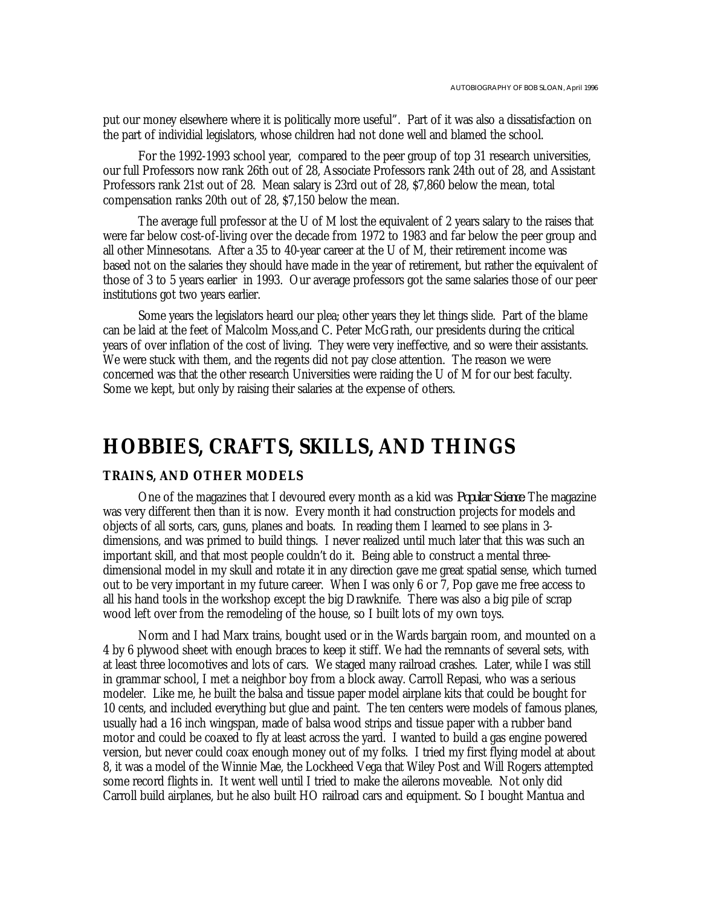put our money elsewhere where it is politically more useful". Part of it was also a dissatisfaction on the part of individial legislators, whose children had not done well and blamed the school.

For the 1992-1993 school year, compared to the peer group of top 31 research universities, our full Professors now rank 26th out of 28, Associate Professors rank 24th out of 28, and Assistant Professors rank 21st out of 28. Mean salary is 23rd out of 28, $7,860 below the mean, total compensation ranks 20th out of 28, $7,150 below the mean.

The average full professor at the U of M lost the equivalent of 2 years salary to the raises that were far below cost-of-living over the decade from 1972 to 1983 and far below the peer group and all other Minnesotans. After a 35 to 40-year career at the U of M, their retirement income was based not on the salaries they should have made in the year of retirement, but rather the equivalent of those of 3 to 5 years earlier in 1993. Our average professors got the same salaries those of our peer institutions got two years earlier.

Some years the legislators heard our plea; other years they let things slide. Part of the blame can be laid at the feet of Malcolm Moss,and C. Peter McGrath, our presidents during the critical years of over inflation of the cost of living. They were very ineffective, and so were their assistants. We were stuck with them, and the regents did not pay close attention. The reason we were concerned was that the other research Universities were raiding the U of M for our best faculty. Some we kept, but only by raising their salaries at the expense of others.

# HOBBIES, CRAFTS, SKILLS, AND THINGS

## TRAINS, AND OTHER MODELS

One of the magazines that I devoured every month as a kid was *Popular Science.* The magazine was very different then than it is now. Every month it had construction projects for models and objects of all sorts, cars, guns, planes and boats. In reading them I learned to see plans in 3-dimensions, and was primed to build things. I never realized until much later that this was such an important skill, and that most people couldn't do it. Being able to construct a mental three-dimensional model in my skull and rotate it in any direction gave me great spatial sense, which turned out to be very important in my future career. When I was only 6 or 7, Pop gave me free access to all his hand tools in the workshop except the big Drawknife. There was also a big pile of scrap wood left over from the remodeling of the house, so I built lots of my own toys.

Norm and I had Marx trains, bought used or in the Wards bargain room, and mounted on a 4 by 6 plywood sheet with enough braces to keep it stiff. We had the remnants of several sets, with at least three locomotives and lots of cars. We staged many railroad crashes. Later, while I was still in grammar school, I met a neighbor boy from a block away. Carroll Repasi, who was a serious modeler. Like me, he built the balsa and tissue paper model airplane kits that could be bought for 10 cents, and included everything but glue and paint. The ten centers were models of famous planes, usually had a 16 inch wingspan, made of balsa wood strips and tissue paper with a rubber band motor and could be coaxed to fly at least across the yard. I wanted to build a gas engine powered version, but never could coax enough money out of my folks. I tried my first flying model at about 8, it was a model of the Winnie Mae, the Lockheed Vega that Wiley Post and Will Rogers attempted some record flights in. It went well until I tried to make the ailerons moveable. Not only did Carroll build airplanes, but he also built HO railroad cars and equipment. So I bought Mantua and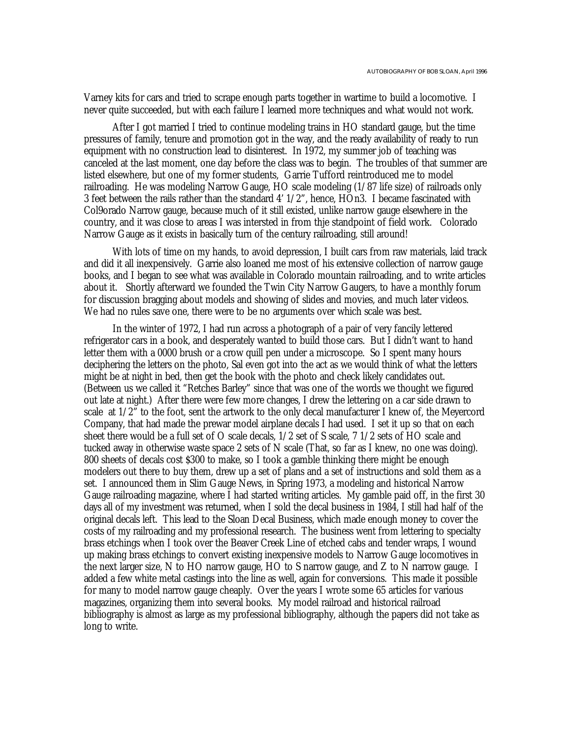Varney kits for cars and tried to scrape enough parts together in wartime to build a locomotive. I never quite succeeded, but with each failure I learned more techniques and what would not work.

After I got married I tried to continue modeling trains in HO standard gauge, but the time pressures of family, tenure and promotion got in the way, and the ready availability of ready to run equipment with no construction lead to disinterest. In 1972, my summer job of teaching was canceled at the last moment, one day before the class was to begin. The troubles of that summer are listed elsewhere, but one of my former students, Garrie Tufford reintroduced me to model railroading. He was modeling Narrow Gauge, HO scale modeling (1/87 life size) of railroads only 3 feet between the rails rather than the standard 4' 1/2", hence, HOn3. I became fascinated with Col9orado Narrow gauge, because much of it still existed, unlike narrow gauge elsewhere in the country, and it was close to areas I was intersted in from thje standpoint of field work. Colorado Narrow Gauge as it exists in basically turn of the century railroading, still around!

With lots of time on my hands, to avoid depression, I built cars from raw materials, laid track and did it all inexpensively. Garrie also loaned me most of his extensive collection of narrow gauge books, and I began to see what was available in Colorado mountain railroading, and to write articles about it. Shortly afterward we founded the Twin City Narrow Gaugers, to have a monthly forum for discussion bragging about models and showing of slides and movies, and much later videos. We had no rules save one, there were to be no arguments over which scale was best.

In the winter of 1972, I had run across a photograph of a pair of very fancily lettered refrigerator cars in a book, and desperately wanted to build those cars. But I didn't want to hand letter them with a 0000 brush or a crow quill pen under a microscope. So I spent many hours deciphering the letters on the photo, Sal even got into the act as we would think of what the letters might be at night in bed, then get the book with the photo and check likely candidates out. (Between us we called it "Retches Barley" since that was one of the words we thought we figured out late at night.) After there were few more changes, I drew the lettering on a car side drawn to scale at 1/2" to the foot, sent the artwork to the only decal manufacturer I knew of, the Meyercord Company, that had made the prewar model airplane decals I had used. I set it up so that on each sheet there would be a full set of O scale decals, 1/2 set of S scale, 7 1/2 sets of HO scale and tucked away in otherwise waste space 2 sets of N scale (That, so far as I knew, no one was doing). 800 sheets of decals cost $300 to make, so I took a gamble thinking there might be enough modelers out there to buy them, drew up a set of plans and a set of instructions and sold them as a set. I announced them in Slim Gauge News, in Spring 1973, a modeling and historical Narrow Gauge railroading magazine, where I had started writing articles. My gamble paid off, in the first 30 days all of my investment was returned, when I sold the decal business in 1984, I still had half of the original decals left. This lead to the Sloan Decal Business, which made enough money to cover the costs of my railroading and my professional research. The business went from lettering to specialty brass etchings when I took over the Beaver Creek Line of etched cabs and tender wraps, I wound up making brass etchings to convert existing inexpensive models to Narrow Gauge locomotives in the next larger size, N to HO narrow gauge, HO to S narrow gauge, and Z to N narrow gauge. I added a few white metal castings into the line as well, again for conversions. This made it possible for many to model narrow gauge cheaply. Over the years I wrote some 65 articles for various magazines, organizing them into several books. My model railroad and historical railroad bibliography is almost as large as my professional bibliography, although the papers did not take as long to write.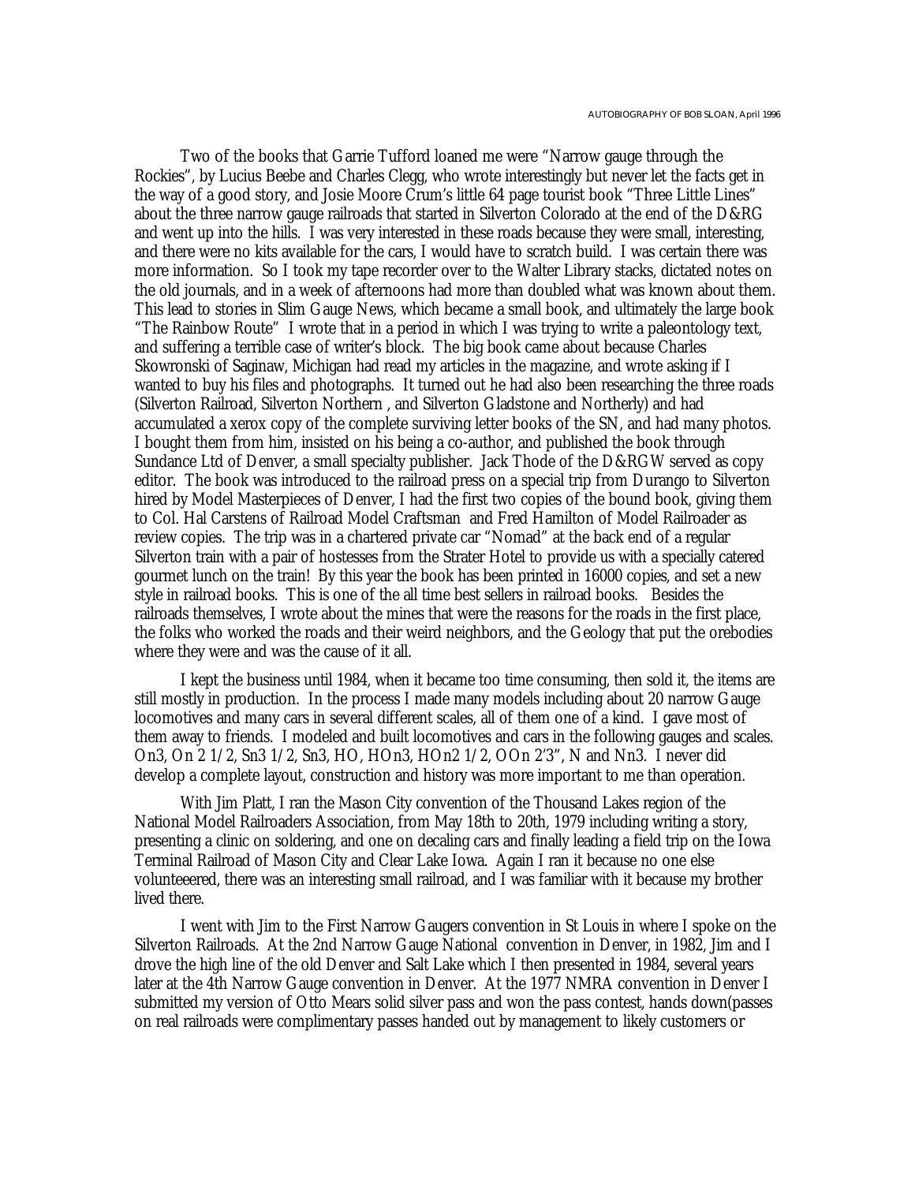Two of the books that Garrie Tufford loaned me were "Narrow gauge through the Rockies", by Lucius Beebe and Charles Clegg, who wrote interestingly but never let the facts get in the way of a good story, and Josie Moore Crum's little 64 page tourist book "Three Little Lines" about the three narrow gauge railroads that started in Silverton Colorado at the end of the D&RG and went up into the hills. I was very interested in these roads because they were small, interesting, and there were no kits available for the cars, I would have to scratch build. I was certain there was more information. So I took my tape recorder over to the Walter Library stacks, dictated notes on the old journals, and in a week of afternoons had more than doubled what was known about them. This lead to stories in Slim Gauge News, which became a small book, and ultimately the large book "The Rainbow Route" I wrote that in a period in which I was trying to write a paleontology text, and suffering a terrible case of writer's block. The big book came about because Charles Skowronski of Saginaw, Michigan had read my articles in the magazine, and wrote asking if I wanted to buy his files and photographs. It turned out he had also been researching the three roads (Silverton Railroad, Silverton Northern , and Silverton Gladstone and Northerly) and had accumulated a xerox copy of the complete surviving letter books of the SN, and had many photos. I bought them from him, insisted on his being a co-author, and published the book through Sundance Ltd of Denver, a small specialty publisher. Jack Thode of the D&RGW served as copy editor. The book was introduced to the railroad press on a special trip from Durango to Silverton hired by Model Masterpieces of Denver, I had the first two copies of the bound book, giving them to Col. Hal Carstens of Railroad Model Craftsman and Fred Hamilton of Model Railroader as review copies. The trip was in a chartered private car "Nomad" at the back end of a regular Silverton train with a pair of hostesses from the Strater Hotel to provide us with a specially catered gourmet lunch on the train! By this year the book has been printed in 16000 copies, and set a new style in railroad books. This is one of the all time best sellers in railroad books. Besides the railroads themselves, I wrote about the mines that were the reasons for the roads in the first place, the folks who worked the roads and their weird neighbors, and the Geology that put the orebodies where they were and was the cause of it all.

I kept the business until 1984, when it became too time consuming, then sold it, the items are still mostly in production. In the process I made many models including about 20 narrow Gauge locomotives and many cars in several different scales, all of them one of a kind. I gave most of them away to friends. I modeled and built locomotives and cars in the following gauges and scales. On3, On 2 1/2, Sn3 1/2, Sn3, HO, HOn3, HOn2 1/2, OOn 2'3", N and Nn3. I never did develop a complete layout, construction and history was more important to me than operation.

With Jim Platt, I ran the Mason City convention of the Thousand Lakes region of the National Model Railroaders Association, from May 18th to 20th, 1979 including writing a story, presenting a clinic on soldering, and one on decaling cars and finally leading a field trip on the Iowa Terminal Railroad of Mason City and Clear Lake Iowa. Again I ran it because no one else volunteeered, there was an interesting small railroad, and I was familiar with it because my brother lived there.

I went with Jim to the First Narrow Gaugers convention in St Louis in where I spoke on the Silverton Railroads. At the 2nd Narrow Gauge National convention in Denver, in 1982, Jim and I drove the high line of the old Denver and Salt Lake which I then presented in 1984, several years later at the 4th Narrow Gauge convention in Denver. At the 1977 NMRA convention in Denver I submitted my version of Otto Mears solid silver pass and won the pass contest, hands down(passes on real railroads were complimentary passes handed out by management to likely customers or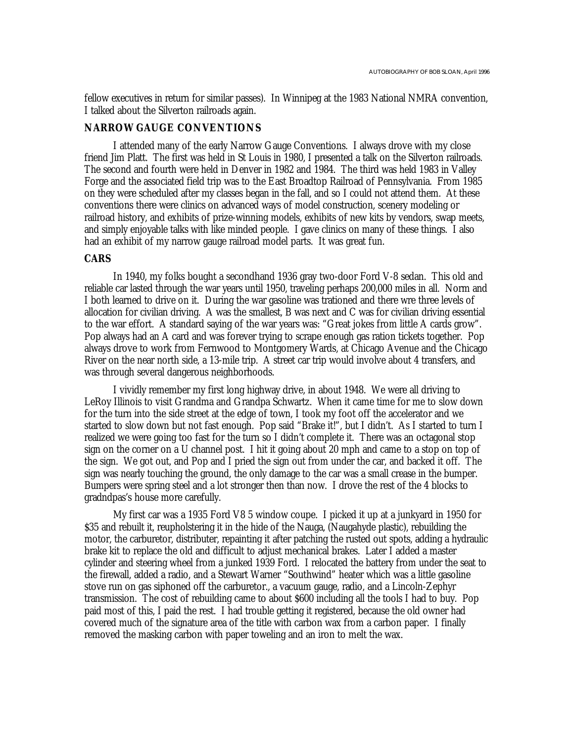fellow executives in return for similar passes). In Winnipeg at the 1983 National NMRA convention, I talked about the Silverton railroads again.

### NARROW GAUGE CONVENTIONS

I attended many of the early Narrow Gauge Conventions. I always drove with my close friend Jim Platt. The first was held in St Louis in 1980, I presented a talk on the Silverton railroads. The second and fourth were held in Denver in 1982 and 1984. The third was held 1983 in Valley Forge and the associated field trip was to the East Broadtop Railroad of Pennsylvania. From 1985 on they were scheduled after my classes began in the fall, and so I could not attend them. At these conventions there were clinics on advanced ways of model construction, scenery modeling or railroad history, and exhibits of prize-winning models, exhibits of new kits by vendors, swap meets, and simply enjoyable talks with like minded people. I gave clinics on many of these things. I also had an exhibit of my narrow gauge railroad model parts. It was great fun.

### CARS

In 1940, my folks bought a secondhand 1936 gray two-door Ford V-8 sedan. This old and reliable car lasted through the war years until 1950, traveling perhaps 200,000 miles in all. Norm and I both learned to drive on it. During the war gasoline was trationed and there wre three levels of allocation for civilian driving. A was the smallest, B was next and C was for civilian driving essential to the war effort. A standard saying of the war years was: “Great jokes from little A cards grow”. Pop always had an A card and was forever trying to scrape enough gas ration tickets together. Pop always drove to work from Fernwood to Montgomery Wards, at Chicago Avenue and the Chicago River on the near north side, a 13-mile trip. A street car trip would involve about 4 transfers, and was through several dangerous neighborhoods.

I vividly remember my first long highway drive, in about 1948. We were all driving to LeRoy Illinois to visit Grandma and Grandpa Schwartz. When it came time for me to slow down for the turn into the side street at the edge of town, I took my foot off the accelerator and we started to slow down but not fast enough. Pop said “Brake it!”, but I didn’t. As I started to turn I realized we were going too fast for the turn so I didn’t complete it. There was an octagonal stop sign on the corner on a U channel post. I hit it going about 20 mph and came to a stop on top of the sign. We got out, and Pop and I pried the sign out from under the car, and backed it off. The sign was nearly touching the ground, the only damage to the car was a small crease in the bumper. Bumpers were spring steel and a lot stronger then than now. I drove the rest of the 4 blocks to gradndpas’s house more carefully.

My first car was a 1935 Ford V8 5 window coupe. I picked it up at a junkyard in 1950 for $35 and rebuilt it, reupholstering it in the hide of the Nauga, (Naugahyde plastic), rebuilding the motor, the carburetor, distributer, repainting it after patching the rusted out spots, adding a hydraulic brake kit to replace the old and difficult to adjust mechanical brakes. Later I added a master cylinder and steering wheel from a junked 1939 Ford. I relocated the battery from under the seat to the firewall, added a radio, and a Stewart Warner “Southwind” heater which was a little gasoline stove run on gas siphoned off the carburetor., a vacuum gauge, radio, and a Lincoln-Zephyr transmission. The cost of rebuilding came to about $600 including all the tools I had to buy. Pop paid most of this, I paid the rest. I had trouble getting it registered, because the old owner had covered much of the signature area of the title with carbon wax from a carbon paper. I finally removed the masking carbon with paper toweling and an iron to melt the wax.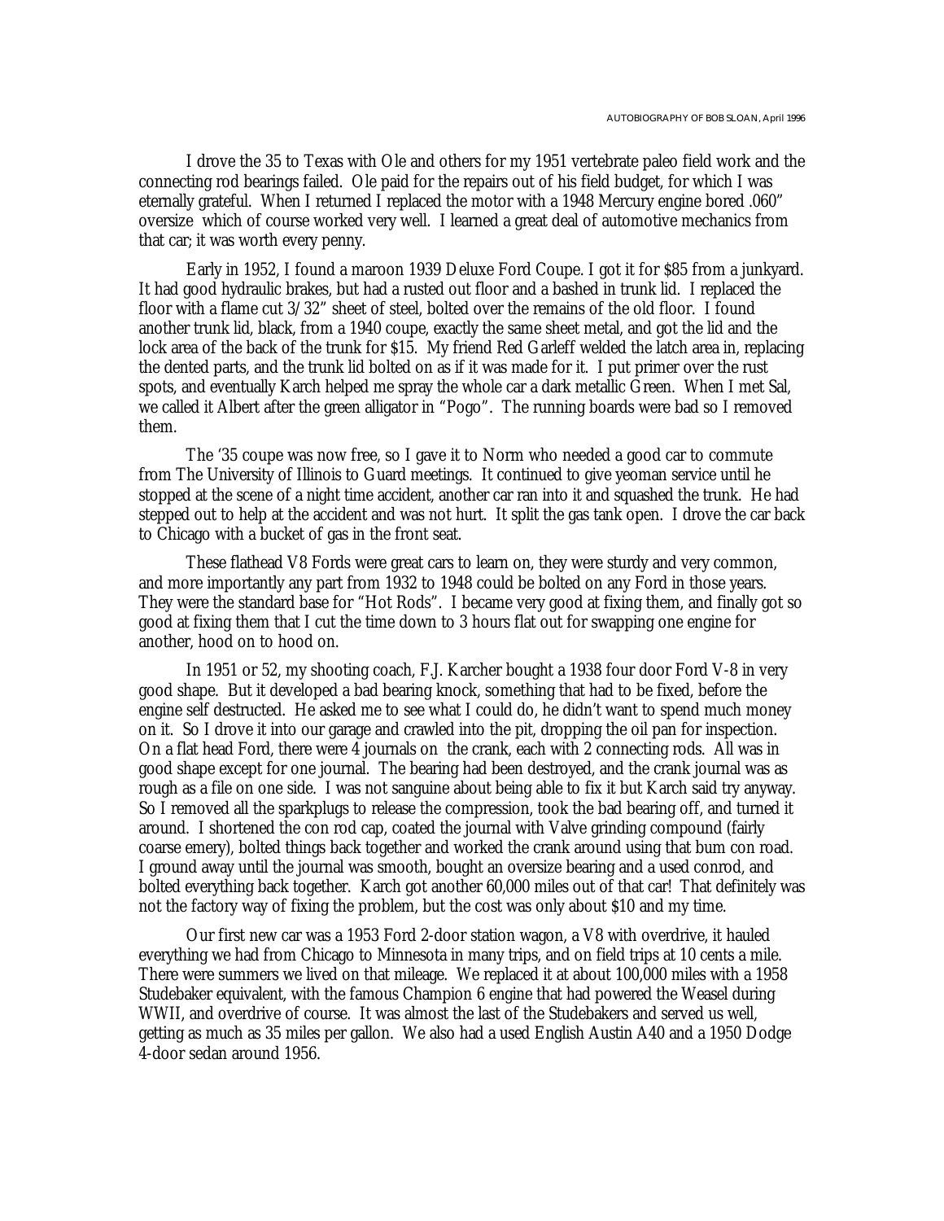I drove the 35 to Texas with Ole and others for my 1951 vertebrate paleo field work and the connecting rod bearings failed. Ole paid for the repairs out of his field budget, for which I was eternally grateful. When I returned I replaced the motor with a 1948 Mercury engine bored .060" oversize which of course worked very well. I learned a great deal of automotive mechanics from that car; it was worth every penny.

Early in 1952, I found a maroon 1939 Deluxe Ford Coupe. I got it for $85 from a junkyard. It had good hydraulic brakes, but had a rusted out floor and a bashed in trunk lid. I replaced the floor with a flame cut 3/32" sheet of steel, bolted over the remains of the old floor. I found another trunk lid, black, from a 1940 coupe, exactly the same sheet metal, and got the lid and the lock area of the back of the trunk for $15. My friend Red Garleff welded the latch area in, replacing the dented parts, and the trunk lid bolted on as if it was made for it. I put primer over the rust spots, and eventually Karch helped me spray the whole car a dark metallic Green. When I met Sal, we called it Albert after the green alligator in "Pogo". The running boards were bad so I removed them.

The '35 coupe was now free, so I gave it to Norm who needed a good car to commute from The University of Illinois to Guard meetings. It continued to give yeoman service until he stopped at the scene of a night time accident, another car ran into it and squashed the trunk. He had stepped out to help at the accident and was not hurt. It split the gas tank open. I drove the car back to Chicago with a bucket of gas in the front seat.

These flathead V8 Fords were great cars to learn on, they were sturdy and very common, and more importantly any part from 1932 to 1948 could be bolted on any Ford in those years. They were the standard base for "Hot Rods". I became very good at fixing them, and finally got so good at fixing them that I cut the time down to 3 hours flat out for swapping one engine for another, hood on to hood on.

In 1951 or 52, my shooting coach, F.J. Karcher bought a 1938 four door Ford V-8 in very good shape. But it developed a bad bearing knock, something that had to be fixed, before the engine self destructed. He asked me to see what I could do, he didn't want to spend much money on it. So I drove it into our garage and crawled into the pit, dropping the oil pan for inspection. On a flat head Ford, there were 4 journals on the crank, each with 2 connecting rods. All was in good shape except for one journal. The bearing had been destroyed, and the crank journal was as rough as a file on one side. I was not sanguine about being able to fix it but Karch said try anyway. So I removed all the sparkplugs to release the compression, took the bad bearing off, and turned it around. I shortened the con rod cap, coated the journal with Valve grinding compound (fairly coarse emery), bolted things back together and worked the crank around using that bum con road. I ground away until the journal was smooth, bought an oversize bearing and a used conrod, and bolted everything back together. Karch got another 60,000 miles out of that car! That definitely was not the factory way of fixing the problem, but the cost was only about $10 and my time.

Our first new car was a 1953 Ford 2-door station wagon, a V8 with overdrive, it hauled everything we had from Chicago to Minnesota in many trips, and on field trips at 10 cents a mile. There were summers we lived on that mileage. We replaced it at about 100,000 miles with a 1958 Studebaker equivalent, with the famous Champion 6 engine that had powered the Weasel during WWII, and overdrive of course. It was almost the last of the Studebakers and served us well, getting as much as 35 miles per gallon. We also had a used English Austin A40 and a 1950 Dodge 4-door sedan around 1956.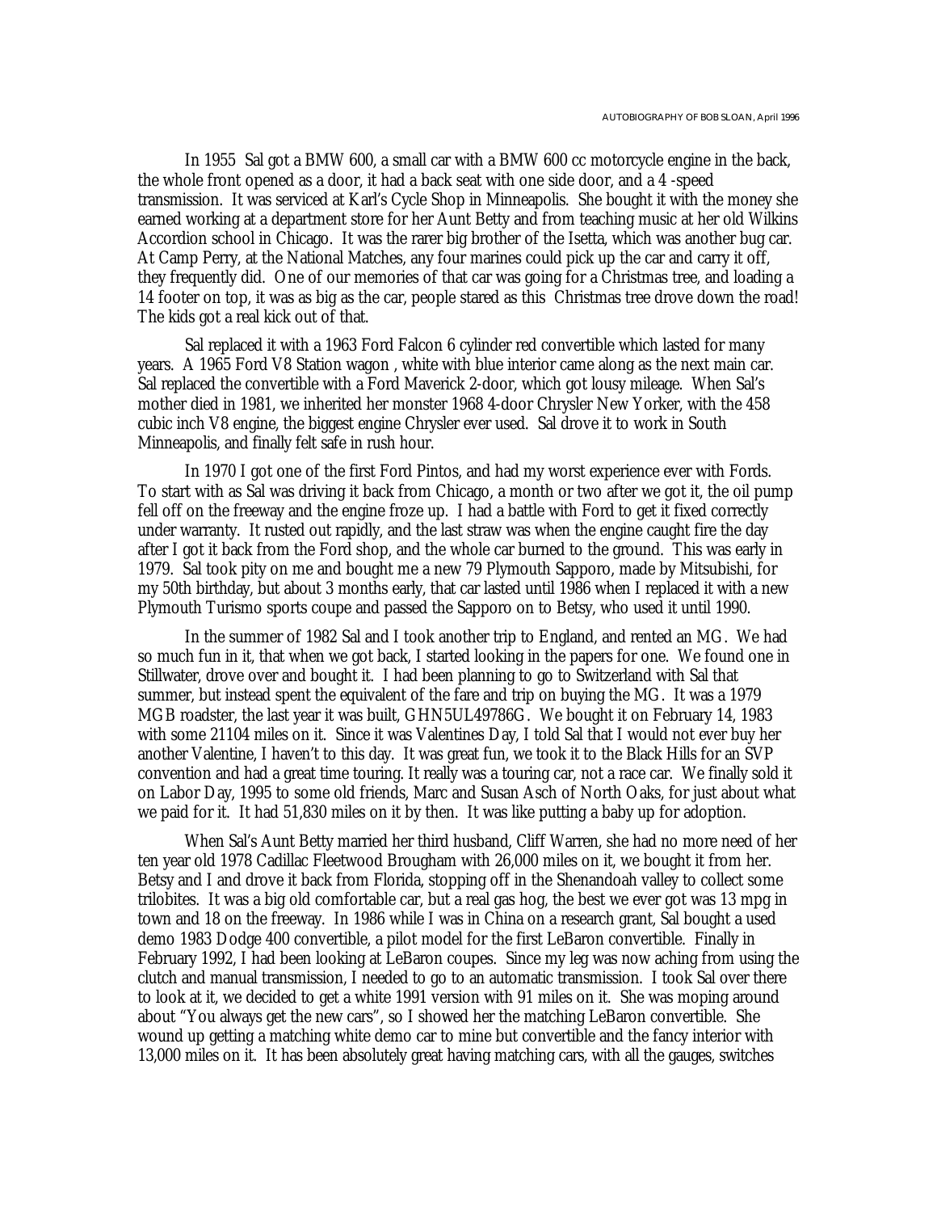In 1955 Sal got a BMW 600, a small car with a BMW 600 cc motorcycle engine in the back, the whole front opened as a door, it had a back seat with one side door, and a 4 -speed transmission. It was serviced at Karl's Cycle Shop in Minneapolis. She bought it with the money she earned working at a department store for her Aunt Betty and from teaching music at her old Wilkins Accordion school in Chicago. It was the rarer big brother of the Isetta, which was another bug car. At Camp Perry, at the National Matches, any four marines could pick up the car and carry it off, they frequently did. One of our memories of that car was going for a Christmas tree, and loading a 14 footer on top, it was as big as the car, people stared as this Christmas tree drove down the road! The kids got a real kick out of that.

Sal replaced it with a 1963 Ford Falcon 6 cylinder red convertible which lasted for many years. A 1965 Ford V8 Station wagon , white with blue interior came along as the next main car. Sal replaced the convertible with a Ford Maverick 2-door, which got lousy mileage. When Sal's mother died in 1981, we inherited her monster 1968 4-door Chrysler New Yorker, with the 458 cubic inch V8 engine, the biggest engine Chrysler ever used. Sal drove it to work in South Minneapolis, and finally felt safe in rush hour.

In 1970 I got one of the first Ford Pintos, and had my worst experience ever with Fords. To start with as Sal was driving it back from Chicago, a month or two after we got it, the oil pump fell off on the freeway and the engine froze up. I had a battle with Ford to get it fixed correctly under warranty. It rusted out rapidly, and the last straw was when the engine caught fire the day after I got it back from the Ford shop, and the whole car burned to the ground. This was early in 1979. Sal took pity on me and bought me a new 79 Plymouth Sapporo, made by Mitsubishi, for my 50th birthday, but about 3 months early, that car lasted until 1986 when I replaced it with a new Plymouth Turismo sports coupe and passed the Sapporo on to Betsy, who used it until 1990.

In the summer of 1982 Sal and I took another trip to England, and rented an MG. We had so much fun in it, that when we got back, I started looking in the papers for one. We found one in Stillwater, drove over and bought it. I had been planning to go to Switzerland with Sal that summer, but instead spent the equivalent of the fare and trip on buying the MG. It was a 1979 MGB roadster, the last year it was built, GHN5UL49786G. We bought it on February 14, 1983 with some 21104 miles on it. Since it was Valentines Day, I told Sal that I would not ever buy her another Valentine, I haven't to this day. It was great fun, we took it to the Black Hills for an SVP convention and had a great time touring. It really was a touring car, not a race car. We finally sold it on Labor Day, 1995 to some old friends, Marc and Susan Asch of North Oaks, for just about what we paid for it. It had 51,830 miles on it by then. It was like putting a baby up for adoption.

When Sal's Aunt Betty married her third husband, Cliff Warren, she had no more need of her ten year old 1978 Cadillac Fleetwood Brougham with 26,000 miles on it, we bought it from her. Betsy and I and drove it back from Florida, stopping off in the Shenandoah valley to collect some trilobites. It was a big old comfortable car, but a real gas hog, the best we ever got was 13 mpg in town and 18 on the freeway. In 1986 while I was in China on a research grant, Sal bought a used demo 1983 Dodge 400 convertible, a pilot model for the first LeBaron convertible. Finally in February 1992, I had been looking at LeBaron coupes. Since my leg was now aching from using the clutch and manual transmission, I needed to go to an automatic transmission. I took Sal over there to look at it, we decided to get a white 1991 version with 91 miles on it. She was moping around about "You always get the new cars", so I showed her the matching LeBaron convertible. She wound up getting a matching white demo car to mine but convertible and the fancy interior with 13,000 miles on it. It has been absolutely great having matching cars, with all the gauges, switches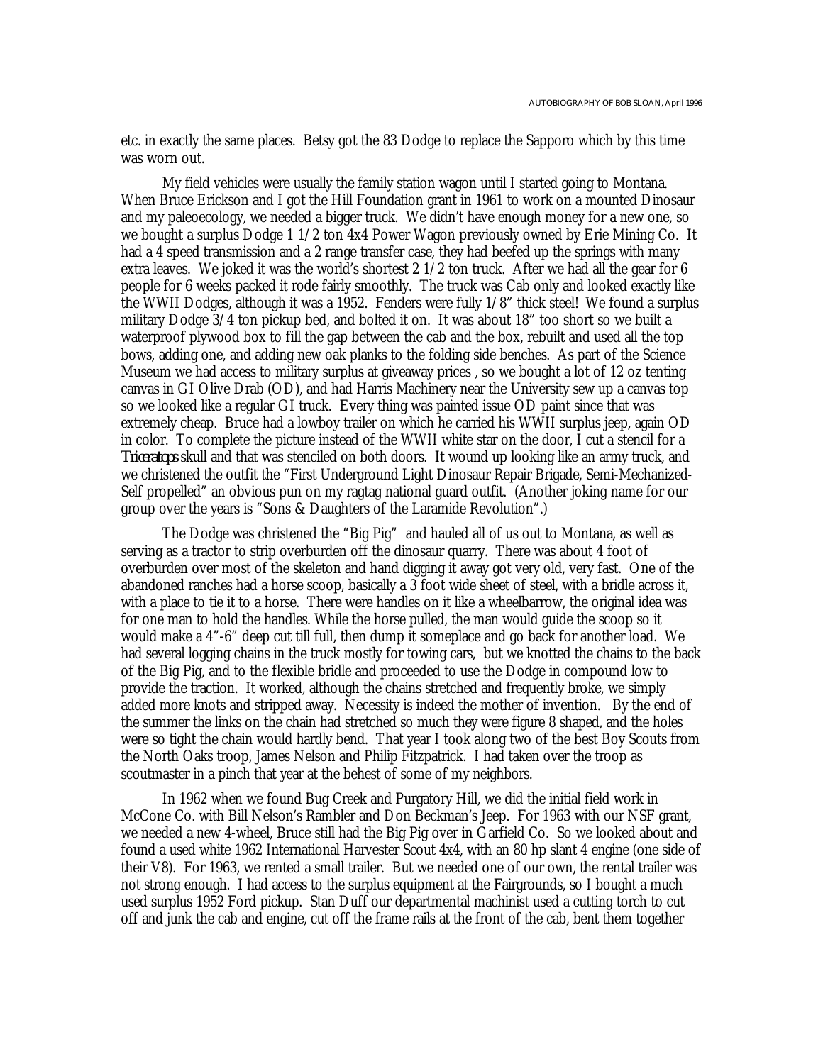etc. in exactly the same places. Betsy got the 83 Dodge to replace the Sapporo which by this time was worn out.

My field vehicles were usually the family station wagon until I started going to Montana. When Bruce Erickson and I got the Hill Foundation grant in 1961 to work on a mounted Dinosaur and my paleoecology, we needed a bigger truck. We didn't have enough money for a new one, so we bought a surplus Dodge 1 1/2 ton 4x4 Power Wagon previously owned by Erie Mining Co. It had a 4 speed transmission and a 2 range transfer case, they had beefed up the springs with many extra leaves. We joked it was the world's shortest 2 1/2 ton truck. After we had all the gear for 6 people for 6 weeks packed it rode fairly smoothly. The truck was Cab only and looked exactly like the WWII Dodges, although it was a 1952. Fenders were fully 1/8" thick steel! We found a surplus military Dodge 3/4 ton pickup bed, and bolted it on. It was about 18" too short so we built a waterproof plywood box to fill the gap between the cab and the box, rebuilt and used all the top bows, adding one, and adding new oak planks to the folding side benches. As part of the Science Museum we had access to military surplus at giveaway prices , so we bought a lot of 12 oz tenting canvas in GI Olive Drab (OD), and had Harris Machinery near the University sew up a canvas top so we looked like a regular GI truck. Every thing was painted issue OD paint since that was extremely cheap. Bruce had a lowboy trailer on which he carried his WWII surplus jeep, again OD in color. To complete the picture instead of the WWII white star on the door, I cut a stencil for a *Triceratops* skull and that was stenciled on both doors. It wound up looking like an army truck, and we christened the outfit the "First Underground Light Dinosaur Repair Brigade, Semi-Mechanized-Self propelled" an obvious pun on my ragtag national guard outfit. (Another joking name for our group over the years is "Sons & Daughters of the Laramide Revolution".)

The Dodge was christened the "Big Pig" and hauled all of us out to Montana, as well as serving as a tractor to strip overburden off the dinosaur quarry. There was about 4 foot of overburden over most of the skeleton and hand digging it away got very old, very fast. One of the abandoned ranches had a horse scoop, basically a 3 foot wide sheet of steel, with a bridle across it, with a place to tie it to a horse. There were handles on it like a wheelbarrow, the original idea was for one man to hold the handles. While the horse pulled, the man would guide the scoop so it would make a 4"-6" deep cut till full, then dump it someplace and go back for another load. We had several logging chains in the truck mostly for towing cars, but we knotted the chains to the back of the Big Pig, and to the flexible bridle and proceeded to use the Dodge in compound low to provide the traction. It worked, although the chains stretched and frequently broke, we simply added more knots and stripped away. Necessity is indeed the mother of invention. By the end of the summer the links on the chain had stretched so much they were figure 8 shaped, and the holes were so tight the chain would hardly bend. That year I took along two of the best Boy Scouts from the North Oaks troop, James Nelson and Philip Fitzpatrick. I had taken over the troop as scoutmaster in a pinch that year at the behest of some of my neighbors.

In 1962 when we found Bug Creek and Purgatory Hill, we did the initial field work in McCone Co. with Bill Nelson's Rambler and Don Beckman's Jeep. For 1963 with our NSF grant, we needed a new 4-wheel, Bruce still had the Big Pig over in Garfield Co. So we looked about and found a used white 1962 International Harvester Scout 4x4, with an 80 hp slant 4 engine (one side of their V8). For 1963, we rented a small trailer. But we needed one of our own, the rental trailer was not strong enough. I had access to the surplus equipment at the Fairgrounds, so I bought a much used surplus 1952 Ford pickup. Stan Duff our departmental machinist used a cutting torch to cut off and junk the cab and engine, cut off the frame rails at the front of the cab, bent them together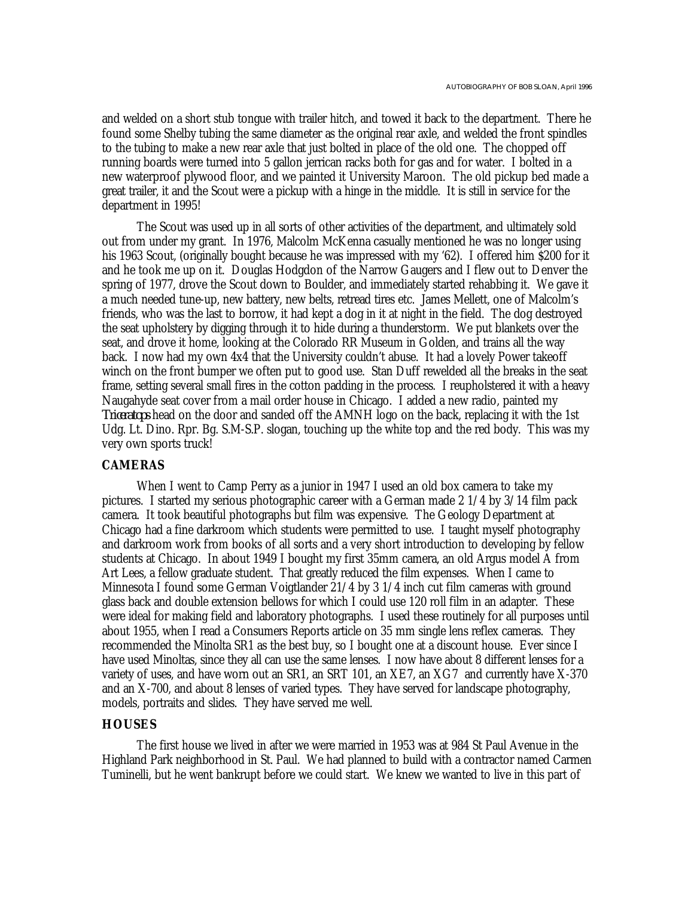and welded on a short stub tongue with trailer hitch, and towed it back to the department. There he found some Shelby tubing the same diameter as the original rear axle, and welded the front spindles to the tubing to make a new rear axle that just bolted in place of the old one. The chopped off running boards were turned into 5 gallon jerrican racks both for gas and for water. I bolted in a new waterproof plywood floor, and we painted it University Maroon. The old pickup bed made a great trailer, it and the Scout were a pickup with a hinge in the middle. It is still in service for the department in 1995!

The Scout was used up in all sorts of other activities of the department, and ultimately sold out from under my grant. In 1976, Malcolm McKenna casually mentioned he was no longer using his 1963 Scout, (originally bought because he was impressed with my '62). I offered him $200 for it and he took me up on it. Douglas Hodgdon of the Narrow Gaugers and I flew out to Denver the spring of 1977, drove the Scout down to Boulder, and immediately started rehabbing it. We gave it a much needed tune-up, new battery, new belts, retread tires etc. James Mellett, one of Malcolm's friends, who was the last to borrow, it had kept a dog in it at night in the field. The dog destroyed the seat upholstery by digging through it to hide during a thunderstorm. We put blankets over the seat, and drove it home, looking at the Colorado RR Museum in Golden, and trains all the way back. I now had my own 4x4 that the University couldn't abuse. It had a lovely Power takeoff winch on the front bumper we often put to good use. Stan Duff rewelded all the breaks in the seat frame, setting several small fires in the cotton padding in the process. I reupholstered it with a heavy Naugahyde seat cover from a mail order house in Chicago. I added a new radio, painted my *Triceratops* head on the door and sanded off the AMNH logo on the back, replacing it with the 1st Udg. Lt. Dino. Rpr. Bg. S.M-S.P. slogan, touching up the white top and the red body. This was my very own sports truck!

## CAMERAS

When I went to Camp Perry as a junior in 1947 I used an old box camera to take my pictures. I started my serious photographic career with a German made 2 1/4 by 3/14 film pack camera. It took beautiful photographs but film was expensive. The Geology Department at Chicago had a fine darkroom which students were permitted to use. I taught myself photography and darkroom work from books of all sorts and a very short introduction to developing by fellow students at Chicago. In about 1949 I bought my first 35mm camera, an old Argus model A from Art Lees, a fellow graduate student. That greatly reduced the film expenses. When I came to Minnesota I found some German Voigtlander 21/4 by 3 1/4 inch cut film cameras with ground glass back and double extension bellows for which I could use 120 roll film in an adapter. These were ideal for making field and laboratory photographs. I used these routinely for all purposes until about 1955, when I read a Consumers Reports article on 35 mm single lens reflex cameras. They recommended the Minolta SR1 as the best buy, so I bought one at a discount house. Ever since I have used Minoltas, since they all can use the same lenses. I now have about 8 different lenses for a variety of uses, and have worn out an SR1, an SRT 101, an XE7, an XG7 and currently have X-370 and an X-700, and about 8 lenses of varied types. They have served for landscape photography, models, portraits and slides. They have served me well.

## HOUSES

The first house we lived in after we were married in 1953 was at 984 St Paul Avenue in the Highland Park neighborhood in St. Paul. We had planned to build with a contractor named Carmen Tuminelli, but he went bankrupt before we could start. We knew we wanted to live in this part of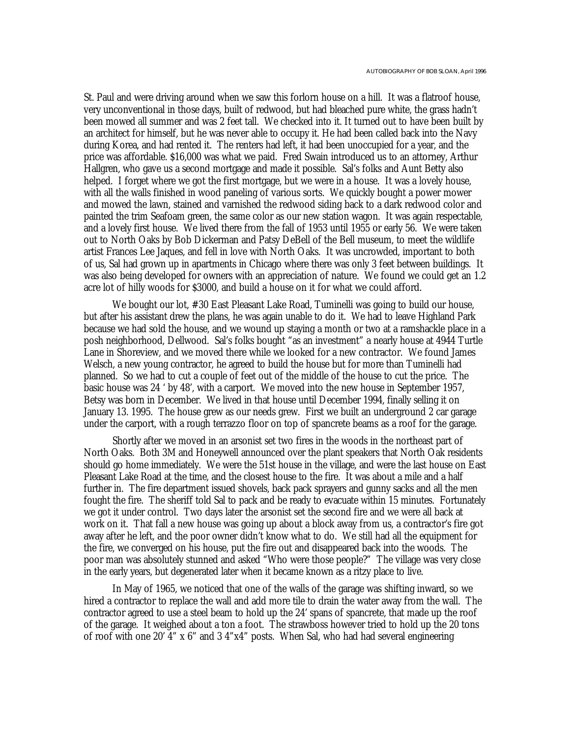St. Paul and were driving around when we saw this forlorn house on a hill. It was a flatroof house, very unconventional in those days, built of redwood, but had bleached pure white, the grass hadn't been mowed all summer and was 2 feet tall. We checked into it. It turned out to have been built by an architect for himself, but he was never able to occupy it. He had been called back into the Navy during Korea, and had rented it. The renters had left, it had been unoccupied for a year, and the price was affordable. $16,000 was what we paid. Fred Swain introduced us to an attorney, Arthur Hallgren, who gave us a second mortgage and made it possible. Sal's folks and Aunt Betty also helped. I forget where we got the first mortgage, but we were in a house. It was a lovely house, with all the walls finished in wood paneling of various sorts. We quickly bought a power mower and mowed the lawn, stained and varnished the redwood siding back to a dark redwood color and painted the trim Seafoam green, the same color as our new station wagon. It was again respectable, and a lovely first house. We lived there from the fall of 1953 until 1955 or early 56. We were taken out to North Oaks by Bob Dickerman and Patsy DeBell of the Bell museum, to meet the wildlife artist Frances Lee Jaques, and fell in love with North Oaks. It was uncrowded, important to both of us, Sal had grown up in apartments in Chicago where there was only 3 feet between buildings. It was also being developed for owners with an appreciation of nature. We found we could get an 1.2 acre lot of hilly woods for $3000, and build a house on it for what we could afford.

We bought our lot, #30 East Pleasant Lake Road, Tuminelli was going to build our house, but after his assistant drew the plans, he was again unable to do it. We had to leave Highland Park because we had sold the house, and we wound up staying a month or two at a ramshackle place in a posh neighborhood, Dellwood. Sal's folks bought "as an investment" a nearly house at 4944 Turtle Lane in Shoreview, and we moved there while we looked for a new contractor. We found James Welsch, a new young contractor, he agreed to build the house but for more than Tuminelli had planned. So we had to cut a couple of feet out of the middle of the house to cut the price. The basic house was 24 ' by 48', with a carport. We moved into the new house in September 1957, Betsy was born in December. We lived in that house until December 1994, finally selling it on January 13. 1995. The house grew as our needs grew. First we built an underground 2 car garage under the carport, with a rough terrazzo floor on top of spancrete beams as a roof for the garage.

Shortly after we moved in an arsonist set two fires in the woods in the northeast part of North Oaks. Both 3M and Honeywell announced over the plant speakers that North Oak residents should go home immediately. We were the 51st house in the village, and were the last house on East Pleasant Lake Road at the time, and the closest house to the fire. It was about a mile and a half further in. The fire department issued shovels, back pack sprayers and gunny sacks and all the men fought the fire. The sheriff told Sal to pack and be ready to evacuate within 15 minutes. Fortunately we got it under control. Two days later the arsonist set the second fire and we were all back at work on it. That fall a new house was going up about a block away from us, a contractor's fire got away after he left, and the poor owner didn't know what to do. We still had all the equipment for the fire, we converged on his house, put the fire out and disappeared back into the woods. The poor man was absolutely stunned and asked "Who were those people?" The village was very close in the early years, but degenerated later when it became known as a ritzy place to live.

In May of 1965, we noticed that one of the walls of the garage was shifting inward, so we hired a contractor to replace the wall and add more tile to drain the water away from the wall. The contractor agreed to use a steel beam to hold up the 24' spans of spancrete, that made up the roof of the garage. It weighed about a ton a foot. The strawboss however tried to hold up the 20 tons of roof with one 20' 4" x 6" and 3 4"x4" posts. When Sal, who had had several engineering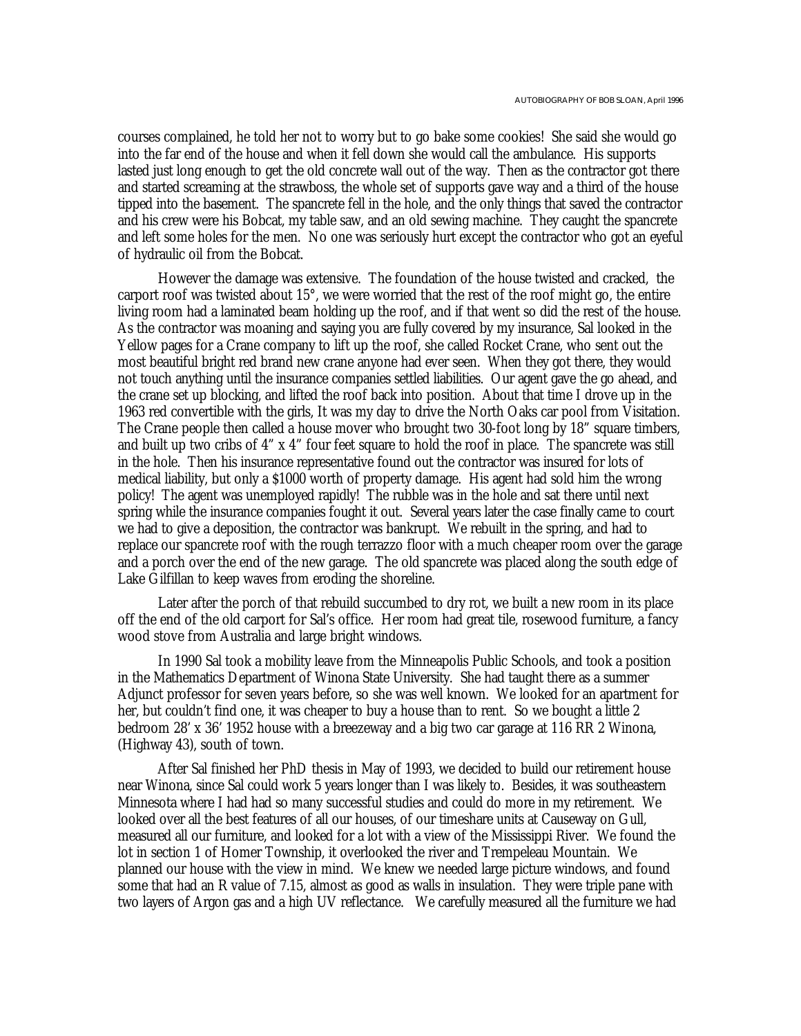courses complained, he told her not to worry but to go bake some cookies! She said she would go into the far end of the house and when it fell down she would call the ambulance. His supports lasted just long enough to get the old concrete wall out of the way. Then as the contractor got there and started screaming at the strawboss, the whole set of supports gave way and a third of the house tipped into the basement. The spancrete fell in the hole, and the only things that saved the contractor and his crew were his Bobcat, my table saw, and an old sewing machine. They caught the spancrete and left some holes for the men. No one was seriously hurt except the contractor who got an eyeful of hydraulic oil from the Bobcat.

However the damage was extensive. The foundation of the house twisted and cracked, the carport roof was twisted about 15°, we were worried that the rest of the roof might go, the entire living room had a laminated beam holding up the roof, and if that went so did the rest of the house. As the contractor was moaning and saying you are fully covered by my insurance, Sal looked in the Yellow pages for a Crane company to lift up the roof, she called Rocket Crane, who sent out the most beautiful bright red brand new crane anyone had ever seen. When they got there, they would not touch anything until the insurance companies settled liabilities. Our agent gave the go ahead, and the crane set up blocking, and lifted the roof back into position. About that time I drove up in the 1963 red convertible with the girls, It was my day to drive the North Oaks car pool from Visitation. The Crane people then called a house mover who brought two 30-foot long by 18" square timbers, and built up two cribs of 4" x 4" four feet square to hold the roof in place. The spancrete was still in the hole. Then his insurance representative found out the contractor was insured for lots of medical liability, but only a $1000 worth of property damage. His agent had sold him the wrong policy! The agent was unemployed rapidly! The rubble was in the hole and sat there until next spring while the insurance companies fought it out. Several years later the case finally came to court we had to give a deposition, the contractor was bankrupt. We rebuilt in the spring, and had to replace our spancrete roof with the rough terrazzo floor with a much cheaper room over the garage and a porch over the end of the new garage. The old spancrete was placed along the south edge of Lake Gilfillan to keep waves from eroding the shoreline.

Later after the porch of that rebuild succumbed to dry rot, we built a new room in its place off the end of the old carport for Sal's office. Her room had great tile, rosewood furniture, a fancy wood stove from Australia and large bright windows.

In 1990 Sal took a mobility leave from the Minneapolis Public Schools, and took a position in the Mathematics Department of Winona State University. She had taught there as a summer Adjunct professor for seven years before, so she was well known. We looked for an apartment for her, but couldn't find one, it was cheaper to buy a house than to rent. So we bought a little 2 bedroom 28' x 36' 1952 house with a breezeway and a big two car garage at 116 RR 2 Winona, (Highway 43), south of town.

After Sal finished her PhD thesis in May of 1993, we decided to build our retirement house near Winona, since Sal could work 5 years longer than I was likely to. Besides, it was southeastern Minnesota where I had had so many successful studies and could do more in my retirement. We looked over all the best features of all our houses, of our timeshare units at Causeway on Gull, measured all our furniture, and looked for a lot with a view of the Mississippi River. We found the lot in section 1 of Homer Township, it overlooked the river and Trempeleau Mountain. We planned our house with the view in mind. We knew we needed large picture windows, and found some that had an R value of 7.15, almost as good as walls in insulation. They were triple pane with two layers of Argon gas and a high UV reflectance. We carefully measured all the furniture we had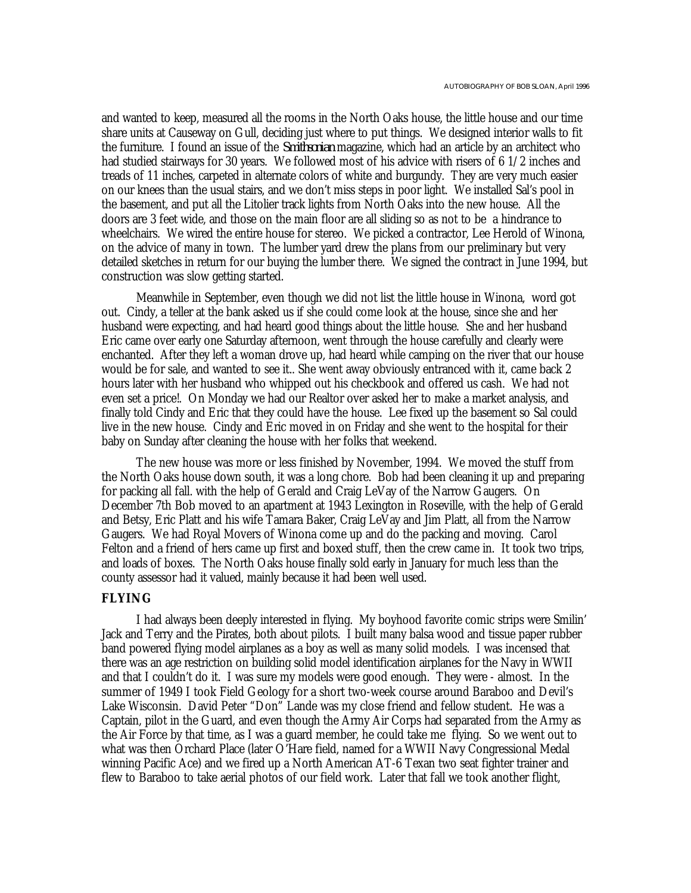and wanted to keep, measured all the rooms in the North Oaks house, the little house and our time share units at Causeway on Gull, deciding just where to put things. We designed interior walls to fit the furniture. I found an issue of the *Smithsonian* magazine, which had an article by an architect who had studied stairways for 30 years. We followed most of his advice with risers of 6 1/2 inches and treads of 11 inches, carpeted in alternate colors of white and burgundy. They are very much easier on our knees than the usual stairs, and we don't miss steps in poor light. We installed Sal's pool in the basement, and put all the Litolier track lights from North Oaks into the new house. All the doors are 3 feet wide, and those on the main floor are all sliding so as not to be a hindrance to wheelchairs. We wired the entire house for stereo. We picked a contractor, Lee Herold of Winona, on the advice of many in town. The lumber yard drew the plans from our preliminary but very detailed sketches in return for our buying the lumber there. We signed the contract in June 1994, but construction was slow getting started.

Meanwhile in September, even though we did not list the little house in Winona, word got out. Cindy, a teller at the bank asked us if she could come look at the house, since she and her husband were expecting, and had heard good things about the little house. She and her husband Eric came over early one Saturday afternoon, went through the house carefully and clearly were enchanted. After they left a woman drove up, had heard while camping on the river that our house would be for sale, and wanted to see it.. She went away obviously entranced with it, came back 2 hours later with her husband who whipped out his checkbook and offered us cash. We had not even set a price!. On Monday we had our Realtor over asked her to make a market analysis, and finally told Cindy and Eric that they could have the house. Lee fixed up the basement so Sal could live in the new house. Cindy and Eric moved in on Friday and she went to the hospital for their baby on Sunday after cleaning the house with her folks that weekend.

The new house was more or less finished by November, 1994. We moved the stuff from the North Oaks house down south, it was a long chore. Bob had been cleaning it up and preparing for packing all fall. with the help of Gerald and Craig LeVay of the Narrow Gaugers. On December 7th Bob moved to an apartment at 1943 Lexington in Roseville, with the help of Gerald and Betsy, Eric Platt and his wife Tamara Baker, Craig LeVay and Jim Platt, all from the Narrow Gaugers. We had Royal Movers of Winona come up and do the packing and moving. Carol Felton and a friend of hers came up first and boxed stuff, then the crew came in. It took two trips, and loads of boxes. The North Oaks house finally sold early in January for much less than the county assessor had it valued, mainly because it had been well used.

## FLYING

I had always been deeply interested in flying. My boyhood favorite comic strips were Smilin' Jack and Terry and the Pirates, both about pilots. I built many balsa wood and tissue paper rubber band powered flying model airplanes as a boy as well as many solid models. I was incensed that there was an age restriction on building solid model identification airplanes for the Navy in WWII and that I couldn't do it. I was sure my models were good enough. They were - almost. In the summer of 1949 I took Field Geology for a short two-week course around Baraboo and Devil's Lake Wisconsin. David Peter "Don" Lande was my close friend and fellow student. He was a Captain, pilot in the Guard, and even though the Army Air Corps had separated from the Army as the Air Force by that time, as I was a guard member, he could take me flying. So we went out to what was then Orchard Place (later O'Hare field, named for a WWII Navy Congressional Medal winning Pacific Ace) and we fired up a North American AT-6 Texan two seat fighter trainer and flew to Baraboo to take aerial photos of our field work. Later that fall we took another flight,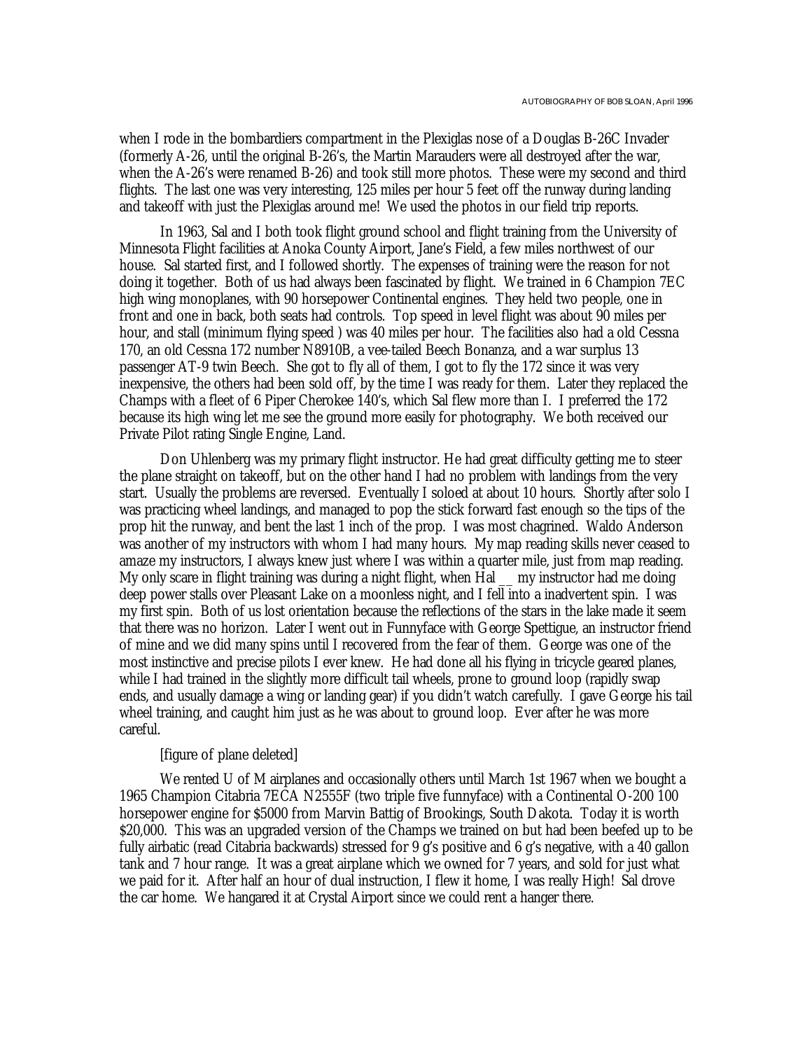when I rode in the bombardiers compartment in the Plexiglas nose of a Douglas B-26C Invader (formerly A-26, until the original B-26's, the Martin Marauders were all destroyed after the war, when the A-26's were renamed B-26) and took still more photos. These were my second and third flights. The last one was very interesting, 125 miles per hour 5 feet off the runway during landing and takeoff with just the Plexiglas around me! We used the photos in our field trip reports.

In 1963, Sal and I both took flight ground school and flight training from the University of Minnesota Flight facilities at Anoka County Airport, Jane's Field, a few miles northwest of our house. Sal started first, and I followed shortly. The expenses of training were the reason for not doing it together. Both of us had always been fascinated by flight. We trained in 6 Champion 7EC high wing monoplanes, with 90 horsepower Continental engines. They held two people, one in front and one in back, both seats had controls. Top speed in level flight was about 90 miles per hour, and stall (minimum flying speed ) was 40 miles per hour. The facilities also had a old Cessna 170, an old Cessna 172 number N8910B, a vee-tailed Beech Bonanza, and a war surplus 13 passenger AT-9 twin Beech. She got to fly all of them, I got to fly the 172 since it was very inexpensive, the others had been sold off, by the time I was ready for them. Later they replaced the Champs with a fleet of 6 Piper Cherokee 140's, which Sal flew more than I. I preferred the 172 because its high wing let me see the ground more easily for photography. We both received our Private Pilot rating Single Engine, Land.

Don Uhlenberg was my primary flight instructor. He had great difficulty getting me to steer the plane straight on takeoff, but on the other hand I had no problem with landings from the very start. Usually the problems are reversed. Eventually I soloed at about 10 hours. Shortly after solo I was practicing wheel landings, and managed to pop the stick forward fast enough so the tips of the prop hit the runway, and bent the last 1 inch of the prop. I was most chagrined. Waldo Anderson was another of my instructors with whom I had many hours. My map reading skills never ceased to amaze my instructors, I always knew just where I was within a quarter mile, just from map reading. My only scare in flight training was during a night flight, when Hal __ my instructor had me doing deep power stalls over Pleasant Lake on a moonless night, and I fell into a inadvertent spin. I was my first spin. Both of us lost orientation because the reflections of the stars in the lake made it seem that there was no horizon. Later I went out in Funnyface with George Spettigue, an instructor friend of mine and we did many spins until I recovered from the fear of them. George was one of the most instinctive and precise pilots I ever knew. He had done all his flying in tricycle geared planes, while I had trained in the slightly more difficult tail wheels, prone to ground loop (rapidly swap ends, and usually damage a wing or landing gear) if you didn't watch carefully. I gave George his tail wheel training, and caught him just as he was about to ground loop. Ever after he was more careful.

[figure of plane deleted]

We rented U of M airplanes and occasionally others until March 1st 1967 when we bought a 1965 Champion Citabria 7ECA N2555F (two triple five funnyface) with a Continental O-200 100 horsepower engine for $5000 from Marvin Battig of Brookings, South Dakota. Today it is worth $20,000. This was an upgraded version of the Champs we trained on but had been beefed up to be fully airbatic (read Citabria backwards) stressed for 9 g's positive and 6 g's negative, with a 40 gallon tank and 7 hour range. It was a great airplane which we owned for 7 years, and sold for just what we paid for it. After half an hour of dual instruction, I flew it home, I was really High! Sal drove the car home. We hangared it at Crystal Airport since we could rent a hanger there.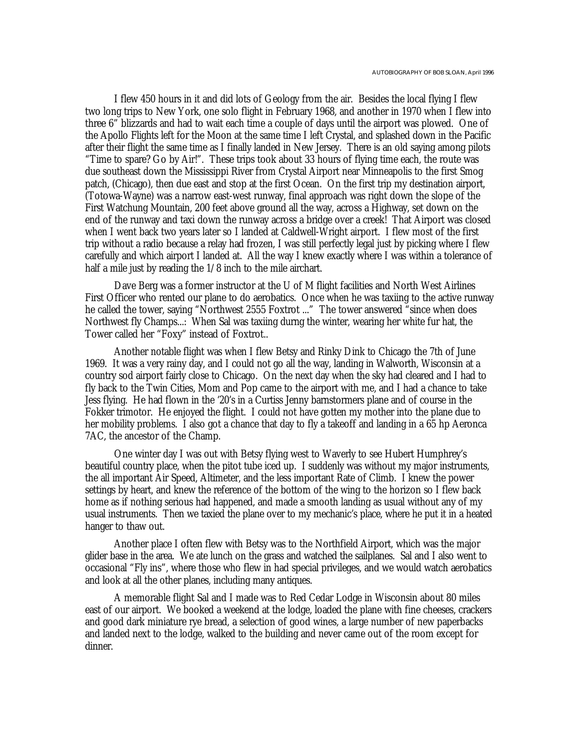I flew 450 hours in it and did lots of Geology from the air. Besides the local flying I flew two long trips to New York, one solo flight in February 1968, and another in 1970 when I flew into three 6" blizzards and had to wait each time a couple of days until the airport was plowed. One of the Apollo Flights left for the Moon at the same time I left Crystal, and splashed down in the Pacific after their flight the same time as I finally landed in New Jersey. There is an old saying among pilots "Time to spare? Go by Air!". These trips took about 33 hours of flying time each, the route was due southeast down the Mississippi River from Crystal Airport near Minneapolis to the first Smog patch, (Chicago), then due east and stop at the first Ocean. On the first trip my destination airport, (Totowa-Wayne) was a narrow east-west runway, final approach was right down the slope of the First Watchung Mountain, 200 feet above ground all the way, across a Highway, set down on the end of the runway and taxi down the runway across a bridge over a creek! That Airport was closed when I went back two years later so I landed at Caldwell-Wright airport. I flew most of the first trip without a radio because a relay had frozen, I was still perfectly legal just by picking where I flew carefully and which airport I landed at. All the way I knew exactly where I was within a tolerance of half a mile just by reading the 1/8 inch to the mile airchart.

Dave Berg was a former instructor at the U of M flight facilities and North West Airlines First Officer who rented our plane to do aerobatics. Once when he was taxiing to the active runway he called the tower, saying "Northwest 2555 Foxtrot ..." The tower answered "since when does Northwest fly Champs...: When Sal was taxiing durng the winter, wearing her white fur hat, the Tower called her "Foxy" instead of Foxtrot..

Another notable flight was when I flew Betsy and Rinky Dink to Chicago the 7th of June 1969. It was a very rainy day, and I could not go all the way, landing in Walworth, Wisconsin at a country sod airport fairly close to Chicago. On the next day when the sky had cleared and I had to fly back to the Twin Cities, Mom and Pop came to the airport with me, and I had a chance to take Jess flying. He had flown in the '20's in a Curtiss Jenny barnstormers plane and of course in the Fokker trimotor. He enjoyed the flight. I could not have gotten my mother into the plane due to her mobility problems. I also got a chance that day to fly a takeoff and landing in a 65 hp Aeronca 7AC, the ancestor of the Champ.

One winter day I was out with Betsy flying west to Waverly to see Hubert Humphrey's beautiful country place, when the pitot tube iced up. I suddenly was without my major instruments, the all important Air Speed, Altimeter, and the less important Rate of Climb. I knew the power settings by heart, and knew the reference of the bottom of the wing to the horizon so I flew back home as if nothing serious had happened, and made a smooth landing as usual without any of my usual instruments. Then we taxied the plane over to my mechanic's place, where he put it in a heated hanger to thaw out.

Another place I often flew with Betsy was to the Northfield Airport, which was the major glider base in the area. We ate lunch on the grass and watched the sailplanes. Sal and I also went to occasional "Fly ins", where those who flew in had special privileges, and we would watch aerobatics and look at all the other planes, including many antiques.

A memorable flight Sal and I made was to Red Cedar Lodge in Wisconsin about 80 miles east of our airport. We booked a weekend at the lodge, loaded the plane with fine cheeses, crackers and good dark miniature rye bread, a selection of good wines, a large number of new paperbacks and landed next to the lodge, walked to the building and never came out of the room except for dinner.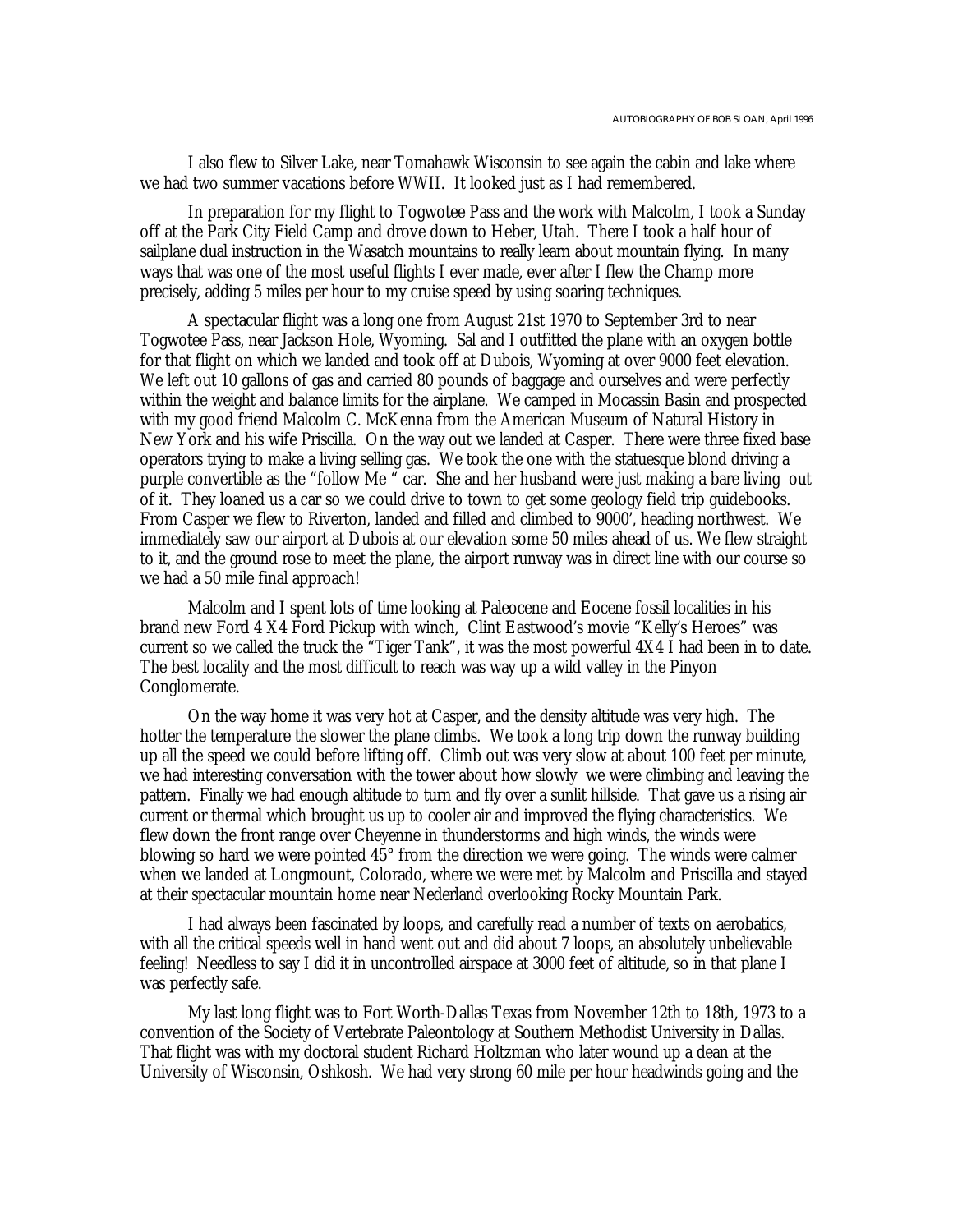I also flew to Silver Lake, near Tomahawk Wisconsin to see again the cabin and lake where we had two summer vacations before WWII. It looked just as I had remembered.

In preparation for my flight to Togwotee Pass and the work with Malcolm, I took a Sunday off at the Park City Field Camp and drove down to Heber, Utah. There I took a half hour of sailplane dual instruction in the Wasatch mountains to really learn about mountain flying. In many ways that was one of the most useful flights I ever made, ever after I flew the Champ more precisely, adding 5 miles per hour to my cruise speed by using soaring techniques.

A spectacular flight was a long one from August 21st 1970 to September 3rd to near Togwotee Pass, near Jackson Hole, Wyoming. Sal and I outfitted the plane with an oxygen bottle for that flight on which we landed and took off at Dubois, Wyoming at over 9000 feet elevation. We left out 10 gallons of gas and carried 80 pounds of baggage and ourselves and were perfectly within the weight and balance limits for the airplane. We camped in Mocassin Basin and prospected with my good friend Malcolm C. McKenna from the American Museum of Natural History in New York and his wife Priscilla. On the way out we landed at Casper. There were three fixed base operators trying to make a living selling gas. We took the one with the statuesque blond driving a purple convertible as the "follow Me " car. She and her husband were just making a bare living out of it. They loaned us a car so we could drive to town to get some geology field trip guidebooks. From Casper we flew to Riverton, landed and filled and climbed to 9000', heading northwest. We immediately saw our airport at Dubois at our elevation some 50 miles ahead of us. We flew straight to it, and the ground rose to meet the plane, the airport runway was in direct line with our course so we had a 50 mile final approach!

Malcolm and I spent lots of time looking at Paleocene and Eocene fossil localities in his brand new Ford 4 X4 Ford Pickup with winch, Clint Eastwood's movie "Kelly's Heroes" was current so we called the truck the "Tiger Tank", it was the most powerful 4X4 I had been in to date. The best locality and the most difficult to reach was way up a wild valley in the Pinyon Conglomerate.

On the way home it was very hot at Casper, and the density altitude was very high. The hotter the temperature the slower the plane climbs. We took a long trip down the runway building up all the speed we could before lifting off. Climb out was very slow at about 100 feet per minute, we had interesting conversation with the tower about how slowly we were climbing and leaving the pattern. Finally we had enough altitude to turn and fly over a sunlit hillside. That gave us a rising air current or thermal which brought us up to cooler air and improved the flying characteristics. We flew down the front range over Cheyenne in thunderstorms and high winds, the winds were blowing so hard we were pointed 45° from the direction we were going. The winds were calmer when we landed at Longmount, Colorado, where we were met by Malcolm and Priscilla and stayed at their spectacular mountain home near Nederland overlooking Rocky Mountain Park.

I had always been fascinated by loops, and carefully read a number of texts on aerobatics, with all the critical speeds well in hand went out and did about 7 loops, an absolutely unbelievable feeling! Needless to say I did it in uncontrolled airspace at 3000 feet of altitude, so in that plane I was perfectly safe.

My last long flight was to Fort Worth-Dallas Texas from November 12th to 18th, 1973 to a convention of the Society of Vertebrate Paleontology at Southern Methodist University in Dallas. That flight was with my doctoral student Richard Holtzman who later wound up a dean at the University of Wisconsin, Oshkosh. We had very strong 60 mile per hour headwinds going and the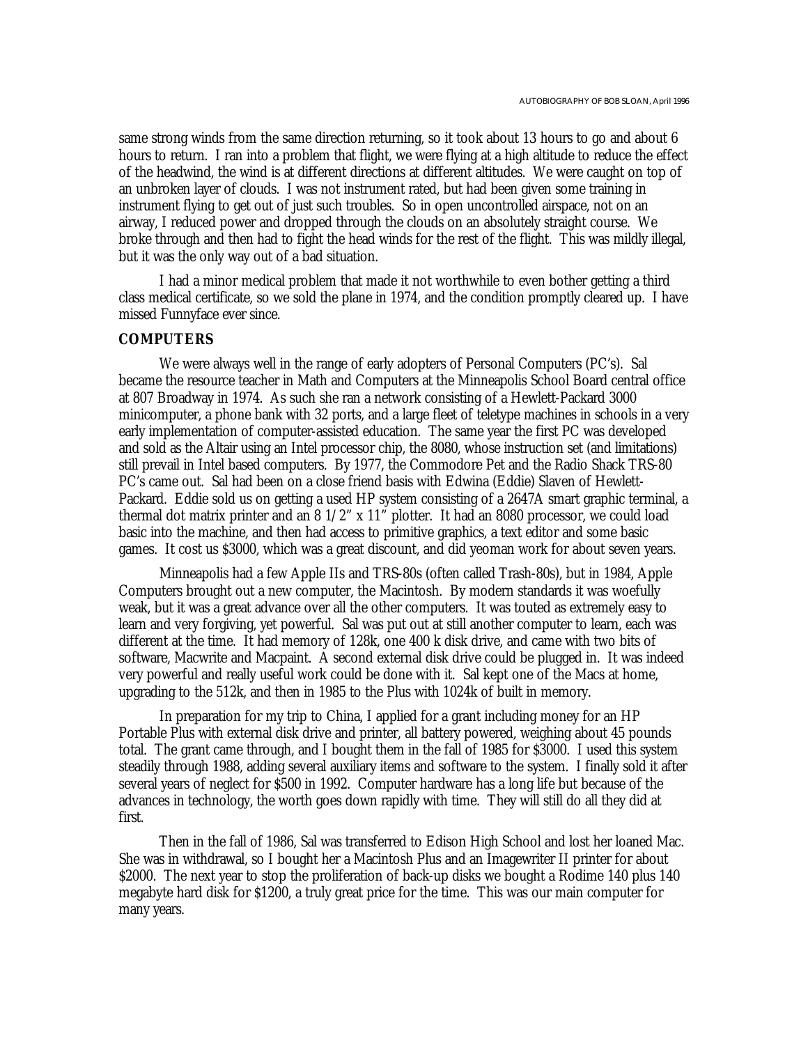same strong winds from the same direction returning, so it took about 13 hours to go and about 6 hours to return. I ran into a problem that flight, we were flying at a high altitude to reduce the effect of the headwind, the wind is at different directions at different altitudes. We were caught on top of an unbroken layer of clouds. I was not instrument rated, but had been given some training in instrument flying to get out of just such troubles. So in open uncontrolled airspace, not on an airway, I reduced power and dropped through the clouds on an absolutely straight course. We broke through and then had to fight the head winds for the rest of the flight. This was mildly illegal, but it was the only way out of a bad situation.

I had a minor medical problem that made it not worthwhile to even bother getting a third class medical certificate, so we sold the plane in 1974, and the condition promptly cleared up. I have missed Funnyface ever since.

### COMPUTERS

We were always well in the range of early adopters of Personal Computers (PC's). Sal became the resource teacher in Math and Computers at the Minneapolis School Board central office at 807 Broadway in 1974. As such she ran a network consisting of a Hewlett-Packard 3000 minicomputer, a phone bank with 32 ports, and a large fleet of teletype machines in schools in a very early implementation of computer-assisted education. The same year the first PC was developed and sold as the Altair using an Intel processor chip, the 8080, whose instruction set (and limitations) still prevail in Intel based computers. By 1977, the Commodore Pet and the Radio Shack TRS-80 PC's came out. Sal had been on a close friend basis with Edwina (Eddie) Slaven of Hewlett-Packard. Eddie sold us on getting a used HP system consisting of a 2647A smart graphic terminal, a thermal dot matrix printer and an 8 1/2" x 11" plotter. It had an 8080 processor, we could load basic into the machine, and then had access to primitive graphics, a text editor and some basic games. It cost us $3000, which was a great discount, and did yeoman work for about seven years.

Minneapolis had a few Apple IIs and TRS-80s (often called Trash-80s), but in 1984, Apple Computers brought out a new computer, the Macintosh. By modern standards it was woefully weak, but it was a great advance over all the other computers. It was touted as extremely easy to learn and very forgiving, yet powerful. Sal was put out at still another computer to learn, each was different at the time. It had memory of 128k, one 400 k disk drive, and came with two bits of software, Macwrite and Macpaint. A second external disk drive could be plugged in. It was indeed very powerful and really useful work could be done with it. Sal kept one of the Macs at home, upgrading to the 512k, and then in 1985 to the Plus with 1024k of built in memory.

In preparation for my trip to China, I applied for a grant including money for an HP Portable Plus with external disk drive and printer, all battery powered, weighing about 45 pounds total. The grant came through, and I bought them in the fall of 1985 for $3000. I used this system steadily through 1988, adding several auxiliary items and software to the system. I finally sold it after several years of neglect for $500 in 1992. Computer hardware has a long life but because of the advances in technology, the worth goes down rapidly with time. They will still do all they did at first.

Then in the fall of 1986, Sal was transferred to Edison High School and lost her loaned Mac. She was in withdrawal, so I bought her a Macintosh Plus and an Imagewriter II printer for about $2000. The next year to stop the proliferation of back-up disks we bought a Rodime 140 plus 140 megabyte hard disk for $1200, a truly great price for the time. This was our main computer for many years.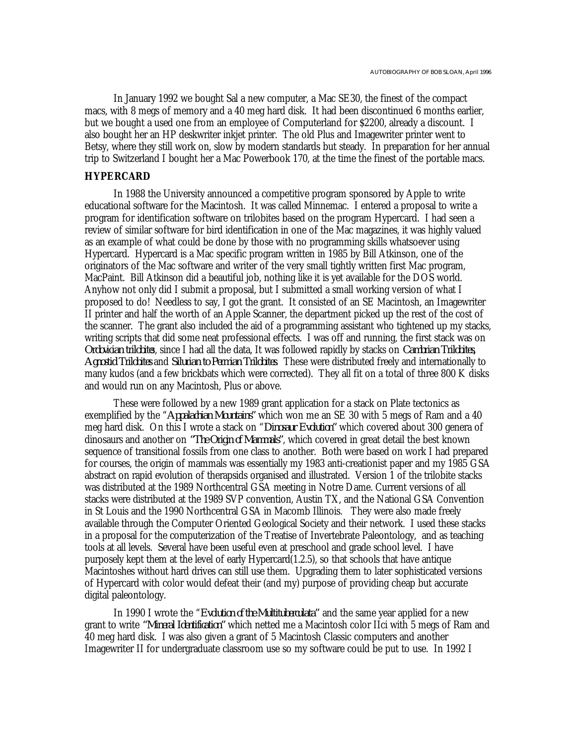In January 1992 we bought Sal a new computer, a Mac SE30, the finest of the compact macs, with 8 megs of memory and a 40 meg hard disk. It had been discontinued 6 months earlier, but we bought a used one from an employee of Computerland for $2200, already a discount. I also bought her an HP deskwriter inkjet printer. The old Plus and Imagewriter printer went to Betsy, where they still work on, slow by modern standards but steady. In preparation for her annual trip to Switzerland I bought her a Mac Powerbook 170, at the time the finest of the portable macs.

## HYPERCARD

In 1988 the University announced a competitive program sponsored by Apple to write educational software for the Macintosh. It was called Minnemac. I entered a proposal to write a program for identification software on trilobites based on the program Hypercard. I had seen a review of similar software for bird identification in one of the Mac magazines, it was highly valued as an example of what could be done by those with no programming skills whatsoever using Hypercard. Hypercard is a Mac specific program written in 1985 by Bill Atkinson, one of the originators of the Mac software and writer of the very small tightly written first Mac program, MacPaint. Bill Atkinson did a beautiful job, nothing like it is yet available for the DOS world. Anyhow not only did I submit a proposal, but I submitted a small working version of what I proposed to do! Needless to say, I got the grant. It consisted of an SE Macintosh, an Imagewriter II printer and half the worth of an Apple Scanner, the department picked up the rest of the cost of the scanner. The grant also included the aid of a programming assistant who tightened up my stacks, writing scripts that did some neat professional effects. I was off and running, the first stack was on *Ordovician trilobites*, since I had all the data, It was followed rapidly by stacks on *Cambrian Trilobites, Agnostid Trilobites* and *Silurian to Permian Trilobites.* These were distributed freely and internationally to many kudos (and a few brickbats which were corrected). They all fit on a total of three 800 K disks and would run on any Macintosh, Plus or above.

These were followed by a new 1989 grant application for a stack on Plate tectonics as exemplified by the "*Appalachian Mountains*" which won me an SE 30 with 5 megs of Ram and a 40 meg hard disk. On this I wrote a stack on "*Dinosaur Evolution*" which covered about 300 genera of dinosaurs and another on "*The Origin of Mammals*", which covered in great detail the best known sequence of transitional fossils from one class to another. Both were based on work I had prepared for courses, the origin of mammals was essentially my 1983 anti-creationist paper and my 1985 GSA abstract on rapid evolution of therapsids organised and illustrated. Version 1 of the trilobite stacks was distributed at the 1989 Northcentral GSA meeting in Notre Dame. Current versions of all stacks were distributed at the 1989 SVP convention, Austin TX, and the National GSA Convention in St Louis and the 1990 Northcentral GSA in Macomb Illinois. They were also made freely available through the Computer Oriented Geological Society and their network. I used these stacks in a proposal for the computerization of the Treatise of Invertebrate Paleontology, and as teaching tools at all levels. Several have been useful even at preschool and grade school level. I have purposely kept them at the level of early Hypercard(1.2.5), so that schools that have antique Macintoshes without hard drives can still use them. Upgrading them to later sophisticated versions of Hypercard with color would defeat their (and my) purpose of providing cheap but accurate digital paleontology.

In 1990 I wrote the "*Evolution of the Multituberculata*" and the same year applied for a new grant to write "*Mineral Identification*" which netted me a Macintosh color IIci with 5 megs of Ram and 40 meg hard disk. I was also given a grant of 5 Macintosh Classic computers and another Imagewriter II for undergraduate classroom use so my software could be put to use. In 1992 I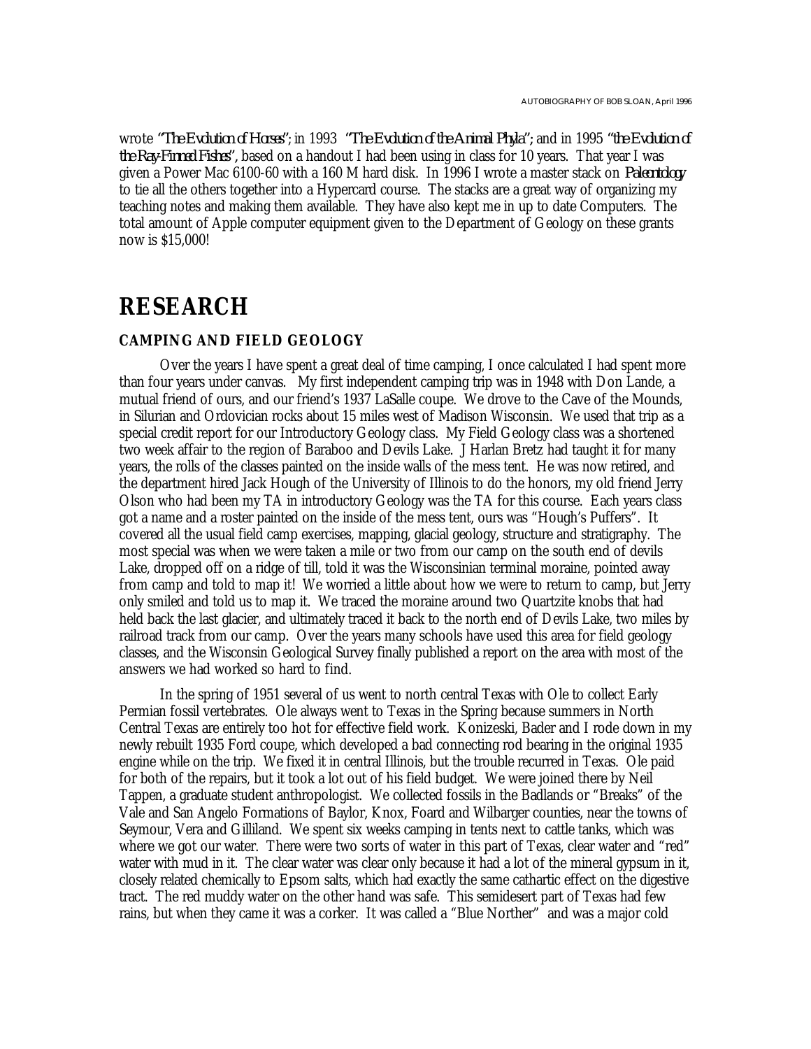wrote *"The Evolution of Horses"*; in 1993 *"The Evolution of the Animal Phyla"*; and in 1995 *"the Evolution of the Ray-Finned Fishes"*, based on a handout I had been using in class for 10 years. That year I was given a Power Mac 6100-60 with a 160 M hard disk. In 1996 I wrote a master stack on *Paleontology* to tie all the others together into a Hypercard course. The stacks are a great way of organizing my teaching notes and making them available. They have also kept me in up to date Computers. The total amount of Apple computer equipment given to the Department of Geology on these grants now is $15,000!

# RESEARCH

### CAMPING AND FIELD GEOLOGY

Over the years I have spent a great deal of time camping, I once calculated I had spent more than four years under canvas. My first independent camping trip was in 1948 with Don Lande, a mutual friend of ours, and our friend's 1937 LaSalle coupe. We drove to the Cave of the Mounds, in Silurian and Ordovician rocks about 15 miles west of Madison Wisconsin. We used that trip as a special credit report for our Introductory Geology class. My Field Geology class was a shortened two week affair to the region of Baraboo and Devils Lake. J Harlan Bretz had taught it for many years, the rolls of the classes painted on the inside walls of the mess tent. He was now retired, and the department hired Jack Hough of the University of Illinois to do the honors, my old friend Jerry Olson who had been my TA in introductory Geology was the TA for this course. Each years class got a name and a roster painted on the inside of the mess tent, ours was "Hough's Puffers". It covered all the usual field camp exercises, mapping, glacial geology, structure and stratigraphy. The most special was when we were taken a mile or two from our camp on the south end of devils Lake, dropped off on a ridge of till, told it was the Wisconsinian terminal moraine, pointed away from camp and told to map it! We worried a little about how we were to return to camp, but Jerry only smiled and told us to map it. We traced the moraine around two Quartzite knobs that had held back the last glacier, and ultimately traced it back to the north end of Devils Lake, two miles by railroad track from our camp. Over the years many schools have used this area for field geology classes, and the Wisconsin Geological Survey finally published a report on the area with most of the answers we had worked so hard to find.

In the spring of 1951 several of us went to north central Texas with Ole to collect Early Permian fossil vertebrates. Ole always went to Texas in the Spring because summers in North Central Texas are entirely too hot for effective field work. Konizeski, Bader and I rode down in my newly rebuilt 1935 Ford coupe, which developed a bad connecting rod bearing in the original 1935 engine while on the trip. We fixed it in central Illinois, but the trouble recurred in Texas. Ole paid for both of the repairs, but it took a lot out of his field budget. We were joined there by Neil Tappen, a graduate student anthropologist. We collected fossils in the Badlands or "Breaks" of the Vale and San Angelo Formations of Baylor, Knox, Foard and Wilbarger counties, near the towns of Seymour, Vera and Gilliland. We spent six weeks camping in tents next to cattle tanks, which was where we got our water. There were two sorts of water in this part of Texas, clear water and "red" water with mud in it. The clear water was clear only because it had a lot of the mineral gypsum in it, closely related chemically to Epsom salts, which had exactly the same cathartic effect on the digestive tract. The red muddy water on the other hand was safe. This semidesert part of Texas had few rains, but when they came it was a corker. It was called a "Blue Norther" and was a major cold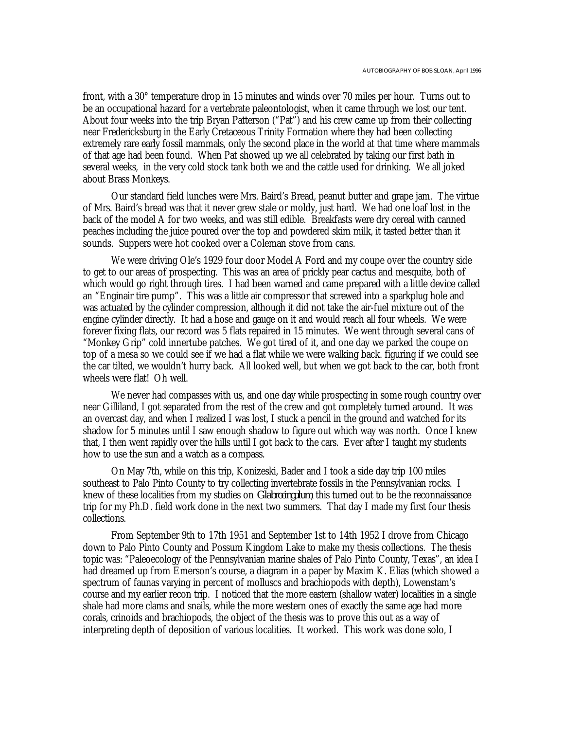front, with a 30° temperature drop in 15 minutes and winds over 70 miles per hour. Turns out to be an occupational hazard for a vertebrate paleontologist, when it came through we lost our tent. About four weeks into the trip Bryan Patterson ("Pat") and his crew came up from their collecting near Fredericksburg in the Early Cretaceous Trinity Formation where they had been collecting extremely rare early fossil mammals, only the second place in the world at that time where mammals of that age had been found. When Pat showed up we all celebrated by taking our first bath in several weeks, in the very cold stock tank both we and the cattle used for drinking. We all joked about Brass Monkeys.

Our standard field lunches were Mrs. Baird's Bread, peanut butter and grape jam. The virtue of Mrs. Baird's bread was that it never grew stale or moldy, just hard. We had one loaf lost in the back of the model A for two weeks, and was still edible. Breakfasts were dry cereal with canned peaches including the juice poured over the top and powdered skim milk, it tasted better than it sounds. Suppers were hot cooked over a Coleman stove from cans.

We were driving Ole's 1929 four door Model A Ford and my coupe over the country side to get to our areas of prospecting. This was an area of prickly pear cactus and mesquite, both of which would go right through tires. I had been warned and came prepared with a little device called an "Enginair tire pump". This was a little air compressor that screwed into a sparkplug hole and was actuated by the cylinder compression, although it did not take the air-fuel mixture out of the engine cylinder directly. It had a hose and gauge on it and would reach all four wheels. We were forever fixing flats, our record was 5 flats repaired in 15 minutes. We went through several cans of "Monkey Grip" cold innertube patches. We got tired of it, and one day we parked the coupe on top of a mesa so we could see if we had a flat while we were walking back. figuring if we could see the car tilted, we wouldn't hurry back. All looked well, but when we got back to the car, both front wheels were flat! Oh well.

We never had compasses with us, and one day while prospecting in some rough country over near Gilliland, I got separated from the rest of the crew and got completely turned around. It was an overcast day, and when I realized I was lost, I stuck a pencil in the ground and watched for its shadow for 5 minutes until I saw enough shadow to figure out which way was north. Once I knew that, I then went rapidly over the hills until I got back to the cars. Ever after I taught my students how to use the sun and a watch as a compass.

On May 7th, while on this trip, Konizeski, Bader and I took a side day trip 100 miles southeast to Palo Pinto County to try collecting invertebrate fossils in the Pennsylvanian rocks. I knew of these localities from my studies on *Glabrocingulum*, this turned out to be the reconnaissance trip for my Ph.D. field work done in the next two summers. That day I made my first four thesis collections.

From September 9th to 17th 1951 and September 1st to 14th 1952 I drove from Chicago down to Palo Pinto County and Possum Kingdom Lake to make my thesis collections. The thesis topic was: "Paleoecology of the Pennsylvanian marine shales of Palo Pinto County, Texas", an idea I had dreamed up from Emerson's course, a diagram in a paper by Maxim K. Elias (which showed a spectrum of faunas varying in percent of molluscs and brachiopods with depth), Lowenstam's course and my earlier recon trip. I noticed that the more eastern (shallow water) localities in a single shale had more clams and snails, while the more western ones of exactly the same age had more corals, crinoids and brachiopods, the object of the thesis was to prove this out as a way of interpreting depth of deposition of various localities. It worked. This work was done solo, I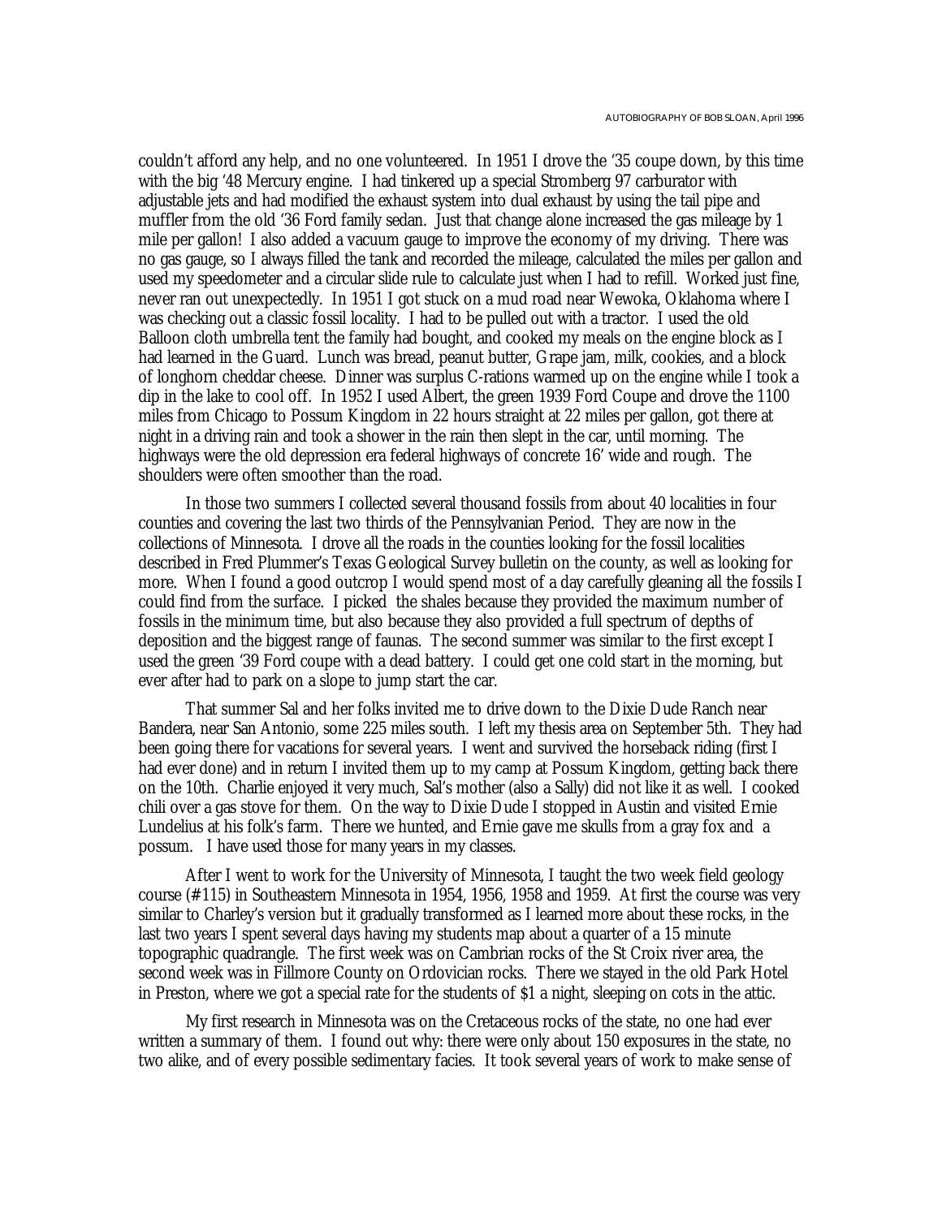couldn't afford any help, and no one volunteered. In 1951 I drove the '35 coupe down, by this time with the big '48 Mercury engine. I had tinkered up a special Stromberg 97 carburator with adjustable jets and had modified the exhaust system into dual exhaust by using the tail pipe and muffler from the old '36 Ford family sedan. Just that change alone increased the gas mileage by 1 mile per gallon! I also added a vacuum gauge to improve the economy of my driving. There was no gas gauge, so I always filled the tank and recorded the mileage, calculated the miles per gallon and used my speedometer and a circular slide rule to calculate just when I had to refill. Worked just fine, never ran out unexpectedly. In 1951 I got stuck on a mud road near Wewoka, Oklahoma where I was checking out a classic fossil locality. I had to be pulled out with a tractor. I used the old Balloon cloth umbrella tent the family had bought, and cooked my meals on the engine block as I had learned in the Guard. Lunch was bread, peanut butter, Grape jam, milk, cookies, and a block of longhorn cheddar cheese. Dinner was surplus C-rations warmed up on the engine while I took a dip in the lake to cool off. In 1952 I used Albert, the green 1939 Ford Coupe and drove the 1100 miles from Chicago to Possum Kingdom in 22 hours straight at 22 miles per gallon, got there at night in a driving rain and took a shower in the rain then slept in the car, until morning. The highways were the old depression era federal highways of concrete 16' wide and rough. The shoulders were often smoother than the road.

In those two summers I collected several thousand fossils from about 40 localities in four counties and covering the last two thirds of the Pennsylvanian Period. They are now in the collections of Minnesota. I drove all the roads in the counties looking for the fossil localities described in Fred Plummer's Texas Geological Survey bulletin on the county, as well as looking for more. When I found a good outcrop I would spend most of a day carefully gleaning all the fossils I could find from the surface. I picked the shales because they provided the maximum number of fossils in the minimum time, but also because they also provided a full spectrum of depths of deposition and the biggest range of faunas. The second summer was similar to the first except I used the green '39 Ford coupe with a dead battery. I could get one cold start in the morning, but ever after had to park on a slope to jump start the car.

That summer Sal and her folks invited me to drive down to the Dixie Dude Ranch near Bandera, near San Antonio, some 225 miles south. I left my thesis area on September 5th. They had been going there for vacations for several years. I went and survived the horseback riding (first I had ever done) and in return I invited them up to my camp at Possum Kingdom, getting back there on the 10th. Charlie enjoyed it very much, Sal's mother (also a Sally) did not like it as well. I cooked chili over a gas stove for them. On the way to Dixie Dude I stopped in Austin and visited Ernie Lundelius at his folk's farm. There we hunted, and Ernie gave me skulls from a gray fox and a possum. I have used those for many years in my classes.

After I went to work for the University of Minnesota, I taught the two week field geology course (#115) in Southeastern Minnesota in 1954, 1956, 1958 and 1959. At first the course was very similar to Charley's version but it gradually transformed as I learned more about these rocks, in the last two years I spent several days having my students map about a quarter of a 15 minute topographic quadrangle. The first week was on Cambrian rocks of the St Croix river area, the second week was in Fillmore County on Ordovician rocks. There we stayed in the old Park Hotel in Preston, where we got a special rate for the students of $1 a night, sleeping on cots in the attic.

My first research in Minnesota was on the Cretaceous rocks of the state, no one had ever written a summary of them. I found out why: there were only about 150 exposures in the state, no two alike, and of every possible sedimentary facies. It took several years of work to make sense of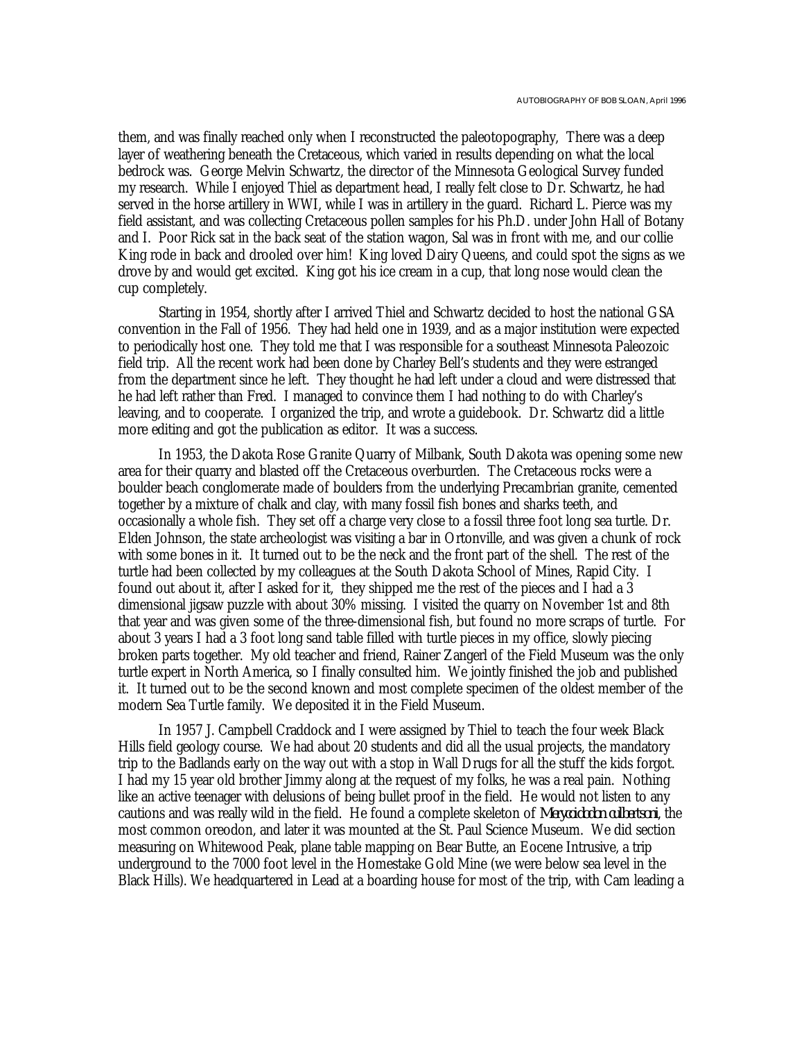them, and was finally reached only when I reconstructed the paleotopography, There was a deep layer of weathering beneath the Cretaceous, which varied in results depending on what the local bedrock was. George Melvin Schwartz, the director of the Minnesota Geological Survey funded my research. While I enjoyed Thiel as department head, I really felt close to Dr. Schwartz, he had served in the horse artillery in WWI, while I was in artillery in the guard. Richard L. Pierce was my field assistant, and was collecting Cretaceous pollen samples for his Ph.D. under John Hall of Botany and I. Poor Rick sat in the back seat of the station wagon, Sal was in front with me, and our collie King rode in back and drooled over him! King loved Dairy Queens, and could spot the signs as we drove by and would get excited. King got his ice cream in a cup, that long nose would clean the cup completely.

Starting in 1954, shortly after I arrived Thiel and Schwartz decided to host the national GSA convention in the Fall of 1956. They had held one in 1939, and as a major institution were expected to periodically host one. They told me that I was responsible for a southeast Minnesota Paleozoic field trip. All the recent work had been done by Charley Bell's students and they were estranged from the department since he left. They thought he had left under a cloud and were distressed that he had left rather than Fred. I managed to convince them I had nothing to do with Charley's leaving, and to cooperate. I organized the trip, and wrote a guidebook. Dr. Schwartz did a little more editing and got the publication as editor. It was a success.

In 1953, the Dakota Rose Granite Quarry of Milbank, South Dakota was opening some new area for their quarry and blasted off the Cretaceous overburden. The Cretaceous rocks were a boulder beach conglomerate made of boulders from the underlying Precambrian granite, cemented together by a mixture of chalk and clay, with many fossil fish bones and sharks teeth, and occasionally a whole fish. They set off a charge very close to a fossil three foot long sea turtle. Dr. Elden Johnson, the state archeologist was visiting a bar in Ortonville, and was given a chunk of rock with some bones in it. It turned out to be the neck and the front part of the shell. The rest of the turtle had been collected by my colleagues at the South Dakota School of Mines, Rapid City. I found out about it, after I asked for it, they shipped me the rest of the pieces and I had a 3 dimensional jigsaw puzzle with about 30% missing. I visited the quarry on November 1st and 8th that year and was given some of the three-dimensional fish, but found no more scraps of turtle. For about 3 years I had a 3 foot long sand table filled with turtle pieces in my office, slowly piecing broken parts together. My old teacher and friend, Rainer Zangerl of the Field Museum was the only turtle expert in North America, so I finally consulted him. We jointly finished the job and published it. It turned out to be the second known and most complete specimen of the oldest member of the modern Sea Turtle family. We deposited it in the Field Museum.

In 1957 J. Campbell Craddock and I were assigned by Thiel to teach the four week Black Hills field geology course. We had about 20 students and did all the usual projects, the mandatory trip to the Badlands early on the way out with a stop in Wall Drugs for all the stuff the kids forgot. I had my 15 year old brother Jimmy along at the request of my folks, he was a real pain. Nothing like an active teenager with delusions of being bullet proof in the field. He would not listen to any cautions and was really wild in the field. He found a complete skeleton of *Merycoidodon culbertsoni*, the most common oreodon, and later it was mounted at the St. Paul Science Museum. We did section measuring on Whitewood Peak, plane table mapping on Bear Butte, an Eocene Intrusive, a trip underground to the 7000 foot level in the Homestake Gold Mine (we were below sea level in the Black Hills). We headquartered in Lead at a boarding house for most of the trip, with Cam leading a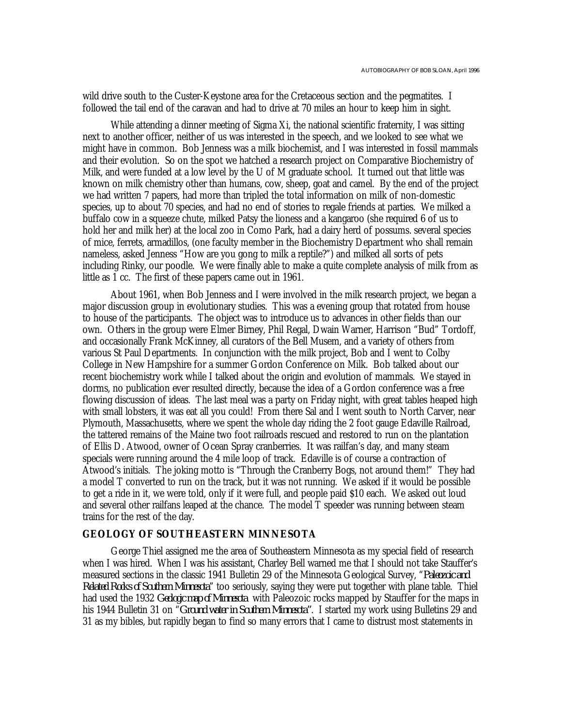wild drive south to the Custer-Keystone area for the Cretaceous section and the pegmatites. I followed the tail end of the caravan and had to drive at 70 miles an hour to keep him in sight.

While attending a dinner meeting of Sigma Xi, the national scientific fraternity, I was sitting next to another officer, neither of us was interested in the speech, and we looked to see what we might have in common. Bob Jenness was a milk biochemist, and I was interested in fossil mammals and their evolution. So on the spot we hatched a research project on Comparative Biochemistry of Milk, and were funded at a low level by the U of M graduate school. It turned out that little was known on milk chemistry other than humans, cow, sheep, goat and camel. By the end of the project we had written 7 papers, had more than tripled the total information on milk of non-domestic species, up to about 70 species, and had no end of stories to regale friends at parties. We milked a buffalo cow in a squeeze chute, milked Patsy the lioness and a kangaroo (she required 6 of us to hold her and milk her) at the local zoo in Como Park, had a dairy herd of possums. several species of mice, ferrets, armadillos, (one faculty member in the Biochemistry Department who shall remain nameless, asked Jenness "How are you gong to milk a reptile?") and milked all sorts of pets including Rinky, our poodle. We were finally able to make a quite complete analysis of milk from as little as 1 cc. The first of these papers came out in 1961.

About 1961, when Bob Jenness and I were involved in the milk research project, we began a major discussion group in evolutionary studies. This was a evening group that rotated from house to house of the participants. The object was to introduce us to advances in other fields than our own. Others in the group were Elmer Birney, Phil Regal, Dwain Warner, Harrison "Bud" Tordoff, and occasionally Frank McKinney, all curators of the Bell Musem, and a variety of others from various St Paul Departments. In conjunction with the milk project, Bob and I went to Colby College in New Hampshire for a summer Gordon Conference on Milk. Bob talked about our recent biochemistry work while I talked about the origin and evolution of mammals. We stayed in dorms, no publication ever resulted directly, because the idea of a Gordon conference was a free flowing discussion of ideas. The last meal was a party on Friday night, with great tables heaped high with small lobsters, it was eat all you could! From there Sal and I went south to North Carver, near Plymouth, Massachusetts, where we spent the whole day riding the 2 foot gauge Edaville Railroad, the tattered remains of the Maine two foot railroads rescued and restored to run on the plantation of Ellis D. Atwood, owner of Ocean Spray cranberries. It was railfan's day, and many steam specials were running around the 4 mile loop of track. Edaville is of course a contraction of Atwood's initials. The joking motto is "Through the Cranberry Bogs, not around them!" They had a model T converted to run on the track, but it was not running. We asked if it would be possible to get a ride in it, we were told, only if it were full, and people paid $10 each. We asked out loud and several other railfans leaped at the chance. The model T speeder was running between steam trains for the rest of the day.

## GEOLOGY OF SOUTHEASTERN MINNESOTA

George Thiel assigned me the area of Southeastern Minnesota as my special field of research when I was hired. When I was his assistant, Charley Bell warned me that I should not take Stauffer's measured sections in the classic 1941 Bulletin 29 of the Minnesota Geological Survey, "*Paleozoic and Related Rocks of Southern Minnesota*" too seriously, saying they were put together with plane table. Thiel had used the 1932 *Geologic map of Minnesota* with Paleozoic rocks mapped by Stauffer for the maps in his 1944 Bulletin 31 on "*Ground water in Southern Minnesota*". I started my work using Bulletins 29 and 31 as my bibles, but rapidly began to find so many errors that I came to distrust most statements in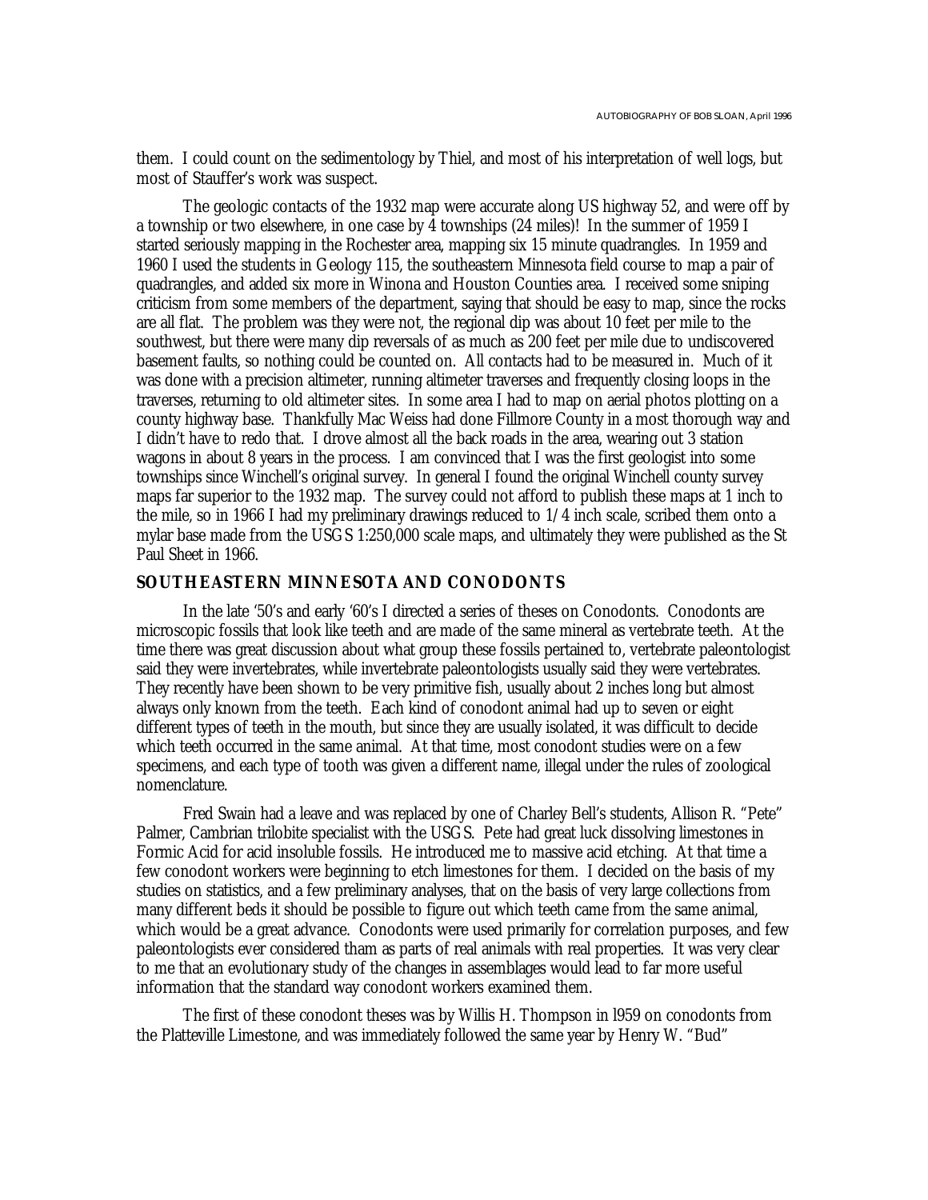them. I could count on the sedimentology by Thiel, and most of his interpretation of well logs, but most of Stauffer's work was suspect.

The geologic contacts of the 1932 map were accurate along US highway 52, and were off by a township or two elsewhere, in one case by 4 townships (24 miles)! In the summer of 1959 I started seriously mapping in the Rochester area, mapping six 15 minute quadrangles. In 1959 and 1960 I used the students in Geology 115, the southeastern Minnesota field course to map a pair of quadrangles, and added six more in Winona and Houston Counties area. I received some sniping criticism from some members of the department, saying that should be easy to map, since the rocks are all flat. The problem was they were not, the regional dip was about 10 feet per mile to the southwest, but there were many dip reversals of as much as 200 feet per mile due to undiscovered basement faults, so nothing could be counted on. All contacts had to be measured in. Much of it was done with a precision altimeter, running altimeter traverses and frequently closing loops in the traverses, returning to old altimeter sites. In some area I had to map on aerial photos plotting on a county highway base. Thankfully Mac Weiss had done Fillmore County in a most thorough way and I didn't have to redo that. I drove almost all the back roads in the area, wearing out 3 station wagons in about 8 years in the process. I am convinced that I was the first geologist into some townships since Winchell's original survey. In general I found the original Winchell county survey maps far superior to the 1932 map. The survey could not afford to publish these maps at 1 inch to the mile, so in 1966 I had my preliminary drawings reduced to 1/4 inch scale, scribed them onto a mylar base made from the USGS 1:250,000 scale maps, and ultimately they were published as the St Paul Sheet in 1966.

## SOUTHEASTERN MINNESOTA AND CONODONTS

In the late '50's and early '60's I directed a series of theses on Conodonts. Conodonts are microscopic fossils that look like teeth and are made of the same mineral as vertebrate teeth. At the time there was great discussion about what group these fossils pertained to, vertebrate paleontologist said they were invertebrates, while invertebrate paleontologists usually said they were vertebrates. They recently have been shown to be very primitive fish, usually about 2 inches long but almost always only known from the teeth. Each kind of conodont animal had up to seven or eight different types of teeth in the mouth, but since they are usually isolated, it was difficult to decide which teeth occurred in the same animal. At that time, most conodont studies were on a few specimens, and each type of tooth was given a different name, illegal under the rules of zoological nomenclature.

Fred Swain had a leave and was replaced by one of Charley Bell's students, Allison R. "Pete" Palmer, Cambrian trilobite specialist with the USGS. Pete had great luck dissolving limestones in Formic Acid for acid insoluble fossils. He introduced me to massive acid etching. At that time a few conodont workers were beginning to etch limestones for them. I decided on the basis of my studies on statistics, and a few preliminary analyses, that on the basis of very large collections from many different beds it should be possible to figure out which teeth came from the same animal, which would be a great advance. Conodonts were used primarily for correlation purposes, and few paleontologists ever considered tham as parts of real animals with real properties. It was very clear to me that an evolutionary study of the changes in assemblages would lead to far more useful information that the standard way conodont workers examined them.

The first of these conodont theses was by Willis H. Thompson in l959 on conodonts from the Platteville Limestone, and was immediately followed the same year by Henry W. "Bud"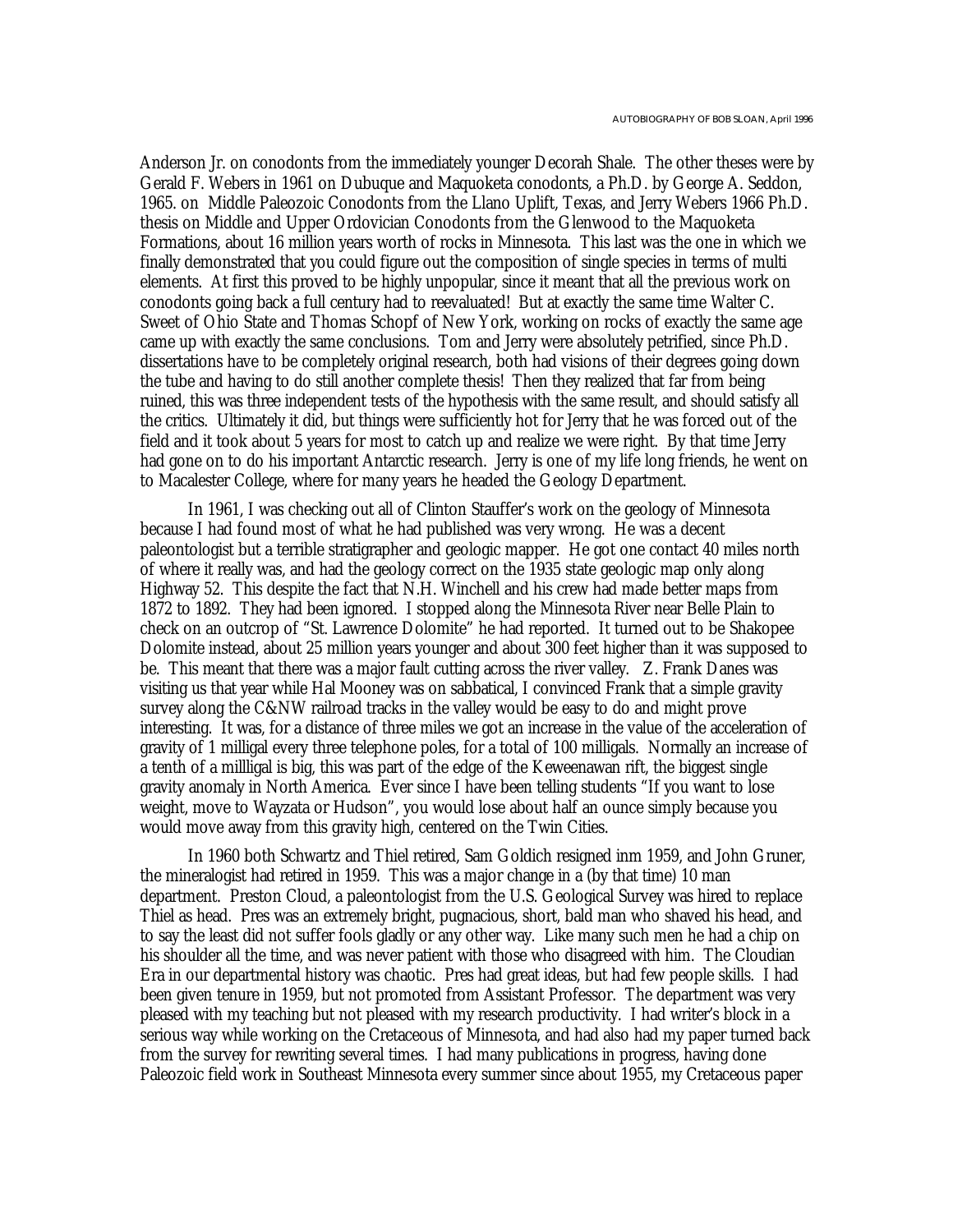Anderson Jr. on conodonts from the immediately younger Decorah Shale. The other theses were by Gerald F. Webers in 1961 on Dubuque and Maquoketa conodonts, a Ph.D. by George A. Seddon, 1965. on Middle Paleozoic Conodonts from the Llano Uplift, Texas, and Jerry Webers 1966 Ph.D. thesis on Middle and Upper Ordovician Conodonts from the Glenwood to the Maquoketa Formations, about 16 million years worth of rocks in Minnesota. This last was the one in which we finally demonstrated that you could figure out the composition of single species in terms of multi elements. At first this proved to be highly unpopular, since it meant that all the previous work on conodonts going back a full century had to reevaluated! But at exactly the same time Walter C. Sweet of Ohio State and Thomas Schopf of New York, working on rocks of exactly the same age came up with exactly the same conclusions. Tom and Jerry were absolutely petrified, since Ph.D. dissertations have to be completely original research, both had visions of their degrees going down the tube and having to do still another complete thesis! Then they realized that far from being ruined, this was three independent tests of the hypothesis with the same result, and should satisfy all the critics. Ultimately it did, but things were sufficiently hot for Jerry that he was forced out of the field and it took about 5 years for most to catch up and realize we were right. By that time Jerry had gone on to do his important Antarctic research. Jerry is one of my life long friends, he went on to Macalester College, where for many years he headed the Geology Department.

In 1961, I was checking out all of Clinton Stauffer's work on the geology of Minnesota because I had found most of what he had published was very wrong. He was a decent paleontologist but a terrible stratigrapher and geologic mapper. He got one contact 40 miles north of where it really was, and had the geology correct on the 1935 state geologic map only along Highway 52. This despite the fact that N.H. Winchell and his crew had made better maps from 1872 to 1892. They had been ignored. I stopped along the Minnesota River near Belle Plain to check on an outcrop of "St. Lawrence Dolomite" he had reported. It turned out to be Shakopee Dolomite instead, about 25 million years younger and about 300 feet higher than it was supposed to be. This meant that there was a major fault cutting across the river valley. Z. Frank Danes was visiting us that year while Hal Mooney was on sabbatical, I convinced Frank that a simple gravity survey along the C&NW railroad tracks in the valley would be easy to do and might prove interesting. It was, for a distance of three miles we got an increase in the value of the acceleration of gravity of 1 milligal every three telephone poles, for a total of 100 milligals. Normally an increase of a tenth of a millligal is big, this was part of the edge of the Keweenawan rift, the biggest single gravity anomaly in North America. Ever since I have been telling students "If you want to lose weight, move to Wayzata or Hudson", you would lose about half an ounce simply because you would move away from this gravity high, centered on the Twin Cities.

In 1960 both Schwartz and Thiel retired, Sam Goldich resigned inm 1959, and John Gruner, the mineralogist had retired in 1959. This was a major change in a (by that time) 10 man department. Preston Cloud, a paleontologist from the U.S. Geological Survey was hired to replace Thiel as head. Pres was an extremely bright, pugnacious, short, bald man who shaved his head, and to say the least did not suffer fools gladly or any other way. Like many such men he had a chip on his shoulder all the time, and was never patient with those who disagreed with him. The Cloudian Era in our departmental history was chaotic. Pres had great ideas, but had few people skills. I had been given tenure in 1959, but not promoted from Assistant Professor. The department was very pleased with my teaching but not pleased with my research productivity. I had writer's block in a serious way while working on the Cretaceous of Minnesota, and had also had my paper turned back from the survey for rewriting several times. I had many publications in progress, having done Paleozoic field work in Southeast Minnesota every summer since about 1955, my Cretaceous paper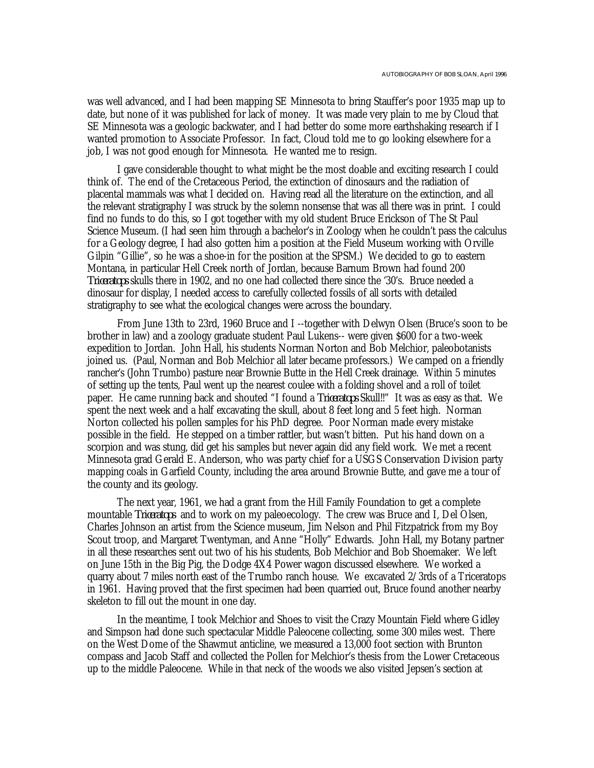was well advanced, and I had been mapping SE Minnesota to bring Stauffer's poor 1935 map up to date, but none of it was published for lack of money. It was made very plain to me by Cloud that SE Minnesota was a geologic backwater, and I had better do some more earthshaking research if I wanted promotion to Associate Professor. In fact, Cloud told me to go looking elsewhere for a job, I was not good enough for Minnesota. He wanted me to resign.

I gave considerable thought to what might be the most doable and exciting research I could think of. The end of the Cretaceous Period, the extinction of dinosaurs and the radiation of placental mammals was what I decided on. Having read all the literature on the extinction, and all the relevant stratigraphy I was struck by the solemn nonsense that was all there was in print. I could find no funds to do this, so I got together with my old student Bruce Erickson of The St Paul Science Museum. (I had seen him through a bachelor's in Zoology when he couldn't pass the calculus for a Geology degree, I had also gotten him a position at the Field Museum working with Orville Gilpin "Gillie", so he was a shoe-in for the position at the SPSM.) We decided to go to eastern Montana, in particular Hell Creek north of Jordan, because Barnum Brown had found 200 *Triceratops* skulls there in 1902, and no one had collected there since the '30's. Bruce needed a dinosaur for display, I needed access to carefully collected fossils of all sorts with detailed stratigraphy to see what the ecological changes were across the boundary.

From June 13th to 23rd, 1960 Bruce and I --together with Delwyn Olsen (Bruce's soon to be brother in law) and a zoology graduate student Paul Lukens-- were given $600 for a two-week expedition to Jordan. John Hall, his students Norman Norton and Bob Melchior, paleobotanists joined us. (Paul, Norman and Bob Melchior all later became professors.) We camped on a friendly rancher's (John Trumbo) pasture near Brownie Butte in the Hell Creek drainage. Within 5 minutes of setting up the tents, Paul went up the nearest coulee with a folding shovel and a roll of toilet paper. He came running back and shouted "I found a *Triceratops* Skull!!" It was as easy as that. We spent the next week and a half excavating the skull, about 8 feet long and 5 feet high. Norman Norton collected his pollen samples for his PhD degree. Poor Norman made every mistake possible in the field. He stepped on a timber rattler, but wasn't bitten. Put his hand down on a scorpion and was stung, did get his samples but never again did any field work. We met a recent Minnesota grad Gerald E. Anderson, who was party chief for a USGS Conservation Division party mapping coals in Garfield County, including the area around Brownie Butte, and gave me a tour of the county and its geology.

The next year, 1961, we had a grant from the Hill Family Foundation to get a complete mountable *Triceratops* and to work on my paleoecology. The crew was Bruce and I, Del Olsen, Charles Johnson an artist from the Science museum, Jim Nelson and Phil Fitzpatrick from my Boy Scout troop, and Margaret Twentyman, and Anne "Holly" Edwards. John Hall, my Botany partner in all these researches sent out two of his his students, Bob Melchior and Bob Shoemaker. We left on June 15th in the Big Pig, the Dodge 4X4 Power wagon discussed elsewhere. We worked a quarry about 7 miles north east of the Trumbo ranch house. We excavated 2/3rds of a Triceratops in 1961. Having proved that the first specimen had been quarried out, Bruce found another nearby skeleton to fill out the mount in one day.

In the meantime, I took Melchior and Shoes to visit the Crazy Mountain Field where Gidley and Simpson had done such spectacular Middle Paleocene collecting, some 300 miles west. There on the West Dome of the Shawmut anticline, we measured a 13,000 foot section with Brunton compass and Jacob Staff and collected the Pollen for Melchior's thesis from the Lower Cretaceous up to the middle Paleocene. While in that neck of the woods we also visited Jepsen's section at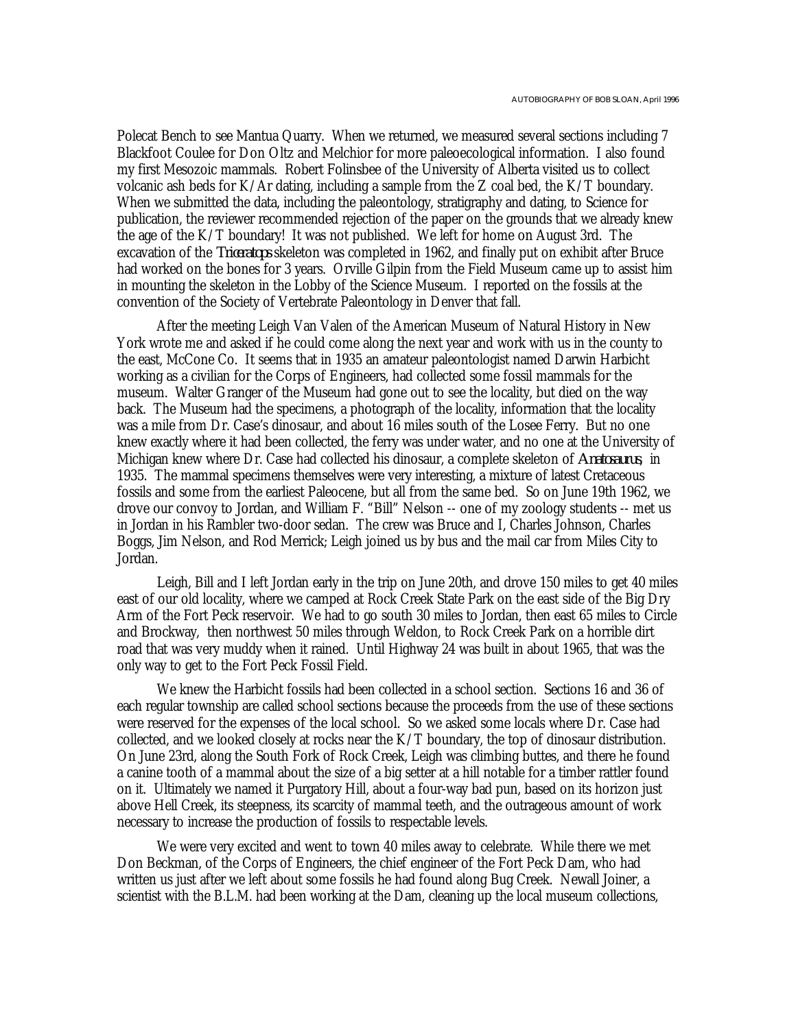Polecat Bench to see Mantua Quarry. When we returned, we measured several sections including 7 Blackfoot Coulee for Don Oltz and Melchior for more paleoecological information. I also found my first Mesozoic mammals. Robert Folinsbee of the University of Alberta visited us to collect volcanic ash beds for K/Ar dating, including a sample from the Z coal bed, the K/T boundary. When we submitted the data, including the paleontology, stratigraphy and dating, to Science for publication, the reviewer recommended rejection of the paper on the grounds that we already knew the age of the K/T boundary! It was not published. We left for home on August 3rd. The excavation of the *Triceratops* skeleton was completed in 1962, and finally put on exhibit after Bruce had worked on the bones for 3 years. Orville Gilpin from the Field Museum came up to assist him in mounting the skeleton in the Lobby of the Science Museum. I reported on the fossils at the convention of the Society of Vertebrate Paleontology in Denver that fall.

After the meeting Leigh Van Valen of the American Museum of Natural History in New York wrote me and asked if he could come along the next year and work with us in the county to the east, McCone Co. It seems that in 1935 an amateur paleontologist named Darwin Harbicht working as a civilian for the Corps of Engineers, had collected some fossil mammals for the museum. Walter Granger of the Museum had gone out to see the locality, but died on the way back. The Museum had the specimens, a photograph of the locality, information that the locality was a mile from Dr. Case's dinosaur, and about 16 miles south of the Losee Ferry. But no one knew exactly where it had been collected, the ferry was under water, and no one at the University of Michigan knew where Dr. Case had collected his dinosaur, a complete skeleton of *Anatosaurus*, in 1935. The mammal specimens themselves were very interesting, a mixture of latest Cretaceous fossils and some from the earliest Paleocene, but all from the same bed. So on June 19th 1962, we drove our convoy to Jordan, and William F. "Bill" Nelson -- one of my zoology students -- met us in Jordan in his Rambler two-door sedan. The crew was Bruce and I, Charles Johnson, Charles Boggs, Jim Nelson, and Rod Merrick; Leigh joined us by bus and the mail car from Miles City to Jordan.

Leigh, Bill and I left Jordan early in the trip on June 20th, and drove 150 miles to get 40 miles east of our old locality, where we camped at Rock Creek State Park on the east side of the Big Dry Arm of the Fort Peck reservoir. We had to go south 30 miles to Jordan, then east 65 miles to Circle and Brockway, then northwest 50 miles through Weldon, to Rock Creek Park on a horrible dirt road that was very muddy when it rained. Until Highway 24 was built in about 1965, that was the only way to get to the Fort Peck Fossil Field.

We knew the Harbicht fossils had been collected in a school section. Sections 16 and 36 of each regular township are called school sections because the proceeds from the use of these sections were reserved for the expenses of the local school. So we asked some locals where Dr. Case had collected, and we looked closely at rocks near the K/T boundary, the top of dinosaur distribution. On June 23rd, along the South Fork of Rock Creek, Leigh was climbing buttes, and there he found a canine tooth of a mammal about the size of a big setter at a hill notable for a timber rattler found on it. Ultimately we named it Purgatory Hill, about a four-way bad pun, based on its horizon just above Hell Creek, its steepness, its scarcity of mammal teeth, and the outrageous amount of work necessary to increase the production of fossils to respectable levels.

We were very excited and went to town 40 miles away to celebrate. While there we met Don Beckman, of the Corps of Engineers, the chief engineer of the Fort Peck Dam, who had written us just after we left about some fossils he had found along Bug Creek. Newall Joiner, a scientist with the B.L.M. had been working at the Dam, cleaning up the local museum collections,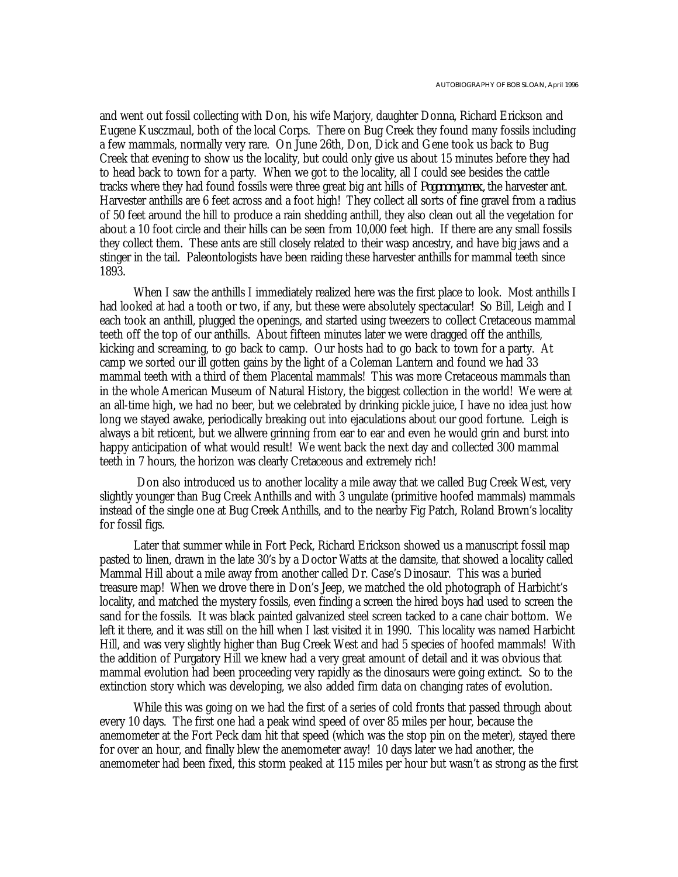and went out fossil collecting with Don, his wife Marjory, daughter Donna, Richard Erickson and Eugene Kusczmaul, both of the local Corps. There on Bug Creek they found many fossils including a few mammals, normally very rare. On June 26th, Don, Dick and Gene took us back to Bug Creek that evening to show us the locality, but could only give us about 15 minutes before they had to head back to town for a party. When we got to the locality, all I could see besides the cattle tracks where they had found fossils were three great big ant hills of *Pogonomyrmex*, the harvester ant. Harvester anthills are 6 feet across and a foot high! They collect all sorts of fine gravel from a radius of 50 feet around the hill to produce a rain shedding anthill, they also clean out all the vegetation for about a 10 foot circle and their hills can be seen from 10,000 feet high. If there are any small fossils they collect them. These ants are still closely related to their wasp ancestry, and have big jaws and a stinger in the tail. Paleontologists have been raiding these harvester anthills for mammal teeth since 1893.

When I saw the anthills I immediately realized here was the first place to look. Most anthills I had looked at had a tooth or two, if any, but these were absolutely spectacular! So Bill, Leigh and I each took an anthill, plugged the openings, and started using tweezers to collect Cretaceous mammal teeth off the top of our anthills. About fifteen minutes later we were dragged off the anthills, kicking and screaming, to go back to camp. Our hosts had to go back to town for a party. At camp we sorted our ill gotten gains by the light of a Coleman Lantern and found we had 33 mammal teeth with a third of them Placental mammals! This was more Cretaceous mammals than in the whole American Museum of Natural History, the biggest collection in the world! We were at an all-time high, we had no beer, but we celebrated by drinking pickle juice, I have no idea just how long we stayed awake, periodically breaking out into ejaculations about our good fortune. Leigh is always a bit reticent, but we allwere grinning from ear to ear and even he would grin and burst into happy anticipation of what would result! We went back the next day and collected 300 mammal teeth in 7 hours, the horizon was clearly Cretaceous and extremely rich!

Don also introduced us to another locality a mile away that we called Bug Creek West, very slightly younger than Bug Creek Anthills and with 3 ungulate (primitive hoofed mammals) mammals instead of the single one at Bug Creek Anthills, and to the nearby Fig Patch, Roland Brown's locality for fossil figs.

Later that summer while in Fort Peck, Richard Erickson showed us a manuscript fossil map pasted to linen, drawn in the late 30's by a Doctor Watts at the damsite, that showed a locality called Mammal Hill about a mile away from another called Dr. Case's Dinosaur. This was a buried treasure map! When we drove there in Don's Jeep, we matched the old photograph of Harbicht's locality, and matched the mystery fossils, even finding a screen the hired boys had used to screen the sand for the fossils. It was black painted galvanized steel screen tacked to a cane chair bottom. We left it there, and it was still on the hill when I last visited it in 1990. This locality was named Harbicht Hill, and was very slightly higher than Bug Creek West and had 5 species of hoofed mammals! With the addition of Purgatory Hill we knew had a very great amount of detail and it was obvious that mammal evolution had been proceeding very rapidly as the dinosaurs were going extinct. So to the extinction story which was developing, we also added firm data on changing rates of evolution.

While this was going on we had the first of a series of cold fronts that passed through about every 10 days. The first one had a peak wind speed of over 85 miles per hour, because the anemometer at the Fort Peck dam hit that speed (which was the stop pin on the meter), stayed there for over an hour, and finally blew the anemometer away! 10 days later we had another, the anemometer had been fixed, this storm peaked at 115 miles per hour but wasn't as strong as the first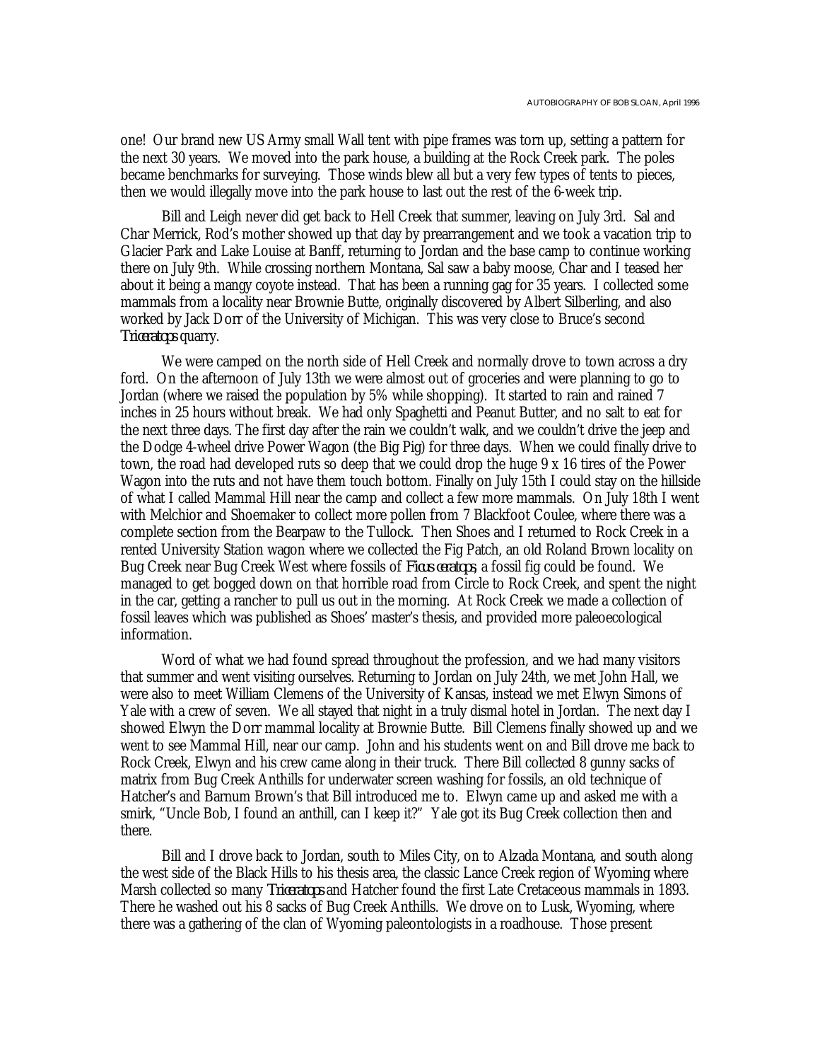one! Our brand new US Army small Wall tent with pipe frames was torn up, setting a pattern for the next 30 years. We moved into the park house, a building at the Rock Creek park. The poles became benchmarks for surveying. Those winds blew all but a very few types of tents to pieces, then we would illegally move into the park house to last out the rest of the 6-week trip.

Bill and Leigh never did get back to Hell Creek that summer, leaving on July 3rd. Sal and Char Merrick, Rod's mother showed up that day by prearrangement and we took a vacation trip to Glacier Park and Lake Louise at Banff, returning to Jordan and the base camp to continue working there on July 9th. While crossing northern Montana, Sal saw a baby moose, Char and I teased her about it being a mangy coyote instead. That has been a running gag for 35 years. I collected some mammals from a locality near Brownie Butte, originally discovered by Albert Silberling, and also worked by Jack Dorr of the University of Michigan. This was very close to Bruce's second *Triceratops* quarry.

We were camped on the north side of Hell Creek and normally drove to town across a dry ford. On the afternoon of July 13th we were almost out of groceries and were planning to go to Jordan (where we raised the population by 5% while shopping). It started to rain and rained 7 inches in 25 hours without break. We had only Spaghetti and Peanut Butter, and no salt to eat for the next three days. The first day after the rain we couldn't walk, and we couldn't drive the jeep and the Dodge 4-wheel drive Power Wagon (the Big Pig) for three days. When we could finally drive to town, the road had developed ruts so deep that we could drop the huge 9 x 16 tires of the Power Wagon into the ruts and not have them touch bottom. Finally on July 15th I could stay on the hillside of what I called Mammal Hill near the camp and collect a few more mammals. On July 18th I went with Melchior and Shoemaker to collect more pollen from 7 Blackfoot Coulee, where there was a complete section from the Bearpaw to the Tullock. Then Shoes and I returned to Rock Creek in a rented University Station wagon where we collected the Fig Patch, an old Roland Brown locality on Bug Creek near Bug Creek West where fossils of *Ficus ceratops*, a fossil fig could be found. We managed to get bogged down on that horrible road from Circle to Rock Creek, and spent the night in the car, getting a rancher to pull us out in the morning. At Rock Creek we made a collection of fossil leaves which was published as Shoes' master's thesis, and provided more paleoecological information.

Word of what we had found spread throughout the profession, and we had many visitors that summer and went visiting ourselves. Returning to Jordan on July 24th, we met John Hall, we were also to meet William Clemens of the University of Kansas, instead we met Elwyn Simons of Yale with a crew of seven. We all stayed that night in a truly dismal hotel in Jordan. The next day I showed Elwyn the Dorr mammal locality at Brownie Butte. Bill Clemens finally showed up and we went to see Mammal Hill, near our camp. John and his students went on and Bill drove me back to Rock Creek, Elwyn and his crew came along in their truck. There Bill collected 8 gunny sacks of matrix from Bug Creek Anthills for underwater screen washing for fossils, an old technique of Hatcher's and Barnum Brown's that Bill introduced me to. Elwyn came up and asked me with a smirk, "Uncle Bob, I found an anthill, can I keep it?" Yale got its Bug Creek collection then and there.

Bill and I drove back to Jordan, south to Miles City, on to Alzada Montana, and south along the west side of the Black Hills to his thesis area, the classic Lance Creek region of Wyoming where Marsh collected so many *Triceratops* and Hatcher found the first Late Cretaceous mammals in 1893. There he washed out his 8 sacks of Bug Creek Anthills. We drove on to Lusk, Wyoming, where there was a gathering of the clan of Wyoming paleontologists in a roadhouse. Those present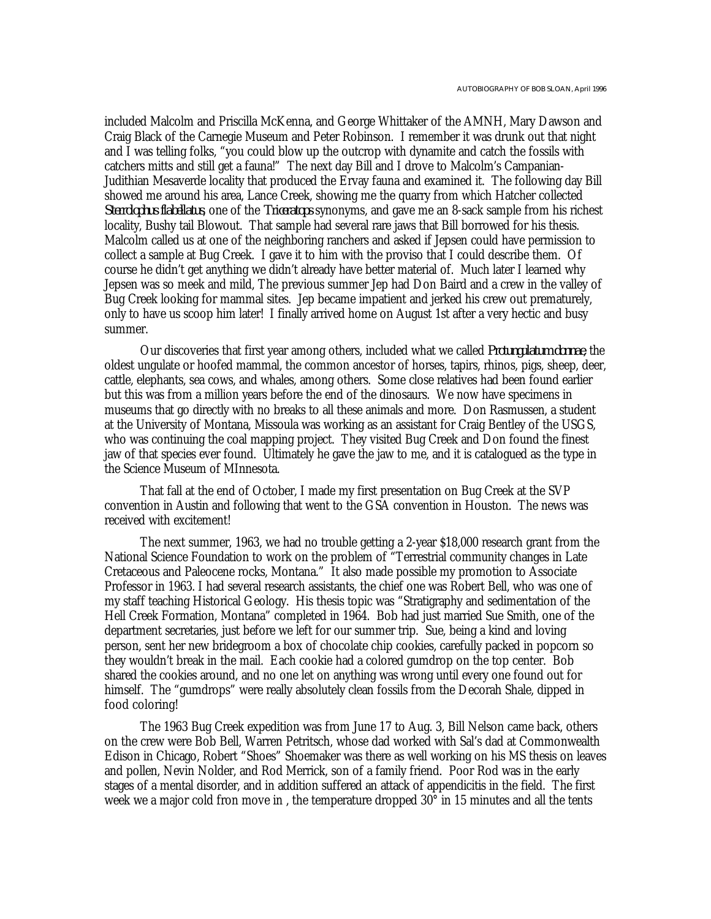included Malcolm and Priscilla McKenna, and George Whittaker of the AMNH, Mary Dawson and Craig Black of the Carnegie Museum and Peter Robinson. I remember it was drunk out that night and I was telling folks, "you could blow up the outcrop with dynamite and catch the fossils with catchers mitts and still get a fauna!" The next day Bill and I drove to Malcolm's Campanian-Judithian Mesaverde locality that produced the Ervay fauna and examined it. The following day Bill showed me around his area, Lance Creek, showing me the quarry from which Hatcher collected *Sterrolophus flabellatus*, one of the *Triceratops* synonyms, and gave me an 8-sack sample from his richest locality, Bushy tail Blowout. That sample had several rare jaws that Bill borrowed for his thesis. Malcolm called us at one of the neighboring ranchers and asked if Jepsen could have permission to collect a sample at Bug Creek. I gave it to him with the proviso that I could describe them. Of course he didn't get anything we didn't already have better material of. Much later I learned why Jepsen was so meek and mild, The previous summer Jep had Don Baird and a crew in the valley of Bug Creek looking for mammal sites. Jep became impatient and jerked his crew out prematurely, only to have us scoop him later! I finally arrived home on August 1st after a very hectic and busy summer.

Our discoveries that first year among others, included what we called *Protungulatum donnae*, the oldest ungulate or hoofed mammal, the common ancestor of horses, tapirs, rhinos, pigs, sheep, deer, cattle, elephants, sea cows, and whales, among others. Some close relatives had been found earlier but this was from a million years before the end of the dinosaurs. We now have specimens in museums that go directly with no breaks to all these animals and more. Don Rasmussen, a student at the University of Montana, Missoula was working as an assistant for Craig Bentley of the USGS, who was continuing the coal mapping project. They visited Bug Creek and Don found the finest jaw of that species ever found. Ultimately he gave the jaw to me, and it is catalogued as the type in the Science Museum of MInnesota.

That fall at the end of October, I made my first presentation on Bug Creek at the SVP convention in Austin and following that went to the GSA convention in Houston. The news was received with excitement!

The next summer, 1963, we had no trouble getting a 2-year $18,000 research grant from the National Science Foundation to work on the problem of "Terrestrial community changes in Late Cretaceous and Paleocene rocks, Montana." It also made possible my promotion to Associate Professor in 1963. I had several research assistants, the chief one was Robert Bell, who was one of my staff teaching Historical Geology. His thesis topic was "Stratigraphy and sedimentation of the Hell Creek Formation, Montana" completed in 1964. Bob had just married Sue Smith, one of the department secretaries, just before we left for our summer trip. Sue, being a kind and loving person, sent her new bridegroom a box of chocolate chip cookies, carefully packed in popcorn so they wouldn't break in the mail. Each cookie had a colored gumdrop on the top center. Bob shared the cookies around, and no one let on anything was wrong until every one found out for himself. The "gumdrops" were really absolutely clean fossils from the Decorah Shale, dipped in food coloring!

The 1963 Bug Creek expedition was from June 17 to Aug. 3, Bill Nelson came back, others on the crew were Bob Bell, Warren Petritsch, whose dad worked with Sal's dad at Commonwealth Edison in Chicago, Robert "Shoes" Shoemaker was there as well working on his MS thesis on leaves and pollen, Nevin Nolder, and Rod Merrick, son of a family friend. Poor Rod was in the early stages of a mental disorder, and in addition suffered an attack of appendicitis in the field. The first week we a major cold fron move in , the temperature dropped 30° in 15 minutes and all the tents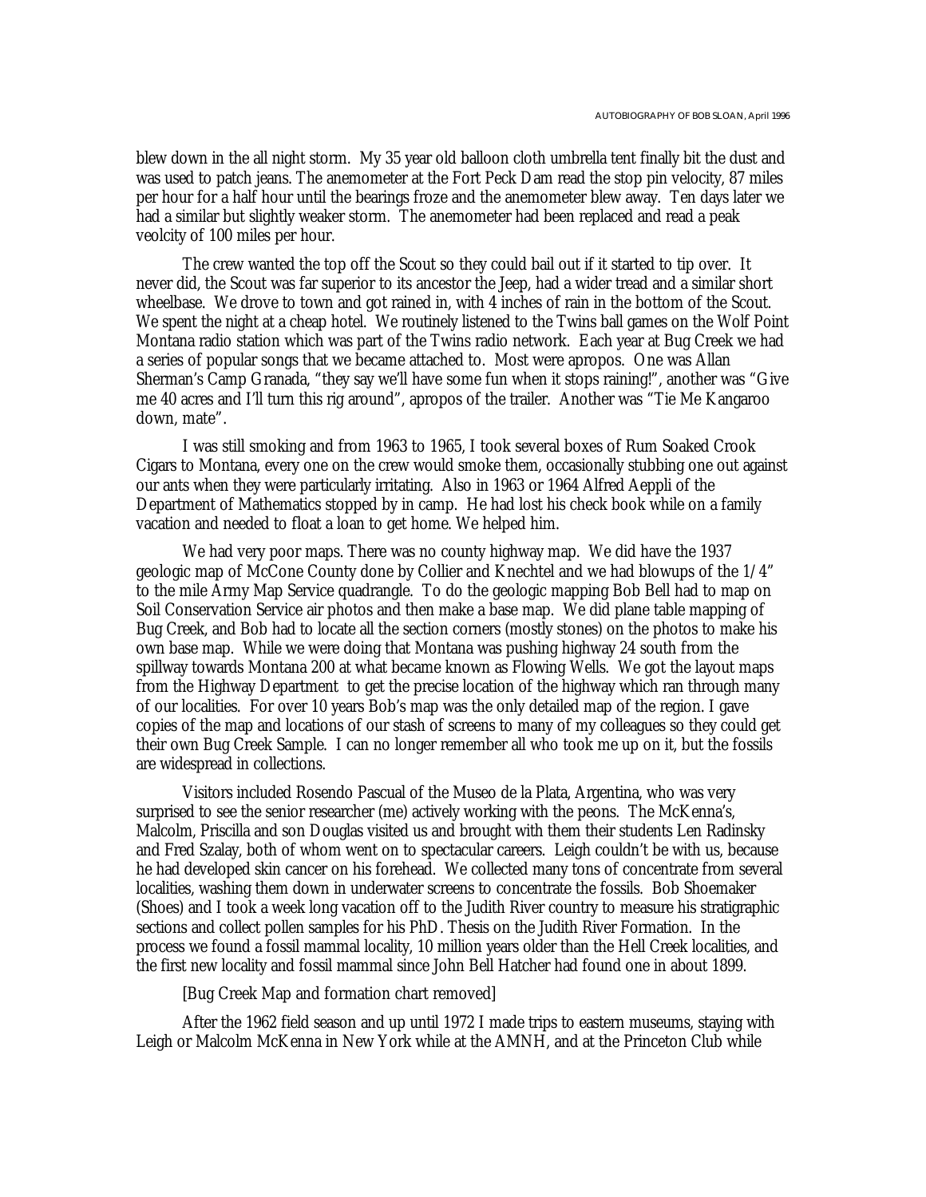blew down in the all night storm. My 35 year old balloon cloth umbrella tent finally bit the dust and was used to patch jeans. The anemometer at the Fort Peck Dam read the stop pin velocity, 87 miles per hour for a half hour until the bearings froze and the anemometer blew away. Ten days later we had a similar but slightly weaker storm. The anemometer had been replaced and read a peak veolcity of 100 miles per hour.

The crew wanted the top off the Scout so they could bail out if it started to tip over. It never did, the Scout was far superior to its ancestor the Jeep, had a wider tread and a similar short wheelbase. We drove to town and got rained in, with 4 inches of rain in the bottom of the Scout. We spent the night at a cheap hotel. We routinely listened to the Twins ball games on the Wolf Point Montana radio station which was part of the Twins radio network. Each year at Bug Creek we had a series of popular songs that we became attached to. Most were apropos. One was Allan Sherman's Camp Granada, "they say we'll have some fun when it stops raining!", another was "Give me 40 acres and I'll turn this rig around", apropos of the trailer. Another was "Tie Me Kangaroo down, mate".

I was still smoking and from 1963 to 1965, I took several boxes of Rum Soaked Crook Cigars to Montana, every one on the crew would smoke them, occasionally stubbing one out against our ants when they were particularly irritating. Also in 1963 or 1964 Alfred Aeppli of the Department of Mathematics stopped by in camp. He had lost his check book while on a family vacation and needed to float a loan to get home. We helped him.

We had very poor maps. There was no county highway map. We did have the 1937 geologic map of McCone County done by Collier and Knechtel and we had blowups of the 1/4" to the mile Army Map Service quadrangle. To do the geologic mapping Bob Bell had to map on Soil Conservation Service air photos and then make a base map. We did plane table mapping of Bug Creek, and Bob had to locate all the section corners (mostly stones) on the photos to make his own base map. While we were doing that Montana was pushing highway 24 south from the spillway towards Montana 200 at what became known as Flowing Wells. We got the layout maps from the Highway Department to get the precise location of the highway which ran through many of our localities. For over 10 years Bob's map was the only detailed map of the region. I gave copies of the map and locations of our stash of screens to many of my colleagues so they could get their own Bug Creek Sample. I can no longer remember all who took me up on it, but the fossils are widespread in collections.

Visitors included Rosendo Pascual of the Museo de la Plata, Argentina, who was very surprised to see the senior researcher (me) actively working with the peons. The McKenna's, Malcolm, Priscilla and son Douglas visited us and brought with them their students Len Radinsky and Fred Szalay, both of whom went on to spectacular careers. Leigh couldn't be with us, because he had developed skin cancer on his forehead. We collected many tons of concentrate from several localities, washing them down in underwater screens to concentrate the fossils. Bob Shoemaker (Shoes) and I took a week long vacation off to the Judith River country to measure his stratigraphic sections and collect pollen samples for his PhD. Thesis on the Judith River Formation. In the process we found a fossil mammal locality, 10 million years older than the Hell Creek localities, and the first new locality and fossil mammal since John Bell Hatcher had found one in about 1899.

[Bug Creek Map and formation chart removed]

After the 1962 field season and up until 1972 I made trips to eastern museums, staying with Leigh or Malcolm McKenna in New York while at the AMNH, and at the Princeton Club while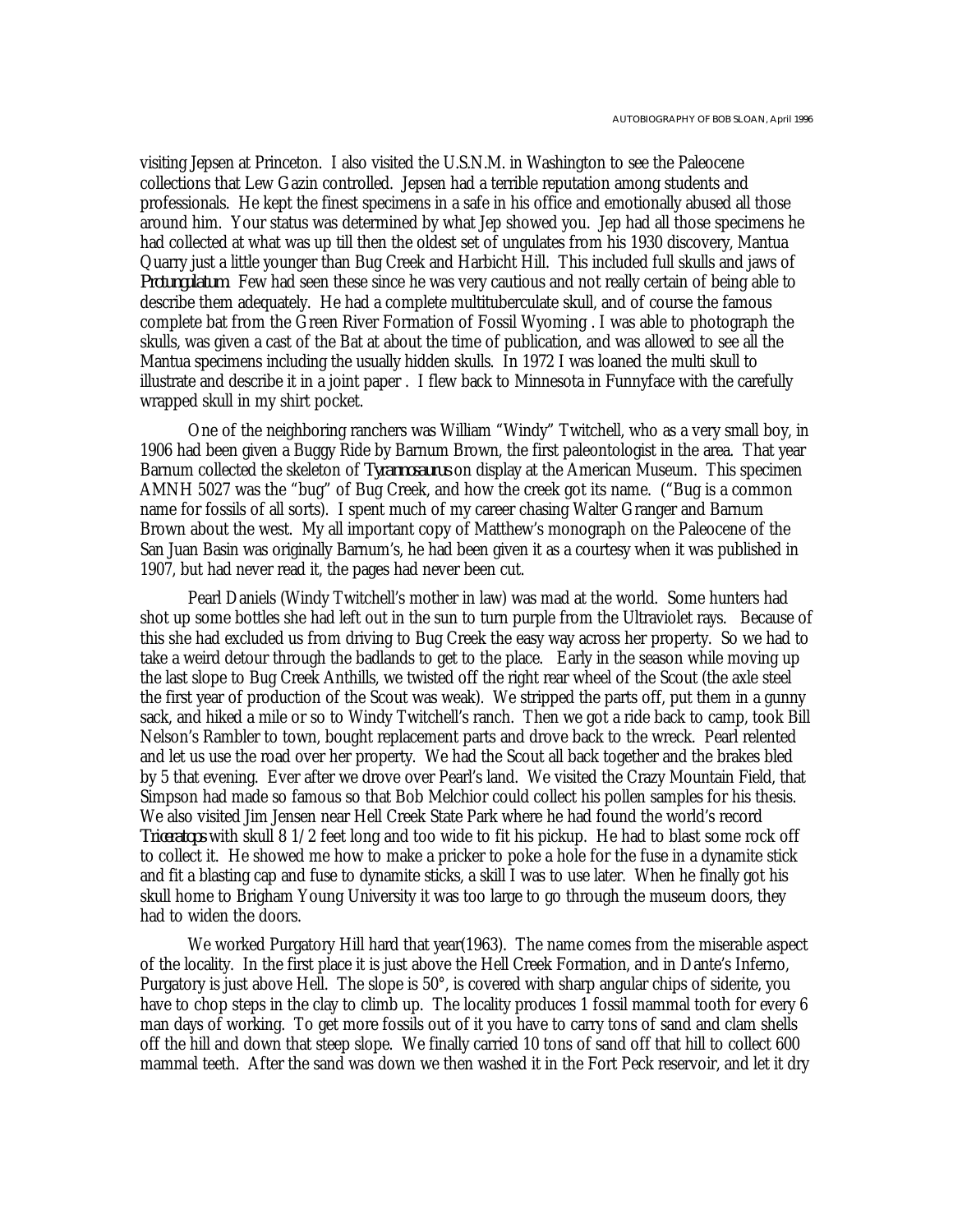visiting Jepsen at Princeton. I also visited the U.S.N.M. in Washington to see the Paleocene collections that Lew Gazin controlled. Jepsen had a terrible reputation among students and professionals. He kept the finest specimens in a safe in his office and emotionally abused all those around him. Your status was determined by what Jep showed you. Jep had all those specimens he had collected at what was up till then the oldest set of ungulates from his 1930 discovery, Mantua Quarry just a little younger than Bug Creek and Harbicht Hill. This included full skulls and jaws of *Protungulatum*. Few had seen these since he was very cautious and not really certain of being able to describe them adequately. He had a complete multituberculate skull, and of course the famous complete bat from the Green River Formation of Fossil Wyoming . I was able to photograph the skulls, was given a cast of the Bat at about the time of publication, and was allowed to see all the Mantua specimens including the usually hidden skulls. In 1972 I was loaned the multi skull to illustrate and describe it in a joint paper . I flew back to Minnesota in Funnyface with the carefully wrapped skull in my shirt pocket.

One of the neighboring ranchers was William "Windy" Twitchell, who as a very small boy, in 1906 had been given a Buggy Ride by Barnum Brown, the first paleontologist in the area. That year Barnum collected the skeleton of *Tyrannosaurus* on display at the American Museum. This specimen AMNH 5027 was the "bug" of Bug Creek, and how the creek got its name. ("Bug is a common name for fossils of all sorts). I spent much of my career chasing Walter Granger and Barnum Brown about the west. My all important copy of Matthew's monograph on the Paleocene of the San Juan Basin was originally Barnum's, he had been given it as a courtesy when it was published in 1907, but had never read it, the pages had never been cut.

Pearl Daniels (Windy Twitchell's mother in law) was mad at the world. Some hunters had shot up some bottles she had left out in the sun to turn purple from the Ultraviolet rays. Because of this she had excluded us from driving to Bug Creek the easy way across her property. So we had to take a weird detour through the badlands to get to the place. Early in the season while moving up the last slope to Bug Creek Anthills, we twisted off the right rear wheel of the Scout (the axle steel the first year of production of the Scout was weak). We stripped the parts off, put them in a gunny sack, and hiked a mile or so to Windy Twitchell's ranch. Then we got a ride back to camp, took Bill Nelson's Rambler to town, bought replacement parts and drove back to the wreck. Pearl relented and let us use the road over her property. We had the Scout all back together and the brakes bled by 5 that evening. Ever after we drove over Pearl's land. We visited the Crazy Mountain Field, that Simpson had made so famous so that Bob Melchior could collect his pollen samples for his thesis. We also visited Jim Jensen near Hell Creek State Park where he had found the world's record *Triceratops* with skull 8 1/2 feet long and too wide to fit his pickup. He had to blast some rock off to collect it. He showed me how to make a pricker to poke a hole for the fuse in a dynamite stick and fit a blasting cap and fuse to dynamite sticks, a skill I was to use later. When he finally got his skull home to Brigham Young University it was too large to go through the museum doors, they had to widen the doors.

We worked Purgatory Hill hard that year(1963). The name comes from the miserable aspect of the locality. In the first place it is just above the Hell Creek Formation, and in Dante's Inferno, Purgatory is just above Hell. The slope is 50°, is covered with sharp angular chips of siderite, you have to chop steps in the clay to climb up. The locality produces 1 fossil mammal tooth for every 6 man days of working. To get more fossils out of it you have to carry tons of sand and clam shells off the hill and down that steep slope. We finally carried 10 tons of sand off that hill to collect 600 mammal teeth. After the sand was down we then washed it in the Fort Peck reservoir, and let it dry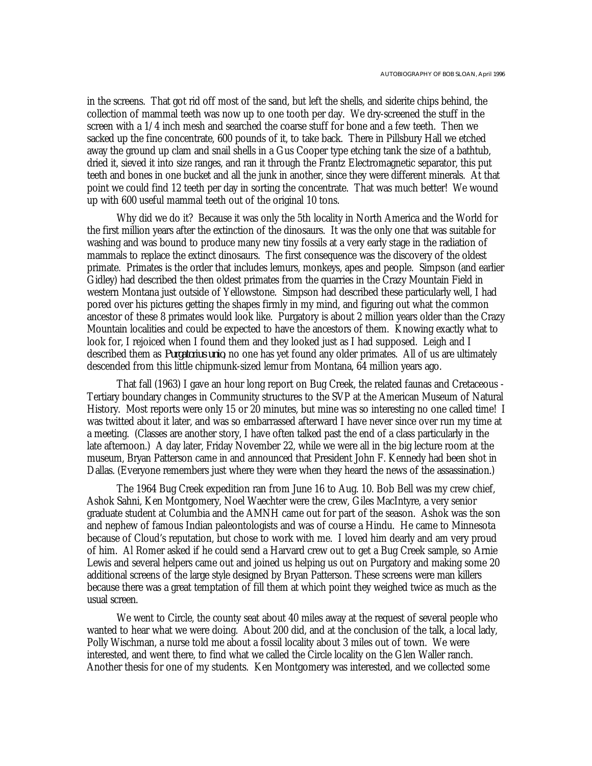in the screens. That got rid off most of the sand, but left the shells, and siderite chips behind, the collection of mammal teeth was now up to one tooth per day. We dry-screened the stuff in the screen with a 1/4 inch mesh and searched the coarse stuff for bone and a few teeth. Then we sacked up the fine concentrate, 600 pounds of it, to take back. There in Pillsbury Hall we etched away the ground up clam and snail shells in a Gus Cooper type etching tank the size of a bathtub, dried it, sieved it into size ranges, and ran it through the Frantz Electromagnetic separator, this put teeth and bones in one bucket and all the junk in another, since they were different minerals. At that point we could find 12 teeth per day in sorting the concentrate. That was much better! We wound up with 600 useful mammal teeth out of the original 10 tons.

Why did we do it? Because it was only the 5th locality in North America and the World for the first million years after the extinction of the dinosaurs. It was the only one that was suitable for washing and was bound to produce many new tiny fossils at a very early stage in the radiation of mammals to replace the extinct dinosaurs. The first consequence was the discovery of the oldest primate. Primates is the order that includes lemurs, monkeys, apes and people. Simpson (and earlier Gidley) had described the then oldest primates from the quarries in the Crazy Mountain Field in western Montana just outside of Yellowstone. Simpson had described these particularly well, I had pored over his pictures getting the shapes firmly in my mind, and figuring out what the common ancestor of these 8 primates would look like. Purgatory is about 2 million years older than the Crazy Mountain localities and could be expected to have the ancestors of them. Knowing exactly what to look for, I rejoiced when I found them and they looked just as I had supposed. Leigh and I described them as *Purgatorius unio*, no one has yet found any older primates. All of us are ultimately descended from this little chipmunk-sized lemur from Montana, 64 million years ago.

That fall (1963) I gave an hour long report on Bug Creek, the related faunas and Cretaceous - Tertiary boundary changes in Community structures to the SVP at the American Museum of Natural History. Most reports were only 15 or 20 minutes, but mine was so interesting no one called time! I was twitted about it later, and was so embarrassed afterward I have never since over run my time at a meeting. (Classes are another story, I have often talked past the end of a class particularly in the late afternoon.) A day later, Friday November 22, while we were all in the big lecture room at the museum, Bryan Patterson came in and announced that President John F. Kennedy had been shot in Dallas. (Everyone remembers just where they were when they heard the news of the assassination.)

The 1964 Bug Creek expedition ran from June 16 to Aug. 10. Bob Bell was my crew chief, Ashok Sahni, Ken Montgomery, Noel Waechter were the crew, Giles MacIntyre, a very senior graduate student at Columbia and the AMNH came out for part of the season. Ashok was the son and nephew of famous Indian paleontologists and was of course a Hindu. He came to Minnesota because of Cloud's reputation, but chose to work with me. I loved him dearly and am very proud of him. Al Romer asked if he could send a Harvard crew out to get a Bug Creek sample, so Arnie Lewis and several helpers came out and joined us helping us out on Purgatory and making some 20 additional screens of the large style designed by Bryan Patterson. These screens were man killers because there was a great temptation of fill them at which point they weighed twice as much as the usual screen.

We went to Circle, the county seat about 40 miles away at the request of several people who wanted to hear what we were doing. About 200 did, and at the conclusion of the talk, a local lady, Polly Wischman, a nurse told me about a fossil locality about 3 miles out of town. We were interested, and went there, to find what we called the Circle locality on the Glen Waller ranch. Another thesis for one of my students. Ken Montgomery was interested, and we collected some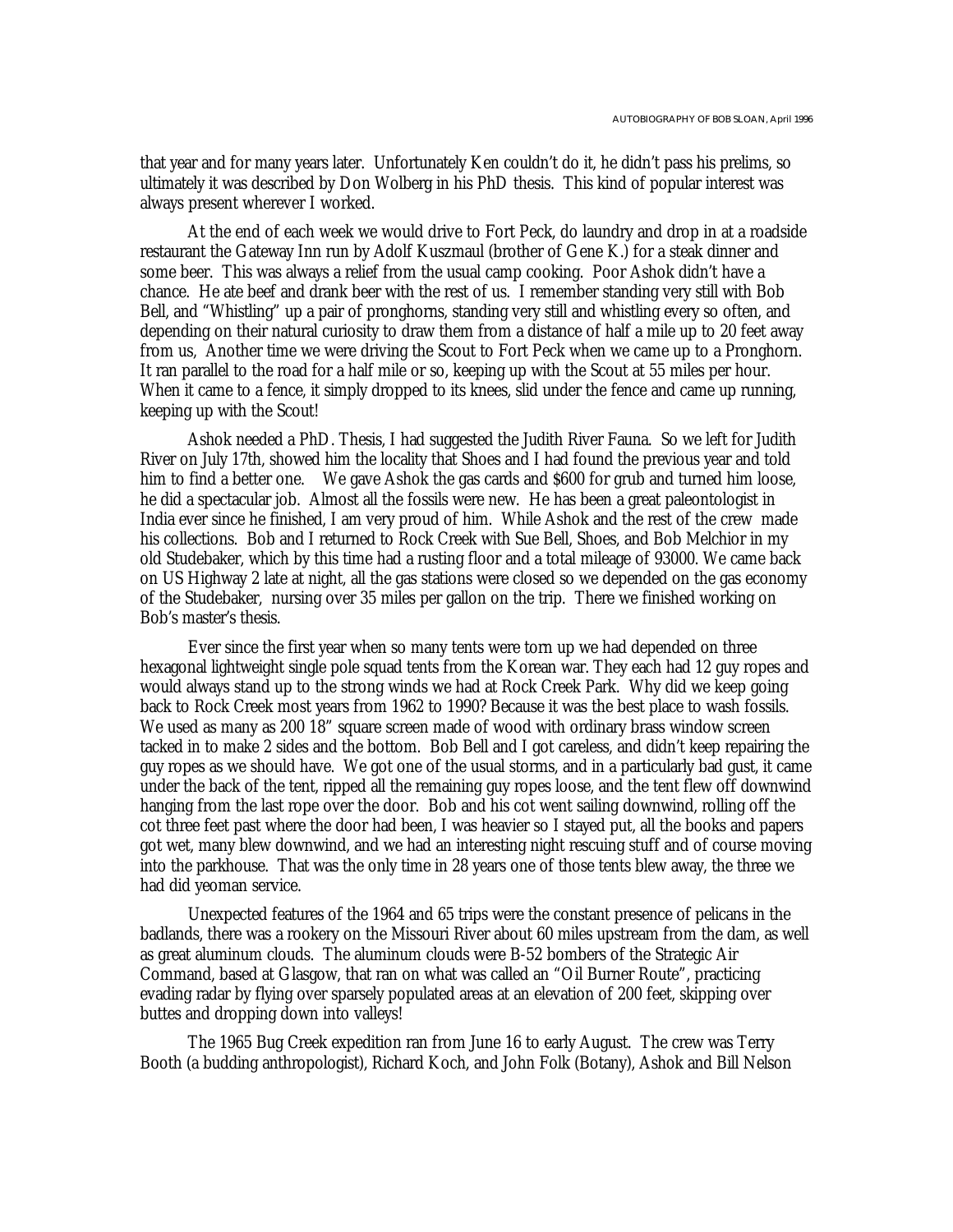that year and for many years later. Unfortunately Ken couldn't do it, he didn't pass his prelims, so ultimately it was described by Don Wolberg in his PhD thesis. This kind of popular interest was always present wherever I worked.

At the end of each week we would drive to Fort Peck, do laundry and drop in at a roadside restaurant the Gateway Inn run by Adolf Kuszmaul (brother of Gene K.) for a steak dinner and some beer. This was always a relief from the usual camp cooking. Poor Ashok didn't have a chance. He ate beef and drank beer with the rest of us. I remember standing very still with Bob Bell, and "Whistling" up a pair of pronghorns, standing very still and whistling every so often, and depending on their natural curiosity to draw them from a distance of half a mile up to 20 feet away from us, Another time we were driving the Scout to Fort Peck when we came up to a Pronghorn. It ran parallel to the road for a half mile or so, keeping up with the Scout at 55 miles per hour. When it came to a fence, it simply dropped to its knees, slid under the fence and came up running, keeping up with the Scout!

Ashok needed a PhD. Thesis, I had suggested the Judith River Fauna. So we left for Judith River on July 17th, showed him the locality that Shoes and I had found the previous year and told him to find a better one. We gave Ashok the gas cards and $600 for grub and turned him loose, he did a spectacular job. Almost all the fossils were new. He has been a great paleontologist in India ever since he finished, I am very proud of him. While Ashok and the rest of the crew made his collections. Bob and I returned to Rock Creek with Sue Bell, Shoes, and Bob Melchior in my old Studebaker, which by this time had a rusting floor and a total mileage of 93000. We came back on US Highway 2 late at night, all the gas stations were closed so we depended on the gas economy of the Studebaker, nursing over 35 miles per gallon on the trip. There we finished working on Bob's master's thesis.

Ever since the first year when so many tents were torn up we had depended on three hexagonal lightweight single pole squad tents from the Korean war. They each had 12 guy ropes and would always stand up to the strong winds we had at Rock Creek Park. Why did we keep going back to Rock Creek most years from 1962 to 1990? Because it was the best place to wash fossils. We used as many as 200 18" square screen made of wood with ordinary brass window screen tacked in to make 2 sides and the bottom. Bob Bell and I got careless, and didn't keep repairing the guy ropes as we should have. We got one of the usual storms, and in a particularly bad gust, it came under the back of the tent, ripped all the remaining guy ropes loose, and the tent flew off downwind hanging from the last rope over the door. Bob and his cot went sailing downwind, rolling off the cot three feet past where the door had been, I was heavier so I stayed put, all the books and papers got wet, many blew downwind, and we had an interesting night rescuing stuff and of course moving into the parkhouse. That was the only time in 28 years one of those tents blew away, the three we had did yeoman service.

Unexpected features of the 1964 and 65 trips were the constant presence of pelicans in the badlands, there was a rookery on the Missouri River about 60 miles upstream from the dam, as well as great aluminum clouds. The aluminum clouds were B-52 bombers of the Strategic Air Command, based at Glasgow, that ran on what was called an "Oil Burner Route", practicing evading radar by flying over sparsely populated areas at an elevation of 200 feet, skipping over buttes and dropping down into valleys!

The 1965 Bug Creek expedition ran from June 16 to early August. The crew was Terry Booth (a budding anthropologist), Richard Koch, and John Folk (Botany), Ashok and Bill Nelson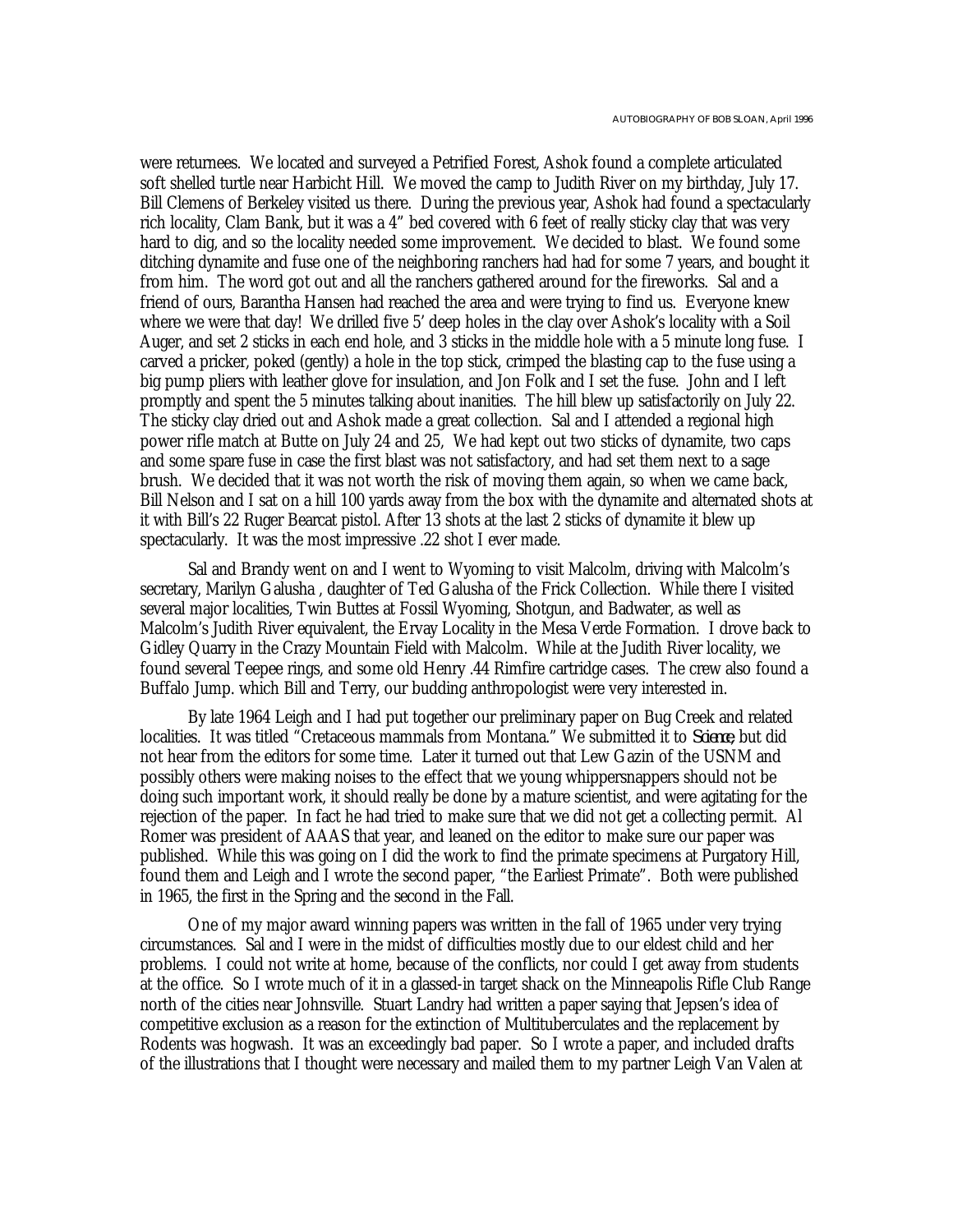were returnees. We located and surveyed a Petrified Forest, Ashok found a complete articulated soft shelled turtle near Harbicht Hill. We moved the camp to Judith River on my birthday, July 17. Bill Clemens of Berkeley visited us there. During the previous year, Ashok had found a spectacularly rich locality, Clam Bank, but it was a 4" bed covered with 6 feet of really sticky clay that was very hard to dig, and so the locality needed some improvement. We decided to blast. We found some ditching dynamite and fuse one of the neighboring ranchers had had for some 7 years, and bought it from him. The word got out and all the ranchers gathered around for the fireworks. Sal and a friend of ours, Barantha Hansen had reached the area and were trying to find us. Everyone knew where we were that day! We drilled five 5' deep holes in the clay over Ashok's locality with a Soil Auger, and set 2 sticks in each end hole, and 3 sticks in the middle hole with a 5 minute long fuse. I carved a pricker, poked (gently) a hole in the top stick, crimped the blasting cap to the fuse using a big pump pliers with leather glove for insulation, and Jon Folk and I set the fuse. John and I left promptly and spent the 5 minutes talking about inanities. The hill blew up satisfactorily on July 22. The sticky clay dried out and Ashok made a great collection. Sal and I attended a regional high power rifle match at Butte on July 24 and 25, We had kept out two sticks of dynamite, two caps and some spare fuse in case the first blast was not satisfactory, and had set them next to a sage brush. We decided that it was not worth the risk of moving them again, so when we came back, Bill Nelson and I sat on a hill 100 yards away from the box with the dynamite and alternated shots at it with Bill's 22 Ruger Bearcat pistol. After 13 shots at the last 2 sticks of dynamite it blew up spectacularly. It was the most impressive .22 shot I ever made.

Sal and Brandy went on and I went to Wyoming to visit Malcolm, driving with Malcolm's secretary, Marilyn Galusha , daughter of Ted Galusha of the Frick Collection. While there I visited several major localities, Twin Buttes at Fossil Wyoming, Shotgun, and Badwater, as well as Malcolm's Judith River equivalent, the Ervay Locality in the Mesa Verde Formation. I drove back to Gidley Quarry in the Crazy Mountain Field with Malcolm. While at the Judith River locality, we found several Teepee rings, and some old Henry .44 Rimfire cartridge cases. The crew also found a Buffalo Jump. which Bill and Terry, our budding anthropologist were very interested in.

By late 1964 Leigh and I had put together our preliminary paper on Bug Creek and related localities. It was titled "Cretaceous mammals from Montana." We submitted it to *Science*, but did not hear from the editors for some time. Later it turned out that Lew Gazin of the USNM and possibly others were making noises to the effect that we young whippersnappers should not be doing such important work, it should really be done by a mature scientist, and were agitating for the rejection of the paper. In fact he had tried to make sure that we did not get a collecting permit. Al Romer was president of AAAS that year, and leaned on the editor to make sure our paper was published. While this was going on I did the work to find the primate specimens at Purgatory Hill, found them and Leigh and I wrote the second paper, "the Earliest Primate". Both were published in 1965, the first in the Spring and the second in the Fall.

One of my major award winning papers was written in the fall of 1965 under very trying circumstances. Sal and I were in the midst of difficulties mostly due to our eldest child and her problems. I could not write at home, because of the conflicts, nor could I get away from students at the office. So I wrote much of it in a glassed-in target shack on the Minneapolis Rifle Club Range north of the cities near Johnsville. Stuart Landry had written a paper saying that Jepsen's idea of competitive exclusion as a reason for the extinction of Multituberculates and the replacement by Rodents was hogwash. It was an exceedingly bad paper. So I wrote a paper, and included drafts of the illustrations that I thought were necessary and mailed them to my partner Leigh Van Valen at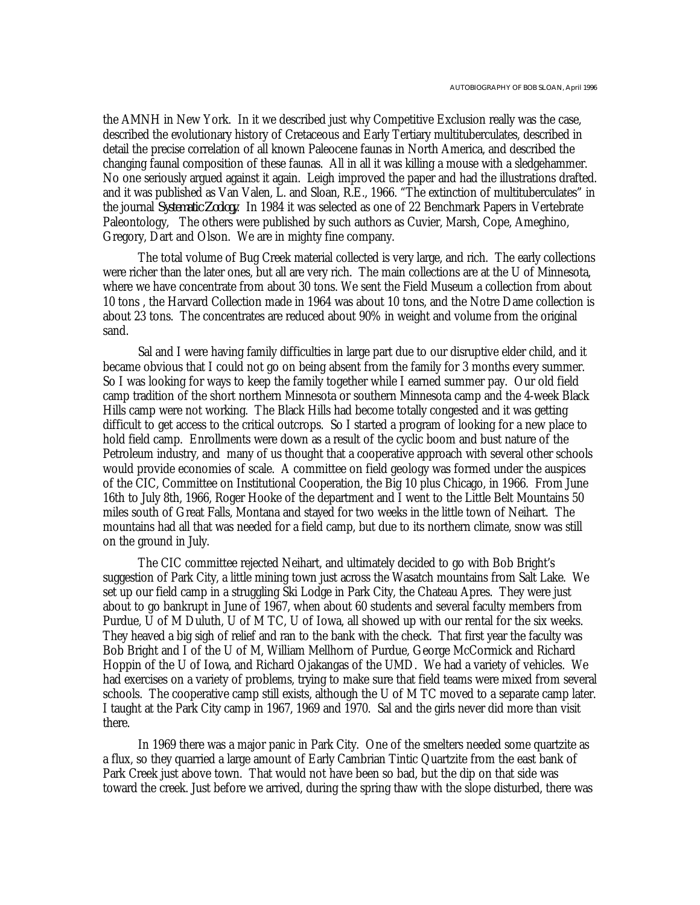the AMNH in New York. In it we described just why Competitive Exclusion really was the case, described the evolutionary history of Cretaceous and Early Tertiary multituberculates, described in detail the precise correlation of all known Paleocene faunas in North America, and described the changing faunal composition of these faunas. All in all it was killing a mouse with a sledgehammer. No one seriously argued against it again. Leigh improved the paper and had the illustrations drafted. and it was published as Van Valen, L. and Sloan, R.E., 1966. "The extinction of multituberculates" in the journal *Systematic Zoology*. In 1984 it was selected as one of 22 Benchmark Papers in Vertebrate Paleontology, The others were published by such authors as Cuvier, Marsh, Cope, Ameghino, Gregory, Dart and Olson. We are in mighty fine company.

The total volume of Bug Creek material collected is very large, and rich. The early collections were richer than the later ones, but all are very rich. The main collections are at the U of Minnesota, where we have concentrate from about 30 tons. We sent the Field Museum a collection from about 10 tons , the Harvard Collection made in 1964 was about 10 tons, and the Notre Dame collection is about 23 tons. The concentrates are reduced about 90% in weight and volume from the original sand.

Sal and I were having family difficulties in large part due to our disruptive elder child, and it became obvious that I could not go on being absent from the family for 3 months every summer. So I was looking for ways to keep the family together while I earned summer pay. Our old field camp tradition of the short northern Minnesota or southern Minnesota camp and the 4-week Black Hills camp were not working. The Black Hills had become totally congested and it was getting difficult to get access to the critical outcrops. So I started a program of looking for a new place to hold field camp. Enrollments were down as a result of the cyclic boom and bust nature of the Petroleum industry, and many of us thought that a cooperative approach with several other schools would provide economies of scale. A committee on field geology was formed under the auspices of the CIC, Committee on Institutional Cooperation, the Big 10 plus Chicago, in 1966. From June 16th to July 8th, 1966, Roger Hooke of the department and I went to the Little Belt Mountains 50 miles south of Great Falls, Montana and stayed for two weeks in the little town of Neihart. The mountains had all that was needed for a field camp, but due to its northern climate, snow was still on the ground in July.

The CIC committee rejected Neihart, and ultimately decided to go with Bob Bright's suggestion of Park City, a little mining town just across the Wasatch mountains from Salt Lake. We set up our field camp in a struggling Ski Lodge in Park City, the Chateau Apres. They were just about to go bankrupt in June of 1967, when about 60 students and several faculty members from Purdue, U of M Duluth, U of M TC, U of Iowa, all showed up with our rental for the six weeks. They heaved a big sigh of relief and ran to the bank with the check. That first year the faculty was Bob Bright and I of the U of M, William Mellhorn of Purdue, George McCormick and Richard Hoppin of the U of Iowa, and Richard Ojakangas of the UMD. We had a variety of vehicles. We had exercises on a variety of problems, trying to make sure that field teams were mixed from several schools. The cooperative camp still exists, although the U of M TC moved to a separate camp later. I taught at the Park City camp in 1967, 1969 and 1970. Sal and the girls never did more than visit there.

In 1969 there was a major panic in Park City. One of the smelters needed some quartzite as a flux, so they quarried a large amount of Early Cambrian Tintic Quartzite from the east bank of Park Creek just above town. That would not have been so bad, but the dip on that side was toward the creek. Just before we arrived, during the spring thaw with the slope disturbed, there was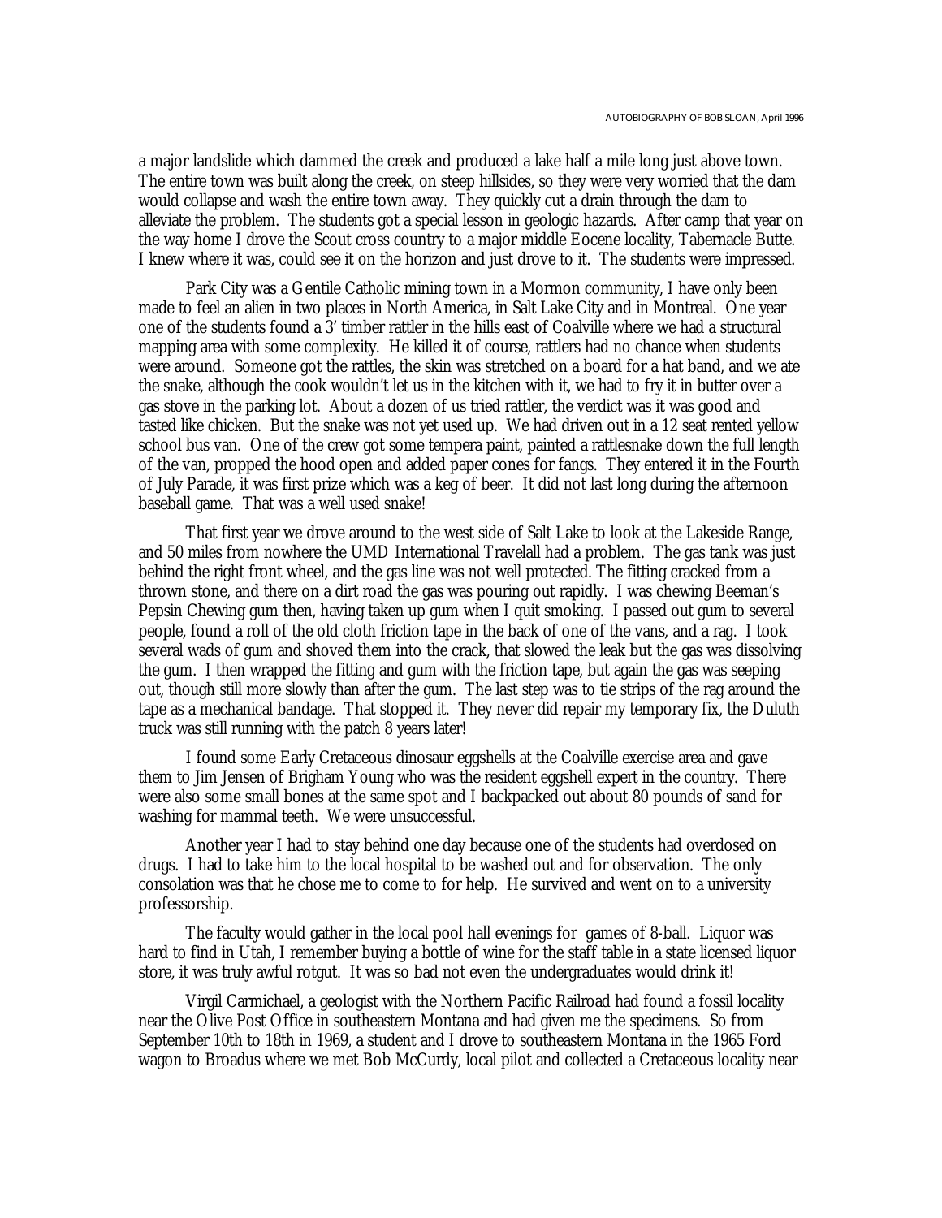a major landslide which dammed the creek and produced a lake half a mile long just above town. The entire town was built along the creek, on steep hillsides, so they were very worried that the dam would collapse and wash the entire town away. They quickly cut a drain through the dam to alleviate the problem. The students got a special lesson in geologic hazards. After camp that year on the way home I drove the Scout cross country to a major middle Eocene locality, Tabernacle Butte. I knew where it was, could see it on the horizon and just drove to it. The students were impressed.

Park City was a Gentile Catholic mining town in a Mormon community, I have only been made to feel an alien in two places in North America, in Salt Lake City and in Montreal. One year one of the students found a 3' timber rattler in the hills east of Coalville where we had a structural mapping area with some complexity. He killed it of course, rattlers had no chance when students were around. Someone got the rattles, the skin was stretched on a board for a hat band, and we ate the snake, although the cook wouldn't let us in the kitchen with it, we had to fry it in butter over a gas stove in the parking lot. About a dozen of us tried rattler, the verdict was it was good and tasted like chicken. But the snake was not yet used up. We had driven out in a 12 seat rented yellow school bus van. One of the crew got some tempera paint, painted a rattlesnake down the full length of the van, propped the hood open and added paper cones for fangs. They entered it in the Fourth of July Parade, it was first prize which was a keg of beer. It did not last long during the afternoon baseball game. That was a well used snake!

That first year we drove around to the west side of Salt Lake to look at the Lakeside Range, and 50 miles from nowhere the UMD International Travelall had a problem. The gas tank was just behind the right front wheel, and the gas line was not well protected. The fitting cracked from a thrown stone, and there on a dirt road the gas was pouring out rapidly. I was chewing Beeman's Pepsin Chewing gum then, having taken up gum when I quit smoking. I passed out gum to several people, found a roll of the old cloth friction tape in the back of one of the vans, and a rag. I took several wads of gum and shoved them into the crack, that slowed the leak but the gas was dissolving the gum. I then wrapped the fitting and gum with the friction tape, but again the gas was seeping out, though still more slowly than after the gum. The last step was to tie strips of the rag around the tape as a mechanical bandage. That stopped it. They never did repair my temporary fix, the Duluth truck was still running with the patch 8 years later!

I found some Early Cretaceous dinosaur eggshells at the Coalville exercise area and gave them to Jim Jensen of Brigham Young who was the resident eggshell expert in the country. There were also some small bones at the same spot and I backpacked out about 80 pounds of sand for washing for mammal teeth. We were unsuccessful.

Another year I had to stay behind one day because one of the students had overdosed on drugs. I had to take him to the local hospital to be washed out and for observation. The only consolation was that he chose me to come to for help. He survived and went on to a university professorship.

The faculty would gather in the local pool hall evenings for games of 8-ball. Liquor was hard to find in Utah, I remember buying a bottle of wine for the staff table in a state licensed liquor store, it was truly awful rotgut. It was so bad not even the undergraduates would drink it!

Virgil Carmichael, a geologist with the Northern Pacific Railroad had found a fossil locality near the Olive Post Office in southeastern Montana and had given me the specimens. So from September 10th to 18th in 1969, a student and I drove to southeastern Montana in the 1965 Ford wagon to Broadus where we met Bob McCurdy, local pilot and collected a Cretaceous locality near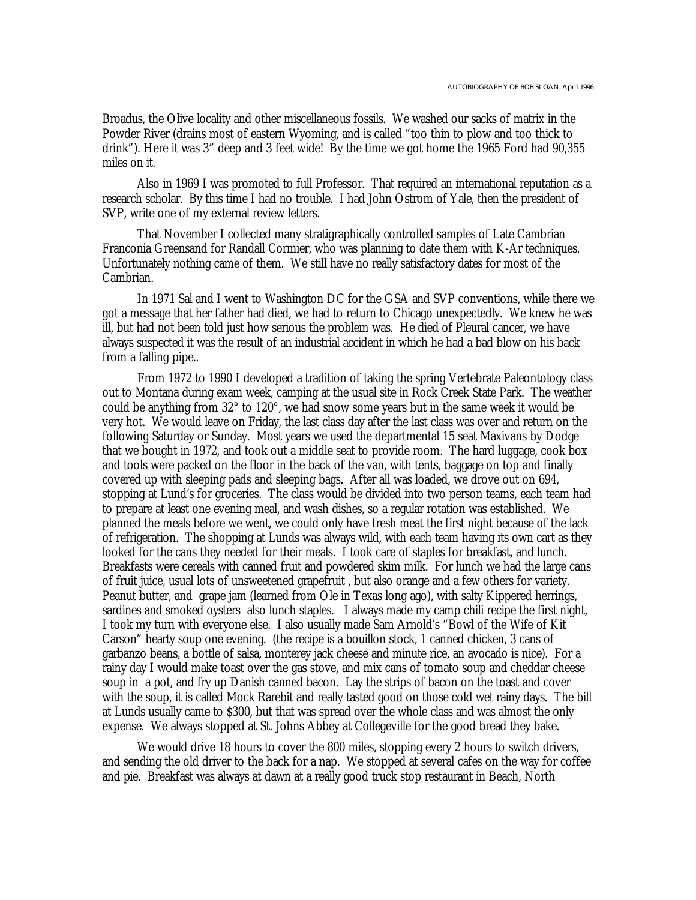Broadus, the Olive locality and other miscellaneous fossils. We washed our sacks of matrix in the Powder River (drains most of eastern Wyoming, and is called "too thin to plow and too thick to drink"). Here it was 3" deep and 3 feet wide! By the time we got home the 1965 Ford had 90,355 miles on it.

Also in 1969 I was promoted to full Professor. That required an international reputation as a research scholar. By this time I had no trouble. I had John Ostrom of Yale, then the president of SVP, write one of my external review letters.

That November I collected many stratigraphically controlled samples of Late Cambrian Franconia Greensand for Randall Cormier, who was planning to date them with K-Ar techniques. Unfortunately nothing came of them. We still have no really satisfactory dates for most of the Cambrian.

In 1971 Sal and I went to Washington DC for the GSA and SVP conventions, while there we got a message that her father had died, we had to return to Chicago unexpectedly. We knew he was ill, but had not been told just how serious the problem was. He died of Pleural cancer, we have always suspected it was the result of an industrial accident in which he had a bad blow on his back from a falling pipe..

From 1972 to 1990 I developed a tradition of taking the spring Vertebrate Paleontology class out to Montana during exam week, camping at the usual site in Rock Creek State Park. The weather could be anything from 32° to 120°, we had snow some years but in the same week it would be very hot. We would leave on Friday, the last class day after the last class was over and return on the following Saturday or Sunday. Most years we used the departmental 15 seat Maxivans by Dodge that we bought in 1972, and took out a middle seat to provide room. The hard luggage, cook box and tools were packed on the floor in the back of the van, with tents, baggage on top and finally covered up with sleeping pads and sleeping bags. After all was loaded, we drove out on 694, stopping at Lund's for groceries. The class would be divided into two person teams, each team had to prepare at least one evening meal, and wash dishes, so a regular rotation was established. We planned the meals before we went, we could only have fresh meat the first night because of the lack of refrigeration. The shopping at Lunds was always wild, with each team having its own cart as they looked for the cans they needed for their meals. I took care of staples for breakfast, and lunch. Breakfasts were cereals with canned fruit and powdered skim milk. For lunch we had the large cans of fruit juice, usual lots of unsweetened grapefruit , but also orange and a few others for variety. Peanut butter, and grape jam (learned from Ole in Texas long ago), with salty Kippered herrings, sardines and smoked oysters also lunch staples. I always made my camp chili recipe the first night, I took my turn with everyone else. I also usually made Sam Arnold's "Bowl of the Wife of Kit Carson" hearty soup one evening. (the recipe is a bouillon stock, 1 canned chicken, 3 cans of garbanzo beans, a bottle of salsa, monterey jack cheese and minute rice, an avocado is nice). For a rainy day I would make toast over the gas stove, and mix cans of tomato soup and cheddar cheese soup in a pot, and fry up Danish canned bacon. Lay the strips of bacon on the toast and cover with the soup, it is called Mock Rarebit and really tasted good on those cold wet rainy days. The bill at Lunds usually came to $300, but that was spread over the whole class and was almost the only expense. We always stopped at St. Johns Abbey at Collegeville for the good bread they bake.

We would drive 18 hours to cover the 800 miles, stopping every 2 hours to switch drivers, and sending the old driver to the back for a nap. We stopped at several cafes on the way for coffee and pie. Breakfast was always at dawn at a really good truck stop restaurant in Beach, North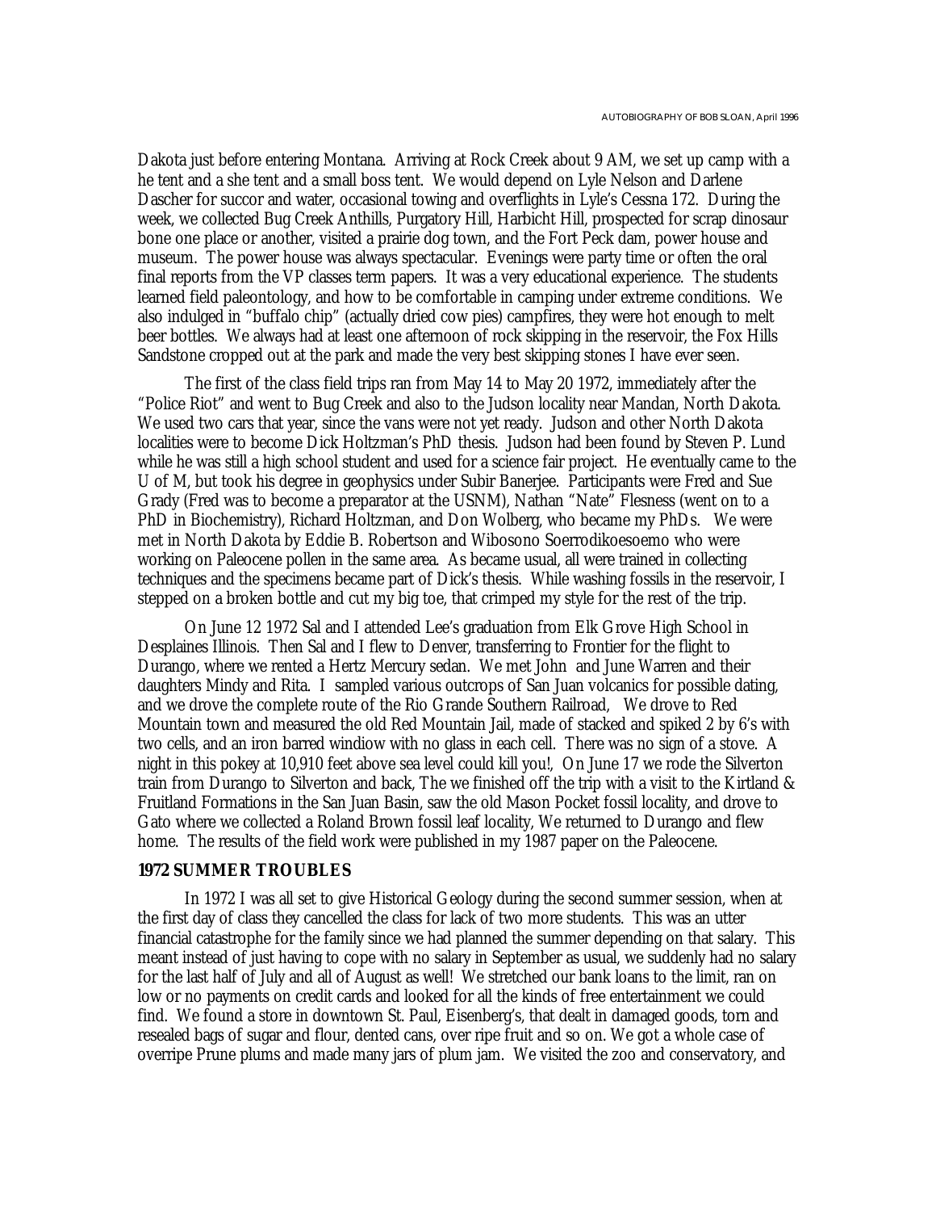Dakota just before entering Montana. Arriving at Rock Creek about 9 AM, we set up camp with a he tent and a she tent and a small boss tent. We would depend on Lyle Nelson and Darlene Dascher for succor and water, occasional towing and overflights in Lyle's Cessna 172. During the week, we collected Bug Creek Anthills, Purgatory Hill, Harbicht Hill, prospected for scrap dinosaur bone one place or another, visited a prairie dog town, and the Fort Peck dam, power house and museum. The power house was always spectacular. Evenings were party time or often the oral final reports from the VP classes term papers. It was a very educational experience. The students learned field paleontology, and how to be comfortable in camping under extreme conditions. We also indulged in "buffalo chip" (actually dried cow pies) campfires, they were hot enough to melt beer bottles. We always had at least one afternoon of rock skipping in the reservoir, the Fox Hills Sandstone cropped out at the park and made the very best skipping stones I have ever seen.

The first of the class field trips ran from May 14 to May 20 1972, immediately after the "Police Riot" and went to Bug Creek and also to the Judson locality near Mandan, North Dakota. We used two cars that year, since the vans were not yet ready. Judson and other North Dakota localities were to become Dick Holtzman's PhD thesis. Judson had been found by Steven P. Lund while he was still a high school student and used for a science fair project. He eventually came to the U of M, but took his degree in geophysics under Subir Banerjee. Participants were Fred and Sue Grady (Fred was to become a preparator at the USNM), Nathan "Nate" Flesness (went on to a PhD in Biochemistry), Richard Holtzman, and Don Wolberg, who became my PhDs. We were met in North Dakota by Eddie B. Robertson and Wibosono Soerrodikoesoemo who were working on Paleocene pollen in the same area. As became usual, all were trained in collecting techniques and the specimens became part of Dick's thesis. While washing fossils in the reservoir, I stepped on a broken bottle and cut my big toe, that crimped my style for the rest of the trip.

On June 12 1972 Sal and I attended Lee's graduation from Elk Grove High School in Desplaines Illinois. Then Sal and I flew to Denver, transferring to Frontier for the flight to Durango, where we rented a Hertz Mercury sedan. We met John and June Warren and their daughters Mindy and Rita. I sampled various outcrops of San Juan volcanics for possible dating, and we drove the complete route of the Rio Grande Southern Railroad, We drove to Red Mountain town and measured the old Red Mountain Jail, made of stacked and spiked 2 by 6's with two cells, and an iron barred windiow with no glass in each cell. There was no sign of a stove. A night in this pokey at 10,910 feet above sea level could kill you!, On June 17 we rode the Silverton train from Durango to Silverton and back, The we finished off the trip with a visit to the Kirtland & Fruitland Formations in the San Juan Basin, saw the old Mason Pocket fossil locality, and drove to Gato where we collected a Roland Brown fossil leaf locality, We returned to Durango and flew home. The results of the field work were published in my 1987 paper on the Paleocene.

**1972 SUMMER TROUBLES**

In 1972 I was all set to give Historical Geology during the second summer session, when at the first day of class they cancelled the class for lack of two more students. This was an utter financial catastrophe for the family since we had planned the summer depending on that salary. This meant instead of just having to cope with no salary in September as usual, we suddenly had no salary for the last half of July and all of August as well! We stretched our bank loans to the limit, ran on low or no payments on credit cards and looked for all the kinds of free entertainment we could find. We found a store in downtown St. Paul, Eisenberg's, that dealt in damaged goods, torn and resealed bags of sugar and flour, dented cans, over ripe fruit and so on. We got a whole case of overripe Prune plums and made many jars of plum jam. We visited the zoo and conservatory, and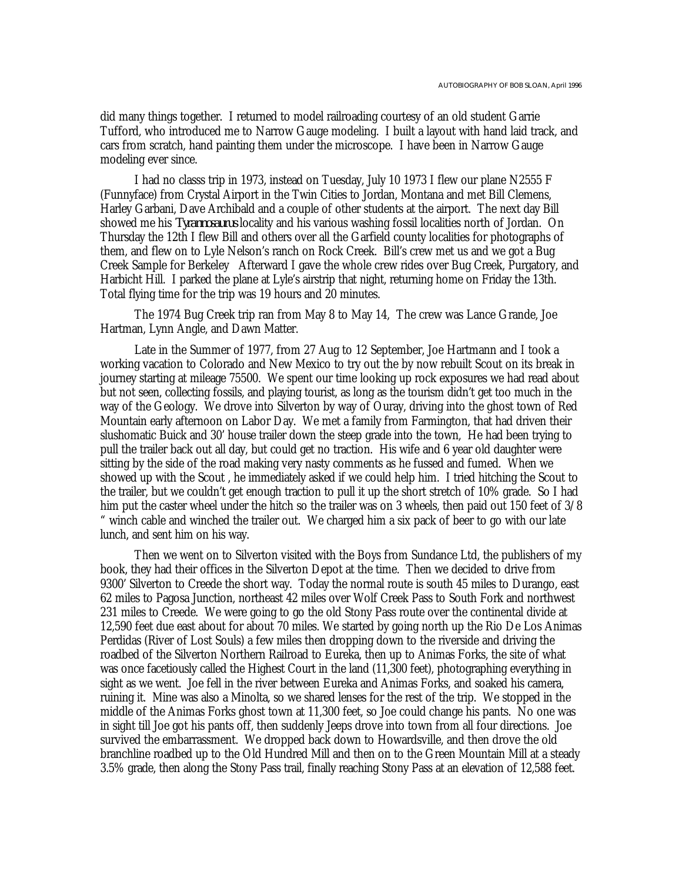did many things together. I returned to model railroading courtesy of an old student Garrie Tufford, who introduced me to Narrow Gauge modeling. I built a layout with hand laid track, and cars from scratch, hand painting them under the microscope. I have been in Narrow Gauge modeling ever since.

I had no classs trip in 1973, instead on Tuesday, July 10 1973 I flew our plane N2555 F (Funnyface) from Crystal Airport in the Twin Cities to Jordan, Montana and met Bill Clemens, Harley Garbani, Dave Archibald and a couple of other students at the airport. The next day Bill showed me his *Tyrannosaurus* locality and his various washing fossil localities north of Jordan. On Thursday the 12th I flew Bill and others over all the Garfield county localities for photographs of them, and flew on to Lyle Nelson's ranch on Rock Creek. Bill's crew met us and we got a Bug Creek Sample for Berkeley Afterward I gave the whole crew rides over Bug Creek, Purgatory, and Harbicht Hill. I parked the plane at Lyle's airstrip that night, returning home on Friday the 13th. Total flying time for the trip was 19 hours and 20 minutes.

The 1974 Bug Creek trip ran from May 8 to May 14, The crew was Lance Grande, Joe Hartman, Lynn Angle, and Dawn Matter.

Late in the Summer of 1977, from 27 Aug to 12 September, Joe Hartmann and I took a working vacation to Colorado and New Mexico to try out the by now rebuilt Scout on its break in journey starting at mileage 75500. We spent our time looking up rock exposures we had read about but not seen, collecting fossils, and playing tourist, as long as the tourism didn't get too much in the way of the Geology. We drove into Silverton by way of Ouray, driving into the ghost town of Red Mountain early afternoon on Labor Day. We met a family from Farmington, that had driven their slushomatic Buick and 30' house trailer down the steep grade into the town, He had been trying to pull the trailer back out all day, but could get no traction. His wife and 6 year old daughter were sitting by the side of the road making very nasty comments as he fussed and fumed. When we showed up with the Scout , he immediately asked if we could help him. I tried hitching the Scout to the trailer, but we couldn't get enough traction to pull it up the short stretch of 10% grade. So I had him put the caster wheel under the hitch so the trailer was on 3 wheels, then paid out 150 feet of 3/8 " winch cable and winched the trailer out. We charged him a six pack of beer to go with our late lunch, and sent him on his way.

Then we went on to Silverton visited with the Boys from Sundance Ltd, the publishers of my book, they had their offices in the Silverton Depot at the time. Then we decided to drive from 9300' Silverton to Creede the short way. Today the normal route is south 45 miles to Durango, east 62 miles to Pagosa Junction, northeast 42 miles over Wolf Creek Pass to South Fork and northwest 231 miles to Creede. We were going to go the old Stony Pass route over the continental divide at 12,590 feet due east about for about 70 miles. We started by going north up the Rio De Los Animas Perdidas (River of Lost Souls) a few miles then dropping down to the riverside and driving the roadbed of the Silverton Northern Railroad to Eureka, then up to Animas Forks, the site of what was once facetiously called the Highest Court in the land (11,300 feet), photographing everything in sight as we went. Joe fell in the river between Eureka and Animas Forks, and soaked his camera, ruining it. Mine was also a Minolta, so we shared lenses for the rest of the trip. We stopped in the middle of the Animas Forks ghost town at 11,300 feet, so Joe could change his pants. No one was in sight till Joe got his pants off, then suddenly Jeeps drove into town from all four directions. Joe survived the embarrassment. We dropped back down to Howardsville, and then drove the old branchline roadbed up to the Old Hundred Mill and then on to the Green Mountain Mill at a steady 3.5% grade, then along the Stony Pass trail, finally reaching Stony Pass at an elevation of 12,588 feet.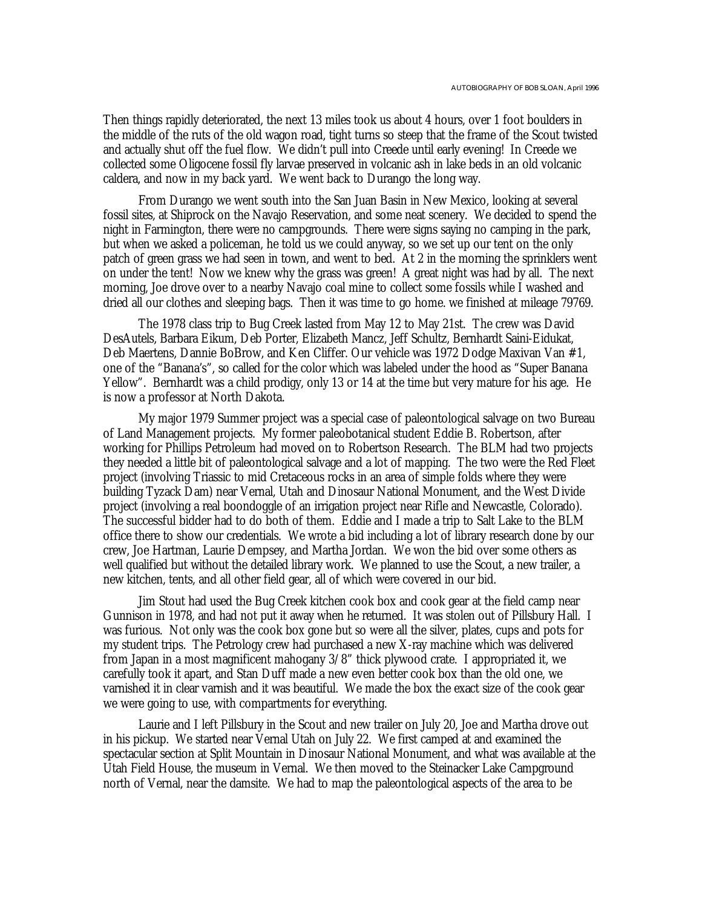Then things rapidly deteriorated, the next 13 miles took us about 4 hours, over 1 foot boulders in the middle of the ruts of the old wagon road, tight turns so steep that the frame of the Scout twisted and actually shut off the fuel flow. We didn't pull into Creede until early evening! In Creede we collected some Oligocene fossil fly larvae preserved in volcanic ash in lake beds in an old volcanic caldera, and now in my back yard. We went back to Durango the long way.

From Durango we went south into the San Juan Basin in New Mexico, looking at several fossil sites, at Shiprock on the Navajo Reservation, and some neat scenery. We decided to spend the night in Farmington, there were no campgrounds. There were signs saying no camping in the park, but when we asked a policeman, he told us we could anyway, so we set up our tent on the only patch of green grass we had seen in town, and went to bed. At 2 in the morning the sprinklers went on under the tent! Now we knew why the grass was green! A great night was had by all. The next morning, Joe drove over to a nearby Navajo coal mine to collect some fossils while I washed and dried all our clothes and sleeping bags. Then it was time to go home. we finished at mileage 79769.

The 1978 class trip to Bug Creek lasted from May 12 to May 21st. The crew was David DesAutels, Barbara Eikum, Deb Porter, Elizabeth Mancz, Jeff Schultz, Bernhardt Saini-Eidukat, Deb Maertens, Dannie BoBrow, and Ken Cliffer. Our vehicle was 1972 Dodge Maxivan Van #1, one of the "Banana's", so called for the color which was labeled under the hood as "Super Banana Yellow". Bernhardt was a child prodigy, only 13 or 14 at the time but very mature for his age. He is now a professor at North Dakota.

My major 1979 Summer project was a special case of paleontological salvage on two Bureau of Land Management projects. My former paleobotanical student Eddie B. Robertson, after working for Phillips Petroleum had moved on to Robertson Research. The BLM had two projects they needed a little bit of paleontological salvage and a lot of mapping. The two were the Red Fleet project (involving Triassic to mid Cretaceous rocks in an area of simple folds where they were building Tyzack Dam) near Vernal, Utah and Dinosaur National Monument, and the West Divide project (involving a real boondoggle of an irrigation project near Rifle and Newcastle, Colorado). The successful bidder had to do both of them. Eddie and I made a trip to Salt Lake to the BLM office there to show our credentials. We wrote a bid including a lot of library research done by our crew, Joe Hartman, Laurie Dempsey, and Martha Jordan. We won the bid over some others as well qualified but without the detailed library work. We planned to use the Scout, a new trailer, a new kitchen, tents, and all other field gear, all of which were covered in our bid.

Jim Stout had used the Bug Creek kitchen cook box and cook gear at the field camp near Gunnison in 1978, and had not put it away when he returned. It was stolen out of Pillsbury Hall. I was furious. Not only was the cook box gone but so were all the silver, plates, cups and pots for my student trips. The Petrology crew had purchased a new X-ray machine which was delivered from Japan in a most magnificent mahogany 3/8" thick plywood crate. I appropriated it, we carefully took it apart, and Stan Duff made a new even better cook box than the old one, we varnished it in clear varnish and it was beautiful. We made the box the exact size of the cook gear we were going to use, with compartments for everything.

Laurie and I left Pillsbury in the Scout and new trailer on July 20, Joe and Martha drove out in his pickup. We started near Vernal Utah on July 22. We first camped at and examined the spectacular section at Split Mountain in Dinosaur National Monument, and what was available at the Utah Field House, the museum in Vernal. We then moved to the Steinacker Lake Campground north of Vernal, near the damsite. We had to map the paleontological aspects of the area to be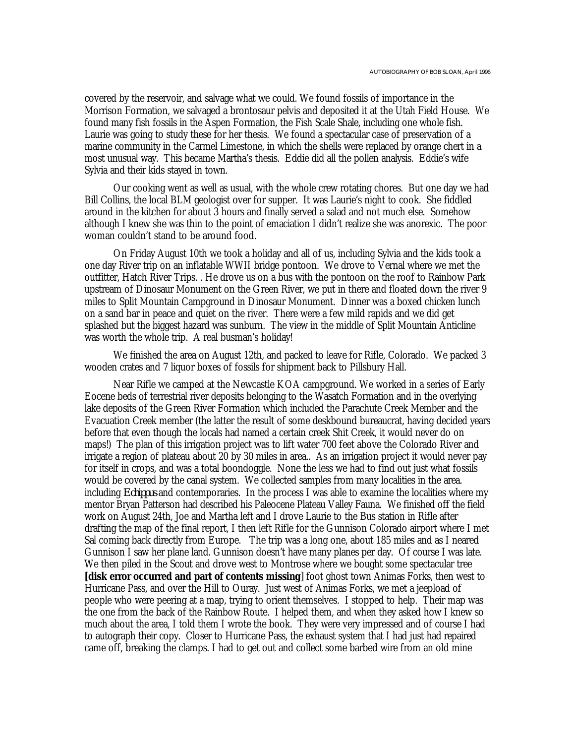covered by the reservoir, and salvage what we could. We found fossils of importance in the Morrison Formation, we salvaged a brontosaur pelvis and deposited it at the Utah Field House. We found many fish fossils in the Aspen Formation, the Fish Scale Shale, including one whole fish. Laurie was going to study these for her thesis. We found a spectacular case of preservation of a marine community in the Carmel Limestone, in which the shells were replaced by orange chert in a most unusual way. This became Martha's thesis. Eddie did all the pollen analysis. Eddie's wife Sylvia and their kids stayed in town.

Our cooking went as well as usual, with the whole crew rotating chores. But one day we had Bill Collins, the local BLM geologist over for supper. It was Laurie's night to cook. She fiddled around in the kitchen for about 3 hours and finally served a salad and not much else. Somehow although I knew she was thin to the point of emaciation I didn't realize she was anorexic. The poor woman couldn't stand to be around food.

On Friday August 10th we took a holiday and all of us, including Sylvia and the kids took a one day River trip on an inflatable WWII bridge pontoon. We drove to Vernal where we met the outfitter, Hatch River Trips. . He drove us on a bus with the pontoon on the roof to Rainbow Park upstream of Dinosaur Monument on the Green River, we put in there and floated down the river 9 miles to Split Mountain Campground in Dinosaur Monument. Dinner was a boxed chicken lunch on a sand bar in peace and quiet on the river. There were a few mild rapids and we did get splashed but the biggest hazard was sunburn. The view in the middle of Split Mountain Anticline was worth the whole trip. A real busman's holiday!

We finished the area on August 12th, and packed to leave for Rifle, Colorado. We packed 3 wooden crates and 7 liquor boxes of fossils for shipment back to Pillsbury Hall.

Near Rifle we camped at the Newcastle KOA campground. We worked in a series of Early Eocene beds of terrestrial river deposits belonging to the Wasatch Formation and in the overlying lake deposits of the Green River Formation which included the Parachute Creek Member and the Evacuation Creek member (the latter the result of some deskbound bureaucrat, having decided years before that even though the locals had named a certain creek Shit Creek, it would never do on maps!) The plan of this irrigation project was to lift water 700 feet above the Colorado River and irrigate a region of plateau about 20 by 30 miles in area.. As an irrigation project it would never pay for itself in crops, and was a total boondoggle. None the less we had to find out just what fossils would be covered by the canal system. We collected samples from many localities in the area. including *Echippus* and contemporaries. In the process I was able to examine the localities where my mentor Bryan Patterson had described his Paleocene Plateau Valley Fauna. We finished off the field work on August 24th, Joe and Martha left and I drove Laurie to the Bus station in Rifle after drafting the map of the final report, I then left Rifle for the Gunnison Colorado airport where I met Sal coming back directly from Europe. The trip was a long one, about 185 miles and as I neared Gunnison I saw her plane land. Gunnison doesn't have many planes per day. Of course I was late. We then piled in the Scout and drove west to Montrose where we bought some spectacular tree **[disk error occurred and part of contents missing**] foot ghost town Animas Forks, then west to Hurricane Pass, and over the Hill to Ouray. Just west of Animas Forks, we met a jeepload of people who were peering at a map, trying to orient themselves. I stopped to help. Their map was the one from the back of the Rainbow Route. I helped them, and when they asked how I knew so much about the area, I told them I wrote the book. They were very impressed and of course I had to autograph their copy. Closer to Hurricane Pass, the exhaust system that I had just had repaired came off, breaking the clamps. I had to get out and collect some barbed wire from an old mine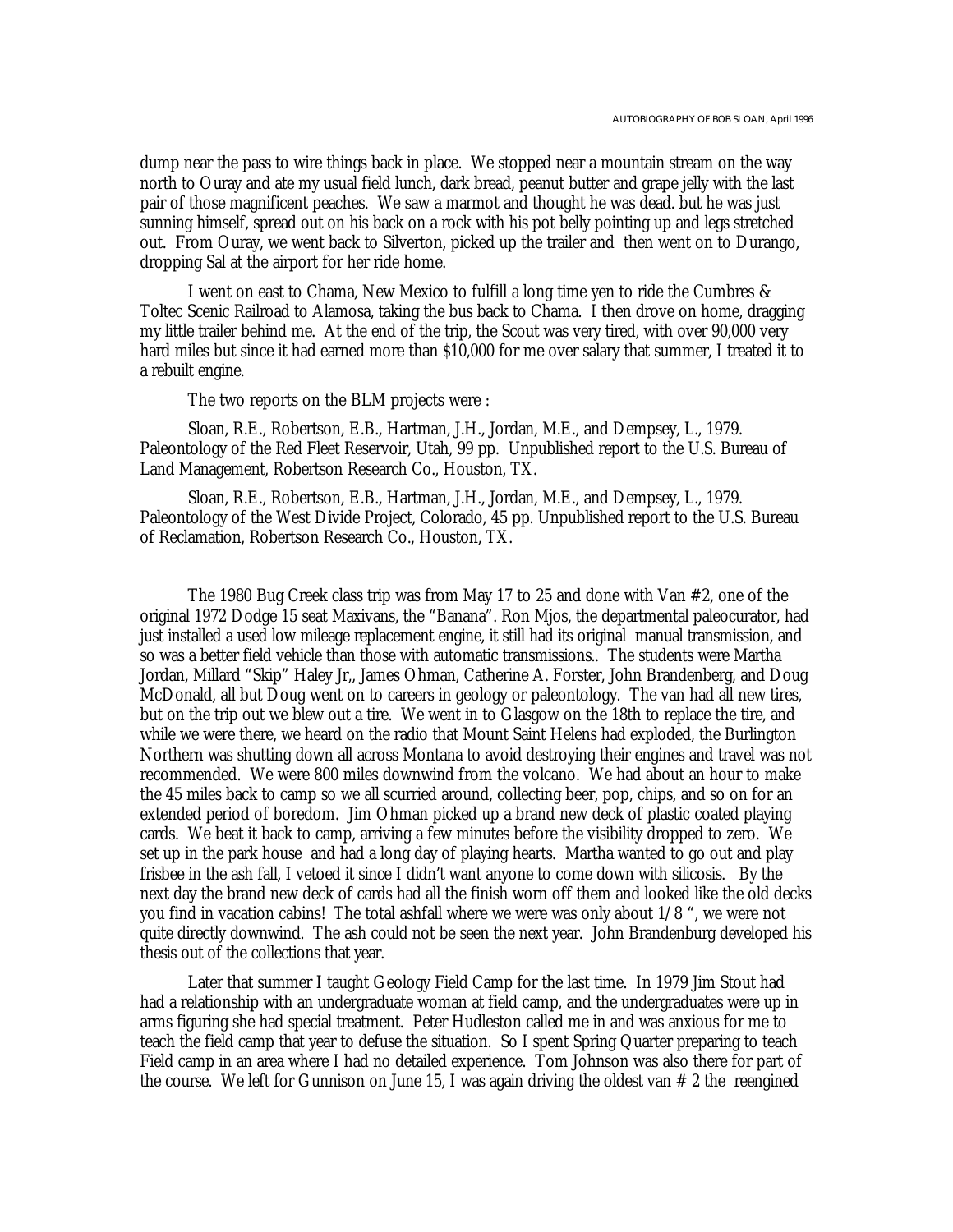dump near the pass to wire things back in place. We stopped near a mountain stream on the way north to Ouray and ate my usual field lunch, dark bread, peanut butter and grape jelly with the last pair of those magnificent peaches. We saw a marmot and thought he was dead. but he was just sunning himself, spread out on his back on a rock with his pot belly pointing up and legs stretched out. From Ouray, we went back to Silverton, picked up the trailer and then went on to Durango, dropping Sal at the airport for her ride home.

I went on east to Chama, New Mexico to fulfill a long time yen to ride the Cumbres & Toltec Scenic Railroad to Alamosa, taking the bus back to Chama. I then drove on home, dragging my little trailer behind me. At the end of the trip, the Scout was very tired, with over 90,000 very hard miles but since it had earned more than $10,000 for me over salary that summer, I treated it to a rebuilt engine.

The two reports on the BLM projects were :

Sloan, R.E., Robertson, E.B., Hartman, J.H., Jordan, M.E., and Dempsey, L., 1979. Paleontology of the Red Fleet Reservoir, Utah, 99 pp. Unpublished report to the U.S. Bureau of Land Management, Robertson Research Co., Houston, TX.

Sloan, R.E., Robertson, E.B., Hartman, J.H., Jordan, M.E., and Dempsey, L., 1979. Paleontology of the West Divide Project, Colorado, 45 pp. Unpublished report to the U.S. Bureau of Reclamation, Robertson Research Co., Houston, TX.

The 1980 Bug Creek class trip was from May 17 to 25 and done with Van #2, one of the original 1972 Dodge 15 seat Maxivans, the "Banana". Ron Mjos, the departmental paleocurator, had just installed a used low mileage replacement engine, it still had its original manual transmission, and so was a better field vehicle than those with automatic transmissions.. The students were Martha Jordan, Millard "Skip" Haley Jr,, James Ohman, Catherine A. Forster, John Brandenberg, and Doug McDonald, all but Doug went on to careers in geology or paleontology. The van had all new tires, but on the trip out we blew out a tire. We went in to Glasgow on the 18th to replace the tire, and while we were there, we heard on the radio that Mount Saint Helens had exploded, the Burlington Northern was shutting down all across Montana to avoid destroying their engines and travel was not recommended. We were 800 miles downwind from the volcano. We had about an hour to make the 45 miles back to camp so we all scurried around, collecting beer, pop, chips, and so on for an extended period of boredom. Jim Ohman picked up a brand new deck of plastic coated playing cards. We beat it back to camp, arriving a few minutes before the visibility dropped to zero. We set up in the park house and had a long day of playing hearts. Martha wanted to go out and play frisbee in the ash fall, I vetoed it since I didn't want anyone to come down with silicosis. By the next day the brand new deck of cards had all the finish worn off them and looked like the old decks you find in vacation cabins! The total ashfall where we were was only about 1/8 ", we were not quite directly downwind. The ash could not be seen the next year. John Brandenburg developed his thesis out of the collections that year.

Later that summer I taught Geology Field Camp for the last time. In 1979 Jim Stout had had a relationship with an undergraduate woman at field camp, and the undergraduates were up in arms figuring she had special treatment. Peter Hudleston called me in and was anxious for me to teach the field camp that year to defuse the situation. So I spent Spring Quarter preparing to teach Field camp in an area where I had no detailed experience. Tom Johnson was also there for part of the course. We left for Gunnison on June 15, I was again driving the oldest van # 2 the reengined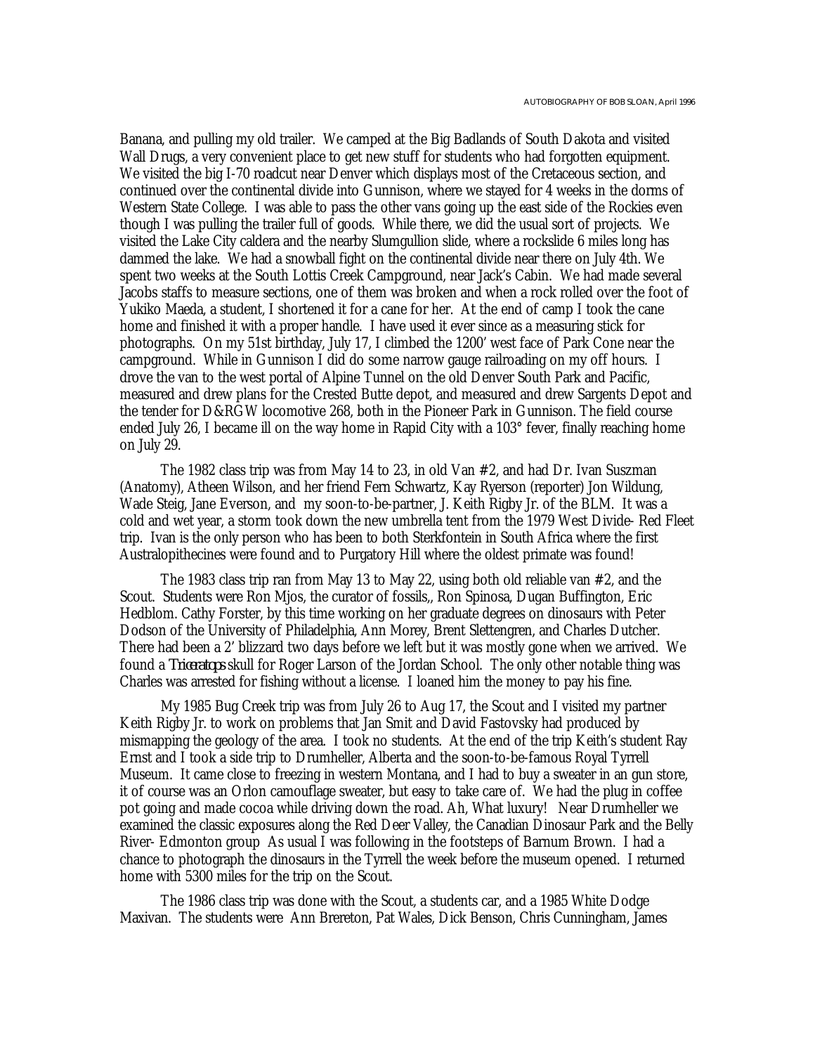Banana, and pulling my old trailer. We camped at the Big Badlands of South Dakota and visited Wall Drugs, a very convenient place to get new stuff for students who had forgotten equipment. We visited the big I-70 roadcut near Denver which displays most of the Cretaceous section, and continued over the continental divide into Gunnison, where we stayed for 4 weeks in the dorms of Western State College. I was able to pass the other vans going up the east side of the Rockies even though I was pulling the trailer full of goods. While there, we did the usual sort of projects. We visited the Lake City caldera and the nearby Slumgullion slide, where a rockslide 6 miles long has dammed the lake. We had a snowball fight on the continental divide near there on July 4th. We spent two weeks at the South Lottis Creek Campground, near Jack's Cabin. We had made several Jacobs staffs to measure sections, one of them was broken and when a rock rolled over the foot of Yukiko Maeda, a student, I shortened it for a cane for her. At the end of camp I took the cane home and finished it with a proper handle. I have used it ever since as a measuring stick for photographs. On my 51st birthday, July 17, I climbed the 1200' west face of Park Cone near the campground. While in Gunnison I did do some narrow gauge railroading on my off hours. I drove the van to the west portal of Alpine Tunnel on the old Denver South Park and Pacific, measured and drew plans for the Crested Butte depot, and measured and drew Sargents Depot and the tender for D&RGW locomotive 268, both in the Pioneer Park in Gunnison. The field course ended July 26, I became ill on the way home in Rapid City with a 103° fever, finally reaching home on July 29.

The 1982 class trip was from May 14 to 23, in old Van #2, and had Dr. Ivan Suszman (Anatomy), Atheen Wilson, and her friend Fern Schwartz, Kay Ryerson (reporter) Jon Wildung, Wade Steig, Jane Everson, and my soon-to-be-partner, J. Keith Rigby Jr. of the BLM. It was a cold and wet year, a storm took down the new umbrella tent from the 1979 West Divide- Red Fleet trip. Ivan is the only person who has been to both Sterkfontein in South Africa where the first Australopithecines were found and to Purgatory Hill where the oldest primate was found!

The 1983 class trip ran from May 13 to May 22, using both old reliable van #2, and the Scout. Students were Ron Mjos, the curator of fossils,, Ron Spinosa, Dugan Buffington, Eric Hedblom. Cathy Forster, by this time working on her graduate degrees on dinosaurs with Peter Dodson of the University of Philadelphia, Ann Morey, Brent Slettengren, and Charles Dutcher. There had been a 2' blizzard two days before we left but it was mostly gone when we arrived. We found a *Triceratops* skull for Roger Larson of the Jordan School. The only other notable thing was Charles was arrested for fishing without a license. I loaned him the money to pay his fine.

My 1985 Bug Creek trip was from July 26 to Aug 17, the Scout and I visited my partner Keith Rigby Jr. to work on problems that Jan Smit and David Fastovsky had produced by mismapping the geology of the area. I took no students. At the end of the trip Keith's student Ray Ernst and I took a side trip to Drumheller, Alberta and the soon-to-be-famous Royal Tyrrell Museum. It came close to freezing in western Montana, and I had to buy a sweater in an gun store, it of course was an Orlon camouflage sweater, but easy to take care of. We had the plug in coffee pot going and made cocoa while driving down the road. Ah, What luxury! Near Drumheller we examined the classic exposures along the Red Deer Valley, the Canadian Dinosaur Park and the Belly River- Edmonton group As usual I was following in the footsteps of Barnum Brown. I had a chance to photograph the dinosaurs in the Tyrrell the week before the museum opened. I returned home with 5300 miles for the trip on the Scout.

The 1986 class trip was done with the Scout, a students car, and a 1985 White Dodge Maxivan. The students were Ann Brereton, Pat Wales, Dick Benson, Chris Cunningham, James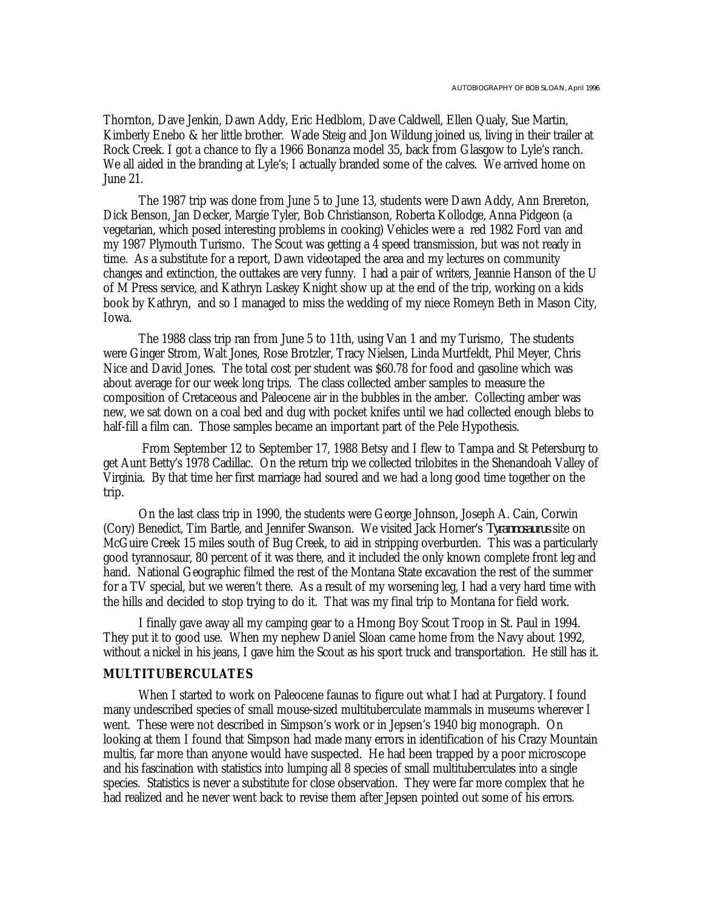Thornton, Dave Jenkin, Dawn Addy, Eric Hedblom, Dave Caldwell, Ellen Qualy, Sue Martin, Kimberly Enebo & her little brother. Wade Steig and Jon Wildung joined us, living in their trailer at Rock Creek. I got a chance to fly a 1966 Bonanza model 35, back from Glasgow to Lyle's ranch. We all aided in the branding at Lyle's; I actually branded some of the calves. We arrived home on June 21.

The 1987 trip was done from June 5 to June 13, students were Dawn Addy, Ann Brereton, Dick Benson, Jan Decker, Margie Tyler, Bob Christianson, Roberta Kollodge, Anna Pidgeon (a vegetarian, which posed interesting problems in cooking) Vehicles were a red 1982 Ford van and my 1987 Plymouth Turismo. The Scout was getting a 4 speed transmission, but was not ready in time. As a substitute for a report, Dawn videotaped the area and my lectures on community changes and extinction, the outtakes are very funny. I had a pair of writers, Jeannie Hanson of the U of M Press service, and Kathryn Laskey Knight show up at the end of the trip, working on a kids book by Kathryn, and so I managed to miss the wedding of my niece Romeyn Beth in Mason City, Iowa.

The 1988 class trip ran from June 5 to 11th, using Van 1 and my Turismo, The students were Ginger Strom, Walt Jones, Rose Brotzler, Tracy Nielsen, Linda Murtfeldt, Phil Meyer, Chris Nice and David Jones. The total cost per student was $60.78 for food and gasoline which was about average for our week long trips. The class collected amber samples to measure the composition of Cretaceous and Paleocene air in the bubbles in the amber. Collecting amber was new, we sat down on a coal bed and dug with pocket knifes until we had collected enough blebs to half-fill a film can. Those samples became an important part of the Pele Hypothesis.

From September 12 to September 17, 1988 Betsy and I flew to Tampa and St Petersburg to get Aunt Betty's 1978 Cadillac. On the return trip we collected trilobites in the Shenandoah Valley of Virginia. By that time her first marriage had soured and we had a long good time together on the trip.

On the last class trip in 1990, the students were George Johnson, Joseph A. Cain, Corwin (Cory) Benedict, Tim Bartle, and Jennifer Swanson. We visited Jack Horner's *Tyrannosaurus* site on McGuire Creek 15 miles south of Bug Creek, to aid in stripping overburden. This was a particularly good tyrannosaur, 80 percent of it was there, and it included the only known complete front leg and hand. National Geographic filmed the rest of the Montana State excavation the rest of the summer for a TV special, but we weren't there. As a result of my worsening leg, I had a very hard time with the hills and decided to stop trying to do it. That was my final trip to Montana for field work.

I finally gave away all my camping gear to a Hmong Boy Scout Troop in St. Paul in 1994. They put it to good use. When my nephew Daniel Sloan came home from the Navy about 1992, without a nickel in his jeans, I gave him the Scout as his sport truck and transportation. He still has it.

### MULTITUBERCULATES

When I started to work on Paleocene faunas to figure out what I had at Purgatory. I found many undescribed species of small mouse-sized multituberculate mammals in museums wherever I went. These were not described in Simpson's work or in Jepsen's 1940 big monograph. On looking at them I found that Simpson had made many errors in identification of his Crazy Mountain multis, far more than anyone would have suspected. He had been trapped by a poor microscope and his fascination with statistics into lumping all 8 species of small multituberculates into a single species. Statistics is never a substitute for close observation. They were far more complex that he had realized and he never went back to revise them after Jepsen pointed out some of his errors.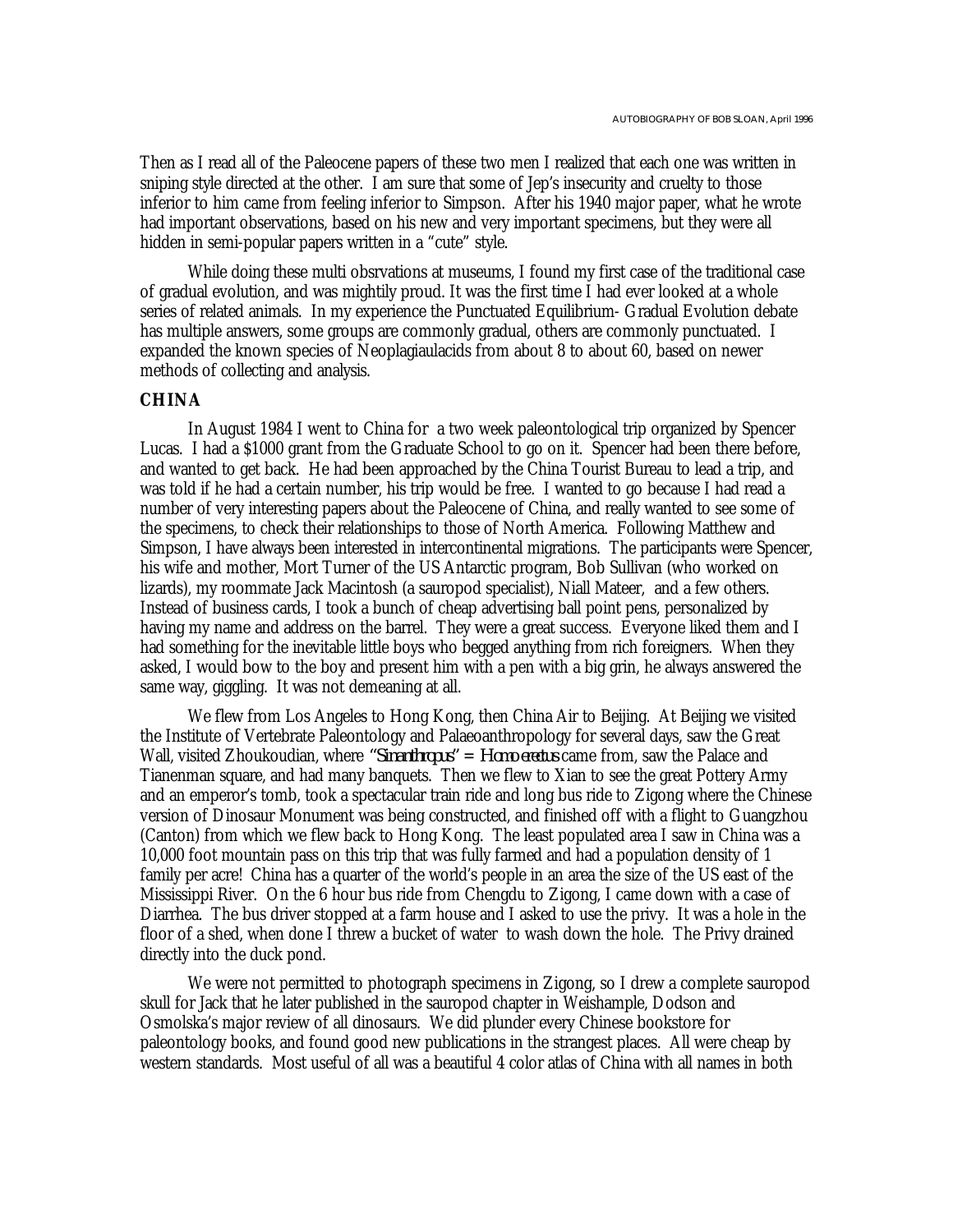Then as I read all of the Paleocene papers of these two men I realized that each one was written in sniping style directed at the other. I am sure that some of Jep's insecurity and cruelty to those inferior to him came from feeling inferior to Simpson. After his 1940 major paper, what he wrote had important observations, based on his new and very important specimens, but they were all hidden in semi-popular papers written in a "cute" style.

While doing these multi obsrvations at museums, I found my first case of the traditional case of gradual evolution, and was mightily proud. It was the first time I had ever looked at a whole series of related animals. In my experience the Punctuated Equilibrium- Gradual Evolution debate has multiple answers, some groups are commonly gradual, others are commonly punctuated. I expanded the known species of Neoplagiaulacids from about 8 to about 60, based on newer methods of collecting and analysis.

**CHINA**

In August 1984 I went to China for a two week paleontological trip organized by Spencer Lucas. I had a $1000 grant from the Graduate School to go on it. Spencer had been there before, and wanted to get back. He had been approached by the China Tourist Bureau to lead a trip, and was told if he had a certain number, his trip would be free. I wanted to go because I had read a number of very interesting papers about the Paleocene of China, and really wanted to see some of the specimens, to check their relationships to those of North America. Following Matthew and Simpson, I have always been interested in intercontinental migrations. The participants were Spencer, his wife and mother, Mort Turner of the US Antarctic program, Bob Sullivan (who worked on lizards), my roommate Jack Macintosh (a sauropod specialist), Niall Mateer, and a few others. Instead of business cards, I took a bunch of cheap advertising ball point pens, personalized by having my name and address on the barrel. They were a great success. Everyone liked them and I had something for the inevitable little boys who begged anything from rich foreigners. When they asked, I would bow to the boy and present him with a pen with a big grin, he always answered the same way, giggling. It was not demeaning at all.

We flew from Los Angeles to Hong Kong, then China Air to Beijing. At Beijing we visited the Institute of Vertebrate Paleontology and Palaeoanthropology for several days, saw the Great Wall, visited Zhoukoudian, where "*Sinanthropus*" = *Homo erectus* came from, saw the Palace and Tianenman square, and had many banquets. Then we flew to Xian to see the great Pottery Army and an emperor's tomb, took a spectacular train ride and long bus ride to Zigong where the Chinese version of Dinosaur Monument was being constructed, and finished off with a flight to Guangzhou (Canton) from which we flew back to Hong Kong. The least populated area I saw in China was a 10,000 foot mountain pass on this trip that was fully farmed and had a population density of 1 family per acre! China has a quarter of the world's people in an area the size of the US east of the Mississippi River. On the 6 hour bus ride from Chengdu to Zigong, I came down with a case of Diarrhea. The bus driver stopped at a farm house and I asked to use the privy. It was a hole in the floor of a shed, when done I threw a bucket of water to wash down the hole. The Privy drained directly into the duck pond.

We were not permitted to photograph specimens in Zigong, so I drew a complete sauropod skull for Jack that he later published in the sauropod chapter in Weishample, Dodson and Osmolska's major review of all dinosaurs. We did plunder every Chinese bookstore for paleontology books, and found good new publications in the strangest places. All were cheap by western standards. Most useful of all was a beautiful 4 color atlas of China with all names in both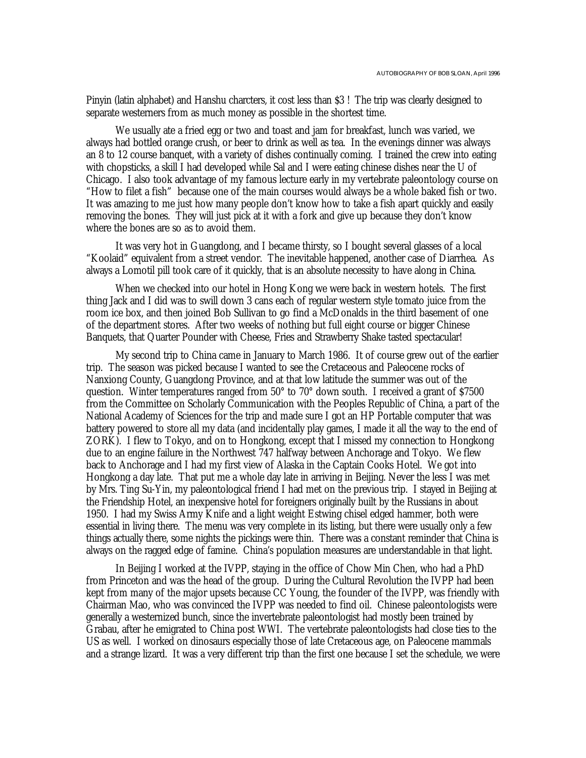Pinyin (latin alphabet) and Hanshu charcters, it cost less than $3 ! The trip was clearly designed to separate westerners from as much money as possible in the shortest time.

We usually ate a fried egg or two and toast and jam for breakfast, lunch was varied, we always had bottled orange crush, or beer to drink as well as tea. In the evenings dinner was always an 8 to 12 course banquet, with a variety of dishes continually coming. I trained the crew into eating with chopsticks, a skill I had developed while Sal and I were eating chinese dishes near the U of Chicago. I also took advantage of my famous lecture early in my vertebrate paleontology course on "How to filet a fish" because one of the main courses would always be a whole baked fish or two. It was amazing to me just how many people don't know how to take a fish apart quickly and easily removing the bones. They will just pick at it with a fork and give up because they don't know where the bones are so as to avoid them.

It was very hot in Guangdong, and I became thirsty, so I bought several glasses of a local "Koolaid" equivalent from a street vendor. The inevitable happened, another case of Diarrhea. As always a Lomotil pill took care of it quickly, that is an absolute necessity to have along in China.

When we checked into our hotel in Hong Kong we were back in western hotels. The first thing Jack and I did was to swill down 3 cans each of regular western style tomato juice from the room ice box, and then joined Bob Sullivan to go find a McDonalds in the third basement of one of the department stores. After two weeks of nothing but full eight course or bigger Chinese Banquets, that Quarter Pounder with Cheese, Fries and Strawberry Shake tasted spectacular!

My second trip to China came in January to March 1986. It of course grew out of the earlier trip. The season was picked because I wanted to see the Cretaceous and Paleocene rocks of Nanxiong County, Guangdong Province, and at that low latitude the summer was out of the question. Winter temperatures ranged from 50° to 70° down south. I received a grant of $7500 from the Committee on Scholarly Communication with the Peoples Republic of China, a part of the National Academy of Sciences for the trip and made sure I got an HP Portable computer that was battery powered to store all my data (and incidentally play games, I made it all the way to the end of ZORK). I flew to Tokyo, and on to Hongkong, except that I missed my connection to Hongkong due to an engine failure in the Northwest 747 halfway between Anchorage and Tokyo. We flew back to Anchorage and I had my first view of Alaska in the Captain Cooks Hotel. We got into Hongkong a day late. That put me a whole day late in arriving in Beijing. Never the less I was met by Mrs. Ting Su-Yin, my paleontological friend I had met on the previous trip. I stayed in Beijing at the Friendship Hotel, an inexpensive hotel for foreigners originally built by the Russians in about 1950. I had my Swiss Army Knife and a light weight Estwing chisel edged hammer, both were essential in living there. The menu was very complete in its listing, but there were usually only a few things actually there, some nights the pickings were thin. There was a constant reminder that China is always on the ragged edge of famine. China's population measures are understandable in that light.

In Beijing I worked at the IVPP, staying in the office of Chow Min Chen, who had a PhD from Princeton and was the head of the group. During the Cultural Revolution the IVPP had been kept from many of the major upsets because CC Young, the founder of the IVPP, was friendly with Chairman Mao, who was convinced the IVPP was needed to find oil. Chinese paleontologists were generally a westernized bunch, since the invertebrate paleontologist had mostly been trained by Grabau, after he emigrated to China post WWI. The vertebrate paleontologists had close ties to the US as well. I worked on dinosaurs especially those of late Cretaceous age, on Paleocene mammals and a strange lizard. It was a very different trip than the first one because I set the schedule, we were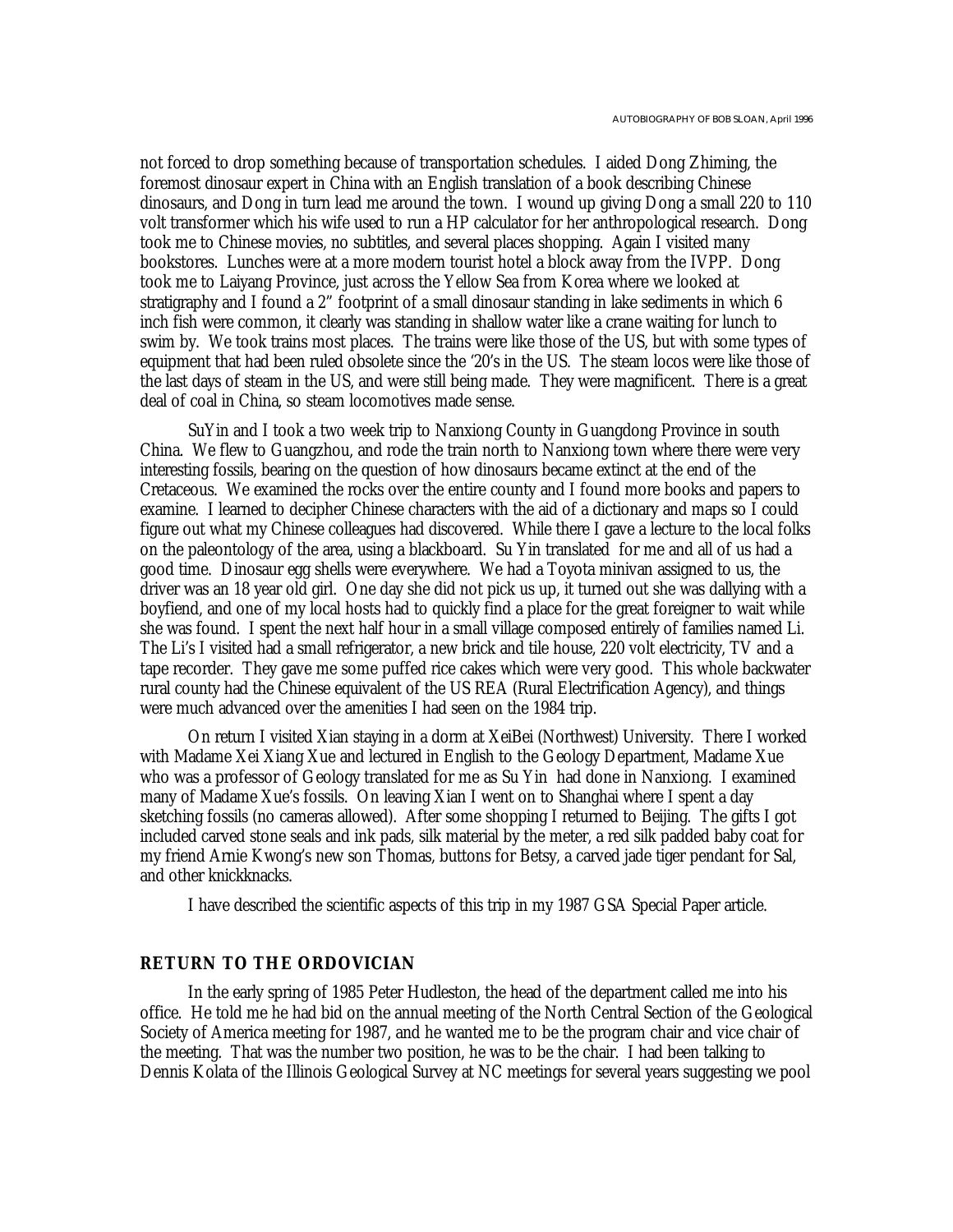not forced to drop something because of transportation schedules. I aided Dong Zhiming, the foremost dinosaur expert in China with an English translation of a book describing Chinese dinosaurs, and Dong in turn lead me around the town. I wound up giving Dong a small 220 to 110 volt transformer which his wife used to run a HP calculator for her anthropological research. Dong took me to Chinese movies, no subtitles, and several places shopping. Again I visited many bookstores. Lunches were at a more modern tourist hotel a block away from the IVPP. Dong took me to Laiyang Province, just across the Yellow Sea from Korea where we looked at stratigraphy and I found a 2" footprint of a small dinosaur standing in lake sediments in which 6 inch fish were common, it clearly was standing in shallow water like a crane waiting for lunch to swim by. We took trains most places. The trains were like those of the US, but with some types of equipment that had been ruled obsolete since the '20's in the US. The steam locos were like those of the last days of steam in the US, and were still being made. They were magnificent. There is a great deal of coal in China, so steam locomotives made sense.

SuYin and I took a two week trip to Nanxiong County in Guangdong Province in south China. We flew to Guangzhou, and rode the train north to Nanxiong town where there were very interesting fossils, bearing on the question of how dinosaurs became extinct at the end of the Cretaceous. We examined the rocks over the entire county and I found more books and papers to examine. I learned to decipher Chinese characters with the aid of a dictionary and maps so I could figure out what my Chinese colleagues had discovered. While there I gave a lecture to the local folks on the paleontology of the area, using a blackboard. Su Yin translated for me and all of us had a good time. Dinosaur egg shells were everywhere. We had a Toyota minivan assigned to us, the driver was an 18 year old girl. One day she did not pick us up, it turned out she was dallying with a boyfiend, and one of my local hosts had to quickly find a place for the great foreigner to wait while she was found. I spent the next half hour in a small village composed entirely of families named Li. The Li's I visited had a small refrigerator, a new brick and tile house, 220 volt electricity, TV and a tape recorder. They gave me some puffed rice cakes which were very good. This whole backwater rural county had the Chinese equivalent of the US REA (Rural Electrification Agency), and things were much advanced over the amenities I had seen on the 1984 trip.

On return I visited Xian staying in a dorm at XeiBei (Northwest) University. There I worked with Madame Xei Xiang Xue and lectured in English to the Geology Department, Madame Xue who was a professor of Geology translated for me as Su Yin had done in Nanxiong. I examined many of Madame Xue's fossils. On leaving Xian I went on to Shanghai where I spent a day sketching fossils (no cameras allowed). After some shopping I returned to Beijing. The gifts I got included carved stone seals and ink pads, silk material by the meter, a red silk padded baby coat for my friend Arnie Kwong's new son Thomas, buttons for Betsy, a carved jade tiger pendant for Sal, and other knickknacks.

I have described the scientific aspects of this trip in my 1987 GSA Special Paper article.

## RETURN TO THE ORDOVICIAN

In the early spring of 1985 Peter Hudleston, the head of the department called me into his office. He told me he had bid on the annual meeting of the North Central Section of the Geological Society of America meeting for 1987, and he wanted me to be the program chair and vice chair of the meeting. That was the number two position, he was to be the chair. I had been talking to Dennis Kolata of the Illinois Geological Survey at NC meetings for several years suggesting we pool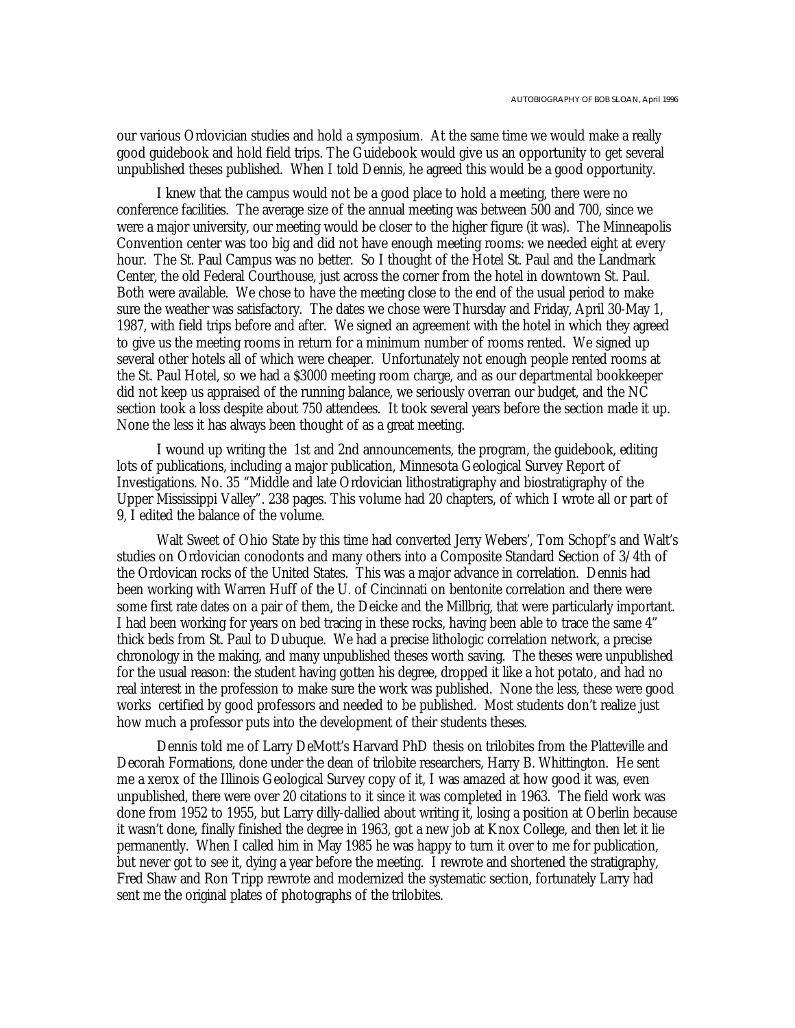our various Ordovician studies and hold a symposium. At the same time we would make a really good guidebook and hold field trips. The Guidebook would give us an opportunity to get several unpublished theses published. When I told Dennis, he agreed this would be a good opportunity.

I knew that the campus would not be a good place to hold a meeting, there were no conference facilities. The average size of the annual meeting was between 500 and 700, since we were a major university, our meeting would be closer to the higher figure (it was). The Minneapolis Convention center was too big and did not have enough meeting rooms: we needed eight at every hour. The St. Paul Campus was no better. So I thought of the Hotel St. Paul and the Landmark Center, the old Federal Courthouse, just across the corner from the hotel in downtown St. Paul. Both were available. We chose to have the meeting close to the end of the usual period to make sure the weather was satisfactory. The dates we chose were Thursday and Friday, April 30-May 1, 1987, with field trips before and after. We signed an agreement with the hotel in which they agreed to give us the meeting rooms in return for a minimum number of rooms rented. We signed up several other hotels all of which were cheaper. Unfortunately not enough people rented rooms at the St. Paul Hotel, so we had a $3000 meeting room charge, and as our departmental bookkeeper did not keep us appraised of the running balance, we seriously overran our budget, and the NC section took a loss despite about 750 attendees. It took several years before the section made it up. None the less it has always been thought of as a great meeting.

I wound up writing the 1st and 2nd announcements, the program, the guidebook, editing lots of publications, including a major publication, Minnesota Geological Survey Report of Investigations. No. 35 "Middle and late Ordovician lithostratigraphy and biostratigraphy of the Upper Mississippi Valley". 238 pages. This volume had 20 chapters, of which I wrote all or part of 9, I edited the balance of the volume.

Walt Sweet of Ohio State by this time had converted Jerry Webers', Tom Schopf's and Walt's studies on Ordovician conodonts and many others into a Composite Standard Section of 3/4th of the Ordovican rocks of the United States. This was a major advance in correlation. Dennis had been working with Warren Huff of the U. of Cincinnati on bentonite correlation and there were some first rate dates on a pair of them, the Deicke and the Millbrig, that were particularly important. I had been working for years on bed tracing in these rocks, having been able to trace the same 4" thick beds from St. Paul to Dubuque. We had a precise lithologic correlation network, a precise chronology in the making, and many unpublished theses worth saving. The theses were unpublished for the usual reason: the student having gotten his degree, dropped it like a hot potato, and had no real interest in the profession to make sure the work was published. None the less, these were good works certified by good professors and needed to be published. Most students don't realize just how much a professor puts into the development of their students theses.

Dennis told me of Larry DeMott's Harvard PhD thesis on trilobites from the Platteville and Decorah Formations, done under the dean of trilobite researchers, Harry B. Whittington. He sent me a xerox of the Illinois Geological Survey copy of it, I was amazed at how good it was, even unpublished, there were over 20 citations to it since it was completed in 1963. The field work was done from 1952 to 1955, but Larry dilly-dallied about writing it, losing a position at Oberlin because it wasn't done, finally finished the degree in 1963, got a new job at Knox College, and then let it lie permanently. When I called him in May 1985 he was happy to turn it over to me for publication, but never got to see it, dying a year before the meeting. I rewrote and shortened the stratigraphy, Fred Shaw and Ron Tripp rewrote and modernized the systematic section, fortunately Larry had sent me the original plates of photographs of the trilobites.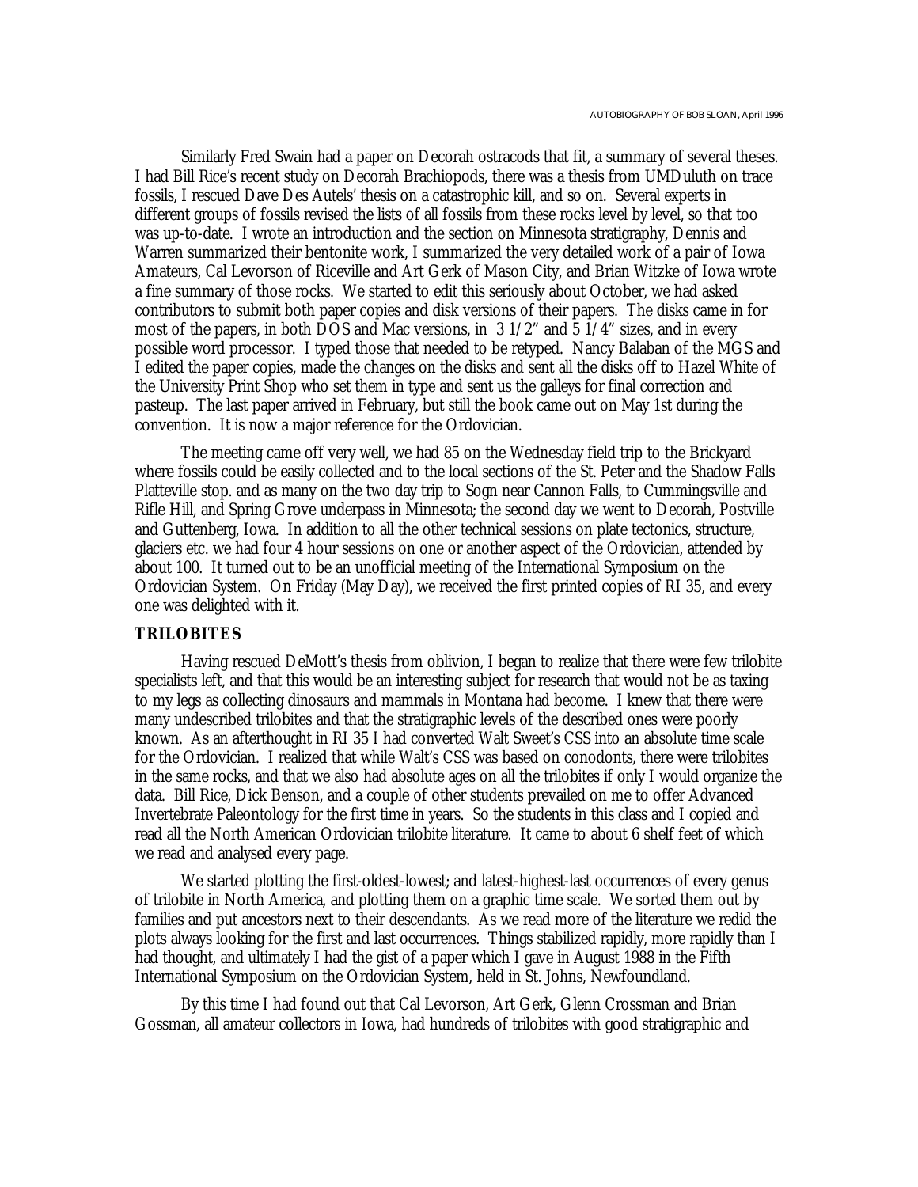Similarly Fred Swain had a paper on Decorah ostracods that fit, a summary of several theses. I had Bill Rice's recent study on Decorah Brachiopods, there was a thesis from UMDuluth on trace fossils, I rescued Dave Des Autels' thesis on a catastrophic kill, and so on. Several experts in different groups of fossils revised the lists of all fossils from these rocks level by level, so that too was up-to-date. I wrote an introduction and the section on Minnesota stratigraphy, Dennis and Warren summarized their bentonite work, I summarized the very detailed work of a pair of Iowa Amateurs, Cal Levorson of Riceville and Art Gerk of Mason City, and Brian Witzke of Iowa wrote a fine summary of those rocks. We started to edit this seriously about October, we had asked contributors to submit both paper copies and disk versions of their papers. The disks came in for most of the papers, in both DOS and Mac versions, in 3 1/2" and 5 1/4" sizes, and in every possible word processor. I typed those that needed to be retyped. Nancy Balaban of the MGS and I edited the paper copies, made the changes on the disks and sent all the disks off to Hazel White of the University Print Shop who set them in type and sent us the galleys for final correction and pasteup. The last paper arrived in February, but still the book came out on May 1st during the convention. It is now a major reference for the Ordovician.

The meeting came off very well, we had 85 on the Wednesday field trip to the Brickyard where fossils could be easily collected and to the local sections of the St. Peter and the Shadow Falls Platteville stop. and as many on the two day trip to Sogn near Cannon Falls, to Cummingsville and Rifle Hill, and Spring Grove underpass in Minnesota; the second day we went to Decorah, Postville and Guttenberg, Iowa. In addition to all the other technical sessions on plate tectonics, structure, glaciers etc. we had four 4 hour sessions on one or another aspect of the Ordovician, attended by about 100. It turned out to be an unofficial meeting of the International Symposium on the Ordovician System. On Friday (May Day), we received the first printed copies of RI 35, and every one was delighted with it.

## TRILOBITES

Having rescued DeMott's thesis from oblivion, I began to realize that there were few trilobite specialists left, and that this would be an interesting subject for research that would not be as taxing to my legs as collecting dinosaurs and mammals in Montana had become. I knew that there were many undescribed trilobites and that the stratigraphic levels of the described ones were poorly known. As an afterthought in RI 35 I had converted Walt Sweet's CSS into an absolute time scale for the Ordovician. I realized that while Walt's CSS was based on conodonts, there were trilobites in the same rocks, and that we also had absolute ages on all the trilobites if only I would organize the data. Bill Rice, Dick Benson, and a couple of other students prevailed on me to offer Advanced Invertebrate Paleontology for the first time in years. So the students in this class and I copied and read all the North American Ordovician trilobite literature. It came to about 6 shelf feet of which we read and analysed every page.

We started plotting the first-oldest-lowest; and latest-highest-last occurrences of every genus of trilobite in North America, and plotting them on a graphic time scale. We sorted them out by families and put ancestors next to their descendants. As we read more of the literature we redid the plots always looking for the first and last occurrences. Things stabilized rapidly, more rapidly than I had thought, and ultimately I had the gist of a paper which I gave in August 1988 in the Fifth International Symposium on the Ordovician System, held in St. Johns, Newfoundland.

By this time I had found out that Cal Levorson, Art Gerk, Glenn Crossman and Brian Gossman, all amateur collectors in Iowa, had hundreds of trilobites with good stratigraphic and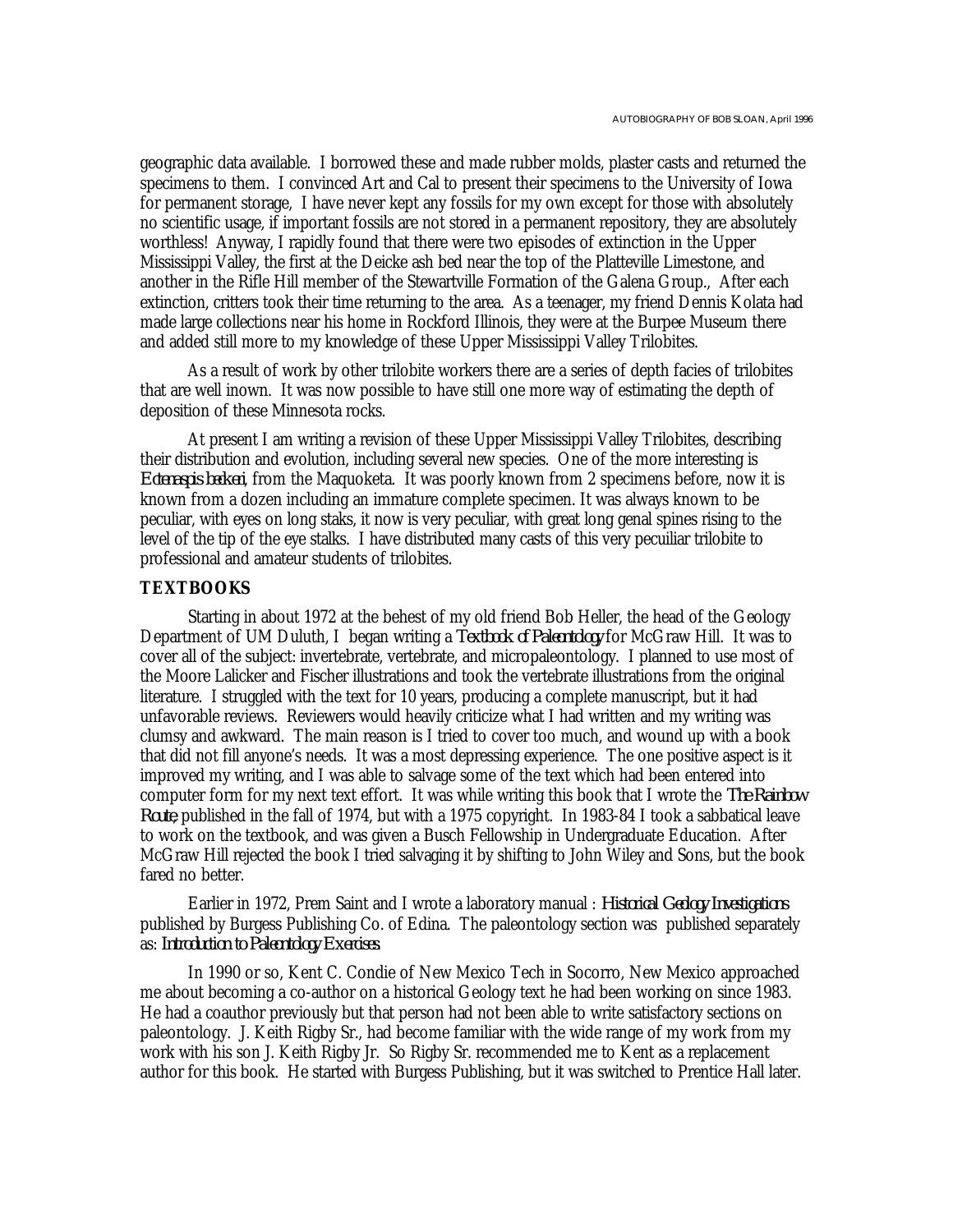geographic data available. I borrowed these and made rubber molds, plaster casts and returned the specimens to them. I convinced Art and Cal to present their specimens to the University of Iowa for permanent storage, I have never kept any fossils for my own except for those with absolutely no scientific usage, if important fossils are not stored in a permanent repository, they are absolutely worthless! Anyway, I rapidly found that there were two episodes of extinction in the Upper Mississippi Valley, the first at the Deicke ash bed near the top of the Platteville Limestone, and another in the Rifle Hill member of the Stewartville Formation of the Galena Group., After each extinction, critters took their time returning to the area. As a teenager, my friend Dennis Kolata had made large collections near his home in Rockford Illinois, they were at the Burpee Museum there and added still more to my knowledge of these Upper Mississippi Valley Trilobites.

As a result of work by other trilobite workers there are a series of depth facies of trilobites that are well inown. It was now possible to have still one more way of estimating the depth of deposition of these Minnesota rocks.

At present I am writing a revision of these Upper Mississippi Valley Trilobites, describing their distribution and evolution, including several new species. One of the more interesting is *Ectenaspis beckeri*, from the Maquoketa. It was poorly known from 2 specimens before, now it is known from a dozen including an immature complete specimen. It was always known to be peculiar, with eyes on long staks, it now is very peculiar, with great long genal spines rising to the level of the tip of the eye stalks. I have distributed many casts of this very pecuiliar trilobite to professional and amateur students of trilobites.

### TEXTBOOKS

Starting in about 1972 at the behest of my old friend Bob Heller, the head of the Geology Department of UM Duluth, I began writing a *Textbook of Paleontology* for McGraw Hill. It was to cover all of the subject: invertebrate, vertebrate, and micropaleontology. I planned to use most of the Moore Lalicker and Fischer illustrations and took the vertebrate illustrations from the original literature. I struggled with the text for 10 years, producing a complete manuscript, but it had unfavorable reviews. Reviewers would heavily criticize what I had written and my writing was clumsy and awkward. The main reason is I tried to cover too much, and wound up with a book that did not fill anyone's needs. It was a most depressing experience. The one positive aspect is it improved my writing, and I was able to salvage some of the text which had been entered into computer form for my next text effort. It was while writing this book that I wrote the *The Rainbow Route*, published in the fall of 1974, but with a 1975 copyright. In 1983-84 I took a sabbatical leave to work on the textbook, and was given a Busch Fellowship in Undergraduate Education. After McGraw Hill rejected the book I tried salvaging it by shifting to John Wiley and Sons, but the book fared no better.

Earlier in 1972, Prem Saint and I wrote a laboratory manual : *Historical Geology Investigations* published by Burgess Publishing Co. of Edina. The paleontology section was published separately as: *Introduction to Paleontology Exercises*.

In 1990 or so, Kent C. Condie of New Mexico Tech in Socorro, New Mexico approached me about becoming a co-author on a historical Geology text he had been working on since 1983. He had a coauthor previously but that person had not been able to write satisfactory sections on paleontology. J. Keith Rigby Sr., had become familiar with the wide range of my work from my work with his son J. Keith Rigby Jr. So Rigby Sr. recommended me to Kent as a replacement author for this book. He started with Burgess Publishing, but it was switched to Prentice Hall later.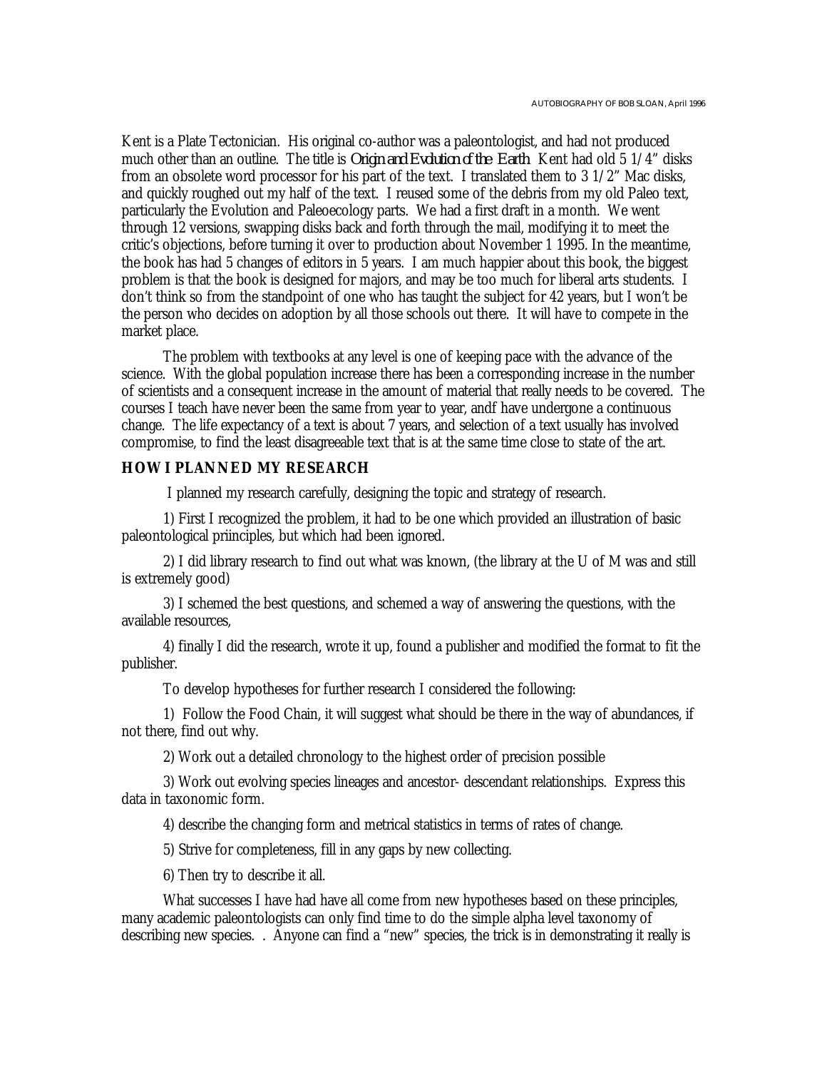Kent is a Plate Tectonician. His original co-author was a paleontologist, and had not produced much other than an outline. The title is *Origin and Evolution of the Earth*. Kent had old 5 1/4" disks from an obsolete word processor for his part of the text. I translated them to 3 1/2" Mac disks, and quickly roughed out my half of the text. I reused some of the debris from my old Paleo text, particularly the Evolution and Paleoecology parts. We had a first draft in a month. We went through 12 versions, swapping disks back and forth through the mail, modifying it to meet the critic's objections, before turning it over to production about November 1 1995. In the meantime, the book has had 5 changes of editors in 5 years. I am much happier about this book, the biggest problem is that the book is designed for majors, and may be too much for liberal arts students. I don't think so from the standpoint of one who has taught the subject for 42 years, but I won't be the person who decides on adoption by all those schools out there. It will have to compete in the market place.

The problem with textbooks at any level is one of keeping pace with the advance of the science. With the global population increase there has been a corresponding increase in the number of scientists and a consequent increase in the amount of material that really needs to be covered. The courses I teach have never been the same from year to year, andf have undergone a continuous change. The life expectancy of a text is about 7 years, and selection of a text usually has involved compromise, to find the least disagreeable text that is at the same time close to state of the art.

**HOW I PLANNED MY RESEARCH**

I planned my research carefully, designing the topic and strategy of research.

1) First I recognized the problem, it had to be one which provided an illustration of basic paleontological priinciples, but which had been ignored.

2) I did library research to find out what was known, (the library at the U of M was and still is extremely good)

3) I schemed the best questions, and schemed a way of answering the questions, with the available resources,

4) finally I did the research, wrote it up, found a publisher and modified the format to fit the publisher.

To develop hypotheses for further research I considered the following:

1) Follow the Food Chain, it will suggest what should be there in the way of abundances, if not there, find out why.

2) Work out a detailed chronology to the highest order of precision possible

3) Work out evolving species lineages and ancestor- descendant relationships. Express this data in taxonomic form.

4) describe the changing form and metrical statistics in terms of rates of change.

5) Strive for completeness, fill in any gaps by new collecting.

6) Then try to describe it all.

What successes I have had have all come from new hypotheses based on these principles, many academic paleontologists can only find time to do the simple alpha level taxonomy of describing new species. . Anyone can find a "new" species, the trick is in demonstrating it really is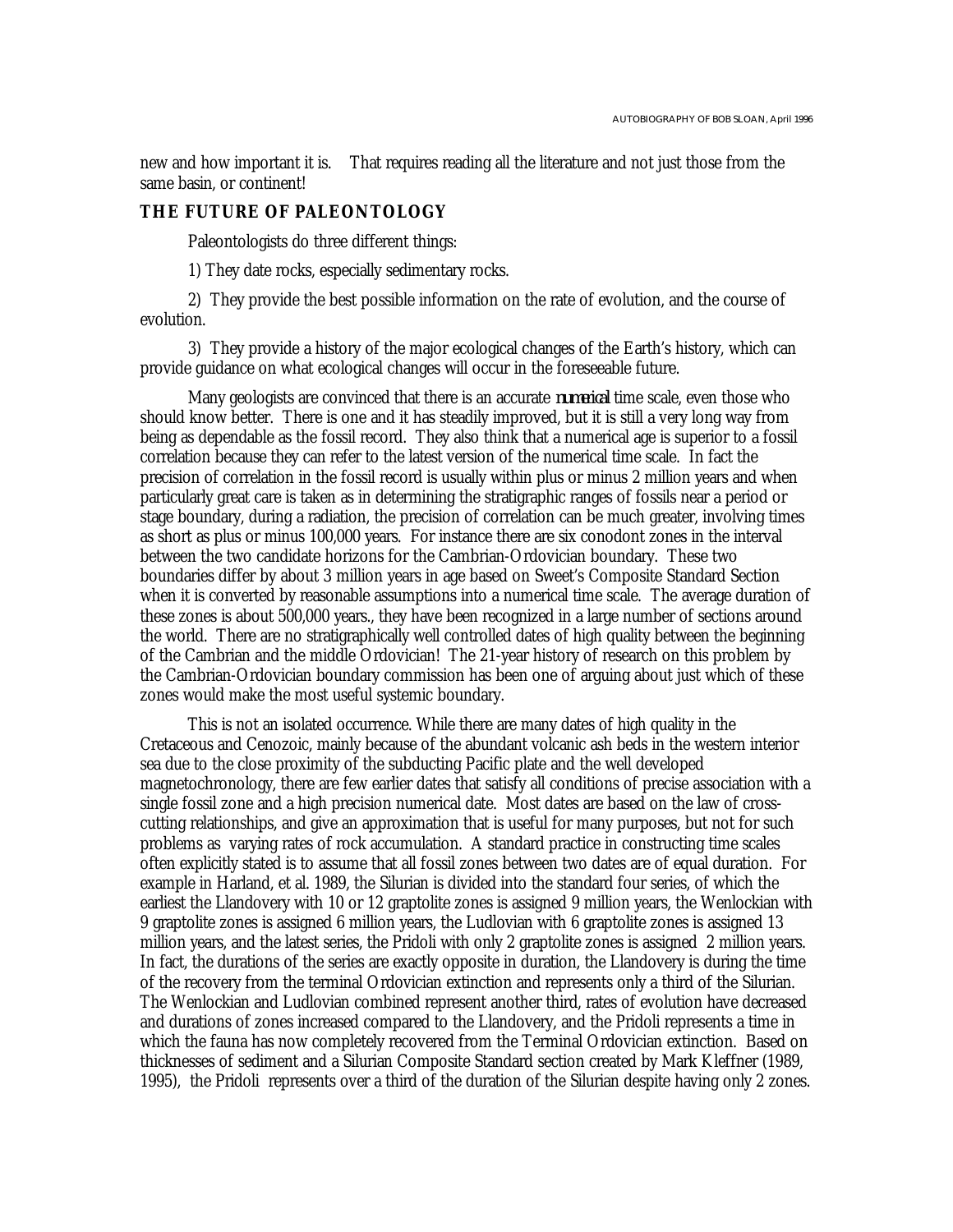new and how important it is. That requires reading all the literature and not just those from the same basin, or continent!

## THE FUTURE OF PALEONTOLOGY

Paleontologists do three different things:

1) They date rocks, especially sedimentary rocks.

2) They provide the best possible information on the rate of evolution, and the course of evolution.

3) They provide a history of the major ecological changes of the Earth's history, which can provide guidance on what ecological changes will occur in the foreseeable future.

Many geologists are convinced that there is an accurate ***numerical*** time scale, even those who should know better. There is one and it has steadily improved, but it is still a very long way from being as dependable as the fossil record. They also think that a numerical age is superior to a fossil correlation because they can refer to the latest version of the numerical time scale. In fact the precision of correlation in the fossil record is usually within plus or minus 2 million years and when particularly great care is taken as in determining the stratigraphic ranges of fossils near a period or stage boundary, during a radiation, the precision of correlation can be much greater, involving times as short as plus or minus 100,000 years. For instance there are six conodont zones in the interval between the two candidate horizons for the Cambrian-Ordovician boundary. These two boundaries differ by about 3 million years in age based on Sweet's Composite Standard Section when it is converted by reasonable assumptions into a numerical time scale. The average duration of these zones is about 500,000 years., they have been recognized in a large number of sections around the world. There are no stratigraphically well controlled dates of high quality between the beginning of the Cambrian and the middle Ordovician! The 21-year history of research on this problem by the Cambrian-Ordovician boundary commission has been one of arguing about just which of these zones would make the most useful systemic boundary.

This is not an isolated occurrence. While there are many dates of high quality in the Cretaceous and Cenozoic, mainly because of the abundant volcanic ash beds in the western interior sea due to the close proximity of the subducting Pacific plate and the well developed magnetochronology, there are few earlier dates that satisfy all conditions of precise association with a single fossil zone and a high precision numerical date. Most dates are based on the law of cross-cutting relationships, and give an approximation that is useful for many purposes, but not for such problems as varying rates of rock accumulation. A standard practice in constructing time scales often explicitly stated is to assume that all fossil zones between two dates are of equal duration. For example in Harland, et al. 1989, the Silurian is divided into the standard four series, of which the earliest the Llandovery with 10 or 12 graptolite zones is assigned 9 million years, the Wenlockian with 9 graptolite zones is assigned 6 million years, the Ludlovian with 6 graptolite zones is assigned 13 million years, and the latest series, the Pridoli with only 2 graptolite zones is assigned 2 million years. In fact, the durations of the series are exactly opposite in duration, the Llandovery is during the time of the recovery from the terminal Ordovician extinction and represents only a third of the Silurian. The Wenlockian and Ludlovian combined represent another third, rates of evolution have decreased and durations of zones increased compared to the Llandovery, and the Pridoli represents a time in which the fauna has now completely recovered from the Terminal Ordovician extinction. Based on thicknesses of sediment and a Silurian Composite Standard section created by Mark Kleffner (1989, 1995), the Pridoli represents over a third of the duration of the Silurian despite having only 2 zones.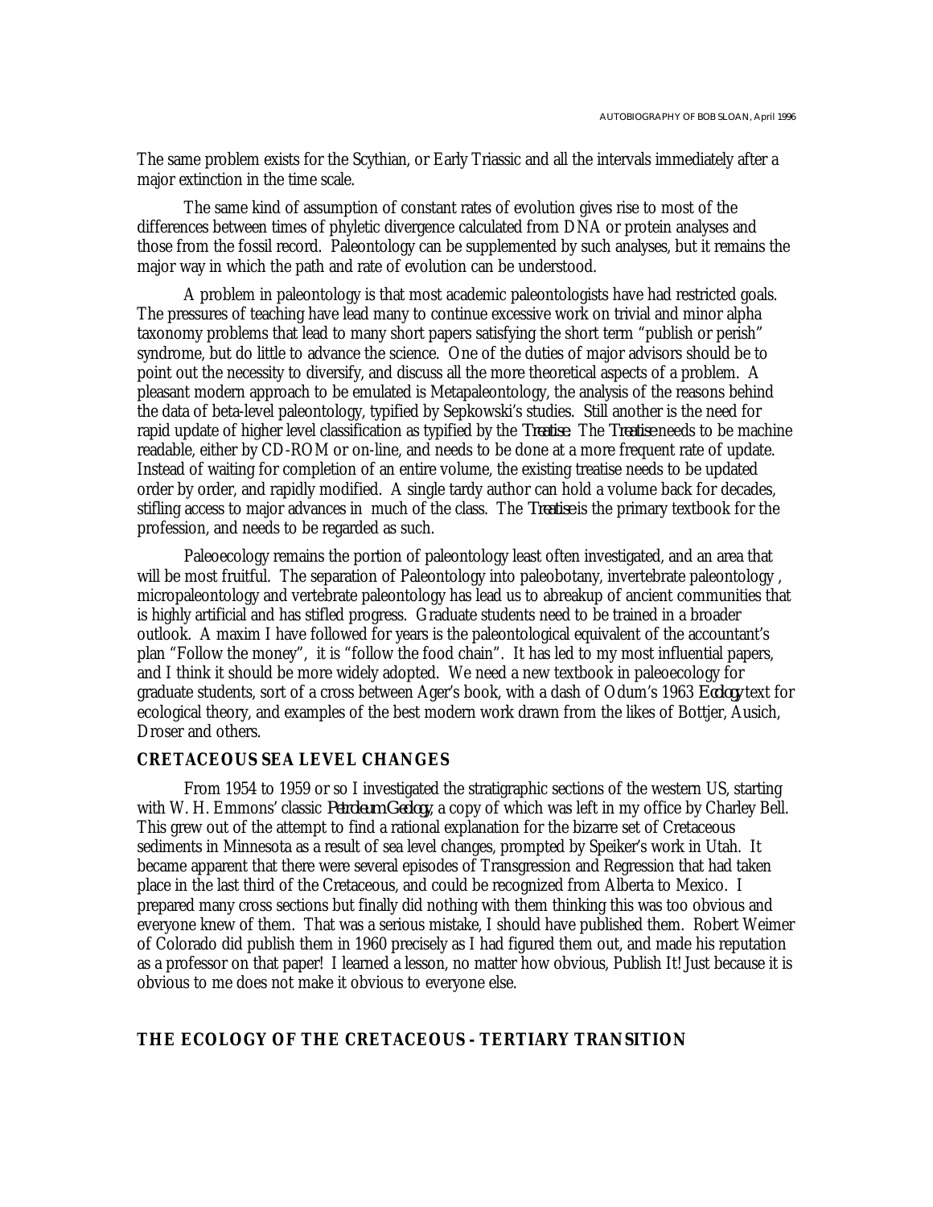The same problem exists for the Scythian, or Early Triassic and all the intervals immediately after a major extinction in the time scale.

The same kind of assumption of constant rates of evolution gives rise to most of the differences between times of phyletic divergence calculated from DNA or protein analyses and those from the fossil record. Paleontology can be supplemented by such analyses, but it remains the major way in which the path and rate of evolution can be understood.

A problem in paleontology is that most academic paleontologists have had restricted goals. The pressures of teaching have lead many to continue excessive work on trivial and minor alpha taxonomy problems that lead to many short papers satisfying the short term "publish or perish" syndrome, but do little to advance the science. One of the duties of major advisors should be to point out the necessity to diversify, and discuss all the more theoretical aspects of a problem. A pleasant modern approach to be emulated is Metapaleontology, the analysis of the reasons behind the data of beta-level paleontology, typified by Sepkowski's studies. Still another is the need for rapid update of higher level classification as typified by the *Treatise*. The *Treatise* needs to be machine readable, either by CD-ROM or on-line, and needs to be done at a more frequent rate of update. Instead of waiting for completion of an entire volume, the existing treatise needs to be updated order by order, and rapidly modified. A single tardy author can hold a volume back for decades, stifling access to major advances in much of the class. The *Treatise* is the primary textbook for the profession, and needs to be regarded as such.

Paleoecology remains the portion of paleontology least often investigated, and an area that will be most fruitful. The separation of Paleontology into paleobotany, invertebrate paleontology , micropaleontology and vertebrate paleontology has lead us to abreakup of ancient communities that is highly artificial and has stifled progress. Graduate students need to be trained in a broader outlook. A maxim I have followed for years is the paleontological equivalent of the accountant's plan "Follow the money", it is "follow the food chain". It has led to my most influential papers, and I think it should be more widely adopted. We need a new textbook in paleoecology for graduate students, sort of a cross between Ager's book, with a dash of Odum's 1963 *Ecology* text for ecological theory, and examples of the best modern work drawn from the likes of Bottjer, Ausich, Droser and others.

## CRETACEOUS SEA LEVEL CHANGES

From 1954 to 1959 or so I investigated the stratigraphic sections of the western US, starting with W. H. Emmons' classic *Petroleum Geology*, a copy of which was left in my office by Charley Bell. This grew out of the attempt to find a rational explanation for the bizarre set of Cretaceous sediments in Minnesota as a result of sea level changes, prompted by Speiker's work in Utah. It became apparent that there were several episodes of Transgression and Regression that had taken place in the last third of the Cretaceous, and could be recognized from Alberta to Mexico. I prepared many cross sections but finally did nothing with them thinking this was too obvious and everyone knew of them. That was a serious mistake, I should have published them. Robert Weimer of Colorado did publish them in 1960 precisely as I had figured them out, and made his reputation as a professor on that paper! I learned a lesson, no matter how obvious, Publish It! Just because it is obvious to me does not make it obvious to everyone else.

## THE ECOLOGY OF THE CRETACEOUS - TERTIARY TRANSITION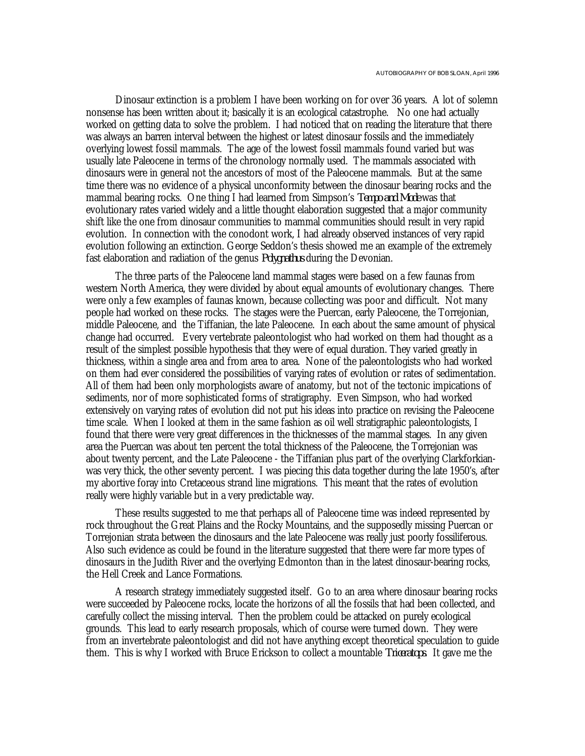Dinosaur extinction is a problem I have been working on for over 36 years. A lot of solemn nonsense has been written about it; basically it is an ecological catastrophe. No one had actually worked on getting data to solve the problem. I had noticed that on reading the literature that there was always an barren interval between the highest or latest dinosaur fossils and the immediately overlying lowest fossil mammals. The age of the lowest fossil mammals found varied but was usually late Paleocene in terms of the chronology normally used. The mammals associated with dinosaurs were in general not the ancestors of most of the Paleocene mammals. But at the same time there was no evidence of a physical unconformity between the dinosaur bearing rocks and the mammal bearing rocks. One thing I had learned from Simpson's *Tempo and Mode* was that evolutionary rates varied widely and a little thought elaboration suggested that a major community shift like the one from dinosaur communities to mammal communities should result in very rapid evolution. In connection with the conodont work, I had already observed instances of very rapid evolution following an extinction. George Seddon's thesis showed me an example of the extremely fast elaboration and radiation of the genus *Polygnathus* during the Devonian.

The three parts of the Paleocene land mammal stages were based on a few faunas from western North America, they were divided by about equal amounts of evolutionary changes. There were only a few examples of faunas known, because collecting was poor and difficult. Not many people had worked on these rocks. The stages were the Puercan, early Paleocene, the Torrejonian, middle Paleocene, and the Tiffanian, the late Paleocene. In each about the same amount of physical change had occurred. Every vertebrate paleontologist who had worked on them had thought as a result of the simplest possible hypothesis that they were of equal duration. They varied greatly in thickness, within a single area and from area to area. None of the paleontologists who had worked on them had ever considered the possibilities of varying rates of evolution or rates of sedimentation. All of them had been only morphologists aware of anatomy, but not of the tectonic impications of sediments, nor of more sophisticated forms of stratigraphy. Even Simpson, who had worked extensively on varying rates of evolution did not put his ideas into practice on revising the Paleocene time scale. When I looked at them in the same fashion as oil well stratigraphic paleontologists, I found that there were very great differences in the thicknesses of the mammal stages. In any given area the Puercan was about ten percent the total thickness of the Paleocene, the Torrejonian was about twenty percent, and the Late Paleocene - the Tiffanian plus part of the overlying Clarkforkian- was very thick, the other seventy percent. I was piecing this data together during the late 1950's, after my abortive foray into Cretaceous strand line migrations. This meant that the rates of evolution really were highly variable but in a very predictable way.

These results suggested to me that perhaps all of Paleocene time was indeed represented by rock throughout the Great Plains and the Rocky Mountains, and the supposedly missing Puercan or Torrejonian strata between the dinosaurs and the late Paleocene was really just poorly fossiliferous. Also such evidence as could be found in the literature suggested that there were far more types of dinosaurs in the Judith River and the overlying Edmonton than in the latest dinosaur-bearing rocks, the Hell Creek and Lance Formations.

A research strategy immediately suggested itself. Go to an area where dinosaur bearing rocks were succeeded by Paleocene rocks, locate the horizons of all the fossils that had been collected, and carefully collect the missing interval. Then the problem could be attacked on purely ecological grounds. This lead to early research proposals, which of course were turned down. They were from an invertebrate paleontologist and did not have anything except theoretical speculation to guide them. This is why I worked with Bruce Erickson to collect a mountable *Triceratops*. It gave me the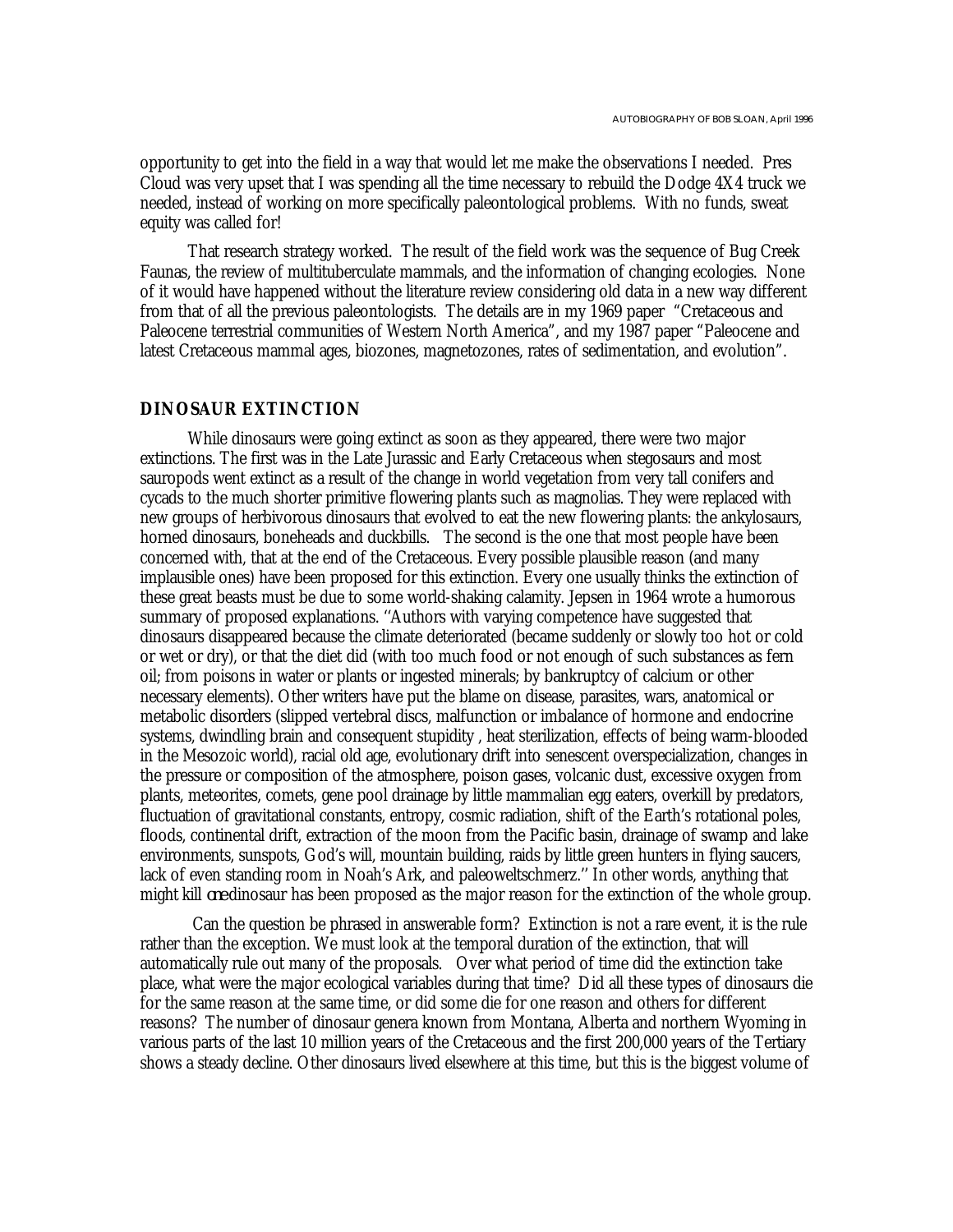opportunity to get into the field in a way that would let me make the observations I needed. Pres Cloud was very upset that I was spending all the time necessary to rebuild the Dodge 4X4 truck we needed, instead of working on more specifically paleontological problems. With no funds, sweat equity was called for!

That research strategy worked. The result of the field work was the sequence of Bug Creek Faunas, the review of multituberculate mammals, and the information of changing ecologies. None of it would have happened without the literature review considering old data in a new way different from that of all the previous paleontologists. The details are in my 1969 paper "Cretaceous and Paleocene terrestrial communities of Western North America", and my 1987 paper "Paleocene and latest Cretaceous mammal ages, biozones, magnetozones, rates of sedimentation, and evolution".

## DINOSAUR EXTINCTION

While dinosaurs were going extinct as soon as they appeared, there were two major extinctions. The first was in the Late Jurassic and Early Cretaceous when stegosaurs and most sauropods went extinct as a result of the change in world vegetation from very tall conifers and cycads to the much shorter primitive flowering plants such as magnolias. They were replaced with new groups of herbivorous dinosaurs that evolved to eat the new flowering plants: the ankylosaurs, horned dinosaurs, boneheads and duckbills. The second is the one that most people have been concerned with, that at the end of the Cretaceous. Every possible plausible reason (and many implausible ones) have been proposed for this extinction. Every one usually thinks the extinction of these great beasts must be due to some world-shaking calamity. Jepsen in 1964 wrote a humorous summary of proposed explanations. ''Authors with varying competence have suggested that dinosaurs disappeared because the climate deteriorated (became suddenly or slowly too hot or cold or wet or dry), or that the diet did (with too much food or not enough of such substances as fern oil; from poisons in water or plants or ingested minerals; by bankruptcy of calcium or other necessary elements). Other writers have put the blame on disease, parasites, wars, anatomical or metabolic disorders (slipped vertebral discs, malfunction or imbalance of hormone and endocrine systems, dwindling brain and consequent stupidity , heat sterilization, effects of being warm-blooded in the Mesozoic world), racial old age, evolutionary drift into senescent overspecialization, changes in the pressure or composition of the atmosphere, poison gases, volcanic dust, excessive oxygen from plants, meteorites, comets, gene pool drainage by little mammalian egg eaters, overkill by predators, fluctuation of gravitational constants, entropy, cosmic radiation, shift of the Earth's rotational poles, floods, continental drift, extraction of the moon from the Pacific basin, drainage of swamp and lake environments, sunspots, God's will, mountain building, raids by little green hunters in flying saucers, lack of even standing room in Noah's Ark, and paleoweltschmerz.'' In other words, anything that might kill *one* dinosaur has been proposed as the major reason for the extinction of the whole group.

Can the question be phrased in answerable form? Extinction is not a rare event, it is the rule rather than the exception. We must look at the temporal duration of the extinction, that will automatically rule out many of the proposals. Over what period of time did the extinction take place, what were the major ecological variables during that time? Did all these types of dinosaurs die for the same reason at the same time, or did some die for one reason and others for different reasons? The number of dinosaur genera known from Montana, Alberta and northern Wyoming in various parts of the last 10 million years of the Cretaceous and the first 200,000 years of the Tertiary shows a steady decline. Other dinosaurs lived elsewhere at this time, but this is the biggest volume of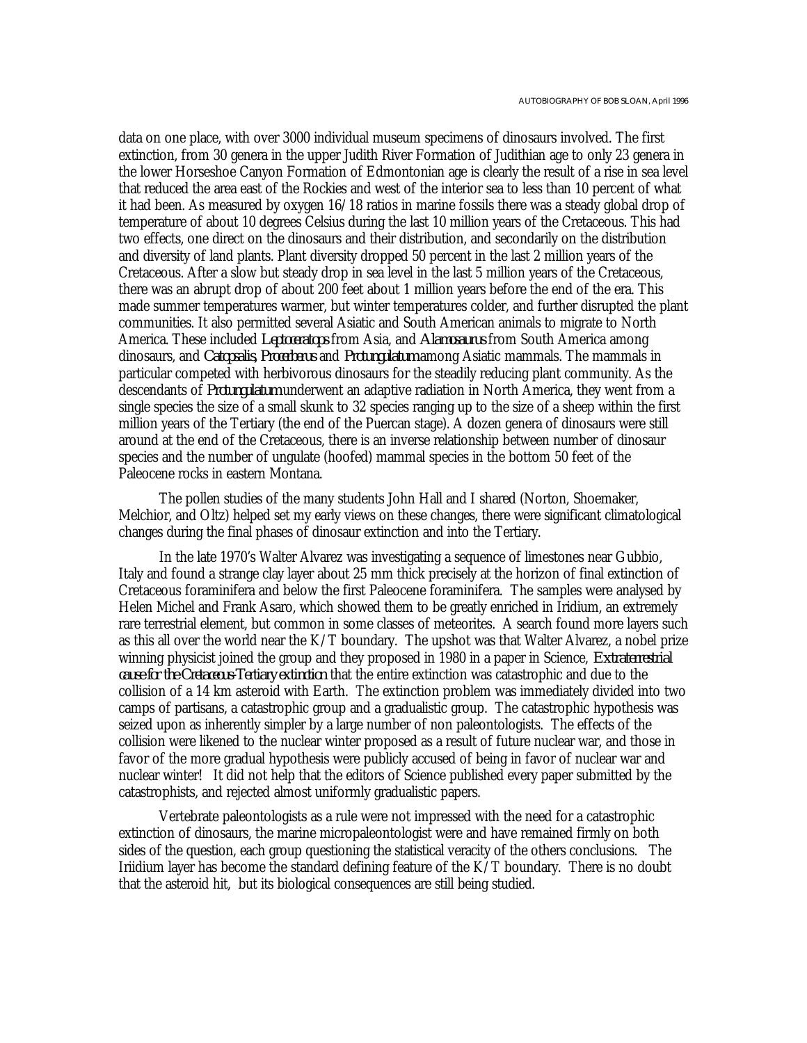data on one place, with over 3000 individual museum specimens of dinosaurs involved. The first extinction, from 30 genera in the upper Judith River Formation of Judithian age to only 23 genera in the lower Horseshoe Canyon Formation of Edmontonian age is clearly the result of a rise in sea level that reduced the area east of the Rockies and west of the interior sea to less than 10 percent of what it had been. As measured by oxygen 16/18 ratios in marine fossils there was a steady global drop of temperature of about 10 degrees Celsius during the last 10 million years of the Cretaceous. This had two effects, one direct on the dinosaurs and their distribution, and secondarily on the distribution and diversity of land plants. Plant diversity dropped 50 percent in the last 2 million years of the Cretaceous. After a slow but steady drop in sea level in the last 5 million years of the Cretaceous, there was an abrupt drop of about 200 feet about 1 million years before the end of the era. This made summer temperatures warmer, but winter temperatures colder, and further disrupted the plant communities. It also permitted several Asiatic and South American animals to migrate to North America. These included *Leptoceratops* from Asia, and *Alamosaurus* from South America among dinosaurs, and *Catopsalis, Procerberus* and *Protungulatum* among Asiatic mammals. The mammals in particular competed with herbivorous dinosaurs for the steadily reducing plant community. As the descendants of *Protungulatum* underwent an adaptive radiation in North America, they went from a single species the size of a small skunk to 32 species ranging up to the size of a sheep within the first million years of the Tertiary (the end of the Puercan stage). A dozen genera of dinosaurs were still around at the end of the Cretaceous, there is an inverse relationship between number of dinosaur species and the number of ungulate (hoofed) mammal species in the bottom 50 feet of the Paleocene rocks in eastern Montana.

The pollen studies of the many students John Hall and I shared (Norton, Shoemaker, Melchior, and Oltz) helped set my early views on these changes, there were significant climatological changes during the final phases of dinosaur extinction and into the Tertiary.

In the late 1970's Walter Alvarez was investigating a sequence of limestones near Gubbio, Italy and found a strange clay layer about 25 mm thick precisely at the horizon of final extinction of Cretaceous foraminifera and below the first Paleocene foraminifera. The samples were analysed by Helen Michel and Frank Asaro, which showed them to be greatly enriched in Iridium, an extremely rare terrestrial element, but common in some classes of meteorites. A search found more layers such as this all over the world near the K/T boundary. The upshot was that Walter Alvarez, a nobel prize winning physicist joined the group and they proposed in 1980 in a paper in Science, *Extraterrestrial cause for the Cretaceous-Tertiary extinction* that the entire extinction was catastrophic and due to the collision of a 14 km asteroid with Earth. The extinction problem was immediately divided into two camps of partisans, a catastrophic group and a gradualistic group. The catastrophic hypothesis was seized upon as inherently simpler by a large number of non paleontologists. The effects of the collision were likened to the nuclear winter proposed as a result of future nuclear war, and those in favor of the more gradual hypothesis were publicly accused of being in favor of nuclear war and nuclear winter! It did not help that the editors of Science published every paper submitted by the catastrophists, and rejected almost uniformly gradualistic papers.

Vertebrate paleontologists as a rule were not impressed with the need for a catastrophic extinction of dinosaurs, the marine micropaleontologist were and have remained firmly on both sides of the question, each group questioning the statistical veracity of the others conclusions. The Iriidium layer has become the standard defining feature of the K/T boundary. There is no doubt that the asteroid hit, but its biological consequences are still being studied.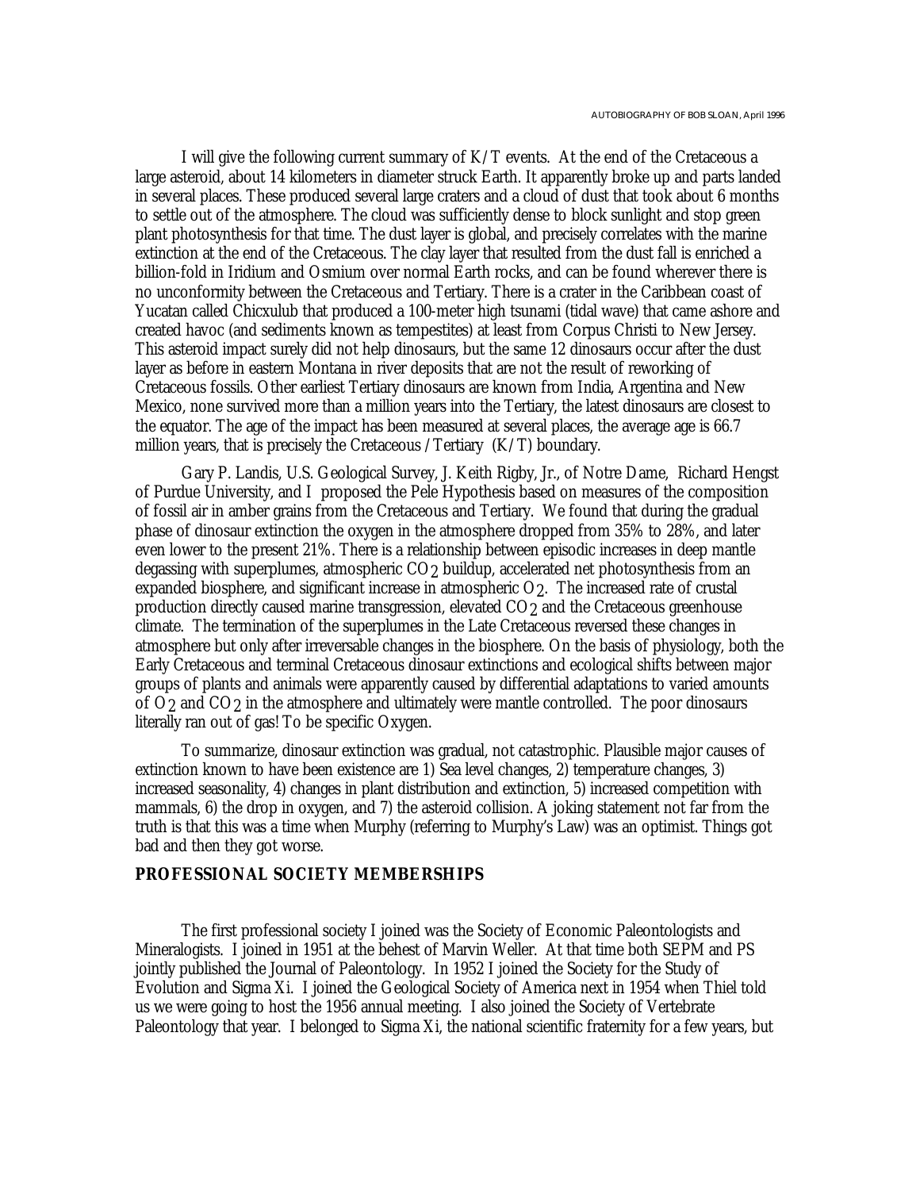I will give the following current summary of K/T events. At the end of the Cretaceous a large asteroid, about 14 kilometers in diameter struck Earth. It apparently broke up and parts landed in several places. These produced several large craters and a cloud of dust that took about 6 months to settle out of the atmosphere. The cloud was sufficiently dense to block sunlight and stop green plant photosynthesis for that time. The dust layer is global, and precisely correlates with the marine extinction at the end of the Cretaceous. The clay layer that resulted from the dust fall is enriched a billion-fold in Iridium and Osmium over normal Earth rocks, and can be found wherever there is no unconformity between the Cretaceous and Tertiary. There is a crater in the Caribbean coast of Yucatan called Chicxulub that produced a 100-meter high tsunami (tidal wave) that came ashore and created havoc (and sediments known as tempestites) at least from Corpus Christi to New Jersey. This asteroid impact surely did not help dinosaurs, but the same 12 dinosaurs occur after the dust layer as before in eastern Montana in river deposits that are not the result of reworking of Cretaceous fossils. Other earliest Tertiary dinosaurs are known from India, Argentina and New Mexico, none survived more than a million years into the Tertiary, the latest dinosaurs are closest to the equator. The age of the impact has been measured at several places, the average age is 66.7 million years, that is precisely the Cretaceous /Tertiary (K/T) boundary.

Gary P. Landis, U.S. Geological Survey, J. Keith Rigby, Jr., of Notre Dame, Richard Hengst of Purdue University, and I proposed the Pele Hypothesis based on measures of the composition of fossil air in amber grains from the Cretaceous and Tertiary. We found that during the gradual phase of dinosaur extinction the oxygen in the atmosphere dropped from 35% to 28%, and later even lower to the present 21%. There is a relationship between episodic increases in deep mantle degassing with superplumes, atmospheric $CO_2$ buildup, accelerated net photosynthesis from an expanded biosphere, and significant increase in atmospheric $O_2$. The increased rate of crustal production directly caused marine transgression, elevated $CO_2$ and the Cretaceous greenhouse climate. The termination of the superplumes in the Late Cretaceous reversed these changes in atmosphere but only after irreversable changes in the biosphere. On the basis of physiology, both the Early Cretaceous and terminal Cretaceous dinosaur extinctions and ecological shifts between major groups of plants and animals were apparently caused by differential adaptations to varied amounts of $O_2$ and $CO_2$ in the atmosphere and ultimately were mantle controlled. The poor dinosaurs literally ran out of gas! To be specific Oxygen.

To summarize, dinosaur extinction was gradual, not catastrophic. Plausible major causes of extinction known to have been existence are 1) Sea level changes, 2) temperature changes, 3) increased seasonality, 4) changes in plant distribution and extinction, 5) increased competition with mammals, 6) the drop in oxygen, and 7) the asteroid collision. A joking statement not far from the truth is that this was a time when Murphy (referring to Murphy's Law) was an optimist. Things got bad and then they got worse.

## PROFESSIONAL SOCIETY MEMBERSHIPS

The first professional society I joined was the Society of Economic Paleontologists and Mineralogists. I joined in 1951 at the behest of Marvin Weller. At that time both SEPM and PS jointly published the Journal of Paleontology. In 1952 I joined the Society for the Study of Evolution and Sigma Xi. I joined the Geological Society of America next in 1954 when Thiel told us we were going to host the 1956 annual meeting. I also joined the Society of Vertebrate Paleontology that year. I belonged to Sigma Xi, the national scientific fraternity for a few years, but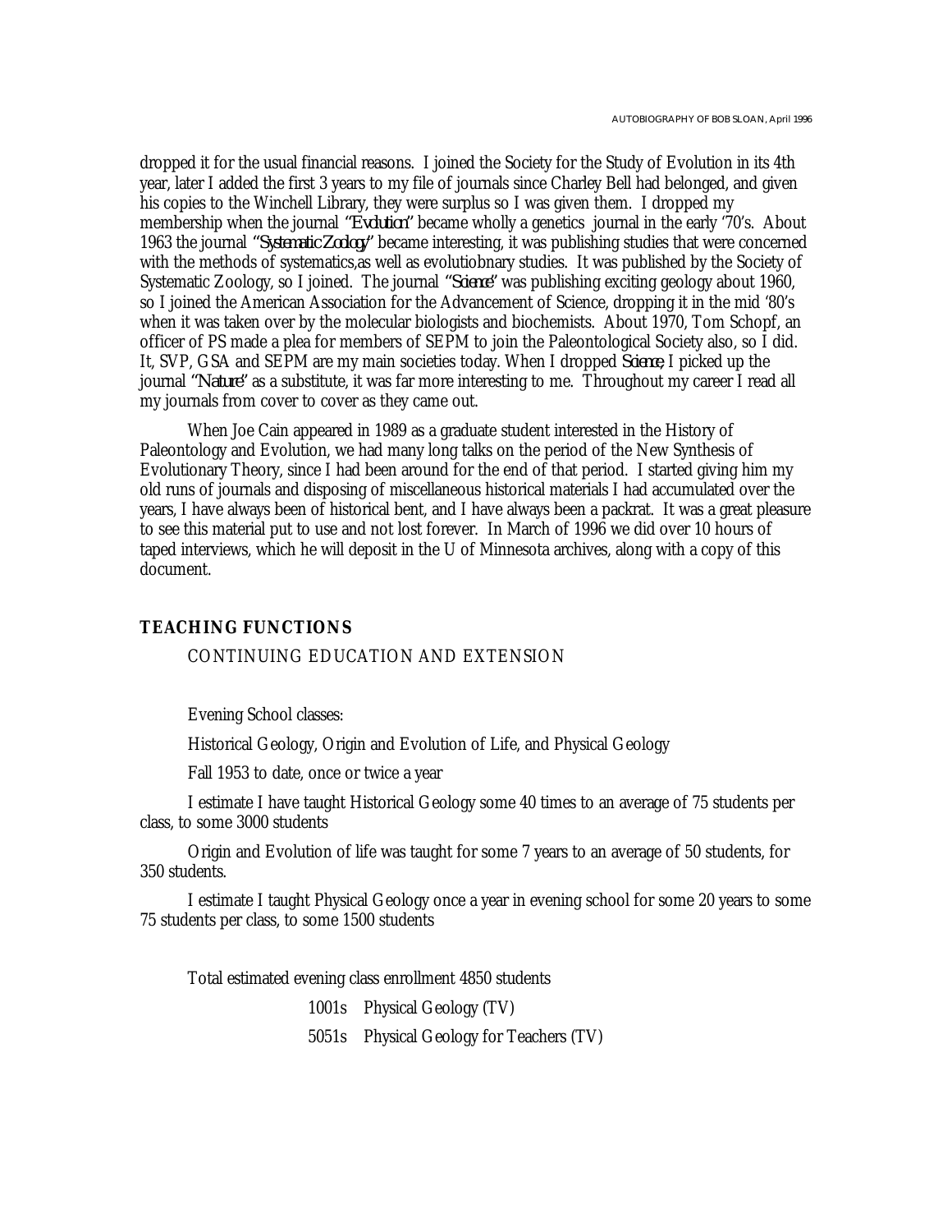dropped it for the usual financial reasons. I joined the Society for the Study of Evolution in its 4th year, later I added the first 3 years to my file of journals since Charley Bell had belonged, and given his copies to the Winchell Library, they were surplus so I was given them. I dropped my membership when the journal "*Evolution*" became wholly a genetics journal in the early '70's. About 1963 the journal "*Systematic Zoology*" became interesting, it was publishing studies that were concerned with the methods of systematics,as well as evolutiobnary studies. It was published by the Society of Systematic Zoology, so I joined. The journal "*Science*" was publishing exciting geology about 1960, so I joined the American Association for the Advancement of Science, dropping it in the mid '80's when it was taken over by the molecular biologists and biochemists. About 1970, Tom Schopf, an officer of PS made a plea for members of SEPM to join the Paleontological Society also, so I did. It, SVP, GSA and SEPM are my main societies today. When I dropped *Science*, I picked up the journal "*Nature*" as a substitute, it was far more interesting to me. Throughout my career I read all my journals from cover to cover as they came out.

When Joe Cain appeared in 1989 as a graduate student interested in the History of Paleontology and Evolution, we had many long talks on the period of the New Synthesis of Evolutionary Theory, since I had been around for the end of that period. I started giving him my old runs of journals and disposing of miscellaneous historical materials I had accumulated over the years, I have always been of historical bent, and I have always been a packrat. It was a great pleasure to see this material put to use and not lost forever. In March of 1996 we did over 10 hours of taped interviews, which he will deposit in the U of Minnesota archives, along with a copy of this document.

## TEACHING FUNCTIONS

### CONTINUING EDUCATION AND EXTENSION

Evening School classes:

Historical Geology, Origin and Evolution of Life, and Physical Geology

Fall 1953 to date, once or twice a year

I estimate I have taught Historical Geology some 40 times to an average of 75 students per class, to some 3000 students

Origin and Evolution of life was taught for some 7 years to an average of 50 students, for 350 students.

I estimate I taught Physical Geology once a year in evening school for some 20 years to some 75 students per class, to some 1500 students

Total estimated evening class enrollment 4850 students

1001s Physical Geology (TV)

5051s Physical Geology for Teachers (TV)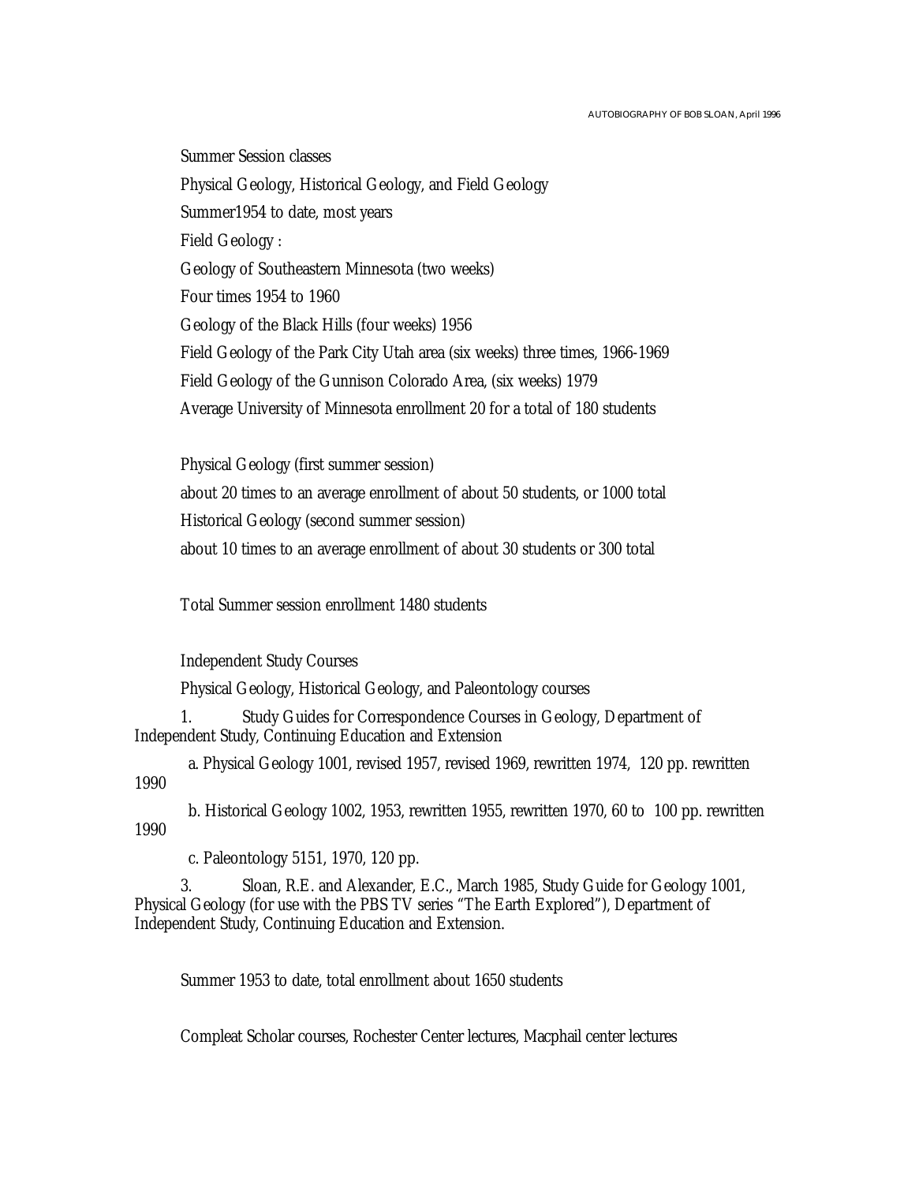Summer Session classes

Physical Geology, Historical Geology, and Field Geology

Summer1954 to date, most years

Field Geology :

Geology of Southeastern Minnesota (two weeks)

Four times 1954 to 1960

Geology of the Black Hills (four weeks) 1956

Field Geology of the Park City Utah area (six weeks) three times, 1966-1969

Field Geology of the Gunnison Colorado Area, (six weeks) 1979

Average University of Minnesota enrollment 20 for a total of 180 students

Physical Geology (first summer session)

about 20 times to an average enrollment of about 50 students, or 1000 total

Historical Geology (second summer session)

about 10 times to an average enrollment of about 30 students or 300 total

Total Summer session enrollment 1480 students

Independent Study Courses

Physical Geology, Historical Geology, and Paleontology courses

1. Study Guides for Correspondence Courses in Geology, Department of Independent Study, Continuing Education and Extension

   a. Physical Geology 1001, revised 1957, revised 1969, rewritten 1974, 120 pp. rewritten 1990

   b. Historical Geology 1002, 1953, rewritten 1955, rewritten 1970, 60 to 100 pp. rewritten 1990

   c. Paleontology 5151, 1970, 120 pp.

3. Sloan, R.E. and Alexander, E.C., March 1985, Study Guide for Geology 1001, Physical Geology (for use with the PBS TV series "The Earth Explored"), Department of Independent Study, Continuing Education and Extension.

Summer 1953 to date, total enrollment about 1650 students

Compleat Scholar courses, Rochester Center lectures, Macphail center lectures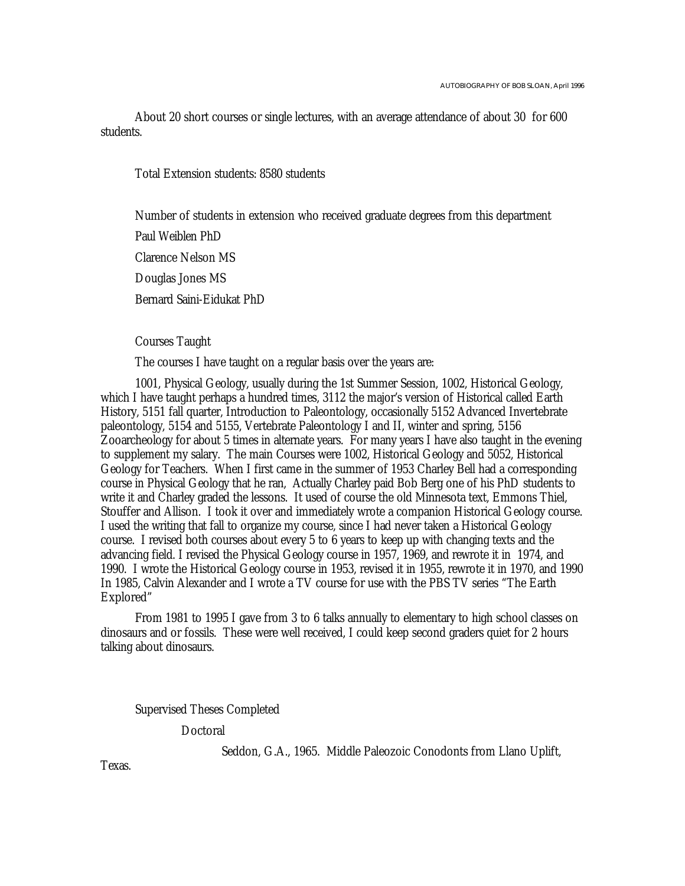About 20 short courses or single lectures, with an average attendance of about 30 for 600 students.

Total Extension students: 8580 students

Number of students in extension who received graduate degrees from this department

Paul Weiblen PhD

Clarence Nelson MS

Douglas Jones MS

Bernard Saini-Eidukat PhD

Courses Taught

The courses I have taught on a regular basis over the years are:

1001, Physical Geology, usually during the 1st Summer Session, 1002, Historical Geology, which I have taught perhaps a hundred times, 3112 the major's version of Historical called Earth History, 5151 fall quarter, Introduction to Paleontology, occasionally 5152 Advanced Invertebrate paleontology, 5154 and 5155, Vertebrate Paleontology I and II, winter and spring, 5156 Zooarcheology for about 5 times in alternate years. For many years I have also taught in the evening to supplement my salary. The main Courses were 1002, Historical Geology and 5052, Historical Geology for Teachers. When I first came in the summer of 1953 Charley Bell had a corresponding course in Physical Geology that he ran, Actually Charley paid Bob Berg one of his PhD students to write it and Charley graded the lessons. It used of course the old Minnesota text, Emmons Thiel, Stouffer and Allison. I took it over and immediately wrote a companion Historical Geology course. I used the writing that fall to organize my course, since I had never taken a Historical Geology course. I revised both courses about every 5 to 6 years to keep up with changing texts and the advancing field. I revised the Physical Geology course in 1957, 1969, and rewrote it in 1974, and 1990. I wrote the Historical Geology course in 1953, revised it in 1955, rewrote it in 1970, and 1990 In 1985, Calvin Alexander and I wrote a TV course for use with the PBS TV series "The Earth Explored"

From 1981 to 1995 I gave from 3 to 6 talks annually to elementary to high school classes on dinosaurs and or fossils. These were well received, I could keep second graders quiet for 2 hours talking about dinosaurs.

Supervised Theses Completed

Doctoral

Seddon, G.A., 1965. Middle Paleozoic Conodonts from Llano Uplift, Texas.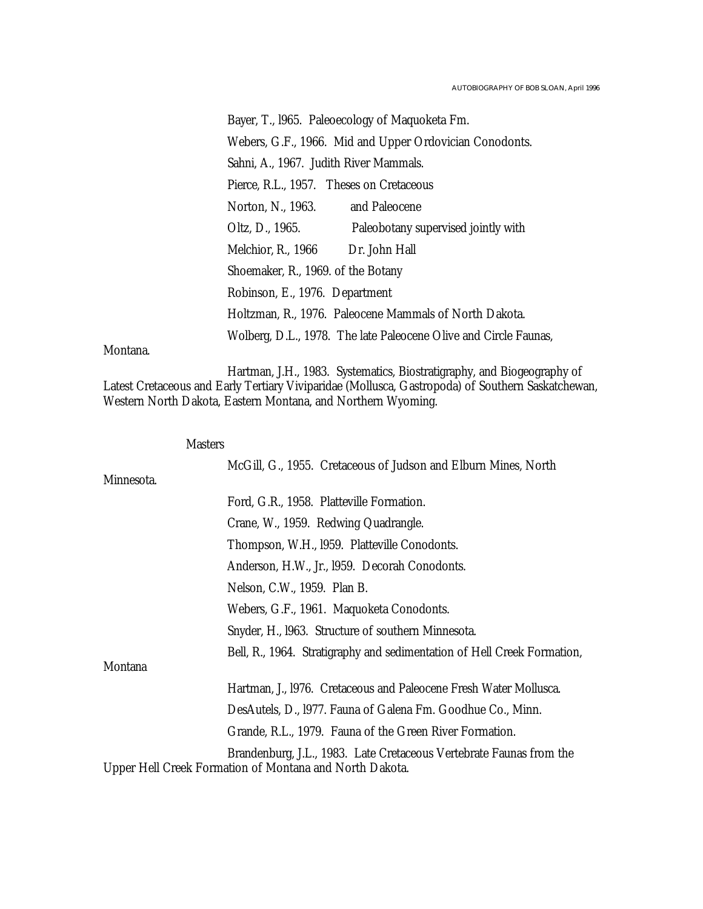Bayer, T., l965. Paleoecology of Maquoketa Fm.

Webers, G.F., 1966. Mid and Upper Ordovician Conodonts.

Sahni, A., 1967. Judith River Mammals.

Pierce, R.L., 1957. Theses on Cretaceous

Norton, N., 1963. and Paleocene

Oltz, D., 1965. Paleobotany supervised jointly with

Melchior, R., 1966 Dr. John Hall

Shoemaker, R., 1969. of the Botany

Robinson, E., 1976. Department

Holtzman, R., 1976. Paleocene Mammals of North Dakota.

Wolberg, D.L., 1978. The late Paleocene Olive and Circle Faunas, Montana.

Hartman, J.H., 1983. Systematics, Biostratigraphy, and Biogeography of Latest Cretaceous and Early Tertiary Viviparidae (Mollusca, Gastropoda) of Southern Saskatchewan, Western North Dakota, Eastern Montana, and Northern Wyoming.

Masters

McGill, G., 1955. Cretaceous of Judson and Elburn Mines, North Minnesota.

Ford, G.R., 1958. Platteville Formation.

Crane, W., 1959. Redwing Quadrangle.

Thompson, W.H., l959. Platteville Conodonts.

Anderson, H.W., Jr., l959. Decorah Conodonts.

Nelson, C.W., 1959. Plan B.

Webers, G.F., 1961. Maquoketa Conodonts.

Snyder, H., l963. Structure of southern Minnesota.

Bell, R., 1964. Stratigraphy and sedimentation of Hell Creek Formation, Montana

Hartman, J., l976. Cretaceous and Paleocene Fresh Water Mollusca.

DesAutels, D., l977. Fauna of Galena Fm. Goodhue Co., Minn.

Grande, R.L., 1979. Fauna of the Green River Formation.

Brandenburg, J.L., 1983. Late Cretaceous Vertebrate Faunas from the Upper Hell Creek Formation of Montana and North Dakota.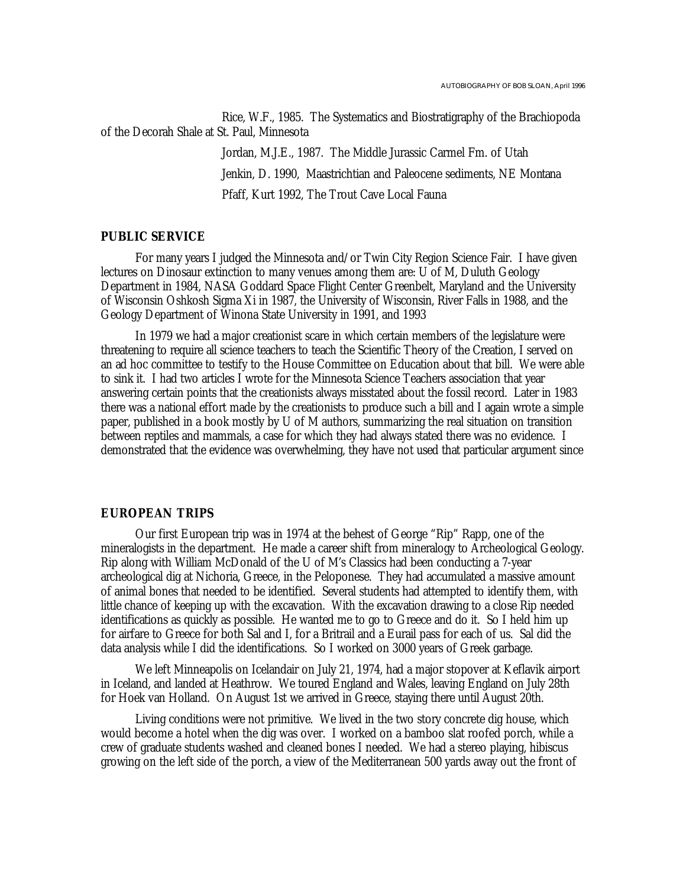Rice, W.F., 1985. The Systematics and Biostratigraphy of the Brachiopoda of the Decorah Shale at St. Paul, Minnesota

Jordan, M.J.E., 1987. The Middle Jurassic Carmel Fm. of Utah

Jenkin, D. 1990, Maastrichtian and Paleocene sediments, NE Montana

Pfaff, Kurt 1992, The Trout Cave Local Fauna

## PUBLIC SERVICE

For many years I judged the Minnesota and/or Twin City Region Science Fair. I have given lectures on Dinosaur extinction to many venues among them are: U of M, Duluth Geology Department in 1984, NASA Goddard Space Flight Center Greenbelt, Maryland and the University of Wisconsin Oshkosh Sigma Xi in 1987, the University of Wisconsin, River Falls in 1988, and the Geology Department of Winona State University in 1991, and 1993

In 1979 we had a major creationist scare in which certain members of the legislature were threatening to require all science teachers to teach the Scientific Theory of the Creation, I served on an ad hoc committee to testify to the House Committee on Education about that bill. We were able to sink it. I had two articles I wrote for the Minnesota Science Teachers association that year answering certain points that the creationists always misstated about the fossil record. Later in 1983 there was a national effort made by the creationists to produce such a bill and I again wrote a simple paper, published in a book mostly by U of M authors, summarizing the real situation on transition between reptiles and mammals, a case for which they had always stated there was no evidence. I demonstrated that the evidence was overwhelming, they have not used that particular argument since

## EUROPEAN TRIPS

Our first European trip was in 1974 at the behest of George "Rip" Rapp, one of the mineralogists in the department. He made a career shift from mineralogy to Archeological Geology. Rip along with William McDonald of the U of M's Classics had been conducting a 7-year archeological dig at Nichoria, Greece, in the Peloponese. They had accumulated a massive amount of animal bones that needed to be identified. Several students had attempted to identify them, with little chance of keeping up with the excavation. With the excavation drawing to a close Rip needed identifications as quickly as possible. He wanted me to go to Greece and do it. So I held him up for airfare to Greece for both Sal and I, for a Britrail and a Eurail pass for each of us. Sal did the data analysis while I did the identifications. So I worked on 3000 years of Greek garbage.

We left Minneapolis on Icelandair on July 21, 1974, had a major stopover at Keflavik airport in Iceland, and landed at Heathrow. We toured England and Wales, leaving England on July 28th for Hoek van Holland. On August 1st we arrived in Greece, staying there until August 20th.

Living conditions were not primitive. We lived in the two story concrete dig house, which would become a hotel when the dig was over. I worked on a bamboo slat roofed porch, while a crew of graduate students washed and cleaned bones I needed. We had a stereo playing, hibiscus growing on the left side of the porch, a view of the Mediterranean 500 yards away out the front of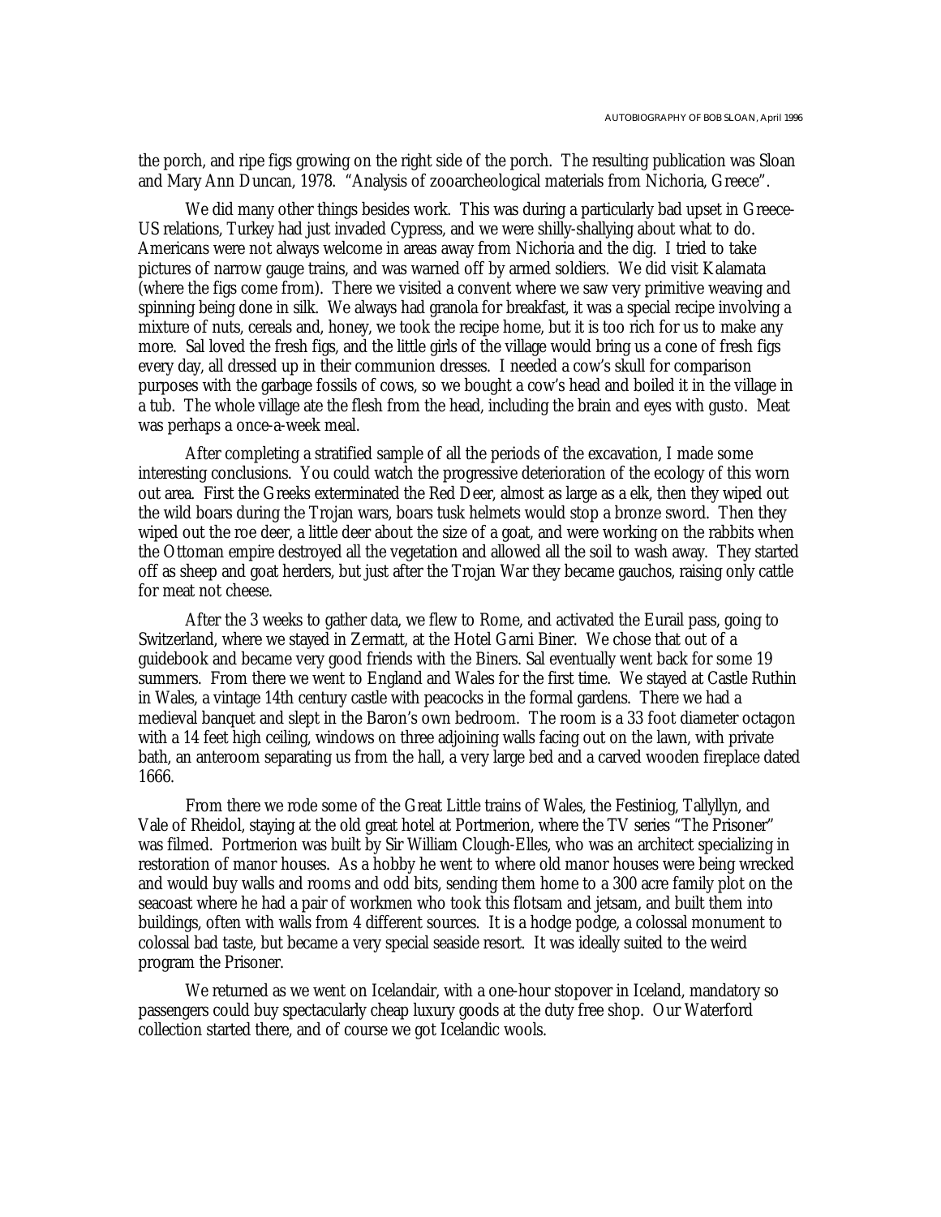the porch, and ripe figs growing on the right side of the porch. The resulting publication was Sloan and Mary Ann Duncan, 1978. "Analysis of zooarcheological materials from Nichoria, Greece".

We did many other things besides work. This was during a particularly bad upset in Greece-US relations, Turkey had just invaded Cypress, and we were shilly-shallying about what to do. Americans were not always welcome in areas away from Nichoria and the dig. I tried to take pictures of narrow gauge trains, and was warned off by armed soldiers. We did visit Kalamata (where the figs come from). There we visited a convent where we saw very primitive weaving and spinning being done in silk. We always had granola for breakfast, it was a special recipe involving a mixture of nuts, cereals and, honey, we took the recipe home, but it is too rich for us to make any more. Sal loved the fresh figs, and the little girls of the village would bring us a cone of fresh figs every day, all dressed up in their communion dresses. I needed a cow's skull for comparison purposes with the garbage fossils of cows, so we bought a cow's head and boiled it in the village in a tub. The whole village ate the flesh from the head, including the brain and eyes with gusto. Meat was perhaps a once-a-week meal.

After completing a stratified sample of all the periods of the excavation, I made some interesting conclusions. You could watch the progressive deterioration of the ecology of this worn out area. First the Greeks exterminated the Red Deer, almost as large as a elk, then they wiped out the wild boars during the Trojan wars, boars tusk helmets would stop a bronze sword. Then they wiped out the roe deer, a little deer about the size of a goat, and were working on the rabbits when the Ottoman empire destroyed all the vegetation and allowed all the soil to wash away. They started off as sheep and goat herders, but just after the Trojan War they became gauchos, raising only cattle for meat not cheese.

After the 3 weeks to gather data, we flew to Rome, and activated the Eurail pass, going to Switzerland, where we stayed in Zermatt, at the Hotel Garni Biner. We chose that out of a guidebook and became very good friends with the Biners. Sal eventually went back for some 19 summers. From there we went to England and Wales for the first time. We stayed at Castle Ruthin in Wales, a vintage 14th century castle with peacocks in the formal gardens. There we had a medieval banquet and slept in the Baron's own bedroom. The room is a 33 foot diameter octagon with a 14 feet high ceiling, windows on three adjoining walls facing out on the lawn, with private bath, an anteroom separating us from the hall, a very large bed and a carved wooden fireplace dated 1666.

From there we rode some of the Great Little trains of Wales, the Festiniog, Tallyllyn, and Vale of Rheidol, staying at the old great hotel at Portmerion, where the TV series "The Prisoner" was filmed. Portmerion was built by Sir William Clough-Elles, who was an architect specializing in restoration of manor houses. As a hobby he went to where old manor houses were being wrecked and would buy walls and rooms and odd bits, sending them home to a 300 acre family plot on the seacoast where he had a pair of workmen who took this flotsam and jetsam, and built them into buildings, often with walls from 4 different sources. It is a hodge podge, a colossal monument to colossal bad taste, but became a very special seaside resort. It was ideally suited to the weird program the Prisoner.

We returned as we went on Icelandair, with a one-hour stopover in Iceland, mandatory so passengers could buy spectacularly cheap luxury goods at the duty free shop. Our Waterford collection started there, and of course we got Icelandic wools.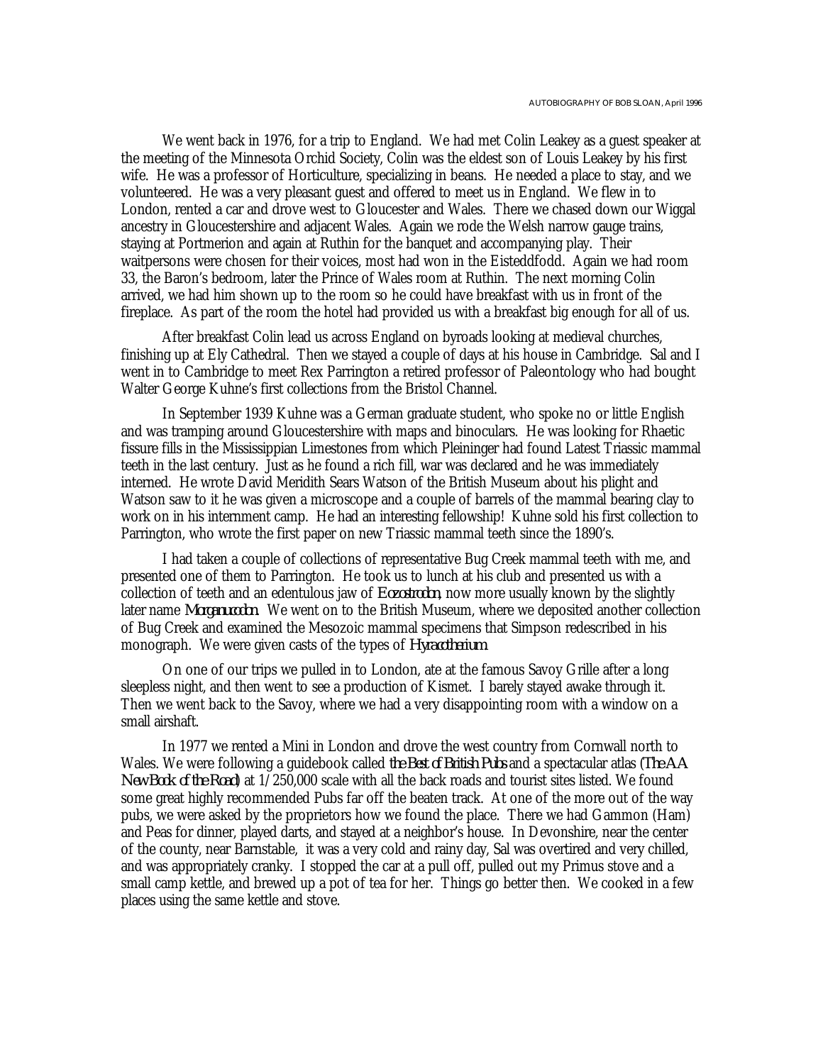We went back in 1976, for a trip to England. We had met Colin Leakey as a guest speaker at the meeting of the Minnesota Orchid Society, Colin was the eldest son of Louis Leakey by his first wife. He was a professor of Horticulture, specializing in beans. He needed a place to stay, and we volunteered. He was a very pleasant guest and offered to meet us in England. We flew in to London, rented a car and drove west to Gloucester and Wales. There we chased down our Wiggal ancestry in Gloucestershire and adjacent Wales. Again we rode the Welsh narrow gauge trains, staying at Portmerion and again at Ruthin for the banquet and accompanying play. Their waitpersons were chosen for their voices, most had won in the Eisteddfodd. Again we had room 33, the Baron's bedroom, later the Prince of Wales room at Ruthin. The next morning Colin arrived, we had him shown up to the room so he could have breakfast with us in front of the fireplace. As part of the room the hotel had provided us with a breakfast big enough for all of us.

After breakfast Colin lead us across England on byroads looking at medieval churches, finishing up at Ely Cathedral. Then we stayed a couple of days at his house in Cambridge. Sal and I went in to Cambridge to meet Rex Parrington a retired professor of Paleontology who had bought Walter George Kuhne's first collections from the Bristol Channel.

In September 1939 Kuhne was a German graduate student, who spoke no or little English and was tramping around Gloucestershire with maps and binoculars. He was looking for Rhaetic fissure fills in the Mississippian Limestones from which Pleininger had found Latest Triassic mammal teeth in the last century. Just as he found a rich fill, war was declared and he was immediately interned. He wrote David Meridith Sears Watson of the British Museum about his plight and Watson saw to it he was given a microscope and a couple of barrels of the mammal bearing clay to work on in his internment camp. He had an interesting fellowship! Kuhne sold his first collection to Parrington, who wrote the first paper on new Triassic mammal teeth since the 1890's.

I had taken a couple of collections of representative Bug Creek mammal teeth with me, and presented one of them to Parrington. He took us to lunch at his club and presented us with a collection of teeth and an edentulous jaw of *Eozostrodon*, now more usually known by the slightly later name *Morganucodon*. We went on to the British Museum, where we deposited another collection of Bug Creek and examined the Mesozoic mammal specimens that Simpson redescribed in his monograph. We were given casts of the types of *Hyracotherium*.

On one of our trips we pulled in to London, ate at the famous Savoy Grille after a long sleepless night, and then went to see a production of Kismet. I barely stayed awake through it. Then we went back to the Savoy, where we had a very disappointing room with a window on a small airshaft.

In 1977 we rented a Mini in London and drove the west country from Cornwall north to Wales. We were following a guidebook called *the Best of British Pubs* and a spectacular atlas (*The AA New Book of the Road*) at 1/250,000 scale with all the back roads and tourist sites listed. We found some great highly recommended Pubs far off the beaten track. At one of the more out of the way pubs, we were asked by the proprietors how we found the place. There we had Gammon (Ham) and Peas for dinner, played darts, and stayed at a neighbor's house. In Devonshire, near the center of the county, near Barnstable, it was a very cold and rainy day, Sal was overtired and very chilled, and was appropriately cranky. I stopped the car at a pull off, pulled out my Primus stove and a small camp kettle, and brewed up a pot of tea for her. Things go better then. We cooked in a few places using the same kettle and stove.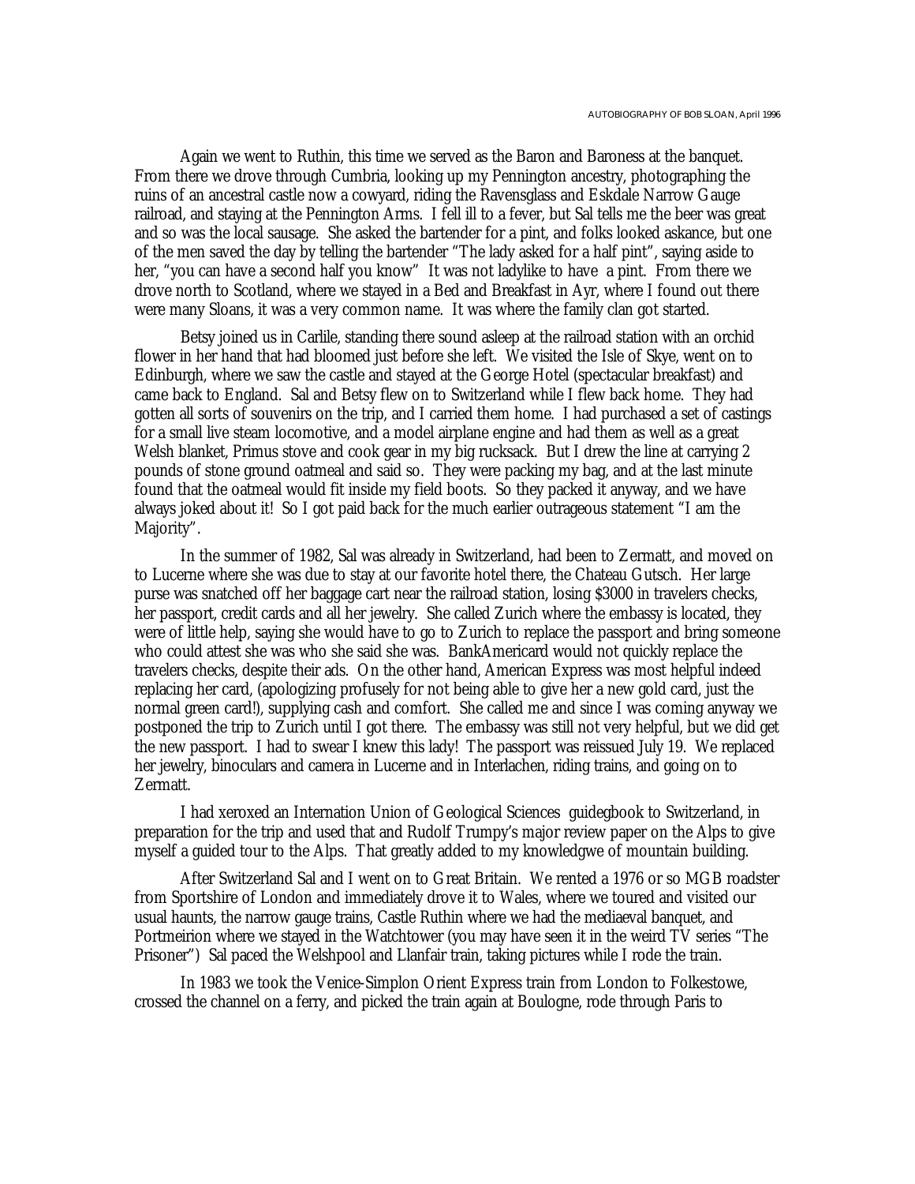Again we went to Ruthin, this time we served as the Baron and Baroness at the banquet. From there we drove through Cumbria, looking up my Pennington ancestry, photographing the ruins of an ancestral castle now a cowyard, riding the Ravensglass and Eskdale Narrow Gauge railroad, and staying at the Pennington Arms. I fell ill to a fever, but Sal tells me the beer was great and so was the local sausage. She asked the bartender for a pint, and folks looked askance, but one of the men saved the day by telling the bartender "The lady asked for a half pint", saying aside to her, "you can have a second half you know" It was not ladylike to have a pint. From there we drove north to Scotland, where we stayed in a Bed and Breakfast in Ayr, where I found out there were many Sloans, it was a very common name. It was where the family clan got started.

Betsy joined us in Carlile, standing there sound asleep at the railroad station with an orchid flower in her hand that had bloomed just before she left. We visited the Isle of Skye, went on to Edinburgh, where we saw the castle and stayed at the George Hotel (spectacular breakfast) and came back to England. Sal and Betsy flew on to Switzerland while I flew back home. They had gotten all sorts of souvenirs on the trip, and I carried them home. I had purchased a set of castings for a small live steam locomotive, and a model airplane engine and had them as well as a great Welsh blanket, Primus stove and cook gear in my big rucksack. But I drew the line at carrying 2 pounds of stone ground oatmeal and said so. They were packing my bag, and at the last minute found that the oatmeal would fit inside my field boots. So they packed it anyway, and we have always joked about it! So I got paid back for the much earlier outrageous statement "I am the Majority".

In the summer of 1982, Sal was already in Switzerland, had been to Zermatt, and moved on to Lucerne where she was due to stay at our favorite hotel there, the Chateau Gutsch. Her large purse was snatched off her baggage cart near the railroad station, losing $3000 in travelers checks, her passport, credit cards and all her jewelry. She called Zurich where the embassy is located, they were of little help, saying she would have to go to Zurich to replace the passport and bring someone who could attest she was who she said she was. BankAmericard would not quickly replace the travelers checks, despite their ads. On the other hand, American Express was most helpful indeed replacing her card, (apologizing profusely for not being able to give her a new gold card, just the normal green card!), supplying cash and comfort. She called me and since I was coming anyway we postponed the trip to Zurich until I got there. The embassy was still not very helpful, but we did get the new passport. I had to swear I knew this lady! The passport was reissued July 19. We replaced her jewelry, binoculars and camera in Lucerne and in Interlachen, riding trains, and going on to Zermatt.

I had xeroxed an Internation Union of Geological Sciences guidegbook to Switzerland, in preparation for the trip and used that and Rudolf Trumpy's major review paper on the Alps to give myself a guided tour to the Alps. That greatly added to my knowledgwe of mountain building.

After Switzerland Sal and I went on to Great Britain. We rented a 1976 or so MGB roadster from Sportshire of London and immediately drove it to Wales, where we toured and visited our usual haunts, the narrow gauge trains, Castle Ruthin where we had the mediaeval banquet, and Portmeirion where we stayed in the Watchtower (you may have seen it in the weird TV series "The Prisoner") Sal paced the Welshpool and Llanfair train, taking pictures while I rode the train.

In 1983 we took the Venice-Simplon Orient Express train from London to Folkestowe, crossed the channel on a ferry, and picked the train again at Boulogne, rode through Paris to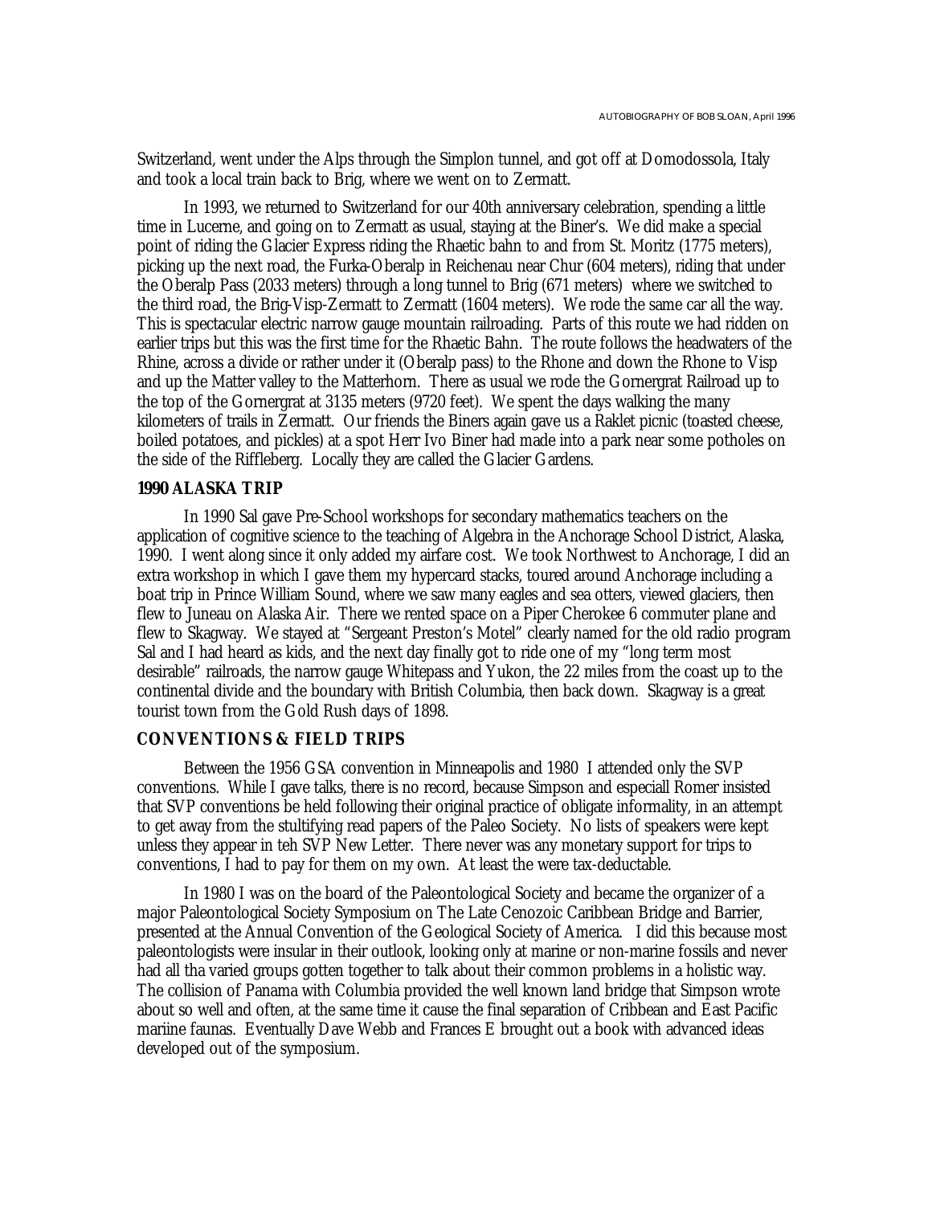Switzerland, went under the Alps through the Simplon tunnel, and got off at Domodossola, Italy and took a local train back to Brig, where we went on to Zermatt.

In 1993, we returned to Switzerland for our 40th anniversary celebration, spending a little time in Lucerne, and going on to Zermatt as usual, staying at the Biner's. We did make a special point of riding the Glacier Express riding the Rhaetic bahn to and from St. Moritz (1775 meters), picking up the next road, the Furka-Oberalp in Reichenau near Chur (604 meters), riding that under the Oberalp Pass (2033 meters) through a long tunnel to Brig (671 meters) where we switched to the third road, the Brig-Visp-Zermatt to Zermatt (1604 meters). We rode the same car all the way. This is spectacular electric narrow gauge mountain railroading. Parts of this route we had ridden on earlier trips but this was the first time for the Rhaetic Bahn. The route follows the headwaters of the Rhine, across a divide or rather under it (Oberalp pass) to the Rhone and down the Rhone to Visp and up the Matter valley to the Matterhorn. There as usual we rode the Gornergrat Railroad up to the top of the Gornergrat at 3135 meters (9720 feet). We spent the days walking the many kilometers of trails in Zermatt. Our friends the Biners again gave us a Raklet picnic (toasted cheese, boiled potatoes, and pickles) at a spot Herr Ivo Biner had made into a park near some potholes on the side of the Riffleberg. Locally they are called the Glacier Gardens.

### 1990 ALASKA TRIP

In 1990 Sal gave Pre-School workshops for secondary mathematics teachers on the application of cognitive science to the teaching of Algebra in the Anchorage School District, Alaska, 1990. I went along since it only added my airfare cost. We took Northwest to Anchorage, I did an extra workshop in which I gave them my hypercard stacks, toured around Anchorage including a boat trip in Prince William Sound, where we saw many eagles and sea otters, viewed glaciers, then flew to Juneau on Alaska Air. There we rented space on a Piper Cherokee 6 commuter plane and flew to Skagway. We stayed at "Sergeant Preston's Motel" clearly named for the old radio program Sal and I had heard as kids, and the next day finally got to ride one of my "long term most desirable" railroads, the narrow gauge Whitepass and Yukon, the 22 miles from the coast up to the continental divide and the boundary with British Columbia, then back down. Skagway is a great tourist town from the Gold Rush days of 1898.

### CONVENTIONS & FIELD TRIPS

Between the 1956 GSA convention in Minneapolis and 1980 I attended only the SVP conventions. While I gave talks, there is no record, because Simpson and especiall Romer insisted that SVP conventions be held following their original practice of obligate informality, in an attempt to get away from the stultifying read papers of the Paleo Society. No lists of speakers were kept unless they appear in teh SVP New Letter. There never was any monetary support for trips to conventions, I had to pay for them on my own. At least the were tax-deductable.

In 1980 I was on the board of the Paleontological Society and became the organizer of a major Paleontological Society Symposium on The Late Cenozoic Caribbean Bridge and Barrier, presented at the Annual Convention of the Geological Society of America. I did this because most paleontologists were insular in their outlook, looking only at marine or non-marine fossils and never had all tha varied groups gotten together to talk about their common problems in a holistic way. The collision of Panama with Columbia provided the well known land bridge that Simpson wrote about so well and often, at the same time it cause the final separation of Cribbean and East Pacific mariine faunas. Eventually Dave Webb and Frances E brought out a book with advanced ideas developed out of the symposium.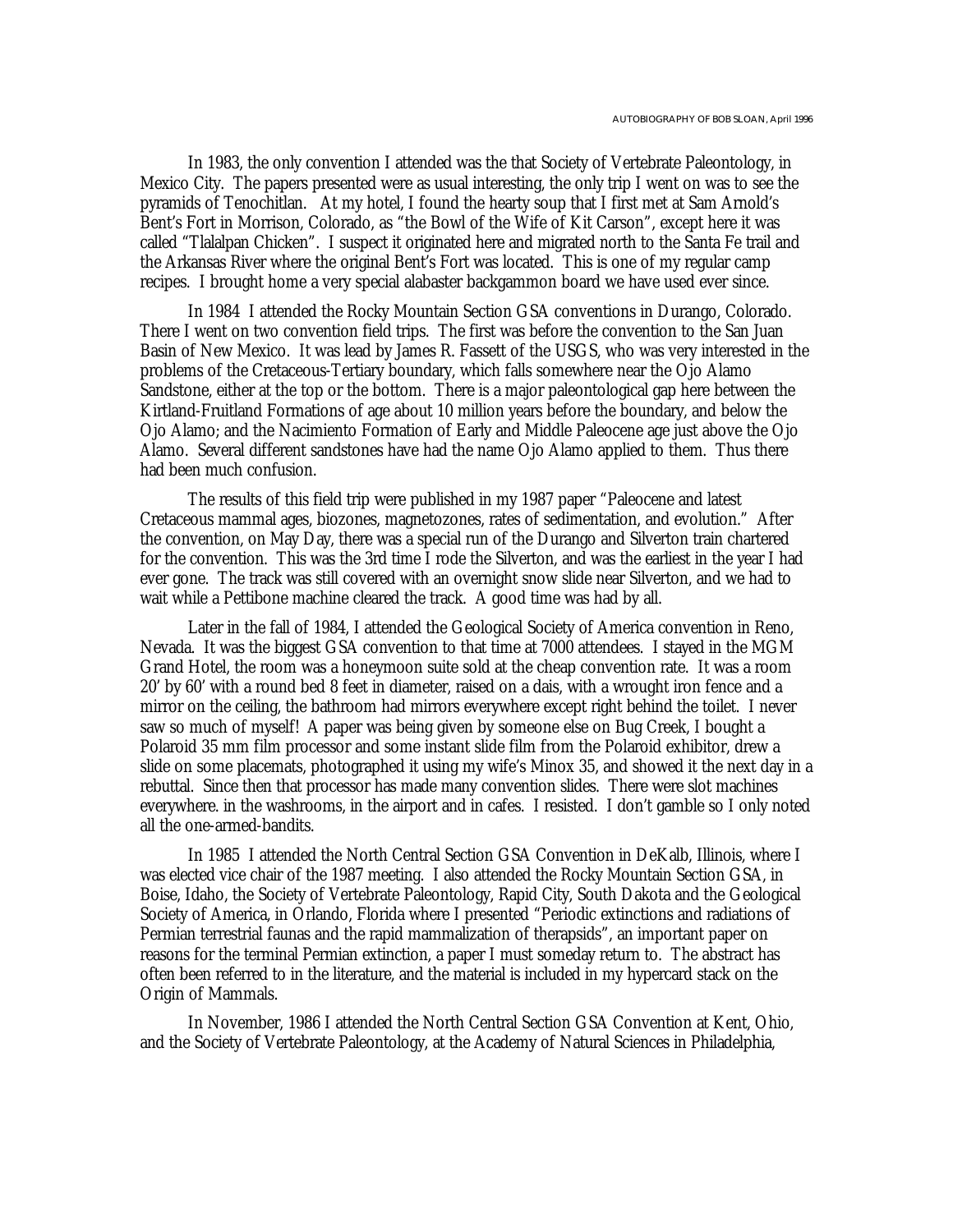In 1983, the only convention I attended was the that Society of Vertebrate Paleontology, in Mexico City. The papers presented were as usual interesting, the only trip I went on was to see the pyramids of Tenochitlan. At my hotel, I found the hearty soup that I first met at Sam Arnold's Bent's Fort in Morrison, Colorado, as "the Bowl of the Wife of Kit Carson", except here it was called "Tlalalpan Chicken". I suspect it originated here and migrated north to the Santa Fe trail and the Arkansas River where the original Bent's Fort was located. This is one of my regular camp recipes. I brought home a very special alabaster backgammon board we have used ever since.

In 1984 I attended the Rocky Mountain Section GSA conventions in Durango, Colorado. There I went on two convention field trips. The first was before the convention to the San Juan Basin of New Mexico. It was lead by James R. Fassett of the USGS, who was very interested in the problems of the Cretaceous-Tertiary boundary, which falls somewhere near the Ojo Alamo Sandstone, either at the top or the bottom. There is a major paleontological gap here between the Kirtland-Fruitland Formations of age about 10 million years before the boundary, and below the Ojo Alamo; and the Nacimiento Formation of Early and Middle Paleocene age just above the Ojo Alamo. Several different sandstones have had the name Ojo Alamo applied to them. Thus there had been much confusion.

The results of this field trip were published in my 1987 paper "Paleocene and latest Cretaceous mammal ages, biozones, magnetozones, rates of sedimentation, and evolution." After the convention, on May Day, there was a special run of the Durango and Silverton train chartered for the convention. This was the 3rd time I rode the Silverton, and was the earliest in the year I had ever gone. The track was still covered with an overnight snow slide near Silverton, and we had to wait while a Pettibone machine cleared the track. A good time was had by all.

Later in the fall of 1984, I attended the Geological Society of America convention in Reno, Nevada. It was the biggest GSA convention to that time at 7000 attendees. I stayed in the MGM Grand Hotel, the room was a honeymoon suite sold at the cheap convention rate. It was a room 20' by 60' with a round bed 8 feet in diameter, raised on a dais, with a wrought iron fence and a mirror on the ceiling, the bathroom had mirrors everywhere except right behind the toilet. I never saw so much of myself! A paper was being given by someone else on Bug Creek, I bought a Polaroid 35 mm film processor and some instant slide film from the Polaroid exhibitor, drew a slide on some placemats, photographed it using my wife's Minox 35, and showed it the next day in a rebuttal. Since then that processor has made many convention slides. There were slot machines everywhere. in the washrooms, in the airport and in cafes. I resisted. I don't gamble so I only noted all the one-armed-bandits.

In 1985 I attended the North Central Section GSA Convention in DeKalb, Illinois, where I was elected vice chair of the 1987 meeting. I also attended the Rocky Mountain Section GSA, in Boise, Idaho, the Society of Vertebrate Paleontology, Rapid City, South Dakota and the Geological Society of America, in Orlando, Florida where I presented "Periodic extinctions and radiations of Permian terrestrial faunas and the rapid mammalization of therapsids", an important paper on reasons for the terminal Permian extinction, a paper I must someday return to. The abstract has often been referred to in the literature, and the material is included in my hypercard stack on the Origin of Mammals.

In November, 1986 I attended the North Central Section GSA Convention at Kent, Ohio, and the Society of Vertebrate Paleontology, at the Academy of Natural Sciences in Philadelphia,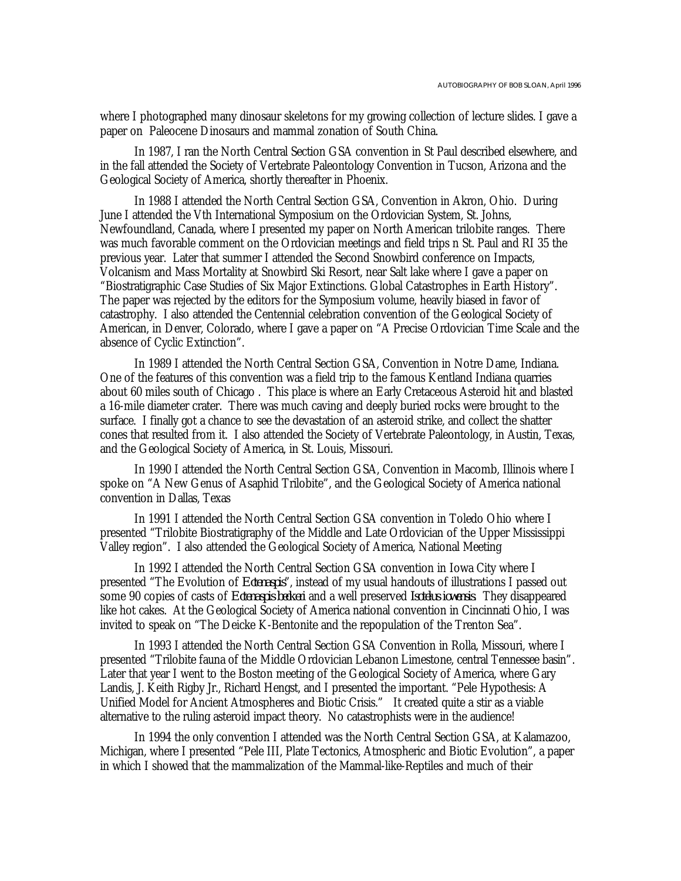where I photographed many dinosaur skeletons for my growing collection of lecture slides. I gave a paper on Paleocene Dinosaurs and mammal zonation of South China.

In 1987, I ran the North Central Section GSA convention in St Paul described elsewhere, and in the fall attended the Society of Vertebrate Paleontology Convention in Tucson, Arizona and the Geological Society of America, shortly thereafter in Phoenix.

In 1988 I attended the North Central Section GSA, Convention in Akron, Ohio. During June I attended the Vth International Symposium on the Ordovician System, St. Johns, Newfoundland, Canada, where I presented my paper on North American trilobite ranges. There was much favorable comment on the Ordovician meetings and field trips n St. Paul and RI 35 the previous year. Later that summer I attended the Second Snowbird conference on Impacts, Volcanism and Mass Mortality at Snowbird Ski Resort, near Salt lake where I gave a paper on "Biostratigraphic Case Studies of Six Major Extinctions. Global Catastrophes in Earth History". The paper was rejected by the editors for the Symposium volume, heavily biased in favor of catastrophy. I also attended the Centennial celebration convention of the Geological Society of American, in Denver, Colorado, where I gave a paper on "A Precise Ordovician Time Scale and the absence of Cyclic Extinction".

In 1989 I attended the North Central Section GSA, Convention in Notre Dame, Indiana. One of the features of this convention was a field trip to the famous Kentland Indiana quarries about 60 miles south of Chicago . This place is where an Early Cretaceous Asteroid hit and blasted a 16-mile diameter crater. There was much caving and deeply buried rocks were brought to the surface. I finally got a chance to see the devastation of an asteroid strike, and collect the shatter cones that resulted from it. I also attended the Society of Vertebrate Paleontology, in Austin, Texas, and the Geological Society of America, in St. Louis, Missouri.

In 1990 I attended the North Central Section GSA, Convention in Macomb, Illinois where I spoke on "A New Genus of Asaphid Trilobite", and the Geological Society of America national convention in Dallas, Texas

In 1991 I attended the North Central Section GSA convention in Toledo Ohio where I presented "Trilobite Biostratigraphy of the Middle and Late Ordovician of the Upper Mississippi Valley region". I also attended the Geological Society of America, National Meeting

In 1992 I attended the North Central Section GSA convention in Iowa City where I presented "The Evolution of *Ectenaspis*", instead of my usual handouts of illustrations I passed out some 90 copies of casts of *Ectenaspis beckeri* and a well preserved *Isotelus iowensis*. They disappeared like hot cakes. At the Geological Society of America national convention in Cincinnati Ohio, I was invited to speak on "The Deicke K-Bentonite and the repopulation of the Trenton Sea".

In 1993 I attended the North Central Section GSA Convention in Rolla, Missouri, where I presented "Trilobite fauna of the Middle Ordovician Lebanon Limestone, central Tennessee basin". Later that year I went to the Boston meeting of the Geological Society of America, where Gary Landis, J. Keith Rigby Jr., Richard Hengst, and I presented the important. "Pele Hypothesis: A Unified Model for Ancient Atmospheres and Biotic Crisis." It created quite a stir as a viable alternative to the ruling asteroid impact theory. No catastrophists were in the audience!

In 1994 the only convention I attended was the North Central Section GSA, at Kalamazoo, Michigan, where I presented "Pele III, Plate Tectonics, Atmospheric and Biotic Evolution", a paper in which I showed that the mammalization of the Mammal-like-Reptiles and much of their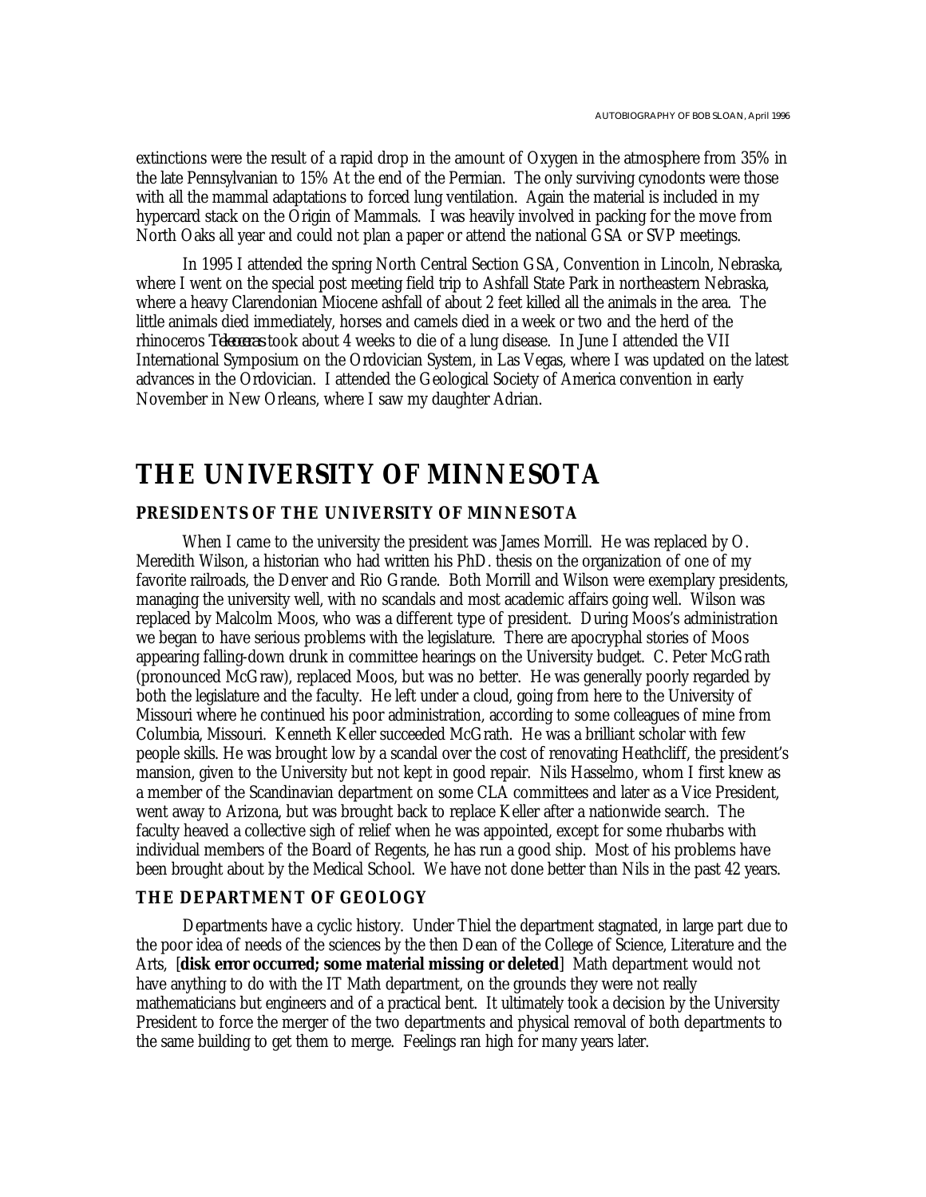extinctions were the result of a rapid drop in the amount of Oxygen in the atmosphere from 35% in the late Pennsylvanian to 15% At the end of the Permian. The only surviving cynodonts were those with all the mammal adaptations to forced lung ventilation. Again the material is included in my hypercard stack on the Origin of Mammals. I was heavily involved in packing for the move from North Oaks all year and could not plan a paper or attend the national GSA or SVP meetings.

In 1995 I attended the spring North Central Section GSA, Convention in Lincoln, Nebraska, where I went on the special post meeting field trip to Ashfall State Park in northeastern Nebraska, where a heavy Clarendonian Miocene ashfall of about 2 feet killed all the animals in the area. The little animals died immediately, horses and camels died in a week or two and the herd of the rhinoceros *Teleoceras* took about 4 weeks to die of a lung disease. In June I attended the VII International Symposium on the Ordovician System, in Las Vegas, where I was updated on the latest advances in the Ordovician. I attended the Geological Society of America convention in early November in New Orleans, where I saw my daughter Adrian.

# THE UNIVERSITY OF MINNESOTA

## PRESIDENTS OF THE UNIVERSITY OF MINNESOTA

When I came to the university the president was James Morrill. He was replaced by O. Meredith Wilson, a historian who had written his PhD. thesis on the organization of one of my favorite railroads, the Denver and Rio Grande. Both Morrill and Wilson were exemplary presidents, managing the university well, with no scandals and most academic affairs going well. Wilson was replaced by Malcolm Moos, who was a different type of president. During Moos's administration we began to have serious problems with the legislature. There are apocryphal stories of Moos appearing falling-down drunk in committee hearings on the University budget. C. Peter McGrath (pronounced McGraw), replaced Moos, but was no better. He was generally poorly regarded by both the legislature and the faculty. He left under a cloud, going from here to the University of Missouri where he continued his poor administration, according to some colleagues of mine from Columbia, Missouri. Kenneth Keller succeeded McGrath. He was a brilliant scholar with few people skills. He was brought low by a scandal over the cost of renovating Heathcliff, the president's mansion, given to the University but not kept in good repair. Nils Hasselmo, whom I first knew as a member of the Scandinavian department on some CLA committees and later as a Vice President, went away to Arizona, but was brought back to replace Keller after a nationwide search. The faculty heaved a collective sigh of relief when he was appointed, except for some rhubarbs with individual members of the Board of Regents, he has run a good ship. Most of his problems have been brought about by the Medical School. We have not done better than Nils in the past 42 years.

## THE DEPARTMENT OF GEOLOGY

Departments have a cyclic history. Under Thiel the department stagnated, in large part due to the poor idea of needs of the sciences by the then Dean of the College of Science, Literature and the Arts, [**disk error occurred; some material missing or deleted**] Math department would not have anything to do with the IT Math department, on the grounds they were not really mathematicians but engineers and of a practical bent. It ultimately took a decision by the University President to force the merger of the two departments and physical removal of both departments to the same building to get them to merge. Feelings ran high for many years later.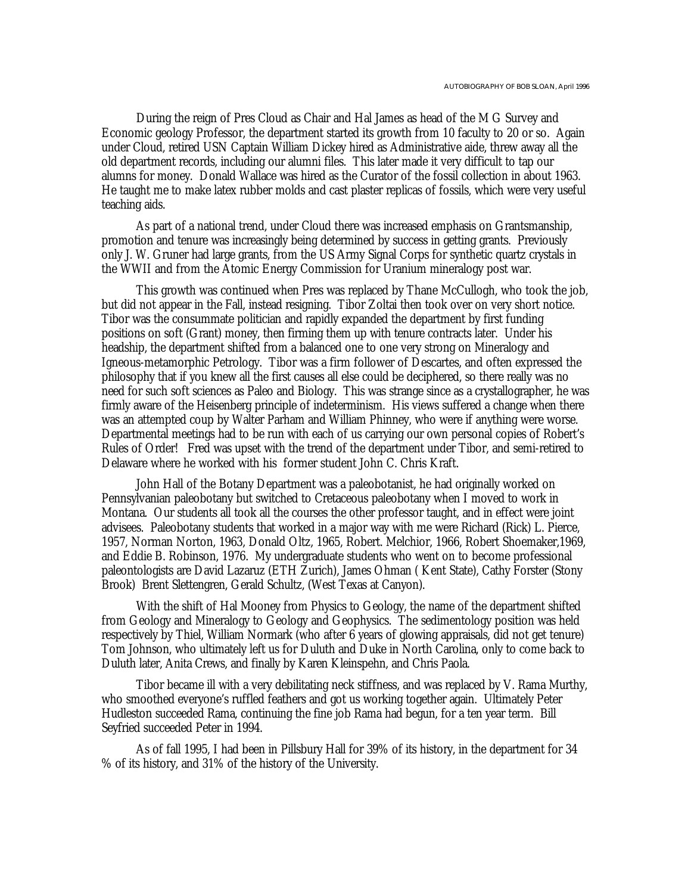During the reign of Pres Cloud as Chair and Hal James as head of the M G Survey and Economic geology Professor, the department started its growth from 10 faculty to 20 or so. Again under Cloud, retired USN Captain William Dickey hired as Administrative aide, threw away all the old department records, including our alumni files. This later made it very difficult to tap our alumns for money. Donald Wallace was hired as the Curator of the fossil collection in about 1963. He taught me to make latex rubber molds and cast plaster replicas of fossils, which were very useful teaching aids.

As part of a national trend, under Cloud there was increased emphasis on Grantsmanship, promotion and tenure was increasingly being determined by success in getting grants. Previously only J. W. Gruner had large grants, from the US Army Signal Corps for synthetic quartz crystals in the WWII and from the Atomic Energy Commission for Uranium mineralogy post war.

This growth was continued when Pres was replaced by Thane McCullogh, who took the job, but did not appear in the Fall, instead resigning. Tibor Zoltai then took over on very short notice. Tibor was the consummate politician and rapidly expanded the department by first funding positions on soft (Grant) money, then firming them up with tenure contracts later. Under his headship, the department shifted from a balanced one to one very strong on Mineralogy and Igneous-metamorphic Petrology. Tibor was a firm follower of Descartes, and often expressed the philosophy that if you knew all the first causes all else could be deciphered, so there really was no need for such soft sciences as Paleo and Biology. This was strange since as a crystallographer, he was firmly aware of the Heisenberg principle of indeterminism. His views suffered a change when there was an attempted coup by Walter Parham and William Phinney, who were if anything were worse. Departmental meetings had to be run with each of us carrying our own personal copies of Robert's Rules of Order! Fred was upset with the trend of the department under Tibor, and semi-retired to Delaware where he worked with his former student John C. Chris Kraft.

John Hall of the Botany Department was a paleobotanist, he had originally worked on Pennsylvanian paleobotany but switched to Cretaceous paleobotany when I moved to work in Montana. Our students all took all the courses the other professor taught, and in effect were joint advisees. Paleobotany students that worked in a major way with me were Richard (Rick) L. Pierce, 1957, Norman Norton, 1963, Donald Oltz, 1965, Robert. Melchior, 1966, Robert Shoemaker,1969, and Eddie B. Robinson, 1976. My undergraduate students who went on to become professional paleontologists are David Lazaruz (ETH Zurich), James Ohman ( Kent State), Cathy Forster (Stony Brook) Brent Slettengren, Gerald Schultz, (West Texas at Canyon).

With the shift of Hal Mooney from Physics to Geology, the name of the department shifted from Geology and Mineralogy to Geology and Geophysics. The sedimentology position was held respectively by Thiel, William Normark (who after 6 years of glowing appraisals, did not get tenure) Tom Johnson, who ultimately left us for Duluth and Duke in North Carolina, only to come back to Duluth later, Anita Crews, and finally by Karen Kleinspehn, and Chris Paola.

Tibor became ill with a very debilitating neck stiffness, and was replaced by V. Rama Murthy, who smoothed everyone's ruffled feathers and got us working together again. Ultimately Peter Hudleston succeeded Rama, continuing the fine job Rama had begun, for a ten year term. Bill Seyfried succeeded Peter in 1994.

As of fall 1995, I had been in Pillsbury Hall for 39% of its history, in the department for 34 % of its history, and 31% of the history of the University.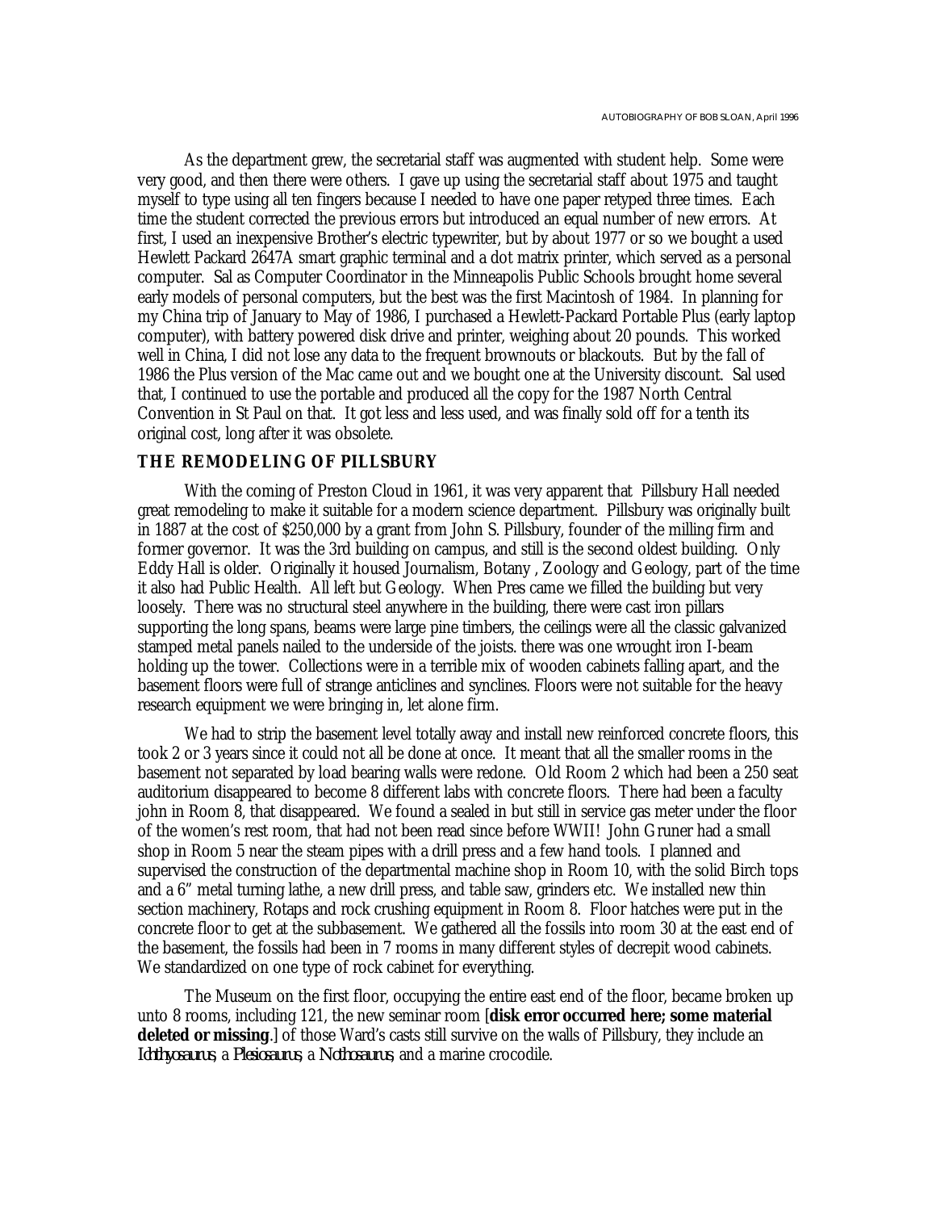As the department grew, the secretarial staff was augmented with student help. Some were very good, and then there were others. I gave up using the secretarial staff about 1975 and taught myself to type using all ten fingers because I needed to have one paper retyped three times. Each time the student corrected the previous errors but introduced an equal number of new errors. At first, I used an inexpensive Brother's electric typewriter, but by about 1977 or so we bought a used Hewlett Packard 2647A smart graphic terminal and a dot matrix printer, which served as a personal computer. Sal as Computer Coordinator in the Minneapolis Public Schools brought home several early models of personal computers, but the best was the first Macintosh of 1984. In planning for my China trip of January to May of 1986, I purchased a Hewlett-Packard Portable Plus (early laptop computer), with battery powered disk drive and printer, weighing about 20 pounds. This worked well in China, I did not lose any data to the frequent brownouts or blackouts. But by the fall of 1986 the Plus version of the Mac came out and we bought one at the University discount. Sal used that, I continued to use the portable and produced all the copy for the 1987 North Central Convention in St Paul on that. It got less and less used, and was finally sold off for a tenth its original cost, long after it was obsolete.

### THE REMODELING OF PILLSBURY

With the coming of Preston Cloud in 1961, it was very apparent that Pillsbury Hall needed great remodeling to make it suitable for a modern science department. Pillsbury was originally built in 1887 at the cost of $250,000 by a grant from John S. Pillsbury, founder of the milling firm and former governor. It was the 3rd building on campus, and still is the second oldest building. Only Eddy Hall is older. Originally it housed Journalism, Botany , Zoology and Geology, part of the time it also had Public Health. All left but Geology. When Pres came we filled the building but very loosely. There was no structural steel anywhere in the building, there were cast iron pillars supporting the long spans, beams were large pine timbers, the ceilings were all the classic galvanized stamped metal panels nailed to the underside of the joists. there was one wrought iron I-beam holding up the tower. Collections were in a terrible mix of wooden cabinets falling apart, and the basement floors were full of strange anticlines and synclines. Floors were not suitable for the heavy research equipment we were bringing in, let alone firm.

We had to strip the basement level totally away and install new reinforced concrete floors, this took 2 or 3 years since it could not all be done at once. It meant that all the smaller rooms in the basement not separated by load bearing walls were redone. Old Room 2 which had been a 250 seat auditorium disappeared to become 8 different labs with concrete floors. There had been a faculty john in Room 8, that disappeared. We found a sealed in but still in service gas meter under the floor of the women's rest room, that had not been read since before WWII! John Gruner had a small shop in Room 5 near the steam pipes with a drill press and a few hand tools. I planned and supervised the construction of the departmental machine shop in Room 10, with the solid Birch tops and a 6" metal turning lathe, a new drill press, and table saw, grinders etc. We installed new thin section machinery, Rotaps and rock crushing equipment in Room 8. Floor hatches were put in the concrete floor to get at the subbasement. We gathered all the fossils into room 30 at the east end of the basement, the fossils had been in 7 rooms in many different styles of decrepit wood cabinets. We standardized on one type of rock cabinet for everything.

The Museum on the first floor, occupying the entire east end of the floor, became broken up unto 8 rooms, including 121, the new seminar room [**disk error occurred here; some material deleted or missing**.] of those Ward's casts still survive on the walls of Pillsbury, they include an *Ichthyosaurus*, a *Plesiosaurus*, a *Nothosaurus*, and a marine crocodile.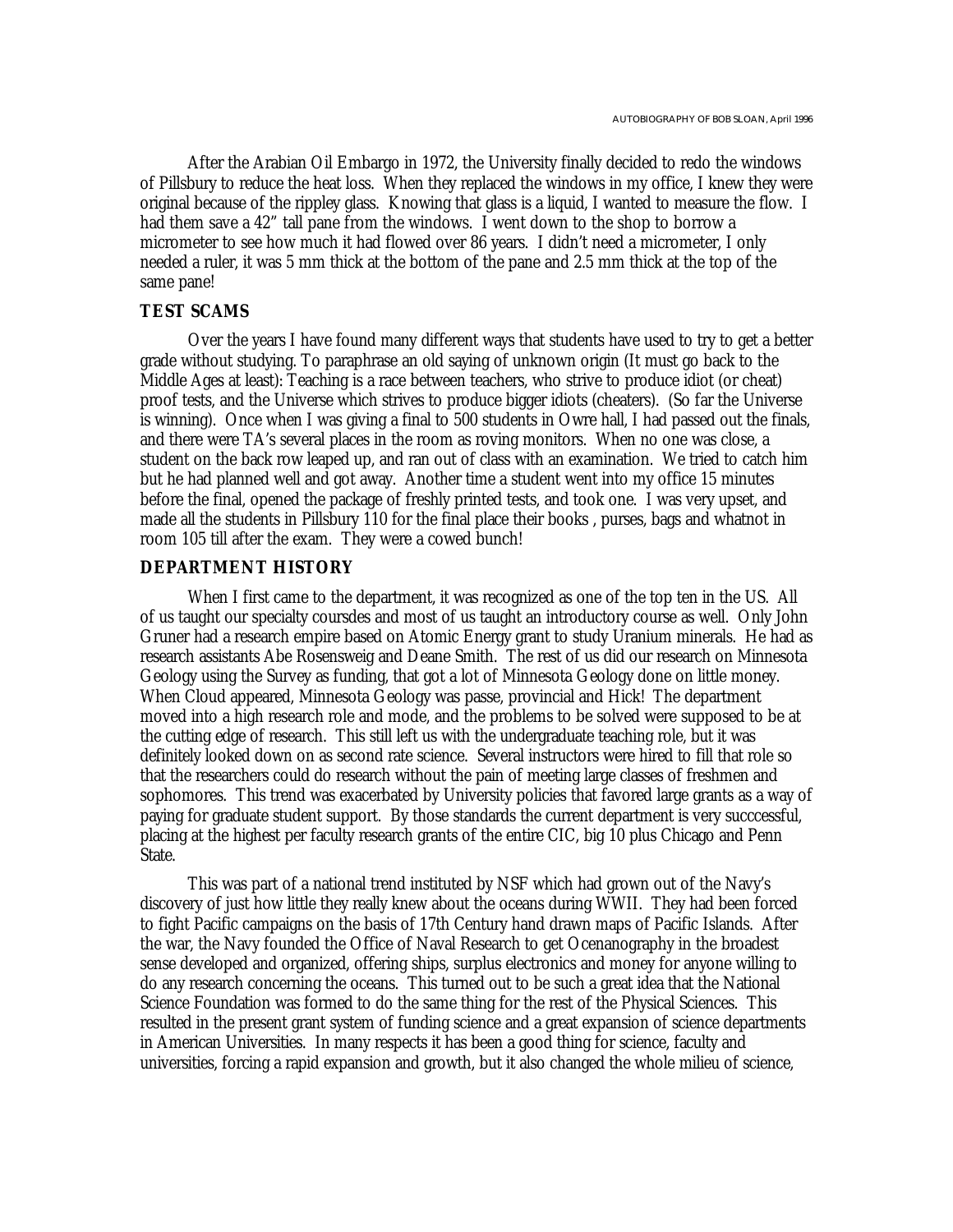After the Arabian Oil Embargo in 1972, the University finally decided to redo the windows of Pillsbury to reduce the heat loss. When they replaced the windows in my office, I knew they were original because of the rippley glass. Knowing that glass is a liquid, I wanted to measure the flow. I had them save a 42" tall pane from the windows. I went down to the shop to borrow a micrometer to see how much it had flowed over 86 years. I didn't need a micrometer, I only needed a ruler, it was 5 mm thick at the bottom of the pane and 2.5 mm thick at the top of the same pane!

### TEST SCAMS

Over the years I have found many different ways that students have used to try to get a better grade without studying. To paraphrase an old saying of unknown origin (It must go back to the Middle Ages at least): Teaching is a race between teachers, who strive to produce idiot (or cheat) proof tests, and the Universe which strives to produce bigger idiots (cheaters). (So far the Universe is winning). Once when I was giving a final to 500 students in Owre hall, I had passed out the finals, and there were TA's several places in the room as roving monitors. When no one was close, a student on the back row leaped up, and ran out of class with an examination. We tried to catch him but he had planned well and got away. Another time a student went into my office 15 minutes before the final, opened the package of freshly printed tests, and took one. I was very upset, and made all the students in Pillsbury 110 for the final place their books , purses, bags and whatnot in room 105 till after the exam. They were a cowed bunch!

### DEPARTMENT HISTORY

When I first came to the department, it was recognized as one of the top ten in the US. All of us taught our specialty coursdes and most of us taught an introductory course as well. Only John Gruner had a research empire based on Atomic Energy grant to study Uranium minerals. He had as research assistants Abe Rosensweig and Deane Smith. The rest of us did our research on Minnesota Geology using the Survey as funding, that got a lot of Minnesota Geology done on little money. When Cloud appeared, Minnesota Geology was passe, provincial and Hick! The department moved into a high research role and mode, and the problems to be solved were supposed to be at the cutting edge of research. This still left us with the undergraduate teaching role, but it was definitely looked down on as second rate science. Several instructors were hired to fill that role so that the researchers could do research without the pain of meeting large classes of freshmen and sophomores. This trend was exacerbated by University policies that favored large grants as a way of paying for graduate student support. By those standards the current department is very succcessful, placing at the highest per faculty research grants of the entire CIC, big 10 plus Chicago and Penn State.

This was part of a national trend instituted by NSF which had grown out of the Navy's discovery of just how little they really knew about the oceans during WWII. They had been forced to fight Pacific campaigns on the basis of 17th Century hand drawn maps of Pacific Islands. After the war, the Navy founded the Office of Naval Research to get Ocenanography in the broadest sense developed and organized, offering ships, surplus electronics and money for anyone willing to do any research concerning the oceans. This turned out to be such a great idea that the National Science Foundation was formed to do the same thing for the rest of the Physical Sciences. This resulted in the present grant system of funding science and a great expansion of science departments in American Universities. In many respects it has been a good thing for science, faculty and universities, forcing a rapid expansion and growth, but it also changed the whole milieu of science,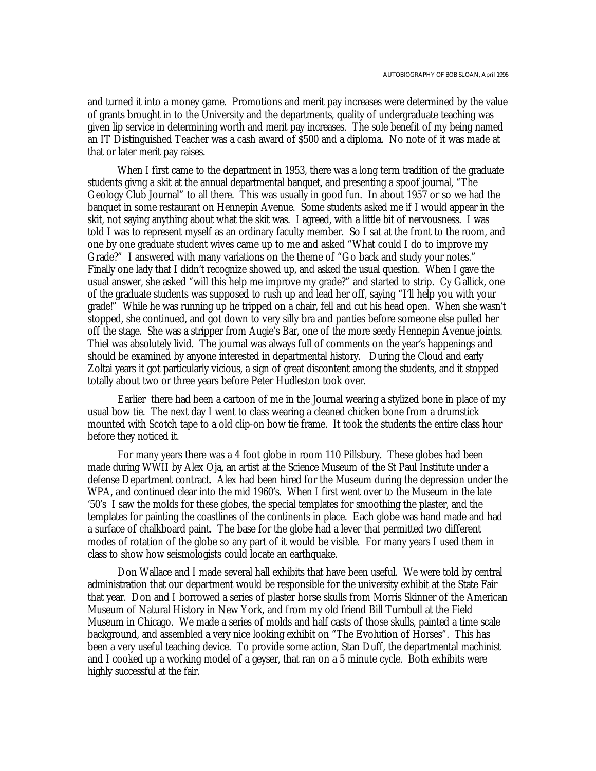and turned it into a money game. Promotions and merit pay increases were determined by the value of grants brought in to the University and the departments, quality of undergraduate teaching was given lip service in determining worth and merit pay increases. The sole benefit of my being named an IT Distinguished Teacher was a cash award of $500 and a diploma. No note of it was made at that or later merit pay raises.

When I first came to the department in 1953, there was a long term tradition of the graduate students givng a skit at the annual departmental banquet, and presenting a spoof journal, "The Geology Club Journal" to all there. This was usually in good fun. In about 1957 or so we had the banquet in some restaurant on Hennepin Avenue. Some students asked me if I would appear in the skit, not saying anything about what the skit was. I agreed, with a little bit of nervousness. I was told I was to represent myself as an ordinary faculty member. So I sat at the front to the room, and one by one graduate student wives came up to me and asked "What could I do to improve my Grade?" I answered with many variations on the theme of "Go back and study your notes." Finally one lady that I didn't recognize showed up, and asked the usual question. When I gave the usual answer, she asked "will this help me improve my grade?" and started to strip. Cy Gallick, one of the graduate students was supposed to rush up and lead her off, saying "I'll help you with your grade!" While he was running up he tripped on a chair, fell and cut his head open. When she wasn't stopped, she continued, and got down to very silly bra and panties before someone else pulled her off the stage. She was a stripper from Augie's Bar, one of the more seedy Hennepin Avenue joints. Thiel was absolutely livid. The journal was always full of comments on the year's happenings and should be examined by anyone interested in departmental history. During the Cloud and early Zoltai years it got particularly vicious, a sign of great discontent among the students, and it stopped totally about two or three years before Peter Hudleston took over.

Earlier there had been a cartoon of me in the Journal wearing a stylized bone in place of my usual bow tie. The next day I went to class wearing a cleaned chicken bone from a drumstick mounted with Scotch tape to a old clip-on bow tie frame. It took the students the entire class hour before they noticed it.

For many years there was a 4 foot globe in room 110 Pillsbury. These globes had been made during WWII by Alex Oja, an artist at the Science Museum of the St Paul Institute under a defense Department contract. Alex had been hired for the Museum during the depression under the WPA, and continued clear into the mid 1960's. When I first went over to the Museum in the late '50's I saw the molds for these globes, the special templates for smoothing the plaster, and the templates for painting the coastlines of the continents in place. Each globe was hand made and had a surface of chalkboard paint. The base for the globe had a lever that permitted two different modes of rotation of the globe so any part of it would be visible. For many years I used them in class to show how seismologists could locate an earthquake.

Don Wallace and I made several hall exhibits that have been useful. We were told by central administration that our department would be responsible for the university exhibit at the State Fair that year. Don and I borrowed a series of plaster horse skulls from Morris Skinner of the American Museum of Natural History in New York, and from my old friend Bill Turnbull at the Field Museum in Chicago. We made a series of molds and half casts of those skulls, painted a time scale background, and assembled a very nice looking exhibit on "The Evolution of Horses". This has been a very useful teaching device. To provide some action, Stan Duff, the departmental machinist and I cooked up a working model of a geyser, that ran on a 5 minute cycle. Both exhibits were highly successful at the fair.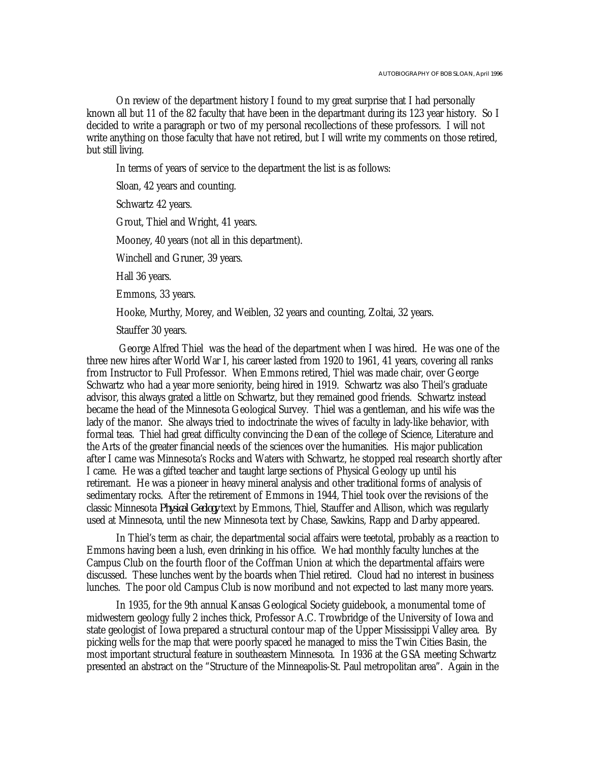On review of the department history I found to my great surprise that I had personally known all but 11 of the 82 faculty that have been in the departmant during its 123 year history. So I decided to write a paragraph or two of my personal recollections of these professors. I will not write anything on those faculty that have not retired, but I will write my comments on those retired, but still living.

In terms of years of service to the department the list is as follows:

Sloan, 42 years and counting.

Schwartz 42 years.

Grout, Thiel and Wright, 41 years.

Mooney, 40 years (not all in this department).

Winchell and Gruner, 39 years.

Hall 36 years.

Emmons, 33 years.

Hooke, Murthy, Morey, and Weiblen, 32 years and counting, Zoltai, 32 years.

Stauffer 30 years.

George Alfred Thiel was the head of the department when I was hired. He was one of the three new hires after World War I, his career lasted from 1920 to 1961, 41 years, covering all ranks from Instructor to Full Professor. When Emmons retired, Thiel was made chair, over George Schwartz who had a year more seniority, being hired in 1919. Schwartz was also Theil's graduate advisor, this always grated a little on Schwartz, but they remained good friends. Schwartz instead became the head of the Minnesota Geological Survey. Thiel was a gentleman, and his wife was the lady of the manor. She always tried to indoctrinate the wives of faculty in lady-like behavior, with formal teas. Thiel had great difficulty convincing the Dean of the college of Science, Literature and the Arts of the greater financial needs of the sciences over the humanities. His major publication after I came was Minnesota's Rocks and Waters with Schwartz, he stopped real research shortly after I came. He was a gifted teacher and taught large sections of Physical Geology up until his retiremant. He was a pioneer in heavy mineral analysis and other traditional forms of analysis of sedimentary rocks. After the retirement of Emmons in 1944, Thiel took over the revisions of the classic Minnesota *Physical Geology* text by Emmons, Thiel, Stauffer and Allison, which was regularly used at Minnesota, until the new Minnesota text by Chase, Sawkins, Rapp and Darby appeared.

In Thiel's term as chair, the departmental social affairs were teetotal, probably as a reaction to Emmons having been a lush, even drinking in his office. We had monthly faculty lunches at the Campus Club on the fourth floor of the Coffman Union at which the departmental affairs were discussed. These lunches went by the boards when Thiel retired. Cloud had no interest in business lunches. The poor old Campus Club is now moribund and not expected to last many more years.

In 1935, for the 9th annual Kansas Geological Society guidebook, a monumental tome of midwestern geology fully 2 inches thick, Professor A.C. Trowbridge of the University of Iowa and state geologist of Iowa prepared a structural contour map of the Upper Mississippi Valley area. By picking wells for the map that were poorly spaced he managed to miss the Twin Cities Basin, the most important structural feature in southeastern Minnesota. In 1936 at the GSA meeting Schwartz presented an abstract on the "Structure of the Minneapolis-St. Paul metropolitan area". Again in the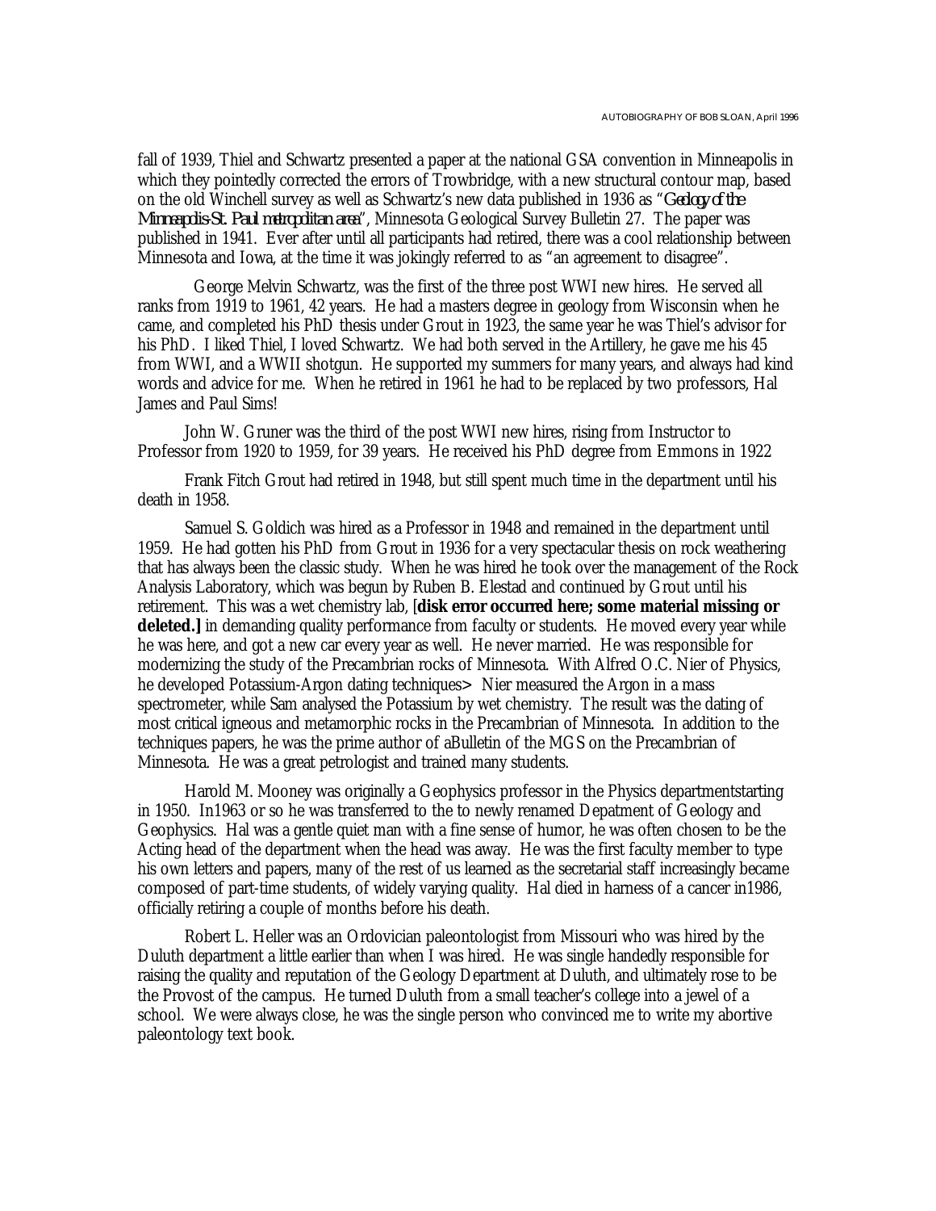fall of 1939, Thiel and Schwartz presented a paper at the national GSA convention in Minneapolis in which they pointedly corrected the errors of Trowbridge, with a new structural contour map, based on the old Winchell survey as well as Schwartz's new data published in 1936 as "*Geology of the Minneapolis-St. Paul metropolitan area*", Minnesota Geological Survey Bulletin 27. The paper was published in 1941. Ever after until all participants had retired, there was a cool relationship between Minnesota and Iowa, at the time it was jokingly referred to as "an agreement to disagree".

George Melvin Schwartz, was the first of the three post WWI new hires. He served all ranks from 1919 to 1961, 42 years. He had a masters degree in geology from Wisconsin when he came, and completed his PhD thesis under Grout in 1923, the same year he was Thiel's advisor for his PhD. I liked Thiel, I loved Schwartz. We had both served in the Artillery, he gave me his 45 from WWI, and a WWII shotgun. He supported my summers for many years, and always had kind words and advice for me. When he retired in 1961 he had to be replaced by two professors, Hal James and Paul Sims!

John W. Gruner was the third of the post WWI new hires, rising from Instructor to Professor from 1920 to 1959, for 39 years. He received his PhD degree from Emmons in 1922

Frank Fitch Grout had retired in 1948, but still spent much time in the department until his death in 1958.

Samuel S. Goldich was hired as a Professor in 1948 and remained in the department until 1959. He had gotten his PhD from Grout in 1936 for a very spectacular thesis on rock weathering that has always been the classic study. When he was hired he took over the management of the Rock Analysis Laboratory, which was begun by Ruben B. Elestad and continued by Grout until his retirement. This was a wet chemistry lab, [**disk error occurred here; some material missing or deleted.]** in demanding quality performance from faculty or students. He moved every year while he was here, and got a new car every year as well. He never married. He was responsible for modernizing the study of the Precambrian rocks of Minnesota. With Alfred O.C. Nier of Physics, he developed Potassium-Argon dating techniques> Nier measured the Argon in a mass spectrometer, while Sam analysed the Potassium by wet chemistry. The result was the dating of most critical igneous and metamorphic rocks in the Precambrian of Minnesota. In addition to the techniques papers, he was the prime author of aBulletin of the MGS on the Precambrian of Minnesota. He was a great petrologist and trained many students.

Harold M. Mooney was originally a Geophysics professor in the Physics departmentstarting in 1950. In1963 or so he was transferred to the to newly renamed Depatment of Geology and Geophysics. Hal was a gentle quiet man with a fine sense of humor, he was often chosen to be the Acting head of the department when the head was away. He was the first faculty member to type his own letters and papers, many of the rest of us learned as the secretarial staff increasingly became composed of part-time students, of widely varying quality. Hal died in harness of a cancer in1986, officially retiring a couple of months before his death.

Robert L. Heller was an Ordovician paleontologist from Missouri who was hired by the Duluth department a little earlier than when I was hired. He was single handedly responsible for raising the quality and reputation of the Geology Department at Duluth, and ultimately rose to be the Provost of the campus. He turned Duluth from a small teacher's college into a jewel of a school. We were always close, he was the single person who convinced me to write my abortive paleontology text book.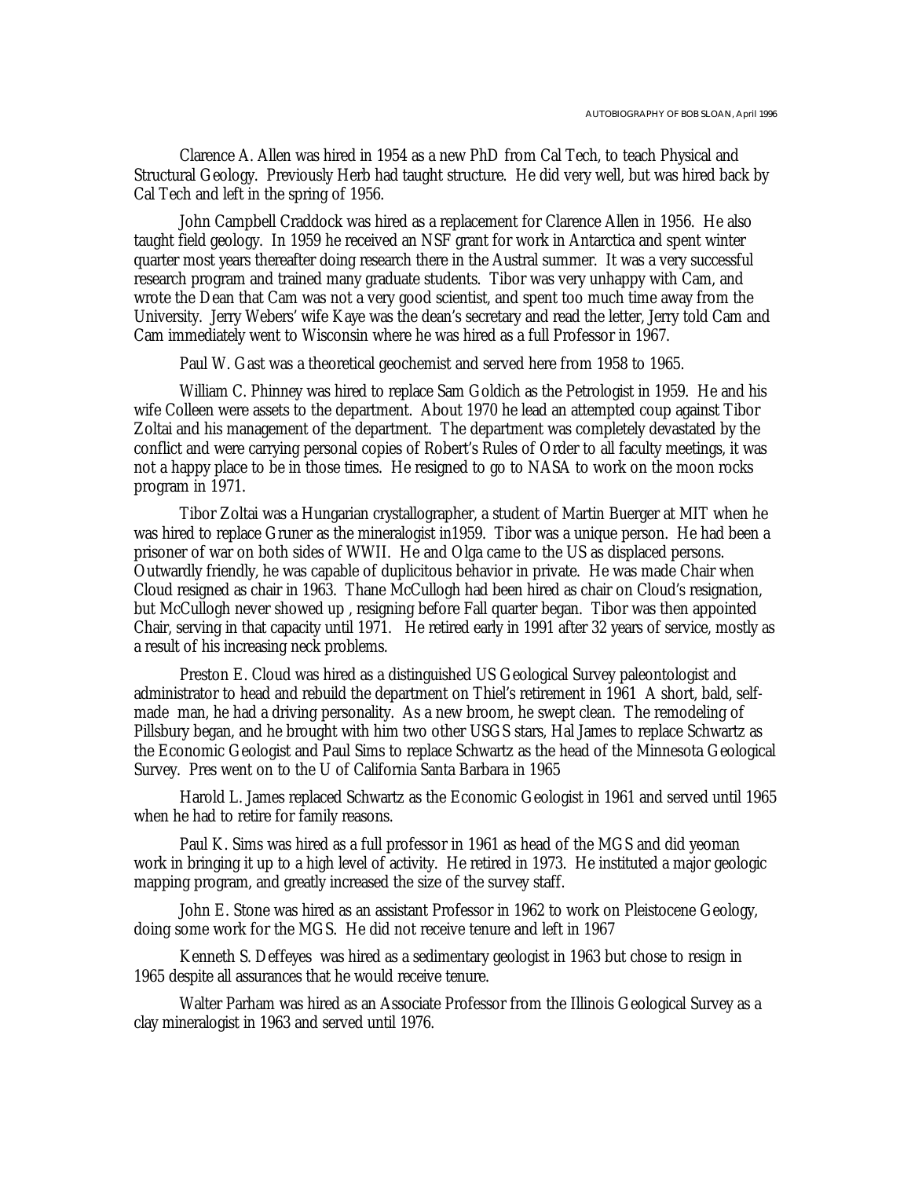Clarence A. Allen was hired in 1954 as a new PhD from Cal Tech, to teach Physical and Structural Geology. Previously Herb had taught structure. He did very well, but was hired back by Cal Tech and left in the spring of 1956.

John Campbell Craddock was hired as a replacement for Clarence Allen in 1956. He also taught field geology. In 1959 he received an NSF grant for work in Antarctica and spent winter quarter most years thereafter doing research there in the Austral summer. It was a very successful research program and trained many graduate students. Tibor was very unhappy with Cam, and wrote the Dean that Cam was not a very good scientist, and spent too much time away from the University. Jerry Webers' wife Kaye was the dean's secretary and read the letter, Jerry told Cam and Cam immediately went to Wisconsin where he was hired as a full Professor in 1967.

Paul W. Gast was a theoretical geochemist and served here from 1958 to 1965.

William C. Phinney was hired to replace Sam Goldich as the Petrologist in 1959. He and his wife Colleen were assets to the department. About 1970 he lead an attempted coup against Tibor Zoltai and his management of the department. The department was completely devastated by the conflict and were carrying personal copies of Robert's Rules of Order to all faculty meetings, it was not a happy place to be in those times. He resigned to go to NASA to work on the moon rocks program in 1971.

Tibor Zoltai was a Hungarian crystallographer, a student of Martin Buerger at MIT when he was hired to replace Gruner as the mineralogist in1959. Tibor was a unique person. He had been a prisoner of war on both sides of WWII. He and Olga came to the US as displaced persons. Outwardly friendly, he was capable of duplicitous behavior in private. He was made Chair when Cloud resigned as chair in 1963. Thane McCullogh had been hired as chair on Cloud's resignation, but McCullogh never showed up , resigning before Fall quarter began. Tibor was then appointed Chair, serving in that capacity until 1971. He retired early in 1991 after 32 years of service, mostly as a result of his increasing neck problems.

Preston E. Cloud was hired as a distinguished US Geological Survey paleontologist and administrator to head and rebuild the department on Thiel's retirement in 1961 A short, bald, self-made man, he had a driving personality. As a new broom, he swept clean. The remodeling of Pillsbury began, and he brought with him two other USGS stars, Hal James to replace Schwartz as the Economic Geologist and Paul Sims to replace Schwartz as the head of the Minnesota Geological Survey. Pres went on to the U of California Santa Barbara in 1965

Harold L. James replaced Schwartz as the Economic Geologist in 1961 and served until 1965 when he had to retire for family reasons.

Paul K. Sims was hired as a full professor in 1961 as head of the MGS and did yeoman work in bringing it up to a high level of activity. He retired in 1973. He instituted a major geologic mapping program, and greatly increased the size of the survey staff.

John E. Stone was hired as an assistant Professor in 1962 to work on Pleistocene Geology, doing some work for the MGS. He did not receive tenure and left in 1967

Kenneth S. Deffeyes was hired as a sedimentary geologist in 1963 but chose to resign in 1965 despite all assurances that he would receive tenure.

Walter Parham was hired as an Associate Professor from the Illinois Geological Survey as a clay mineralogist in 1963 and served until 1976.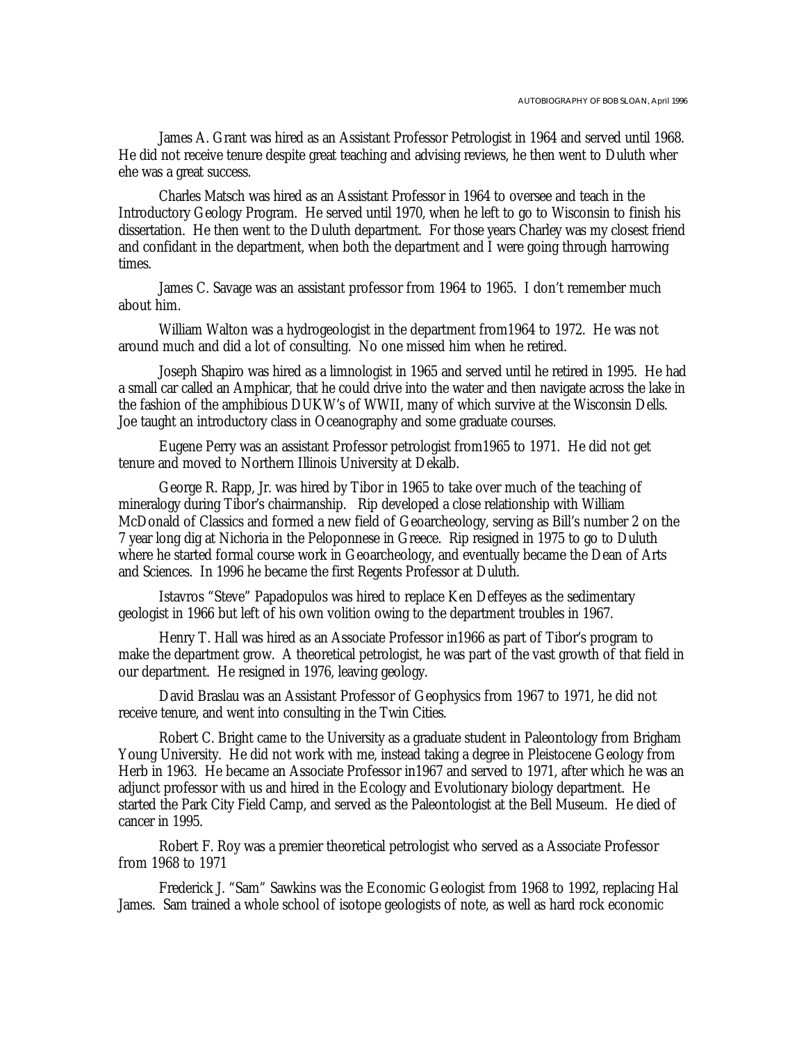James A. Grant was hired as an Assistant Professor Petrologist in 1964 and served until 1968. He did not receive tenure despite great teaching and advising reviews, he then went to Duluth wher ehe was a great success.

Charles Matsch was hired as an Assistant Professor in 1964 to oversee and teach in the Introductory Geology Program. He served until 1970, when he left to go to Wisconsin to finish his dissertation. He then went to the Duluth department. For those years Charley was my closest friend and confidant in the department, when both the department and I were going through harrowing times.

James C. Savage was an assistant professor from 1964 to 1965. I don't remember much about him.

William Walton was a hydrogeologist in the department from1964 to 1972. He was not around much and did a lot of consulting. No one missed him when he retired.

Joseph Shapiro was hired as a limnologist in 1965 and served until he retired in 1995. He had a small car called an Amphicar, that he could drive into the water and then navigate across the lake in the fashion of the amphibious DUKW's of WWII, many of which survive at the Wisconsin Dells. Joe taught an introductory class in Oceanography and some graduate courses.

Eugene Perry was an assistant Professor petrologist from1965 to 1971. He did not get tenure and moved to Northern Illinois University at Dekalb.

George R. Rapp, Jr. was hired by Tibor in 1965 to take over much of the teaching of mineralogy during Tibor's chairmanship. Rip developed a close relationship with William McDonald of Classics and formed a new field of Geoarcheology, serving as Bill's number 2 on the 7 year long dig at Nichoria in the Peloponnese in Greece. Rip resigned in 1975 to go to Duluth where he started formal course work in Geoarcheology, and eventually became the Dean of Arts and Sciences. In 1996 he became the first Regents Professor at Duluth.

Istavros "Steve" Papadopulos was hired to replace Ken Deffeyes as the sedimentary geologist in 1966 but left of his own volition owing to the department troubles in 1967.

Henry T. Hall was hired as an Associate Professor in1966 as part of Tibor's program to make the department grow. A theoretical petrologist, he was part of the vast growth of that field in our department. He resigned in 1976, leaving geology.

David Braslau was an Assistant Professor of Geophysics from 1967 to 1971, he did not receive tenure, and went into consulting in the Twin Cities.

Robert C. Bright came to the University as a graduate student in Paleontology from Brigham Young University. He did not work with me, instead taking a degree in Pleistocene Geology from Herb in 1963. He became an Associate Professor in1967 and served to 1971, after which he was an adjunct professor with us and hired in the Ecology and Evolutionary biology department. He started the Park City Field Camp, and served as the Paleontologist at the Bell Museum. He died of cancer in 1995.

Robert F. Roy was a premier theoretical petrologist who served as a Associate Professor from 1968 to 1971

Frederick J. "Sam" Sawkins was the Economic Geologist from 1968 to 1992, replacing Hal James. Sam trained a whole school of isotope geologists of note, as well as hard rock economic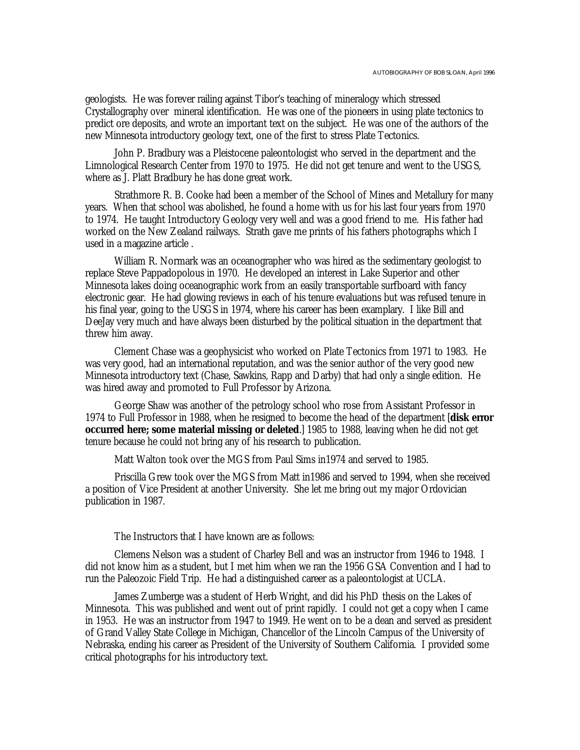geologists. He was forever railing against Tibor's teaching of mineralogy which stressed Crystallography over mineral identification. He was one of the pioneers in using plate tectonics to predict ore deposits, and wrote an important text on the subject. He was one of the authors of the new Minnesota introductory geology text, one of the first to stress Plate Tectonics.

John P. Bradbury was a Pleistocene paleontologist who served in the department and the Limnological Research Center from 1970 to 1975. He did not get tenure and went to the USGS, where as J. Platt Bradbury he has done great work.

Strathmore R. B. Cooke had been a member of the School of Mines and Metallury for many years. When that school was abolished, he found a home with us for his last four years from 1970 to 1974. He taught Introductory Geology very well and was a good friend to me. His father had worked on the New Zealand railways. Strath gave me prints of his fathers photographs which I used in a magazine article .

William R. Normark was an oceanographer who was hired as the sedimentary geologist to replace Steve Pappadopolous in 1970. He developed an interest in Lake Superior and other Minnesota lakes doing oceanographic work from an easily transportable surfboard with fancy electronic gear. He had glowing reviews in each of his tenure evaluations but was refused tenure in his final year, going to the USGS in 1974, where his career has been examplary. I like Bill and DeeJay very much and have always been disturbed by the political situation in the department that threw him away.

Clement Chase was a geophysicist who worked on Plate Tectonics from 1971 to 1983. He was very good, had an international reputation, and was the senior author of the very good new Minnesota introductory text (Chase, Sawkins, Rapp and Darby) that had only a single edition. He was hired away and promoted to Full Professor by Arizona.

George Shaw was another of the petrology school who rose from Assistant Professor in 1974 to Full Professor in 1988, when he resigned to become the head of the department [**disk error occurred here; some material missing or deleted**.] 1985 to 1988, leaving when he did not get tenure because he could not bring any of his research to publication.

Matt Walton took over the MGS from Paul Sims in1974 and served to 1985.

Priscilla Grew took over the MGS from Matt in1986 and served to 1994, when she received a position of Vice President at another University. She let me bring out my major Ordovician publication in 1987.

The Instructors that I have known are as follows:

Clemens Nelson was a student of Charley Bell and was an instructor from 1946 to 1948. I did not know him as a student, but I met him when we ran the 1956 GSA Convention and I had to run the Paleozoic Field Trip. He had a distinguished career as a paleontologist at UCLA.

James Zumberge was a student of Herb Wright, and did his PhD thesis on the Lakes of Minnesota. This was published and went out of print rapidly. I could not get a copy when I came in 1953. He was an instructor from 1947 to 1949. He went on to be a dean and served as president of Grand Valley State College in Michigan, Chancellor of the Lincoln Campus of the University of Nebraska, ending his career as President of the University of Southern California. I provided some critical photographs for his introductory text.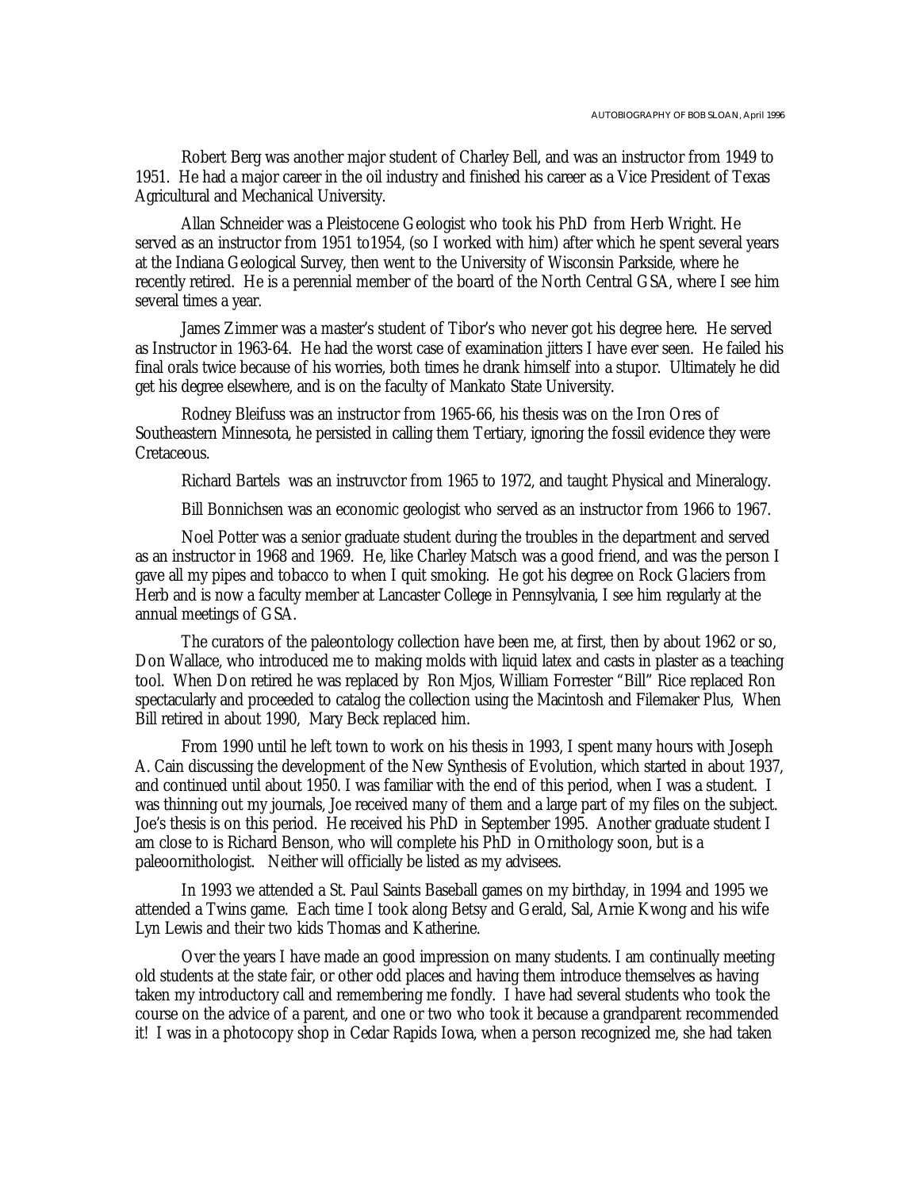Robert Berg was another major student of Charley Bell, and was an instructor from 1949 to 1951. He had a major career in the oil industry and finished his career as a Vice President of Texas Agricultural and Mechanical University.

Allan Schneider was a Pleistocene Geologist who took his PhD from Herb Wright. He served as an instructor from 1951 to1954, (so I worked with him) after which he spent several years at the Indiana Geological Survey, then went to the University of Wisconsin Parkside, where he recently retired. He is a perennial member of the board of the North Central GSA, where I see him several times a year.

James Zimmer was a master's student of Tibor's who never got his degree here. He served as Instructor in 1963-64. He had the worst case of examination jitters I have ever seen. He failed his final orals twice because of his worries, both times he drank himself into a stupor. Ultimately he did get his degree elsewhere, and is on the faculty of Mankato State University.

Rodney Bleifuss was an instructor from 1965-66, his thesis was on the Iron Ores of Southeastern Minnesota, he persisted in calling them Tertiary, ignoring the fossil evidence they were Cretaceous.

Richard Bartels was an instruvctor from 1965 to 1972, and taught Physical and Mineralogy.

Bill Bonnichsen was an economic geologist who served as an instructor from 1966 to 1967.

Noel Potter was a senior graduate student during the troubles in the department and served as an instructor in 1968 and 1969. He, like Charley Matsch was a good friend, and was the person I gave all my pipes and tobacco to when I quit smoking. He got his degree on Rock Glaciers from Herb and is now a faculty member at Lancaster College in Pennsylvania, I see him regularly at the annual meetings of GSA.

The curators of the paleontology collection have been me, at first, then by about 1962 or so, Don Wallace, who introduced me to making molds with liquid latex and casts in plaster as a teaching tool. When Don retired he was replaced by Ron Mjos, William Forrester "Bill" Rice replaced Ron spectacularly and proceeded to catalog the collection using the Macintosh and Filemaker Plus, When Bill retired in about 1990, Mary Beck replaced him.

From 1990 until he left town to work on his thesis in 1993, I spent many hours with Joseph A. Cain discussing the development of the New Synthesis of Evolution, which started in about 1937, and continued until about 1950. I was familiar with the end of this period, when I was a student. I was thinning out my journals, Joe received many of them and a large part of my files on the subject. Joe's thesis is on this period. He received his PhD in September 1995. Another graduate student I am close to is Richard Benson, who will complete his PhD in Ornithology soon, but is a paleoornithologist. Neither will officially be listed as my advisees.

In 1993 we attended a St. Paul Saints Baseball games on my birthday, in 1994 and 1995 we attended a Twins game. Each time I took along Betsy and Gerald, Sal, Arnie Kwong and his wife Lyn Lewis and their two kids Thomas and Katherine.

Over the years I have made an good impression on many students. I am continually meeting old students at the state fair, or other odd places and having them introduce themselves as having taken my introductory call and remembering me fondly. I have had several students who took the course on the advice of a parent, and one or two who took it because a grandparent recommended it! I was in a photocopy shop in Cedar Rapids Iowa, when a person recognized me, she had taken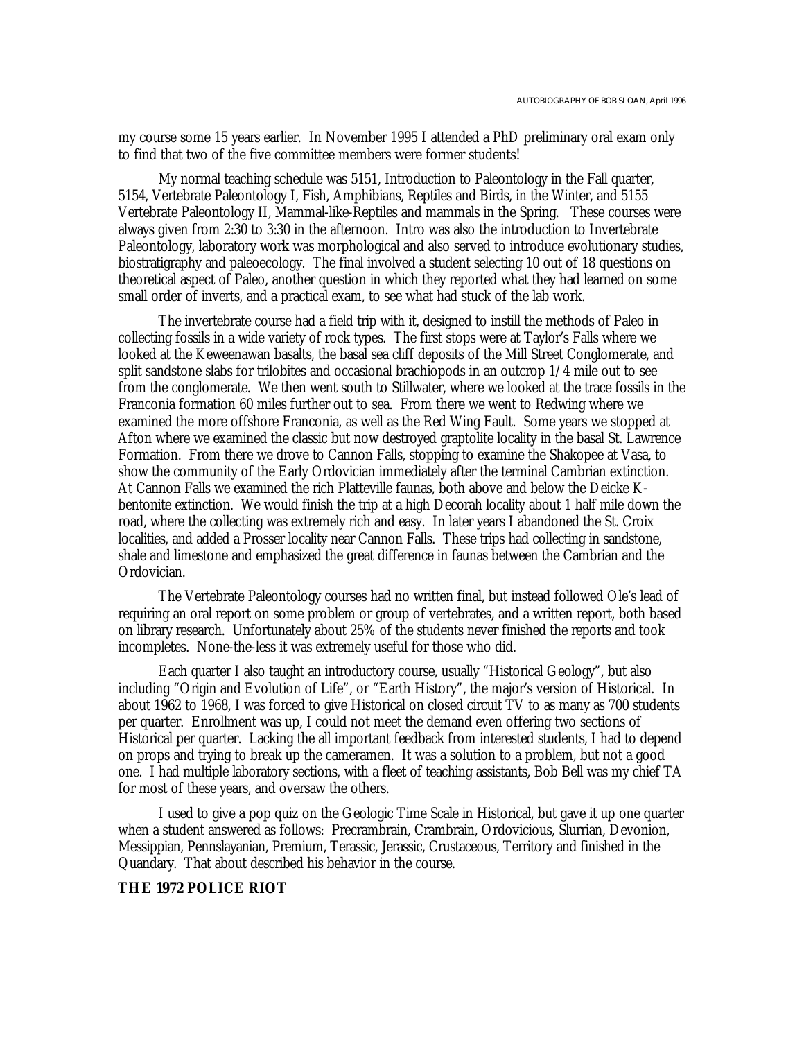my course some 15 years earlier. In November 1995 I attended a PhD preliminary oral exam only to find that two of the five committee members were former students!

My normal teaching schedule was 5151, Introduction to Paleontology in the Fall quarter, 5154, Vertebrate Paleontology I, Fish, Amphibians, Reptiles and Birds, in the Winter, and 5155 Vertebrate Paleontology II, Mammal-like-Reptiles and mammals in the Spring. These courses were always given from 2:30 to 3:30 in the afternoon. Intro was also the introduction to Invertebrate Paleontology, laboratory work was morphological and also served to introduce evolutionary studies, biostratigraphy and paleoecology. The final involved a student selecting 10 out of 18 questions on theoretical aspect of Paleo, another question in which they reported what they had learned on some small order of inverts, and a practical exam, to see what had stuck of the lab work.

The invertebrate course had a field trip with it, designed to instill the methods of Paleo in collecting fossils in a wide variety of rock types. The first stops were at Taylor's Falls where we looked at the Keweenawan basalts, the basal sea cliff deposits of the Mill Street Conglomerate, and split sandstone slabs for trilobites and occasional brachiopods in an outcrop 1/4 mile out to see from the conglomerate. We then went south to Stillwater, where we looked at the trace fossils in the Franconia formation 60 miles further out to sea. From there we went to Redwing where we examined the more offshore Franconia, as well as the Red Wing Fault. Some years we stopped at Afton where we examined the classic but now destroyed graptolite locality in the basal St. Lawrence Formation. From there we drove to Cannon Falls, stopping to examine the Shakopee at Vasa, to show the community of the Early Ordovician immediately after the terminal Cambrian extinction. At Cannon Falls we examined the rich Platteville faunas, both above and below the Deicke K-bentonite extinction. We would finish the trip at a high Decorah locality about 1 half mile down the road, where the collecting was extremely rich and easy. In later years I abandoned the St. Croix localities, and added a Prosser locality near Cannon Falls. These trips had collecting in sandstone, shale and limestone and emphasized the great difference in faunas between the Cambrian and the Ordovician.

The Vertebrate Paleontology courses had no written final, but instead followed Ole's lead of requiring an oral report on some problem or group of vertebrates, and a written report, both based on library research. Unfortunately about 25% of the students never finished the reports and took incompletes. None-the-less it was extremely useful for those who did.

Each quarter I also taught an introductory course, usually "Historical Geology", but also including "Origin and Evolution of Life", or "Earth History", the major's version of Historical. In about 1962 to 1968, I was forced to give Historical on closed circuit TV to as many as 700 students per quarter. Enrollment was up, I could not meet the demand even offering two sections of Historical per quarter. Lacking the all important feedback from interested students, I had to depend on props and trying to break up the cameramen. It was a solution to a problem, but not a good one. I had multiple laboratory sections, with a fleet of teaching assistants, Bob Bell was my chief TA for most of these years, and oversaw the others.

I used to give a pop quiz on the Geologic Time Scale in Historical, but gave it up one quarter when a student answered as follows: Precrambrain, Crambrain, Ordovicious, Slurrian, Devonion, Messippian, Pennslayanian, Premium, Terassic, Jerassic, Crustaceous, Territory and finished in the Quandary. That about described his behavior in the course.

## THE 1972 POLICE RIOT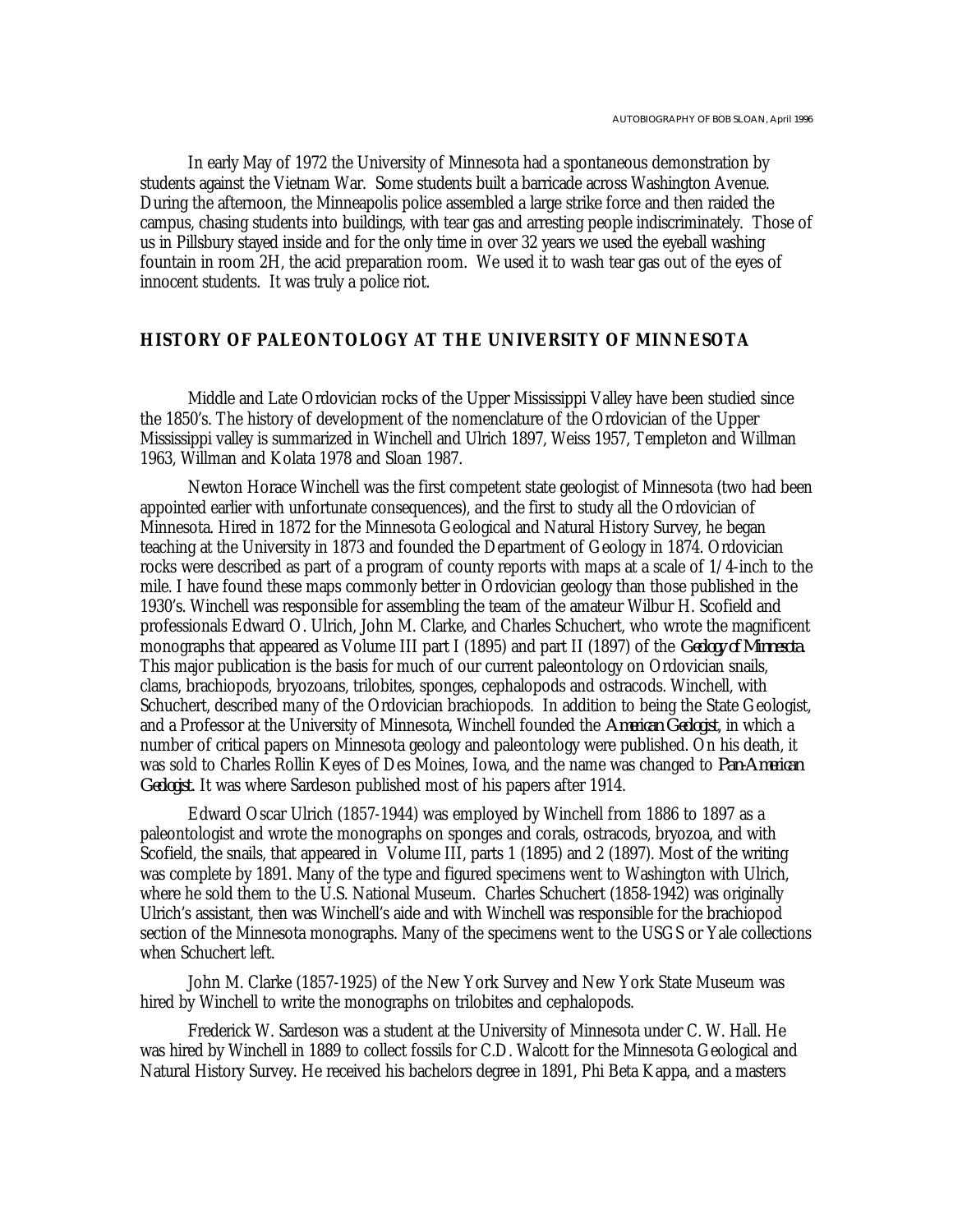In early May of 1972 the University of Minnesota had a spontaneous demonstration by students against the Vietnam War. Some students built a barricade across Washington Avenue. During the afternoon, the Minneapolis police assembled a large strike force and then raided the campus, chasing students into buildings, with tear gas and arresting people indiscriminately. Those of us in Pillsbury stayed inside and for the only time in over 32 years we used the eyeball washing fountain in room 2H, the acid preparation room. We used it to wash tear gas out of the eyes of innocent students. It was truly a police riot.

## HISTORY OF PALEONTOLOGY AT THE UNIVERSITY OF MINNESOTA

Middle and Late Ordovician rocks of the Upper Mississippi Valley have been studied since the 1850's. The history of development of the nomenclature of the Ordovician of the Upper Mississippi valley is summarized in Winchell and Ulrich 1897, Weiss 1957, Templeton and Willman 1963, Willman and Kolata 1978 and Sloan 1987.

Newton Horace Winchell was the first competent state geologist of Minnesota (two had been appointed earlier with unfortunate consequences), and the first to study all the Ordovician of Minnesota. Hired in 1872 for the Minnesota Geological and Natural History Survey, he began teaching at the University in 1873 and founded the Department of Geology in 1874. Ordovician rocks were described as part of a program of county reports with maps at a scale of 1/4-inch to the mile. I have found these maps commonly better in Ordovician geology than those published in the 1930's. Winchell was responsible for assembling the team of the amateur Wilbur H. Scofield and professionals Edward O. Ulrich, John M. Clarke, and Charles Schuchert, who wrote the magnificent monographs that appeared as Volume III part I (1895) and part II (1897) of the *Geology of Minnesota.* This major publication is the basis for much of our current paleontology on Ordovician snails, clams, brachiopods, bryozoans, trilobites, sponges, cephalopods and ostracods. Winchell, with Schuchert, described many of the Ordovician brachiopods. In addition to being the State Geologist, and a Professor at the University of Minnesota, Winchell founded the *American Geologist*, in which a number of critical papers on Minnesota geology and paleontology were published. On his death, it was sold to Charles Rollin Keyes of Des Moines, Iowa, and the name was changed to *Pan-American Geologist*. It was where Sardeson published most of his papers after 1914.

Edward Oscar Ulrich (1857-1944) was employed by Winchell from 1886 to 1897 as a paleontologist and wrote the monographs on sponges and corals, ostracods, bryozoa, and with Scofield, the snails, that appeared in Volume III, parts 1 (1895) and 2 (1897). Most of the writing was complete by 1891. Many of the type and figured specimens went to Washington with Ulrich, where he sold them to the U.S. National Museum. Charles Schuchert (1858-1942) was originally Ulrich's assistant, then was Winchell's aide and with Winchell was responsible for the brachiopod section of the Minnesota monographs. Many of the specimens went to the USGS or Yale collections when Schuchert left.

John M. Clarke (1857-1925) of the New York Survey and New York State Museum was hired by Winchell to write the monographs on trilobites and cephalopods.

Frederick W. Sardeson was a student at the University of Minnesota under C. W. Hall. He was hired by Winchell in 1889 to collect fossils for C.D. Walcott for the Minnesota Geological and Natural History Survey. He received his bachelors degree in 1891, Phi Beta Kappa, and a masters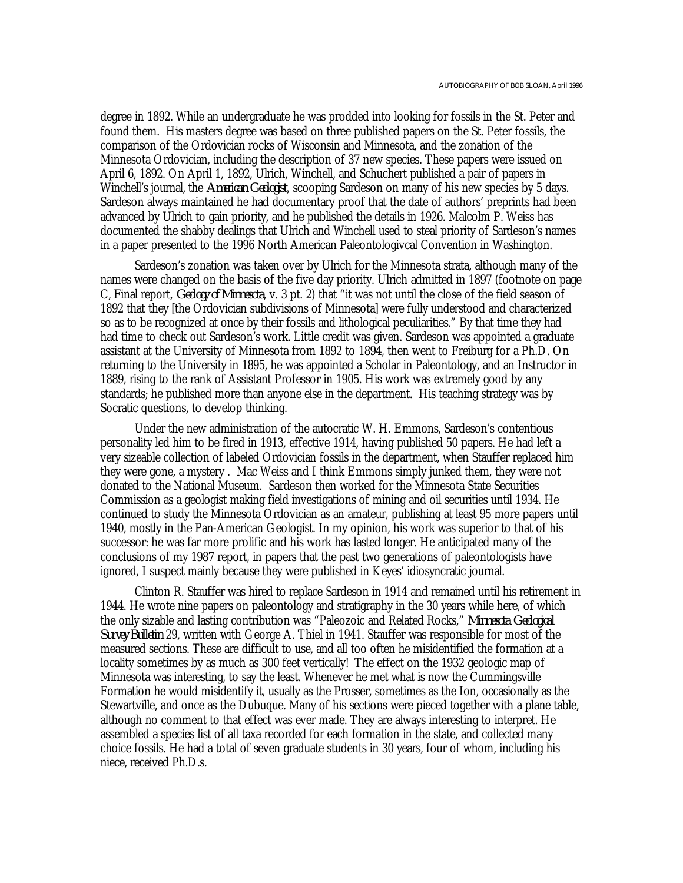degree in 1892. While an undergraduate he was prodded into looking for fossils in the St. Peter and found them. His masters degree was based on three published papers on the St. Peter fossils, the comparison of the Ordovician rocks of Wisconsin and Minnesota, and the zonation of the Minnesota Ordovician, including the description of 37 new species. These papers were issued on April 6, 1892. On April 1, 1892, Ulrich, Winchell, and Schuchert published a pair of papers in Winchell's journal, the *American Geologist*, scooping Sardeson on many of his new species by 5 days. Sardeson always maintained he had documentary proof that the date of authors' preprints had been advanced by Ulrich to gain priority, and he published the details in 1926. Malcolm P. Weiss has documented the shabby dealings that Ulrich and Winchell used to steal priority of Sardeson's names in a paper presented to the 1996 North American Paleontologivcal Convention in Washington.

Sardeson's zonation was taken over by Ulrich for the Minnesota strata, although many of the names were changed on the basis of the five day priority. Ulrich admitted in 1897 (footnote on page C, Final report, *Geology of Minnesota*, v. 3 pt. 2) that "it was not until the close of the field season of 1892 that they [the Ordovician subdivisions of Minnesota] were fully understood and characterized so as to be recognized at once by their fossils and lithological peculiarities." By that time they had had time to check out Sardeson's work. Little credit was given. Sardeson was appointed a graduate assistant at the University of Minnesota from 1892 to 1894, then went to Freiburg for a Ph.D. On returning to the University in 1895, he was appointed a Scholar in Paleontology, and an Instructor in 1889, rising to the rank of Assistant Professor in 1905. His work was extremely good by any standards; he published more than anyone else in the department. His teaching strategy was by Socratic questions, to develop thinking.

Under the new administration of the autocratic W. H. Emmons, Sardeson's contentious personality led him to be fired in 1913, effective 1914, having published 50 papers. He had left a very sizeable collection of labeled Ordovician fossils in the department, when Stauffer replaced him they were gone, a mystery . Mac Weiss and I think Emmons simply junked them, they were not donated to the National Museum. Sardeson then worked for the Minnesota State Securities Commission as a geologist making field investigations of mining and oil securities until 1934. He continued to study the Minnesota Ordovician as an amateur, publishing at least 95 more papers until 1940, mostly in the Pan-American Geologist. In my opinion, his work was superior to that of his successor: he was far more prolific and his work has lasted longer. He anticipated many of the conclusions of my 1987 report, in papers that the past two generations of paleontologists have ignored, I suspect mainly because they were published in Keyes' idiosyncratic journal.

Clinton R. Stauffer was hired to replace Sardeson in 1914 and remained until his retirement in 1944. He wrote nine papers on paleontology and stratigraphy in the 30 years while here, of which the only sizable and lasting contribution was "Paleozoic and Related Rocks," *Minnesota Geological Survey Bulletin* 29, written with George A. Thiel in 1941. Stauffer was responsible for most of the measured sections. These are difficult to use, and all too often he misidentified the formation at a locality sometimes by as much as 300 feet vertically! The effect on the 1932 geologic map of Minnesota was interesting, to say the least. Whenever he met what is now the Cummingsville Formation he would misidentify it, usually as the Prosser, sometimes as the Ion, occasionally as the Stewartville, and once as the Dubuque. Many of his sections were pieced together with a plane table, although no comment to that effect was ever made. They are always interesting to interpret. He assembled a species list of all taxa recorded for each formation in the state, and collected many choice fossils. He had a total of seven graduate students in 30 years, four of whom, including his niece, received Ph.D.s.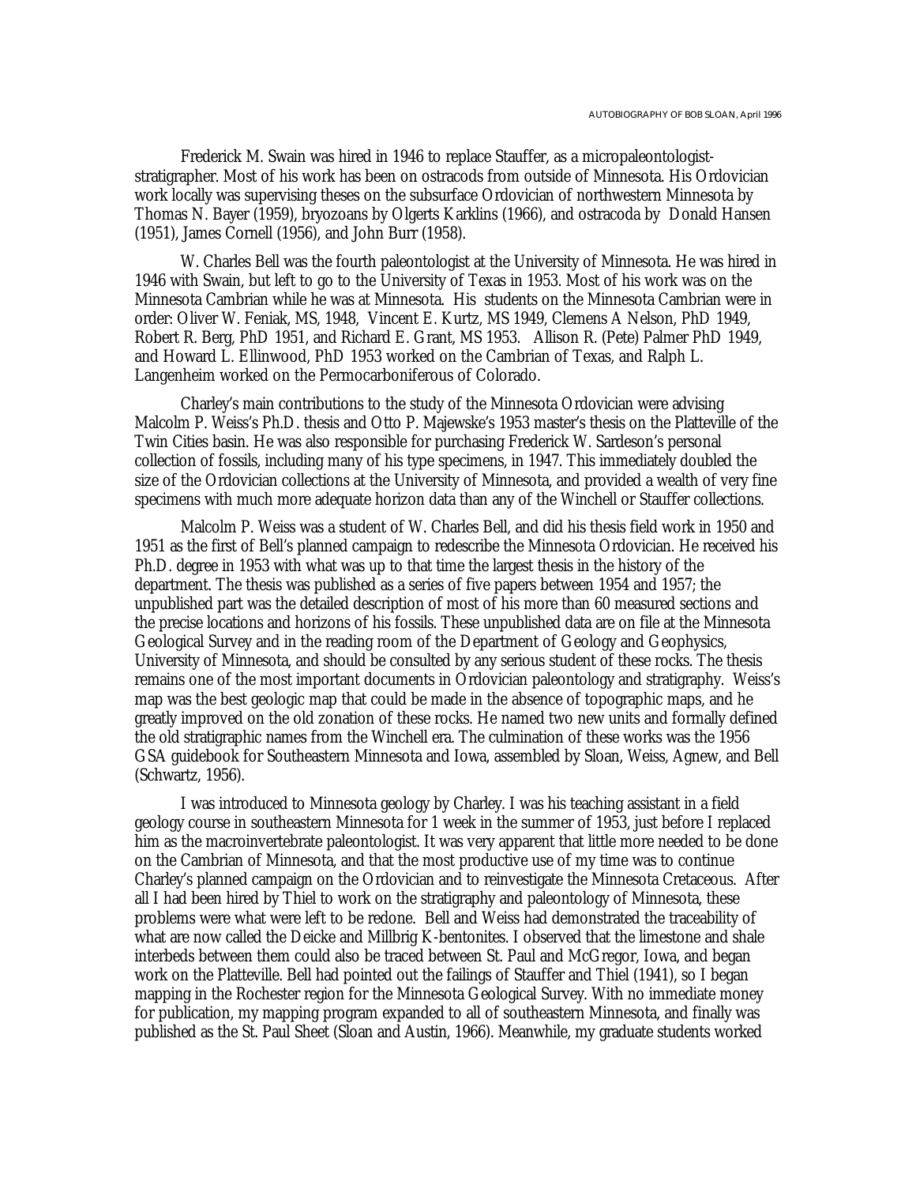Frederick M. Swain was hired in 1946 to replace Stauffer, as a micropaleontologist-stratigrapher. Most of his work has been on ostracods from outside of Minnesota. His Ordovician work locally was supervising theses on the subsurface Ordovician of northwestern Minnesota by Thomas N. Bayer (1959), bryozoans by Olgerts Karklins (1966), and ostracoda by Donald Hansen (1951), James Cornell (1956), and John Burr (1958).

W. Charles Bell was the fourth paleontologist at the University of Minnesota. He was hired in 1946 with Swain, but left to go to the University of Texas in 1953. Most of his work was on the Minnesota Cambrian while he was at Minnesota. His students on the Minnesota Cambrian were in order: Oliver W. Feniak, MS, 1948, Vincent E. Kurtz, MS 1949, Clemens A Nelson, PhD 1949, Robert R. Berg, PhD 1951, and Richard E. Grant, MS 1953. Allison R. (Pete) Palmer PhD 1949, and Howard L. Ellinwood, PhD 1953 worked on the Cambrian of Texas, and Ralph L. Langenheim worked on the Permocarboniferous of Colorado.

Charley's main contributions to the study of the Minnesota Ordovician were advising Malcolm P. Weiss's Ph.D. thesis and Otto P. Majewske's 1953 master's thesis on the Platteville of the Twin Cities basin. He was also responsible for purchasing Frederick W. Sardeson's personal collection of fossils, including many of his type specimens, in 1947. This immediately doubled the size of the Ordovician collections at the University of Minnesota, and provided a wealth of very fine specimens with much more adequate horizon data than any of the Winchell or Stauffer collections.

Malcolm P. Weiss was a student of W. Charles Bell, and did his thesis field work in 1950 and 1951 as the first of Bell's planned campaign to redescribe the Minnesota Ordovician. He received his Ph.D. degree in 1953 with what was up to that time the largest thesis in the history of the department. The thesis was published as a series of five papers between 1954 and 1957; the unpublished part was the detailed description of most of his more than 60 measured sections and the precise locations and horizons of his fossils. These unpublished data are on file at the Minnesota Geological Survey and in the reading room of the Department of Geology and Geophysics, University of Minnesota, and should be consulted by any serious student of these rocks. The thesis remains one of the most important documents in Ordovician paleontology and stratigraphy. Weiss's map was the best geologic map that could be made in the absence of topographic maps, and he greatly improved on the old zonation of these rocks. He named two new units and formally defined the old stratigraphic names from the Winchell era. The culmination of these works was the 1956 GSA guidebook for Southeastern Minnesota and Iowa, assembled by Sloan, Weiss, Agnew, and Bell (Schwartz, 1956).

I was introduced to Minnesota geology by Charley. I was his teaching assistant in a field geology course in southeastern Minnesota for 1 week in the summer of 1953, just before I replaced him as the macroinvertebrate paleontologist. It was very apparent that little more needed to be done on the Cambrian of Minnesota, and that the most productive use of my time was to continue Charley's planned campaign on the Ordovician and to reinvestigate the Minnesota Cretaceous. After all I had been hired by Thiel to work on the stratigraphy and paleontology of Minnesota, these problems were what were left to be redone. Bell and Weiss had demonstrated the traceability of what are now called the Deicke and Millbrig K-bentonites. I observed that the limestone and shale interbeds between them could also be traced between St. Paul and McGregor, Iowa, and began work on the Platteville. Bell had pointed out the failings of Stauffer and Thiel (1941), so I began mapping in the Rochester region for the Minnesota Geological Survey. With no immediate money for publication, my mapping program expanded to all of southeastern Minnesota, and finally was published as the St. Paul Sheet (Sloan and Austin, 1966). Meanwhile, my graduate students worked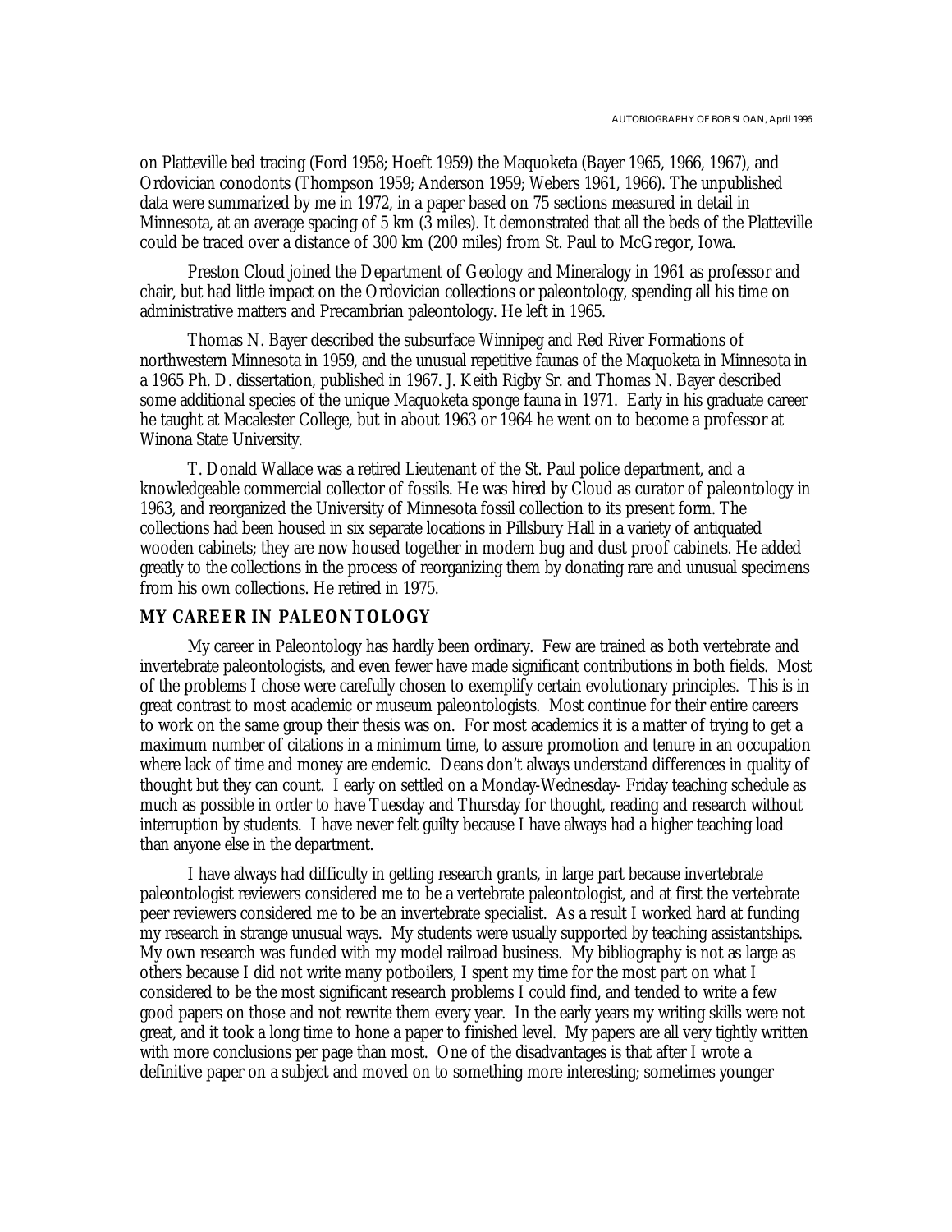on Platteville bed tracing (Ford 1958; Hoeft 1959) the Maquoketa (Bayer 1965, 1966, 1967), and Ordovician conodonts (Thompson 1959; Anderson 1959; Webers 1961, 1966). The unpublished data were summarized by me in 1972, in a paper based on 75 sections measured in detail in Minnesota, at an average spacing of 5 km (3 miles). It demonstrated that all the beds of the Platteville could be traced over a distance of 300 km (200 miles) from St. Paul to McGregor, Iowa.

Preston Cloud joined the Department of Geology and Mineralogy in 1961 as professor and chair, but had little impact on the Ordovician collections or paleontology, spending all his time on administrative matters and Precambrian paleontology. He left in 1965.

Thomas N. Bayer described the subsurface Winnipeg and Red River Formations of northwestern Minnesota in 1959, and the unusual repetitive faunas of the Maquoketa in Minnesota in a 1965 Ph. D. dissertation, published in 1967. J. Keith Rigby Sr. and Thomas N. Bayer described some additional species of the unique Maquoketa sponge fauna in 1971. Early in his graduate career he taught at Macalester College, but in about 1963 or 1964 he went on to become a professor at Winona State University.

T. Donald Wallace was a retired Lieutenant of the St. Paul police department, and a knowledgeable commercial collector of fossils. He was hired by Cloud as curator of paleontology in 1963, and reorganized the University of Minnesota fossil collection to its present form. The collections had been housed in six separate locations in Pillsbury Hall in a variety of antiquated wooden cabinets; they are now housed together in modern bug and dust proof cabinets. He added greatly to the collections in the process of reorganizing them by donating rare and unusual specimens from his own collections. He retired in 1975.

## MY CAREER IN PALEONTOLOGY

My career in Paleontology has hardly been ordinary. Few are trained as both vertebrate and invertebrate paleontologists, and even fewer have made significant contributions in both fields. Most of the problems I chose were carefully chosen to exemplify certain evolutionary principles. This is in great contrast to most academic or museum paleontologists. Most continue for their entire careers to work on the same group their thesis was on. For most academics it is a matter of trying to get a maximum number of citations in a minimum time, to assure promotion and tenure in an occupation where lack of time and money are endemic. Deans don't always understand differences in quality of thought but they can count. I early on settled on a Monday-Wednesday- Friday teaching schedule as much as possible in order to have Tuesday and Thursday for thought, reading and research without interruption by students. I have never felt guilty because I have always had a higher teaching load than anyone else in the department.

I have always had difficulty in getting research grants, in large part because invertebrate paleontologist reviewers considered me to be a vertebrate paleontologist, and at first the vertebrate peer reviewers considered me to be an invertebrate specialist. As a result I worked hard at funding my research in strange unusual ways. My students were usually supported by teaching assistantships. My own research was funded with my model railroad business. My bibliography is not as large as others because I did not write many potboilers, I spent my time for the most part on what I considered to be the most significant research problems I could find, and tended to write a few good papers on those and not rewrite them every year. In the early years my writing skills were not great, and it took a long time to hone a paper to finished level. My papers are all very tightly written with more conclusions per page than most. One of the disadvantages is that after I wrote a definitive paper on a subject and moved on to something more interesting; sometimes younger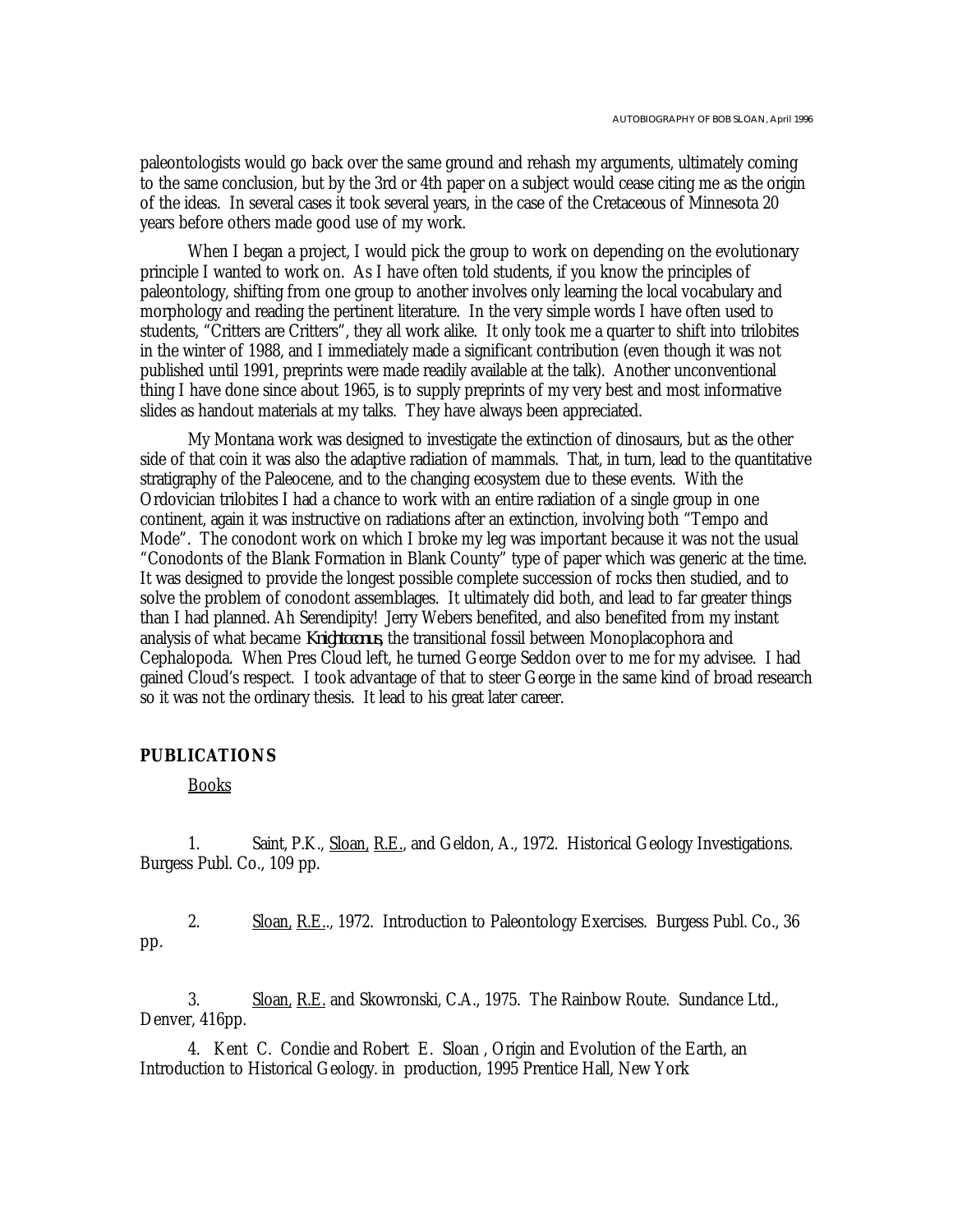paleontologists would go back over the same ground and rehash my arguments, ultimately coming to the same conclusion, but by the 3rd or 4th paper on a subject would cease citing me as the origin of the ideas. In several cases it took several years, in the case of the Cretaceous of Minnesota 20 years before others made good use of my work.

When I began a project, I would pick the group to work on depending on the evolutionary principle I wanted to work on. As I have often told students, if you know the principles of paleontology, shifting from one group to another involves only learning the local vocabulary and morphology and reading the pertinent literature. In the very simple words I have often used to students, "Critters are Critters", they all work alike. It only took me a quarter to shift into trilobites in the winter of 1988, and I immediately made a significant contribution (even though it was not published until 1991, preprints were made readily available at the talk). Another unconventional thing I have done since about 1965, is to supply preprints of my very best and most informative slides as handout materials at my talks. They have always been appreciated.

My Montana work was designed to investigate the extinction of dinosaurs, but as the other side of that coin it was also the adaptive radiation of mammals. That, in turn, lead to the quantitative stratigraphy of the Paleocene, and to the changing ecosystem due to these events. With the Ordovician trilobites I had a chance to work with an entire radiation of a single group in one continent, again it was instructive on radiations after an extinction, involving both "Tempo and Mode". The conodont work on which I broke my leg was important because it was not the usual "Conodonts of the Blank Formation in Blank County" type of paper which was generic at the time. It was designed to provide the longest possible complete succession of rocks then studied, and to solve the problem of conodont assemblages. It ultimately did both, and lead to far greater things than I had planned. Ah Serendipity! Jerry Webers benefited, and also benefited from my instant analysis of what became *Knightoconus*, the transitional fossil between Monoplacophora and Cephalopoda. When Pres Cloud left, he turned George Seddon over to me for my advisee. I had gained Cloud's respect. I took advantage of that to steer George in the same kind of broad research so it was not the ordinary thesis. It lead to his great later career.

## PUBLICATIONS

Books

1. Saint, P.K., Sloan, R.E., and Geldon, A., 1972. Historical Geology Investigations. Burgess Publ. Co., 109 pp.

2. Sloan, R.E.., 1972. Introduction to Paleontology Exercises. Burgess Publ. Co., 36 pp.

3. Sloan, R.E. and Skowronski, C.A., 1975. The Rainbow Route. Sundance Ltd., Denver, 416pp.

4. Kent C. Condie and Robert E. Sloan , Origin and Evolution of the Earth, an Introduction to Historical Geology. in production, 1995 Prentice Hall, New York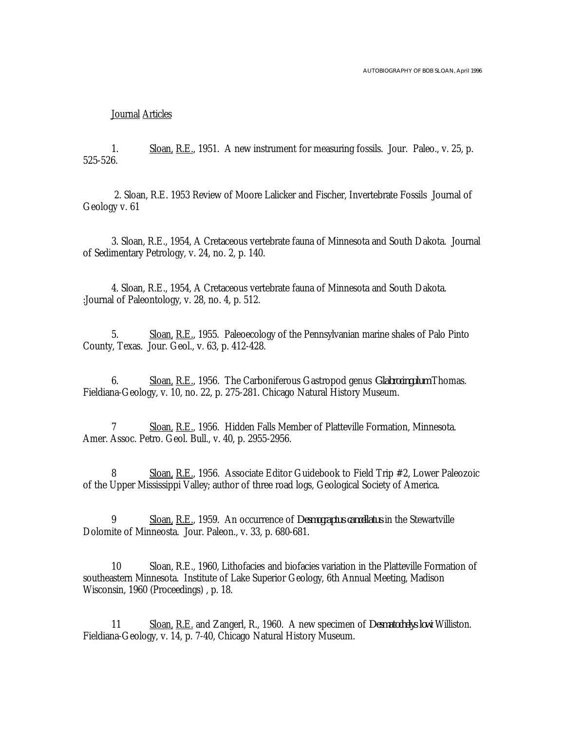Journal Articles

1. Sloan, R.E., 1951. A new instrument for measuring fossils. Jour. Paleo., v. 25, p. 525-526.

2. Sloan, R.E. 1953 Review of Moore Lalicker and Fischer, Invertebrate Fossils Journal of Geology v. 61

3. Sloan, R.E., 1954, A Cretaceous vertebrate fauna of Minnesota and South Dakota. Journal of Sedimentary Petrology, v. 24, no. 2, p. 140.

4. Sloan, R.E., 1954, A Cretaceous vertebrate fauna of Minnesota and South Dakota. :Journal of Paleontology, v. 28, no. 4, p. 512.

5. Sloan, R.E., 1955. Paleoecology of the Pennsylvanian marine shales of Palo Pinto County, Texas. Jour. Geol., v. 63, p. 412-428.

6. Sloan, R.E., 1956. The Carboniferous Gastropod genus *Glabrocingulum* Thomas. Fieldiana-Geology, v. 10, no. 22, p. 275-281. Chicago Natural History Museum.

7 Sloan, R.E., 1956. Hidden Falls Member of Platteville Formation, Minnesota. Amer. Assoc. Petro. Geol. Bull., v. 40, p. 2955-2956.

8 Sloan, R.E., 1956. Associate Editor Guidebook to Field Trip #2, Lower Paleozoic of the Upper Mississippi Valley; author of three road logs, Geological Society of America.

9 Sloan, R.E., 1959. An occurrence of *Desmograptus cancellatus* in the Stewartville Dolomite of Minneosta. Jour. Paleon., v. 33, p. 680-681.

10 Sloan, R.E., 1960, Lithofacies and biofacies variation in the Platteville Formation of southeastern Minnesota. Institute of Lake Superior Geology, 6th Annual Meeting, Madison Wisconsin, 1960 (Proceedings) , p. 18.

11 Sloan, R.E. and Zangerl, R., 1960. A new specimen of *Desmatochelys lowi* Williston. Fieldiana-Geology, v. 14, p. 7-40, Chicago Natural History Museum.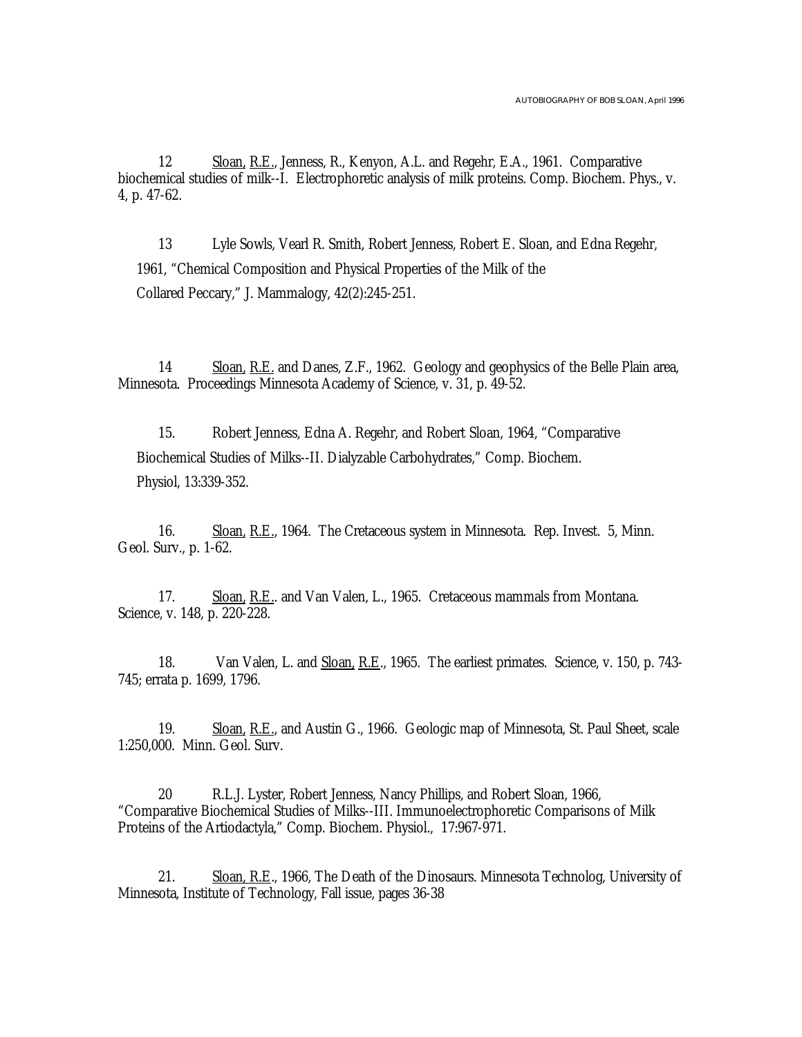12 Sloan, R.E., Jenness, R., Kenyon, A.L. and Regehr, E.A., 1961. Comparative biochemical studies of milk--I. Electrophoretic analysis of milk proteins. Comp. Biochem. Phys., v. 4, p. 47-62.

13 Lyle Sowls, Vearl R. Smith, Robert Jenness, Robert E. Sloan, and Edna Regehr, 1961, "Chemical Composition and Physical Properties of the Milk of the Collared Peccary," J. Mammalogy, 42(2):245-251.

14 Sloan, R.E. and Danes, Z.F., 1962. Geology and geophysics of the Belle Plain area, Minnesota. Proceedings Minnesota Academy of Science, v. 31, p. 49-52.

15. Robert Jenness, Edna A. Regehr, and Robert Sloan, 1964, "Comparative Biochemical Studies of Milks--II. Dialyzable Carbohydrates," Comp. Biochem. Physiol, 13:339-352.

16. Sloan, R.E., 1964. The Cretaceous system in Minnesota. Rep. Invest. 5, Minn. Geol. Surv., p. 1-62.

17. Sloan, R.E.. and Van Valen, L., 1965. Cretaceous mammals from Montana. Science, v. 148, p. 220-228.

18. Van Valen, L. and Sloan, R.E., 1965. The earliest primates. Science, v. 150, p. 743-745; errata p. 1699, 1796.

19. Sloan, R.E., and Austin G., 1966. Geologic map of Minnesota, St. Paul Sheet, scale 1:250,000. Minn. Geol. Surv.

20 R.L.J. Lyster, Robert Jenness, Nancy Phillips, and Robert Sloan, 1966, "Comparative Biochemical Studies of Milks--III. Immunoelectrophoretic Comparisons of Milk Proteins of the Artiodactyla," Comp. Biochem. Physiol., 17:967-971.

21. Sloan, R.E., 1966, The Death of the Dinosaurs. Minnesota Technolog, University of Minnesota, Institute of Technology, Fall issue, pages 36-38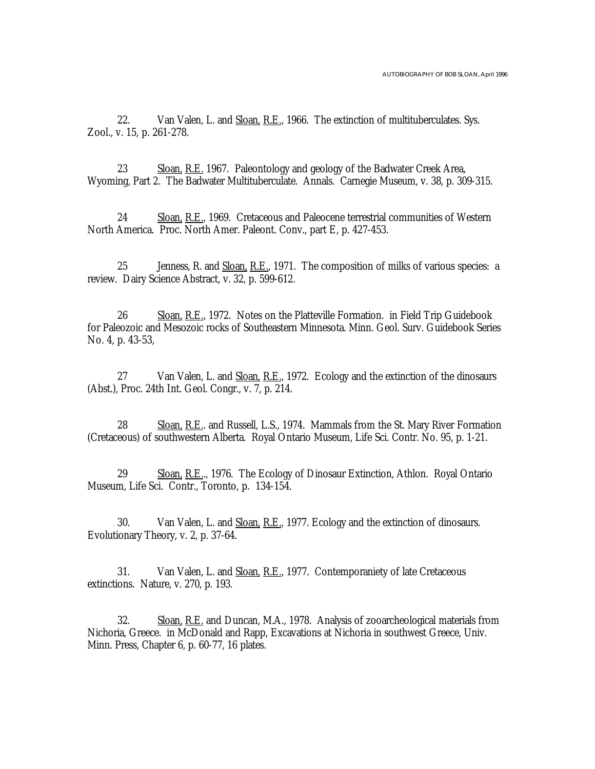22. Van Valen, L. and Sloan, R.E., 1966. The extinction of multituberculates. Sys. Zool., v. 15, p. 261-278.

23 Sloan, R.E. 1967. Paleontology and geology of the Badwater Creek Area, Wyoming, Part 2. The Badwater Multituberculate. Annals. Carnegie Museum, v. 38, p. 309-315.

24 Sloan, R.E., 1969. Cretaceous and Paleocene terrestrial communities of Western North America. Proc. North Amer. Paleont. Conv., part E, p. 427-453.

25 Jenness, R. and Sloan, R.E., 1971. The composition of milks of various species: a review. Dairy Science Abstract, v. 32, p. 599-612.

26 Sloan, R.E., 1972. Notes on the Platteville Formation. in Field Trip Guidebook for Paleozoic and Mesozoic rocks of Southeastern Minnesota. Minn. Geol. Surv. Guidebook Series No. 4, p. 43-53,

27 Van Valen, L. and Sloan, R.E., 1972. Ecology and the extinction of the dinosaurs (Abst.), Proc. 24th Int. Geol. Congr., v. 7, p. 214.

28 Sloan, R.E.. and Russell, L.S., 1974. Mammals from the St. Mary River Formation (Cretaceous) of southwestern Alberta. Royal Ontario Museum, Life Sci. Contr. No. 95, p. 1-21.

29 Sloan, R.E.., 1976. The Ecology of Dinosaur Extinction, Athlon. Royal Ontario Museum, Life Sci. Contr., Toronto, p. 134-154.

30. Van Valen, L. and Sloan, R.E., 1977. Ecology and the extinction of dinosaurs. Evolutionary Theory, v. 2, p. 37-64.

31. Van Valen, L. and Sloan, R.E., 1977. Contemporaniety of late Cretaceous extinctions. Nature, v. 270, p. 193.

32. Sloan, R.E. and Duncan, M.A., 1978. Analysis of zooarcheological materials from Nichoria, Greece. in McDonald and Rapp, Excavations at Nichoria in southwest Greece, Univ. Minn. Press, Chapter 6, p. 60-77, 16 plates.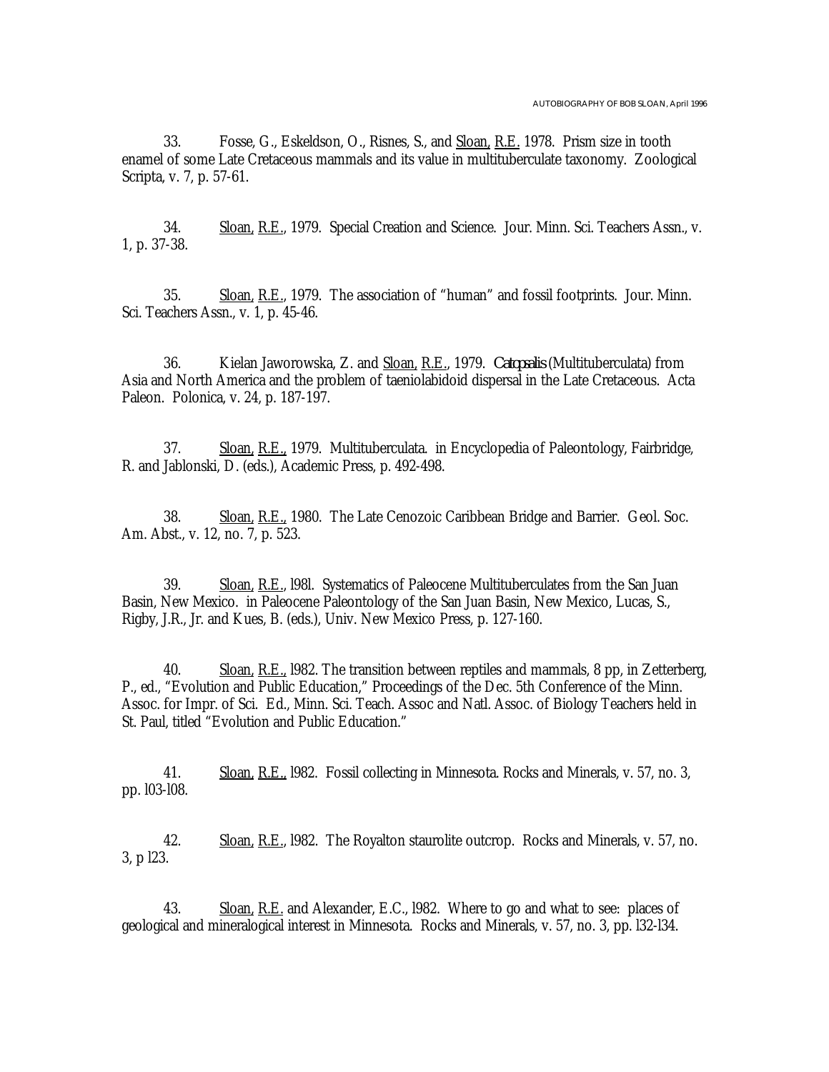33. Fosse, G., Eskeldson, O., Risnes, S., and Sloan, R.E. 1978. Prism size in tooth enamel of some Late Cretaceous mammals and its value in multituberculate taxonomy. Zoological Scripta, v. 7, p. 57-61.

34. Sloan, R.E., 1979. Special Creation and Science. Jour. Minn. Sci. Teachers Assn., v. 1, p. 37-38.

35. Sloan, R.E., 1979. The association of "human" and fossil footprints. Jour. Minn. Sci. Teachers Assn., v. 1, p. 45-46.

36. Kielan Jaworowska, Z. and Sloan, R.E., 1979. *Catopsalis* (Multituberculata) from Asia and North America and the problem of taeniolabidoid dispersal in the Late Cretaceous. Acta Paleon. Polonica, v. 24, p. 187-197.

37. Sloan, R.E., 1979. Multituberculata. in Encyclopedia of Paleontology, Fairbridge, R. and Jablonski, D. (eds.), Academic Press, p. 492-498.

38. Sloan, R.E., 1980. The Late Cenozoic Caribbean Bridge and Barrier. Geol. Soc. Am. Abst., v. 12, no. 7, p. 523.

39. Sloan, R.E., l98l. Systematics of Paleocene Multituberculates from the San Juan Basin, New Mexico. in Paleocene Paleontology of the San Juan Basin, New Mexico, Lucas, S., Rigby, J.R., Jr. and Kues, B. (eds.), Univ. New Mexico Press, p. 127-160.

40. Sloan, R.E., l982. The transition between reptiles and mammals, 8 pp, in Zetterberg, P., ed., "Evolution and Public Education," Proceedings of the Dec. 5th Conference of the Minn. Assoc. for Impr. of Sci. Ed., Minn. Sci. Teach. Assoc and Natl. Assoc. of Biology Teachers held in St. Paul, titled "Evolution and Public Education."

41. Sloan, R.E., l982. Fossil collecting in Minnesota. Rocks and Minerals, v. 57, no. 3, pp. l03-l08.

42. Sloan, R.E., l982. The Royalton staurolite outcrop. Rocks and Minerals, v. 57, no. 3, p l23.

43. Sloan, R.E. and Alexander, E.C., l982. Where to go and what to see: places of geological and mineralogical interest in Minnesota. Rocks and Minerals, v. 57, no. 3, pp. l32-l34.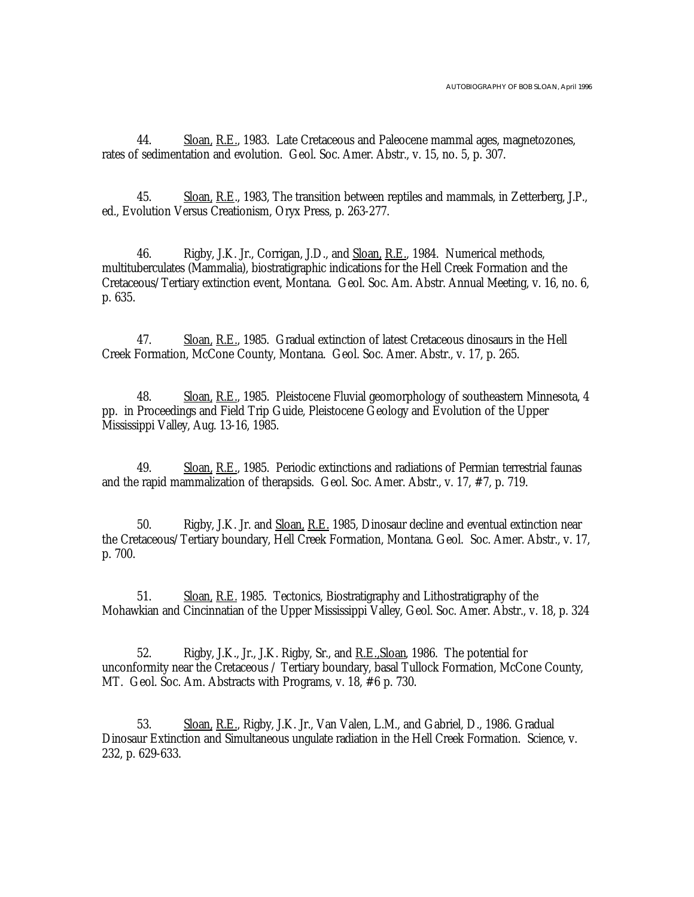44. Sloan, R.E., 1983. Late Cretaceous and Paleocene mammal ages, magnetozones, rates of sedimentation and evolution. Geol. Soc. Amer. Abstr., v. 15, no. 5, p. 307.

45. Sloan, R.E., 1983, The transition between reptiles and mammals, in Zetterberg, J.P., ed., Evolution Versus Creationism, Oryx Press, p. 263-277.

46. Rigby, J.K. Jr., Corrigan, J.D., and Sloan, R.E., 1984. Numerical methods, multituberculates (Mammalia), biostratigraphic indications for the Hell Creek Formation and the Cretaceous/Tertiary extinction event, Montana. Geol. Soc. Am. Abstr. Annual Meeting, v. 16, no. 6, p. 635.

47. Sloan, R.E., 1985. Gradual extinction of latest Cretaceous dinosaurs in the Hell Creek Formation, McCone County, Montana. Geol. Soc. Amer. Abstr., v. 17, p. 265.

48. Sloan, R.E., 1985. Pleistocene Fluvial geomorphology of southeastern Minnesota, 4 pp. in Proceedings and Field Trip Guide, Pleistocene Geology and Evolution of the Upper Mississippi Valley, Aug. 13-16, 1985.

49. Sloan, R.E., 1985. Periodic extinctions and radiations of Permian terrestrial faunas and the rapid mammalization of therapsids. Geol. Soc. Amer. Abstr., v. 17, #7, p. 719.

50. Rigby, J.K. Jr. and Sloan, R.E. 1985, Dinosaur decline and eventual extinction near the Cretaceous/Tertiary boundary, Hell Creek Formation, Montana. Geol. Soc. Amer. Abstr., v. 17, p. 700.

51. Sloan, R.E. 1985. Tectonics, Biostratigraphy and Lithostratigraphy of the Mohawkian and Cincinnatian of the Upper Mississippi Valley, Geol. Soc. Amer. Abstr., v. 18, p. 324

52. Rigby, J.K., Jr., J.K. Rigby, Sr., and R.E.,Sloan, 1986. The potential for unconformity near the Cretaceous / Tertiary boundary, basal Tullock Formation, McCone County, MT. Geol. Soc. Am. Abstracts with Programs, v. 18, #6 p. 730.

53. Sloan, R.E., Rigby, J.K. Jr., Van Valen, L.M., and Gabriel, D., 1986. Gradual Dinosaur Extinction and Simultaneous ungulate radiation in the Hell Creek Formation. Science, v. 232, p. 629-633.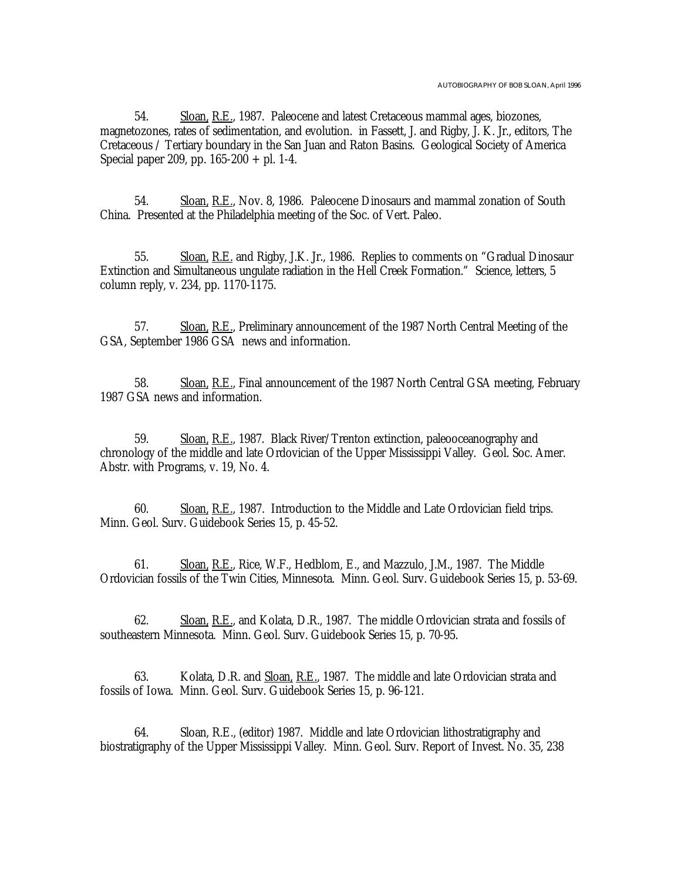54. Sloan, R.E., 1987. Paleocene and latest Cretaceous mammal ages, biozones, magnetozones, rates of sedimentation, and evolution. in Fassett, J. and Rigby, J. K. Jr., editors, The Cretaceous / Tertiary boundary in the San Juan and Raton Basins. Geological Society of America Special paper 209, pp. 165-200 + pl. 1-4.

54. Sloan, R.E., Nov. 8, 1986. Paleocene Dinosaurs and mammal zonation of South China. Presented at the Philadelphia meeting of the Soc. of Vert. Paleo.

55. Sloan, R.E. and Rigby, J.K. Jr., 1986. Replies to comments on "Gradual Dinosaur Extinction and Simultaneous ungulate radiation in the Hell Creek Formation." Science, letters, 5 column reply, v. 234, pp. 1170-1175.

57. Sloan, R.E., Preliminary announcement of the 1987 North Central Meeting of the GSA, September 1986 GSA news and information.

58. Sloan, R.E., Final announcement of the 1987 North Central GSA meeting, February 1987 GSA news and information.

59. Sloan, R.E., 1987. Black River/Trenton extinction, paleooceanography and chronology of the middle and late Ordovician of the Upper Mississippi Valley. Geol. Soc. Amer. Abstr. with Programs, v. 19, No. 4.

60. Sloan, R.E., 1987. Introduction to the Middle and Late Ordovician field trips. Minn. Geol. Surv. Guidebook Series 15, p. 45-52.

61. Sloan, R.E., Rice, W.F., Hedblom, E., and Mazzulo, J.M., 1987. The Middle Ordovician fossils of the Twin Cities, Minnesota. Minn. Geol. Surv. Guidebook Series 15, p. 53-69.

62. Sloan, R.E., and Kolata, D.R., 1987. The middle Ordovician strata and fossils of southeastern Minnesota. Minn. Geol. Surv. Guidebook Series 15, p. 70-95.

63. Kolata, D.R. and Sloan, R.E., 1987. The middle and late Ordovician strata and fossils of Iowa. Minn. Geol. Surv. Guidebook Series 15, p. 96-121.

64. Sloan, R.E., (editor) 1987. Middle and late Ordovician lithostratigraphy and biostratigraphy of the Upper Mississippi Valley. Minn. Geol. Surv. Report of Invest. No. 35, 238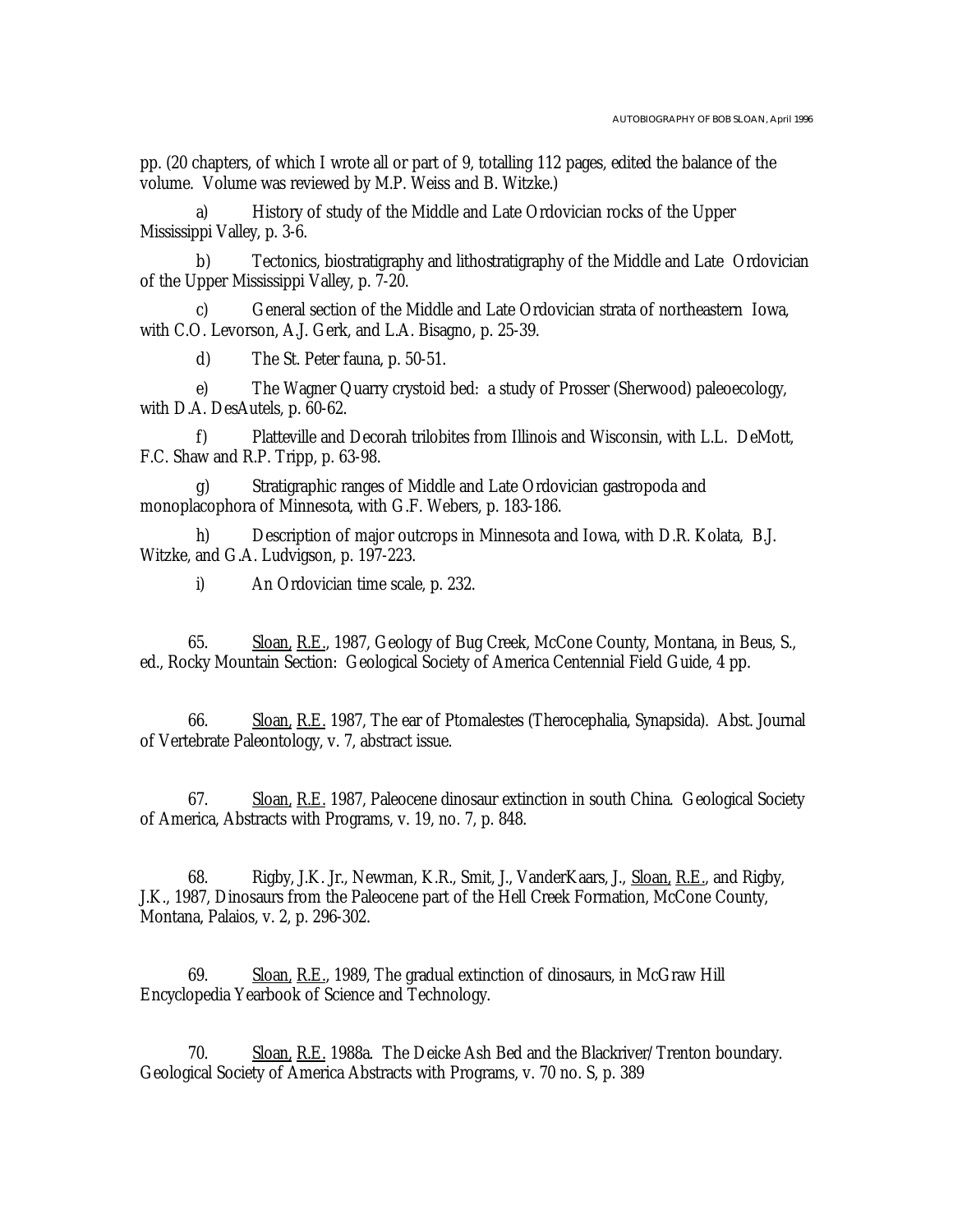pp. (20 chapters, of which I wrote all or part of 9, totalling 112 pages, edited the balance of the volume. Volume was reviewed by M.P. Weiss and B. Witzke.)

a) History of study of the Middle and Late Ordovician rocks of the Upper Mississippi Valley, p. 3-6.

b) Tectonics, biostratigraphy and lithostratigraphy of the Middle and Late Ordovician of the Upper Mississippi Valley, p. 7-20.

c) General section of the Middle and Late Ordovician strata of northeastern Iowa, with C.O. Levorson, A.J. Gerk, and L.A. Bisagno, p. 25-39.

d) The St. Peter fauna, p. 50-51.

e) The Wagner Quarry crystoid bed: a study of Prosser (Sherwood) paleoecology, with D.A. DesAutels, p. 60-62.

f) Platteville and Decorah trilobites from Illinois and Wisconsin, with L.L. DeMott, F.C. Shaw and R.P. Tripp, p. 63-98.

g) Stratigraphic ranges of Middle and Late Ordovician gastropoda and monoplacophora of Minnesota, with G.F. Webers, p. 183-186.

h) Description of major outcrops in Minnesota and Iowa, with D.R. Kolata, B.J. Witzke, and G.A. Ludvigson, p. 197-223.

i) An Ordovician time scale, p. 232.

65. Sloan, R.E., 1987, Geology of Bug Creek, McCone County, Montana, in Beus, S., ed., Rocky Mountain Section: Geological Society of America Centennial Field Guide, 4 pp.

66. Sloan, R.E. 1987, The ear of Ptomalestes (Therocephalia, Synapsida). Abst. Journal of Vertebrate Paleontology, v. 7, abstract issue.

67. Sloan, R.E. 1987, Paleocene dinosaur extinction in south China. Geological Society of America, Abstracts with Programs, v. 19, no. 7, p. 848.

68. Rigby, J.K. Jr., Newman, K.R., Smit, J., VanderKaars, J., Sloan, R.E., and Rigby, J.K., 1987, Dinosaurs from the Paleocene part of the Hell Creek Formation, McCone County, Montana, Palaios, v. 2, p. 296-302.

69. Sloan, R.E., 1989, The gradual extinction of dinosaurs, in McGraw Hill Encyclopedia Yearbook of Science and Technology.

70. Sloan, R.E. 1988a. The Deicke Ash Bed and the Blackriver/Trenton boundary. Geological Society of America Abstracts with Programs, v. 70 no. S, p. 389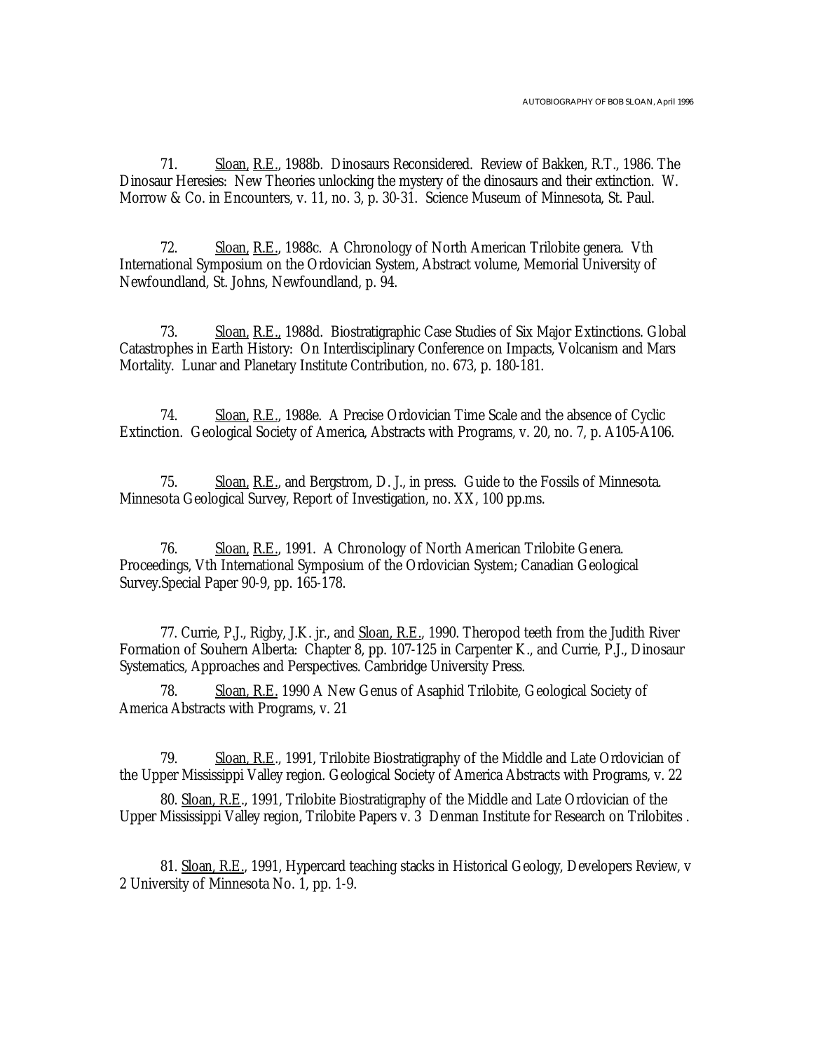71. Sloan, R.E., 1988b. Dinosaurs Reconsidered. Review of Bakken, R.T., 1986. The Dinosaur Heresies: New Theories unlocking the mystery of the dinosaurs and their extinction. W. Morrow & Co. in Encounters, v. 11, no. 3, p. 30-31. Science Museum of Minnesota, St. Paul.

72. Sloan, R.E., 1988c. A Chronology of North American Trilobite genera. Vth International Symposium on the Ordovician System, Abstract volume, Memorial University of Newfoundland, St. Johns, Newfoundland, p. 94.

73. Sloan, R.E., 1988d. Biostratigraphic Case Studies of Six Major Extinctions. Global Catastrophes in Earth History: On Interdisciplinary Conference on Impacts, Volcanism and Mars Mortality. Lunar and Planetary Institute Contribution, no. 673, p. 180-181.

74. Sloan, R.E., 1988e. A Precise Ordovician Time Scale and the absence of Cyclic Extinction. Geological Society of America, Abstracts with Programs, v. 20, no. 7, p. A105-A106.

75. Sloan, R.E., and Bergstrom, D. J., in press. Guide to the Fossils of Minnesota. Minnesota Geological Survey, Report of Investigation, no. XX, 100 pp.ms.

76. Sloan, R.E., 1991. A Chronology of North American Trilobite Genera. Proceedings, Vth International Symposium of the Ordovician System; Canadian Geological Survey.Special Paper 90-9, pp. 165-178.

77. Currie, P.J., Rigby, J.K. jr., and Sloan, R.E., 1990. Theropod teeth from the Judith River Formation of Souhern Alberta: Chapter 8, pp. 107-125 in Carpenter K., and Currie, P.J., Dinosaur Systematics, Approaches and Perspectives. Cambridge University Press.

78. Sloan, R.E. 1990 A New Genus of Asaphid Trilobite, Geological Society of America Abstracts with Programs, v. 21

79. Sloan, R.E., 1991, Trilobite Biostratigraphy of the Middle and Late Ordovician of the Upper Mississippi Valley region. Geological Society of America Abstracts with Programs, v. 22

80. Sloan, R.E., 1991, Trilobite Biostratigraphy of the Middle and Late Ordovician of the Upper Mississippi Valley region, Trilobite Papers v. 3 Denman Institute for Research on Trilobites .

81. Sloan, R.E., 1991, Hypercard teaching stacks in Historical Geology, Developers Review, v 2 University of Minnesota No. 1, pp. 1-9.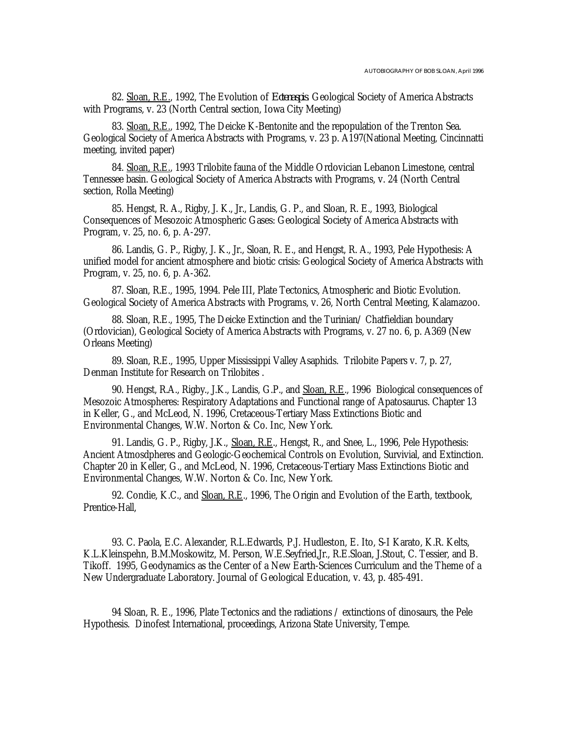82. <u>Sloan, R.E.</u>, 1992, The Evolution of *Ectenaspis*. Geological Society of America Abstracts with Programs, v. 23 (North Central section, Iowa City Meeting)

83. <u>Sloan, R.E.</u>, 1992, The Deicke K-Bentonite and the repopulation of the Trenton Sea. Geological Society of America Abstracts with Programs, v. 23 p. A197(National Meeting, Cincinnatti meeting, invited paper)

84. <u>Sloan, R.E.</u>, 1993 Trilobite fauna of the Middle Ordovician Lebanon Limestone, central Tennessee basin. Geological Society of America Abstracts with Programs, v. 24 (North Central section, Rolla Meeting)

85. Hengst, R. A., Rigby, J. K., Jr., Landis, G. P., and Sloan, R. E., 1993, Biological Consequences of Mesozoic Atmospheric Gases: Geological Society of America Abstracts with Program, v. 25, no. 6, p. A-297.

86. Landis, G. P., Rigby, J. K., Jr., Sloan, R. E., and Hengst, R. A., 1993, Pele Hypothesis: A unified model for ancient atmosphere and biotic crisis: Geological Society of America Abstracts with Program, v. 25, no. 6, p. A-362.

87. Sloan, R.E., 1995, 1994. Pele III, Plate Tectonics, Atmospheric and Biotic Evolution. Geological Society of America Abstracts with Programs, v. 26, North Central Meeting, Kalamazoo.

88. Sloan, R.E., 1995, The Deicke Extinction and the Turinian/ Chatfieldian boundary (Ordovician), Geological Society of America Abstracts with Programs, v. 27 no. 6, p. A369 (New Orleans Meeting)

89. Sloan, R.E., 1995, Upper Mississippi Valley Asaphids. Trilobite Papers v. 7, p. 27, Denman Institute for Research on Trilobites .

90. Hengst, R.A., Rigby., J.K., Landis, G.P., and <u>Sloan, R.E.</u>, 1996 Biological consequences of Mesozoic Atmospheres: Respiratory Adaptations and Functional range of Apatosaurus. Chapter 13 in Keller, G., and McLeod, N. 1996, Cretaceous-Tertiary Mass Extinctions Biotic and Environmental Changes, W.W. Norton & Co. Inc, New York.

91. Landis, G. P., Rigby, J.K., <u>Sloan, R.E.</u>, Hengst, R., and Snee, L., 1996, Pele Hypothesis: Ancient Atmosdpheres and Geologic-Geochemical Controls on Evolution, Survivial, and Extinction. Chapter 20 in Keller, G., and McLeod, N. 1996, Cretaceous-Tertiary Mass Extinctions Biotic and Environmental Changes, W.W. Norton & Co. Inc, New York.

92. Condie, K.C., and <u>Sloan, R.E.</u>, 1996, The Origin and Evolution of the Earth, textbook, Prentice-Hall,

93. C. Paola, E.C. Alexander, R.L.Edwards, P.J. Hudleston, E. Ito, S-I Karato, K.R. Kelts, K.L.Kleinspehn, B.M.Moskowitz, M. Person, W.E.Seyfried,Jr., R.E.Sloan, J.Stout, C. Tessier, and B. Tikoff. 1995, Geodynamics as the Center of a New Earth-Sciences Curriculum and the Theme of a New Undergraduate Laboratory. Journal of Geological Education, v. 43, p. 485-491.

94 Sloan, R. E., 1996, Plate Tectonics and the radiations / extinctions of dinosaurs, the Pele Hypothesis. Dinofest International, proceedings, Arizona State University, Tempe.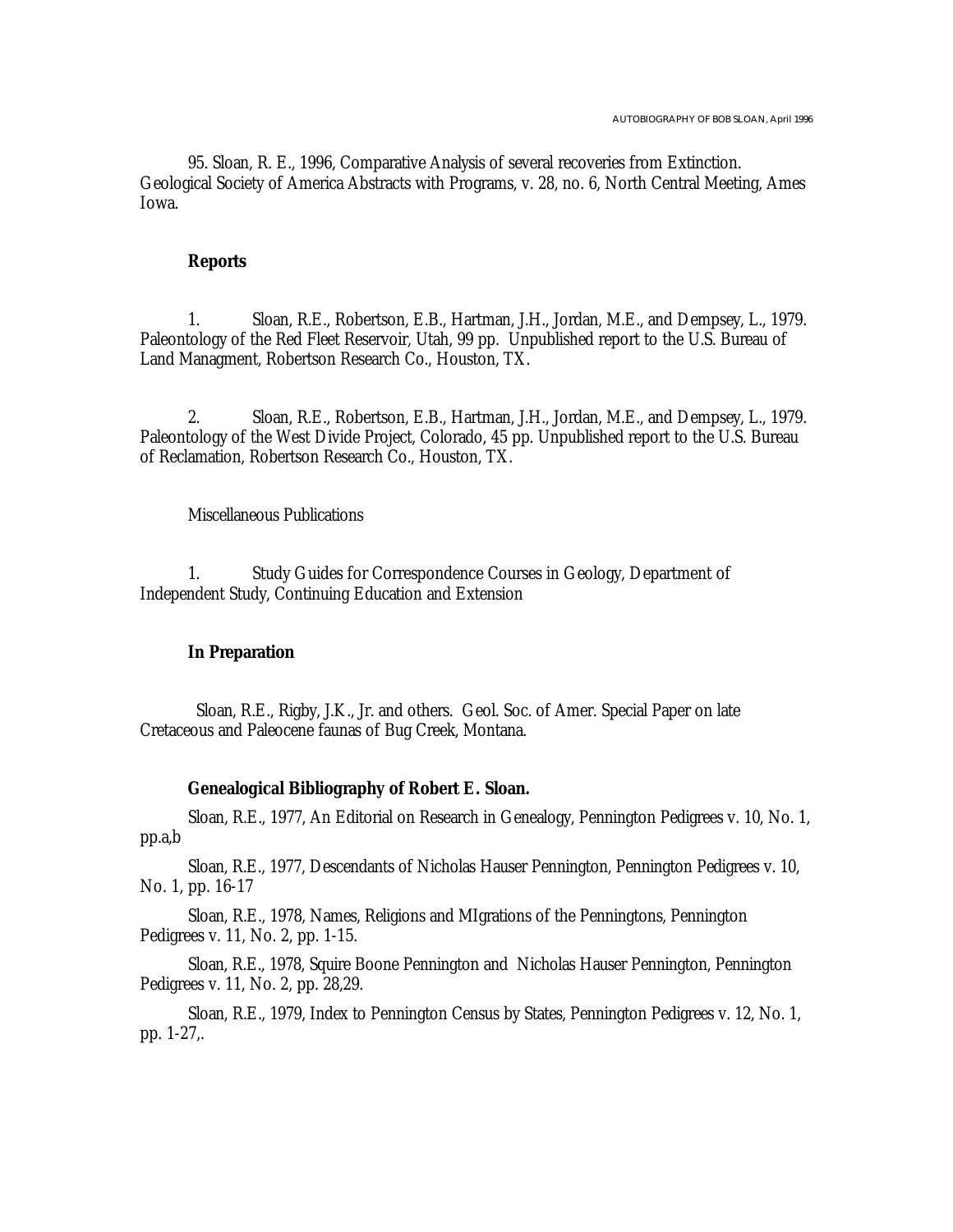95. Sloan, R. E., 1996, Comparative Analysis of several recoveries from Extinction. Geological Society of America Abstracts with Programs, v. 28, no. 6, North Central Meeting, Ames Iowa.

**Reports**

1. Sloan, R.E., Robertson, E.B., Hartman, J.H., Jordan, M.E., and Dempsey, L., 1979. Paleontology of the Red Fleet Reservoir, Utah, 99 pp. Unpublished report to the U.S. Bureau of Land Managment, Robertson Research Co., Houston, TX.

2. Sloan, R.E., Robertson, E.B., Hartman, J.H., Jordan, M.E., and Dempsey, L., 1979. Paleontology of the West Divide Project, Colorado, 45 pp. Unpublished report to the U.S. Bureau of Reclamation, Robertson Research Co., Houston, TX.

Miscellaneous Publications

1. Study Guides for Correspondence Courses in Geology, Department of Independent Study, Continuing Education and Extension

**In Preparation**

Sloan, R.E., Rigby, J.K., Jr. and others. Geol. Soc. of Amer. Special Paper on late Cretaceous and Paleocene faunas of Bug Creek, Montana.

**Genealogical Bibliography of Robert E. Sloan.**

Sloan, R.E., 1977, An Editorial on Research in Genealogy, Pennington Pedigrees v. 10, No. 1, pp.a,b

Sloan, R.E., 1977, Descendants of Nicholas Hauser Pennington, Pennington Pedigrees v. 10, No. 1, pp. 16-17

Sloan, R.E., 1978, Names, Religions and MIgrations of the Penningtons, Pennington Pedigrees v. 11, No. 2, pp. 1-15.

Sloan, R.E., 1978, Squire Boone Pennington and Nicholas Hauser Pennington, Pennington Pedigrees v. 11, No. 2, pp. 28,29.

Sloan, R.E., 1979, Index to Pennington Census by States, Pennington Pedigrees v. 12, No. 1, pp. 1-27,.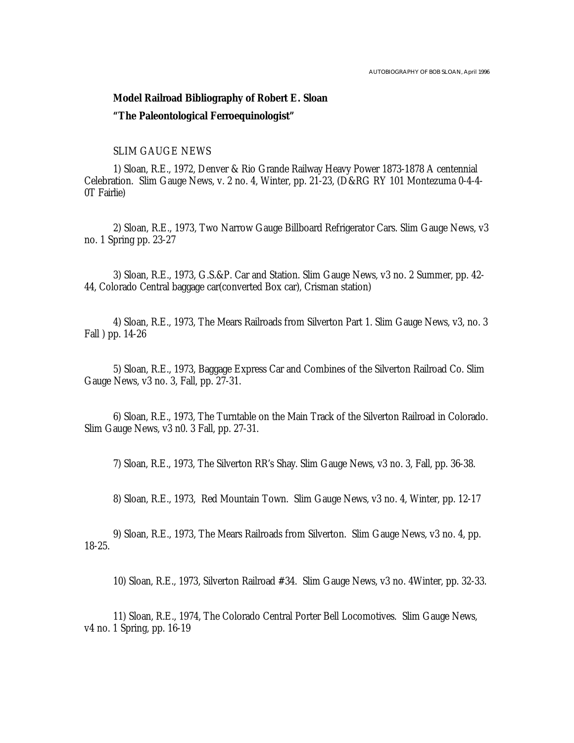**Model Railroad Bibliography of Robert E. Sloan**

**"The Paleontological Ferroequinologist"**

SLIM GAUGE NEWS

1) Sloan, R.E., 1972, Denver & Rio Grande Railway Heavy Power 1873-1878 A centennial Celebration. Slim Gauge News, v. 2 no. 4, Winter, pp. 21-23, (D&RG RY 101 Montezuma 0-4-4-0T Fairlie)

2) Sloan, R.E., 1973, Two Narrow Gauge Billboard Refrigerator Cars. Slim Gauge News, v3 no. 1 Spring pp. 23-27

3) Sloan, R.E., 1973, G.S.&P. Car and Station. Slim Gauge News, v3 no. 2 Summer, pp. 42-44, Colorado Central baggage car(converted Box car), Crisman station)

4) Sloan, R.E., 1973, The Mears Railroads from Silverton Part 1. Slim Gauge News, v3, no. 3 Fall ) pp. 14-26

5) Sloan, R.E., 1973, Baggage Express Car and Combines of the Silverton Railroad Co. Slim Gauge News, v3 no. 3, Fall, pp. 27-31.

6) Sloan, R.E., 1973, The Turntable on the Main Track of the Silverton Railroad in Colorado. Slim Gauge News, v3 n0. 3 Fall, pp. 27-31.

7) Sloan, R.E., 1973, The Silverton RR's Shay. Slim Gauge News, v3 no. 3, Fall, pp. 36-38.

8) Sloan, R.E., 1973, Red Mountain Town. Slim Gauge News, v3 no. 4, Winter, pp. 12-17

9) Sloan, R.E., 1973, The Mears Railroads from Silverton. Slim Gauge News, v3 no. 4, pp. 18-25.

10) Sloan, R.E., 1973, Silverton Railroad #34. Slim Gauge News, v3 no. 4Winter, pp. 32-33.

11) Sloan, R.E., 1974, The Colorado Central Porter Bell Locomotives. Slim Gauge News, v4 no. 1 Spring, pp. 16-19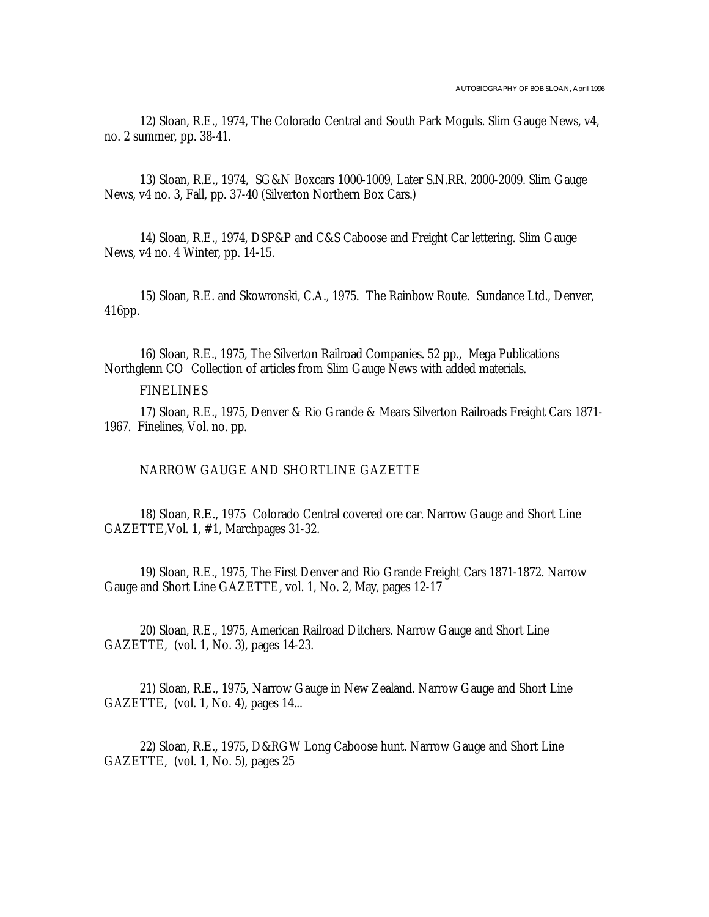12) Sloan, R.E., 1974, The Colorado Central and South Park Moguls. Slim Gauge News, v4, no. 2 summer, pp. 38-41.

13) Sloan, R.E., 1974, SG&N Boxcars 1000-1009, Later S.N.RR. 2000-2009. Slim Gauge News, v4 no. 3, Fall, pp. 37-40 (Silverton Northern Box Cars.)

14) Sloan, R.E., 1974, DSP&P and C&S Caboose and Freight Car lettering. Slim Gauge News, v4 no. 4 Winter, pp. 14-15.

15) Sloan, R.E. and Skowronski, C.A., 1975. The Rainbow Route. Sundance Ltd., Denver, 416pp.

16) Sloan, R.E., 1975, The Silverton Railroad Companies. 52 pp., Mega Publications Northglenn CO Collection of articles from Slim Gauge News with added materials.

FINELINES

17) Sloan, R.E., 1975, Denver & Rio Grande & Mears Silverton Railroads Freight Cars 1871-1967. Finelines, Vol. no. pp.

NARROW GAUGE AND SHORTLINE GAZETTE

18) Sloan, R.E., 1975 Colorado Central covered ore car. Narrow Gauge and Short Line GAZETTE,Vol. 1, #1, Marchpages 31-32.

19) Sloan, R.E., 1975, The First Denver and Rio Grande Freight Cars 1871-1872. Narrow Gauge and Short Line GAZETTE, vol. 1, No. 2, May, pages 12-17

20) Sloan, R.E., 1975, American Railroad Ditchers. Narrow Gauge and Short Line GAZETTE, (vol. 1, No. 3), pages 14-23.

21) Sloan, R.E., 1975, Narrow Gauge in New Zealand. Narrow Gauge and Short Line GAZETTE, (vol. 1, No. 4), pages 14...

22) Sloan, R.E., 1975, D&RGW Long Caboose hunt. Narrow Gauge and Short Line GAZETTE, (vol. 1, No. 5), pages 25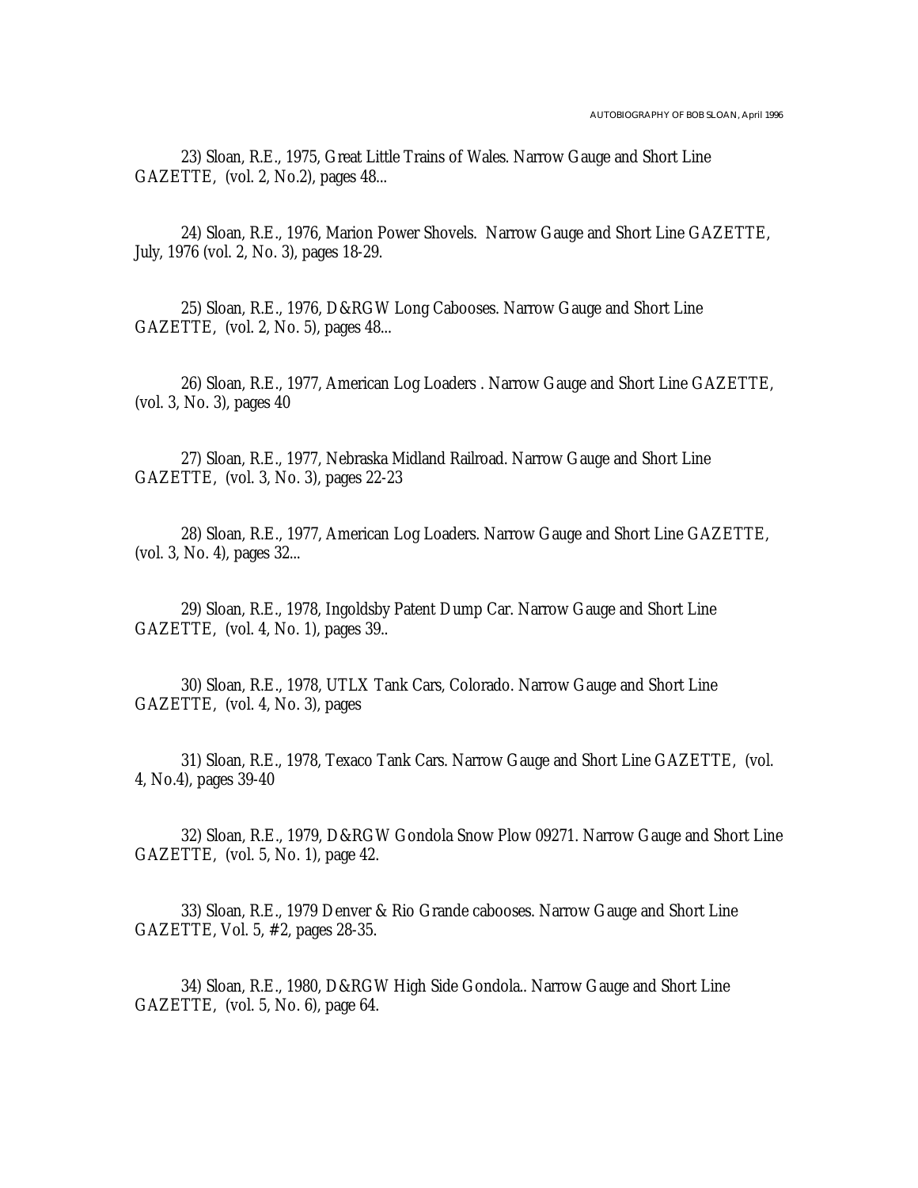23) Sloan, R.E., 1975, Great Little Trains of Wales. Narrow Gauge and Short Line GAZETTE, (vol. 2, No.2), pages 48...

24) Sloan, R.E., 1976, Marion Power Shovels. Narrow Gauge and Short Line GAZETTE, July, 1976 (vol. 2, No. 3), pages 18-29.

25) Sloan, R.E., 1976, D&RGW Long Cabooses. Narrow Gauge and Short Line GAZETTE, (vol. 2, No. 5), pages 48...

26) Sloan, R.E., 1977, American Log Loaders . Narrow Gauge and Short Line GAZETTE, (vol. 3, No. 3), pages 40

27) Sloan, R.E., 1977, Nebraska Midland Railroad. Narrow Gauge and Short Line GAZETTE, (vol. 3, No. 3), pages 22-23

28) Sloan, R.E., 1977, American Log Loaders. Narrow Gauge and Short Line GAZETTE, (vol. 3, No. 4), pages 32...

29) Sloan, R.E., 1978, Ingoldsby Patent Dump Car. Narrow Gauge and Short Line GAZETTE, (vol. 4, No. 1), pages 39..

30) Sloan, R.E., 1978, UTLX Tank Cars, Colorado. Narrow Gauge and Short Line GAZETTE, (vol. 4, No. 3), pages

31) Sloan, R.E., 1978, Texaco Tank Cars. Narrow Gauge and Short Line GAZETTE, (vol. 4, No.4), pages 39-40

32) Sloan, R.E., 1979, D&RGW Gondola Snow Plow 09271. Narrow Gauge and Short Line GAZETTE, (vol. 5, No. 1), page 42.

33) Sloan, R.E., 1979 Denver & Rio Grande cabooses. Narrow Gauge and Short Line GAZETTE, Vol. 5, #2, pages 28-35.

34) Sloan, R.E., 1980, D&RGW High Side Gondola.. Narrow Gauge and Short Line GAZETTE, (vol. 5, No. 6), page 64.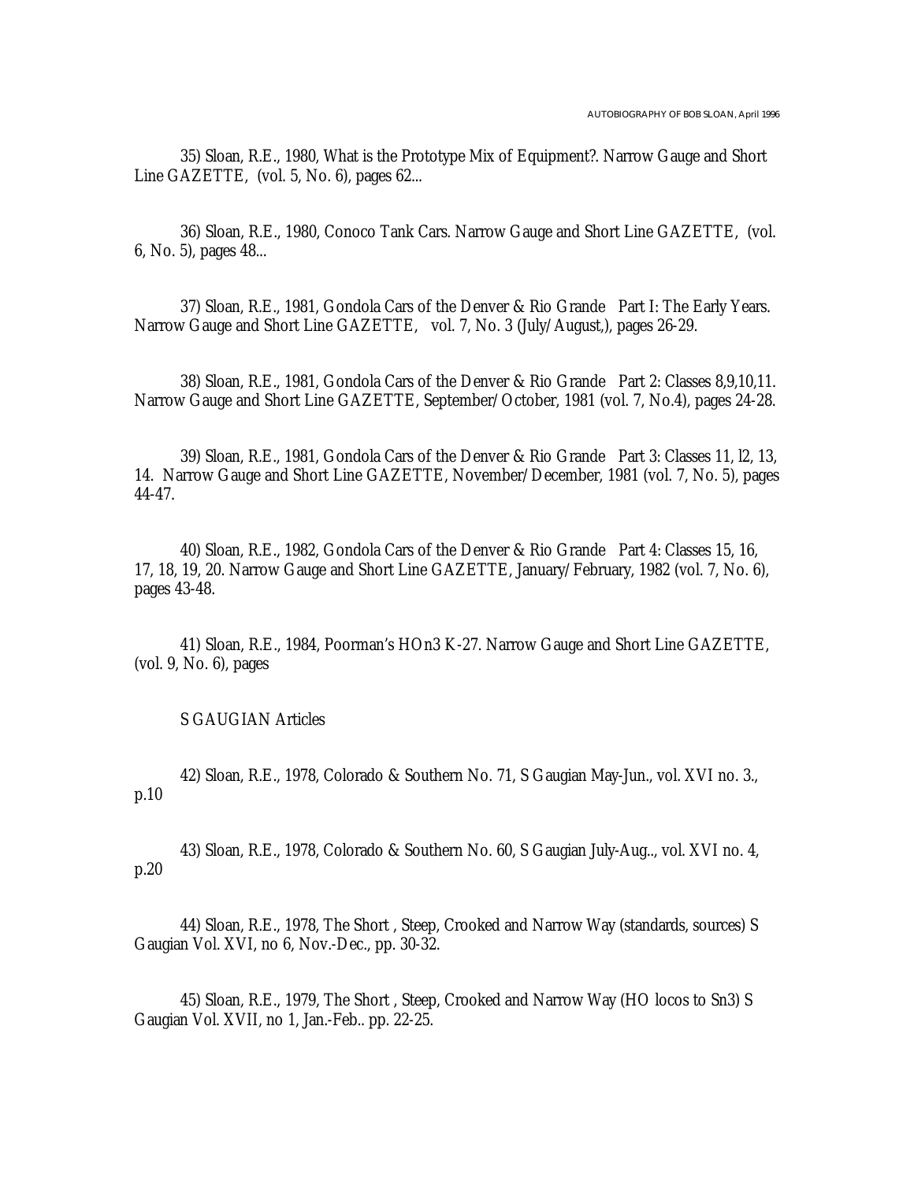35) Sloan, R.E., 1980, What is the Prototype Mix of Equipment?. Narrow Gauge and Short Line GAZETTE, (vol. 5, No. 6), pages 62...

36) Sloan, R.E., 1980, Conoco Tank Cars. Narrow Gauge and Short Line GAZETTE, (vol. 6, No. 5), pages 48...

37) Sloan, R.E., 1981, Gondola Cars of the Denver & Rio Grande Part I: The Early Years. Narrow Gauge and Short Line GAZETTE, vol. 7, No. 3 (July/August,), pages 26-29.

38) Sloan, R.E., 1981, Gondola Cars of the Denver & Rio Grande Part 2: Classes 8,9,10,11. Narrow Gauge and Short Line GAZETTE, September/October, 1981 (vol. 7, No.4), pages 24-28.

39) Sloan, R.E., 1981, Gondola Cars of the Denver & Rio Grande Part 3: Classes 11, l2, 13, 14. Narrow Gauge and Short Line GAZETTE, November/December, 1981 (vol. 7, No. 5), pages 44-47.

40) Sloan, R.E., 1982, Gondola Cars of the Denver & Rio Grande Part 4: Classes 15, 16, 17, 18, 19, 20. Narrow Gauge and Short Line GAZETTE, January/February, 1982 (vol. 7, No. 6), pages 43-48.

41) Sloan, R.E., 1984, Poorman's HOn3 K-27. Narrow Gauge and Short Line GAZETTE, (vol. 9, No. 6), pages

S GAUGIAN Articles

42) Sloan, R.E., 1978, Colorado & Southern No. 71, S Gaugian May-Jun., vol. XVI no. 3., p.10

43) Sloan, R.E., 1978, Colorado & Southern No. 60, S Gaugian July-Aug.., vol. XVI no. 4, p.20

44) Sloan, R.E., 1978, The Short , Steep, Crooked and Narrow Way (standards, sources) S Gaugian Vol. XVI, no 6, Nov.-Dec., pp. 30-32.

45) Sloan, R.E., 1979, The Short , Steep, Crooked and Narrow Way (HO locos to Sn3) S Gaugian Vol. XVII, no 1, Jan.-Feb.. pp. 22-25.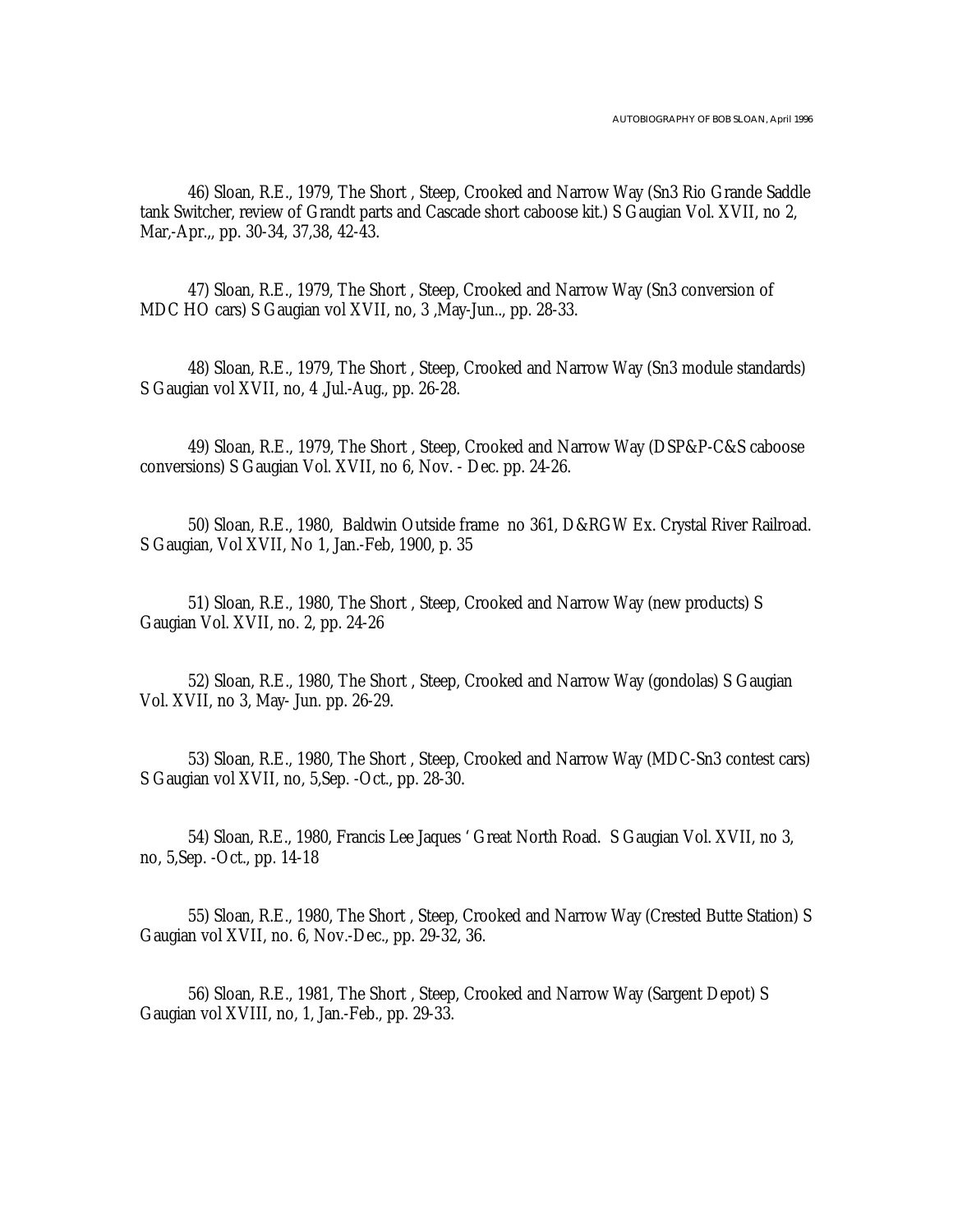46) Sloan, R.E., 1979, The Short , Steep, Crooked and Narrow Way (Sn3 Rio Grande Saddle tank Switcher, review of Grandt parts and Cascade short caboose kit.) S Gaugian Vol. XVII, no 2, Mar,-Apr.,, pp. 30-34, 37,38, 42-43.

47) Sloan, R.E., 1979, The Short , Steep, Crooked and Narrow Way (Sn3 conversion of MDC HO cars) S Gaugian vol XVII, no, 3 ,May-Jun.., pp. 28-33.

48) Sloan, R.E., 1979, The Short , Steep, Crooked and Narrow Way (Sn3 module standards) S Gaugian vol XVII, no, 4 ,Jul.-Aug., pp. 26-28.

49) Sloan, R.E., 1979, The Short , Steep, Crooked and Narrow Way (DSP&P-C&S caboose conversions) S Gaugian Vol. XVII, no 6, Nov. - Dec. pp. 24-26.

50) Sloan, R.E., 1980, Baldwin Outside frame no 361, D&RGW Ex. Crystal River Railroad. S Gaugian, Vol XVII, No 1, Jan.-Feb, 1900, p. 35

51) Sloan, R.E., 1980, The Short , Steep, Crooked and Narrow Way (new products) S Gaugian Vol. XVII, no. 2, pp. 24-26

52) Sloan, R.E., 1980, The Short , Steep, Crooked and Narrow Way (gondolas) S Gaugian Vol. XVII, no 3, May- Jun. pp. 26-29.

53) Sloan, R.E., 1980, The Short , Steep, Crooked and Narrow Way (MDC-Sn3 contest cars) S Gaugian vol XVII, no, 5,Sep. -Oct., pp. 28-30.

54) Sloan, R.E., 1980, Francis Lee Jaques ' Great North Road. S Gaugian Vol. XVII, no 3, no, 5,Sep. -Oct., pp. 14-18

55) Sloan, R.E., 1980, The Short , Steep, Crooked and Narrow Way (Crested Butte Station) S Gaugian vol XVII, no. 6, Nov.-Dec., pp. 29-32, 36.

56) Sloan, R.E., 1981, The Short , Steep, Crooked and Narrow Way (Sargent Depot) S Gaugian vol XVIII, no, 1, Jan.-Feb., pp. 29-33.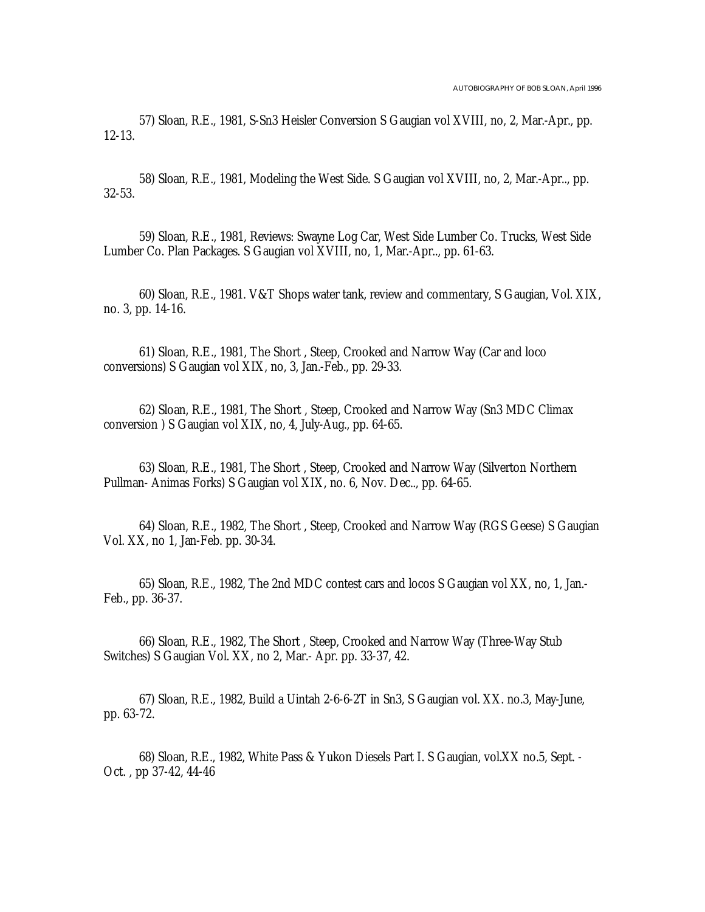57) Sloan, R.E., 1981, S-Sn3 Heisler Conversion S Gaugian vol XVIII, no, 2, Mar.-Apr., pp. 12-13.

58) Sloan, R.E., 1981, Modeling the West Side. S Gaugian vol XVIII, no, 2, Mar.-Apr.., pp. 32-53.

59) Sloan, R.E., 1981, Reviews: Swayne Log Car, West Side Lumber Co. Trucks, West Side Lumber Co. Plan Packages. S Gaugian vol XVIII, no, 1, Mar.-Apr.., pp. 61-63.

60) Sloan, R.E., 1981. V&T Shops water tank, review and commentary, S Gaugian, Vol. XIX, no. 3, pp. 14-16.

61) Sloan, R.E., 1981, The Short , Steep, Crooked and Narrow Way (Car and loco conversions) S Gaugian vol XIX, no, 3, Jan.-Feb., pp. 29-33.

62) Sloan, R.E., 1981, The Short , Steep, Crooked and Narrow Way (Sn3 MDC Climax conversion ) S Gaugian vol XIX, no, 4, July-Aug., pp. 64-65.

63) Sloan, R.E., 1981, The Short , Steep, Crooked and Narrow Way (Silverton Northern Pullman- Animas Forks) S Gaugian vol XIX, no. 6, Nov. Dec.., pp. 64-65.

64) Sloan, R.E., 1982, The Short , Steep, Crooked and Narrow Way (RGS Geese) S Gaugian Vol. XX, no 1, Jan-Feb. pp. 30-34.

65) Sloan, R.E., 1982, The 2nd MDC contest cars and locos S Gaugian vol XX, no, 1, Jan.-Feb., pp. 36-37.

66) Sloan, R.E., 1982, The Short , Steep, Crooked and Narrow Way (Three-Way Stub Switches) S Gaugian Vol. XX, no 2, Mar.- Apr. pp. 33-37, 42.

67) Sloan, R.E., 1982, Build a Uintah 2-6-6-2T in Sn3, S Gaugian vol. XX. no.3, May-June, pp. 63-72.

68) Sloan, R.E., 1982, White Pass & Yukon Diesels Part I. S Gaugian, vol.XX no.5, Sept. - Oct. , pp 37-42, 44-46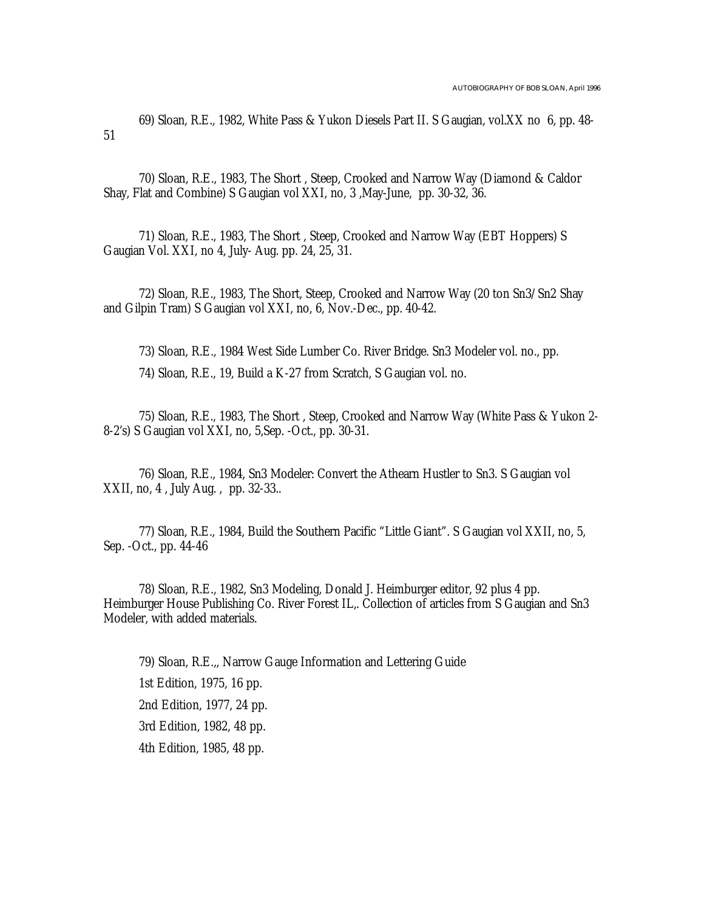69) Sloan, R.E., 1982, White Pass & Yukon Diesels Part II. S Gaugian, vol.XX no 6, pp. 48-51

70) Sloan, R.E., 1983, The Short , Steep, Crooked and Narrow Way (Diamond & Caldor Shay, Flat and Combine) S Gaugian vol XXI, no, 3 ,May-June, pp. 30-32, 36.

71) Sloan, R.E., 1983, The Short , Steep, Crooked and Narrow Way (EBT Hoppers) S Gaugian Vol. XXI, no 4, July- Aug. pp. 24, 25, 31.

72) Sloan, R.E., 1983, The Short, Steep, Crooked and Narrow Way (20 ton Sn3/Sn2 Shay and Gilpin Tram) S Gaugian vol XXI, no, 6, Nov.-Dec., pp. 40-42.

73) Sloan, R.E., 1984 West Side Lumber Co. River Bridge. Sn3 Modeler vol. no., pp.

74) Sloan, R.E., 19, Build a K-27 from Scratch, S Gaugian vol. no.

75) Sloan, R.E., 1983, The Short , Steep, Crooked and Narrow Way (White Pass & Yukon 2-8-2's) S Gaugian vol XXI, no, 5,Sep. -Oct., pp. 30-31.

76) Sloan, R.E., 1984, Sn3 Modeler: Convert the Athearn Hustler to Sn3. S Gaugian vol XXII, no, 4 , July Aug. , pp. 32-33..

77) Sloan, R.E., 1984, Build the Southern Pacific "Little Giant". S Gaugian vol XXII, no, 5, Sep. -Oct., pp. 44-46

78) Sloan, R.E., 1982, Sn3 Modeling, Donald J. Heimburger editor, 92 plus 4 pp. Heimburger House Publishing Co. River Forest IL,. Collection of articles from S Gaugian and Sn3 Modeler, with added materials.

79) Sloan, R.E.,, Narrow Gauge Information and Lettering Guide

1st Edition, 1975, 16 pp.

2nd Edition, 1977, 24 pp.

3rd Edition, 1982, 48 pp.

4th Edition, 1985, 48 pp.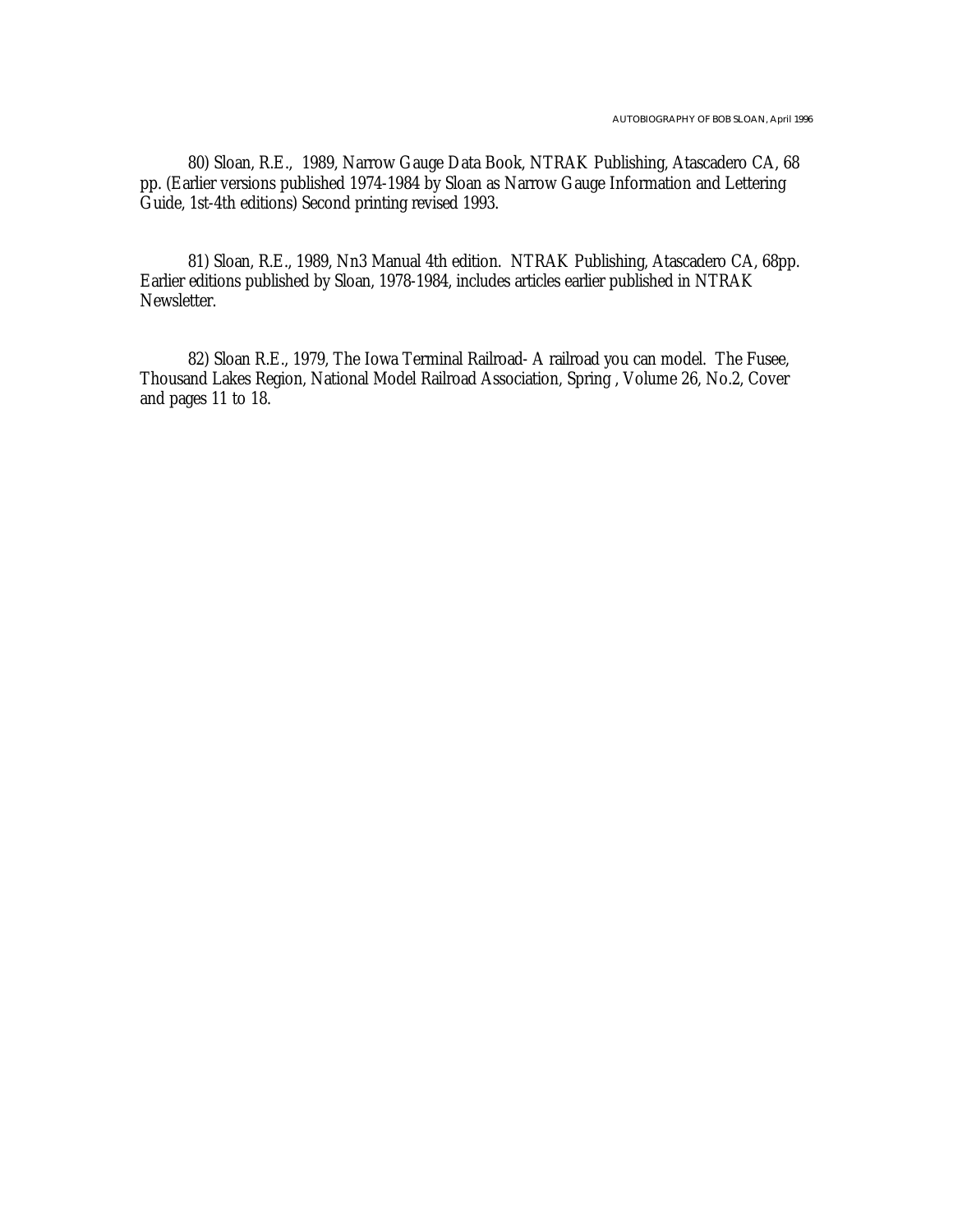80) Sloan, R.E., 1989, Narrow Gauge Data Book, NTRAK Publishing, Atascadero CA, 68 pp. (Earlier versions published 1974-1984 by Sloan as Narrow Gauge Information and Lettering Guide, 1st-4th editions) Second printing revised 1993.

81) Sloan, R.E., 1989, Nn3 Manual 4th edition. NTRAK Publishing, Atascadero CA, 68pp. Earlier editions published by Sloan, 1978-1984, includes articles earlier published in NTRAK Newsletter.

82) Sloan R.E., 1979, The Iowa Terminal Railroad- A railroad you can model. The Fusee, Thousand Lakes Region, National Model Railroad Association, Spring , Volume 26, No.2, Cover and pages 11 to 18.